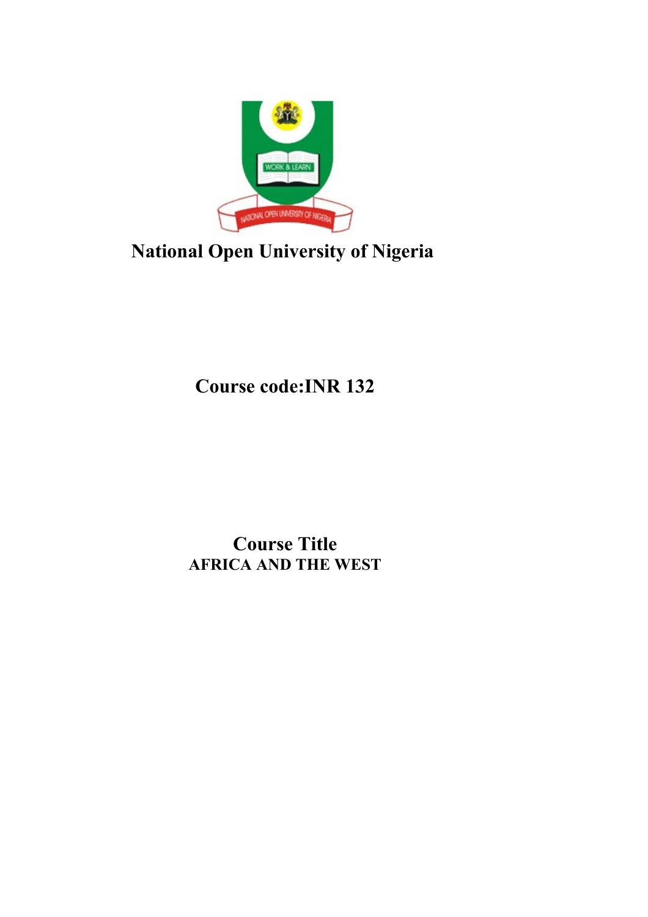# National Open University of Nigeria

## Course code:INR 132

## Course Title

**AFRICA AND THE WEST**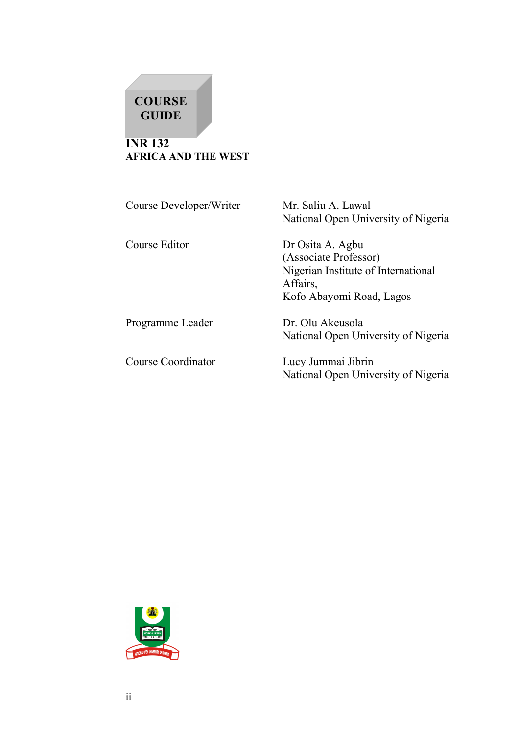**COURSE GUIDE**

# INR 132
## AFRICA AND THE WEST

| | |
|---|---|
| Course Developer/Writer | Mr. Saliu A. Lawal<br>National Open University of Nigeria |
| Course Editor | Dr Osita A. Agbu<br>(Associate Professor)<br>Nigerian Institute of International Affairs,<br>Kofo Abayomi Road, Lagos |
| Programme Leader | Dr. Olu Akeusola<br>National Open University of Nigeria |
| Course Coordinator | Lucy Jummai Jibrin<br>National Open University of Nigeria |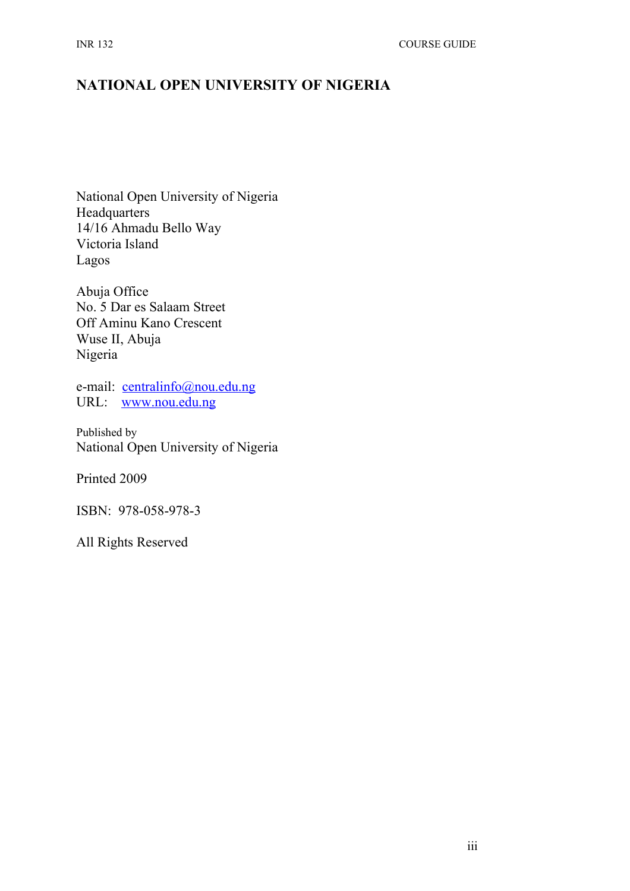# NATIONAL OPEN UNIVERSITY OF NIGERIA

National Open University of Nigeria
Headquarters
14/16 Ahmadu Bello Way
Victoria Island
Lagos

Abuja Office
No. 5 Dar es Salaam Street
Off Aminu Kano Crescent
Wuse II, Abuja
Nigeria

e-mail: centralinfo@nou.edu.ng
URL: www.nou.edu.ng

Published by
National Open University of Nigeria

Printed 2009

ISBN: 978-058-978-3

All Rights Reserved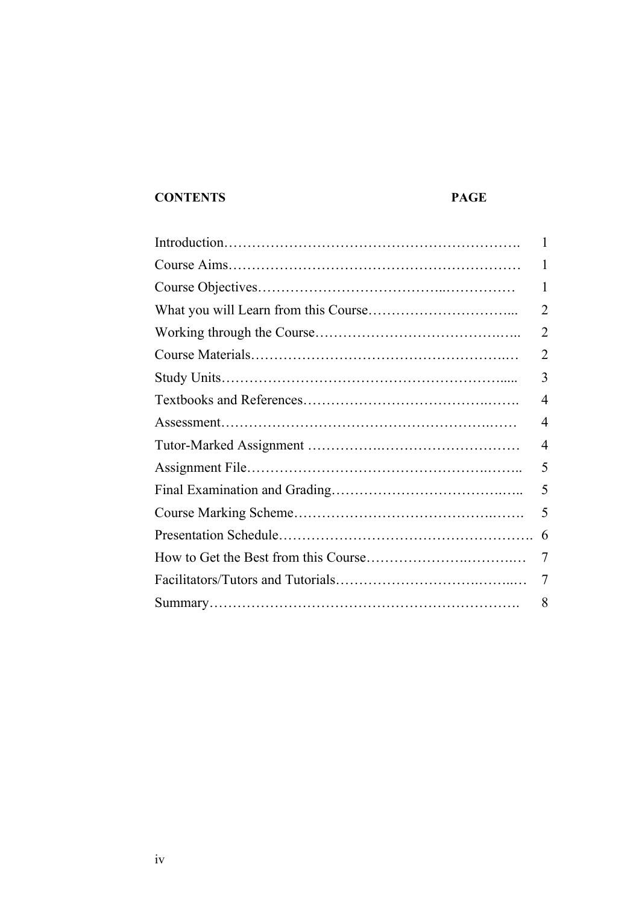| CONTENTS | PAGE |
| --- | --- |
| Introduction | 1 |
| Course Aims | 1 |
| Course Objectives | 1 |
| What you will Learn from this Course | 2 |
| Working through the Course | 2 |
| Course Materials | 2 |
| Study Units | 3 |
| Textbooks and References | 4 |
| Assessment | 4 |
| Tutor-Marked Assignment | 4 |
| Assignment File | 5 |
| Final Examination and Grading | 5 |
| Course Marking Scheme | 5 |
| Presentation Schedule | 6 |
| How to Get the Best from this Course | 7 |
| Facilitators/Tutors and Tutorials | 7 |
| Summary | 8 |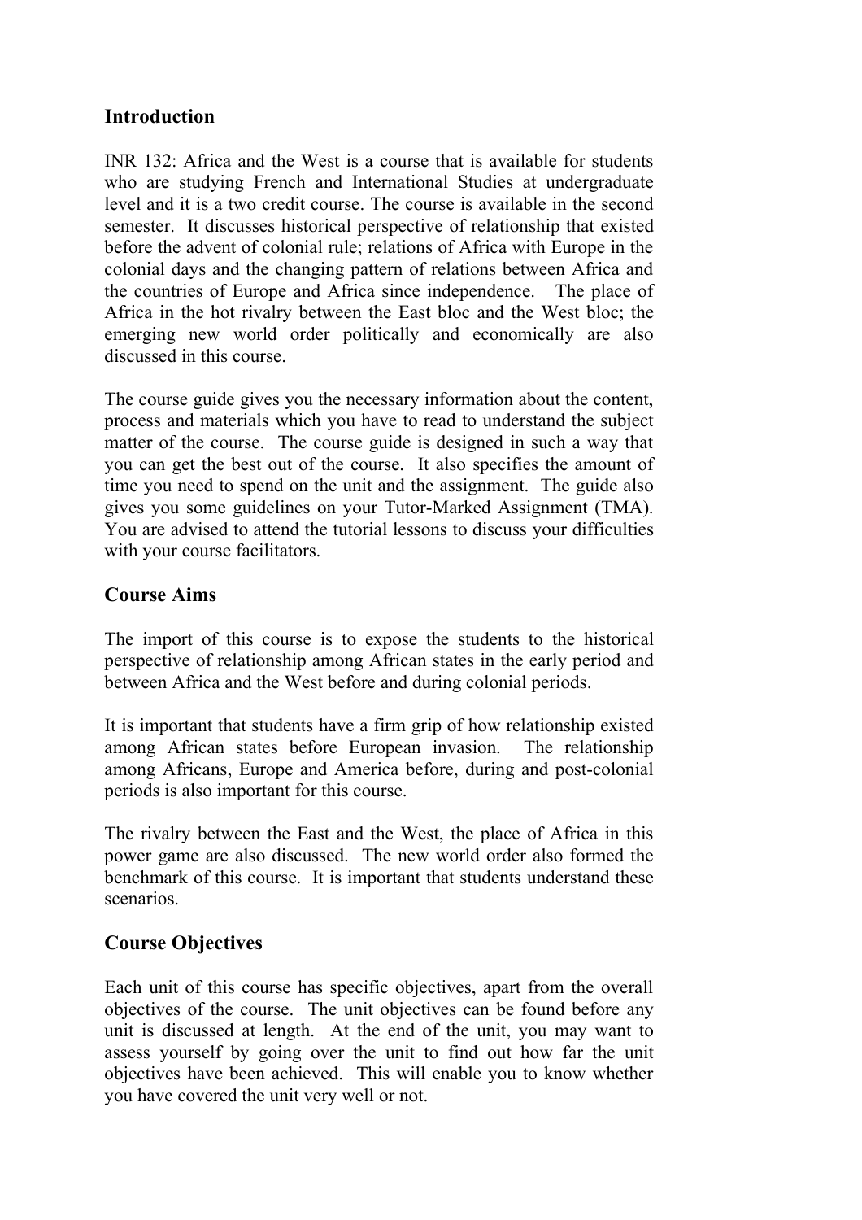## Introduction

INR 132: Africa and the West is a course that is available for students who are studying French and International Studies at undergraduate level and it is a two credit course. The course is available in the second semester. It discusses historical perspective of relationship that existed before the advent of colonial rule; relations of Africa with Europe in the colonial days and the changing pattern of relations between Africa and the countries of Europe and Africa since independence. The place of Africa in the hot rivalry between the East bloc and the West bloc; the emerging new world order politically and economically are also discussed in this course.

The course guide gives you the necessary information about the content, process and materials which you have to read to understand the subject matter of the course. The course guide is designed in such a way that you can get the best out of the course. It also specifies the amount of time you need to spend on the unit and the assignment. The guide also gives you some guidelines on your Tutor-Marked Assignment (TMA). You are advised to attend the tutorial lessons to discuss your difficulties with your course facilitators.

## Course Aims

The import of this course is to expose the students to the historical perspective of relationship among African states in the early period and between Africa and the West before and during colonial periods.

It is important that students have a firm grip of how relationship existed among African states before European invasion. The relationship among Africans, Europe and America before, during and post-colonial periods is also important for this course.

The rivalry between the East and the West, the place of Africa in this power game are also discussed. The new world order also formed the benchmark of this course. It is important that students understand these scenarios.

## Course Objectives

Each unit of this course has specific objectives, apart from the overall objectives of the course. The unit objectives can be found before any unit is discussed at length. At the end of the unit, you may want to assess yourself by going over the unit to find out how far the unit objectives have been achieved. This will enable you to know whether you have covered the unit very well or not.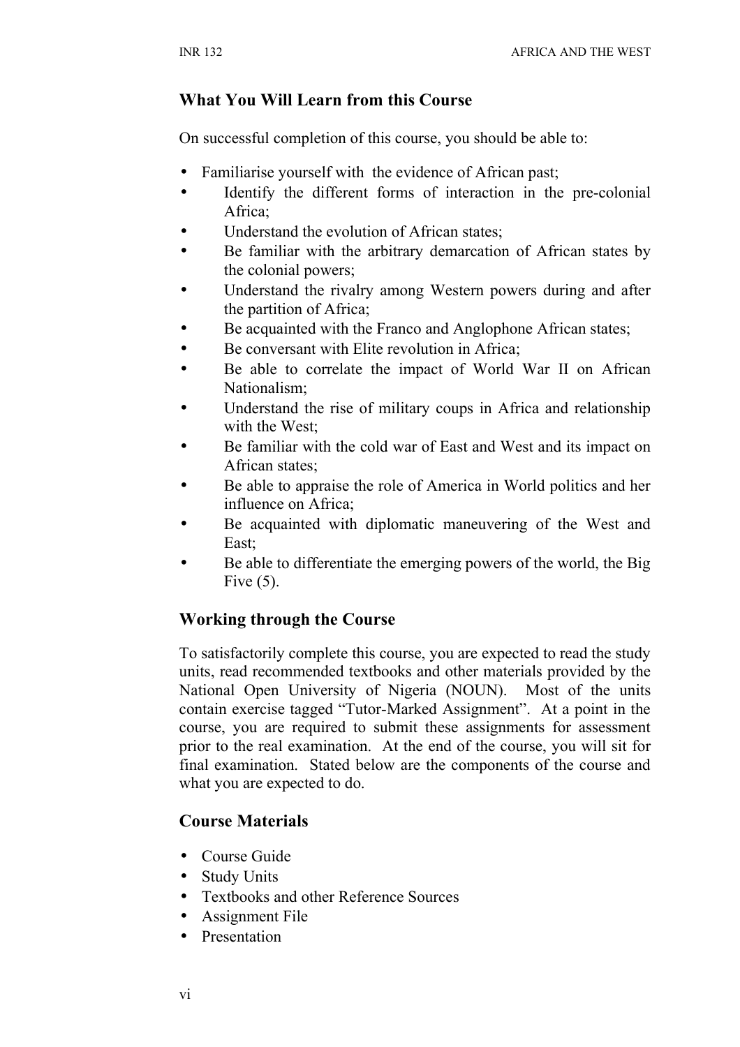## What You Will Learn from this Course

On successful completion of this course, you should be able to:

- Familiarise yourself with the evidence of African past;
- Identify the different forms of interaction in the pre-colonial Africa;
- Understand the evolution of African states;
- Be familiar with the arbitrary demarcation of African states by the colonial powers;
- Understand the rivalry among Western powers during and after the partition of Africa;
- Be acquainted with the Franco and Anglophone African states;
- Be conversant with Elite revolution in Africa;
- Be able to correlate the impact of World War II on African Nationalism;
- Understand the rise of military coups in Africa and relationship with the West;
- Be familiar with the cold war of East and West and its impact on African states;
- Be able to appraise the role of America in World politics and her influence on Africa;
- Be acquainted with diplomatic maneuvering of the West and East;
- Be able to differentiate the emerging powers of the world, the Big Five (5).

## Working through the Course

To satisfactorily complete this course, you are expected to read the study units, read recommended textbooks and other materials provided by the National Open University of Nigeria (NOUN). Most of the units contain exercise tagged "Tutor-Marked Assignment". At a point in the course, you are required to submit these assignments for assessment prior to the real examination. At the end of the course, you will sit for final examination. Stated below are the components of the course and what you are expected to do.

## Course Materials

- Course Guide
- Study Units
- Textbooks and other Reference Sources
- Assignment File
- Presentation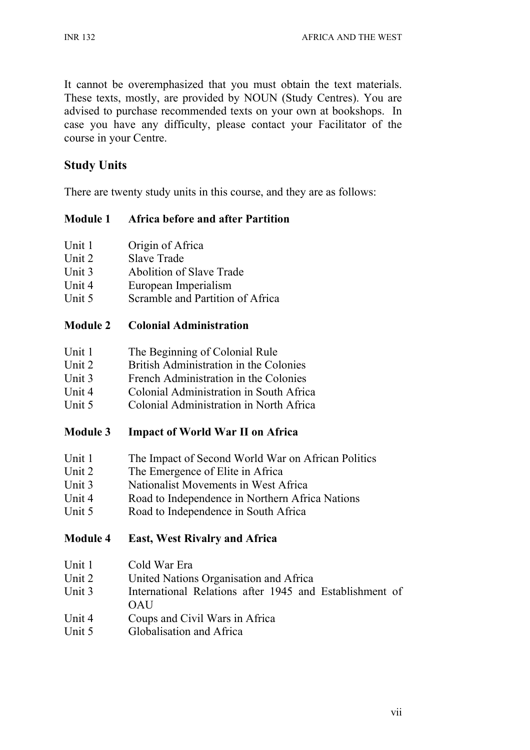It cannot be overemphasized that you must obtain the text materials. These texts, mostly, are provided by NOUN (Study Centres). You are advised to purchase recommended texts on your own at bookshops. In case you have any difficulty, please contact your Facilitator of the course in your Centre.

## Study Units

There are twenty study units in this course, and they are as follows:

**Module 1 Africa before and after Partition**

- Unit 1 Origin of Africa
- Unit 2 Slave Trade
- Unit 3 Abolition of Slave Trade
- Unit 4 European Imperialism
- Unit 5 Scramble and Partition of Africa

**Module 2 Colonial Administration**

- Unit 1 The Beginning of Colonial Rule
- Unit 2 British Administration in the Colonies
- Unit 3 French Administration in the Colonies
- Unit 4 Colonial Administration in South Africa
- Unit 5 Colonial Administration in North Africa

**Module 3 Impact of World War II on Africa**

- Unit 1 The Impact of Second World War on African Politics
- Unit 2 The Emergence of Elite in Africa
- Unit 3 Nationalist Movements in West Africa
- Unit 4 Road to Independence in Northern Africa Nations
- Unit 5 Road to Independence in South Africa

**Module 4 East, West Rivalry and Africa**

- Unit 1 Cold War Era
- Unit 2 United Nations Organisation and Africa
- Unit 3 International Relations after 1945 and Establishment of OAU
- Unit 4 Coups and Civil Wars in Africa
- Unit 5 Globalisation and Africa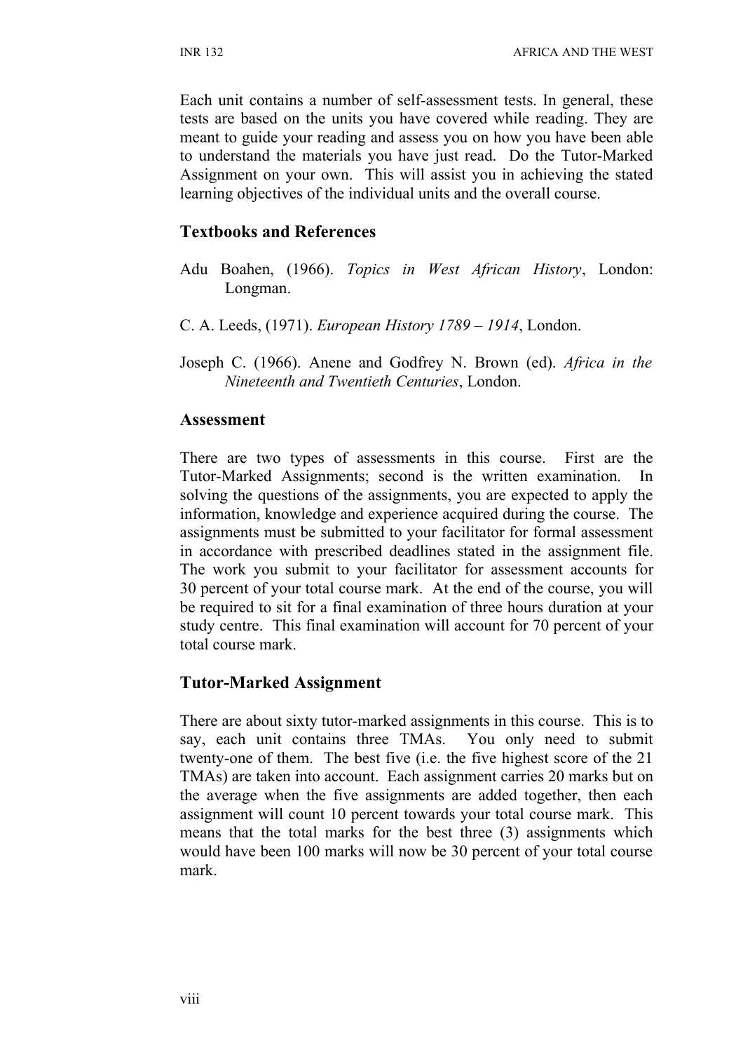Each unit contains a number of self-assessment tests. In general, these tests are based on the units you have covered while reading. They are meant to guide your reading and assess you on how you have been able to understand the materials you have just read. Do the Tutor-Marked Assignment on your own. This will assist you in achieving the stated learning objectives of the individual units and the overall course.

## Textbooks and References

Adu Boahen, (1966). *Topics in West African History*, London: Longman.

C. A. Leeds, (1971). *European History 1789 – 1914*, London.

Joseph C. (1966). Anene and Godfrey N. Brown (ed). *Africa in the Nineteenth and Twentieth Centuries*, London.

## Assessment

There are two types of assessments in this course. First are the Tutor-Marked Assignments; second is the written examination. In solving the questions of the assignments, you are expected to apply the information, knowledge and experience acquired during the course. The assignments must be submitted to your facilitator for formal assessment in accordance with prescribed deadlines stated in the assignment file. The work you submit to your facilitator for assessment accounts for 30 percent of your total course mark. At the end of the course, you will be required to sit for a final examination of three hours duration at your study centre. This final examination will account for 70 percent of your total course mark.

## Tutor-Marked Assignment

There are about sixty tutor-marked assignments in this course. This is to say, each unit contains three TMAs. You only need to submit twenty-one of them. The best five (i.e. the five highest score of the 21 TMAs) are taken into account. Each assignment carries 20 marks but on the average when the five assignments are added together, then each assignment will count 10 percent towards your total course mark. This means that the total marks for the best three (3) assignments which would have been 100 marks will now be 30 percent of your total course mark.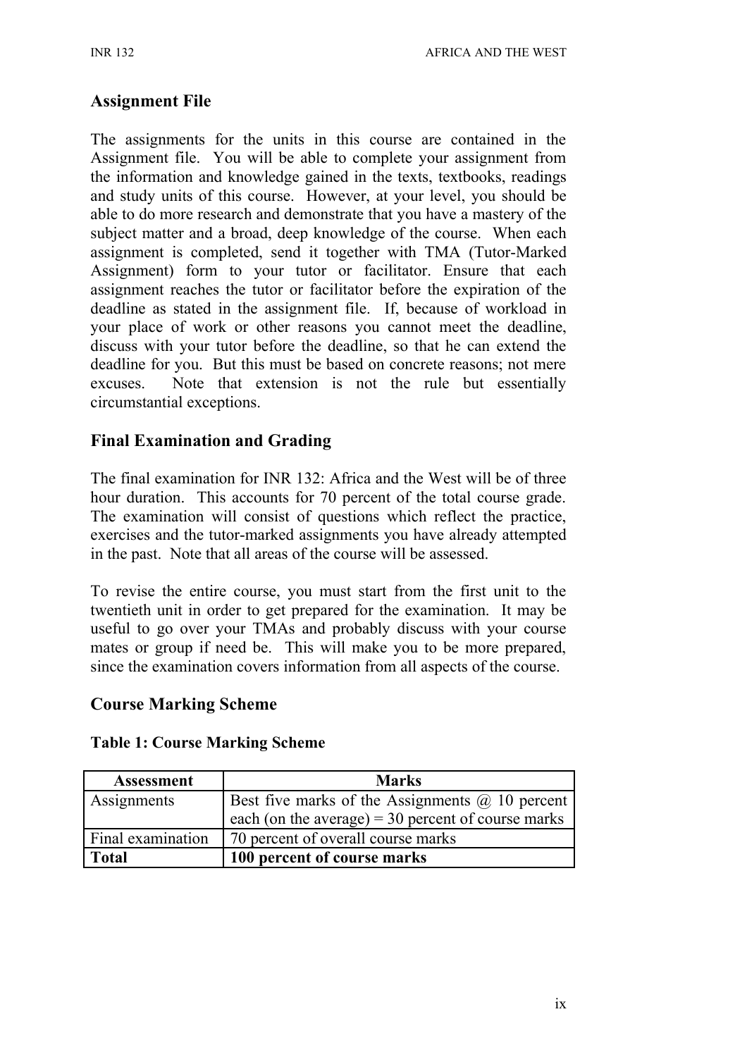## Assignment File

The assignments for the units in this course are contained in the Assignment file. You will be able to complete your assignment from the information and knowledge gained in the texts, textbooks, readings and study units of this course. However, at your level, you should be able to do more research and demonstrate that you have a mastery of the subject matter and a broad, deep knowledge of the course. When each assignment is completed, send it together with TMA (Tutor-Marked Assignment) form to your tutor or facilitator. Ensure that each assignment reaches the tutor or facilitator before the expiration of the deadline as stated in the assignment file. If, because of workload in your place of work or other reasons you cannot meet the deadline, discuss with your tutor before the deadline, so that he can extend the deadline for you. But this must be based on concrete reasons; not mere excuses. Note that extension is not the rule but essentially circumstantial exceptions.

## Final Examination and Grading

The final examination for INR 132: Africa and the West will be of three hour duration. This accounts for 70 percent of the total course grade. The examination will consist of questions which reflect the practice, exercises and the tutor-marked assignments you have already attempted in the past. Note that all areas of the course will be assessed.

To revise the entire course, you must start from the first unit to the twentieth unit in order to get prepared for the examination. It may be useful to go over your TMAs and probably discuss with your course mates or group if need be. This will make you to be more prepared, since the examination covers information from all aspects of the course.

## Course Marking Scheme

**Table 1: Course Marking Scheme**

| Assessment | Marks |
|---|---|
| Assignments | Best five marks of the Assignments @ 10 percent each (on the average) = 30 percent of course marks |
| Final examination | 70 percent of overall course marks |
| **Total** | **100 percent of course marks** |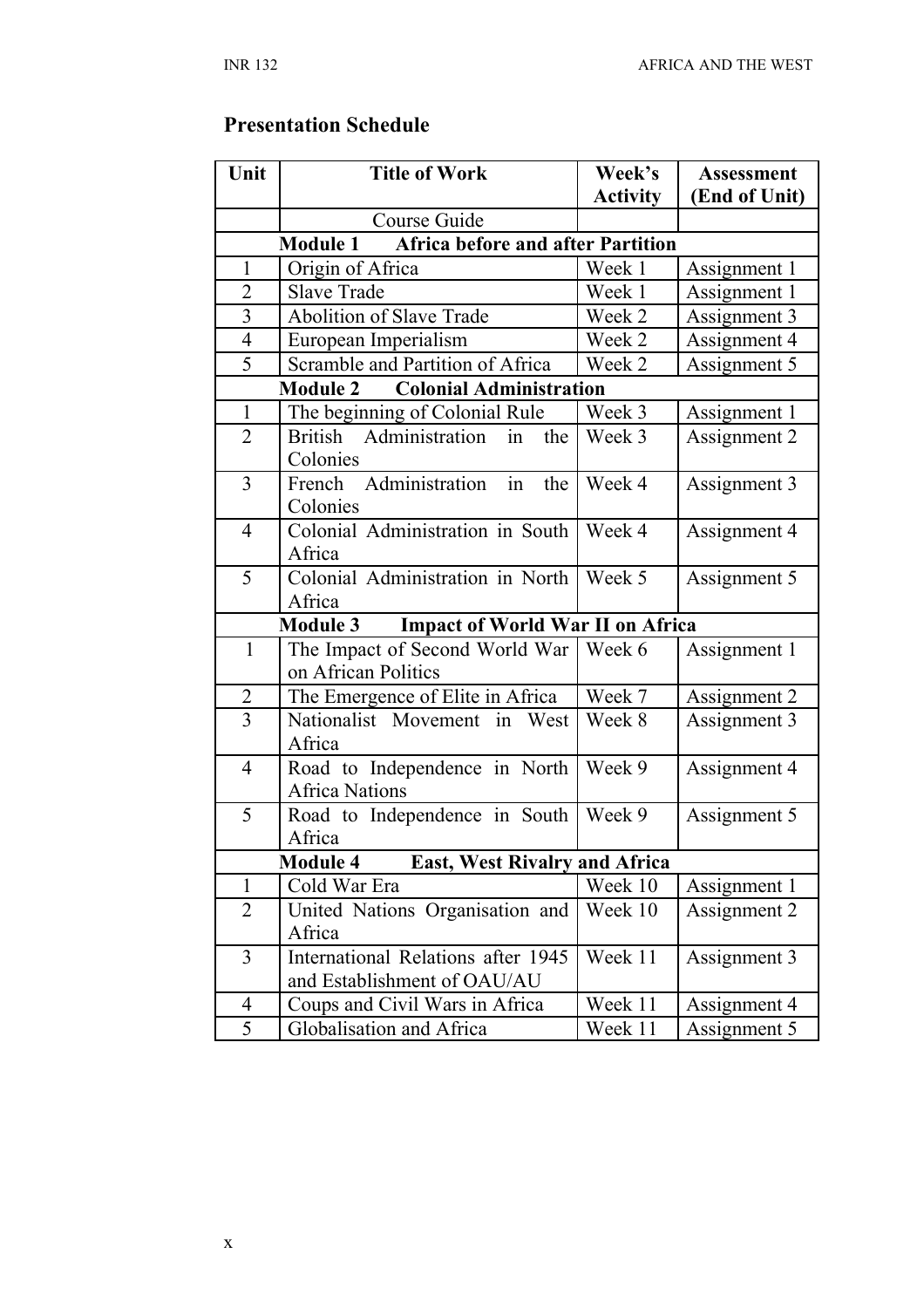## Presentation Schedule

| Unit | Title of Work | Week's Activity | Assessment (End of Unit) |
|---|---|---|---|
| | Course Guide | | |
| | **Module 1 Africa before and after Partition** | | |
| 1 | Origin of Africa | Week 1 | Assignment 1 |
| 2 | Slave Trade | Week 1 | Assignment 1 |
| 3 | Abolition of Slave Trade | Week 2 | Assignment 3 |
| 4 | European Imperialism | Week 2 | Assignment 4 |
| 5 | Scramble and Partition of Africa | Week 2 | Assignment 5 |
| | **Module 2 Colonial Administration** | | |
| 1 | The beginning of Colonial Rule | Week 3 | Assignment 1 |
| 2 | British Administration in the Colonies | Week 3 | Assignment 2 |
| 3 | French Administration in the Colonies | Week 4 | Assignment 3 |
| 4 | Colonial Administration in South Africa | Week 4 | Assignment 4 |
| 5 | Colonial Administration in North Africa | Week 5 | Assignment 5 |
| | **Module 3 Impact of World War II on Africa** | | |
| 1 | The Impact of Second World War on African Politics | Week 6 | Assignment 1 |
| 2 | The Emergence of Elite in Africa | Week 7 | Assignment 2 |
| 3 | Nationalist Movement in West Africa | Week 8 | Assignment 3 |
| 4 | Road to Independence in North Africa Nations | Week 9 | Assignment 4 |
| 5 | Road to Independence in South Africa | Week 9 | Assignment 5 |
| | **Module 4 East, West Rivalry and Africa** | | |
| 1 | Cold War Era | Week 10 | Assignment 1 |
| 2 | United Nations Organisation and Africa | Week 10 | Assignment 2 |
| 3 | International Relations after 1945 and Establishment of OAU/AU | Week 11 | Assignment 3 |
| 4 | Coups and Civil Wars in Africa | Week 11 | Assignment 4 |
| 5 | Globalisation and Africa | Week 11 | Assignment 5 |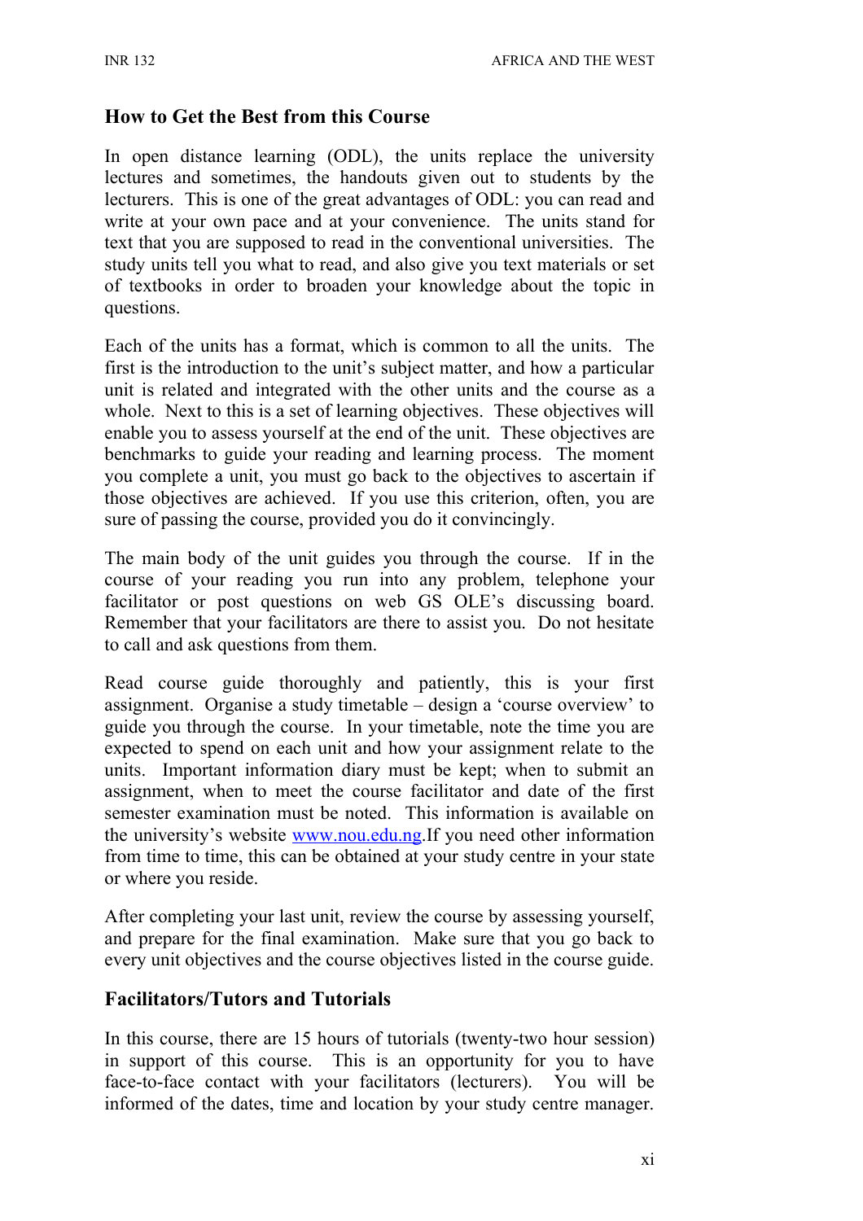## How to Get the Best from this Course

In open distance learning (ODL), the units replace the university lectures and sometimes, the handouts given out to students by the lecturers. This is one of the great advantages of ODL: you can read and write at your own pace and at your convenience. The units stand for text that you are supposed to read in the conventional universities. The study units tell you what to read, and also give you text materials or set of textbooks in order to broaden your knowledge about the topic in questions.

Each of the units has a format, which is common to all the units. The first is the introduction to the unit's subject matter, and how a particular unit is related and integrated with the other units and the course as a whole. Next to this is a set of learning objectives. These objectives will enable you to assess yourself at the end of the unit. These objectives are benchmarks to guide your reading and learning process. The moment you complete a unit, you must go back to the objectives to ascertain if those objectives are achieved. If you use this criterion, often, you are sure of passing the course, provided you do it convincingly.

The main body of the unit guides you through the course. If in the course of your reading you run into any problem, telephone your facilitator or post questions on web GS OLE's discussing board. Remember that your facilitators are there to assist you. Do not hesitate to call and ask questions from them.

Read course guide thoroughly and patiently, this is your first assignment. Organise a study timetable – design a 'course overview' to guide you through the course. In your timetable, note the time you are expected to spend on each unit and how your assignment relate to the units. Important information diary must be kept; when to submit an assignment, when to meet the course facilitator and date of the first semester examination must be noted. This information is available on the university's website [www.nou.edu.ng](http://www.nou.edu.ng).If you need other information from time to time, this can be obtained at your study centre in your state or where you reside.

After completing your last unit, review the course by assessing yourself, and prepare for the final examination. Make sure that you go back to every unit objectives and the course objectives listed in the course guide.

## Facilitators/Tutors and Tutorials

In this course, there are 15 hours of tutorials (twenty-two hour session) in support of this course. This is an opportunity for you to have face-to-face contact with your facilitators (lecturers). You will be informed of the dates, time and location by your study centre manager.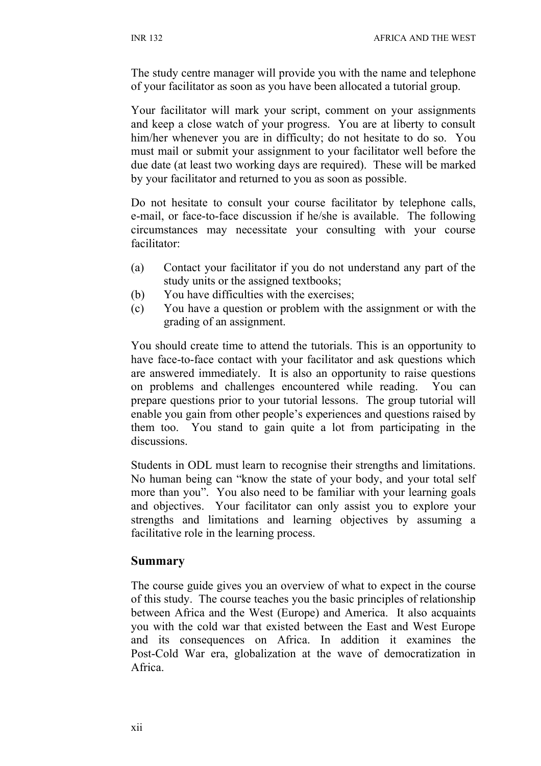The study centre manager will provide you with the name and telephone of your facilitator as soon as you have been allocated a tutorial group.

Your facilitator will mark your script, comment on your assignments and keep a close watch of your progress. You are at liberty to consult him/her whenever you are in difficulty; do not hesitate to do so. You must mail or submit your assignment to your facilitator well before the due date (at least two working days are required). These will be marked by your facilitator and returned to you as soon as possible.

Do not hesitate to consult your course facilitator by telephone calls, e-mail, or face-to-face discussion if he/she is available. The following circumstances may necessitate your consulting with your course facilitator:

(a) Contact your facilitator if you do not understand any part of the study units or the assigned textbooks;
(b) You have difficulties with the exercises;
(c) You have a question or problem with the assignment or with the grading of an assignment.

You should create time to attend the tutorials. This is an opportunity to have face-to-face contact with your facilitator and ask questions which are answered immediately. It is also an opportunity to raise questions on problems and challenges encountered while reading. You can prepare questions prior to your tutorial lessons. The group tutorial will enable you gain from other people's experiences and questions raised by them too. You stand to gain quite a lot from participating in the discussions.

Students in ODL must learn to recognise their strengths and limitations. No human being can "know the state of your body, and your total self more than you". You also need to be familiar with your learning goals and objectives. Your facilitator can only assist you to explore your strengths and limitations and learning objectives by assuming a facilitative role in the learning process.

## Summary

The course guide gives you an overview of what to expect in the course of this study. The course teaches you the basic principles of relationship between Africa and the West (Europe) and America. It also acquaints you with the cold war that existed between the East and West Europe and its consequences on Africa. In addition it examines the Post-Cold War era, globalization at the wave of democratization in Africa.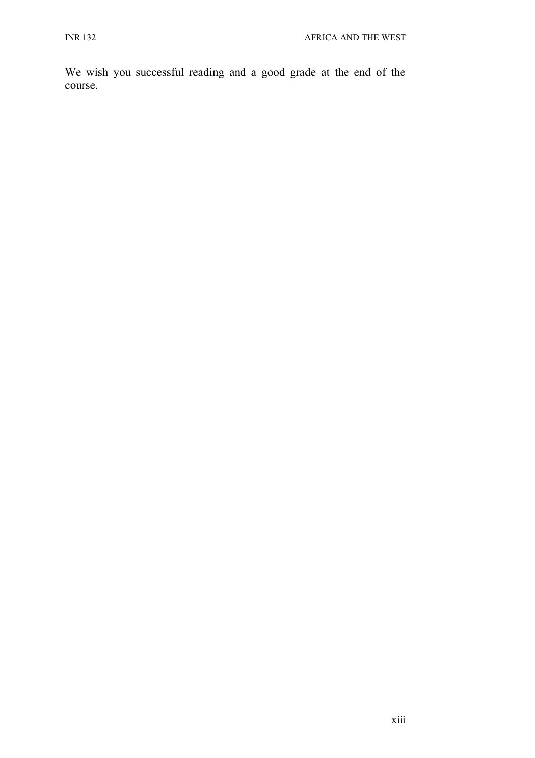We wish you successful reading and a good grade at the end of the course.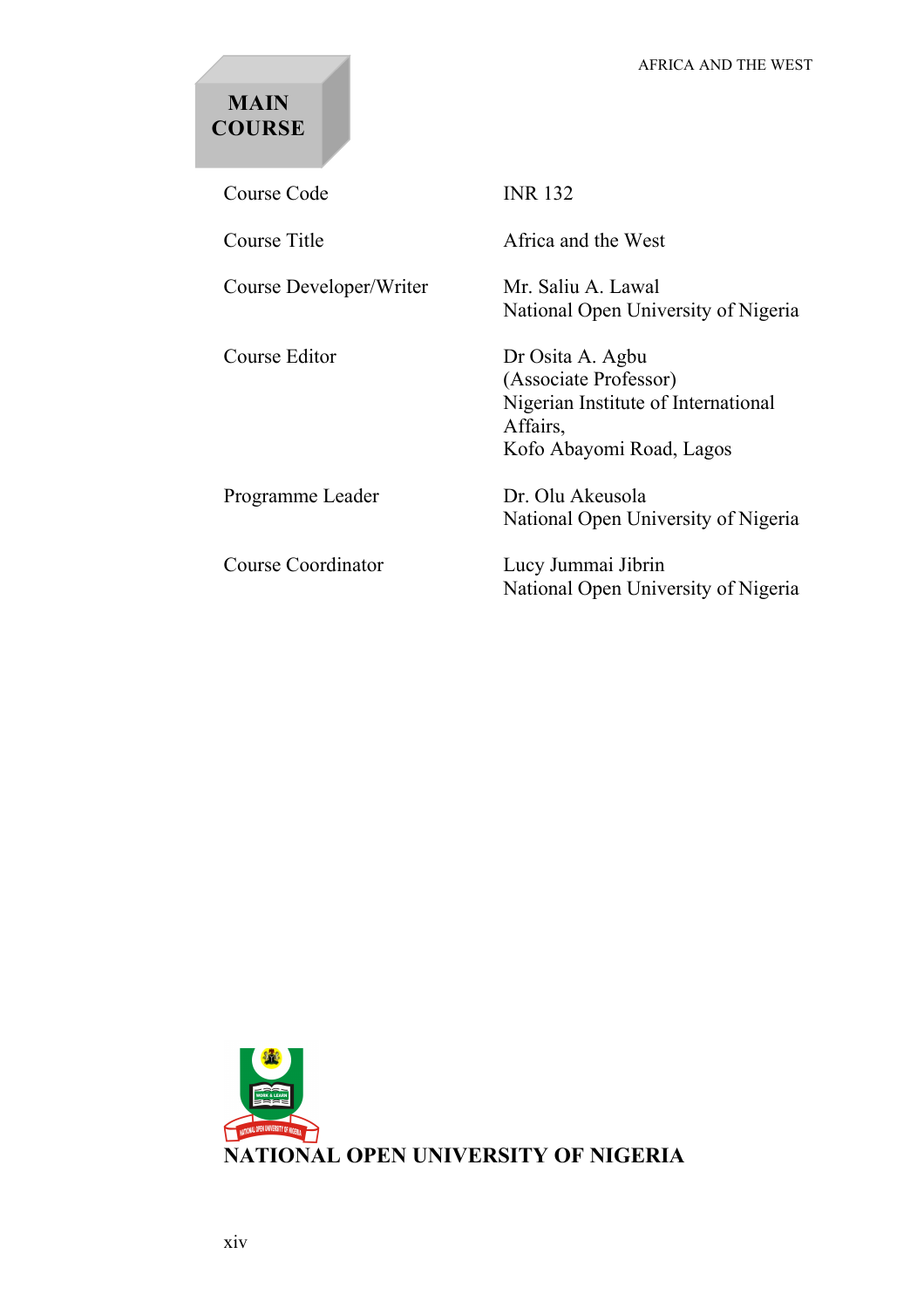# MAIN COURSE

| | |
|---|---|
| Course Code | INR 132 |
| Course Title | Africa and the West |
| Course Developer/Writer | Mr. Saliu A. Lawal<br>National Open University of Nigeria |
| Course Editor | Dr Osita A. Agbu<br>(Associate Professor)<br>Nigerian Institute of International Affairs,<br>Kofo Abayomi Road, Lagos |
| Programme Leader | Dr. Olu Akeusola<br>National Open University of Nigeria |
| Course Coordinator | Lucy Jummai Jibrin<br>National Open University of Nigeria |

**NATIONAL OPEN UNIVERSITY OF NIGERIA**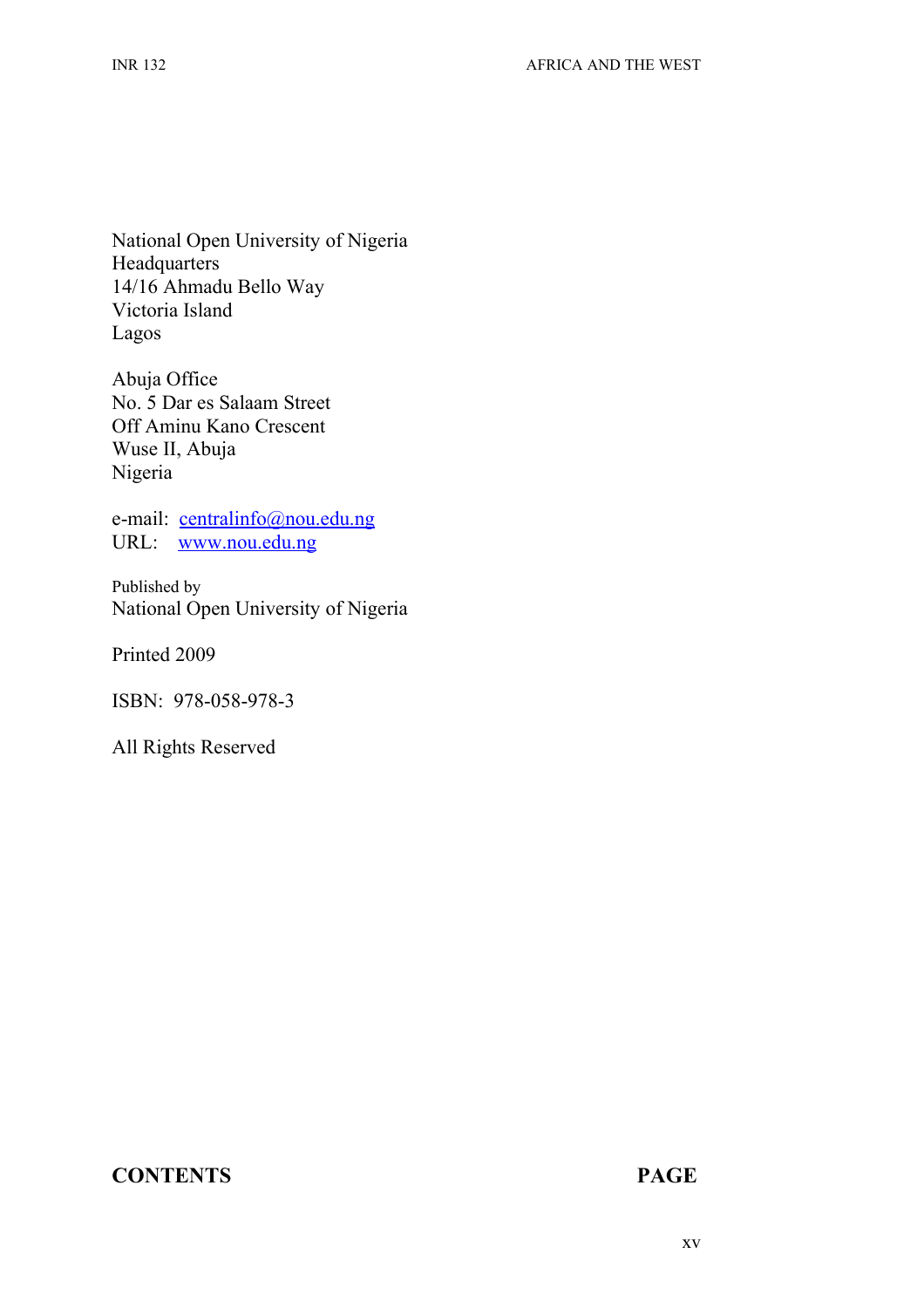National Open University of Nigeria
Headquarters
14/16 Ahmadu Bello Way
Victoria Island
Lagos

Abuja Office
No. 5 Dar es Salaam Street
Off Aminu Kano Crescent
Wuse II, Abuja
Nigeria

e-mail: centralinfo@nou.edu.ng
URL: www.nou.edu.ng

Published by
National Open University of Nigeria

Printed 2009

ISBN: 978-058-978-3

All Rights Reserved

**CONTENTS** **PAGE**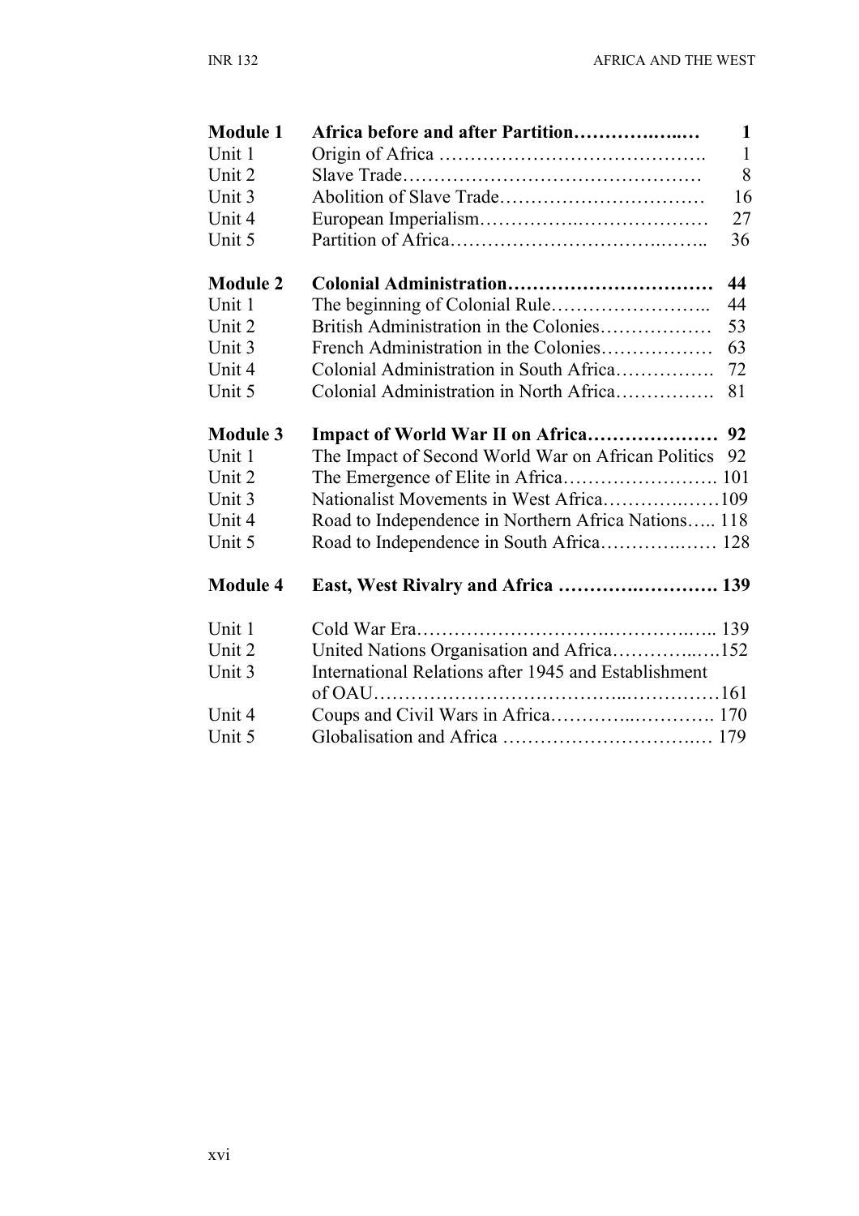| | | |
|---|---|---|
| **Module 1** | **Africa before and after Partition** | **1** |
| Unit 1 | Origin of Africa | 1 |
| Unit 2 | Slave Trade | 8 |
| Unit 3 | Abolition of Slave Trade | 16 |
| Unit 4 | European Imperialism | 27 |
| Unit 5 | Partition of Africa | 36 |
| **Module 2** | **Colonial Administration** | **44** |
| Unit 1 | The beginning of Colonial Rule | 44 |
| Unit 2 | British Administration in the Colonies | 53 |
| Unit 3 | French Administration in the Colonies | 63 |
| Unit 4 | Colonial Administration in South Africa | 72 |
| Unit 5 | Colonial Administration in North Africa | 81 |
| **Module 3** | **Impact of World War II on Africa** | **92** |
| Unit 1 | The Impact of Second World War on African Politics | 92 |
| Unit 2 | The Emergence of Elite in Africa | 101 |
| Unit 3 | Nationalist Movements in West Africa | 109 |
| Unit 4 | Road to Independence in Northern Africa Nations | 118 |
| Unit 5 | Road to Independence in South Africa | 128 |
| **Module 4** | **East, West Rivalry and Africa** | **139** |
| Unit 1 | Cold War Era | 139 |
| Unit 2 | United Nations Organisation and Africa | 152 |
| Unit 3 | International Relations after 1945 and Establishment of OAU | 161 |
| Unit 4 | Coups and Civil Wars in Africa | 170 |
| Unit 5 | Globalisation and Africa | 179 |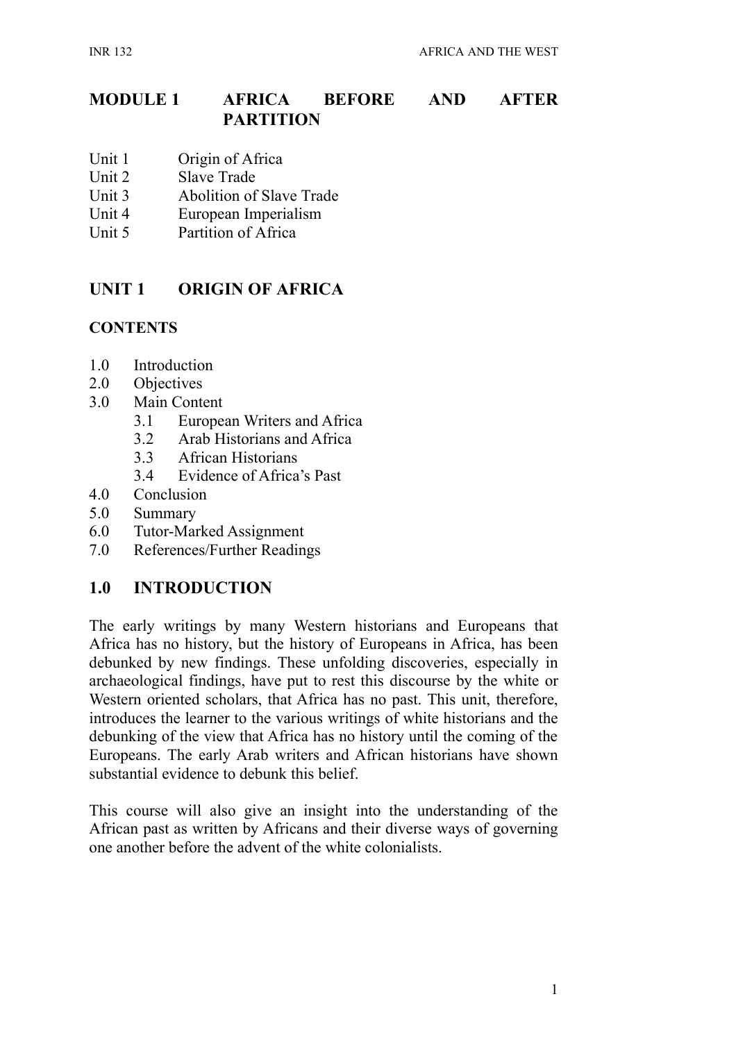# MODULE 1 AFRICA BEFORE AND AFTER PARTITION

Unit 1 Origin of Africa
Unit 2 Slave Trade
Unit 3 Abolition of Slave Trade
Unit 4 European Imperialism
Unit 5 Partition of Africa

## UNIT 1 ORIGIN OF AFRICA

### CONTENTS

1.0 Introduction
2.0 Objectives
3.0 Main Content
  3.1 European Writers and Africa
  3.2 Arab Historians and Africa
  3.3 African Historians
  3.4 Evidence of Africa's Past
4.0 Conclusion
5.0 Summary
6.0 Tutor-Marked Assignment
7.0 References/Further Readings

## 1.0 INTRODUCTION

The early writings by many Western historians and Europeans that Africa has no history, but the history of Europeans in Africa, has been debunked by new findings. These unfolding discoveries, especially in archaeological findings, have put to rest this discourse by the white or Western oriented scholars, that Africa has no past. This unit, therefore, introduces the learner to the various writings of white historians and the debunking of the view that Africa has no history until the coming of the Europeans. The early Arab writers and African historians have shown substantial evidence to debunk this belief.

This course will also give an insight into the understanding of the African past as written by Africans and their diverse ways of governing one another before the advent of the white colonialists.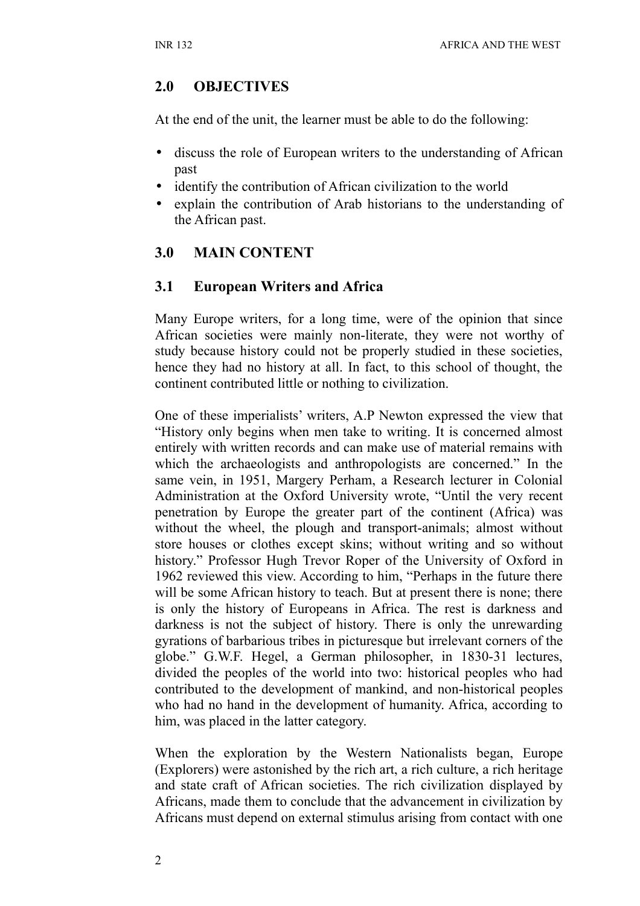## 2.0 OBJECTIVES

At the end of the unit, the learner must be able to do the following:

- discuss the role of European writers to the understanding of African past
- identify the contribution of African civilization to the world
- explain the contribution of Arab historians to the understanding of the African past.

## 3.0 MAIN CONTENT

### 3.1 European Writers and Africa

Many Europe writers, for a long time, were of the opinion that since African societies were mainly non-literate, they were not worthy of study because history could not be properly studied in these societies, hence they had no history at all. In fact, to this school of thought, the continent contributed little or nothing to civilization.

One of these imperialists' writers, A.P Newton expressed the view that "History only begins when men take to writing. It is concerned almost entirely with written records and can make use of material remains with which the archaeologists and anthropologists are concerned." In the same vein, in 1951, Margery Perham, a Research lecturer in Colonial Administration at the Oxford University wrote, "Until the very recent penetration by Europe the greater part of the continent (Africa) was without the wheel, the plough and transport-animals; almost without store houses or clothes except skins; without writing and so without history." Professor Hugh Trevor Roper of the University of Oxford in 1962 reviewed this view. According to him, "Perhaps in the future there will be some African history to teach. But at present there is none; there is only the history of Europeans in Africa. The rest is darkness and darkness is not the subject of history. There is only the unrewarding gyrations of barbarious tribes in picturesque but irrelevant corners of the globe." G.W.F. Hegel, a German philosopher, in 1830-31 lectures, divided the peoples of the world into two: historical peoples who had contributed to the development of mankind, and non-historical peoples who had no hand in the development of humanity. Africa, according to him, was placed in the latter category.

When the exploration by the Western Nationalists began, Europe (Explorers) were astonished by the rich art, a rich culture, a rich heritage and state craft of African societies. The rich civilization displayed by Africans, made them to conclude that the advancement in civilization by Africans must depend on external stimulus arising from contact with one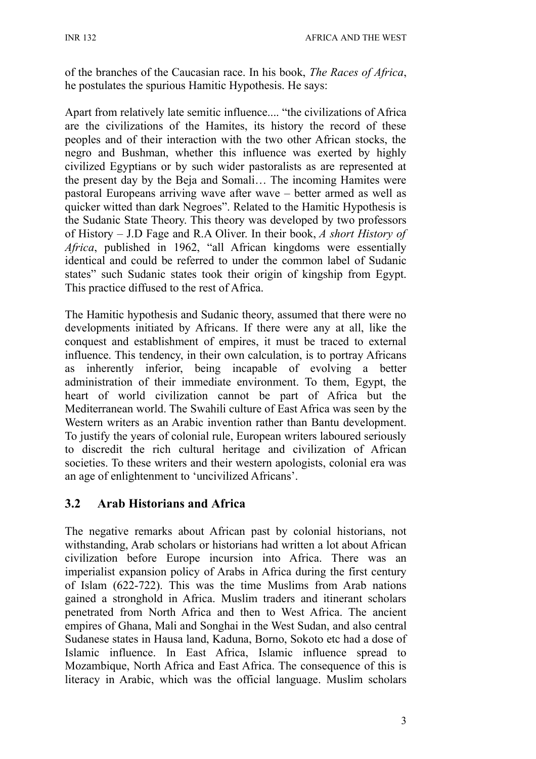of the branches of the Caucasian race. In his book, *The Races of Africa*, he postulates the spurious Hamitic Hypothesis. He says:

Apart from relatively late semitic influence.... "the civilizations of Africa are the civilizations of the Hamites, its history the record of these peoples and of their interaction with the two other African stocks, the negro and Bushman, whether this influence was exerted by highly civilized Egyptians or by such wider pastoralists as are represented at the present day by the Beja and Somali… The incoming Hamites were pastoral Europeans arriving wave after wave – better armed as well as quicker witted than dark Negroes". Related to the Hamitic Hypothesis is the Sudanic State Theory. This theory was developed by two professors of History – J.D Fage and R.A Oliver. In their book, *A short History of Africa*, published in 1962, "all African kingdoms were essentially identical and could be referred to under the common label of Sudanic states" such Sudanic states took their origin of kingship from Egypt. This practice diffused to the rest of Africa.

The Hamitic hypothesis and Sudanic theory, assumed that there were no developments initiated by Africans. If there were any at all, like the conquest and establishment of empires, it must be traced to external influence. This tendency, in their own calculation, is to portray Africans as inherently inferior, being incapable of evolving a better administration of their immediate environment. To them, Egypt, the heart of world civilization cannot be part of Africa but the Mediterranean world. The Swahili culture of East Africa was seen by the Western writers as an Arabic invention rather than Bantu development. To justify the years of colonial rule, European writers laboured seriously to discredit the rich cultural heritage and civilization of African societies. To these writers and their western apologists, colonial era was an age of enlightenment to 'uncivilized Africans'.

## 3.2 Arab Historians and Africa

The negative remarks about African past by colonial historians, not withstanding, Arab scholars or historians had written a lot about African civilization before Europe incursion into Africa. There was an imperialist expansion policy of Arabs in Africa during the first century of Islam (622-722). This was the time Muslims from Arab nations gained a stronghold in Africa. Muslim traders and itinerant scholars penetrated from North Africa and then to West Africa. The ancient empires of Ghana, Mali and Songhai in the West Sudan, and also central Sudanese states in Hausa land, Kaduna, Borno, Sokoto etc had a dose of Islamic influence. In East Africa, Islamic influence spread to Mozambique, North Africa and East Africa. The consequence of this is literacy in Arabic, which was the official language. Muslim scholars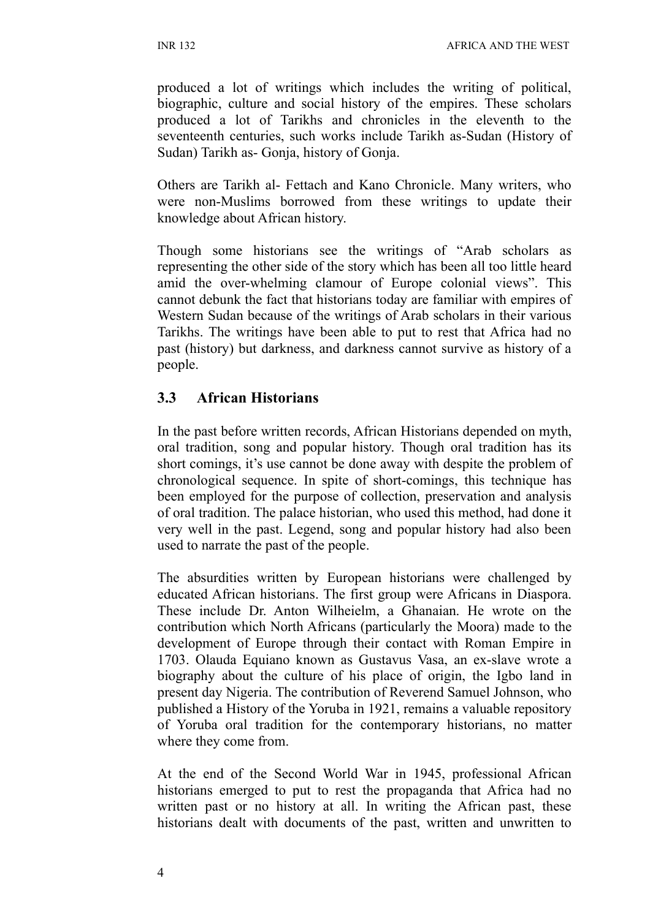produced a lot of writings which includes the writing of political, biographic, culture and social history of the empires. These scholars produced a lot of Tarikhs and chronicles in the eleventh to the seventeenth centuries, such works include Tarikh as-Sudan (History of Sudan) Tarikh as- Gonja, history of Gonja.

Others are Tarikh al- Fettach and Kano Chronicle. Many writers, who were non-Muslims borrowed from these writings to update their knowledge about African history.

Though some historians see the writings of "Arab scholars as representing the other side of the story which has been all too little heard amid the over-whelming clamour of Europe colonial views". This cannot debunk the fact that historians today are familiar with empires of Western Sudan because of the writings of Arab scholars in their various Tarikhs. The writings have been able to put to rest that Africa had no past (history) but darkness, and darkness cannot survive as history of a people.

## 3.3 African Historians

In the past before written records, African Historians depended on myth, oral tradition, song and popular history. Though oral tradition has its short comings, it's use cannot be done away with despite the problem of chronological sequence. In spite of short-comings, this technique has been employed for the purpose of collection, preservation and analysis of oral tradition. The palace historian, who used this method, had done it very well in the past. Legend, song and popular history had also been used to narrate the past of the people.

The absurdities written by European historians were challenged by educated African historians. The first group were Africans in Diaspora. These include Dr. Anton Wilheielm, a Ghanaian. He wrote on the contribution which North Africans (particularly the Moora) made to the development of Europe through their contact with Roman Empire in 1703. Olauda Equiano known as Gustavus Vasa, an ex-slave wrote a biography about the culture of his place of origin, the Igbo land in present day Nigeria. The contribution of Reverend Samuel Johnson, who published a History of the Yoruba in 1921, remains a valuable repository of Yoruba oral tradition for the contemporary historians, no matter where they come from.

At the end of the Second World War in 1945, professional African historians emerged to put to rest the propaganda that Africa had no written past or no history at all. In writing the African past, these historians dealt with documents of the past, written and unwritten to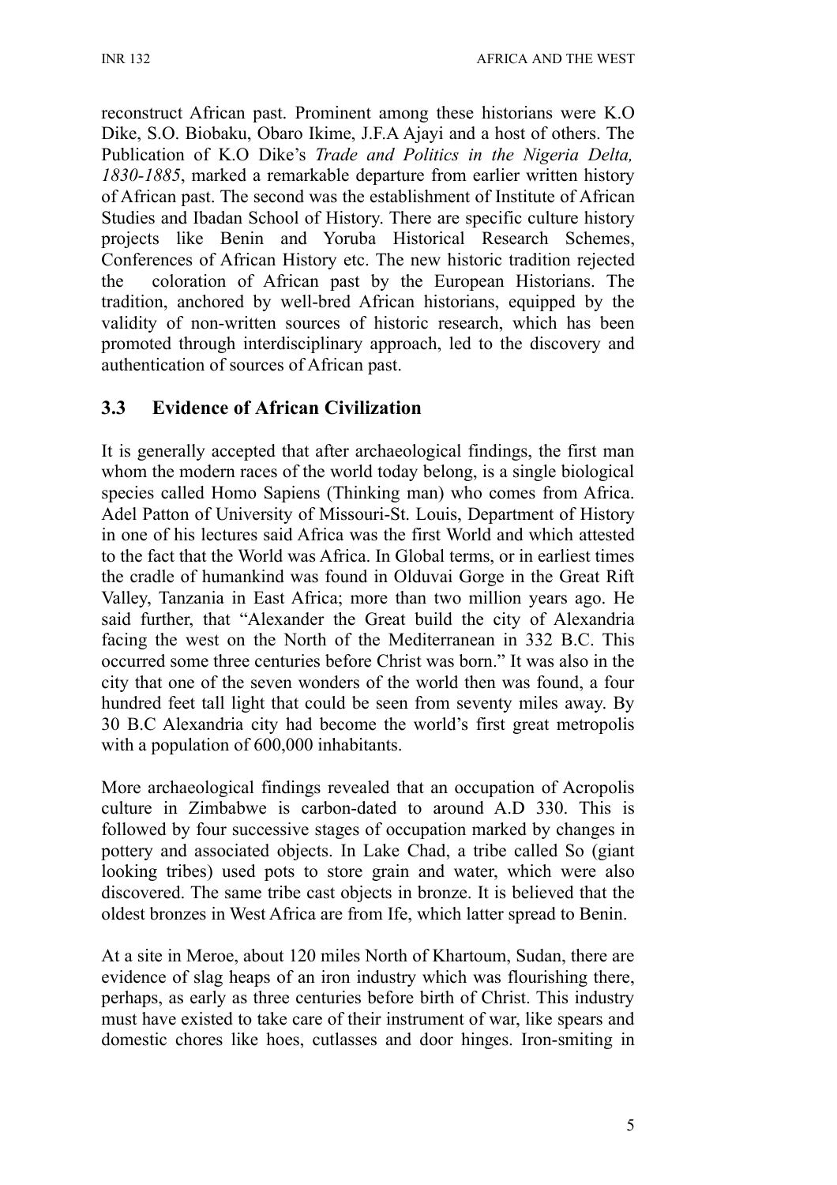reconstruct African past. Prominent among these historians were K.O Dike, S.O. Biobaku, Obaro Ikime, J.F.A Ajayi and a host of others. The Publication of K.O Dike's *Trade and Politics in the Nigeria Delta, 1830-1885*, marked a remarkable departure from earlier written history of African past. The second was the establishment of Institute of African Studies and Ibadan School of History. There are specific culture history projects like Benin and Yoruba Historical Research Schemes, Conferences of African History etc. The new historic tradition rejected the coloration of African past by the European Historians. The tradition, anchored by well-bred African historians, equipped by the validity of non-written sources of historic research, which has been promoted through interdisciplinary approach, led to the discovery and authentication of sources of African past.

### 3.3 Evidence of African Civilization

It is generally accepted that after archaeological findings, the first man whom the modern races of the world today belong, is a single biological species called Homo Sapiens (Thinking man) who comes from Africa. Adel Patton of University of Missouri-St. Louis, Department of History in one of his lectures said Africa was the first World and which attested to the fact that the World was Africa. In Global terms, or in earliest times the cradle of humankind was found in Olduvai Gorge in the Great Rift Valley, Tanzania in East Africa; more than two million years ago. He said further, that "Alexander the Great build the city of Alexandria facing the west on the North of the Mediterranean in 332 B.C. This occurred some three centuries before Christ was born." It was also in the city that one of the seven wonders of the world then was found, a four hundred feet tall light that could be seen from seventy miles away. By 30 B.C Alexandria city had become the world's first great metropolis with a population of 600,000 inhabitants.

More archaeological findings revealed that an occupation of Acropolis culture in Zimbabwe is carbon-dated to around A.D 330. This is followed by four successive stages of occupation marked by changes in pottery and associated objects. In Lake Chad, a tribe called So (giant looking tribes) used pots to store grain and water, which were also discovered. The same tribe cast objects in bronze. It is believed that the oldest bronzes in West Africa are from Ife, which latter spread to Benin.

At a site in Meroe, about 120 miles North of Khartoum, Sudan, there are evidence of slag heaps of an iron industry which was flourishing there, perhaps, as early as three centuries before birth of Christ. This industry must have existed to take care of their instrument of war, like spears and domestic chores like hoes, cutlasses and door hinges. Iron-smiting in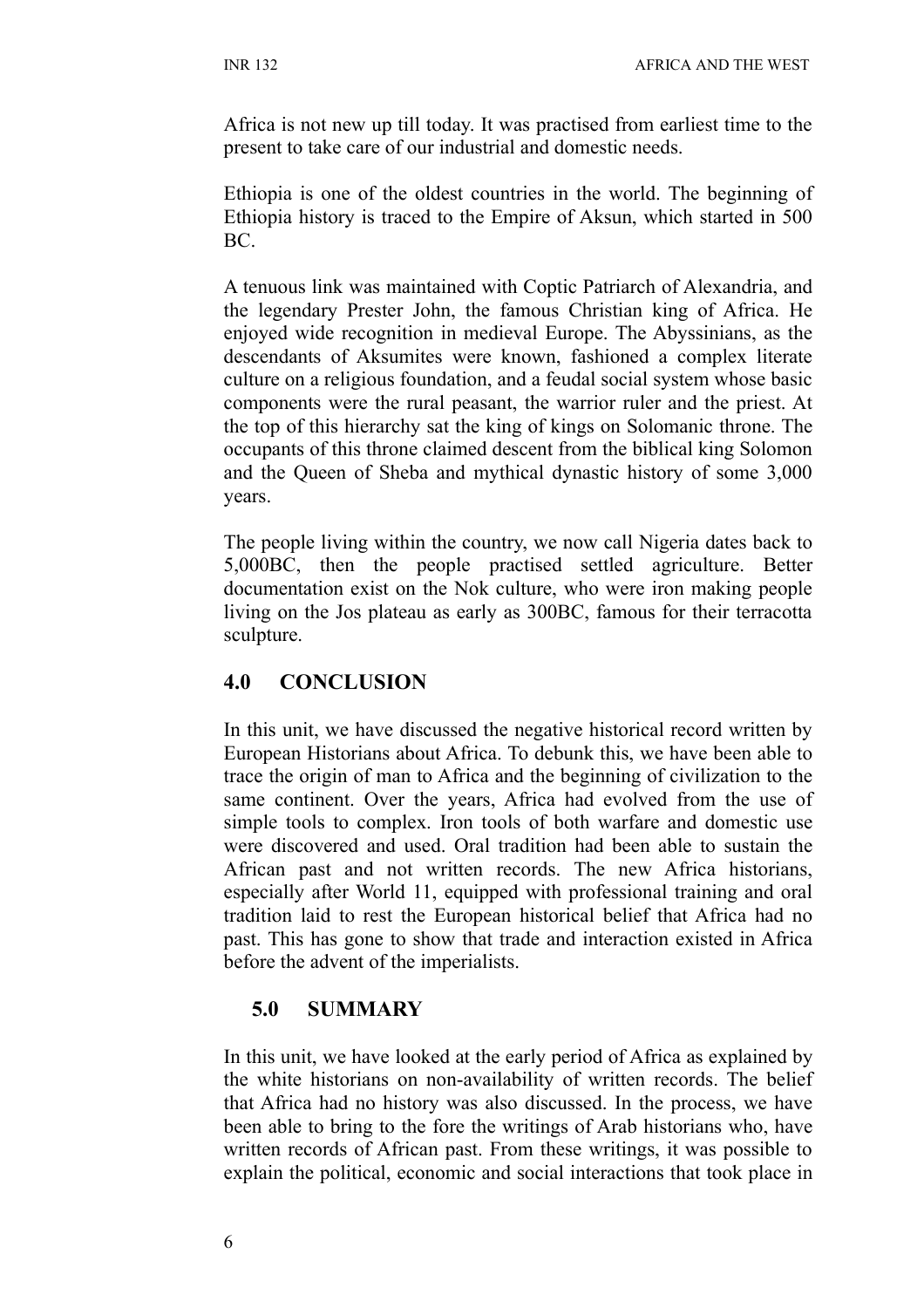Africa is not new up till today. It was practised from earliest time to the present to take care of our industrial and domestic needs.

Ethiopia is one of the oldest countries in the world. The beginning of Ethiopia history is traced to the Empire of Aksun, which started in 500 BC.

A tenuous link was maintained with Coptic Patriarch of Alexandria, and the legendary Prester John, the famous Christian king of Africa. He enjoyed wide recognition in medieval Europe. The Abyssinians, as the descendants of Aksumites were known, fashioned a complex literate culture on a religious foundation, and a feudal social system whose basic components were the rural peasant, the warrior ruler and the priest. At the top of this hierarchy sat the king of kings on Solomanic throne. The occupants of this throne claimed descent from the biblical king Solomon and the Queen of Sheba and mythical dynastic history of some 3,000 years.

The people living within the country, we now call Nigeria dates back to 5,000BC, then the people practised settled agriculture. Better documentation exist on the Nok culture, who were iron making people living on the Jos plateau as early as 300BC, famous for their terracotta sculpture.

## 4.0 CONCLUSION

In this unit, we have discussed the negative historical record written by European Historians about Africa. To debunk this, we have been able to trace the origin of man to Africa and the beginning of civilization to the same continent. Over the years, Africa had evolved from the use of simple tools to complex. Iron tools of both warfare and domestic use were discovered and used. Oral tradition had been able to sustain the African past and not written records. The new Africa historians, especially after World 11, equipped with professional training and oral tradition laid to rest the European historical belief that Africa had no past. This has gone to show that trade and interaction existed in Africa before the advent of the imperialists.

## 5.0 SUMMARY

In this unit, we have looked at the early period of Africa as explained by the white historians on non-availability of written records. The belief that Africa had no history was also discussed. In the process, we have been able to bring to the fore the writings of Arab historians who, have written records of African past. From these writings, it was possible to explain the political, economic and social interactions that took place in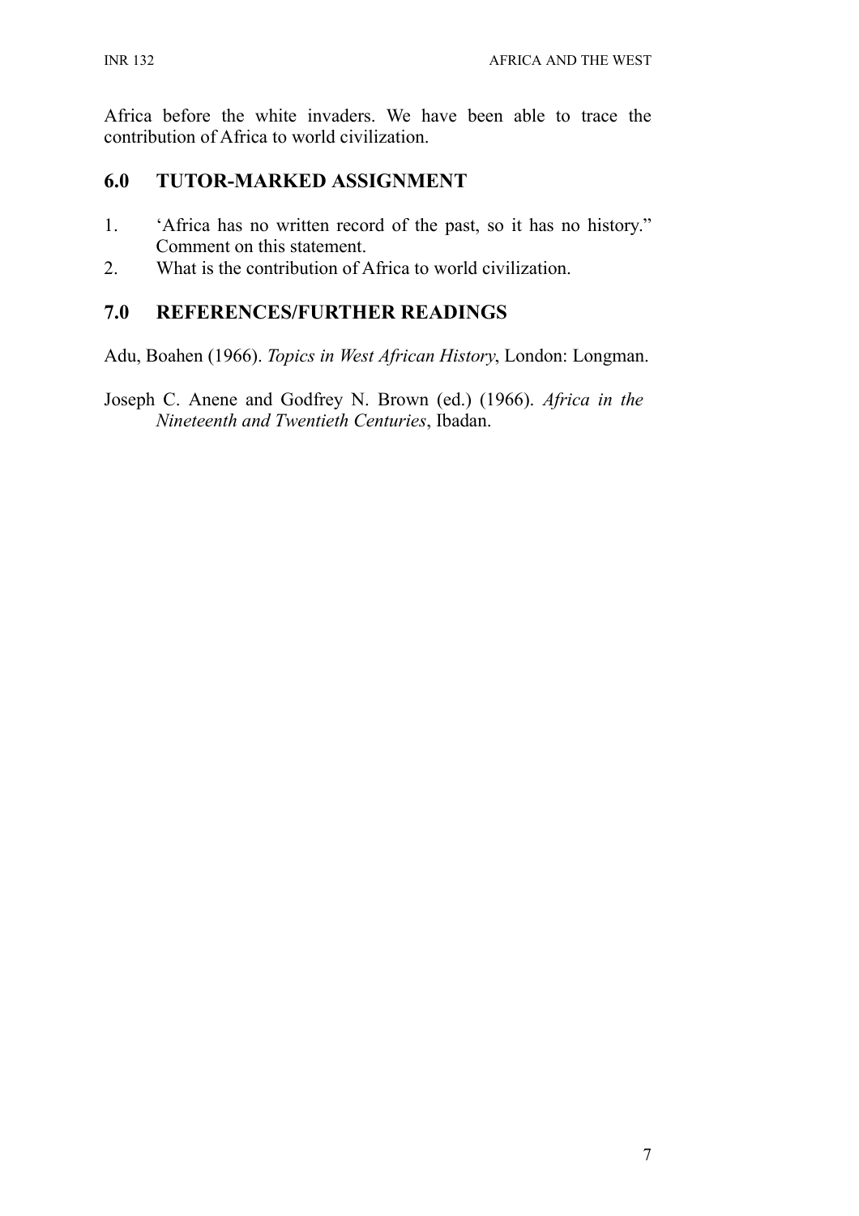Africa before the white invaders. We have been able to trace the contribution of Africa to world civilization.

## 6.0 TUTOR-MARKED ASSIGNMENT

1. 'Africa has no written record of the past, so it has no history." Comment on this statement.
2. What is the contribution of Africa to world civilization.

## 7.0 REFERENCES/FURTHER READINGS

Adu, Boahen (1966). *Topics in West African History*, London: Longman.

Joseph C. Anene and Godfrey N. Brown (ed.) (1966). *Africa in the Nineteenth and Twentieth Centuries*, Ibadan.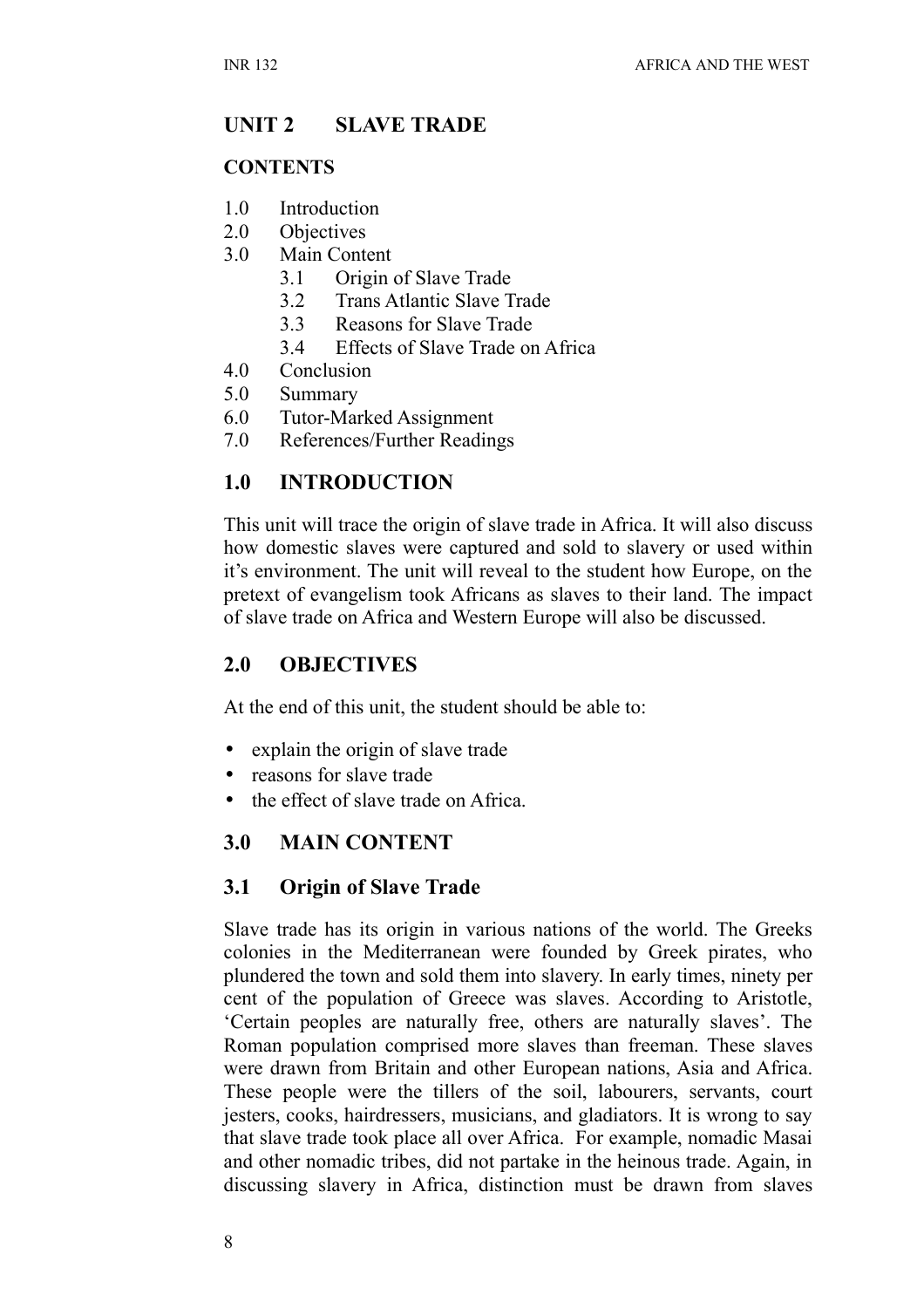## UNIT 2 SLAVE TRADE

### CONTENTS

1.0 Introduction
2.0 Objectives
3.0 Main Content
    3.1 Origin of Slave Trade
    3.2 Trans Atlantic Slave Trade
    3.3 Reasons for Slave Trade
    3.4 Effects of Slave Trade on Africa
4.0 Conclusion
5.0 Summary
6.0 Tutor-Marked Assignment
7.0 References/Further Readings

## 1.0 INTRODUCTION

This unit will trace the origin of slave trade in Africa. It will also discuss how domestic slaves were captured and sold to slavery or used within it's environment. The unit will reveal to the student how Europe, on the pretext of evangelism took Africans as slaves to their land. The impact of slave trade on Africa and Western Europe will also be discussed.

## 2.0 OBJECTIVES

At the end of this unit, the student should be able to:

- explain the origin of slave trade
- reasons for slave trade
- the effect of slave trade on Africa.

## 3.0 MAIN CONTENT

### 3.1 Origin of Slave Trade

Slave trade has its origin in various nations of the world. The Greeks colonies in the Mediterranean were founded by Greek pirates, who plundered the town and sold them into slavery. In early times, ninety per cent of the population of Greece was slaves. According to Aristotle, 'Certain peoples are naturally free, others are naturally slaves'. The Roman population comprised more slaves than freeman. These slaves were drawn from Britain and other European nations, Asia and Africa. These people were the tillers of the soil, labourers, servants, court jesters, cooks, hairdressers, musicians, and gladiators. It is wrong to say that slave trade took place all over Africa. For example, nomadic Masai and other nomadic tribes, did not partake in the heinous trade. Again, in discussing slavery in Africa, distinction must be drawn from slaves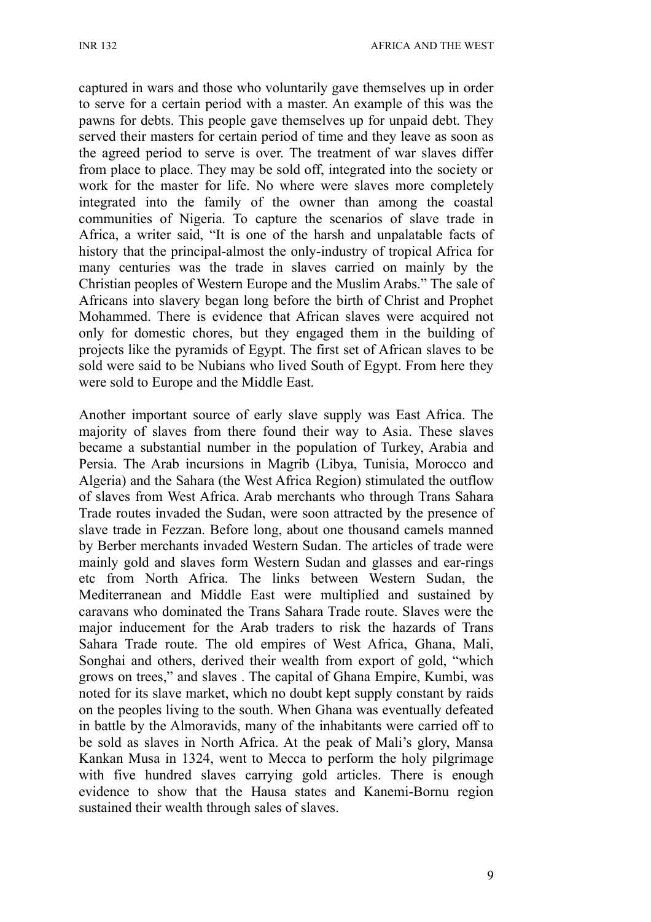captured in wars and those who voluntarily gave themselves up in order to serve for a certain period with a master. An example of this was the pawns for debts. This people gave themselves up for unpaid debt. They served their masters for certain period of time and they leave as soon as the agreed period to serve is over. The treatment of war slaves differ from place to place. They may be sold off, integrated into the society or work for the master for life. No where were slaves more completely integrated into the family of the owner than among the coastal communities of Nigeria. To capture the scenarios of slave trade in Africa, a writer said, "It is one of the harsh and unpalatable facts of history that the principal-almost the only-industry of tropical Africa for many centuries was the trade in slaves carried on mainly by the Christian peoples of Western Europe and the Muslim Arabs." The sale of Africans into slavery began long before the birth of Christ and Prophet Mohammed. There is evidence that African slaves were acquired not only for domestic chores, but they engaged them in the building of projects like the pyramids of Egypt. The first set of African slaves to be sold were said to be Nubians who lived South of Egypt. From here they were sold to Europe and the Middle East.

Another important source of early slave supply was East Africa. The majority of slaves from there found their way to Asia. These slaves became a substantial number in the population of Turkey, Arabia and Persia. The Arab incursions in Magrib (Libya, Tunisia, Morocco and Algeria) and the Sahara (the West Africa Region) stimulated the outflow of slaves from West Africa. Arab merchants who through Trans Sahara Trade routes invaded the Sudan, were soon attracted by the presence of slave trade in Fezzan. Before long, about one thousand camels manned by Berber merchants invaded Western Sudan. The articles of trade were mainly gold and slaves form Western Sudan and glasses and ear-rings etc from North Africa. The links between Western Sudan, the Mediterranean and Middle East were multiplied and sustained by caravans who dominated the Trans Sahara Trade route. Slaves were the major inducement for the Arab traders to risk the hazards of Trans Sahara Trade route. The old empires of West Africa, Ghana, Mali, Songhai and others, derived their wealth from export of gold, "which grows on trees," and slaves . The capital of Ghana Empire, Kumbi, was noted for its slave market, which no doubt kept supply constant by raids on the peoples living to the south. When Ghana was eventually defeated in battle by the Almoravids, many of the inhabitants were carried off to be sold as slaves in North Africa. At the peak of Mali's glory, Mansa Kankan Musa in 1324, went to Mecca to perform the holy pilgrimage with five hundred slaves carrying gold articles. There is enough evidence to show that the Hausa states and Kanemi-Bornu region sustained their wealth through sales of slaves.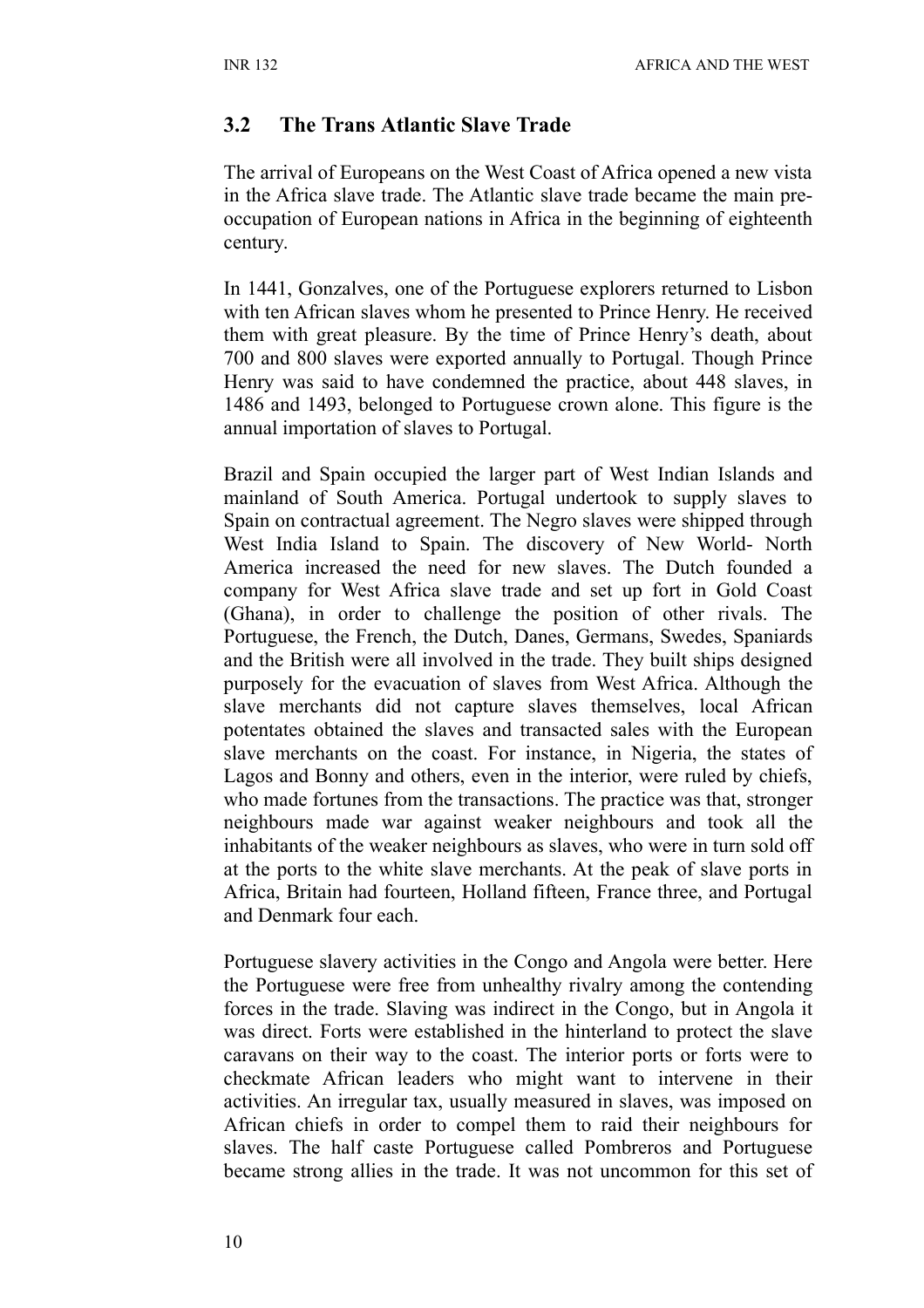### 3.2 The Trans Atlantic Slave Trade

The arrival of Europeans on the West Coast of Africa opened a new vista in the Africa slave trade. The Atlantic slave trade became the main pre-occupation of European nations in Africa in the beginning of eighteenth century.

In 1441, Gonzalves, one of the Portuguese explorers returned to Lisbon with ten African slaves whom he presented to Prince Henry. He received them with great pleasure. By the time of Prince Henry's death, about 700 and 800 slaves were exported annually to Portugal. Though Prince Henry was said to have condemned the practice, about 448 slaves, in 1486 and 1493, belonged to Portuguese crown alone. This figure is the annual importation of slaves to Portugal.

Brazil and Spain occupied the larger part of West Indian Islands and mainland of South America. Portugal undertook to supply slaves to Spain on contractual agreement. The Negro slaves were shipped through West India Island to Spain. The discovery of New World- North America increased the need for new slaves. The Dutch founded a company for West Africa slave trade and set up fort in Gold Coast (Ghana), in order to challenge the position of other rivals. The Portuguese, the French, the Dutch, Danes, Germans, Swedes, Spaniards and the British were all involved in the trade. They built ships designed purposely for the evacuation of slaves from West Africa. Although the slave merchants did not capture slaves themselves, local African potentates obtained the slaves and transacted sales with the European slave merchants on the coast. For instance, in Nigeria, the states of Lagos and Bonny and others, even in the interior, were ruled by chiefs, who made fortunes from the transactions. The practice was that, stronger neighbours made war against weaker neighbours and took all the inhabitants of the weaker neighbours as slaves, who were in turn sold off at the ports to the white slave merchants. At the peak of slave ports in Africa, Britain had fourteen, Holland fifteen, France three, and Portugal and Denmark four each.

Portuguese slavery activities in the Congo and Angola were better. Here the Portuguese were free from unhealthy rivalry among the contending forces in the trade. Slaving was indirect in the Congo, but in Angola it was direct. Forts were established in the hinterland to protect the slave caravans on their way to the coast. The interior ports or forts were to checkmate African leaders who might want to intervene in their activities. An irregular tax, usually measured in slaves, was imposed on African chiefs in order to compel them to raid their neighbours for slaves. The half caste Portuguese called Pombreros and Portuguese became strong allies in the trade. It was not uncommon for this set of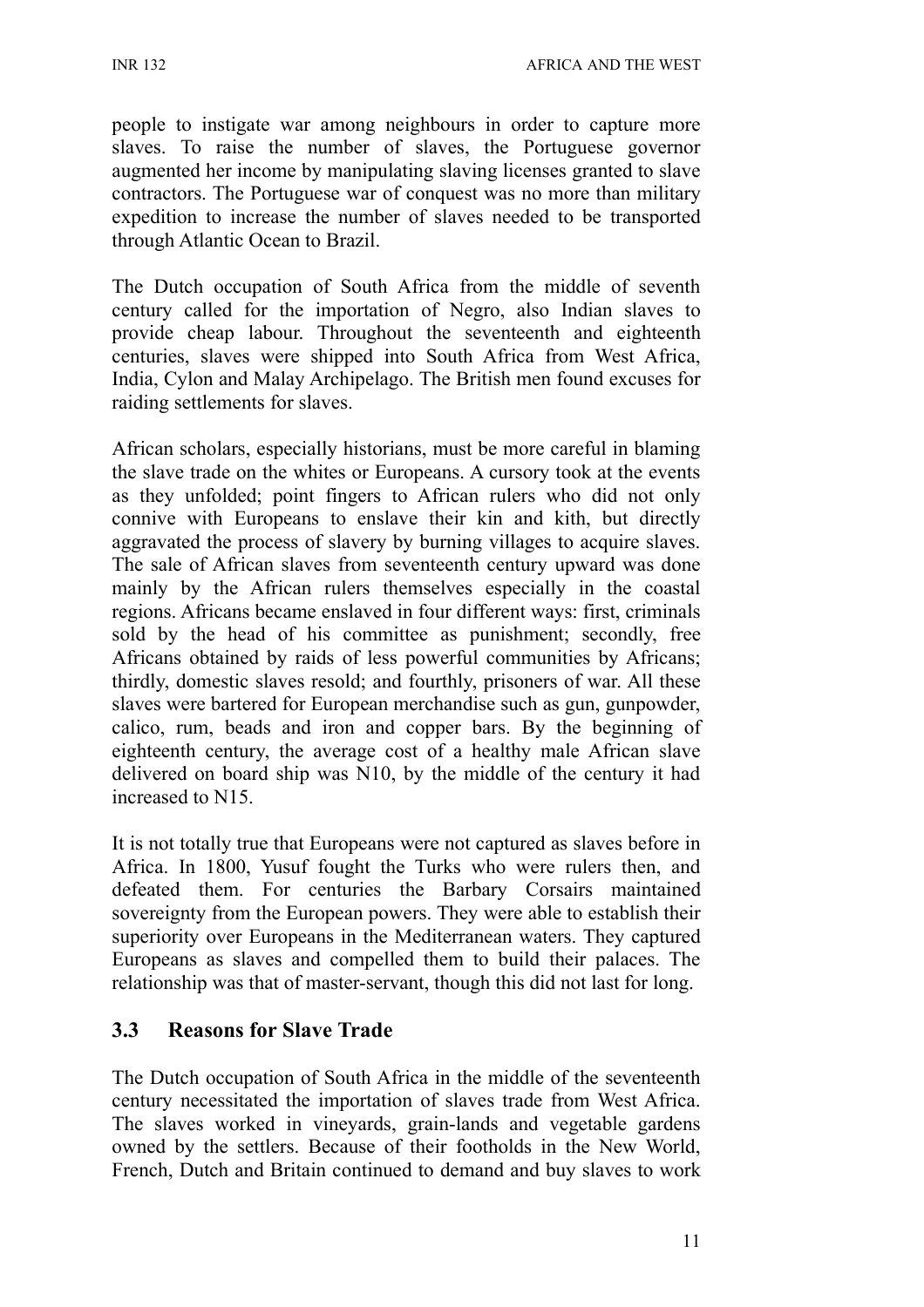people to instigate war among neighbours in order to capture more slaves. To raise the number of slaves, the Portuguese governor augmented her income by manipulating slaving licenses granted to slave contractors. The Portuguese war of conquest was no more than military expedition to increase the number of slaves needed to be transported through Atlantic Ocean to Brazil.

The Dutch occupation of South Africa from the middle of seventh century called for the importation of Negro, also Indian slaves to provide cheap labour. Throughout the seventeenth and eighteenth centuries, slaves were shipped into South Africa from West Africa, India, Cylon and Malay Archipelago. The British men found excuses for raiding settlements for slaves.

African scholars, especially historians, must be more careful in blaming the slave trade on the whites or Europeans. A cursory took at the events as they unfolded; point fingers to African rulers who did not only connive with Europeans to enslave their kin and kith, but directly aggravated the process of slavery by burning villages to acquire slaves. The sale of African slaves from seventeenth century upward was done mainly by the African rulers themselves especially in the coastal regions. Africans became enslaved in four different ways: first, criminals sold by the head of his committee as punishment; secondly, free Africans obtained by raids of less powerful communities by Africans; thirdly, domestic slaves resold; and fourthly, prisoners of war. All these slaves were bartered for European merchandise such as gun, gunpowder, calico, rum, beads and iron and copper bars. By the beginning of eighteenth century, the average cost of a healthy male African slave delivered on board ship was N10, by the middle of the century it had increased to N15.

It is not totally true that Europeans were not captured as slaves before in Africa. In 1800, Yusuf fought the Turks who were rulers then, and defeated them. For centuries the Barbary Corsairs maintained sovereignty from the European powers. They were able to establish their superiority over Europeans in the Mediterranean waters. They captured Europeans as slaves and compelled them to build their palaces. The relationship was that of master-servant, though this did not last for long.

## 3.3 Reasons for Slave Trade

The Dutch occupation of South Africa in the middle of the seventeenth century necessitated the importation of slaves trade from West Africa. The slaves worked in vineyards, grain-lands and vegetable gardens owned by the settlers. Because of their footholds in the New World, French, Dutch and Britain continued to demand and buy slaves to work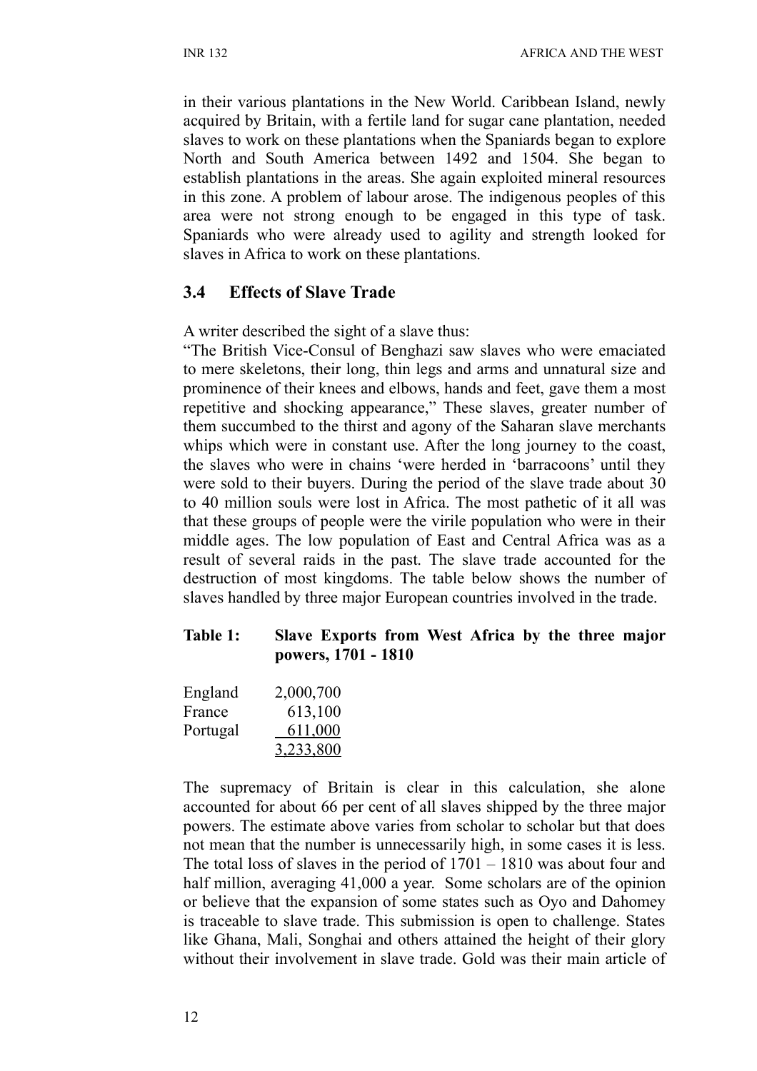in their various plantations in the New World. Caribbean Island, newly acquired by Britain, with a fertile land for sugar cane plantation, needed slaves to work on these plantations when the Spaniards began to explore North and South America between 1492 and 1504. She began to establish plantations in the areas. She again exploited mineral resources in this zone. A problem of labour arose. The indigenous peoples of this area were not strong enough to be engaged in this type of task. Spaniards who were already used to agility and strength looked for slaves in Africa to work on these plantations.

### 3.4 Effects of Slave Trade

A writer described the sight of a slave thus:

"The British Vice-Consul of Benghazi saw slaves who were emaciated to mere skeletons, their long, thin legs and arms and unnatural size and prominence of their knees and elbows, hands and feet, gave them a most repetitive and shocking appearance," These slaves, greater number of them succumbed to the thirst and agony of the Saharan slave merchants whips which were in constant use. After the long journey to the coast, the slaves who were in chains 'were herded in 'barracoons' until they were sold to their buyers. During the period of the slave trade about 30 to 40 million souls were lost in Africa. The most pathetic of it all was that these groups of people were the virile population who were in their middle ages. The low population of East and Central Africa was as a result of several raids in the past. The slave trade accounted for the destruction of most kingdoms. The table below shows the number of slaves handled by three major European countries involved in the trade.

**Table 1: Slave Exports from West Africa by the three major powers, 1701 - 1810**

| | |
|---|---|
| England | 2,000,700 |
| France | 613,100 |
| Portugal | 611,000 |
| | 3,233,800 |

The supremacy of Britain is clear in this calculation, she alone accounted for about 66 per cent of all slaves shipped by the three major powers. The estimate above varies from scholar to scholar but that does not mean that the number is unnecessarily high, in some cases it is less. The total loss of slaves in the period of 1701 – 1810 was about four and half million, averaging 41,000 a year. Some scholars are of the opinion or believe that the expansion of some states such as Oyo and Dahomey is traceable to slave trade. This submission is open to challenge. States like Ghana, Mali, Songhai and others attained the height of their glory without their involvement in slave trade. Gold was their main article of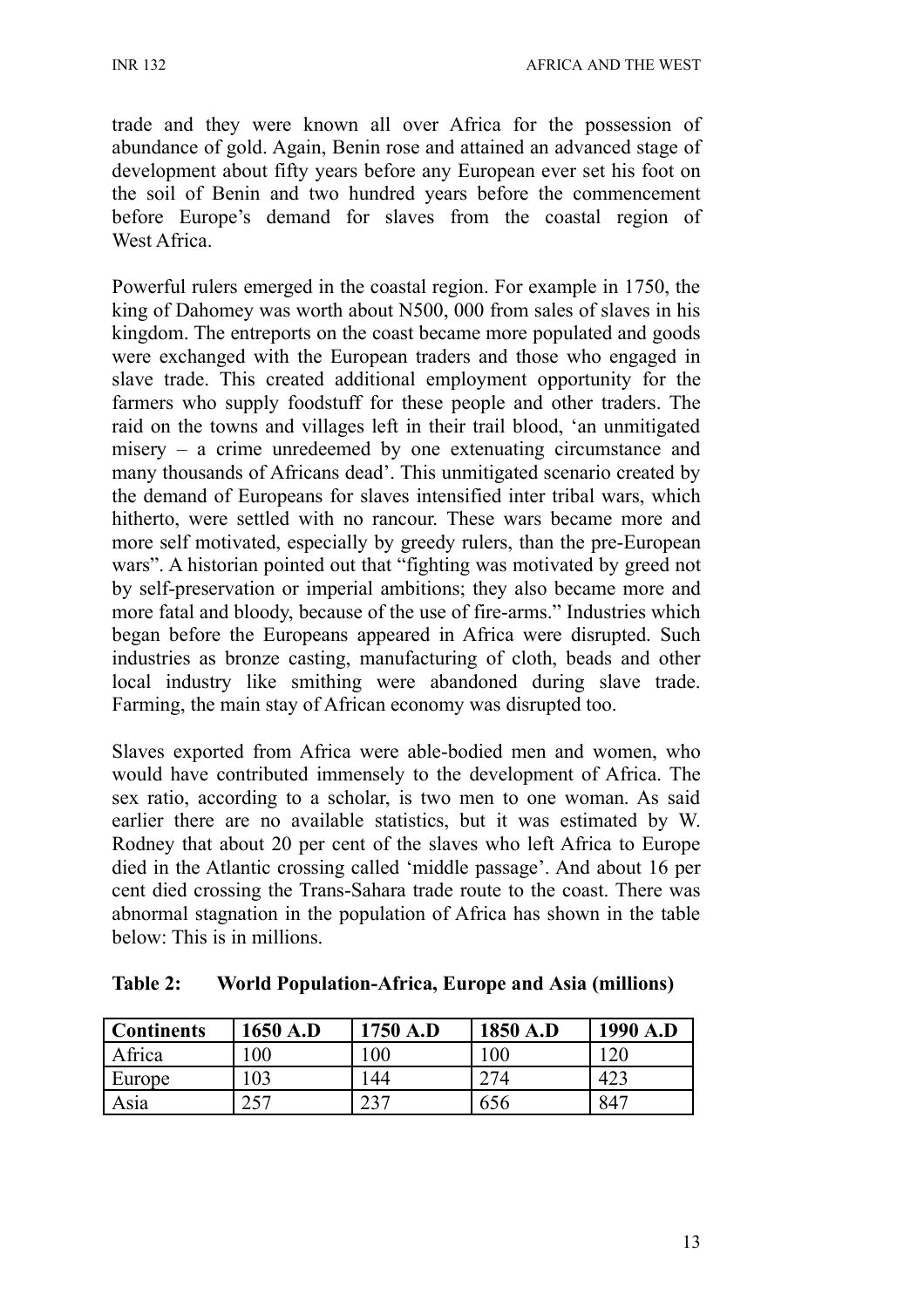trade and they were known all over Africa for the possession of abundance of gold. Again, Benin rose and attained an advanced stage of development about fifty years before any European ever set his foot on the soil of Benin and two hundred years before the commencement before Europe's demand for slaves from the coastal region of West Africa.

Powerful rulers emerged in the coastal region. For example in 1750, the king of Dahomey was worth about N500, 000 from sales of slaves in his kingdom. The entreports on the coast became more populated and goods were exchanged with the European traders and those who engaged in slave trade. This created additional employment opportunity for the farmers who supply foodstuff for these people and other traders. The raid on the towns and villages left in their trail blood, 'an unmitigated misery – a crime unredeemed by one extenuating circumstance and many thousands of Africans dead'. This unmitigated scenario created by the demand of Europeans for slaves intensified inter tribal wars, which hitherto, were settled with no rancour. These wars became more and more self motivated, especially by greedy rulers, than the pre-European wars". A historian pointed out that "fighting was motivated by greed not by self-preservation or imperial ambitions; they also became more and more fatal and bloody, because of the use of fire-arms." Industries which began before the Europeans appeared in Africa were disrupted. Such industries as bronze casting, manufacturing of cloth, beads and other local industry like smithing were abandoned during slave trade. Farming, the main stay of African economy was disrupted too.

Slaves exported from Africa were able-bodied men and women, who would have contributed immensely to the development of Africa. The sex ratio, according to a scholar, is two men to one woman. As said earlier there are no available statistics, but it was estimated by W. Rodney that about 20 per cent of the slaves who left Africa to Europe died in the Atlantic crossing called 'middle passage'. And about 16 per cent died crossing the Trans-Sahara trade route to the coast. There was abnormal stagnation in the population of Africa has shown in the table below: This is in millions.

**Table 2: World Population-Africa, Europe and Asia (millions)**

| Continents | 1650 A.D | 1750 A.D | 1850 A.D | 1990 A.D |
|---|---|---|---|---|
| Africa | 100 | 100 | 100 | 120 |
| Europe | 103 | 144 | 274 | 423 |
| Asia | 257 | 237 | 656 | 847 |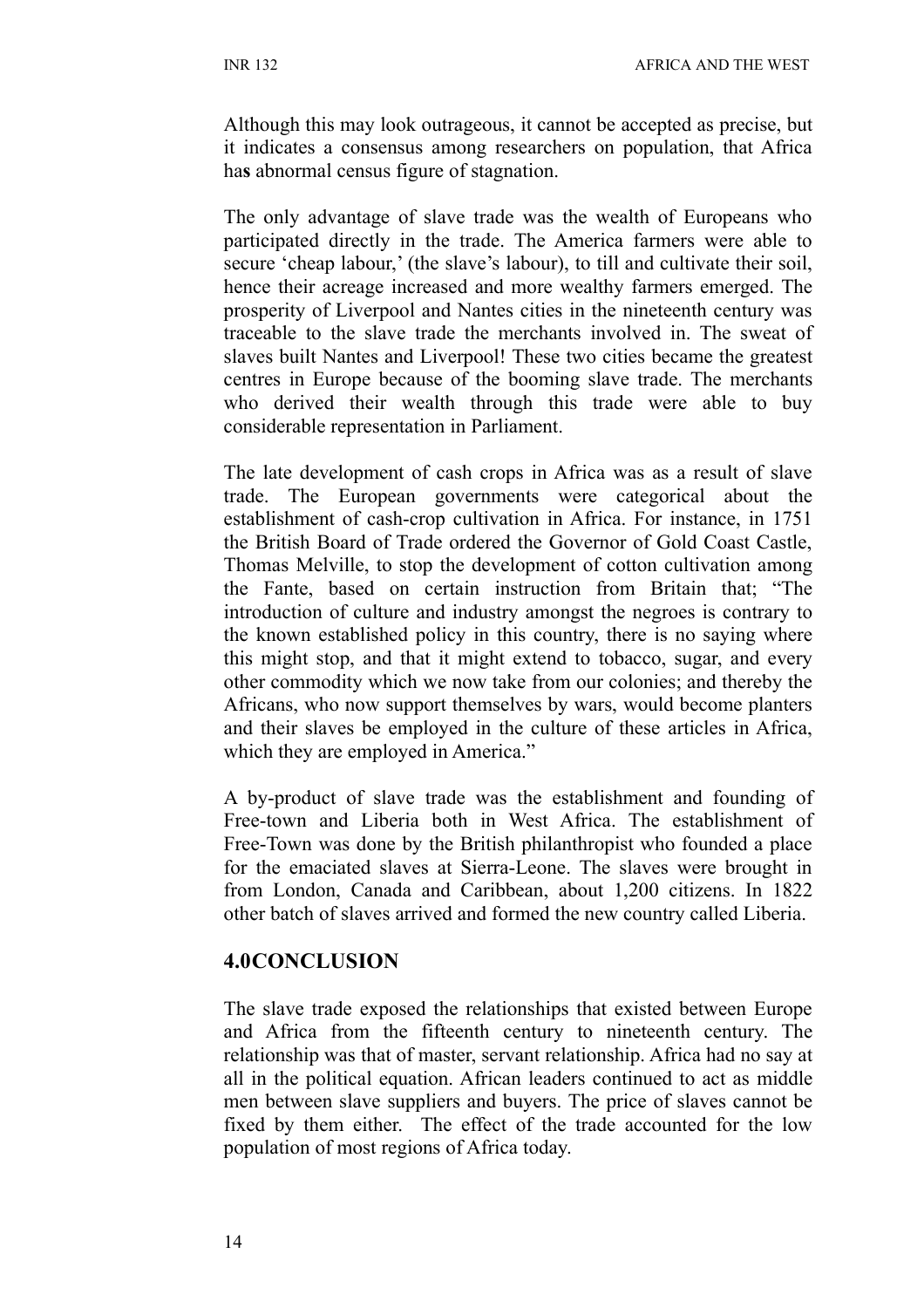Although this may look outrageous, it cannot be accepted as precise, but it indicates a consensus among researchers on population, that Africa has abnormal census figure of stagnation.

The only advantage of slave trade was the wealth of Europeans who participated directly in the trade. The America farmers were able to secure 'cheap labour,' (the slave's labour), to till and cultivate their soil, hence their acreage increased and more wealthy farmers emerged. The prosperity of Liverpool and Nantes cities in the nineteenth century was traceable to the slave trade the merchants involved in. The sweat of slaves built Nantes and Liverpool! These two cities became the greatest centres in Europe because of the booming slave trade. The merchants who derived their wealth through this trade were able to buy considerable representation in Parliament.

The late development of cash crops in Africa was as a result of slave trade. The European governments were categorical about the establishment of cash-crop cultivation in Africa. For instance, in 1751 the British Board of Trade ordered the Governor of Gold Coast Castle, Thomas Melville, to stop the development of cotton cultivation among the Fante, based on certain instruction from Britain that; "The introduction of culture and industry amongst the negroes is contrary to the known established policy in this country, there is no saying where this might stop, and that it might extend to tobacco, sugar, and every other commodity which we now take from our colonies; and thereby the Africans, who now support themselves by wars, would become planters and their slaves be employed in the culture of these articles in Africa, which they are employed in America."

A by-product of slave trade was the establishment and founding of Free-town and Liberia both in West Africa. The establishment of Free-Town was done by the British philanthropist who founded a place for the emaciated slaves at Sierra-Leone. The slaves were brought in from London, Canada and Caribbean, about 1,200 citizens. In 1822 other batch of slaves arrived and formed the new country called Liberia.

## 4.0 CONCLUSION

The slave trade exposed the relationships that existed between Europe and Africa from the fifteenth century to nineteenth century. The relationship was that of master, servant relationship. Africa had no say at all in the political equation. African leaders continued to act as middle men between slave suppliers and buyers. The price of slaves cannot be fixed by them either. The effect of the trade accounted for the low population of most regions of Africa today.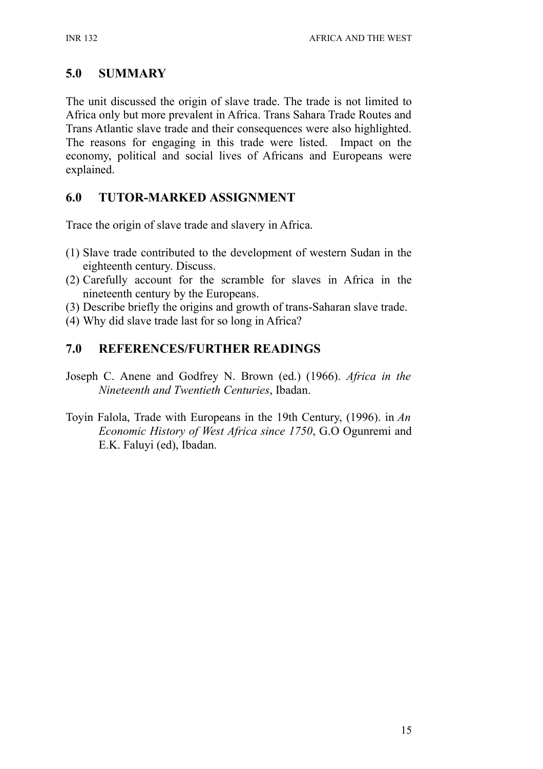## 5.0 SUMMARY

The unit discussed the origin of slave trade. The trade is not limited to Africa only but more prevalent in Africa. Trans Sahara Trade Routes and Trans Atlantic slave trade and their consequences were also highlighted. The reasons for engaging in this trade were listed. Impact on the economy, political and social lives of Africans and Europeans were explained.

## 6.0 TUTOR-MARKED ASSIGNMENT

Trace the origin of slave trade and slavery in Africa.

(1) Slave trade contributed to the development of western Sudan in the eighteenth century. Discuss.
(2) Carefully account for the scramble for slaves in Africa in the nineteenth century by the Europeans.
(3) Describe briefly the origins and growth of trans-Saharan slave trade.
(4) Why did slave trade last for so long in Africa?

## 7.0 REFERENCES/FURTHER READINGS

Joseph C. Anene and Godfrey N. Brown (ed.) (1966). *Africa in the Nineteenth and Twentieth Centuries*, Ibadan.

Toyin Falola, Trade with Europeans in the 19th Century, (1996). in *An Economic History of West Africa since 1750*, G.O Ogunremi and E.K. Faluyi (ed), Ibadan.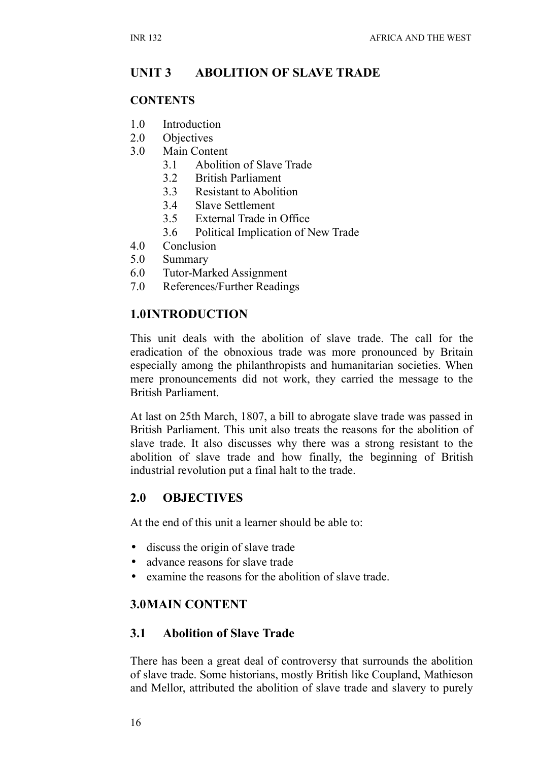# UNIT 3 ABOLITION OF SLAVE TRADE

**CONTENTS**

1.0 Introduction
2.0 Objectives
3.0 Main Content
  3.1 Abolition of Slave Trade
  3.2 British Parliament
  3.3 Resistant to Abolition
  3.4 Slave Settlement
  3.5 External Trade in Office
  3.6 Political Implication of New Trade
4.0 Conclusion
5.0 Summary
6.0 Tutor-Marked Assignment
7.0 References/Further Readings

## 1.0 INTRODUCTION

This unit deals with the abolition of slave trade. The call for the eradication of the obnoxious trade was more pronounced by Britain especially among the philanthropists and humanitarian societies. When mere pronouncements did not work, they carried the message to the British Parliament.

At last on 25th March, 1807, a bill to abrogate slave trade was passed in British Parliament. This unit also treats the reasons for the abolition of slave trade. It also discusses why there was a strong resistant to the abolition of slave trade and how finally, the beginning of British industrial revolution put a final halt to the trade.

## 2.0 OBJECTIVES

At the end of this unit a learner should be able to:

- discuss the origin of slave trade
- advance reasons for slave trade
- examine the reasons for the abolition of slave trade.

## 3.0 MAIN CONTENT

### 3.1 Abolition of Slave Trade

There has been a great deal of controversy that surrounds the abolition of slave trade. Some historians, mostly British like Coupland, Mathieson and Mellor, attributed the abolition of slave trade and slavery to purely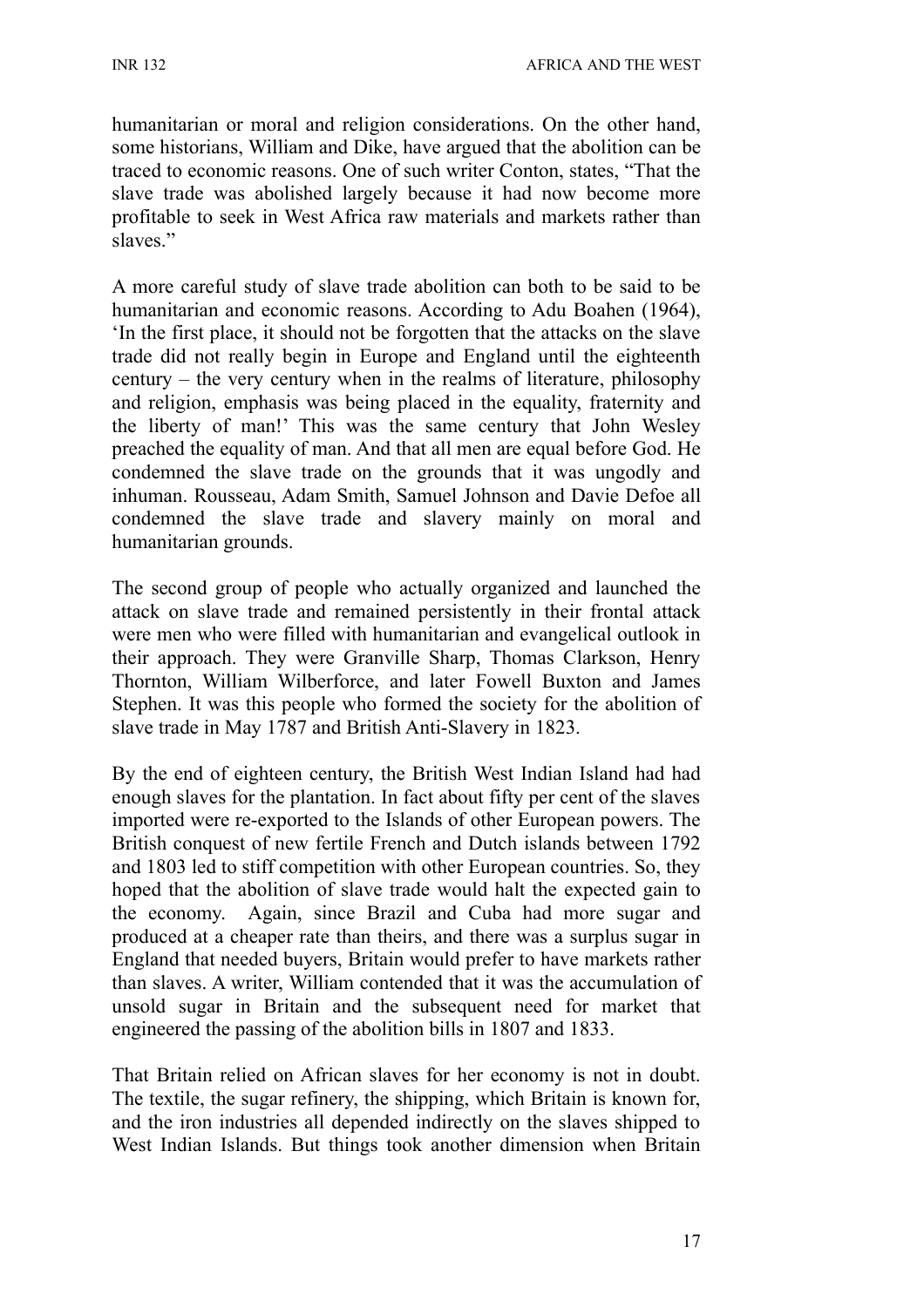humanitarian or moral and religion considerations. On the other hand, some historians, William and Dike, have argued that the abolition can be traced to economic reasons. One of such writer Conton, states, "That the slave trade was abolished largely because it had now become more profitable to seek in West Africa raw materials and markets rather than slaves."

A more careful study of slave trade abolition can both to be said to be humanitarian and economic reasons. According to Adu Boahen (1964), 'In the first place, it should not be forgotten that the attacks on the slave trade did not really begin in Europe and England until the eighteenth century – the very century when in the realms of literature, philosophy and religion, emphasis was being placed in the equality, fraternity and the liberty of man!' This was the same century that John Wesley preached the equality of man. And that all men are equal before God. He condemned the slave trade on the grounds that it was ungodly and inhuman. Rousseau, Adam Smith, Samuel Johnson and Davie Defoe all condemned the slave trade and slavery mainly on moral and humanitarian grounds.

The second group of people who actually organized and launched the attack on slave trade and remained persistently in their frontal attack were men who were filled with humanitarian and evangelical outlook in their approach. They were Granville Sharp, Thomas Clarkson, Henry Thornton, William Wilberforce, and later Fowell Buxton and James Stephen. It was this people who formed the society for the abolition of slave trade in May 1787 and British Anti-Slavery in 1823.

By the end of eighteen century, the British West Indian Island had had enough slaves for the plantation. In fact about fifty per cent of the slaves imported were re-exported to the Islands of other European powers. The British conquest of new fertile French and Dutch islands between 1792 and 1803 led to stiff competition with other European countries. So, they hoped that the abolition of slave trade would halt the expected gain to the economy. Again, since Brazil and Cuba had more sugar and produced at a cheaper rate than theirs, and there was a surplus sugar in England that needed buyers, Britain would prefer to have markets rather than slaves. A writer, William contended that it was the accumulation of unsold sugar in Britain and the subsequent need for market that engineered the passing of the abolition bills in 1807 and 1833.

That Britain relied on African slaves for her economy is not in doubt. The textile, the sugar refinery, the shipping, which Britain is known for, and the iron industries all depended indirectly on the slaves shipped to West Indian Islands. But things took another dimension when Britain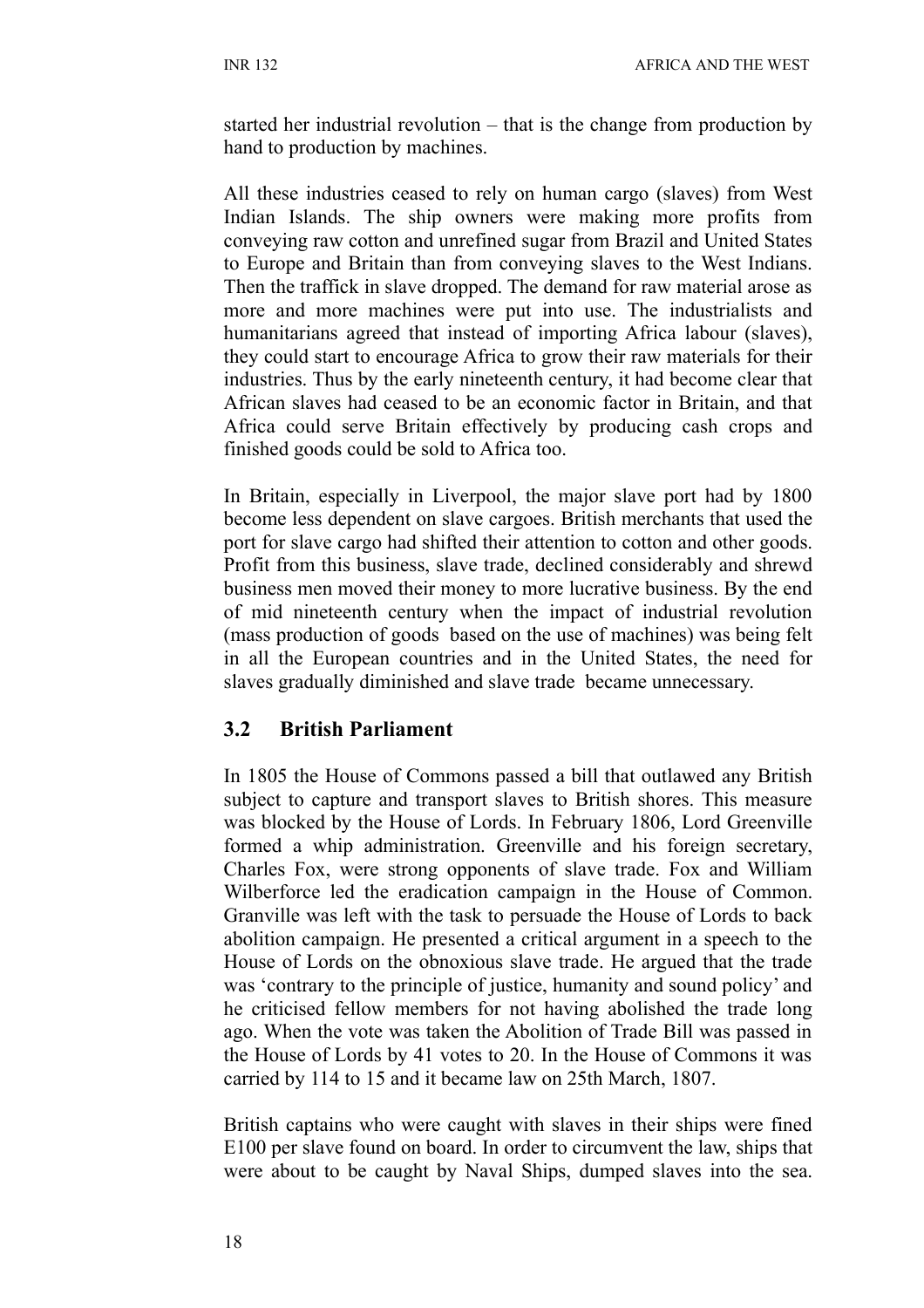started her industrial revolution – that is the change from production by hand to production by machines.

All these industries ceased to rely on human cargo (slaves) from West Indian Islands. The ship owners were making more profits from conveying raw cotton and unrefined sugar from Brazil and United States to Europe and Britain than from conveying slaves to the West Indians. Then the traffick in slave dropped. The demand for raw material arose as more and more machines were put into use. The industrialists and humanitarians agreed that instead of importing Africa labour (slaves), they could start to encourage Africa to grow their raw materials for their industries. Thus by the early nineteenth century, it had become clear that African slaves had ceased to be an economic factor in Britain, and that Africa could serve Britain effectively by producing cash crops and finished goods could be sold to Africa too.

In Britain, especially in Liverpool, the major slave port had by 1800 become less dependent on slave cargoes. British merchants that used the port for slave cargo had shifted their attention to cotton and other goods. Profit from this business, slave trade, declined considerably and shrewd business men moved their money to more lucrative business. By the end of mid nineteenth century when the impact of industrial revolution (mass production of goods based on the use of machines) was being felt in all the European countries and in the United States, the need for slaves gradually diminished and slave trade became unnecessary.

## 3.2 British Parliament

In 1805 the House of Commons passed a bill that outlawed any British subject to capture and transport slaves to British shores. This measure was blocked by the House of Lords. In February 1806, Lord Greenville formed a whip administration. Greenville and his foreign secretary, Charles Fox, were strong opponents of slave trade. Fox and William Wilberforce led the eradication campaign in the House of Common. Granville was left with the task to persuade the House of Lords to back abolition campaign. He presented a critical argument in a speech to the House of Lords on the obnoxious slave trade. He argued that the trade was 'contrary to the principle of justice, humanity and sound policy' and he criticised fellow members for not having abolished the trade long ago. When the vote was taken the Abolition of Trade Bill was passed in the House of Lords by 41 votes to 20. In the House of Commons it was carried by 114 to 15 and it became law on 25th March, 1807.

British captains who were caught with slaves in their ships were fined E100 per slave found on board. In order to circumvent the law, ships that were about to be caught by Naval Ships, dumped slaves into the sea.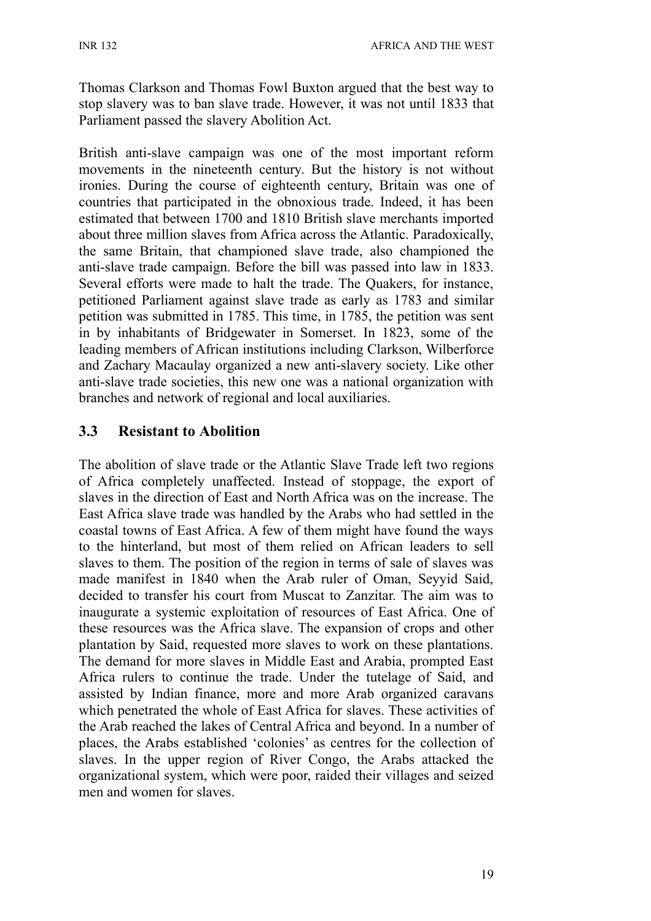Thomas Clarkson and Thomas Fowl Buxton argued that the best way to stop slavery was to ban slave trade. However, it was not until 1833 that Parliament passed the slavery Abolition Act.

British anti-slave campaign was one of the most important reform movements in the nineteenth century. But the history is not without ironies. During the course of eighteenth century, Britain was one of countries that participated in the obnoxious trade. Indeed, it has been estimated that between 1700 and 1810 British slave merchants imported about three million slaves from Africa across the Atlantic. Paradoxically, the same Britain, that championed slave trade, also championed the anti-slave trade campaign. Before the bill was passed into law in 1833. Several efforts were made to halt the trade. The Quakers, for instance, petitioned Parliament against slave trade as early as 1783 and similar petition was submitted in 1785. This time, in 1785, the petition was sent in by inhabitants of Bridgewater in Somerset. In 1823, some of the leading members of African institutions including Clarkson, Wilberforce and Zachary Macaulay organized a new anti-slavery society. Like other anti-slave trade societies, this new one was a national organization with branches and network of regional and local auxiliaries.

## 3.3 Resistant to Abolition

The abolition of slave trade or the Atlantic Slave Trade left two regions of Africa completely unaffected. Instead of stoppage, the export of slaves in the direction of East and North Africa was on the increase. The East Africa slave trade was handled by the Arabs who had settled in the coastal towns of East Africa. A few of them might have found the ways to the hinterland, but most of them relied on African leaders to sell slaves to them. The position of the region in terms of sale of slaves was made manifest in 1840 when the Arab ruler of Oman, Seyyid Said, decided to transfer his court from Muscat to Zanzitar. The aim was to inaugurate a systemic exploitation of resources of East Africa. One of these resources was the Africa slave. The expansion of crops and other plantation by Said, requested more slaves to work on these plantations. The demand for more slaves in Middle East and Arabia, prompted East Africa rulers to continue the trade. Under the tutelage of Said, and assisted by Indian finance, more and more Arab organized caravans which penetrated the whole of East Africa for slaves. These activities of the Arab reached the lakes of Central Africa and beyond. In a number of places, the Arabs established 'colonies' as centres for the collection of slaves. In the upper region of River Congo, the Arabs attacked the organizational system, which were poor, raided their villages and seized men and women for slaves.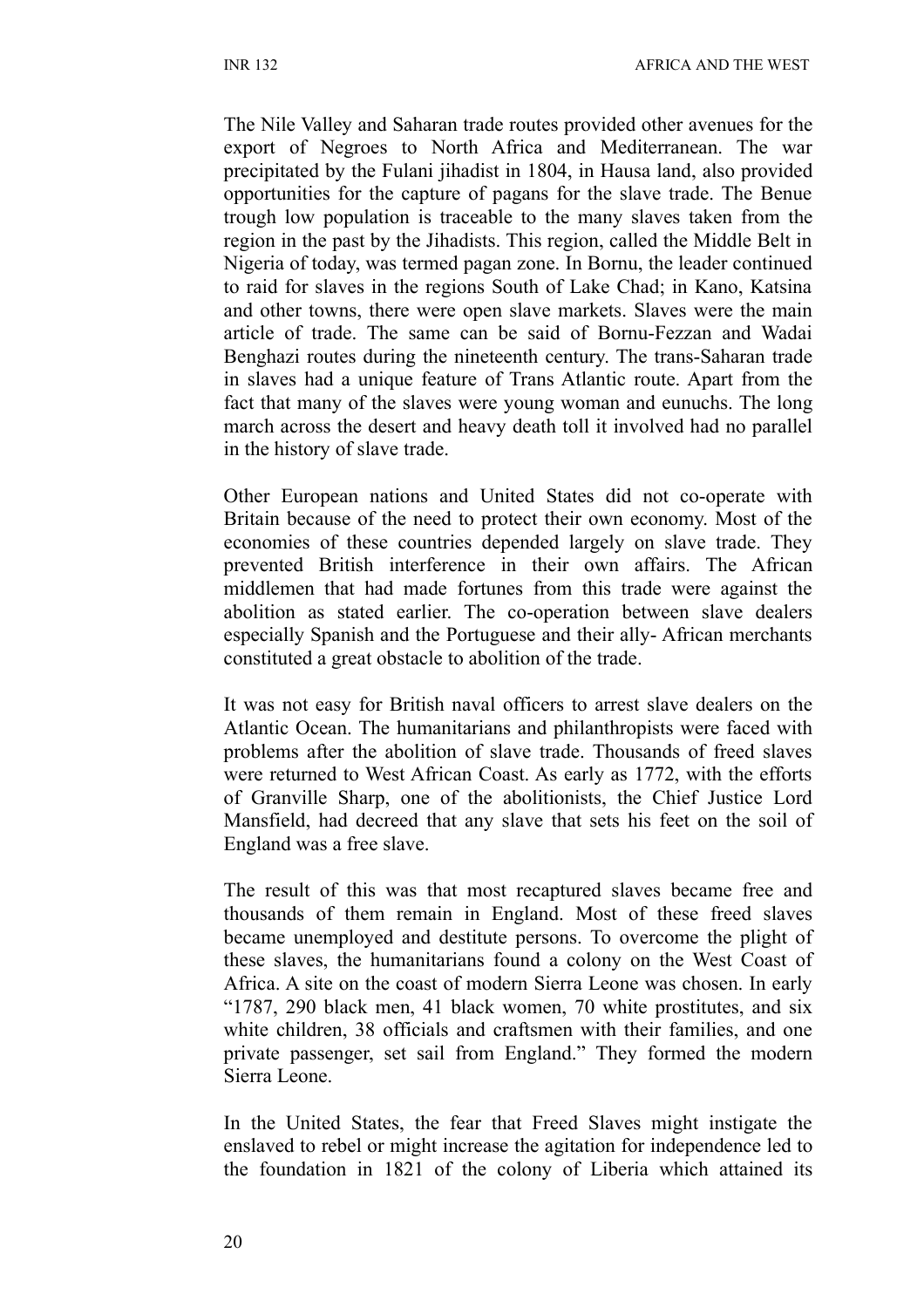The Nile Valley and Saharan trade routes provided other avenues for the export of Negroes to North Africa and Mediterranean. The war precipitated by the Fulani jihadist in 1804, in Hausa land, also provided opportunities for the capture of pagans for the slave trade. The Benue trough low population is traceable to the many slaves taken from the region in the past by the Jihadists. This region, called the Middle Belt in Nigeria of today, was termed pagan zone. In Bornu, the leader continued to raid for slaves in the regions South of Lake Chad; in Kano, Katsina and other towns, there were open slave markets. Slaves were the main article of trade. The same can be said of Bornu-Fezzan and Wadai Benghazi routes during the nineteenth century. The trans-Saharan trade in slaves had a unique feature of Trans Atlantic route. Apart from the fact that many of the slaves were young woman and eunuchs. The long march across the desert and heavy death toll it involved had no parallel in the history of slave trade.

Other European nations and United States did not co-operate with Britain because of the need to protect their own economy. Most of the economies of these countries depended largely on slave trade. They prevented British interference in their own affairs. The African middlemen that had made fortunes from this trade were against the abolition as stated earlier. The co-operation between slave dealers especially Spanish and the Portuguese and their ally- African merchants constituted a great obstacle to abolition of the trade.

It was not easy for British naval officers to arrest slave dealers on the Atlantic Ocean. The humanitarians and philanthropists were faced with problems after the abolition of slave trade. Thousands of freed slaves were returned to West African Coast. As early as 1772, with the efforts of Granville Sharp, one of the abolitionists, the Chief Justice Lord Mansfield, had decreed that any slave that sets his feet on the soil of England was a free slave.

The result of this was that most recaptured slaves became free and thousands of them remain in England. Most of these freed slaves became unemployed and destitute persons. To overcome the plight of these slaves, the humanitarians found a colony on the West Coast of Africa. A site on the coast of modern Sierra Leone was chosen. In early "1787, 290 black men, 41 black women, 70 white prostitutes, and six white children, 38 officials and craftsmen with their families, and one private passenger, set sail from England." They formed the modern Sierra Leone.

In the United States, the fear that Freed Slaves might instigate the enslaved to rebel or might increase the agitation for independence led to the foundation in 1821 of the colony of Liberia which attained its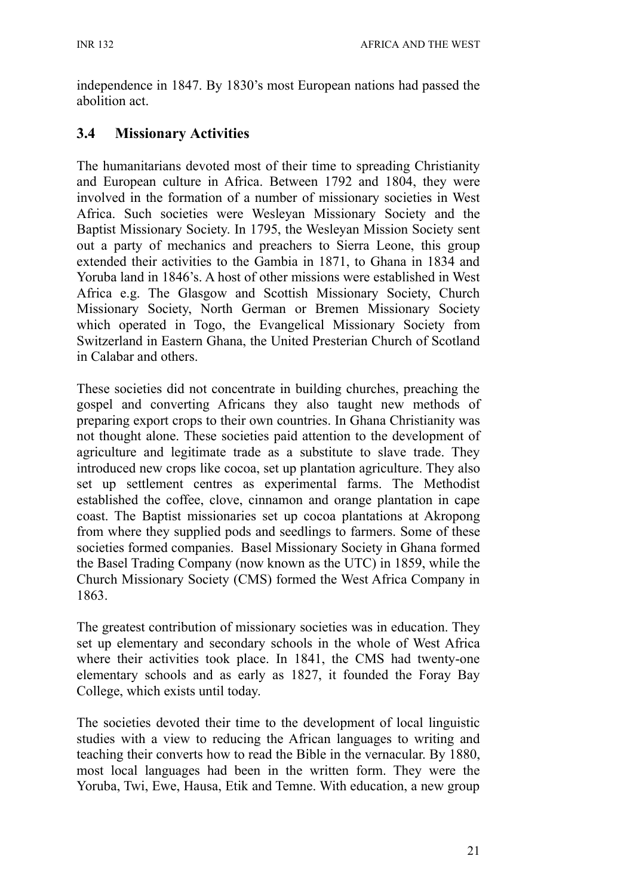independence in 1847. By 1830's most European nations had passed the abolition act.

### 3.4 Missionary Activities

The humanitarians devoted most of their time to spreading Christianity and European culture in Africa. Between 1792 and 1804, they were involved in the formation of a number of missionary societies in West Africa. Such societies were Wesleyan Missionary Society and the Baptist Missionary Society. In 1795, the Wesleyan Mission Society sent out a party of mechanics and preachers to Sierra Leone, this group extended their activities to the Gambia in 1871, to Ghana in 1834 and Yoruba land in 1846's. A host of other missions were established in West Africa e.g. The Glasgow and Scottish Missionary Society, Church Missionary Society, North German or Bremen Missionary Society which operated in Togo, the Evangelical Missionary Society from Switzerland in Eastern Ghana, the United Presterian Church of Scotland in Calabar and others.

These societies did not concentrate in building churches, preaching the gospel and converting Africans they also taught new methods of preparing export crops to their own countries. In Ghana Christianity was not thought alone. These societies paid attention to the development of agriculture and legitimate trade as a substitute to slave trade. They introduced new crops like cocoa, set up plantation agriculture. They also set up settlement centres as experimental farms. The Methodist established the coffee, clove, cinnamon and orange plantation in cape coast. The Baptist missionaries set up cocoa plantations at Akropong from where they supplied pods and seedlings to farmers. Some of these societies formed companies. Basel Missionary Society in Ghana formed the Basel Trading Company (now known as the UTC) in 1859, while the Church Missionary Society (CMS) formed the West Africa Company in 1863.

The greatest contribution of missionary societies was in education. They set up elementary and secondary schools in the whole of West Africa where their activities took place. In 1841, the CMS had twenty-one elementary schools and as early as 1827, it founded the Foray Bay College, which exists until today.

The societies devoted their time to the development of local linguistic studies with a view to reducing the African languages to writing and teaching their converts how to read the Bible in the vernacular. By 1880, most local languages had been in the written form. They were the Yoruba, Twi, Ewe, Hausa, Etik and Temne. With education, a new group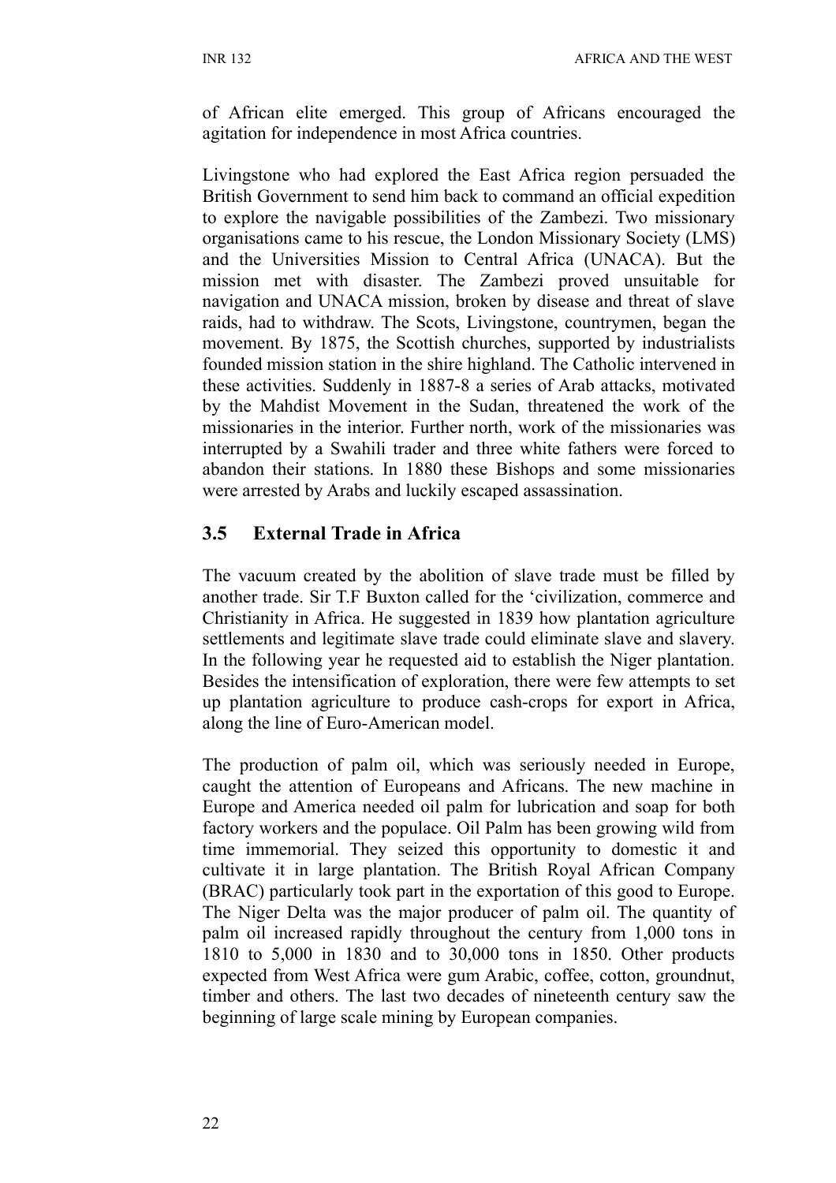of African elite emerged. This group of Africans encouraged the agitation for independence in most Africa countries.

Livingstone who had explored the East Africa region persuaded the British Government to send him back to command an official expedition to explore the navigable possibilities of the Zambezi. Two missionary organisations came to his rescue, the London Missionary Society (LMS) and the Universities Mission to Central Africa (UNACA). But the mission met with disaster. The Zambezi proved unsuitable for navigation and UNACA mission, broken by disease and threat of slave raids, had to withdraw. The Scots, Livingstone, countrymen, began the movement. By 1875, the Scottish churches, supported by industrialists founded mission station in the shire highland. The Catholic intervened in these activities. Suddenly in 1887-8 a series of Arab attacks, motivated by the Mahdist Movement in the Sudan, threatened the work of the missionaries in the interior. Further north, work of the missionaries was interrupted by a Swahili trader and three white fathers were forced to abandon their stations. In 1880 these Bishops and some missionaries were arrested by Arabs and luckily escaped assassination.

## 3.5 External Trade in Africa

The vacuum created by the abolition of slave trade must be filled by another trade. Sir T.F Buxton called for the 'civilization, commerce and Christianity in Africa. He suggested in 1839 how plantation agriculture settlements and legitimate slave trade could eliminate slave and slavery. In the following year he requested aid to establish the Niger plantation. Besides the intensification of exploration, there were few attempts to set up plantation agriculture to produce cash-crops for export in Africa, along the line of Euro-American model.

The production of palm oil, which was seriously needed in Europe, caught the attention of Europeans and Africans. The new machine in Europe and America needed oil palm for lubrication and soap for both factory workers and the populace. Oil Palm has been growing wild from time immemorial. They seized this opportunity to domestic it and cultivate it in large plantation. The British Royal African Company (BRAC) particularly took part in the exportation of this good to Europe. The Niger Delta was the major producer of palm oil. The quantity of palm oil increased rapidly throughout the century from 1,000 tons in 1810 to 5,000 in 1830 and to 30,000 tons in 1850. Other products expected from West Africa were gum Arabic, coffee, cotton, groundnut, timber and others. The last two decades of nineteenth century saw the beginning of large scale mining by European companies.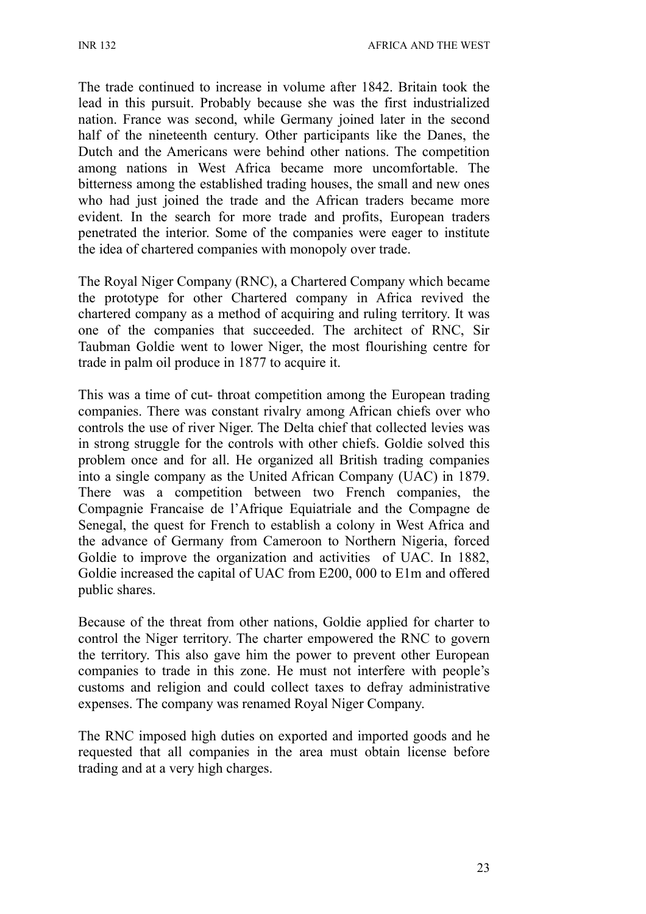The trade continued to increase in volume after 1842. Britain took the lead in this pursuit. Probably because she was the first industrialized nation. France was second, while Germany joined later in the second half of the nineteenth century. Other participants like the Danes, the Dutch and the Americans were behind other nations. The competition among nations in West Africa became more uncomfortable. The bitterness among the established trading houses, the small and new ones who had just joined the trade and the African traders became more evident. In the search for more trade and profits, European traders penetrated the interior. Some of the companies were eager to institute the idea of chartered companies with monopoly over trade.

The Royal Niger Company (RNC), a Chartered Company which became the prototype for other Chartered company in Africa revived the chartered company as a method of acquiring and ruling territory. It was one of the companies that succeeded. The architect of RNC, Sir Taubman Goldie went to lower Niger, the most flourishing centre for trade in palm oil produce in 1877 to acquire it.

This was a time of cut- throat competition among the European trading companies. There was constant rivalry among African chiefs over who controls the use of river Niger. The Delta chief that collected levies was in strong struggle for the controls with other chiefs. Goldie solved this problem once and for all. He organized all British trading companies into a single company as the United African Company (UAC) in 1879. There was a competition between two French companies, the Compagnie Francaise de l'Afrique Equiatriale and the Compagne de Senegal, the quest for French to establish a colony in West Africa and the advance of Germany from Cameroon to Northern Nigeria, forced Goldie to improve the organization and activities of UAC. In 1882, Goldie increased the capital of UAC from E200, 000 to E1m and offered public shares.

Because of the threat from other nations, Goldie applied for charter to control the Niger territory. The charter empowered the RNC to govern the territory. This also gave him the power to prevent other European companies to trade in this zone. He must not interfere with people's customs and religion and could collect taxes to defray administrative expenses. The company was renamed Royal Niger Company.

The RNC imposed high duties on exported and imported goods and he requested that all companies in the area must obtain license before trading and at a very high charges.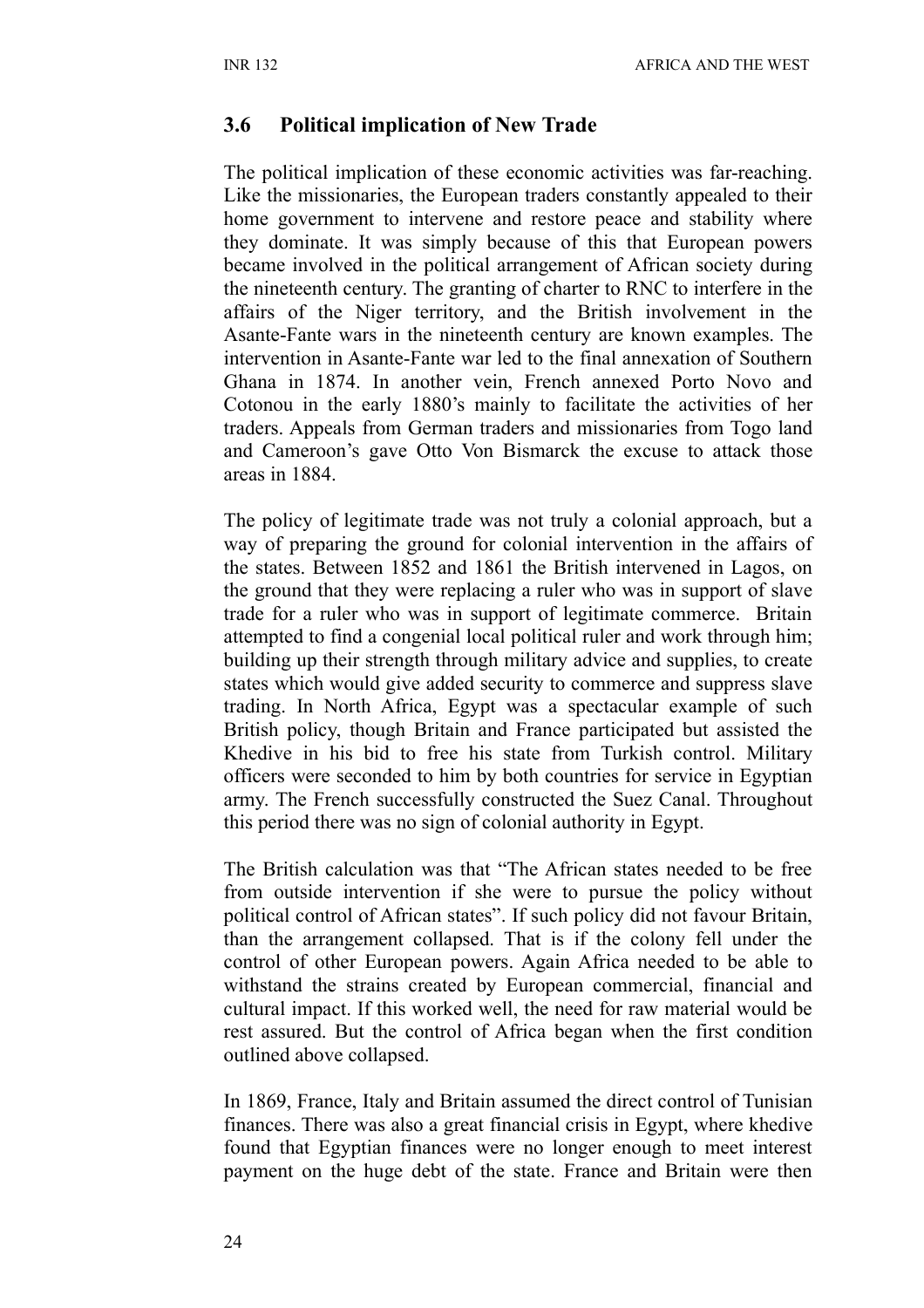### 3.6 Political implication of New Trade

The political implication of these economic activities was far-reaching. Like the missionaries, the European traders constantly appealed to their home government to intervene and restore peace and stability where they dominate. It was simply because of this that European powers became involved in the political arrangement of African society during the nineteenth century. The granting of charter to RNC to interfere in the affairs of the Niger territory, and the British involvement in the Asante-Fante wars in the nineteenth century are known examples. The intervention in Asante-Fante war led to the final annexation of Southern Ghana in 1874. In another vein, French annexed Porto Novo and Cotonou in the early 1880's mainly to facilitate the activities of her traders. Appeals from German traders and missionaries from Togo land and Cameroon's gave Otto Von Bismarck the excuse to attack those areas in 1884.

The policy of legitimate trade was not truly a colonial approach, but a way of preparing the ground for colonial intervention in the affairs of the states. Between 1852 and 1861 the British intervened in Lagos, on the ground that they were replacing a ruler who was in support of slave trade for a ruler who was in support of legitimate commerce. Britain attempted to find a congenial local political ruler and work through him; building up their strength through military advice and supplies, to create states which would give added security to commerce and suppress slave trading. In North Africa, Egypt was a spectacular example of such British policy, though Britain and France participated but assisted the Khedive in his bid to free his state from Turkish control. Military officers were seconded to him by both countries for service in Egyptian army. The French successfully constructed the Suez Canal. Throughout this period there was no sign of colonial authority in Egypt.

The British calculation was that "The African states needed to be free from outside intervention if she were to pursue the policy without political control of African states". If such policy did not favour Britain, than the arrangement collapsed. That is if the colony fell under the control of other European powers. Again Africa needed to be able to withstand the strains created by European commercial, financial and cultural impact. If this worked well, the need for raw material would be rest assured. But the control of Africa began when the first condition outlined above collapsed.

In 1869, France, Italy and Britain assumed the direct control of Tunisian finances. There was also a great financial crisis in Egypt, where khedive found that Egyptian finances were no longer enough to meet interest payment on the huge debt of the state. France and Britain were then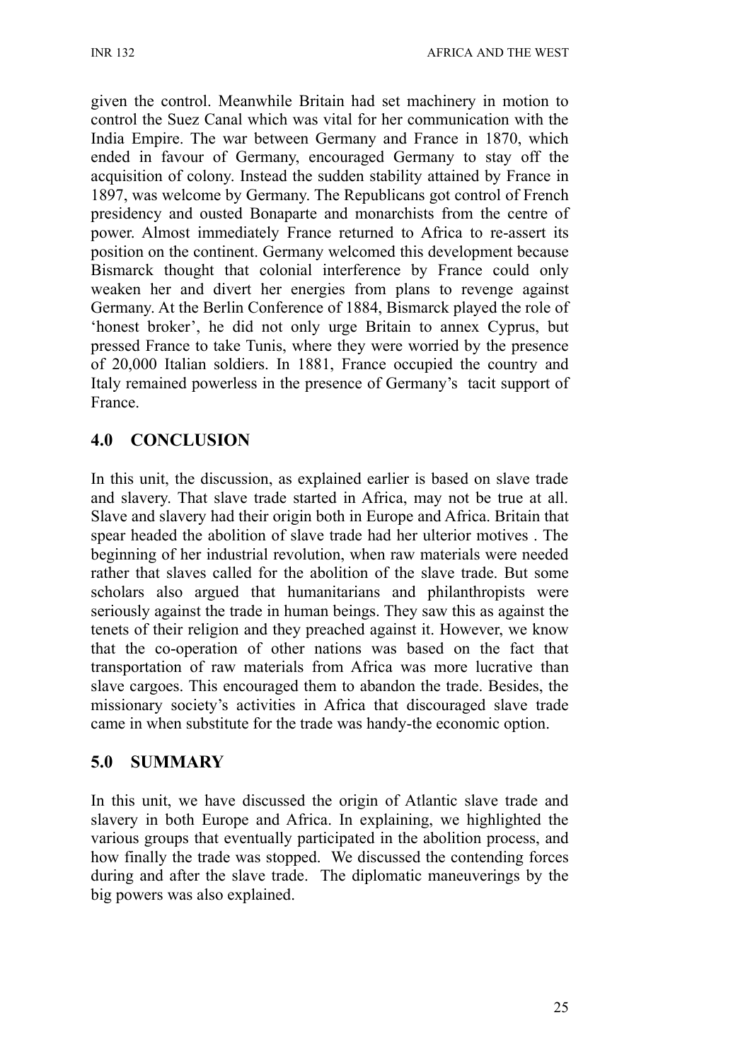given the control. Meanwhile Britain had set machinery in motion to control the Suez Canal which was vital for her communication with the India Empire. The war between Germany and France in 1870, which ended in favour of Germany, encouraged Germany to stay off the acquisition of colony. Instead the sudden stability attained by France in 1897, was welcome by Germany. The Republicans got control of French presidency and ousted Bonaparte and monarchists from the centre of power. Almost immediately France returned to Africa to re-assert its position on the continent. Germany welcomed this development because Bismarck thought that colonial interference by France could only weaken her and divert her energies from plans to revenge against Germany. At the Berlin Conference of 1884, Bismarck played the role of 'honest broker', he did not only urge Britain to annex Cyprus, but pressed France to take Tunis, where they were worried by the presence of 20,000 Italian soldiers. In 1881, France occupied the country and Italy remained powerless in the presence of Germany's tacit support of France.

## 4.0 CONCLUSION

In this unit, the discussion, as explained earlier is based on slave trade and slavery. That slave trade started in Africa, may not be true at all. Slave and slavery had their origin both in Europe and Africa. Britain that spear headed the abolition of slave trade had her ulterior motives . The beginning of her industrial revolution, when raw materials were needed rather that slaves called for the abolition of the slave trade. But some scholars also argued that humanitarians and philanthropists were seriously against the trade in human beings. They saw this as against the tenets of their religion and they preached against it. However, we know that the co-operation of other nations was based on the fact that transportation of raw materials from Africa was more lucrative than slave cargoes. This encouraged them to abandon the trade. Besides, the missionary society's activities in Africa that discouraged slave trade came in when substitute for the trade was handy-the economic option.

## 5.0 SUMMARY

In this unit, we have discussed the origin of Atlantic slave trade and slavery in both Europe and Africa. In explaining, we highlighted the various groups that eventually participated in the abolition process, and how finally the trade was stopped. We discussed the contending forces during and after the slave trade. The diplomatic maneuverings by the big powers was also explained.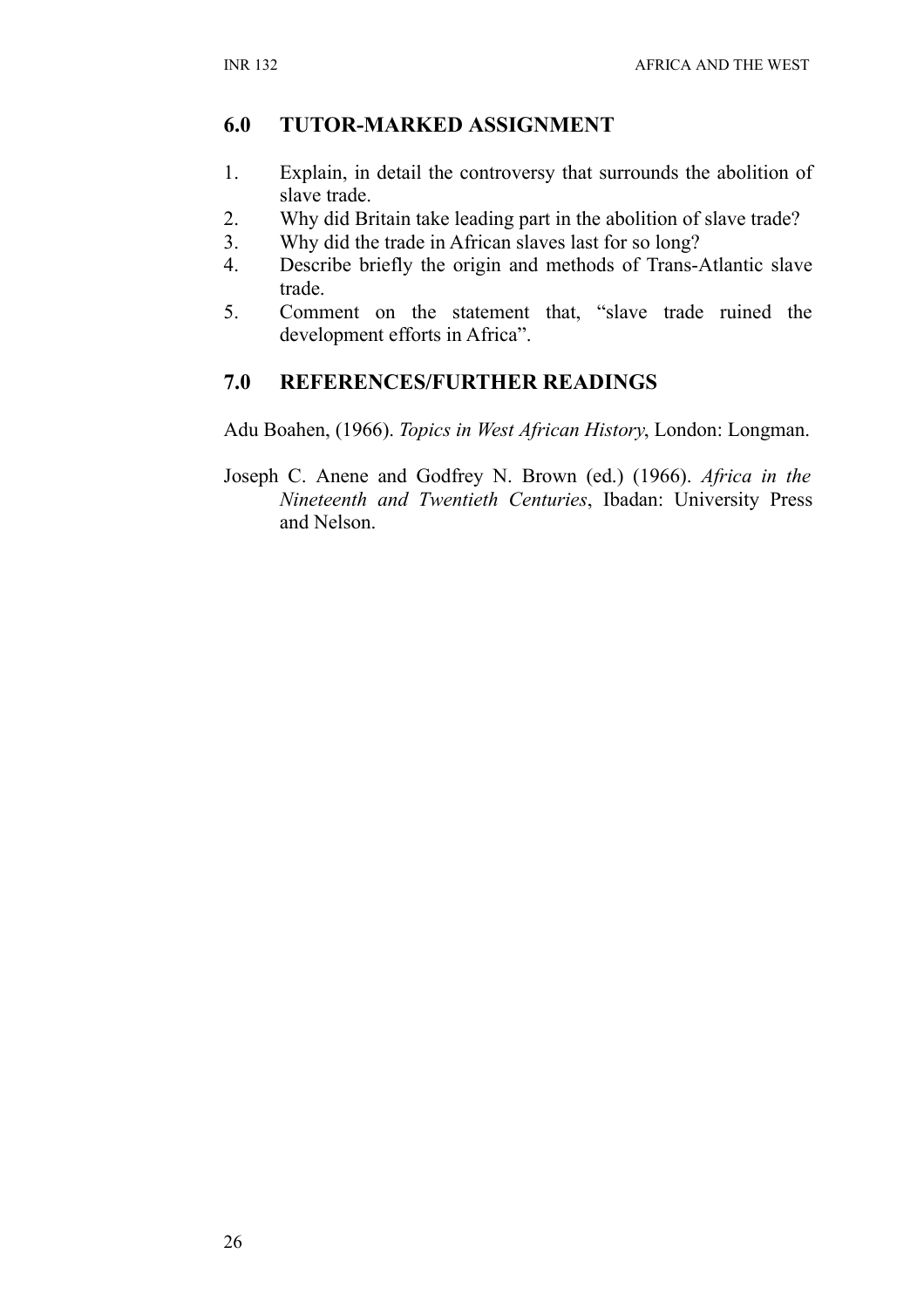## 6.0 TUTOR-MARKED ASSIGNMENT

1. Explain, in detail the controversy that surrounds the abolition of slave trade.
2. Why did Britain take leading part in the abolition of slave trade?
3. Why did the trade in African slaves last for so long?
4. Describe briefly the origin and methods of Trans-Atlantic slave trade.
5. Comment on the statement that, "slave trade ruined the development efforts in Africa".

## 7.0 REFERENCES/FURTHER READINGS

Adu Boahen, (1966). *Topics in West African History*, London: Longman.

Joseph C. Anene and Godfrey N. Brown (ed.) (1966). *Africa in the Nineteenth and Twentieth Centuries*, Ibadan: University Press and Nelson.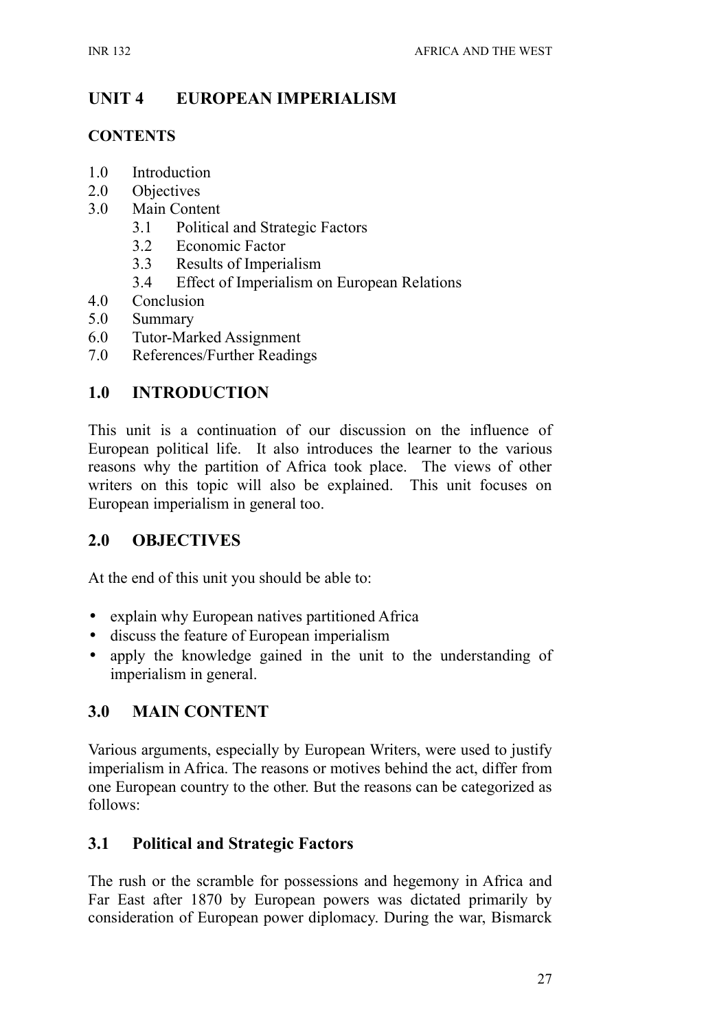# UNIT 4 EUROPEAN IMPERIALISM

## CONTENTS

1.0 Introduction
2.0 Objectives
3.0 Main Content
    3.1 Political and Strategic Factors
    3.2 Economic Factor
    3.3 Results of Imperialism
    3.4 Effect of Imperialism on European Relations
4.0 Conclusion
5.0 Summary
6.0 Tutor-Marked Assignment
7.0 References/Further Readings

## 1.0 INTRODUCTION

This unit is a continuation of our discussion on the influence of European political life. It also introduces the learner to the various reasons why the partition of Africa took place. The views of other writers on this topic will also be explained. This unit focuses on European imperialism in general too.

## 2.0 OBJECTIVES

At the end of this unit you should be able to:

- explain why European natives partitioned Africa
- discuss the feature of European imperialism
- apply the knowledge gained in the unit to the understanding of imperialism in general.

## 3.0 MAIN CONTENT

Various arguments, especially by European Writers, were used to justify imperialism in Africa. The reasons or motives behind the act, differ from one European country to the other. But the reasons can be categorized as follows:

### 3.1 Political and Strategic Factors

The rush or the scramble for possessions and hegemony in Africa and Far East after 1870 by European powers was dictated primarily by consideration of European power diplomacy. During the war, Bismarck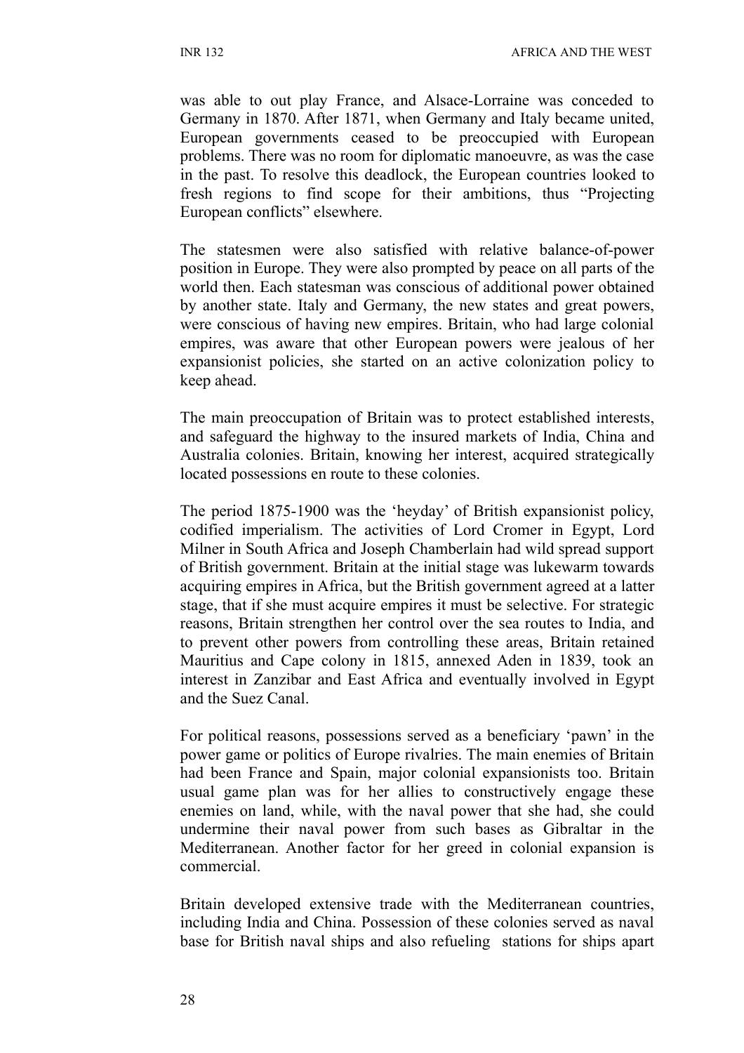was able to out play France, and Alsace-Lorraine was conceded to Germany in 1870. After 1871, when Germany and Italy became united, European governments ceased to be preoccupied with European problems. There was no room for diplomatic manoeuvre, as was the case in the past. To resolve this deadlock, the European countries looked to fresh regions to find scope for their ambitions, thus "Projecting European conflicts" elsewhere.

The statesmen were also satisfied with relative balance-of-power position in Europe. They were also prompted by peace on all parts of the world then. Each statesman was conscious of additional power obtained by another state. Italy and Germany, the new states and great powers, were conscious of having new empires. Britain, who had large colonial empires, was aware that other European powers were jealous of her expansionist policies, she started on an active colonization policy to keep ahead.

The main preoccupation of Britain was to protect established interests, and safeguard the highway to the insured markets of India, China and Australia colonies. Britain, knowing her interest, acquired strategically located possessions en route to these colonies.

The period 1875-1900 was the 'heyday' of British expansionist policy, codified imperialism. The activities of Lord Cromer in Egypt, Lord Milner in South Africa and Joseph Chamberlain had wild spread support of British government. Britain at the initial stage was lukewarm towards acquiring empires in Africa, but the British government agreed at a latter stage, that if she must acquire empires it must be selective. For strategic reasons, Britain strengthen her control over the sea routes to India, and to prevent other powers from controlling these areas, Britain retained Mauritius and Cape colony in 1815, annexed Aden in 1839, took an interest in Zanzibar and East Africa and eventually involved in Egypt and the Suez Canal.

For political reasons, possessions served as a beneficiary 'pawn' in the power game or politics of Europe rivalries. The main enemies of Britain had been France and Spain, major colonial expansionists too. Britain usual game plan was for her allies to constructively engage these enemies on land, while, with the naval power that she had, she could undermine their naval power from such bases as Gibraltar in the Mediterranean. Another factor for her greed in colonial expansion is commercial.

Britain developed extensive trade with the Mediterranean countries, including India and China. Possession of these colonies served as naval base for British naval ships and also refueling stations for ships apart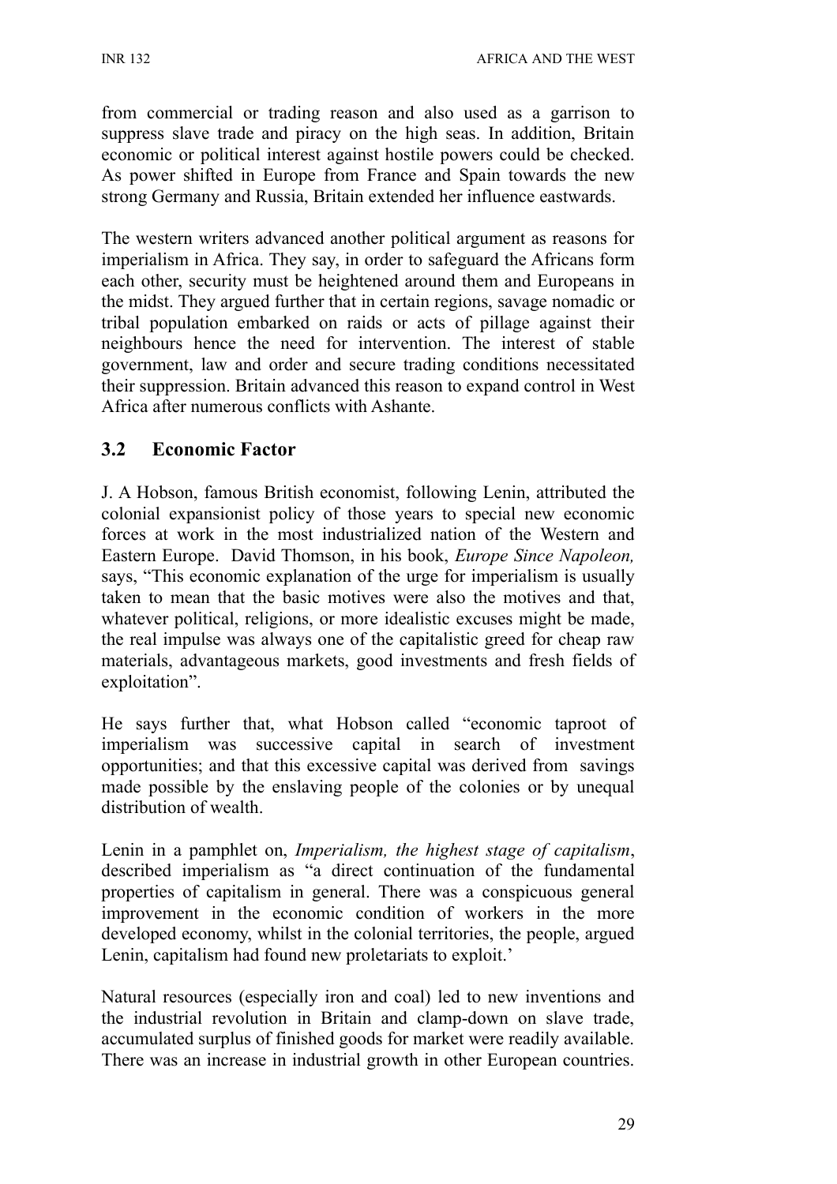from commercial or trading reason and also used as a garrison to suppress slave trade and piracy on the high seas. In addition, Britain economic or political interest against hostile powers could be checked. As power shifted in Europe from France and Spain towards the new strong Germany and Russia, Britain extended her influence eastwards.

The western writers advanced another political argument as reasons for imperialism in Africa. They say, in order to safeguard the Africans form each other, security must be heightened around them and Europeans in the midst. They argued further that in certain regions, savage nomadic or tribal population embarked on raids or acts of pillage against their neighbours hence the need for intervention. The interest of stable government, law and order and secure trading conditions necessitated their suppression. Britain advanced this reason to expand control in West Africa after numerous conflicts with Ashante.

## 3.2 Economic Factor

J. A Hobson, famous British economist, following Lenin, attributed the colonial expansionist policy of those years to special new economic forces at work in the most industrialized nation of the Western and Eastern Europe. David Thomson, in his book, *Europe Since Napoleon,* says, "This economic explanation of the urge for imperialism is usually taken to mean that the basic motives were also the motives and that, whatever political, religions, or more idealistic excuses might be made, the real impulse was always one of the capitalistic greed for cheap raw materials, advantageous markets, good investments and fresh fields of exploitation".

He says further that, what Hobson called "economic taproot of imperialism was successive capital in search of investment opportunities; and that this excessive capital was derived from savings made possible by the enslaving people of the colonies or by unequal distribution of wealth.

Lenin in a pamphlet on, *Imperialism, the highest stage of capitalism*, described imperialism as "a direct continuation of the fundamental properties of capitalism in general. There was a conspicuous general improvement in the economic condition of workers in the more developed economy, whilst in the colonial territories, the people, argued Lenin, capitalism had found new proletariats to exploit.'

Natural resources (especially iron and coal) led to new inventions and the industrial revolution in Britain and clamp-down on slave trade, accumulated surplus of finished goods for market were readily available. There was an increase in industrial growth in other European countries.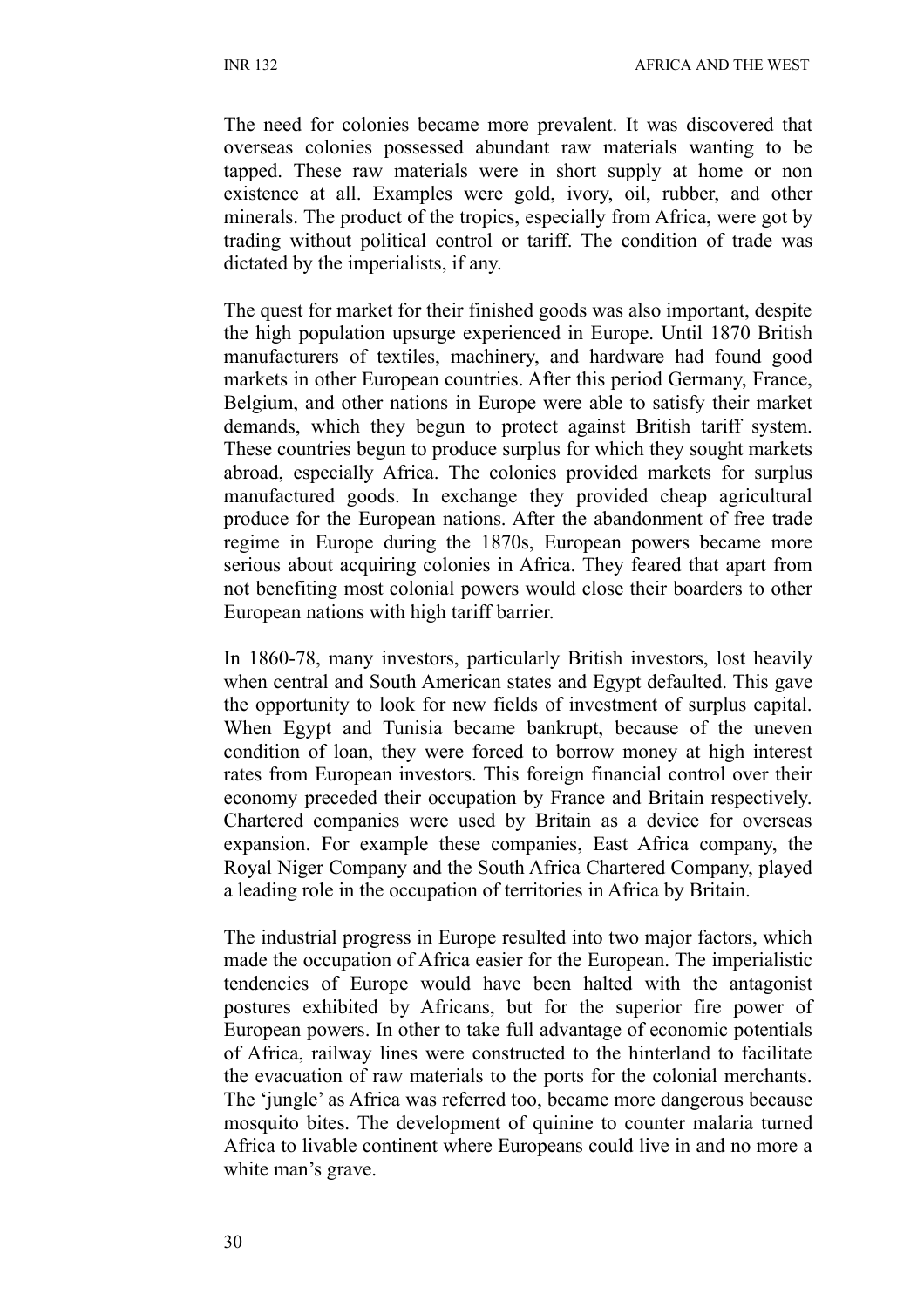The need for colonies became more prevalent. It was discovered that overseas colonies possessed abundant raw materials wanting to be tapped. These raw materials were in short supply at home or non existence at all. Examples were gold, ivory, oil, rubber, and other minerals. The product of the tropics, especially from Africa, were got by trading without political control or tariff. The condition of trade was dictated by the imperialists, if any.

The quest for market for their finished goods was also important, despite the high population upsurge experienced in Europe. Until 1870 British manufacturers of textiles, machinery, and hardware had found good markets in other European countries. After this period Germany, France, Belgium, and other nations in Europe were able to satisfy their market demands, which they begun to protect against British tariff system. These countries begun to produce surplus for which they sought markets abroad, especially Africa. The colonies provided markets for surplus manufactured goods. In exchange they provided cheap agricultural produce for the European nations. After the abandonment of free trade regime in Europe during the 1870s, European powers became more serious about acquiring colonies in Africa. They feared that apart from not benefiting most colonial powers would close their boarders to other European nations with high tariff barrier.

In 1860-78, many investors, particularly British investors, lost heavily when central and South American states and Egypt defaulted. This gave the opportunity to look for new fields of investment of surplus capital. When Egypt and Tunisia became bankrupt, because of the uneven condition of loan, they were forced to borrow money at high interest rates from European investors. This foreign financial control over their economy preceded their occupation by France and Britain respectively. Chartered companies were used by Britain as a device for overseas expansion. For example these companies, East Africa company, the Royal Niger Company and the South Africa Chartered Company, played a leading role in the occupation of territories in Africa by Britain.

The industrial progress in Europe resulted into two major factors, which made the occupation of Africa easier for the European. The imperialistic tendencies of Europe would have been halted with the antagonist postures exhibited by Africans, but for the superior fire power of European powers. In other to take full advantage of economic potentials of Africa, railway lines were constructed to the hinterland to facilitate the evacuation of raw materials to the ports for the colonial merchants. The 'jungle' as Africa was referred too, became more dangerous because mosquito bites. The development of quinine to counter malaria turned Africa to livable continent where Europeans could live in and no more a white man's grave.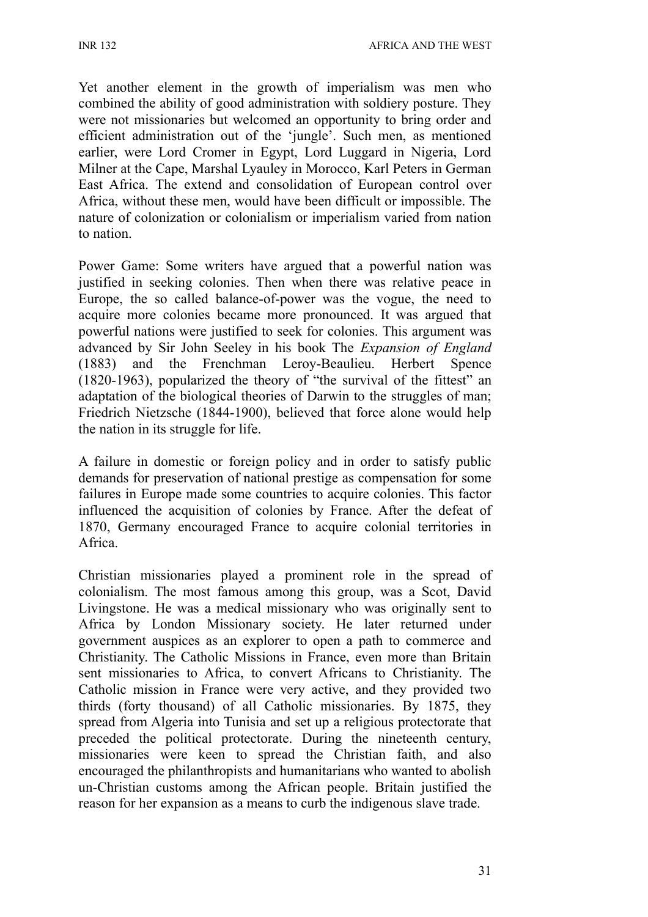Yet another element in the growth of imperialism was men who combined the ability of good administration with soldiery posture. They were not missionaries but welcomed an opportunity to bring order and efficient administration out of the 'jungle'. Such men, as mentioned earlier, were Lord Cromer in Egypt, Lord Luggard in Nigeria, Lord Milner at the Cape, Marshal Lyauley in Morocco, Karl Peters in German East Africa. The extend and consolidation of European control over Africa, without these men, would have been difficult or impossible. The nature of colonization or colonialism or imperialism varied from nation to nation.

Power Game: Some writers have argued that a powerful nation was justified in seeking colonies. Then when there was relative peace in Europe, the so called balance-of-power was the vogue, the need to acquire more colonies became more pronounced. It was argued that powerful nations were justified to seek for colonies. This argument was advanced by Sir John Seeley in his book The *Expansion of England* (1883) and the Frenchman Leroy-Beaulieu. Herbert Spence (1820-1963), popularized the theory of "the survival of the fittest" an adaptation of the biological theories of Darwin to the struggles of man; Friedrich Nietzsche (1844-1900), believed that force alone would help the nation in its struggle for life.

A failure in domestic or foreign policy and in order to satisfy public demands for preservation of national prestige as compensation for some failures in Europe made some countries to acquire colonies. This factor influenced the acquisition of colonies by France. After the defeat of 1870, Germany encouraged France to acquire colonial territories in Africa.

Christian missionaries played a prominent role in the spread of colonialism. The most famous among this group, was a Scot, David Livingstone. He was a medical missionary who was originally sent to Africa by London Missionary society. He later returned under government auspices as an explorer to open a path to commerce and Christianity. The Catholic Missions in France, even more than Britain sent missionaries to Africa, to convert Africans to Christianity. The Catholic mission in France were very active, and they provided two thirds (forty thousand) of all Catholic missionaries. By 1875, they spread from Algeria into Tunisia and set up a religious protectorate that preceded the political protectorate. During the nineteenth century, missionaries were keen to spread the Christian faith, and also encouraged the philanthropists and humanitarians who wanted to abolish un-Christian customs among the African people. Britain justified the reason for her expansion as a means to curb the indigenous slave trade.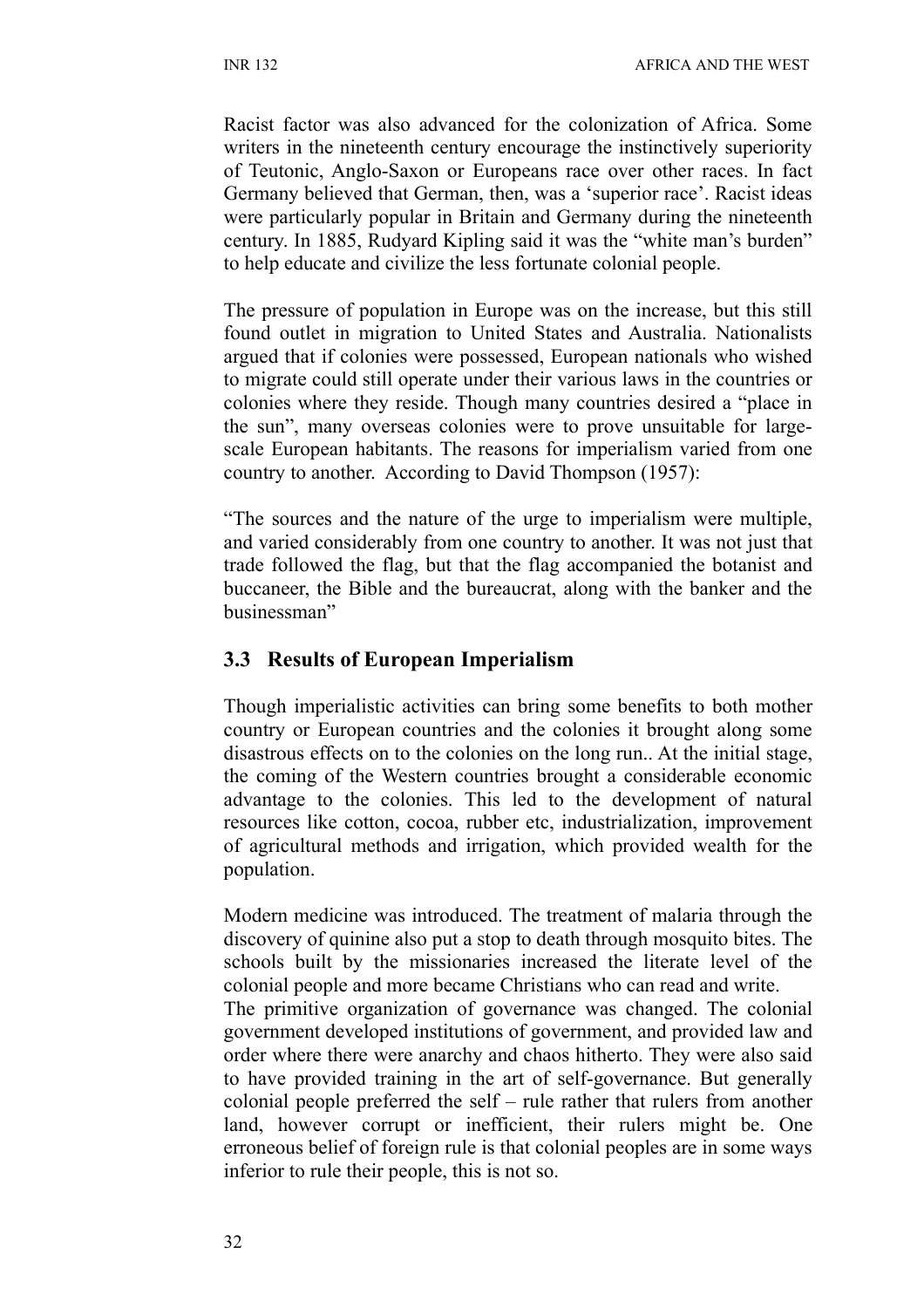Racist factor was also advanced for the colonization of Africa. Some writers in the nineteenth century encourage the instinctively superiority of Teutonic, Anglo-Saxon or Europeans race over other races. In fact Germany believed that German, then, was a 'superior race'. Racist ideas were particularly popular in Britain and Germany during the nineteenth century. In 1885, Rudyard Kipling said it was the "white man's burden" to help educate and civilize the less fortunate colonial people.

The pressure of population in Europe was on the increase, but this still found outlet in migration to United States and Australia. Nationalists argued that if colonies were possessed, European nationals who wished to migrate could still operate under their various laws in the countries or colonies where they reside. Though many countries desired a "place in the sun", many overseas colonies were to prove unsuitable for large-scale European habitants. The reasons for imperialism varied from one country to another. According to David Thompson (1957):

"The sources and the nature of the urge to imperialism were multiple, and varied considerably from one country to another. It was not just that trade followed the flag, but that the flag accompanied the botanist and buccaneer, the Bible and the bureaucrat, along with the banker and the businessman"

## 3.3 Results of European Imperialism

Though imperialistic activities can bring some benefits to both mother country or European countries and the colonies it brought along some disastrous effects on to the colonies on the long run.. At the initial stage, the coming of the Western countries brought a considerable economic advantage to the colonies. This led to the development of natural resources like cotton, cocoa, rubber etc, industrialization, improvement of agricultural methods and irrigation, which provided wealth for the population.

Modern medicine was introduced. The treatment of malaria through the discovery of quinine also put a stop to death through mosquito bites. The schools built by the missionaries increased the literate level of the colonial people and more became Christians who can read and write.
The primitive organization of governance was changed. The colonial government developed institutions of government, and provided law and order where there were anarchy and chaos hitherto. They were also said to have provided training in the art of self-governance. But generally colonial people preferred the self – rule rather that rulers from another land, however corrupt or inefficient, their rulers might be. One erroneous belief of foreign rule is that colonial peoples are in some ways inferior to rule their people, this is not so.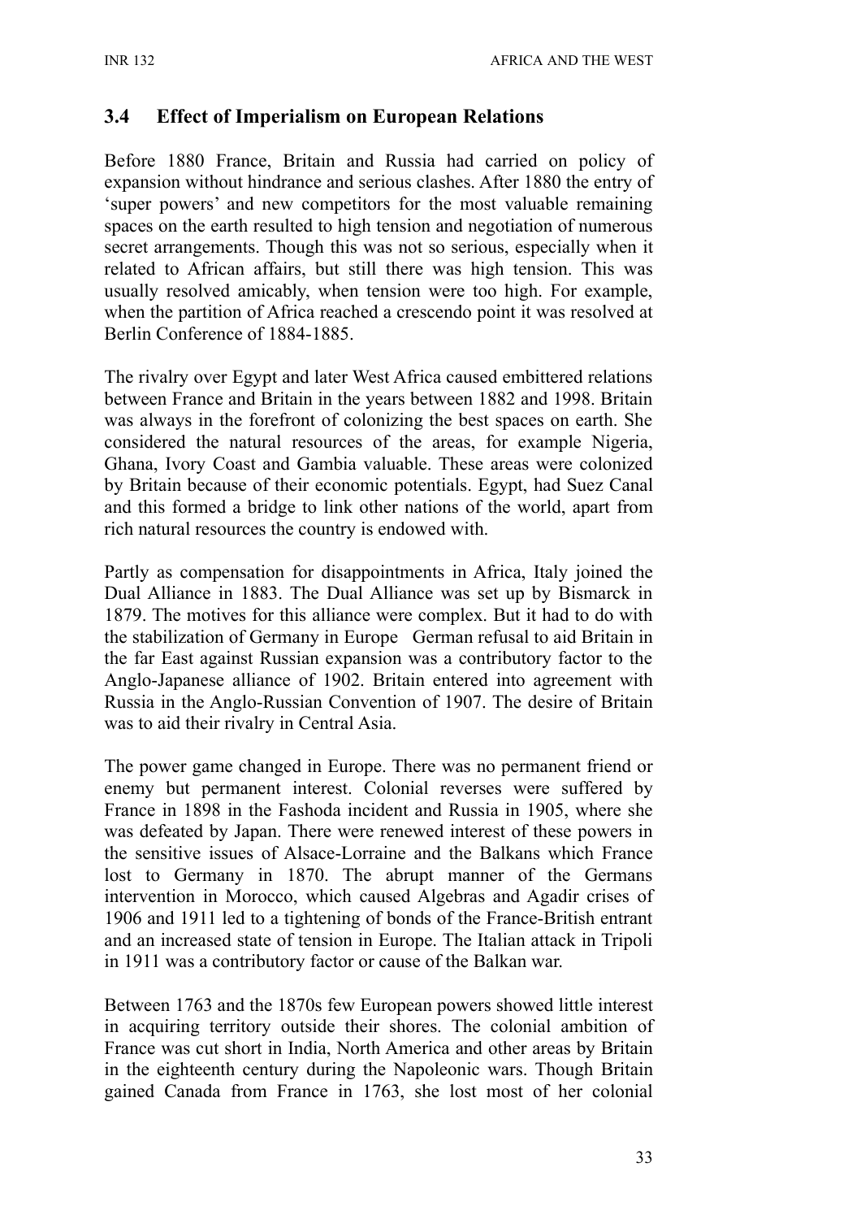### 3.4 Effect of Imperialism on European Relations

Before 1880 France, Britain and Russia had carried on policy of expansion without hindrance and serious clashes. After 1880 the entry of 'super powers' and new competitors for the most valuable remaining spaces on the earth resulted to high tension and negotiation of numerous secret arrangements. Though this was not so serious, especially when it related to African affairs, but still there was high tension. This was usually resolved amicably, when tension were too high. For example, when the partition of Africa reached a crescendo point it was resolved at Berlin Conference of 1884-1885.

The rivalry over Egypt and later West Africa caused embittered relations between France and Britain in the years between 1882 and 1998. Britain was always in the forefront of colonizing the best spaces on earth. She considered the natural resources of the areas, for example Nigeria, Ghana, Ivory Coast and Gambia valuable. These areas were colonized by Britain because of their economic potentials. Egypt, had Suez Canal and this formed a bridge to link other nations of the world, apart from rich natural resources the country is endowed with.

Partly as compensation for disappointments in Africa, Italy joined the Dual Alliance in 1883. The Dual Alliance was set up by Bismarck in 1879. The motives for this alliance were complex. But it had to do with the stabilization of Germany in Europe German refusal to aid Britain in the far East against Russian expansion was a contributory factor to the Anglo-Japanese alliance of 1902. Britain entered into agreement with Russia in the Anglo-Russian Convention of 1907. The desire of Britain was to aid their rivalry in Central Asia.

The power game changed in Europe. There was no permanent friend or enemy but permanent interest. Colonial reverses were suffered by France in 1898 in the Fashoda incident and Russia in 1905, where she was defeated by Japan. There were renewed interest of these powers in the sensitive issues of Alsace-Lorraine and the Balkans which France lost to Germany in 1870. The abrupt manner of the Germans intervention in Morocco, which caused Algebras and Agadir crises of 1906 and 1911 led to a tightening of bonds of the France-British entrant and an increased state of tension in Europe. The Italian attack in Tripoli in 1911 was a contributory factor or cause of the Balkan war.

Between 1763 and the 1870s few European powers showed little interest in acquiring territory outside their shores. The colonial ambition of France was cut short in India, North America and other areas by Britain in the eighteenth century during the Napoleonic wars. Though Britain gained Canada from France in 1763, she lost most of her colonial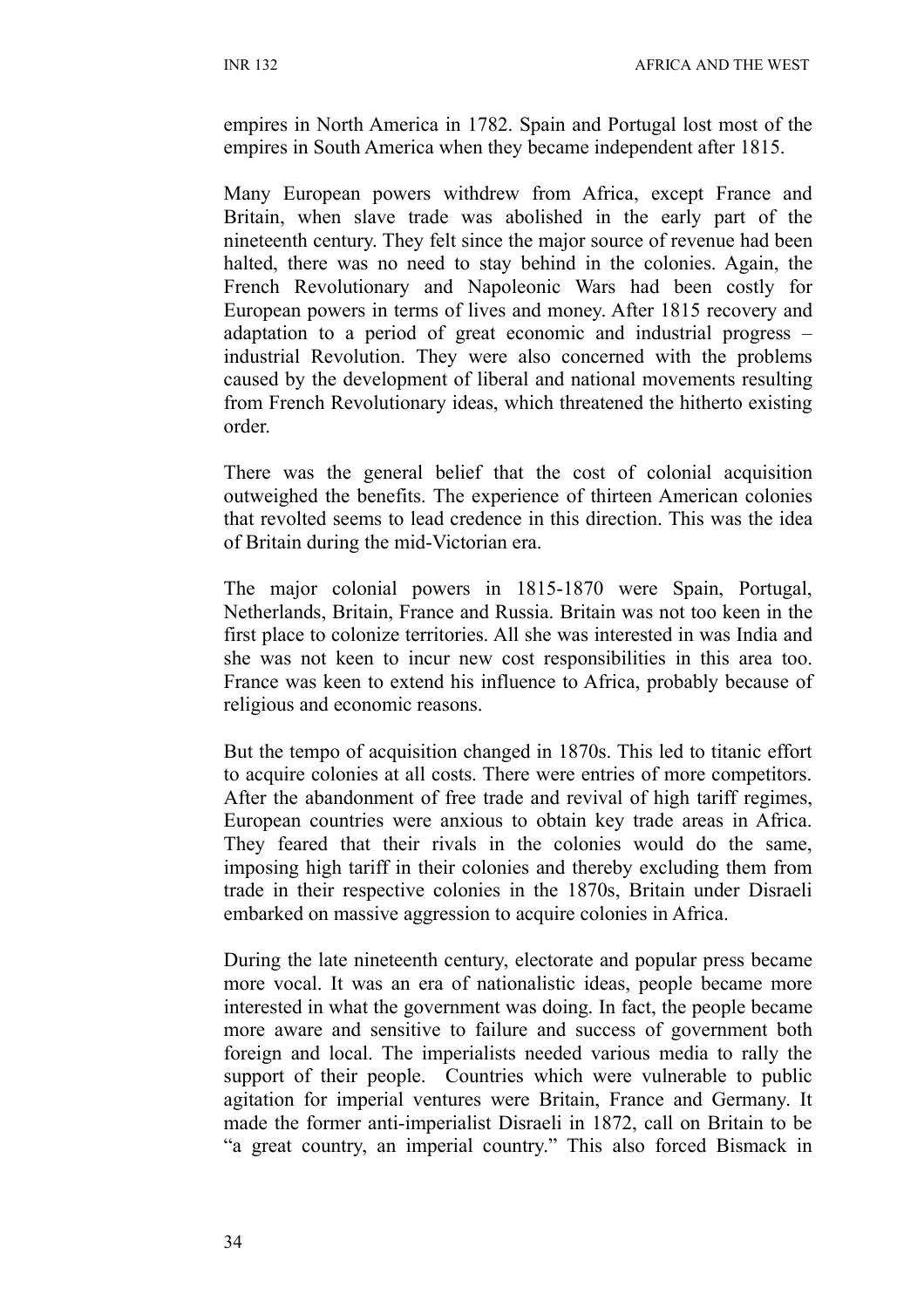empires in North America in 1782. Spain and Portugal lost most of the empires in South America when they became independent after 1815.

Many European powers withdrew from Africa, except France and Britain, when slave trade was abolished in the early part of the nineteenth century. They felt since the major source of revenue had been halted, there was no need to stay behind in the colonies. Again, the French Revolutionary and Napoleonic Wars had been costly for European powers in terms of lives and money. After 1815 recovery and adaptation to a period of great economic and industrial progress – industrial Revolution. They were also concerned with the problems caused by the development of liberal and national movements resulting from French Revolutionary ideas, which threatened the hitherto existing order.

There was the general belief that the cost of colonial acquisition outweighed the benefits. The experience of thirteen American colonies that revolted seems to lead credence in this direction. This was the idea of Britain during the mid-Victorian era.

The major colonial powers in 1815-1870 were Spain, Portugal, Netherlands, Britain, France and Russia. Britain was not too keen in the first place to colonize territories. All she was interested in was India and she was not keen to incur new cost responsibilities in this area too. France was keen to extend his influence to Africa, probably because of religious and economic reasons.

But the tempo of acquisition changed in 1870s. This led to titanic effort to acquire colonies at all costs. There were entries of more competitors. After the abandonment of free trade and revival of high tariff regimes, European countries were anxious to obtain key trade areas in Africa. They feared that their rivals in the colonies would do the same, imposing high tariff in their colonies and thereby excluding them from trade in their respective colonies in the 1870s, Britain under Disraeli embarked on massive aggression to acquire colonies in Africa.

During the late nineteenth century, electorate and popular press became more vocal. It was an era of nationalistic ideas, people became more interested in what the government was doing. In fact, the people became more aware and sensitive to failure and success of government both foreign and local. The imperialists needed various media to rally the support of their people. Countries which were vulnerable to public agitation for imperial ventures were Britain, France and Germany. It made the former anti-imperialist Disraeli in 1872, call on Britain to be "a great country, an imperial country." This also forced Bismack in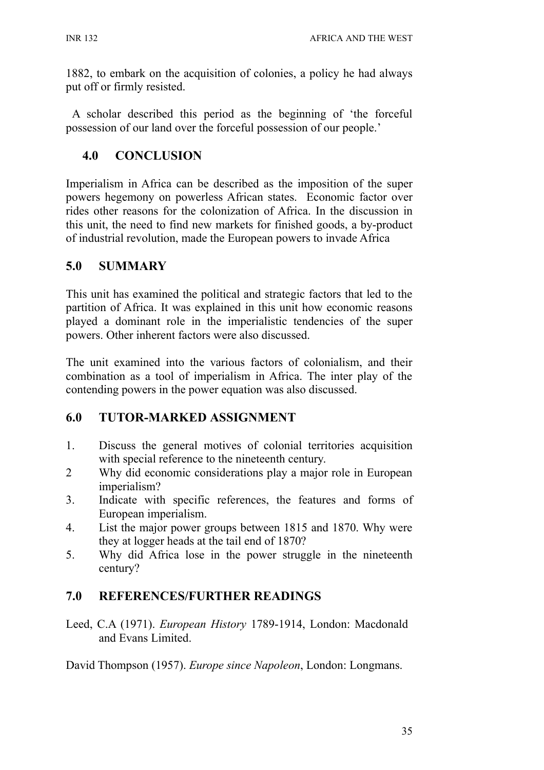1882, to embark on the acquisition of colonies, a policy he had always put off or firmly resisted.

A scholar described this period as the beginning of 'the forceful possession of our land over the forceful possession of our people.'

## 4.0 CONCLUSION

Imperialism in Africa can be described as the imposition of the super powers hegemony on powerless African states. Economic factor over rides other reasons for the colonization of Africa. In the discussion in this unit, the need to find new markets for finished goods, a by-product of industrial revolution, made the European powers to invade Africa

## 5.0 SUMMARY

This unit has examined the political and strategic factors that led to the partition of Africa. It was explained in this unit how economic reasons played a dominant role in the imperialistic tendencies of the super powers. Other inherent factors were also discussed.

The unit examined into the various factors of colonialism, and their combination as a tool of imperialism in Africa. The inter play of the contending powers in the power equation was also discussed.

## 6.0 TUTOR-MARKED ASSIGNMENT

1. Discuss the general motives of colonial territories acquisition with special reference to the nineteenth century.
2. Why did economic considerations play a major role in European imperialism?
3. Indicate with specific references, the features and forms of European imperialism.
4. List the major power groups between 1815 and 1870. Why were they at logger heads at the tail end of 1870?
5. Why did Africa lose in the power struggle in the nineteenth century?

## 7.0 REFERENCES/FURTHER READINGS

Leed, C.A (1971). *European History* 1789-1914, London: Macdonald and Evans Limited.

David Thompson (1957). *Europe since Napoleon*, London: Longmans.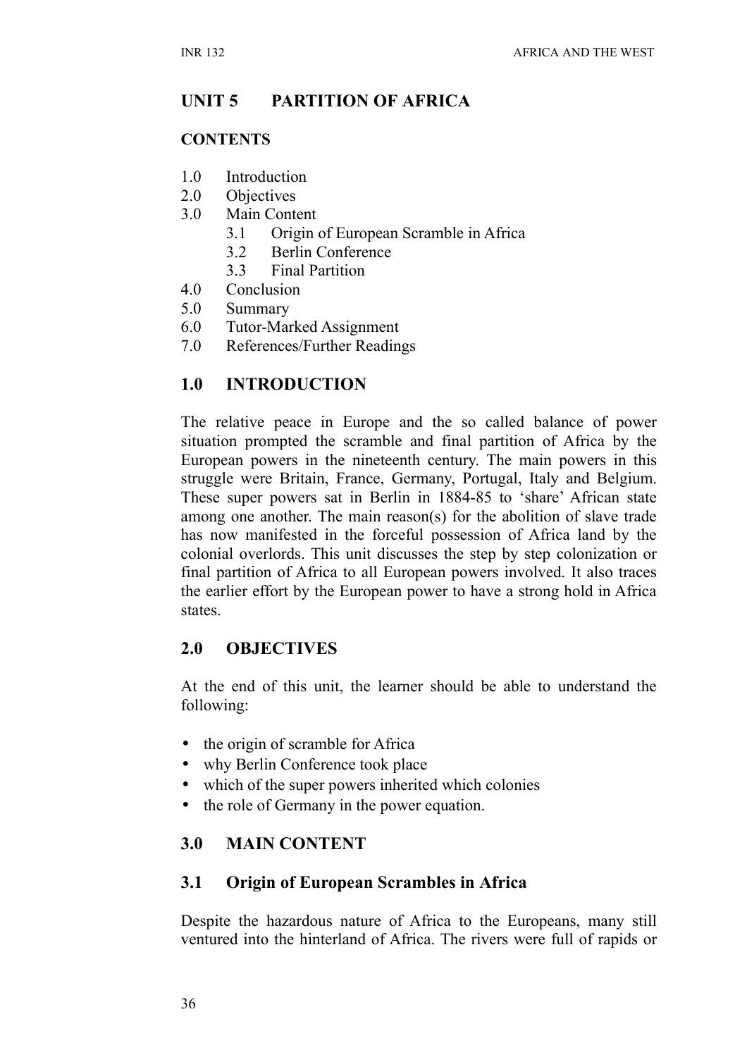## UNIT 5 PARTITION OF AFRICA

**CONTENTS**

1.0 Introduction
2.0 Objectives
3.0 Main Content
 3.1 Origin of European Scramble in Africa
 3.2 Berlin Conference
 3.3 Final Partition
4.0 Conclusion
5.0 Summary
6.0 Tutor-Marked Assignment
7.0 References/Further Readings

## 1.0 INTRODUCTION

The relative peace in Europe and the so called balance of power situation prompted the scramble and final partition of Africa by the European powers in the nineteenth century. The main powers in this struggle were Britain, France, Germany, Portugal, Italy and Belgium. These super powers sat in Berlin in 1884-85 to 'share' African state among one another. The main reason(s) for the abolition of slave trade has now manifested in the forceful possession of Africa land by the colonial overlords. This unit discusses the step by step colonization or final partition of Africa to all European powers involved. It also traces the earlier effort by the European power to have a strong hold in Africa states.

## 2.0 OBJECTIVES

At the end of this unit, the learner should be able to understand the following:

- the origin of scramble for Africa
- why Berlin Conference took place
- which of the super powers inherited which colonies
- the role of Germany in the power equation.

## 3.0 MAIN CONTENT

### 3.1 Origin of European Scrambles in Africa

Despite the hazardous nature of Africa to the Europeans, many still ventured into the hinterland of Africa. The rivers were full of rapids or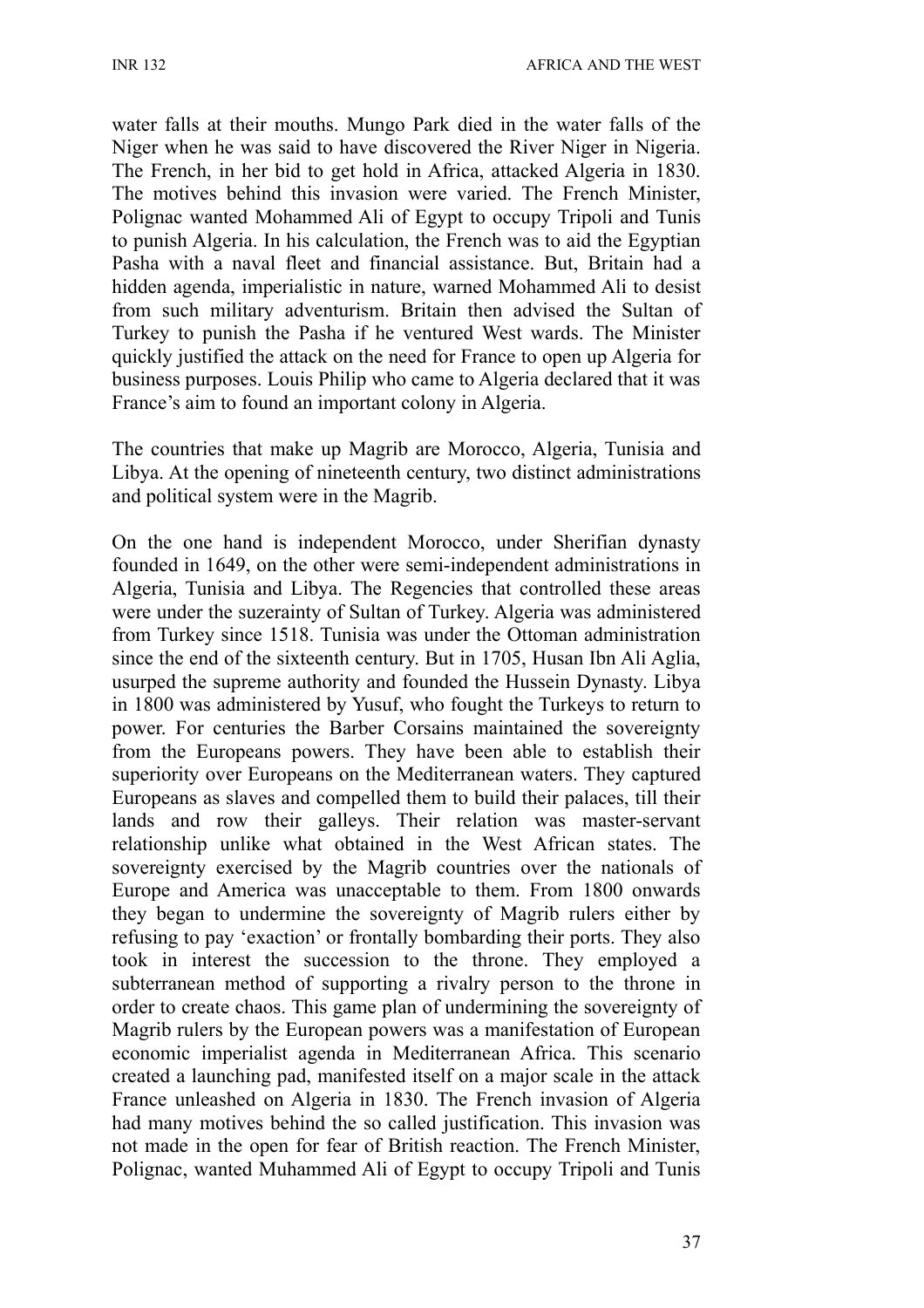water falls at their mouths. Mungo Park died in the water falls of the Niger when he was said to have discovered the River Niger in Nigeria. The French, in her bid to get hold in Africa, attacked Algeria in 1830. The motives behind this invasion were varied. The French Minister, Polignac wanted Mohammed Ali of Egypt to occupy Tripoli and Tunis to punish Algeria. In his calculation, the French was to aid the Egyptian Pasha with a naval fleet and financial assistance. But, Britain had a hidden agenda, imperialistic in nature, warned Mohammed Ali to desist from such military adventurism. Britain then advised the Sultan of Turkey to punish the Pasha if he ventured West wards. The Minister quickly justified the attack on the need for France to open up Algeria for business purposes. Louis Philip who came to Algeria declared that it was France's aim to found an important colony in Algeria.

The countries that make up Magrib are Morocco, Algeria, Tunisia and Libya. At the opening of nineteenth century, two distinct administrations and political system were in the Magrib.

On the one hand is independent Morocco, under Sherifian dynasty founded in 1649, on the other were semi-independent administrations in Algeria, Tunisia and Libya. The Regencies that controlled these areas were under the suzerainty of Sultan of Turkey. Algeria was administered from Turkey since 1518. Tunisia was under the Ottoman administration since the end of the sixteenth century. But in 1705, Husan Ibn Ali Aglia, usurped the supreme authority and founded the Hussein Dynasty. Libya in 1800 was administered by Yusuf, who fought the Turkeys to return to power. For centuries the Barber Corsains maintained the sovereignty from the Europeans powers. They have been able to establish their superiority over Europeans on the Mediterranean waters. They captured Europeans as slaves and compelled them to build their palaces, till their lands and row their galleys. Their relation was master-servant relationship unlike what obtained in the West African states. The sovereignty exercised by the Magrib countries over the nationals of Europe and America was unacceptable to them. From 1800 onwards they began to undermine the sovereignty of Magrib rulers either by refusing to pay 'exaction' or frontally bombarding their ports. They also took in interest the succession to the throne. They employed a subterranean method of supporting a rivalry person to the throne in order to create chaos. This game plan of undermining the sovereignty of Magrib rulers by the European powers was a manifestation of European economic imperialist agenda in Mediterranean Africa. This scenario created a launching pad, manifested itself on a major scale in the attack France unleashed on Algeria in 1830. The French invasion of Algeria had many motives behind the so called justification. This invasion was not made in the open for fear of British reaction. The French Minister, Polignac, wanted Muhammed Ali of Egypt to occupy Tripoli and Tunis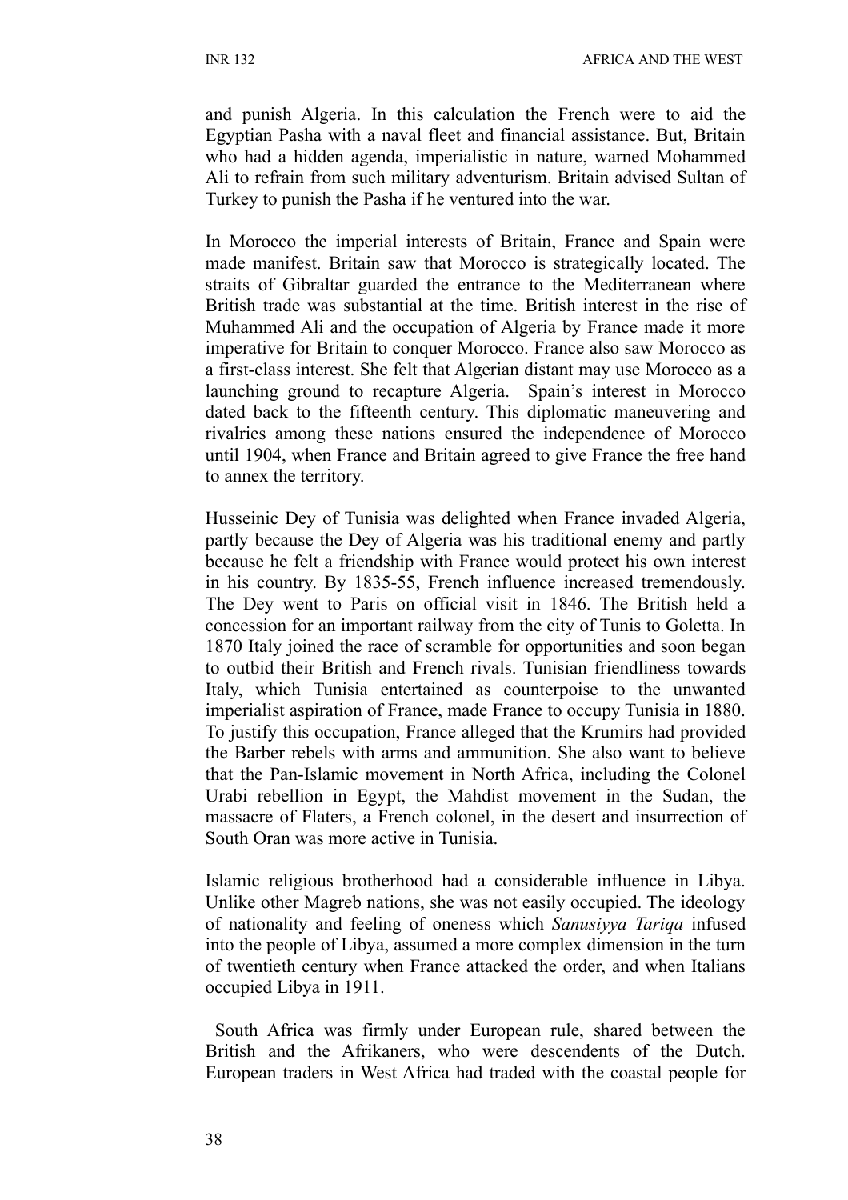and punish Algeria. In this calculation the French were to aid the Egyptian Pasha with a naval fleet and financial assistance. But, Britain who had a hidden agenda, imperialistic in nature, warned Mohammed Ali to refrain from such military adventurism. Britain advised Sultan of Turkey to punish the Pasha if he ventured into the war.

In Morocco the imperial interests of Britain, France and Spain were made manifest. Britain saw that Morocco is strategically located. The straits of Gibraltar guarded the entrance to the Mediterranean where British trade was substantial at the time. British interest in the rise of Muhammed Ali and the occupation of Algeria by France made it more imperative for Britain to conquer Morocco. France also saw Morocco as a first-class interest. She felt that Algerian distant may use Morocco as a launching ground to recapture Algeria. Spain's interest in Morocco dated back to the fifteenth century. This diplomatic maneuvering and rivalries among these nations ensured the independence of Morocco until 1904, when France and Britain agreed to give France the free hand to annex the territory.

Husseinic Dey of Tunisia was delighted when France invaded Algeria, partly because the Dey of Algeria was his traditional enemy and partly because he felt a friendship with France would protect his own interest in his country. By 1835-55, French influence increased tremendously. The Dey went to Paris on official visit in 1846. The British held a concession for an important railway from the city of Tunis to Goletta. In 1870 Italy joined the race of scramble for opportunities and soon began to outbid their British and French rivals. Tunisian friendliness towards Italy, which Tunisia entertained as counterpoise to the unwanted imperialist aspiration of France, made France to occupy Tunisia in 1880. To justify this occupation, France alleged that the Krumirs had provided the Barber rebels with arms and ammunition. She also want to believe that the Pan-Islamic movement in North Africa, including the Colonel Urabi rebellion in Egypt, the Mahdist movement in the Sudan, the massacre of Flaters, a French colonel, in the desert and insurrection of South Oran was more active in Tunisia.

Islamic religious brotherhood had a considerable influence in Libya. Unlike other Magreb nations, she was not easily occupied. The ideology of nationality and feeling of oneness which *Sanusiyya Tariqa* infused into the people of Libya, assumed a more complex dimension in the turn of twentieth century when France attacked the order, and when Italians occupied Libya in 1911.

South Africa was firmly under European rule, shared between the British and the Afrikaners, who were descendents of the Dutch. European traders in West Africa had traded with the coastal people for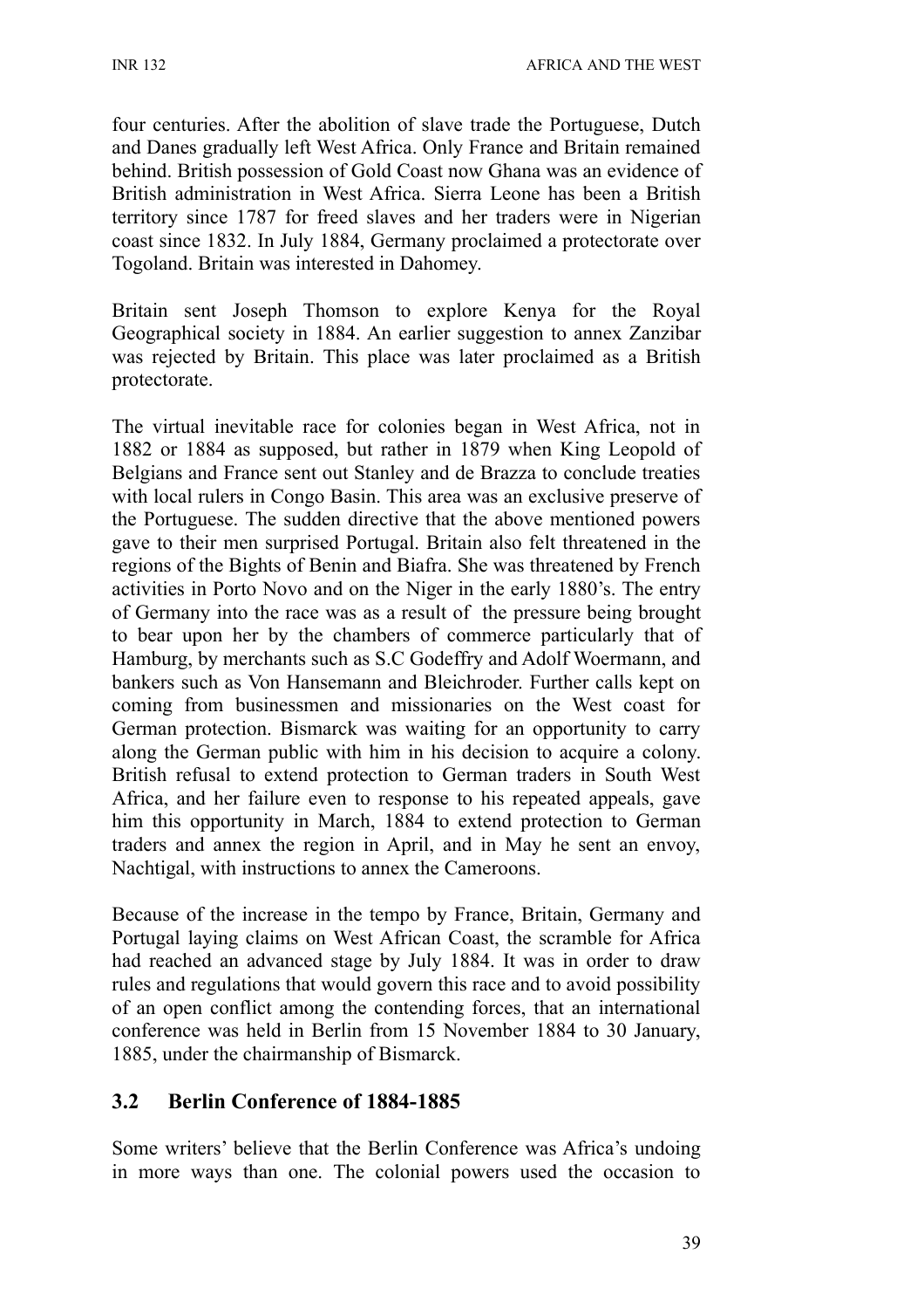four centuries. After the abolition of slave trade the Portuguese, Dutch and Danes gradually left West Africa. Only France and Britain remained behind. British possession of Gold Coast now Ghana was an evidence of British administration in West Africa. Sierra Leone has been a British territory since 1787 for freed slaves and her traders were in Nigerian coast since 1832. In July 1884, Germany proclaimed a protectorate over Togoland. Britain was interested in Dahomey.

Britain sent Joseph Thomson to explore Kenya for the Royal Geographical society in 1884. An earlier suggestion to annex Zanzibar was rejected by Britain. This place was later proclaimed as a British protectorate.

The virtual inevitable race for colonies began in West Africa, not in 1882 or 1884 as supposed, but rather in 1879 when King Leopold of Belgians and France sent out Stanley and de Brazza to conclude treaties with local rulers in Congo Basin. This area was an exclusive preserve of the Portuguese. The sudden directive that the above mentioned powers gave to their men surprised Portugal. Britain also felt threatened in the regions of the Bights of Benin and Biafra. She was threatened by French activities in Porto Novo and on the Niger in the early 1880's. The entry of Germany into the race was as a result of the pressure being brought to bear upon her by the chambers of commerce particularly that of Hamburg, by merchants such as S.C Godeffry and Adolf Woermann, and bankers such as Von Hansemann and Bleichroder. Further calls kept on coming from businessmen and missionaries on the West coast for German protection. Bismarck was waiting for an opportunity to carry along the German public with him in his decision to acquire a colony. British refusal to extend protection to German traders in South West Africa, and her failure even to response to his repeated appeals, gave him this opportunity in March, 1884 to extend protection to German traders and annex the region in April, and in May he sent an envoy, Nachtigal, with instructions to annex the Cameroons.

Because of the increase in the tempo by France, Britain, Germany and Portugal laying claims on West African Coast, the scramble for Africa had reached an advanced stage by July 1884. It was in order to draw rules and regulations that would govern this race and to avoid possibility of an open conflict among the contending forces, that an international conference was held in Berlin from 15 November 1884 to 30 January, 1885, under the chairmanship of Bismarck.

## 3.2 Berlin Conference of 1884-1885

Some writers' believe that the Berlin Conference was Africa's undoing in more ways than one. The colonial powers used the occasion to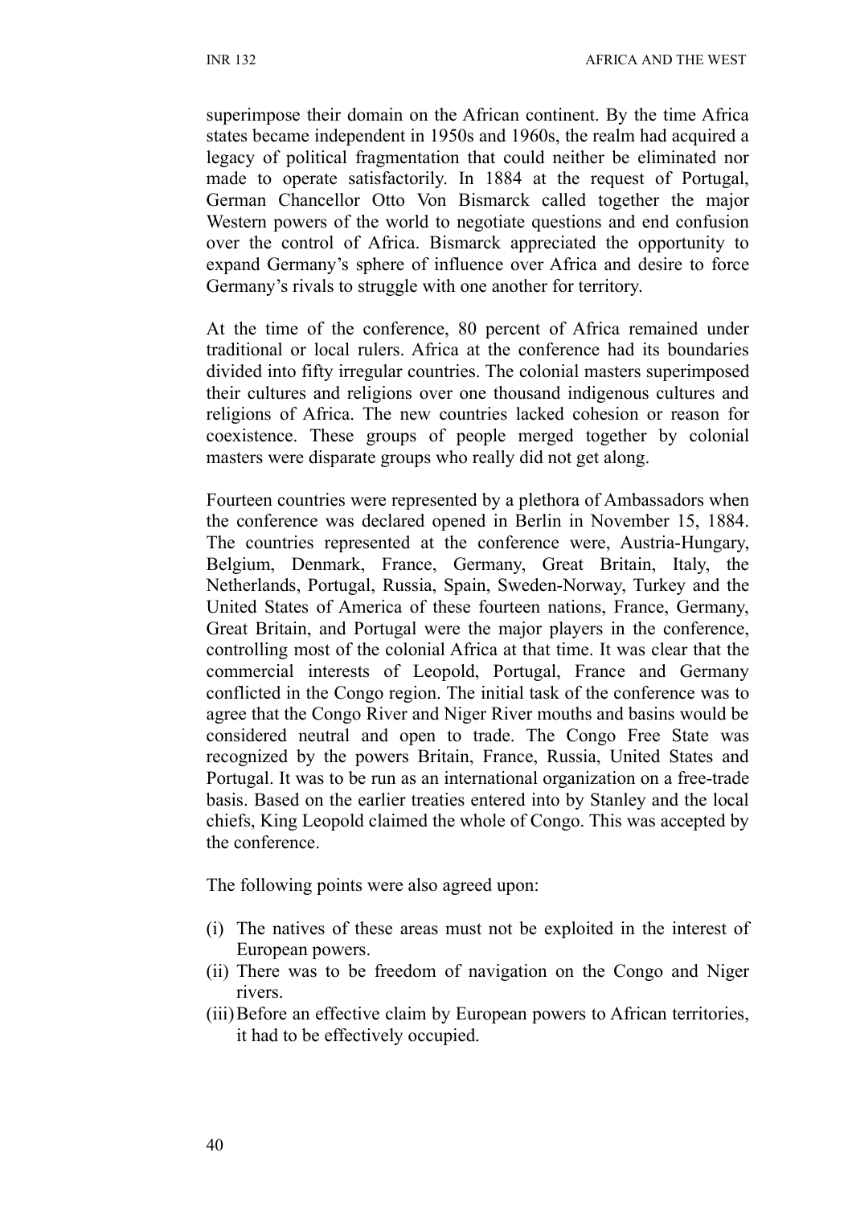superimpose their domain on the African continent. By the time Africa states became independent in 1950s and 1960s, the realm had acquired a legacy of political fragmentation that could neither be eliminated nor made to operate satisfactorily. In 1884 at the request of Portugal, German Chancellor Otto Von Bismarck called together the major Western powers of the world to negotiate questions and end confusion over the control of Africa. Bismarck appreciated the opportunity to expand Germany's sphere of influence over Africa and desire to force Germany's rivals to struggle with one another for territory.

At the time of the conference, 80 percent of Africa remained under traditional or local rulers. Africa at the conference had its boundaries divided into fifty irregular countries. The colonial masters superimposed their cultures and religions over one thousand indigenous cultures and religions of Africa. The new countries lacked cohesion or reason for coexistence. These groups of people merged together by colonial masters were disparate groups who really did not get along.

Fourteen countries were represented by a plethora of Ambassadors when the conference was declared opened in Berlin in November 15, 1884. The countries represented at the conference were, Austria-Hungary, Belgium, Denmark, France, Germany, Great Britain, Italy, the Netherlands, Portugal, Russia, Spain, Sweden-Norway, Turkey and the United States of America of these fourteen nations, France, Germany, Great Britain, and Portugal were the major players in the conference, controlling most of the colonial Africa at that time. It was clear that the commercial interests of Leopold, Portugal, France and Germany conflicted in the Congo region. The initial task of the conference was to agree that the Congo River and Niger River mouths and basins would be considered neutral and open to trade. The Congo Free State was recognized by the powers Britain, France, Russia, United States and Portugal. It was to be run as an international organization on a free-trade basis. Based on the earlier treaties entered into by Stanley and the local chiefs, King Leopold claimed the whole of Congo. This was accepted by the conference.

The following points were also agreed upon:

(i) The natives of these areas must not be exploited in the interest of European powers.
(ii) There was to be freedom of navigation on the Congo and Niger rivers.
(iii) Before an effective claim by European powers to African territories, it had to be effectively occupied.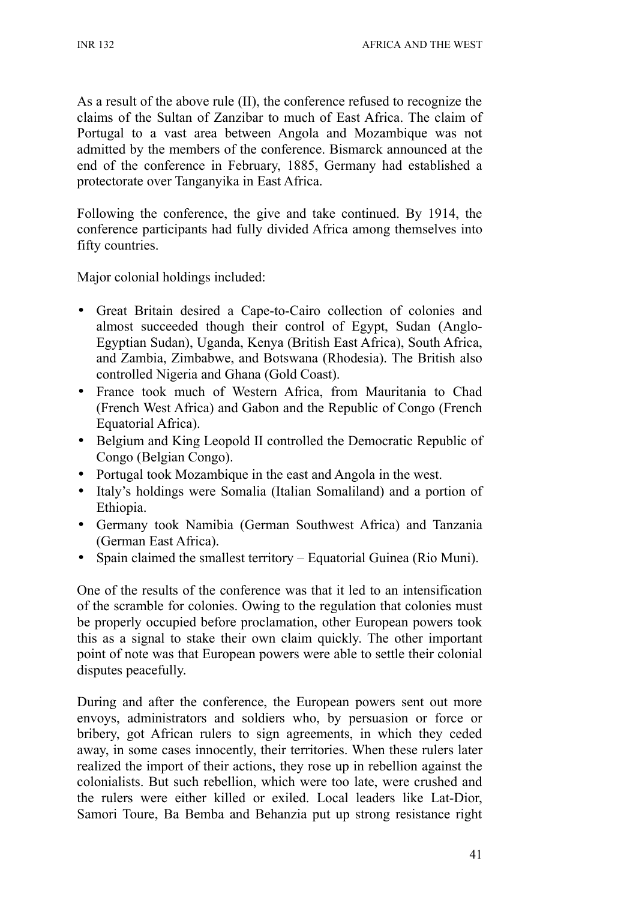As a result of the above rule (II), the conference refused to recognize the claims of the Sultan of Zanzibar to much of East Africa. The claim of Portugal to a vast area between Angola and Mozambique was not admitted by the members of the conference. Bismarck announced at the end of the conference in February, 1885, Germany had established a protectorate over Tanganyika in East Africa.

Following the conference, the give and take continued. By 1914, the conference participants had fully divided Africa among themselves into fifty countries.

Major colonial holdings included:

- Great Britain desired a Cape-to-Cairo collection of colonies and almost succeeded though their control of Egypt, Sudan (Anglo-Egyptian Sudan), Uganda, Kenya (British East Africa), South Africa, and Zambia, Zimbabwe, and Botswana (Rhodesia). The British also controlled Nigeria and Ghana (Gold Coast).
- France took much of Western Africa, from Mauritania to Chad (French West Africa) and Gabon and the Republic of Congo (French Equatorial Africa).
- Belgium and King Leopold II controlled the Democratic Republic of Congo (Belgian Congo).
- Portugal took Mozambique in the east and Angola in the west.
- Italy's holdings were Somalia (Italian Somaliland) and a portion of Ethiopia.
- Germany took Namibia (German Southwest Africa) and Tanzania (German East Africa).
- Spain claimed the smallest territory – Equatorial Guinea (Rio Muni).

One of the results of the conference was that it led to an intensification of the scramble for colonies. Owing to the regulation that colonies must be properly occupied before proclamation, other European powers took this as a signal to stake their own claim quickly. The other important point of note was that European powers were able to settle their colonial disputes peacefully.

During and after the conference, the European powers sent out more envoys, administrators and soldiers who, by persuasion or force or bribery, got African rulers to sign agreements, in which they ceded away, in some cases innocently, their territories. When these rulers later realized the import of their actions, they rose up in rebellion against the colonialists. But such rebellion, which were too late, were crushed and the rulers were either killed or exiled. Local leaders like Lat-Dior, Samori Toure, Ba Bemba and Behanzia put up strong resistance right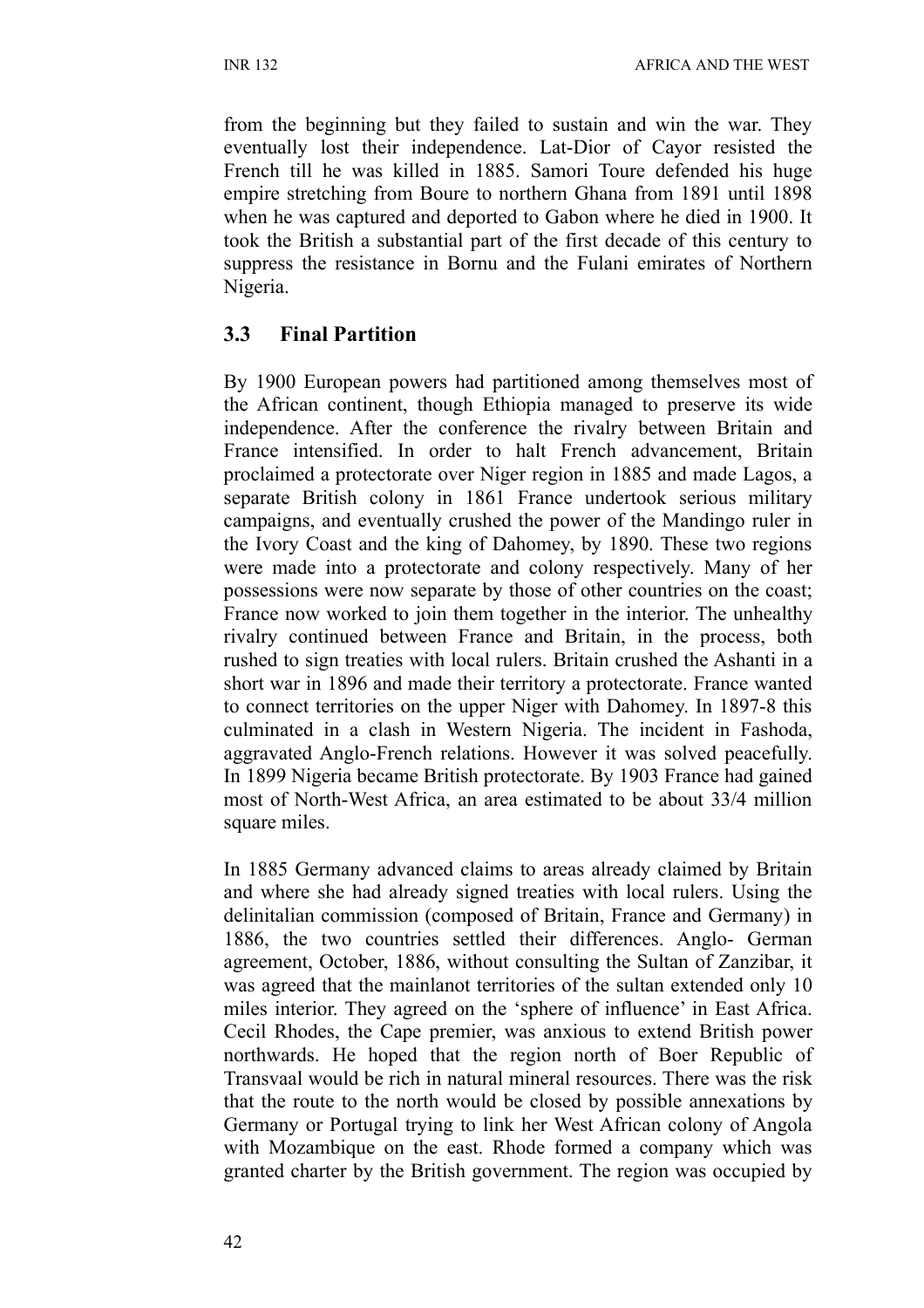from the beginning but they failed to sustain and win the war. They eventually lost their independence. Lat-Dior of Cayor resisted the French till he was killed in 1885. Samori Toure defended his huge empire stretching from Boure to northern Ghana from 1891 until 1898 when he was captured and deported to Gabon where he died in 1900. It took the British a substantial part of the first decade of this century to suppress the resistance in Bornu and the Fulani emirates of Northern Nigeria.

## 3.3 Final Partition

By 1900 European powers had partitioned among themselves most of the African continent, though Ethiopia managed to preserve its wide independence. After the conference the rivalry between Britain and France intensified. In order to halt French advancement, Britain proclaimed a protectorate over Niger region in 1885 and made Lagos, a separate British colony in 1861 France undertook serious military campaigns, and eventually crushed the power of the Mandingo ruler in the Ivory Coast and the king of Dahomey, by 1890. These two regions were made into a protectorate and colony respectively. Many of her possessions were now separate by those of other countries on the coast; France now worked to join them together in the interior. The unhealthy rivalry continued between France and Britain, in the process, both rushed to sign treaties with local rulers. Britain crushed the Ashanti in a short war in 1896 and made their territory a protectorate. France wanted to connect territories on the upper Niger with Dahomey. In 1897-8 this culminated in a clash in Western Nigeria. The incident in Fashoda, aggravated Anglo-French relations. However it was solved peacefully. In 1899 Nigeria became British protectorate. By 1903 France had gained most of North-West Africa, an area estimated to be about 33/4 million square miles.

In 1885 Germany advanced claims to areas already claimed by Britain and where she had already signed treaties with local rulers. Using the delinitalian commission (composed of Britain, France and Germany) in 1886, the two countries settled their differences. Anglo- German agreement, October, 1886, without consulting the Sultan of Zanzibar, it was agreed that the mainlanot territories of the sultan extended only 10 miles interior. They agreed on the 'sphere of influence' in East Africa. Cecil Rhodes, the Cape premier, was anxious to extend British power northwards. He hoped that the region north of Boer Republic of Transvaal would be rich in natural mineral resources. There was the risk that the route to the north would be closed by possible annexations by Germany or Portugal trying to link her West African colony of Angola with Mozambique on the east. Rhode formed a company which was granted charter by the British government. The region was occupied by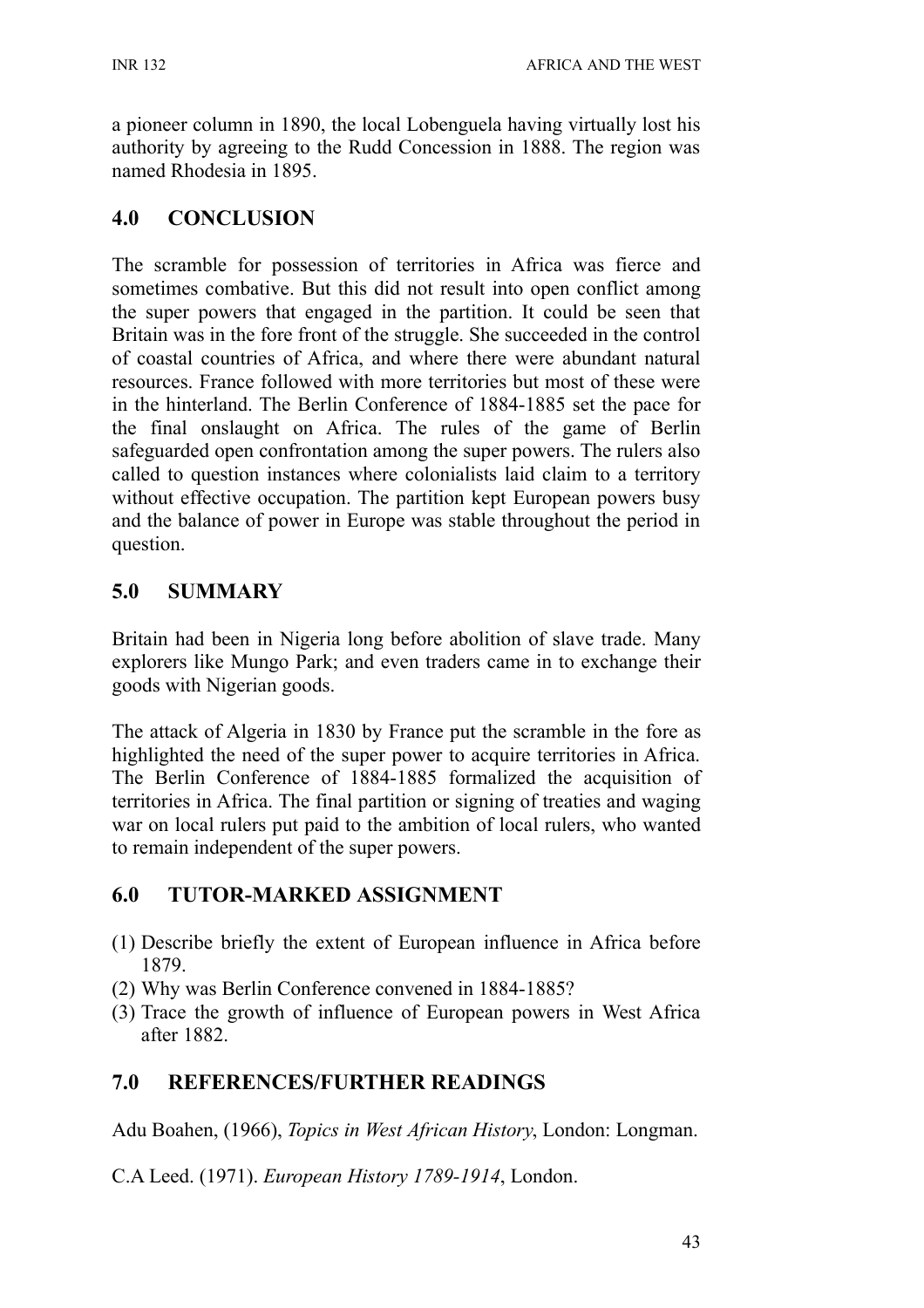a pioneer column in 1890, the local Lobenguela having virtually lost his authority by agreeing to the Rudd Concession in 1888. The region was named Rhodesia in 1895.

## 4.0 CONCLUSION

The scramble for possession of territories in Africa was fierce and sometimes combative. But this did not result into open conflict among the super powers that engaged in the partition. It could be seen that Britain was in the fore front of the struggle. She succeeded in the control of coastal countries of Africa, and where there were abundant natural resources. France followed with more territories but most of these were in the hinterland. The Berlin Conference of 1884-1885 set the pace for the final onslaught on Africa. The rules of the game of Berlin safeguarded open confrontation among the super powers. The rulers also called to question instances where colonialists laid claim to a territory without effective occupation. The partition kept European powers busy and the balance of power in Europe was stable throughout the period in question.

## 5.0 SUMMARY

Britain had been in Nigeria long before abolition of slave trade. Many explorers like Mungo Park; and even traders came in to exchange their goods with Nigerian goods.

The attack of Algeria in 1830 by France put the scramble in the fore as highlighted the need of the super power to acquire territories in Africa. The Berlin Conference of 1884-1885 formalized the acquisition of territories in Africa. The final partition or signing of treaties and waging war on local rulers put paid to the ambition of local rulers, who wanted to remain independent of the super powers.

## 6.0 TUTOR-MARKED ASSIGNMENT

(1) Describe briefly the extent of European influence in Africa before 1879.
(2) Why was Berlin Conference convened in 1884-1885?
(3) Trace the growth of influence of European powers in West Africa after 1882.

## 7.0 REFERENCES/FURTHER READINGS

Adu Boahen, (1966), *Topics in West African History*, London: Longman.

C.A Leed. (1971). *European History 1789-1914*, London.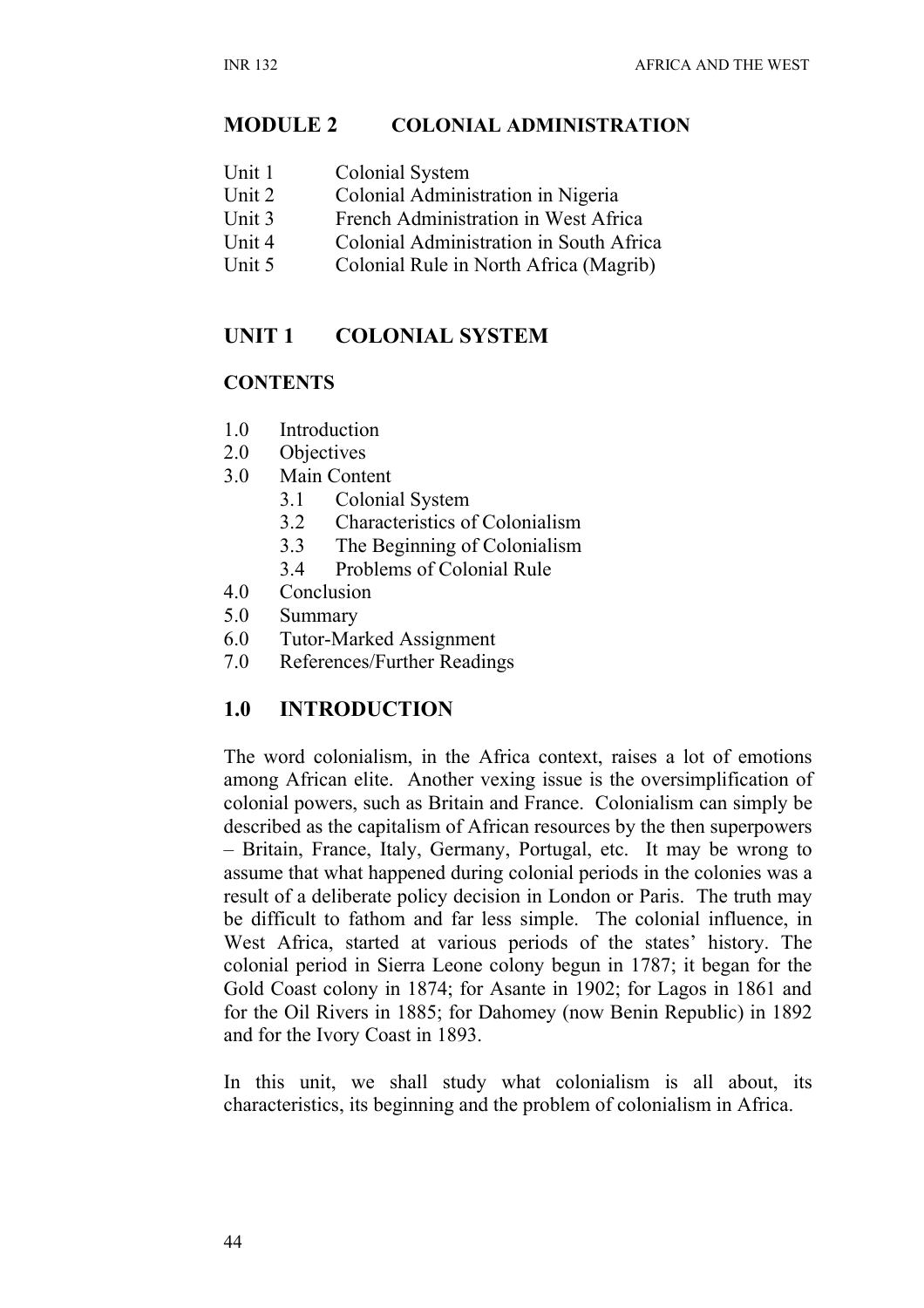## MODULE 2 COLONIAL ADMINISTRATION

Unit 1 Colonial System
Unit 2 Colonial Administration in Nigeria
Unit 3 French Administration in West Africa
Unit 4 Colonial Administration in South Africa
Unit 5 Colonial Rule in North Africa (Magrib)

## UNIT 1 COLONIAL SYSTEM

### CONTENTS

1.0 Introduction
2.0 Objectives
3.0 Main Content
  3.1 Colonial System
  3.2 Characteristics of Colonialism
  3.3 The Beginning of Colonialism
  3.4 Problems of Colonial Rule
4.0 Conclusion
5.0 Summary
6.0 Tutor-Marked Assignment
7.0 References/Further Readings

## 1.0 INTRODUCTION

The word colonialism, in the Africa context, raises a lot of emotions among African elite. Another vexing issue is the oversimplification of colonial powers, such as Britain and France. Colonialism can simply be described as the capitalism of African resources by the then superpowers – Britain, France, Italy, Germany, Portugal, etc. It may be wrong to assume that what happened during colonial periods in the colonies was a result of a deliberate policy decision in London or Paris. The truth may be difficult to fathom and far less simple. The colonial influence, in West Africa, started at various periods of the states' history. The colonial period in Sierra Leone colony begun in 1787; it began for the Gold Coast colony in 1874; for Asante in 1902; for Lagos in 1861 and for the Oil Rivers in 1885; for Dahomey (now Benin Republic) in 1892 and for the Ivory Coast in 1893.

In this unit, we shall study what colonialism is all about, its characteristics, its beginning and the problem of colonialism in Africa.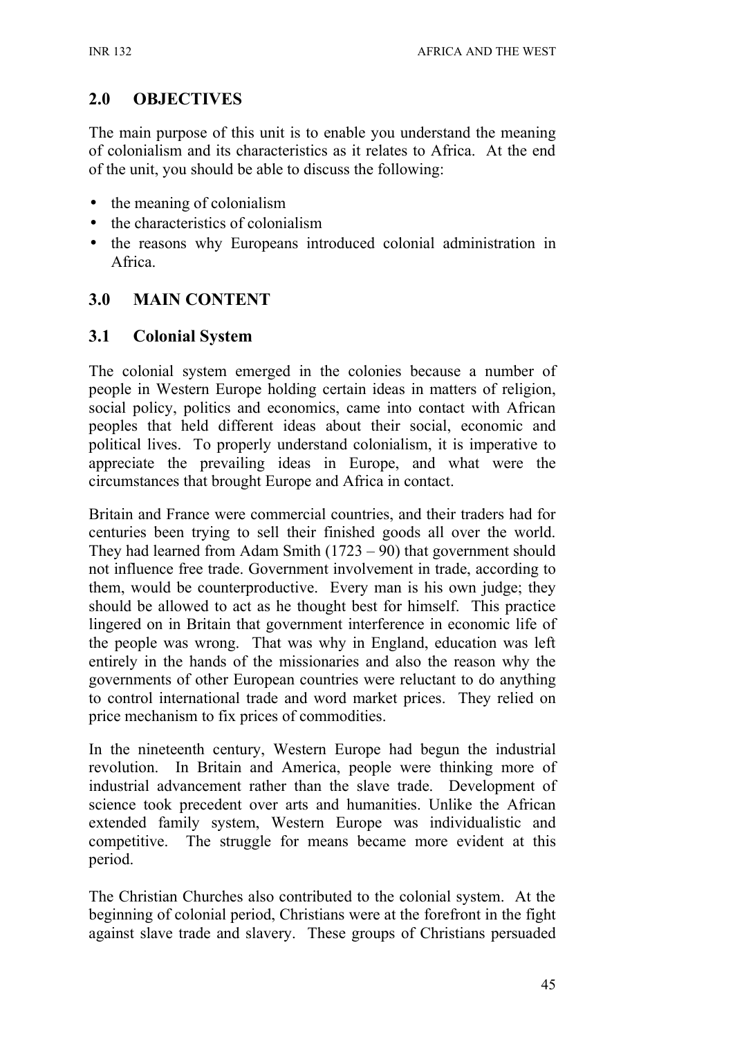## 2.0 OBJECTIVES

The main purpose of this unit is to enable you understand the meaning of colonialism and its characteristics as it relates to Africa. At the end of the unit, you should be able to discuss the following:

- the meaning of colonialism
- the characteristics of colonialism
- the reasons why Europeans introduced colonial administration in Africa.

## 3.0 MAIN CONTENT

### 3.1 Colonial System

The colonial system emerged in the colonies because a number of people in Western Europe holding certain ideas in matters of religion, social policy, politics and economics, came into contact with African peoples that held different ideas about their social, economic and political lives. To properly understand colonialism, it is imperative to appreciate the prevailing ideas in Europe, and what were the circumstances that brought Europe and Africa in contact.

Britain and France were commercial countries, and their traders had for centuries been trying to sell their finished goods all over the world. They had learned from Adam Smith (1723 – 90) that government should not influence free trade. Government involvement in trade, according to them, would be counterproductive. Every man is his own judge; they should be allowed to act as he thought best for himself. This practice lingered on in Britain that government interference in economic life of the people was wrong. That was why in England, education was left entirely in the hands of the missionaries and also the reason why the governments of other European countries were reluctant to do anything to control international trade and word market prices. They relied on price mechanism to fix prices of commodities.

In the nineteenth century, Western Europe had begun the industrial revolution. In Britain and America, people were thinking more of industrial advancement rather than the slave trade. Development of science took precedent over arts and humanities. Unlike the African extended family system, Western Europe was individualistic and competitive. The struggle for means became more evident at this period.

The Christian Churches also contributed to the colonial system. At the beginning of colonial period, Christians were at the forefront in the fight against slave trade and slavery. These groups of Christians persuaded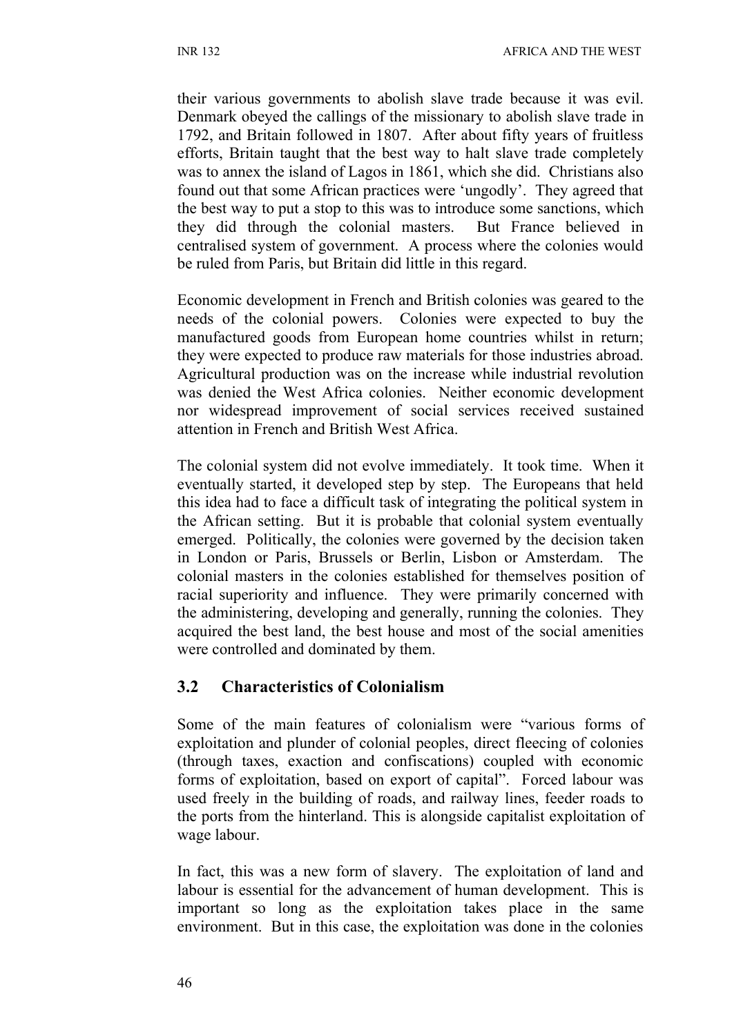their various governments to abolish slave trade because it was evil. Denmark obeyed the callings of the missionary to abolish slave trade in 1792, and Britain followed in 1807. After about fifty years of fruitless efforts, Britain taught that the best way to halt slave trade completely was to annex the island of Lagos in 1861, which she did. Christians also found out that some African practices were 'ungodly'. They agreed that the best way to put a stop to this was to introduce some sanctions, which they did through the colonial masters. But France believed in centralised system of government. A process where the colonies would be ruled from Paris, but Britain did little in this regard.

Economic development in French and British colonies was geared to the needs of the colonial powers. Colonies were expected to buy the manufactured goods from European home countries whilst in return; they were expected to produce raw materials for those industries abroad. Agricultural production was on the increase while industrial revolution was denied the West Africa colonies. Neither economic development nor widespread improvement of social services received sustained attention in French and British West Africa.

The colonial system did not evolve immediately. It took time. When it eventually started, it developed step by step. The Europeans that held this idea had to face a difficult task of integrating the political system in the African setting. But it is probable that colonial system eventually emerged. Politically, the colonies were governed by the decision taken in London or Paris, Brussels or Berlin, Lisbon or Amsterdam. The colonial masters in the colonies established for themselves position of racial superiority and influence. They were primarily concerned with the administering, developing and generally, running the colonies. They acquired the best land, the best house and most of the social amenities were controlled and dominated by them.

## 3.2 Characteristics of Colonialism

Some of the main features of colonialism were "various forms of exploitation and plunder of colonial peoples, direct fleecing of colonies (through taxes, exaction and confiscations) coupled with economic forms of exploitation, based on export of capital". Forced labour was used freely in the building of roads, and railway lines, feeder roads to the ports from the hinterland. This is alongside capitalist exploitation of wage labour.

In fact, this was a new form of slavery. The exploitation of land and labour is essential for the advancement of human development. This is important so long as the exploitation takes place in the same environment. But in this case, the exploitation was done in the colonies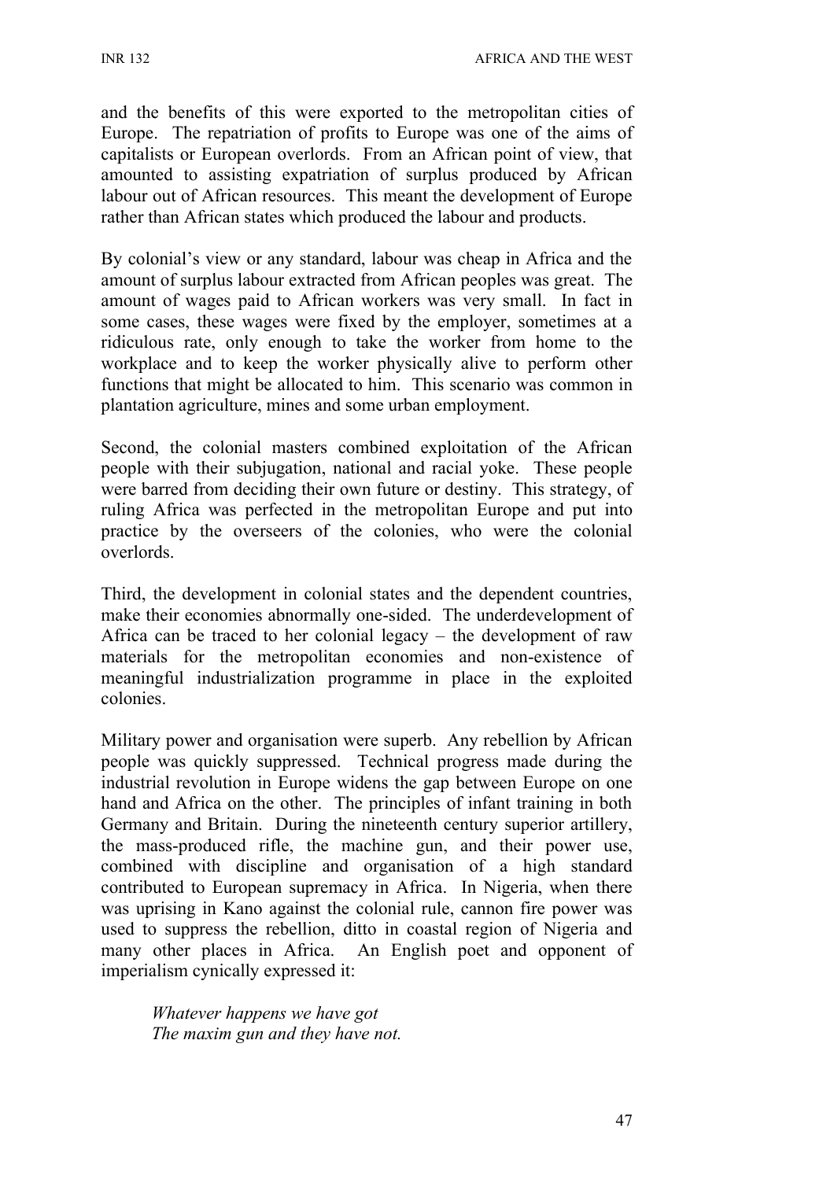and the benefits of this were exported to the metropolitan cities of Europe. The repatriation of profits to Europe was one of the aims of capitalists or European overlords. From an African point of view, that amounted to assisting expatriation of surplus produced by African labour out of African resources. This meant the development of Europe rather than African states which produced the labour and products.

By colonial's view or any standard, labour was cheap in Africa and the amount of surplus labour extracted from African peoples was great. The amount of wages paid to African workers was very small. In fact in some cases, these wages were fixed by the employer, sometimes at a ridiculous rate, only enough to take the worker from home to the workplace and to keep the worker physically alive to perform other functions that might be allocated to him. This scenario was common in plantation agriculture, mines and some urban employment.

Second, the colonial masters combined exploitation of the African people with their subjugation, national and racial yoke. These people were barred from deciding their own future or destiny. This strategy, of ruling Africa was perfected in the metropolitan Europe and put into practice by the overseers of the colonies, who were the colonial overlords.

Third, the development in colonial states and the dependent countries, make their economies abnormally one-sided. The underdevelopment of Africa can be traced to her colonial legacy – the development of raw materials for the metropolitan economies and non-existence of meaningful industrialization programme in place in the exploited colonies.

Military power and organisation were superb. Any rebellion by African people was quickly suppressed. Technical progress made during the industrial revolution in Europe widens the gap between Europe on one hand and Africa on the other. The principles of infant training in both Germany and Britain. During the nineteenth century superior artillery, the mass-produced rifle, the machine gun, and their power use, combined with discipline and organisation of a high standard contributed to European supremacy in Africa. In Nigeria, when there was uprising in Kano against the colonial rule, cannon fire power was used to suppress the rebellion, ditto in coastal region of Nigeria and many other places in Africa. An English poet and opponent of imperialism cynically expressed it:

> *Whatever happens we have got*
> *The maxim gun and they have not.*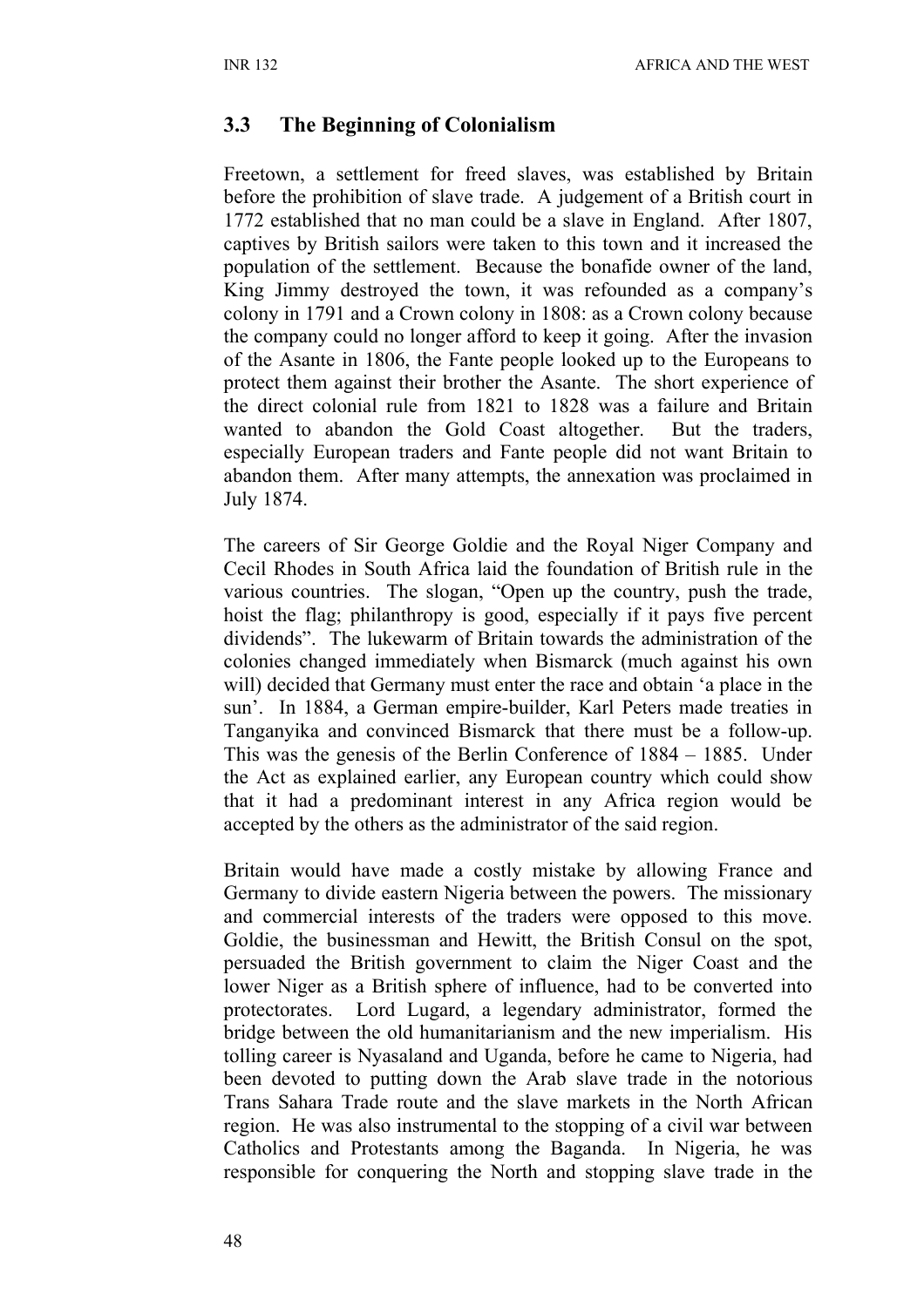## 3.3 The Beginning of Colonialism

Freetown, a settlement for freed slaves, was established by Britain before the prohibition of slave trade. A judgement of a British court in 1772 established that no man could be a slave in England. After 1807, captives by British sailors were taken to this town and it increased the population of the settlement. Because the bonafide owner of the land, King Jimmy destroyed the town, it was refounded as a company's colony in 1791 and a Crown colony in 1808: as a Crown colony because the company could no longer afford to keep it going. After the invasion of the Asante in 1806, the Fante people looked up to the Europeans to protect them against their brother the Asante. The short experience of the direct colonial rule from 1821 to 1828 was a failure and Britain wanted to abandon the Gold Coast altogether. But the traders, especially European traders and Fante people did not want Britain to abandon them. After many attempts, the annexation was proclaimed in July 1874.

The careers of Sir George Goldie and the Royal Niger Company and Cecil Rhodes in South Africa laid the foundation of British rule in the various countries. The slogan, "Open up the country, push the trade, hoist the flag; philanthropy is good, especially if it pays five percent dividends". The lukewarm of Britain towards the administration of the colonies changed immediately when Bismarck (much against his own will) decided that Germany must enter the race and obtain 'a place in the sun'. In 1884, a German empire-builder, Karl Peters made treaties in Tanganyika and convinced Bismarck that there must be a follow-up. This was the genesis of the Berlin Conference of 1884 – 1885. Under the Act as explained earlier, any European country which could show that it had a predominant interest in any Africa region would be accepted by the others as the administrator of the said region.

Britain would have made a costly mistake by allowing France and Germany to divide eastern Nigeria between the powers. The missionary and commercial interests of the traders were opposed to this move. Goldie, the businessman and Hewitt, the British Consul on the spot, persuaded the British government to claim the Niger Coast and the lower Niger as a British sphere of influence, had to be converted into protectorates. Lord Lugard, a legendary administrator, formed the bridge between the old humanitarianism and the new imperialism. His tolling career is Nyasaland and Uganda, before he came to Nigeria, had been devoted to putting down the Arab slave trade in the notorious Trans Sahara Trade route and the slave markets in the North African region. He was also instrumental to the stopping of a civil war between Catholics and Protestants among the Baganda. In Nigeria, he was responsible for conquering the North and stopping slave trade in the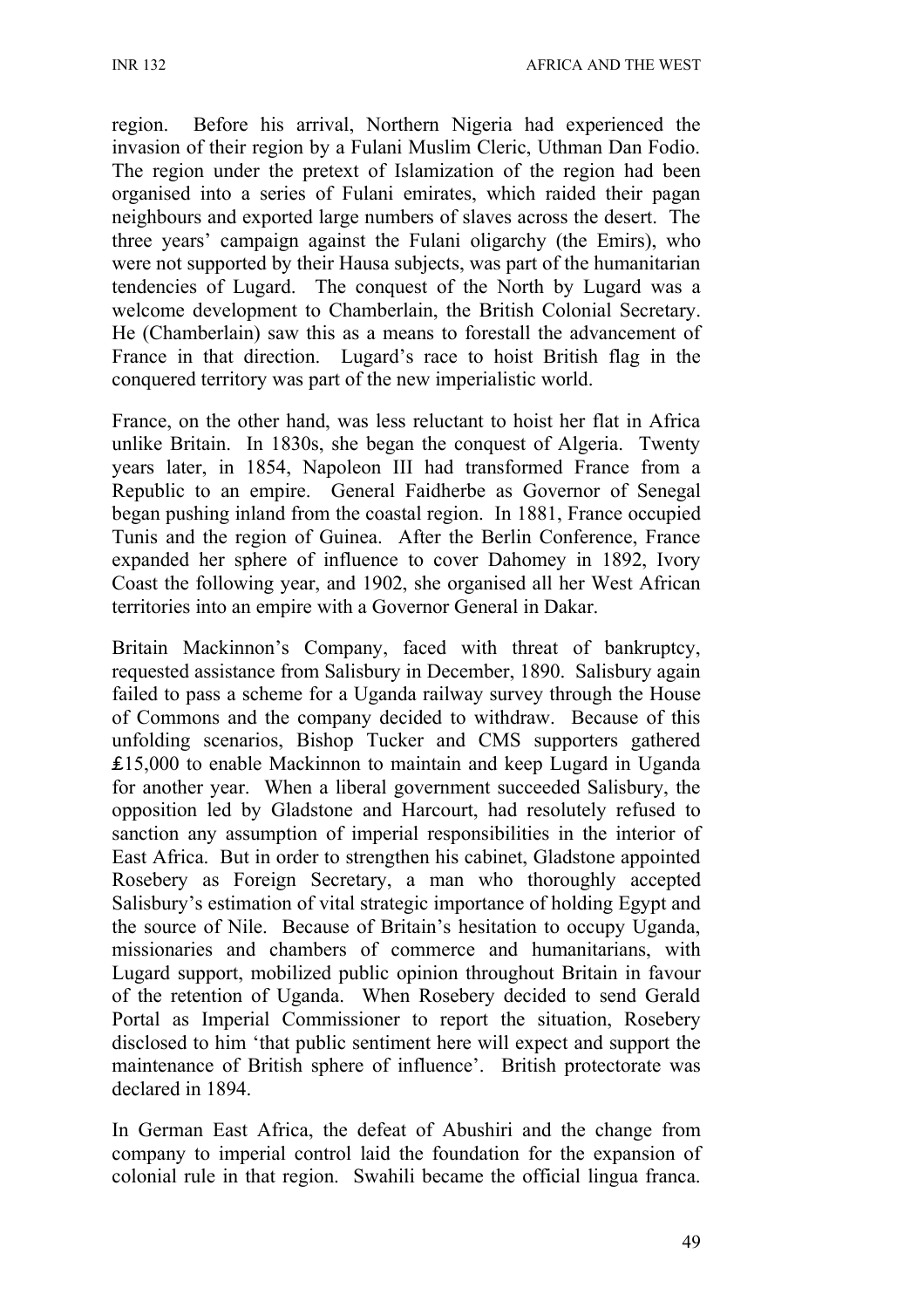region. Before his arrival, Northern Nigeria had experienced the invasion of their region by a Fulani Muslim Cleric, Uthman Dan Fodio. The region under the pretext of Islamization of the region had been organised into a series of Fulani emirates, which raided their pagan neighbours and exported large numbers of slaves across the desert. The three years' campaign against the Fulani oligarchy (the Emirs), who were not supported by their Hausa subjects, was part of the humanitarian tendencies of Lugard. The conquest of the North by Lugard was a welcome development to Chamberlain, the British Colonial Secretary. He (Chamberlain) saw this as a means to forestall the advancement of France in that direction. Lugard's race to hoist British flag in the conquered territory was part of the new imperialistic world.

France, on the other hand, was less reluctant to hoist her flat in Africa unlike Britain. In 1830s, she began the conquest of Algeria. Twenty years later, in 1854, Napoleon III had transformed France from a Republic to an empire. General Faidherbe as Governor of Senegal began pushing inland from the coastal region. In 1881, France occupied Tunis and the region of Guinea. After the Berlin Conference, France expanded her sphere of influence to cover Dahomey in 1892, Ivory Coast the following year, and 1902, she organised all her West African territories into an empire with a Governor General in Dakar.

Britain Mackinnon's Company, faced with threat of bankruptcy, requested assistance from Salisbury in December, 1890. Salisbury again failed to pass a scheme for a Uganda railway survey through the House of Commons and the company decided to withdraw. Because of this unfolding scenarios, Bishop Tucker and CMS supporters gathered ₤15,000 to enable Mackinnon to maintain and keep Lugard in Uganda for another year. When a liberal government succeeded Salisbury, the opposition led by Gladstone and Harcourt, had resolutely refused to sanction any assumption of imperial responsibilities in the interior of East Africa. But in order to strengthen his cabinet, Gladstone appointed Rosebery as Foreign Secretary, a man who thoroughly accepted Salisbury's estimation of vital strategic importance of holding Egypt and the source of Nile. Because of Britain's hesitation to occupy Uganda, missionaries and chambers of commerce and humanitarians, with Lugard support, mobilized public opinion throughout Britain in favour of the retention of Uganda. When Rosebery decided to send Gerald Portal as Imperial Commissioner to report the situation, Rosebery disclosed to him 'that public sentiment here will expect and support the maintenance of British sphere of influence'. British protectorate was declared in 1894.

In German East Africa, the defeat of Abushiri and the change from company to imperial control laid the foundation for the expansion of colonial rule in that region. Swahili became the official lingua franca.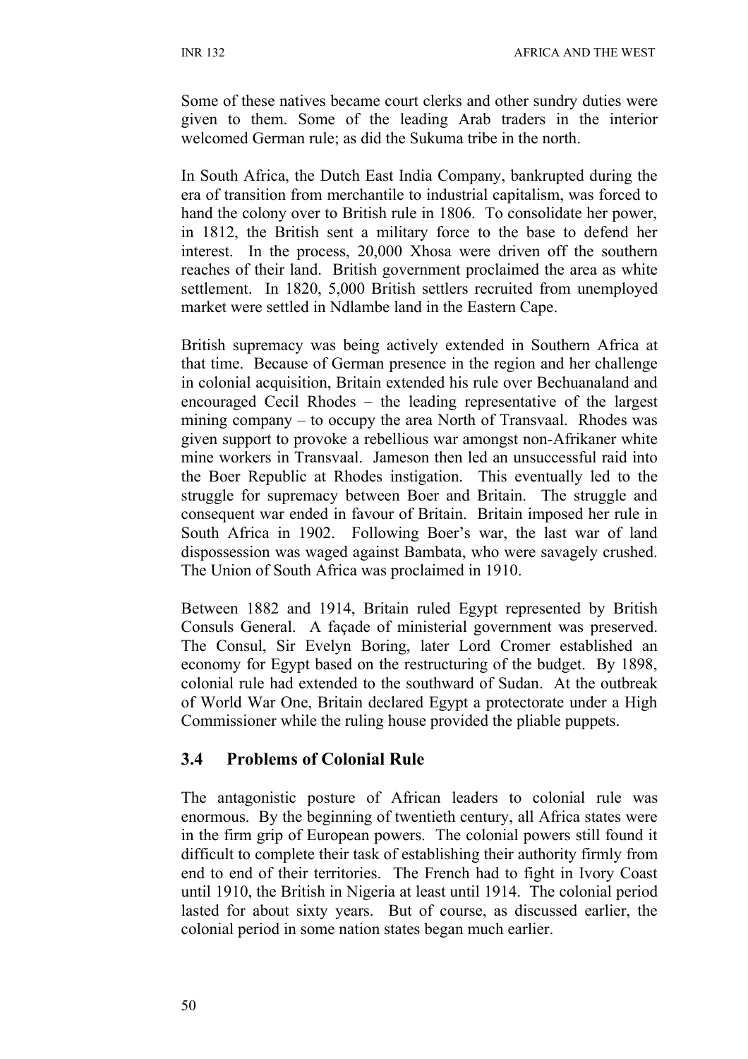Some of these natives became court clerks and other sundry duties were given to them. Some of the leading Arab traders in the interior welcomed German rule; as did the Sukuma tribe in the north.

In South Africa, the Dutch East India Company, bankrupted during the era of transition from merchantile to industrial capitalism, was forced to hand the colony over to British rule in 1806. To consolidate her power, in 1812, the British sent a military force to the base to defend her interest. In the process, 20,000 Xhosa were driven off the southern reaches of their land. British government proclaimed the area as white settlement. In 1820, 5,000 British settlers recruited from unemployed market were settled in Ndlambe land in the Eastern Cape.

British supremacy was being actively extended in Southern Africa at that time. Because of German presence in the region and her challenge in colonial acquisition, Britain extended his rule over Bechuanaland and encouraged Cecil Rhodes – the leading representative of the largest mining company – to occupy the area North of Transvaal. Rhodes was given support to provoke a rebellious war amongst non-Afrikaner white mine workers in Transvaal. Jameson then led an unsuccessful raid into the Boer Republic at Rhodes instigation. This eventually led to the struggle for supremacy between Boer and Britain. The struggle and consequent war ended in favour of Britain. Britain imposed her rule in South Africa in 1902. Following Boer's war, the last war of land dispossession was waged against Bambata, who were savagely crushed. The Union of South Africa was proclaimed in 1910.

Between 1882 and 1914, Britain ruled Egypt represented by British Consuls General. A façade of ministerial government was preserved. The Consul, Sir Evelyn Boring, later Lord Cromer established an economy for Egypt based on the restructuring of the budget. By 1898, colonial rule had extended to the southward of Sudan. At the outbreak of World War One, Britain declared Egypt a protectorate under a High Commissioner while the ruling house provided the pliable puppets.

## 3.4 Problems of Colonial Rule

The antagonistic posture of African leaders to colonial rule was enormous. By the beginning of twentieth century, all Africa states were in the firm grip of European powers. The colonial powers still found it difficult to complete their task of establishing their authority firmly from end to end of their territories. The French had to fight in Ivory Coast until 1910, the British in Nigeria at least until 1914. The colonial period lasted for about sixty years. But of course, as discussed earlier, the colonial period in some nation states began much earlier.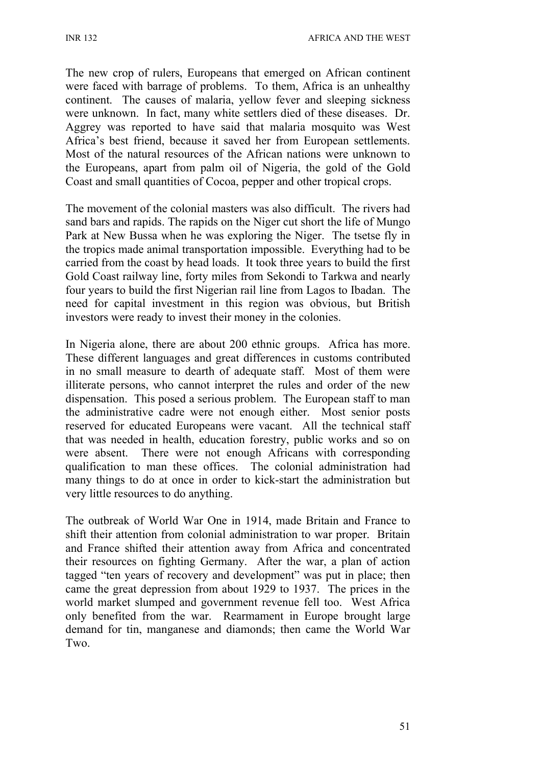The new crop of rulers, Europeans that emerged on African continent were faced with barrage of problems. To them, Africa is an unhealthy continent. The causes of malaria, yellow fever and sleeping sickness were unknown. In fact, many white settlers died of these diseases. Dr. Aggrey was reported to have said that malaria mosquito was West Africa's best friend, because it saved her from European settlements. Most of the natural resources of the African nations were unknown to the Europeans, apart from palm oil of Nigeria, the gold of the Gold Coast and small quantities of Cocoa, pepper and other tropical crops.

The movement of the colonial masters was also difficult. The rivers had sand bars and rapids. The rapids on the Niger cut short the life of Mungo Park at New Bussa when he was exploring the Niger. The tsetse fly in the tropics made animal transportation impossible. Everything had to be carried from the coast by head loads. It took three years to build the first Gold Coast railway line, forty miles from Sekondi to Tarkwa and nearly four years to build the first Nigerian rail line from Lagos to Ibadan. The need for capital investment in this region was obvious, but British investors were ready to invest their money in the colonies.

In Nigeria alone, there are about 200 ethnic groups. Africa has more. These different languages and great differences in customs contributed in no small measure to dearth of adequate staff. Most of them were illiterate persons, who cannot interpret the rules and order of the new dispensation. This posed a serious problem. The European staff to man the administrative cadre were not enough either. Most senior posts reserved for educated Europeans were vacant. All the technical staff that was needed in health, education forestry, public works and so on were absent. There were not enough Africans with corresponding qualification to man these offices. The colonial administration had many things to do at once in order to kick-start the administration but very little resources to do anything.

The outbreak of World War One in 1914, made Britain and France to shift their attention from colonial administration to war proper. Britain and France shifted their attention away from Africa and concentrated their resources on fighting Germany. After the war, a plan of action tagged "ten years of recovery and development" was put in place; then came the great depression from about 1929 to 1937. The prices in the world market slumped and government revenue fell too. West Africa only benefited from the war. Rearmament in Europe brought large demand for tin, manganese and diamonds; then came the World War Two.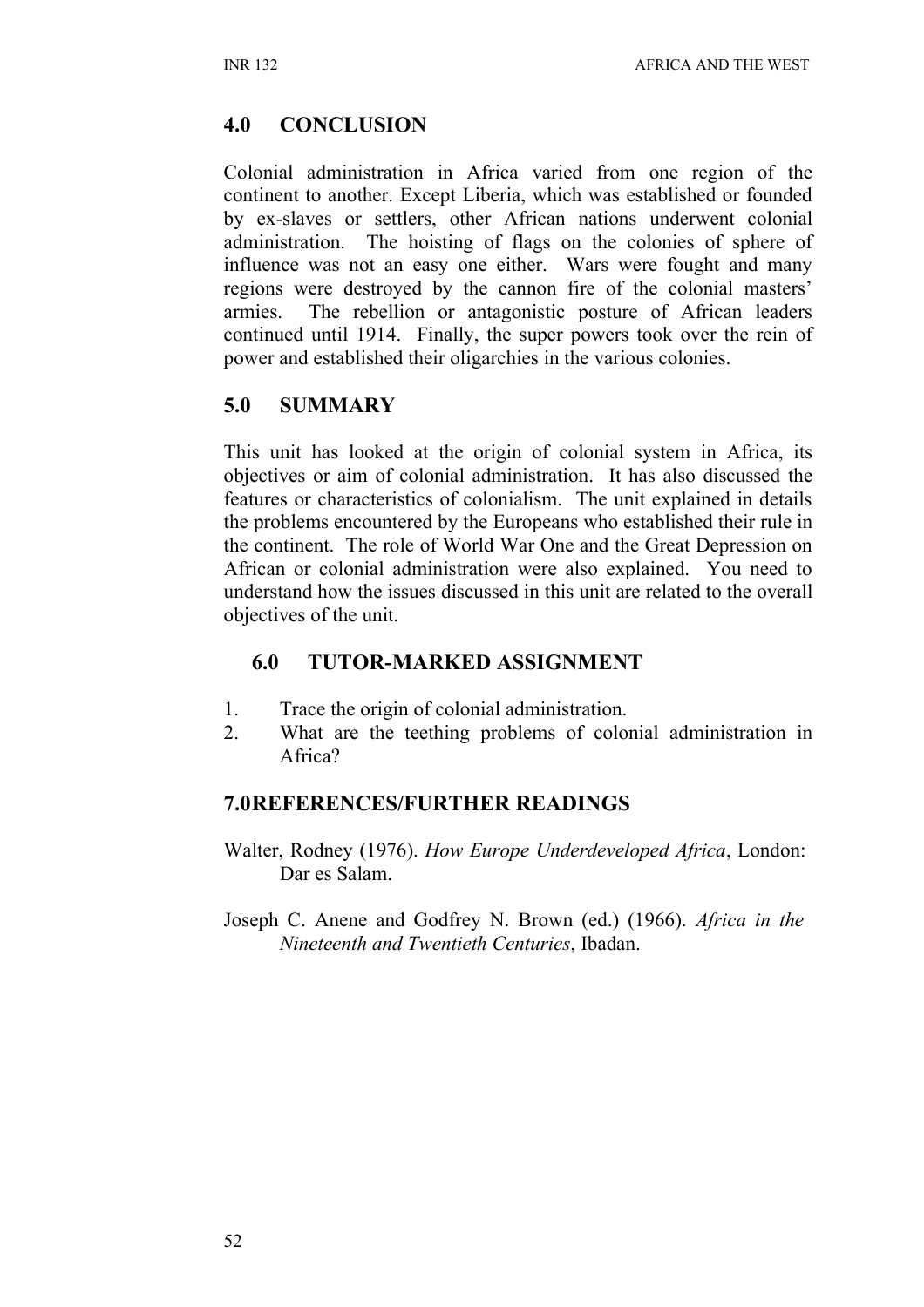## 4.0 CONCLUSION

Colonial administration in Africa varied from one region of the continent to another. Except Liberia, which was established or founded by ex-slaves or settlers, other African nations underwent colonial administration. The hoisting of flags on the colonies of sphere of influence was not an easy one either. Wars were fought and many regions were destroyed by the cannon fire of the colonial masters' armies. The rebellion or antagonistic posture of African leaders continued until 1914. Finally, the super powers took over the rein of power and established their oligarchies in the various colonies.

## 5.0 SUMMARY

This unit has looked at the origin of colonial system in Africa, its objectives or aim of colonial administration. It has also discussed the features or characteristics of colonialism. The unit explained in details the problems encountered by the Europeans who established their rule in the continent. The role of World War One and the Great Depression on African or colonial administration were also explained. You need to understand how the issues discussed in this unit are related to the overall objectives of the unit.

## 6.0 TUTOR-MARKED ASSIGNMENT

1. Trace the origin of colonial administration.
2. What are the teething problems of colonial administration in Africa?

## 7.0 REFERENCES/FURTHER READINGS

Walter, Rodney (1976). *How Europe Underdeveloped Africa*, London: Dar es Salam.

Joseph C. Anene and Godfrey N. Brown (ed.) (1966). *Africa in the Nineteenth and Twentieth Centuries*, Ibadan.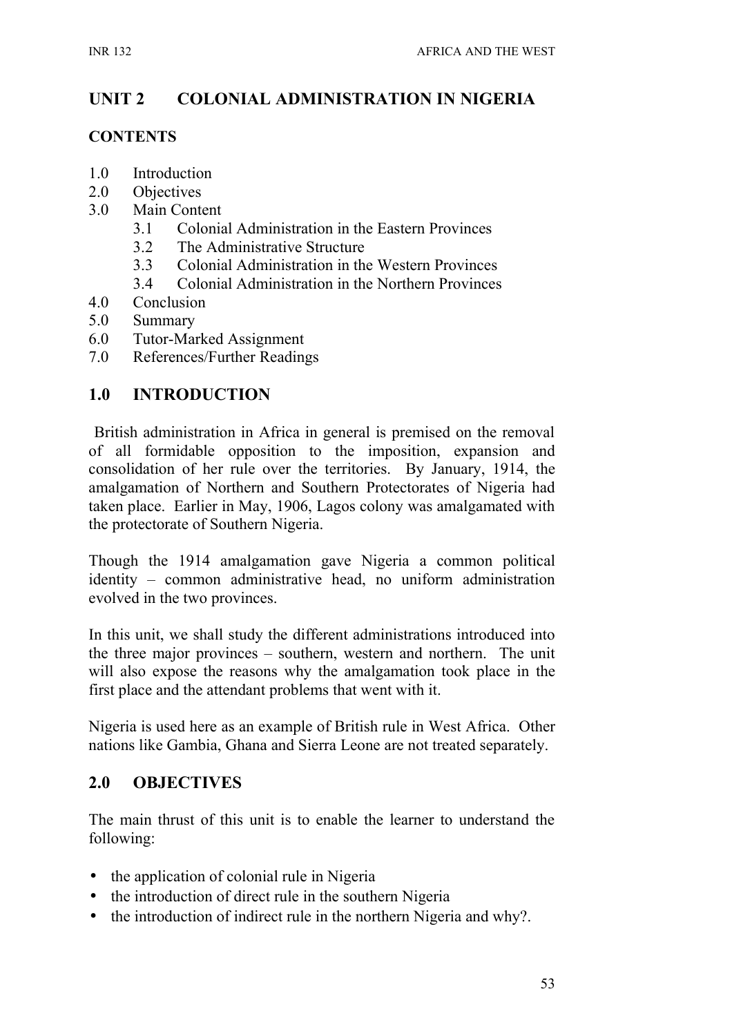# UNIT 2 COLONIAL ADMINISTRATION IN NIGERIA

## CONTENTS

1.0 Introduction
2.0 Objectives
3.0 Main Content
    3.1 Colonial Administration in the Eastern Provinces
    3.2 The Administrative Structure
    3.3 Colonial Administration in the Western Provinces
    3.4 Colonial Administration in the Northern Provinces
4.0 Conclusion
5.0 Summary
6.0 Tutor-Marked Assignment
7.0 References/Further Readings

## 1.0 INTRODUCTION

British administration in Africa in general is premised on the removal of all formidable opposition to the imposition, expansion and consolidation of her rule over the territories. By January, 1914, the amalgamation of Northern and Southern Protectorates of Nigeria had taken place. Earlier in May, 1906, Lagos colony was amalgamated with the protectorate of Southern Nigeria.

Though the 1914 amalgamation gave Nigeria a common political identity – common administrative head, no uniform administration evolved in the two provinces.

In this unit, we shall study the different administrations introduced into the three major provinces – southern, western and northern. The unit will also expose the reasons why the amalgamation took place in the first place and the attendant problems that went with it.

Nigeria is used here as an example of British rule in West Africa. Other nations like Gambia, Ghana and Sierra Leone are not treated separately.

## 2.0 OBJECTIVES

The main thrust of this unit is to enable the learner to understand the following:

- the application of colonial rule in Nigeria
- the introduction of direct rule in the southern Nigeria
- the introduction of indirect rule in the northern Nigeria and why?.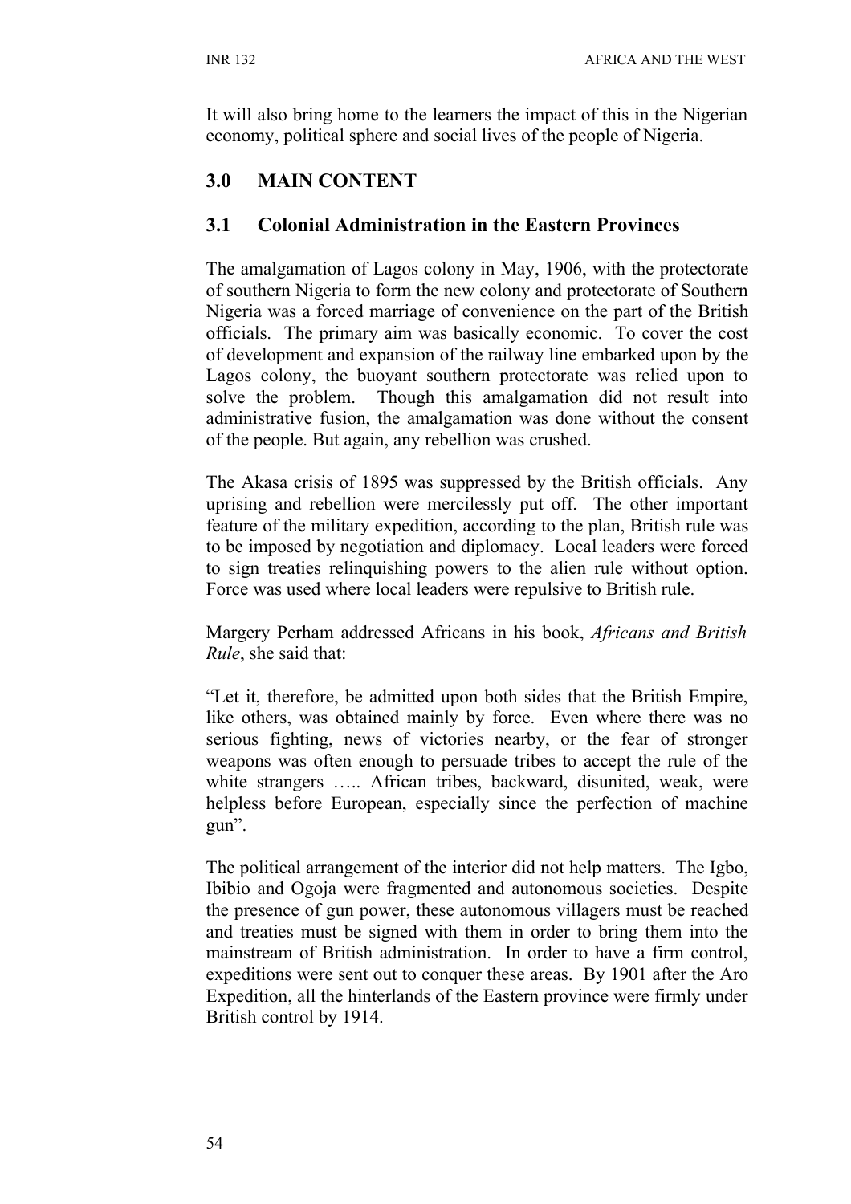It will also bring home to the learners the impact of this in the Nigerian economy, political sphere and social lives of the people of Nigeria.

## 3.0 MAIN CONTENT

### 3.1 Colonial Administration in the Eastern Provinces

The amalgamation of Lagos colony in May, 1906, with the protectorate of southern Nigeria to form the new colony and protectorate of Southern Nigeria was a forced marriage of convenience on the part of the British officials. The primary aim was basically economic. To cover the cost of development and expansion of the railway line embarked upon by the Lagos colony, the buoyant southern protectorate was relied upon to solve the problem. Though this amalgamation did not result into administrative fusion, the amalgamation was done without the consent of the people. But again, any rebellion was crushed.

The Akasa crisis of 1895 was suppressed by the British officials. Any uprising and rebellion were mercilessly put off. The other important feature of the military expedition, according to the plan, British rule was to be imposed by negotiation and diplomacy. Local leaders were forced to sign treaties relinquishing powers to the alien rule without option. Force was used where local leaders were repulsive to British rule.

Margery Perham addressed Africans in his book, *Africans and British Rule*, she said that:

"Let it, therefore, be admitted upon both sides that the British Empire, like others, was obtained mainly by force. Even where there was no serious fighting, news of victories nearby, or the fear of stronger weapons was often enough to persuade tribes to accept the rule of the white strangers ….. African tribes, backward, disunited, weak, were helpless before European, especially since the perfection of machine gun".

The political arrangement of the interior did not help matters. The Igbo, Ibibio and Ogoja were fragmented and autonomous societies. Despite the presence of gun power, these autonomous villagers must be reached and treaties must be signed with them in order to bring them into the mainstream of British administration. In order to have a firm control, expeditions were sent out to conquer these areas. By 1901 after the Aro Expedition, all the hinterlands of the Eastern province were firmly under British control by 1914.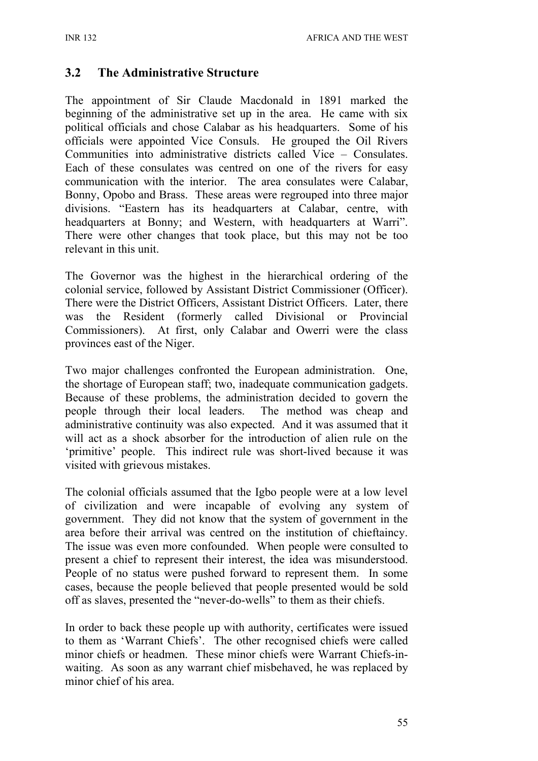## 3.2 The Administrative Structure

The appointment of Sir Claude Macdonald in 1891 marked the beginning of the administrative set up in the area. He came with six political officials and chose Calabar as his headquarters. Some of his officials were appointed Vice Consuls. He grouped the Oil Rivers Communities into administrative districts called Vice – Consulates. Each of these consulates was centred on one of the rivers for easy communication with the interior. The area consulates were Calabar, Bonny, Opobo and Brass. These areas were regrouped into three major divisions. "Eastern has its headquarters at Calabar, centre, with headquarters at Bonny; and Western, with headquarters at Warri". There were other changes that took place, but this may not be too relevant in this unit.

The Governor was the highest in the hierarchical ordering of the colonial service, followed by Assistant District Commissioner (Officer). There were the District Officers, Assistant District Officers. Later, there was the Resident (formerly called Divisional or Provincial Commissioners). At first, only Calabar and Owerri were the class provinces east of the Niger.

Two major challenges confronted the European administration. One, the shortage of European staff; two, inadequate communication gadgets. Because of these problems, the administration decided to govern the people through their local leaders. The method was cheap and administrative continuity was also expected. And it was assumed that it will act as a shock absorber for the introduction of alien rule on the 'primitive' people. This indirect rule was short-lived because it was visited with grievous mistakes.

The colonial officials assumed that the Igbo people were at a low level of civilization and were incapable of evolving any system of government. They did not know that the system of government in the area before their arrival was centred on the institution of chieftaincy. The issue was even more confounded. When people were consulted to present a chief to represent their interest, the idea was misunderstood. People of no status were pushed forward to represent them. In some cases, because the people believed that people presented would be sold off as slaves, presented the "never-do-wells" to them as their chiefs.

In order to back these people up with authority, certificates were issued to them as 'Warrant Chiefs'. The other recognised chiefs were called minor chiefs or headmen. These minor chiefs were Warrant Chiefs-in-waiting. As soon as any warrant chief misbehaved, he was replaced by minor chief of his area.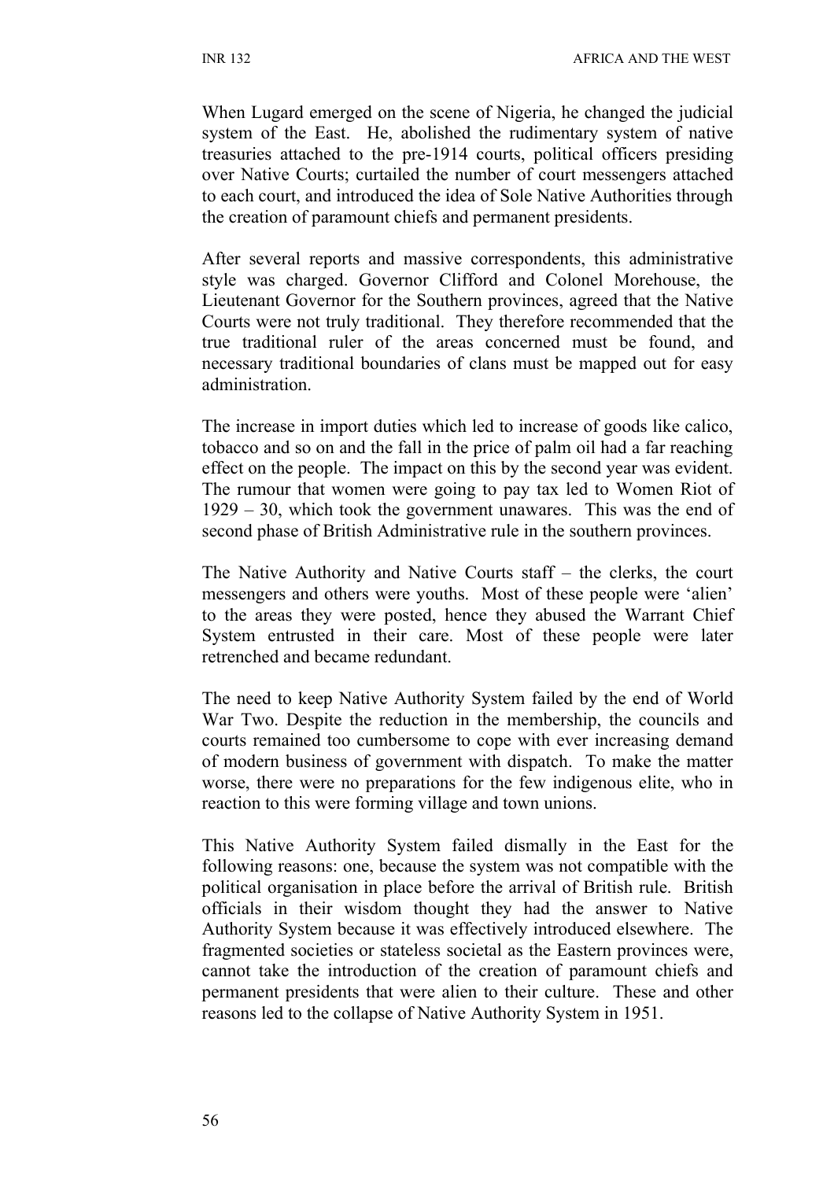When Lugard emerged on the scene of Nigeria, he changed the judicial system of the East. He, abolished the rudimentary system of native treasuries attached to the pre-1914 courts, political officers presiding over Native Courts; curtailed the number of court messengers attached to each court, and introduced the idea of Sole Native Authorities through the creation of paramount chiefs and permanent presidents.

After several reports and massive correspondents, this administrative style was charged. Governor Clifford and Colonel Morehouse, the Lieutenant Governor for the Southern provinces, agreed that the Native Courts were not truly traditional. They therefore recommended that the true traditional ruler of the areas concerned must be found, and necessary traditional boundaries of clans must be mapped out for easy administration.

The increase in import duties which led to increase of goods like calico, tobacco and so on and the fall in the price of palm oil had a far reaching effect on the people. The impact on this by the second year was evident. The rumour that women were going to pay tax led to Women Riot of 1929 – 30, which took the government unawares. This was the end of second phase of British Administrative rule in the southern provinces.

The Native Authority and Native Courts staff – the clerks, the court messengers and others were youths. Most of these people were 'alien' to the areas they were posted, hence they abused the Warrant Chief System entrusted in their care. Most of these people were later retrenched and became redundant.

The need to keep Native Authority System failed by the end of World War Two. Despite the reduction in the membership, the councils and courts remained too cumbersome to cope with ever increasing demand of modern business of government with dispatch. To make the matter worse, there were no preparations for the few indigenous elite, who in reaction to this were forming village and town unions.

This Native Authority System failed dismally in the East for the following reasons: one, because the system was not compatible with the political organisation in place before the arrival of British rule. British officials in their wisdom thought they had the answer to Native Authority System because it was effectively introduced elsewhere. The fragmented societies or stateless societal as the Eastern provinces were, cannot take the introduction of the creation of paramount chiefs and permanent presidents that were alien to their culture. These and other reasons led to the collapse of Native Authority System in 1951.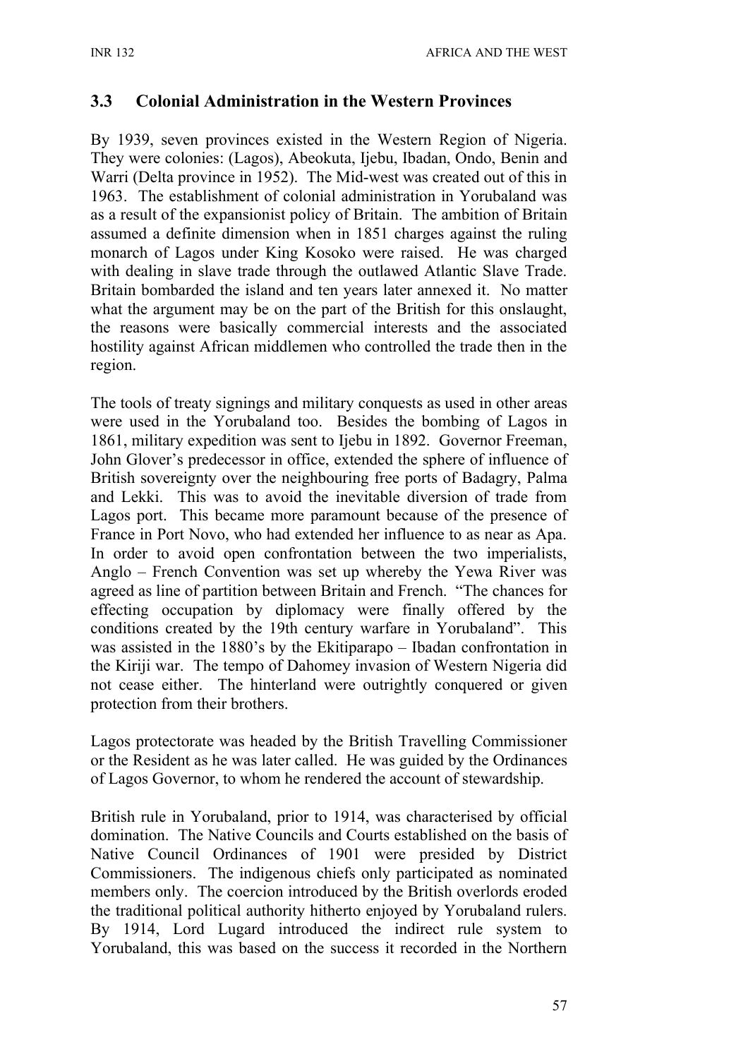### 3.3 Colonial Administration in the Western Provinces

By 1939, seven provinces existed in the Western Region of Nigeria. They were colonies: (Lagos), Abeokuta, Ijebu, Ibadan, Ondo, Benin and Warri (Delta province in 1952). The Mid-west was created out of this in 1963. The establishment of colonial administration in Yorubaland was as a result of the expansionist policy of Britain. The ambition of Britain assumed a definite dimension when in 1851 charges against the ruling monarch of Lagos under King Kosoko were raised. He was charged with dealing in slave trade through the outlawed Atlantic Slave Trade. Britain bombarded the island and ten years later annexed it. No matter what the argument may be on the part of the British for this onslaught, the reasons were basically commercial interests and the associated hostility against African middlemen who controlled the trade then in the region.

The tools of treaty signings and military conquests as used in other areas were used in the Yorubaland too. Besides the bombing of Lagos in 1861, military expedition was sent to Ijebu in 1892. Governor Freeman, John Glover's predecessor in office, extended the sphere of influence of British sovereignty over the neighbouring free ports of Badagry, Palma and Lekki. This was to avoid the inevitable diversion of trade from Lagos port. This became more paramount because of the presence of France in Port Novo, who had extended her influence to as near as Apa. In order to avoid open confrontation between the two imperialists, Anglo – French Convention was set up whereby the Yewa River was agreed as line of partition between Britain and French. "The chances for effecting occupation by diplomacy were finally offered by the conditions created by the 19th century warfare in Yorubaland". This was assisted in the 1880's by the Ekitiparapo – Ibadan confrontation in the Kiriji war. The tempo of Dahomey invasion of Western Nigeria did not cease either. The hinterland were outrightly conquered or given protection from their brothers.

Lagos protectorate was headed by the British Travelling Commissioner or the Resident as he was later called. He was guided by the Ordinances of Lagos Governor, to whom he rendered the account of stewardship.

British rule in Yorubaland, prior to 1914, was characterised by official domination. The Native Councils and Courts established on the basis of Native Council Ordinances of 1901 were presided by District Commissioners. The indigenous chiefs only participated as nominated members only. The coercion introduced by the British overlords eroded the traditional political authority hitherto enjoyed by Yorubaland rulers. By 1914, Lord Lugard introduced the indirect rule system to Yorubaland, this was based on the success it recorded in the Northern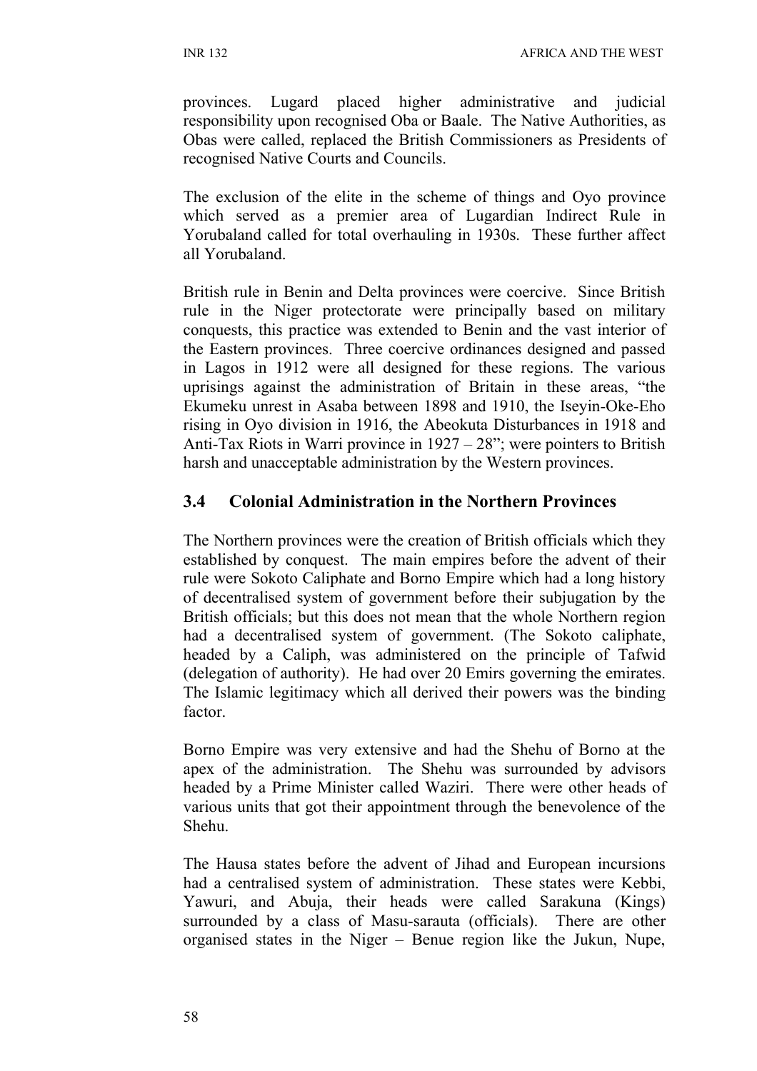provinces. Lugard placed higher administrative and judicial responsibility upon recognised Oba or Baale. The Native Authorities, as Obas were called, replaced the British Commissioners as Presidents of recognised Native Courts and Councils.

The exclusion of the elite in the scheme of things and Oyo province which served as a premier area of Lugardian Indirect Rule in Yorubaland called for total overhauling in 1930s. These further affect all Yorubaland.

British rule in Benin and Delta provinces were coercive. Since British rule in the Niger protectorate were principally based on military conquests, this practice was extended to Benin and the vast interior of the Eastern provinces. Three coercive ordinances designed and passed in Lagos in 1912 were all designed for these regions. The various uprisings against the administration of Britain in these areas, "the Ekumeku unrest in Asaba between 1898 and 1910, the Iseyin-Oke-Eho rising in Oyo division in 1916, the Abeokuta Disturbances in 1918 and Anti-Tax Riots in Warri province in 1927 – 28"; were pointers to British harsh and unacceptable administration by the Western provinces.

## 3.4 Colonial Administration in the Northern Provinces

The Northern provinces were the creation of British officials which they established by conquest. The main empires before the advent of their rule were Sokoto Caliphate and Borno Empire which had a long history of decentralised system of government before their subjugation by the British officials; but this does not mean that the whole Northern region had a decentralised system of government. (The Sokoto caliphate, headed by a Caliph, was administered on the principle of Tafwid (delegation of authority). He had over 20 Emirs governing the emirates. The Islamic legitimacy which all derived their powers was the binding factor.

Borno Empire was very extensive and had the Shehu of Borno at the apex of the administration. The Shehu was surrounded by advisors headed by a Prime Minister called Waziri. There were other heads of various units that got their appointment through the benevolence of the Shehu.

The Hausa states before the advent of Jihad and European incursions had a centralised system of administration. These states were Kebbi, Yawuri, and Abuja, their heads were called Sarakuna (Kings) surrounded by a class of Masu-sarauta (officials). There are other organised states in the Niger – Benue region like the Jukun, Nupe,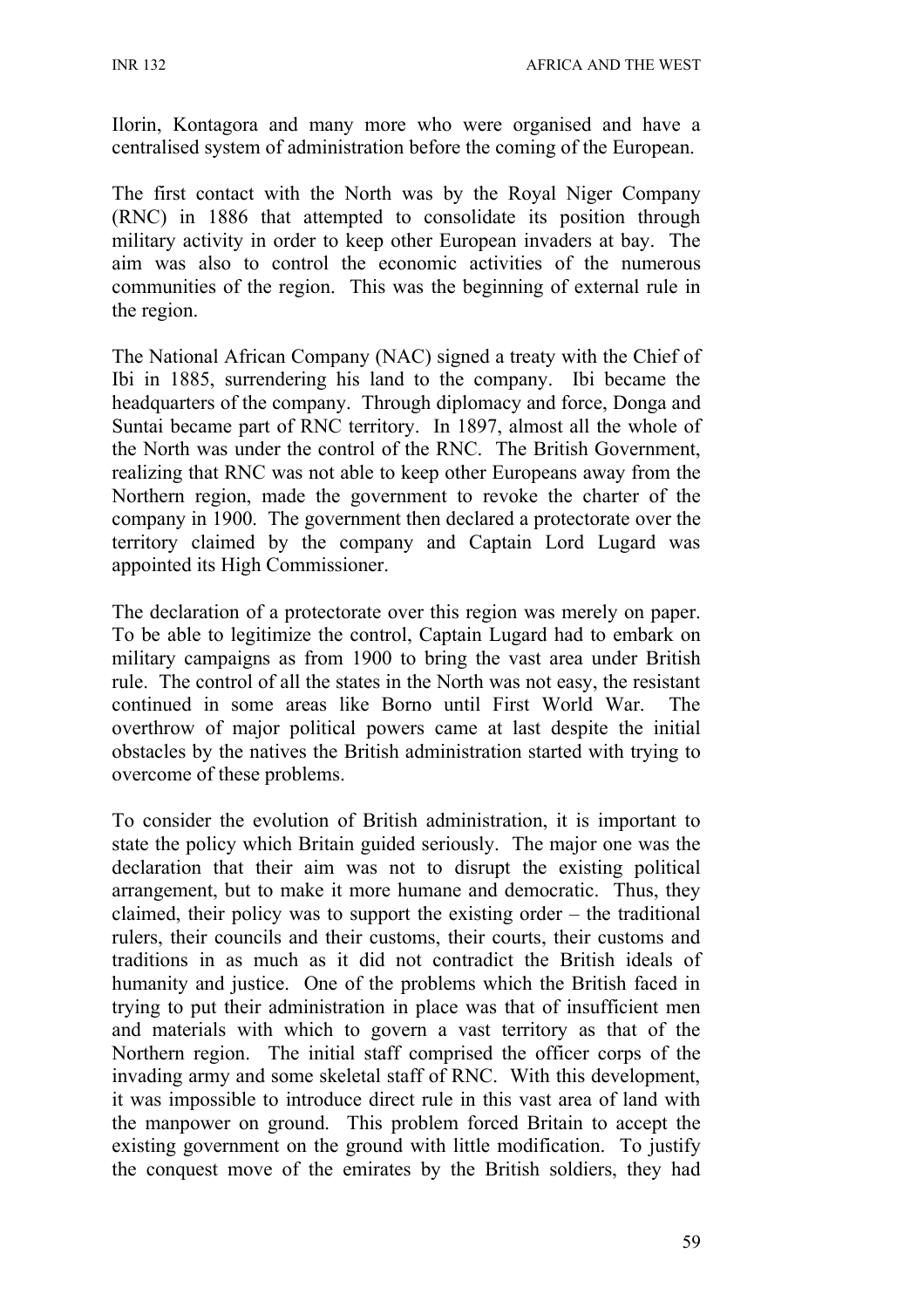Ilorin, Kontagora and many more who were organised and have a centralised system of administration before the coming of the European.

The first contact with the North was by the Royal Niger Company (RNC) in 1886 that attempted to consolidate its position through military activity in order to keep other European invaders at bay. The aim was also to control the economic activities of the numerous communities of the region. This was the beginning of external rule in the region.

The National African Company (NAC) signed a treaty with the Chief of Ibi in 1885, surrendering his land to the company. Ibi became the headquarters of the company. Through diplomacy and force, Donga and Suntai became part of RNC territory. In 1897, almost all the whole of the North was under the control of the RNC. The British Government, realizing that RNC was not able to keep other Europeans away from the Northern region, made the government to revoke the charter of the company in 1900. The government then declared a protectorate over the territory claimed by the company and Captain Lord Lugard was appointed its High Commissioner.

The declaration of a protectorate over this region was merely on paper. To be able to legitimize the control, Captain Lugard had to embark on military campaigns as from 1900 to bring the vast area under British rule. The control of all the states in the North was not easy, the resistant continued in some areas like Borno until First World War. The overthrow of major political powers came at last despite the initial obstacles by the natives the British administration started with trying to overcome of these problems.

To consider the evolution of British administration, it is important to state the policy which Britain guided seriously. The major one was the declaration that their aim was not to disrupt the existing political arrangement, but to make it more humane and democratic. Thus, they claimed, their policy was to support the existing order – the traditional rulers, their councils and their customs, their courts, their customs and traditions in as much as it did not contradict the British ideals of humanity and justice. One of the problems which the British faced in trying to put their administration in place was that of insufficient men and materials with which to govern a vast territory as that of the Northern region. The initial staff comprised the officer corps of the invading army and some skeletal staff of RNC. With this development, it was impossible to introduce direct rule in this vast area of land with the manpower on ground. This problem forced Britain to accept the existing government on the ground with little modification. To justify the conquest move of the emirates by the British soldiers, they had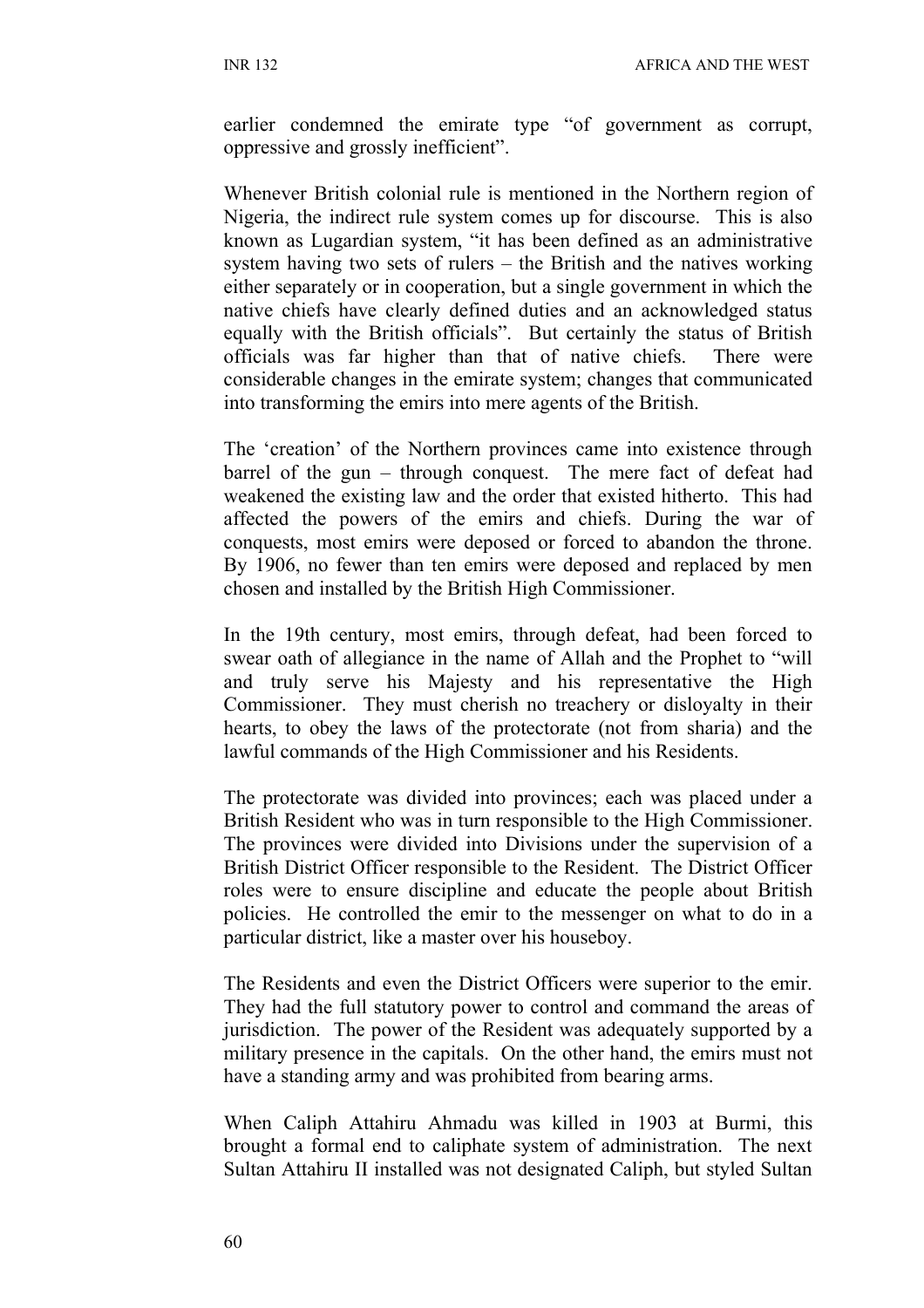earlier condemned the emirate type "of government as corrupt, oppressive and grossly inefficient".

Whenever British colonial rule is mentioned in the Northern region of Nigeria, the indirect rule system comes up for discourse. This is also known as Lugardian system, "it has been defined as an administrative system having two sets of rulers – the British and the natives working either separately or in cooperation, but a single government in which the native chiefs have clearly defined duties and an acknowledged status equally with the British officials". But certainly the status of British officials was far higher than that of native chiefs. There were considerable changes in the emirate system; changes that communicated into transforming the emirs into mere agents of the British.

The 'creation' of the Northern provinces came into existence through barrel of the gun – through conquest. The mere fact of defeat had weakened the existing law and the order that existed hitherto. This had affected the powers of the emirs and chiefs. During the war of conquests, most emirs were deposed or forced to abandon the throne. By 1906, no fewer than ten emirs were deposed and replaced by men chosen and installed by the British High Commissioner.

In the 19th century, most emirs, through defeat, had been forced to swear oath of allegiance in the name of Allah and the Prophet to "will and truly serve his Majesty and his representative the High Commissioner. They must cherish no treachery or disloyalty in their hearts, to obey the laws of the protectorate (not from sharia) and the lawful commands of the High Commissioner and his Residents.

The protectorate was divided into provinces; each was placed under a British Resident who was in turn responsible to the High Commissioner. The provinces were divided into Divisions under the supervision of a British District Officer responsible to the Resident. The District Officer roles were to ensure discipline and educate the people about British policies. He controlled the emir to the messenger on what to do in a particular district, like a master over his houseboy.

The Residents and even the District Officers were superior to the emir. They had the full statutory power to control and command the areas of jurisdiction. The power of the Resident was adequately supported by a military presence in the capitals. On the other hand, the emirs must not have a standing army and was prohibited from bearing arms.

When Caliph Attahiru Ahmadu was killed in 1903 at Burmi, this brought a formal end to caliphate system of administration. The next Sultan Attahiru II installed was not designated Caliph, but styled Sultan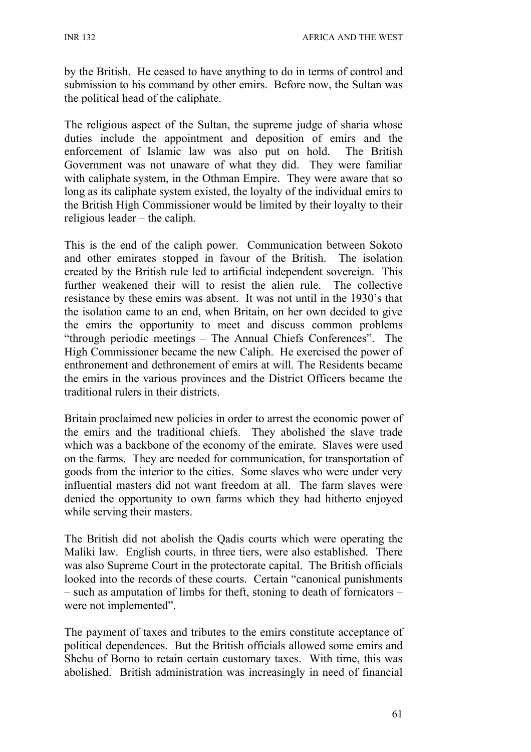by the British. He ceased to have anything to do in terms of control and submission to his command by other emirs. Before now, the Sultan was the political head of the caliphate.

The religious aspect of the Sultan, the supreme judge of sharia whose duties include the appointment and deposition of emirs and the enforcement of Islamic law was also put on hold. The British Government was not unaware of what they did. They were familiar with caliphate system, in the Othman Empire. They were aware that so long as its caliphate system existed, the loyalty of the individual emirs to the British High Commissioner would be limited by their loyalty to their religious leader – the caliph.

This is the end of the caliph power. Communication between Sokoto and other emirates stopped in favour of the British. The isolation created by the British rule led to artificial independent sovereign. This further weakened their will to resist the alien rule. The collective resistance by these emirs was absent. It was not until in the 1930's that the isolation came to an end, when Britain, on her own decided to give the emirs the opportunity to meet and discuss common problems "through periodic meetings – The Annual Chiefs Conferences". The High Commissioner became the new Caliph. He exercised the power of enthronement and dethronement of emirs at will. The Residents became the emirs in the various provinces and the District Officers became the traditional rulers in their districts.

Britain proclaimed new policies in order to arrest the economic power of the emirs and the traditional chiefs. They abolished the slave trade which was a backbone of the economy of the emirate. Slaves were used on the farms. They are needed for communication, for transportation of goods from the interior to the cities. Some slaves who were under very influential masters did not want freedom at all. The farm slaves were denied the opportunity to own farms which they had hitherto enjoyed while serving their masters.

The British did not abolish the Qadis courts which were operating the Maliki law. English courts, in three tiers, were also established. There was also Supreme Court in the protectorate capital. The British officials looked into the records of these courts. Certain "canonical punishments – such as amputation of limbs for theft, stoning to death of fornicators – were not implemented".

The payment of taxes and tributes to the emirs constitute acceptance of political dependences. But the British officials allowed some emirs and Shehu of Borno to retain certain customary taxes. With time, this was abolished. British administration was increasingly in need of financial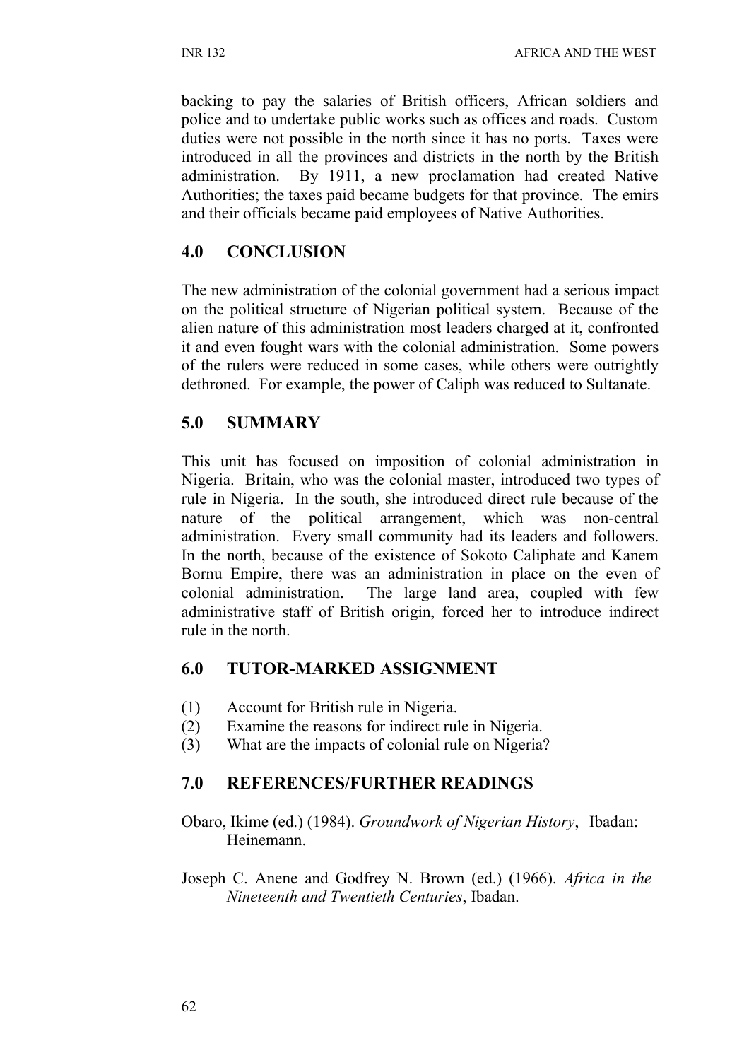backing to pay the salaries of British officers, African soldiers and police and to undertake public works such as offices and roads. Custom duties were not possible in the north since it has no ports. Taxes were introduced in all the provinces and districts in the north by the British administration. By 1911, a new proclamation had created Native Authorities; the taxes paid became budgets for that province. The emirs and their officials became paid employees of Native Authorities.

## 4.0 CONCLUSION

The new administration of the colonial government had a serious impact on the political structure of Nigerian political system. Because of the alien nature of this administration most leaders charged at it, confronted it and even fought wars with the colonial administration. Some powers of the rulers were reduced in some cases, while others were outrightly dethroned. For example, the power of Caliph was reduced to Sultanate.

## 5.0 SUMMARY

This unit has focused on imposition of colonial administration in Nigeria. Britain, who was the colonial master, introduced two types of rule in Nigeria. In the south, she introduced direct rule because of the nature of the political arrangement, which was non-central administration. Every small community had its leaders and followers. In the north, because of the existence of Sokoto Caliphate and Kanem Bornu Empire, there was an administration in place on the even of colonial administration. The large land area, coupled with few administrative staff of British origin, forced her to introduce indirect rule in the north.

## 6.0 TUTOR-MARKED ASSIGNMENT

(1) Account for British rule in Nigeria.
(2) Examine the reasons for indirect rule in Nigeria.
(3) What are the impacts of colonial rule on Nigeria?

## 7.0 REFERENCES/FURTHER READINGS

Obaro, Ikime (ed.) (1984). *Groundwork of Nigerian History*, Ibadan: Heinemann.

Joseph C. Anene and Godfrey N. Brown (ed.) (1966). *Africa in the Nineteenth and Twentieth Centuries*, Ibadan.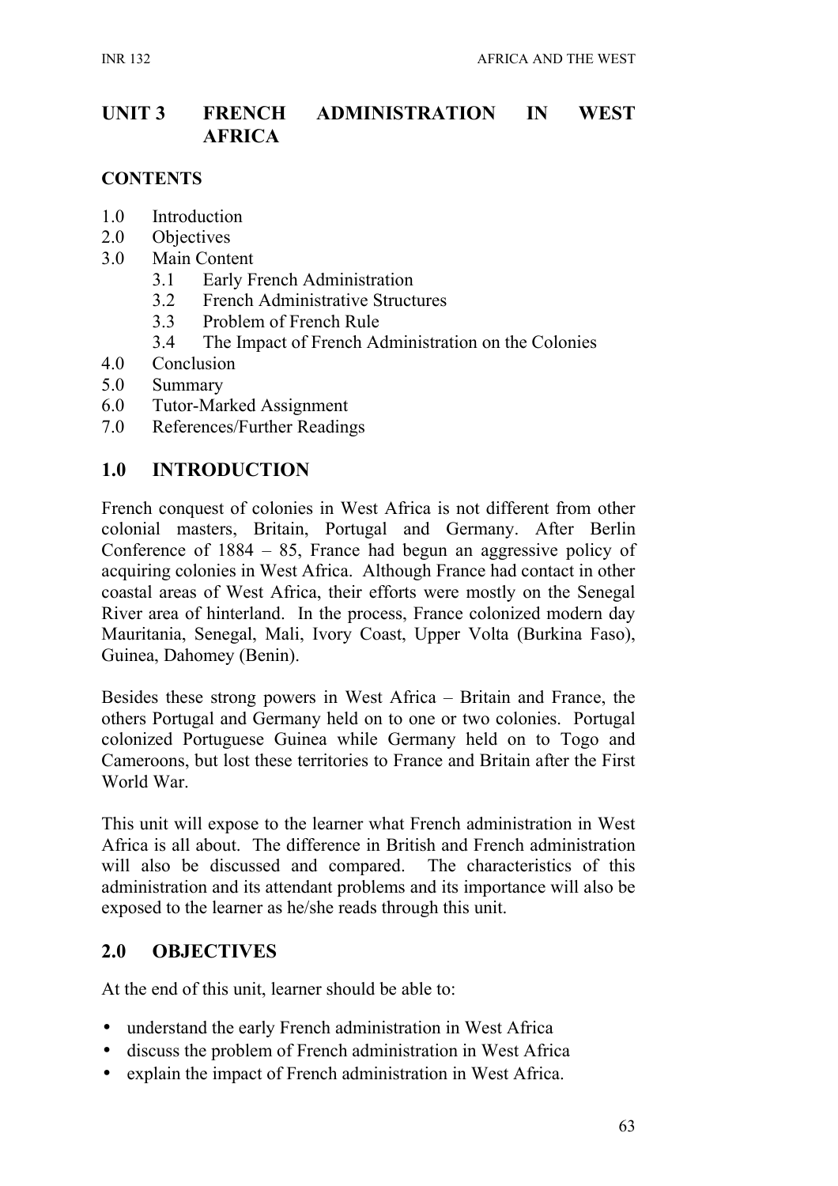# UNIT 3 FRENCH ADMINISTRATION IN WEST AFRICA

## CONTENTS

1.0 Introduction
2.0 Objectives
3.0 Main Content
  3.1 Early French Administration
  3.2 French Administrative Structures
  3.3 Problem of French Rule
  3.4 The Impact of French Administration on the Colonies
4.0 Conclusion
5.0 Summary
6.0 Tutor-Marked Assignment
7.0 References/Further Readings

## 1.0 INTRODUCTION

French conquest of colonies in West Africa is not different from other colonial masters, Britain, Portugal and Germany. After Berlin Conference of 1884 – 85, France had begun an aggressive policy of acquiring colonies in West Africa. Although France had contact in other coastal areas of West Africa, their efforts were mostly on the Senegal River area of hinterland. In the process, France colonized modern day Mauritania, Senegal, Mali, Ivory Coast, Upper Volta (Burkina Faso), Guinea, Dahomey (Benin).

Besides these strong powers in West Africa – Britain and France, the others Portugal and Germany held on to one or two colonies. Portugal colonized Portuguese Guinea while Germany held on to Togo and Cameroons, but lost these territories to France and Britain after the First World War.

This unit will expose to the learner what French administration in West Africa is all about. The difference in British and French administration will also be discussed and compared. The characteristics of this administration and its attendant problems and its importance will also be exposed to the learner as he/she reads through this unit.

## 2.0 OBJECTIVES

At the end of this unit, learner should be able to:

- understand the early French administration in West Africa
- discuss the problem of French administration in West Africa
- explain the impact of French administration in West Africa.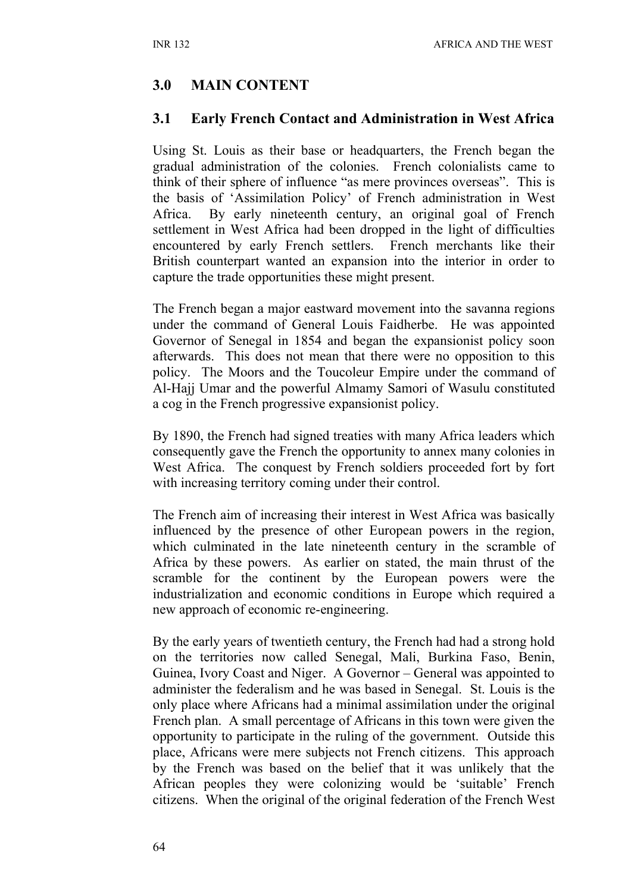## 3.0 MAIN CONTENT

### 3.1 Early French Contact and Administration in West Africa

Using St. Louis as their base or headquarters, the French began the gradual administration of the colonies. French colonialists came to think of their sphere of influence "as mere provinces overseas". This is the basis of 'Assimilation Policy' of French administration in West Africa. By early nineteenth century, an original goal of French settlement in West Africa had been dropped in the light of difficulties encountered by early French settlers. French merchants like their British counterpart wanted an expansion into the interior in order to capture the trade opportunities these might present.

The French began a major eastward movement into the savanna regions under the command of General Louis Faidherbe. He was appointed Governor of Senegal in 1854 and began the expansionist policy soon afterwards. This does not mean that there were no opposition to this policy. The Moors and the Toucouleur Empire under the command of Al-Hajj Umar and the powerful Almamy Samori of Wasulu constituted a cog in the French progressive expansionist policy.

By 1890, the French had signed treaties with many Africa leaders which consequently gave the French the opportunity to annex many colonies in West Africa. The conquest by French soldiers proceeded fort by fort with increasing territory coming under their control.

The French aim of increasing their interest in West Africa was basically influenced by the presence of other European powers in the region, which culminated in the late nineteenth century in the scramble of Africa by these powers. As earlier on stated, the main thrust of the scramble for the continent by the European powers were the industrialization and economic conditions in Europe which required a new approach of economic re-engineering.

By the early years of twentieth century, the French had had a strong hold on the territories now called Senegal, Mali, Burkina Faso, Benin, Guinea, Ivory Coast and Niger. A Governor – General was appointed to administer the federalism and he was based in Senegal. St. Louis is the only place where Africans had a minimal assimilation under the original French plan. A small percentage of Africans in this town were given the opportunity to participate in the ruling of the government. Outside this place, Africans were mere subjects not French citizens. This approach by the French was based on the belief that it was unlikely that the African peoples they were colonizing would be 'suitable' French citizens. When the original of the original federation of the French West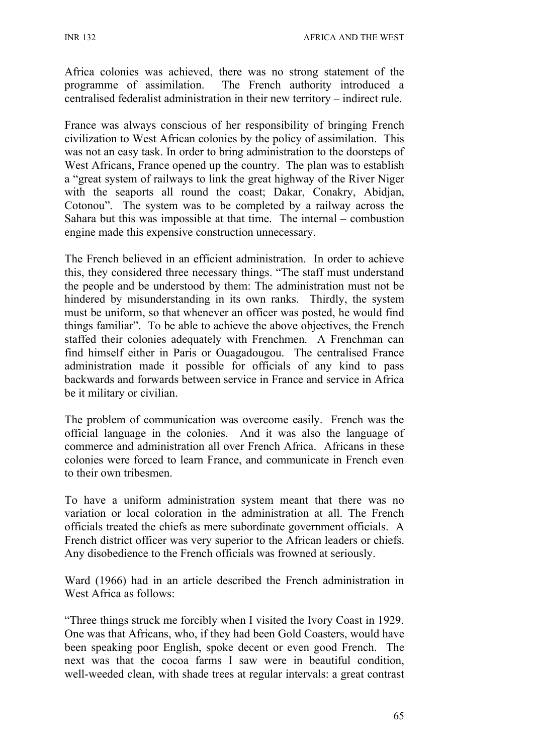Africa colonies was achieved, there was no strong statement of the programme of assimilation. The French authority introduced a centralised federalist administration in their new territory – indirect rule.

France was always conscious of her responsibility of bringing French civilization to West African colonies by the policy of assimilation. This was not an easy task. In order to bring administration to the doorsteps of West Africans, France opened up the country. The plan was to establish a "great system of railways to link the great highway of the River Niger with the seaports all round the coast; Dakar, Conakry, Abidjan, Cotonou". The system was to be completed by a railway across the Sahara but this was impossible at that time. The internal – combustion engine made this expensive construction unnecessary.

The French believed in an efficient administration. In order to achieve this, they considered three necessary things. "The staff must understand the people and be understood by them: The administration must not be hindered by misunderstanding in its own ranks. Thirdly, the system must be uniform, so that whenever an officer was posted, he would find things familiar". To be able to achieve the above objectives, the French staffed their colonies adequately with Frenchmen. A Frenchman can find himself either in Paris or Ouagadougou. The centralised France administration made it possible for officials of any kind to pass backwards and forwards between service in France and service in Africa be it military or civilian.

The problem of communication was overcome easily. French was the official language in the colonies. And it was also the language of commerce and administration all over French Africa. Africans in these colonies were forced to learn France, and communicate in French even to their own tribesmen.

To have a uniform administration system meant that there was no variation or local coloration in the administration at all. The French officials treated the chiefs as mere subordinate government officials. A French district officer was very superior to the African leaders or chiefs. Any disobedience to the French officials was frowned at seriously.

Ward (1966) had in an article described the French administration in West Africa as follows:

"Three things struck me forcibly when I visited the Ivory Coast in 1929. One was that Africans, who, if they had been Gold Coasters, would have been speaking poor English, spoke decent or even good French. The next was that the cocoa farms I saw were in beautiful condition, well-weeded clean, with shade trees at regular intervals: a great contrast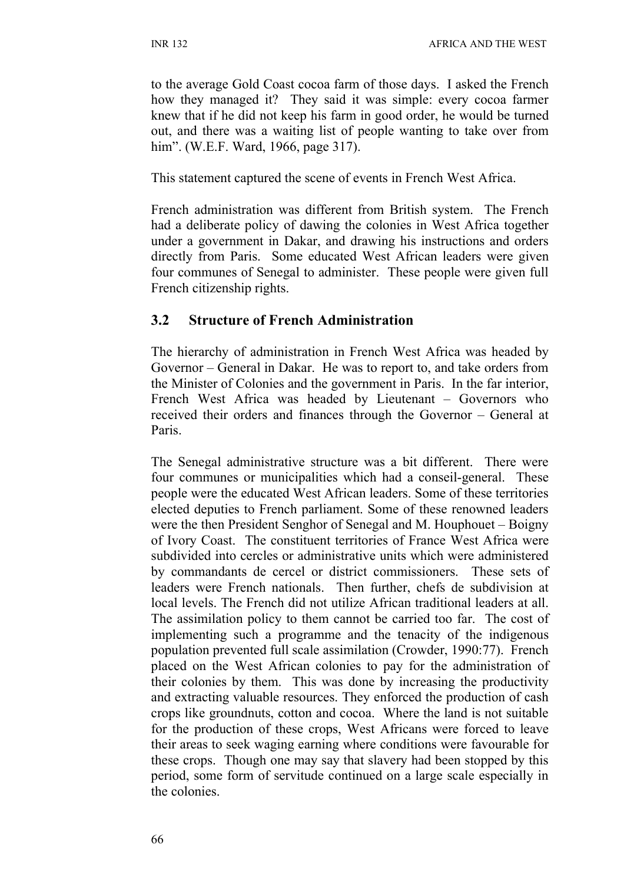to the average Gold Coast cocoa farm of those days. I asked the French how they managed it? They said it was simple: every cocoa farmer knew that if he did not keep his farm in good order, he would be turned out, and there was a waiting list of people wanting to take over from him". (W.E.F. Ward, 1966, page 317).

This statement captured the scene of events in French West Africa.

French administration was different from British system. The French had a deliberate policy of dawing the colonies in West Africa together under a government in Dakar, and drawing his instructions and orders directly from Paris. Some educated West African leaders were given four communes of Senegal to administer. These people were given full French citizenship rights.

## 3.2 Structure of French Administration

The hierarchy of administration in French West Africa was headed by Governor – General in Dakar. He was to report to, and take orders from the Minister of Colonies and the government in Paris. In the far interior, French West Africa was headed by Lieutenant – Governors who received their orders and finances through the Governor – General at Paris.

The Senegal administrative structure was a bit different. There were four communes or municipalities which had a conseil-general. These people were the educated West African leaders. Some of these territories elected deputies to French parliament. Some of these renowned leaders were the then President Senghor of Senegal and M. Houphouet – Boigny of Ivory Coast. The constituent territories of France West Africa were subdivided into cercles or administrative units which were administered by commandants de cercel or district commissioners. These sets of leaders were French nationals. Then further, chefs de subdivision at local levels. The French did not utilize African traditional leaders at all. The assimilation policy to them cannot be carried too far. The cost of implementing such a programme and the tenacity of the indigenous population prevented full scale assimilation (Crowder, 1990:77). French placed on the West African colonies to pay for the administration of their colonies by them. This was done by increasing the productivity and extracting valuable resources. They enforced the production of cash crops like groundnuts, cotton and cocoa. Where the land is not suitable for the production of these crops, West Africans were forced to leave their areas to seek waging earning where conditions were favourable for these crops. Though one may say that slavery had been stopped by this period, some form of servitude continued on a large scale especially in the colonies.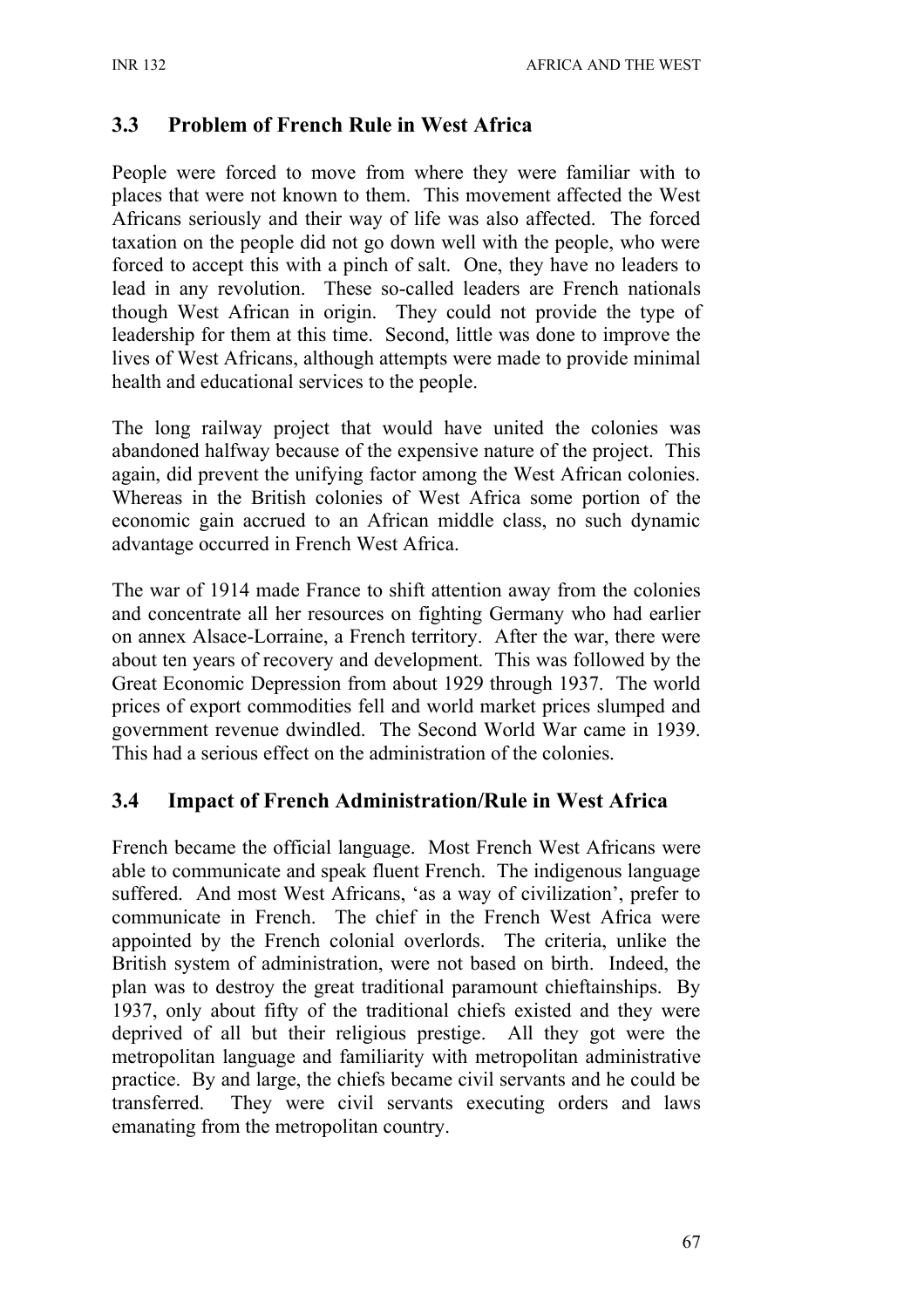## 3.3 Problem of French Rule in West Africa

People were forced to move from where they were familiar with to places that were not known to them. This movement affected the West Africans seriously and their way of life was also affected. The forced taxation on the people did not go down well with the people, who were forced to accept this with a pinch of salt. One, they have no leaders to lead in any revolution. These so-called leaders are French nationals though West African in origin. They could not provide the type of leadership for them at this time. Second, little was done to improve the lives of West Africans, although attempts were made to provide minimal health and educational services to the people.

The long railway project that would have united the colonies was abandoned halfway because of the expensive nature of the project. This again, did prevent the unifying factor among the West African colonies. Whereas in the British colonies of West Africa some portion of the economic gain accrued to an African middle class, no such dynamic advantage occurred in French West Africa.

The war of 1914 made France to shift attention away from the colonies and concentrate all her resources on fighting Germany who had earlier on annex Alsace-Lorraine, a French territory. After the war, there were about ten years of recovery and development. This was followed by the Great Economic Depression from about 1929 through 1937. The world prices of export commodities fell and world market prices slumped and government revenue dwindled. The Second World War came in 1939. This had a serious effect on the administration of the colonies.

## 3.4 Impact of French Administration/Rule in West Africa

French became the official language. Most French West Africans were able to communicate and speak fluent French. The indigenous language suffered. And most West Africans, 'as a way of civilization', prefer to communicate in French. The chief in the French West Africa were appointed by the French colonial overlords. The criteria, unlike the British system of administration, were not based on birth. Indeed, the plan was to destroy the great traditional paramount chieftainships. By 1937, only about fifty of the traditional chiefs existed and they were deprived of all but their religious prestige. All they got were the metropolitan language and familiarity with metropolitan administrative practice. By and large, the chiefs became civil servants and he could be transferred. They were civil servants executing orders and laws emanating from the metropolitan country.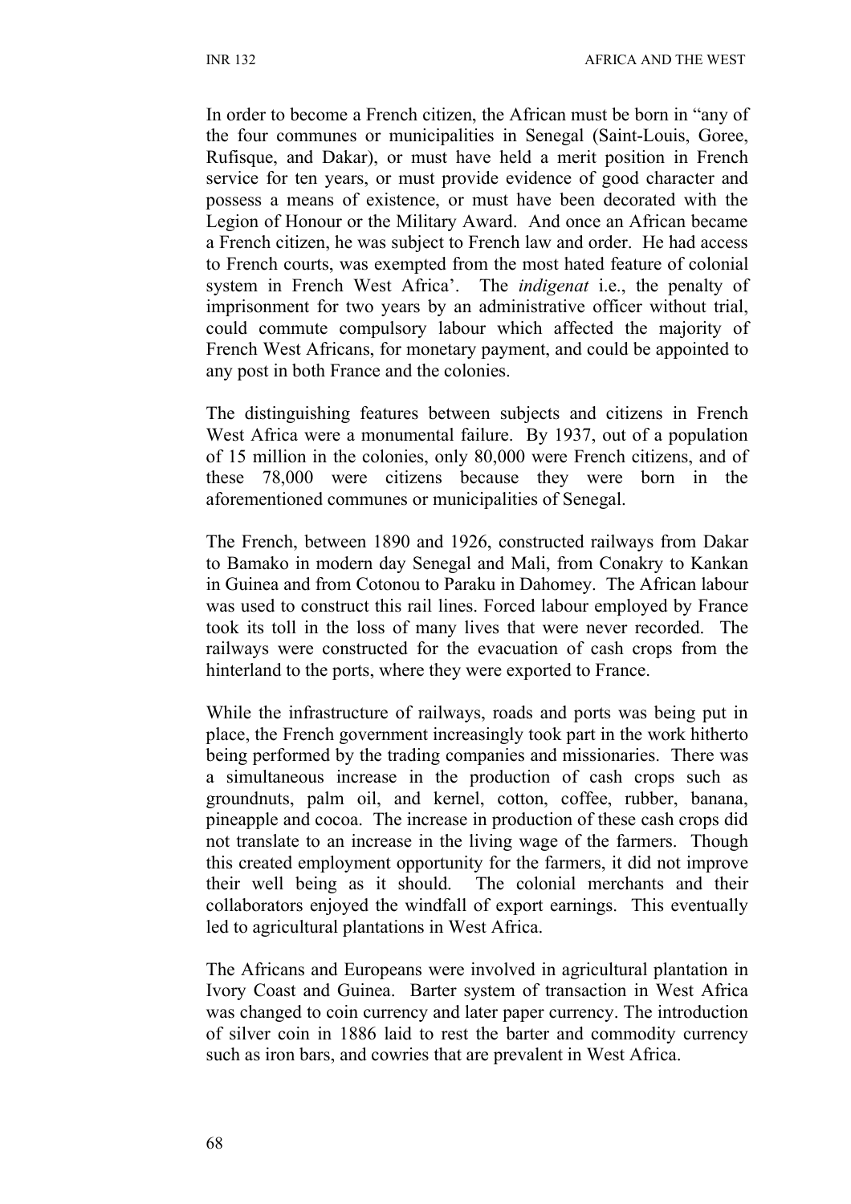In order to become a French citizen, the African must be born in "any of the four communes or municipalities in Senegal (Saint-Louis, Goree, Rufisque, and Dakar), or must have held a merit position in French service for ten years, or must provide evidence of good character and possess a means of existence, or must have been decorated with the Legion of Honour or the Military Award. And once an African became a French citizen, he was subject to French law and order. He had access to French courts, was exempted from the most hated feature of colonial system in French West Africa'. The *indigenat* i.e., the penalty of imprisonment for two years by an administrative officer without trial, could commute compulsory labour which affected the majority of French West Africans, for monetary payment, and could be appointed to any post in both France and the colonies.

The distinguishing features between subjects and citizens in French West Africa were a monumental failure. By 1937, out of a population of 15 million in the colonies, only 80,000 were French citizens, and of these 78,000 were citizens because they were born in the aforementioned communes or municipalities of Senegal.

The French, between 1890 and 1926, constructed railways from Dakar to Bamako in modern day Senegal and Mali, from Conakry to Kankan in Guinea and from Cotonou to Paraku in Dahomey. The African labour was used to construct this rail lines. Forced labour employed by France took its toll in the loss of many lives that were never recorded. The railways were constructed for the evacuation of cash crops from the hinterland to the ports, where they were exported to France.

While the infrastructure of railways, roads and ports was being put in place, the French government increasingly took part in the work hitherto being performed by the trading companies and missionaries. There was a simultaneous increase in the production of cash crops such as groundnuts, palm oil, and kernel, cotton, coffee, rubber, banana, pineapple and cocoa. The increase in production of these cash crops did not translate to an increase in the living wage of the farmers. Though this created employment opportunity for the farmers, it did not improve their well being as it should. The colonial merchants and their collaborators enjoyed the windfall of export earnings. This eventually led to agricultural plantations in West Africa.

The Africans and Europeans were involved in agricultural plantation in Ivory Coast and Guinea. Barter system of transaction in West Africa was changed to coin currency and later paper currency. The introduction of silver coin in 1886 laid to rest the barter and commodity currency such as iron bars, and cowries that are prevalent in West Africa.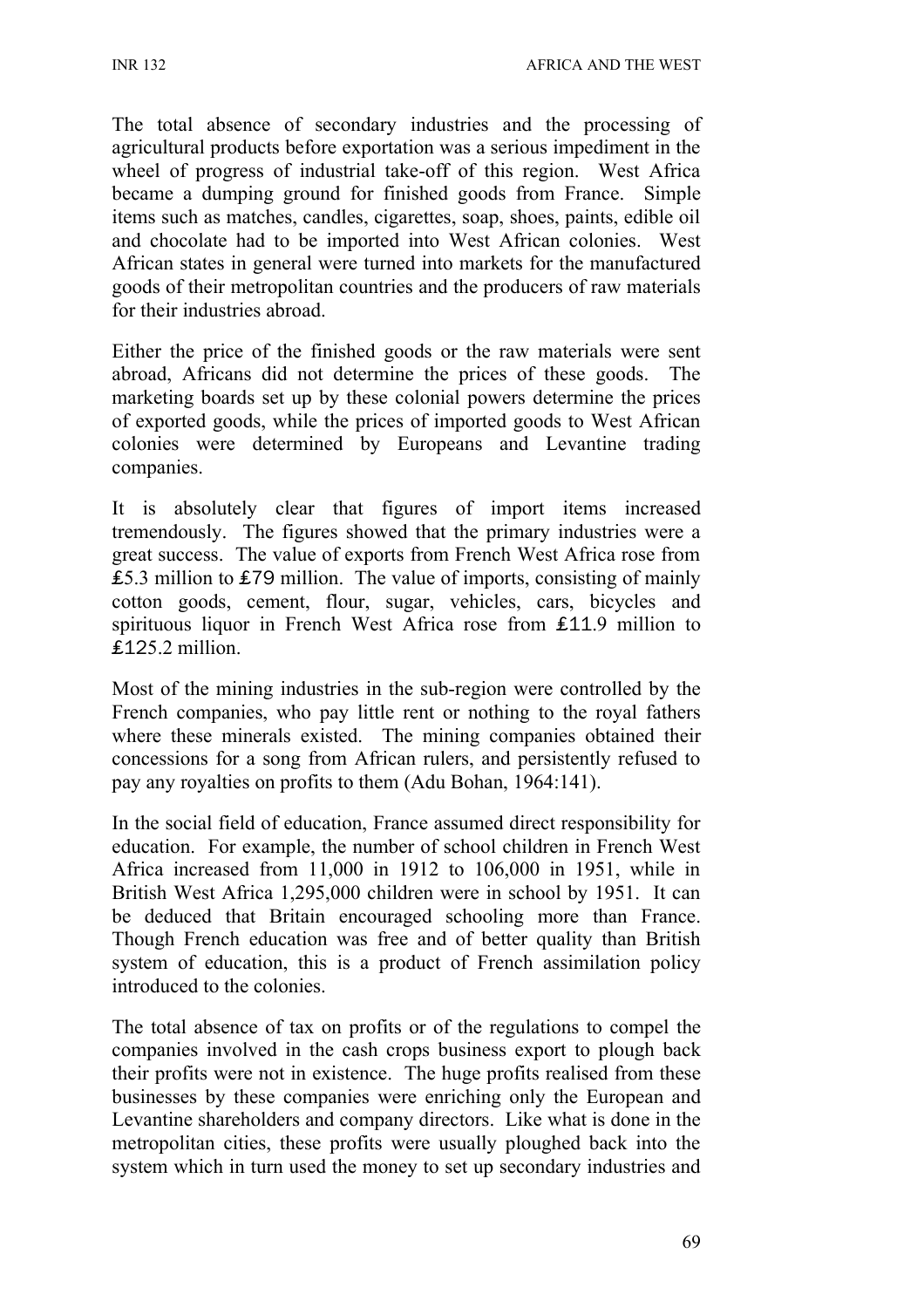The total absence of secondary industries and the processing of agricultural products before exportation was a serious impediment in the wheel of progress of industrial take-off of this region. West Africa became a dumping ground for finished goods from France. Simple items such as matches, candles, cigarettes, soap, shoes, paints, edible oil and chocolate had to be imported into West African colonies. West African states in general were turned into markets for the manufactured goods of their metropolitan countries and the producers of raw materials for their industries abroad.

Either the price of the finished goods or the raw materials were sent abroad, Africans did not determine the prices of these goods. The marketing boards set up by these colonial powers determine the prices of exported goods, while the prices of imported goods to West African colonies were determined by Europeans and Levantine trading companies.

It is absolutely clear that figures of import items increased tremendously. The figures showed that the primary industries were a great success. The value of exports from French West Africa rose from ₤5.3 million to ₤79 million. The value of imports, consisting of mainly cotton goods, cement, flour, sugar, vehicles, cars, bicycles and spirituous liquor in French West Africa rose from ₤11.9 million to ₤125.2 million.

Most of the mining industries in the sub-region were controlled by the French companies, who pay little rent or nothing to the royal fathers where these minerals existed. The mining companies obtained their concessions for a song from African rulers, and persistently refused to pay any royalties on profits to them (Adu Bohan, 1964:141).

In the social field of education, France assumed direct responsibility for education. For example, the number of school children in French West Africa increased from 11,000 in 1912 to 106,000 in 1951, while in British West Africa 1,295,000 children were in school by 1951. It can be deduced that Britain encouraged schooling more than France. Though French education was free and of better quality than British system of education, this is a product of French assimilation policy introduced to the colonies.

The total absence of tax on profits or of the regulations to compel the companies involved in the cash crops business export to plough back their profits were not in existence. The huge profits realised from these businesses by these companies were enriching only the European and Levantine shareholders and company directors. Like what is done in the metropolitan cities, these profits were usually ploughed back into the system which in turn used the money to set up secondary industries and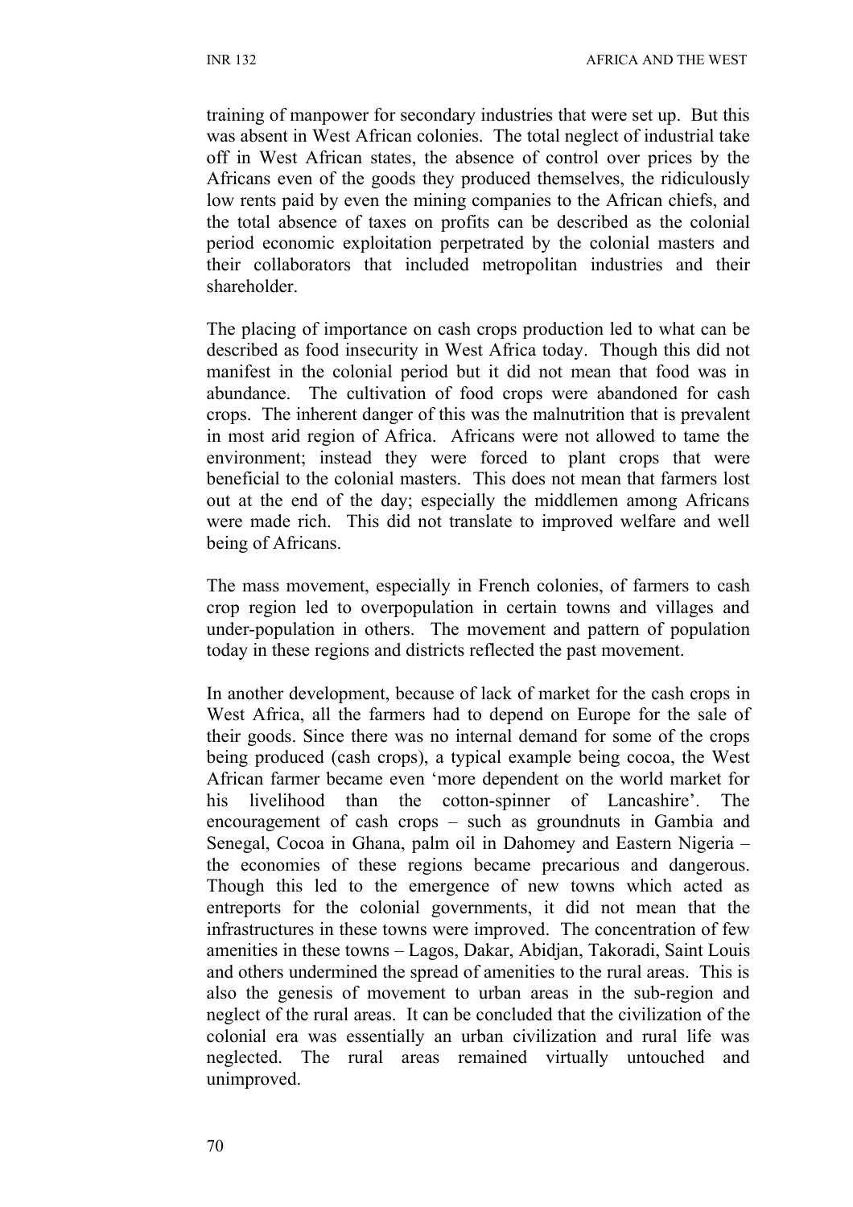training of manpower for secondary industries that were set up. But this was absent in West African colonies. The total neglect of industrial take off in West African states, the absence of control over prices by the Africans even of the goods they produced themselves, the ridiculously low rents paid by even the mining companies to the African chiefs, and the total absence of taxes on profits can be described as the colonial period economic exploitation perpetrated by the colonial masters and their collaborators that included metropolitan industries and their shareholder.

The placing of importance on cash crops production led to what can be described as food insecurity in West Africa today. Though this did not manifest in the colonial period but it did not mean that food was in abundance. The cultivation of food crops were abandoned for cash crops. The inherent danger of this was the malnutrition that is prevalent in most arid region of Africa. Africans were not allowed to tame the environment; instead they were forced to plant crops that were beneficial to the colonial masters. This does not mean that farmers lost out at the end of the day; especially the middlemen among Africans were made rich. This did not translate to improved welfare and well being of Africans.

The mass movement, especially in French colonies, of farmers to cash crop region led to overpopulation in certain towns and villages and under-population in others. The movement and pattern of population today in these regions and districts reflected the past movement.

In another development, because of lack of market for the cash crops in West Africa, all the farmers had to depend on Europe for the sale of their goods. Since there was no internal demand for some of the crops being produced (cash crops), a typical example being cocoa, the West African farmer became even 'more dependent on the world market for his livelihood than the cotton-spinner of Lancashire'. The encouragement of cash crops – such as groundnuts in Gambia and Senegal, Cocoa in Ghana, palm oil in Dahomey and Eastern Nigeria – the economies of these regions became precarious and dangerous. Though this led to the emergence of new towns which acted as entreports for the colonial governments, it did not mean that the infrastructures in these towns were improved. The concentration of few amenities in these towns – Lagos, Dakar, Abidjan, Takoradi, Saint Louis and others undermined the spread of amenities to the rural areas. This is also the genesis of movement to urban areas in the sub-region and neglect of the rural areas. It can be concluded that the civilization of the colonial era was essentially an urban civilization and rural life was neglected. The rural areas remained virtually untouched and unimproved.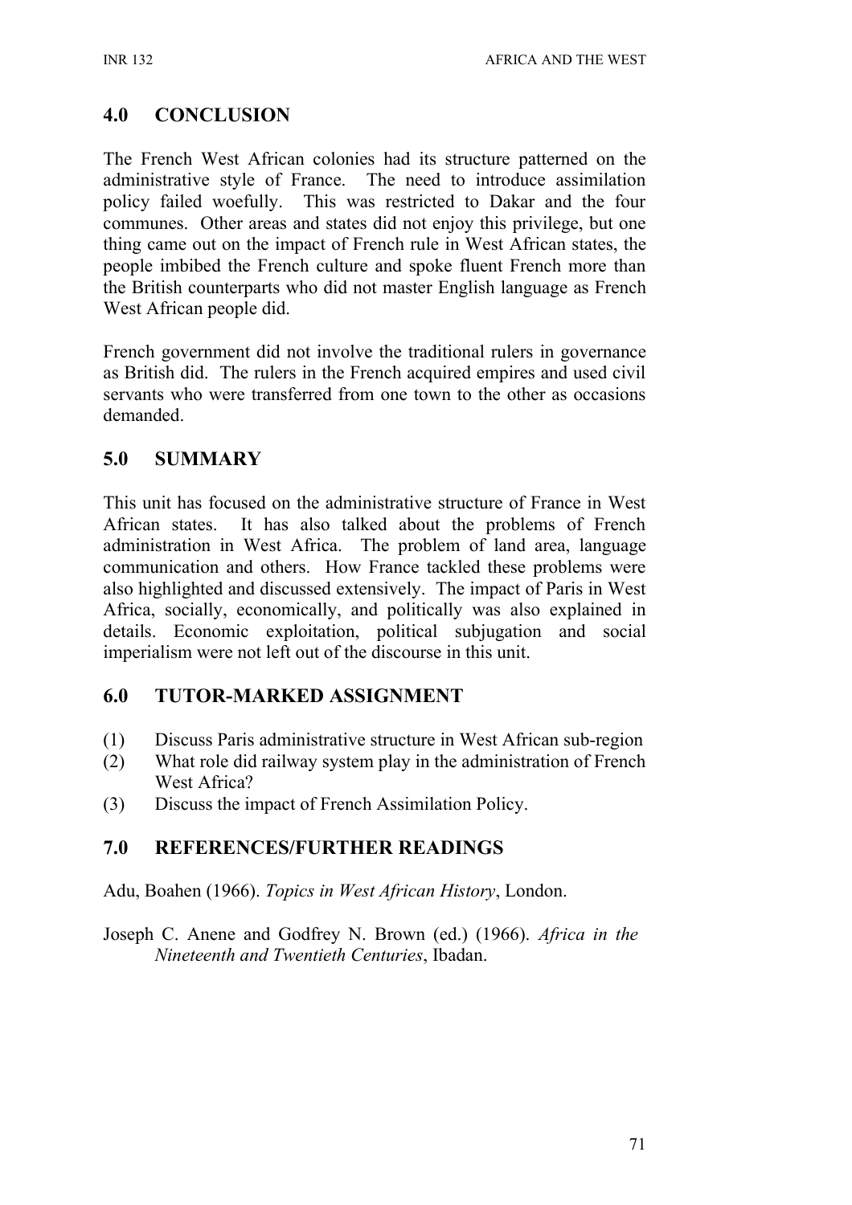## 4.0 CONCLUSION

The French West African colonies had its structure patterned on the administrative style of France. The need to introduce assimilation policy failed woefully. This was restricted to Dakar and the four communes. Other areas and states did not enjoy this privilege, but one thing came out on the impact of French rule in West African states, the people imbibed the French culture and spoke fluent French more than the British counterparts who did not master English language as French West African people did.

French government did not involve the traditional rulers in governance as British did. The rulers in the French acquired empires and used civil servants who were transferred from one town to the other as occasions demanded.

## 5.0 SUMMARY

This unit has focused on the administrative structure of France in West African states. It has also talked about the problems of French administration in West Africa. The problem of land area, language communication and others. How France tackled these problems were also highlighted and discussed extensively. The impact of Paris in West Africa, socially, economically, and politically was also explained in details. Economic exploitation, political subjugation and social imperialism were not left out of the discourse in this unit.

## 6.0 TUTOR-MARKED ASSIGNMENT

(1) Discuss Paris administrative structure in West African sub-region
(2) What role did railway system play in the administration of French West Africa?
(3) Discuss the impact of French Assimilation Policy.

## 7.0 REFERENCES/FURTHER READINGS

Adu, Boahen (1966). *Topics in West African History*, London.

Joseph C. Anene and Godfrey N. Brown (ed.) (1966). *Africa in the Nineteenth and Twentieth Centuries*, Ibadan.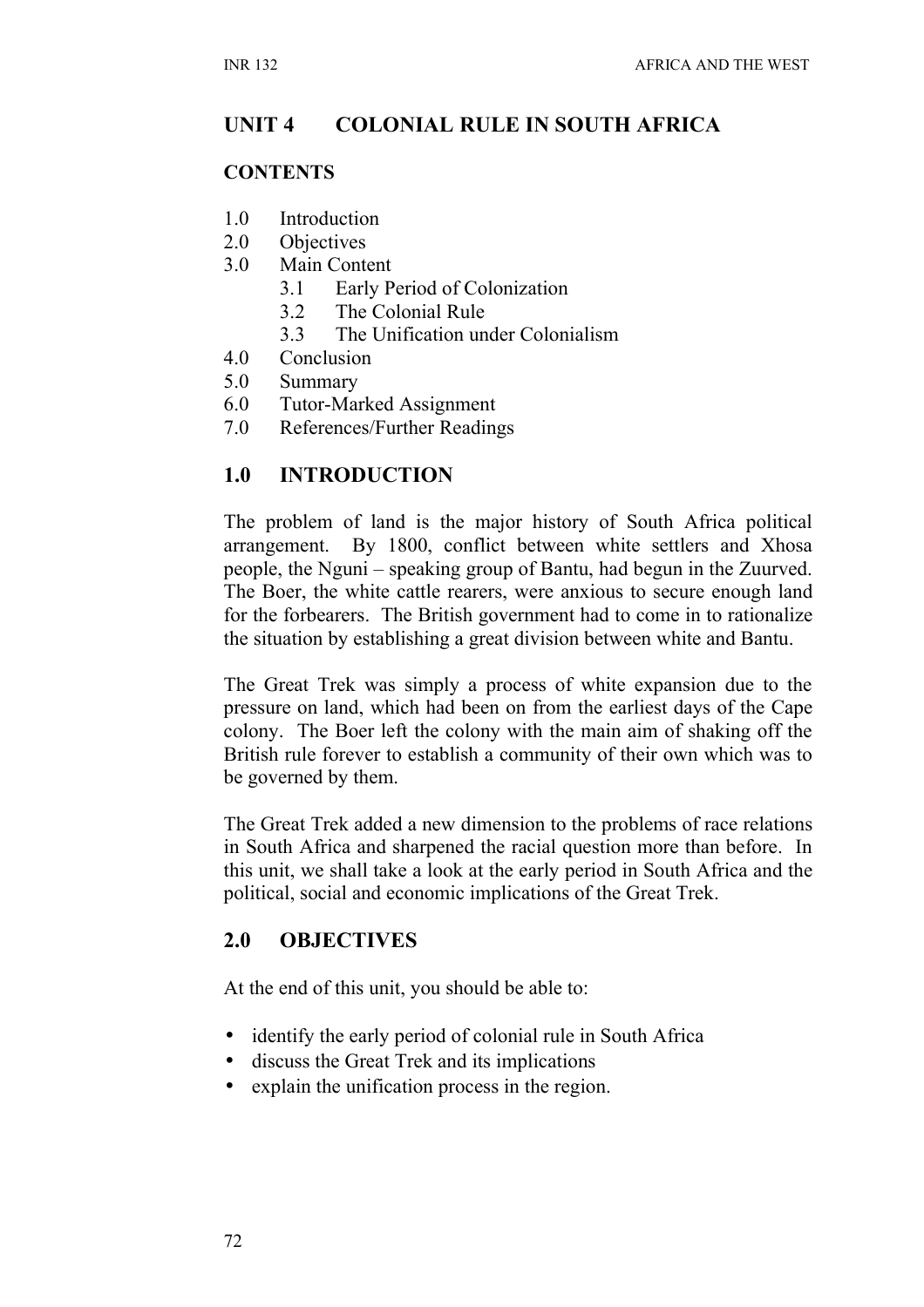## UNIT 4 COLONIAL RULE IN SOUTH AFRICA

### CONTENTS

1.0 Introduction
2.0 Objectives
3.0 Main Content
    3.1 Early Period of Colonization
    3.2 The Colonial Rule
    3.3 The Unification under Colonialism
4.0 Conclusion
5.0 Summary
6.0 Tutor-Marked Assignment
7.0 References/Further Readings

### 1.0 INTRODUCTION

The problem of land is the major history of South Africa political arrangement. By 1800, conflict between white settlers and Xhosa people, the Nguni – speaking group of Bantu, had begun in the Zuurved. The Boer, the white cattle rearers, were anxious to secure enough land for the forbearers. The British government had to come in to rationalize the situation by establishing a great division between white and Bantu.

The Great Trek was simply a process of white expansion due to the pressure on land, which had been on from the earliest days of the Cape colony. The Boer left the colony with the main aim of shaking off the British rule forever to establish a community of their own which was to be governed by them.

The Great Trek added a new dimension to the problems of race relations in South Africa and sharpened the racial question more than before. In this unit, we shall take a look at the early period in South Africa and the political, social and economic implications of the Great Trek.

### 2.0 OBJECTIVES

At the end of this unit, you should be able to:

- identify the early period of colonial rule in South Africa
- discuss the Great Trek and its implications
- explain the unification process in the region.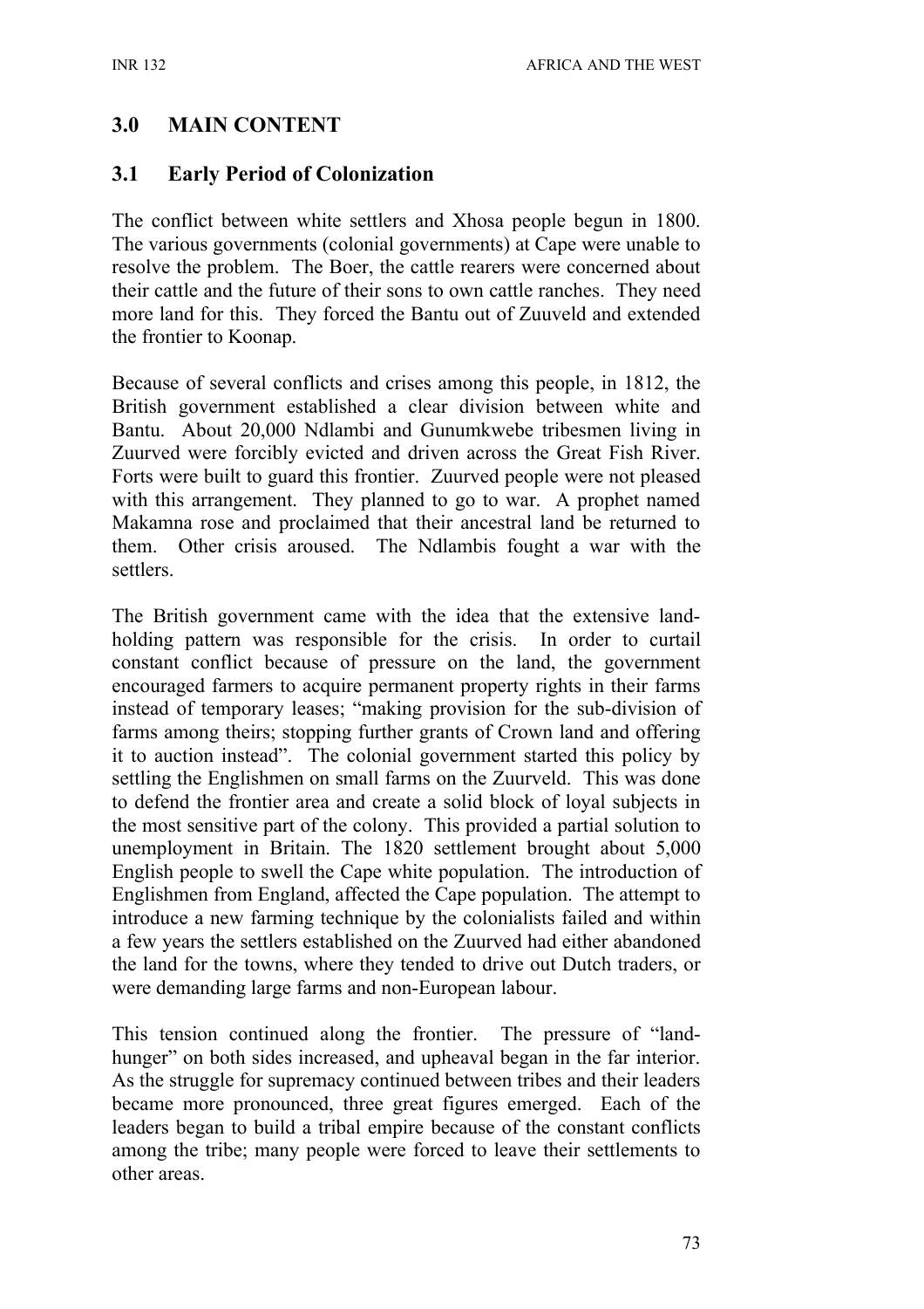## 3.0 MAIN CONTENT

### 3.1 Early Period of Colonization

The conflict between white settlers and Xhosa people begun in 1800. The various governments (colonial governments) at Cape were unable to resolve the problem. The Boer, the cattle rearers were concerned about their cattle and the future of their sons to own cattle ranches. They need more land for this. They forced the Bantu out of Zuuveld and extended the frontier to Koonap.

Because of several conflicts and crises among this people, in 1812, the British government established a clear division between white and Bantu. About 20,000 Ndlambi and Gunumkwebe tribesmen living in Zuurved were forcibly evicted and driven across the Great Fish River. Forts were built to guard this frontier. Zuurved people were not pleased with this arrangement. They planned to go to war. A prophet named Makamna rose and proclaimed that their ancestral land be returned to them. Other crisis aroused. The Ndlambis fought a war with the settlers.

The British government came with the idea that the extensive land-holding pattern was responsible for the crisis. In order to curtail constant conflict because of pressure on the land, the government encouraged farmers to acquire permanent property rights in their farms instead of temporary leases; "making provision for the sub-division of farms among theirs; stopping further grants of Crown land and offering it to auction instead". The colonial government started this policy by settling the Englishmen on small farms on the Zuurveld. This was done to defend the frontier area and create a solid block of loyal subjects in the most sensitive part of the colony. This provided a partial solution to unemployment in Britain. The 1820 settlement brought about 5,000 English people to swell the Cape white population. The introduction of Englishmen from England, affected the Cape population. The attempt to introduce a new farming technique by the colonialists failed and within a few years the settlers established on the Zuurved had either abandoned the land for the towns, where they tended to drive out Dutch traders, or were demanding large farms and non-European labour.

This tension continued along the frontier. The pressure of "land-hunger" on both sides increased, and upheaval began in the far interior. As the struggle for supremacy continued between tribes and their leaders became more pronounced, three great figures emerged. Each of the leaders began to build a tribal empire because of the constant conflicts among the tribe; many people were forced to leave their settlements to other areas.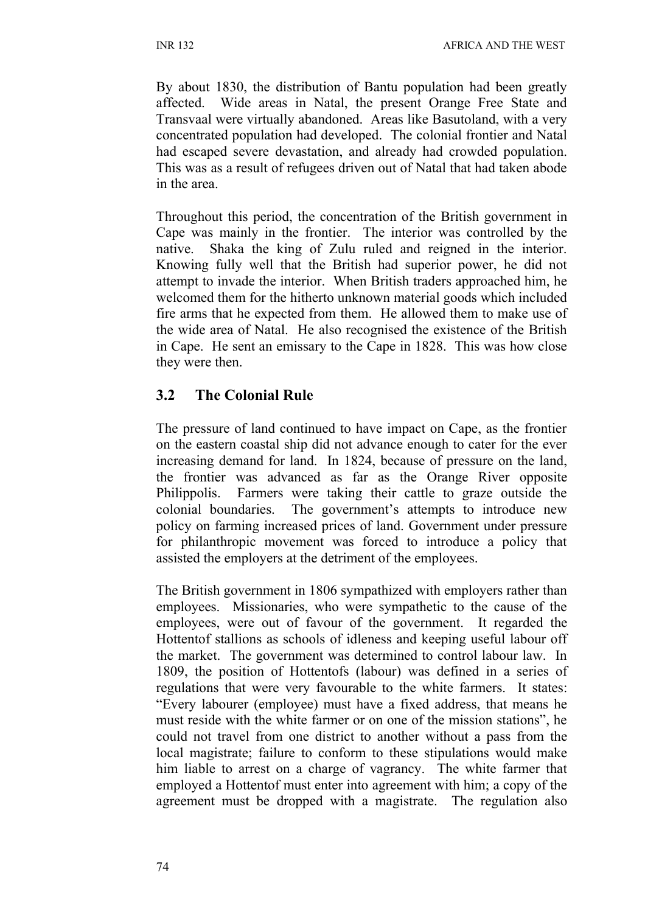By about 1830, the distribution of Bantu population had been greatly affected. Wide areas in Natal, the present Orange Free State and Transvaal were virtually abandoned. Areas like Basutoland, with a very concentrated population had developed. The colonial frontier and Natal had escaped severe devastation, and already had crowded population. This was as a result of refugees driven out of Natal that had taken abode in the area.

Throughout this period, the concentration of the British government in Cape was mainly in the frontier. The interior was controlled by the native. Shaka the king of Zulu ruled and reigned in the interior. Knowing fully well that the British had superior power, he did not attempt to invade the interior. When British traders approached him, he welcomed them for the hitherto unknown material goods which included fire arms that he expected from them. He allowed them to make use of the wide area of Natal. He also recognised the existence of the British in Cape. He sent an emissary to the Cape in 1828. This was how close they were then.

## 3.2 The Colonial Rule

The pressure of land continued to have impact on Cape, as the frontier on the eastern coastal ship did not advance enough to cater for the ever increasing demand for land. In 1824, because of pressure on the land, the frontier was advanced as far as the Orange River opposite Philippolis. Farmers were taking their cattle to graze outside the colonial boundaries. The government's attempts to introduce new policy on farming increased prices of land. Government under pressure for philanthropic movement was forced to introduce a policy that assisted the employers at the detriment of the employees.

The British government in 1806 sympathized with employers rather than employees. Missionaries, who were sympathetic to the cause of the employees, were out of favour of the government. It regarded the Hottentof stallions as schools of idleness and keeping useful labour off the market. The government was determined to control labour law. In 1809, the position of Hottentofs (labour) was defined in a series of regulations that were very favourable to the white farmers. It states: "Every labourer (employee) must have a fixed address, that means he must reside with the white farmer or on one of the mission stations", he could not travel from one district to another without a pass from the local magistrate; failure to conform to these stipulations would make him liable to arrest on a charge of vagrancy. The white farmer that employed a Hottentof must enter into agreement with him; a copy of the agreement must be dropped with a magistrate. The regulation also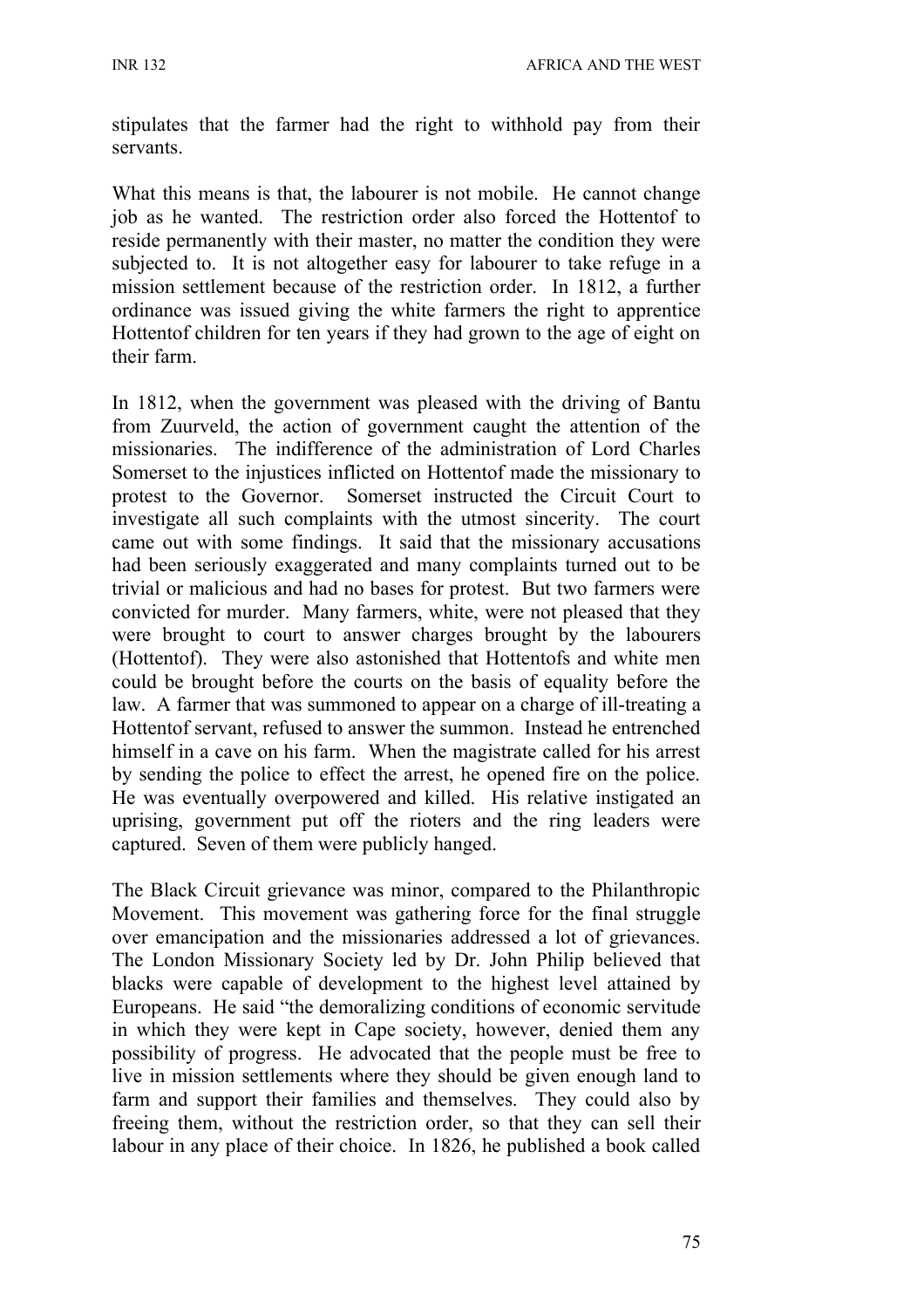stipulates that the farmer had the right to withhold pay from their servants.

What this means is that, the labourer is not mobile. He cannot change job as he wanted. The restriction order also forced the Hottentof to reside permanently with their master, no matter the condition they were subjected to. It is not altogether easy for labourer to take refuge in a mission settlement because of the restriction order. In 1812, a further ordinance was issued giving the white farmers the right to apprentice Hottentof children for ten years if they had grown to the age of eight on their farm.

In 1812, when the government was pleased with the driving of Bantu from Zuurveld, the action of government caught the attention of the missionaries. The indifference of the administration of Lord Charles Somerset to the injustices inflicted on Hottentof made the missionary to protest to the Governor. Somerset instructed the Circuit Court to investigate all such complaints with the utmost sincerity. The court came out with some findings. It said that the missionary accusations had been seriously exaggerated and many complaints turned out to be trivial or malicious and had no bases for protest. But two farmers were convicted for murder. Many farmers, white, were not pleased that they were brought to court to answer charges brought by the labourers (Hottentof). They were also astonished that Hottentofs and white men could be brought before the courts on the basis of equality before the law. A farmer that was summoned to appear on a charge of ill-treating a Hottentof servant, refused to answer the summon. Instead he entrenched himself in a cave on his farm. When the magistrate called for his arrest by sending the police to effect the arrest, he opened fire on the police. He was eventually overpowered and killed. His relative instigated an uprising, government put off the rioters and the ring leaders were captured. Seven of them were publicly hanged.

The Black Circuit grievance was minor, compared to the Philanthropic Movement. This movement was gathering force for the final struggle over emancipation and the missionaries addressed a lot of grievances. The London Missionary Society led by Dr. John Philip believed that blacks were capable of development to the highest level attained by Europeans. He said "the demoralizing conditions of economic servitude in which they were kept in Cape society, however, denied them any possibility of progress. He advocated that the people must be free to live in mission settlements where they should be given enough land to farm and support their families and themselves. They could also by freeing them, without the restriction order, so that they can sell their labour in any place of their choice. In 1826, he published a book called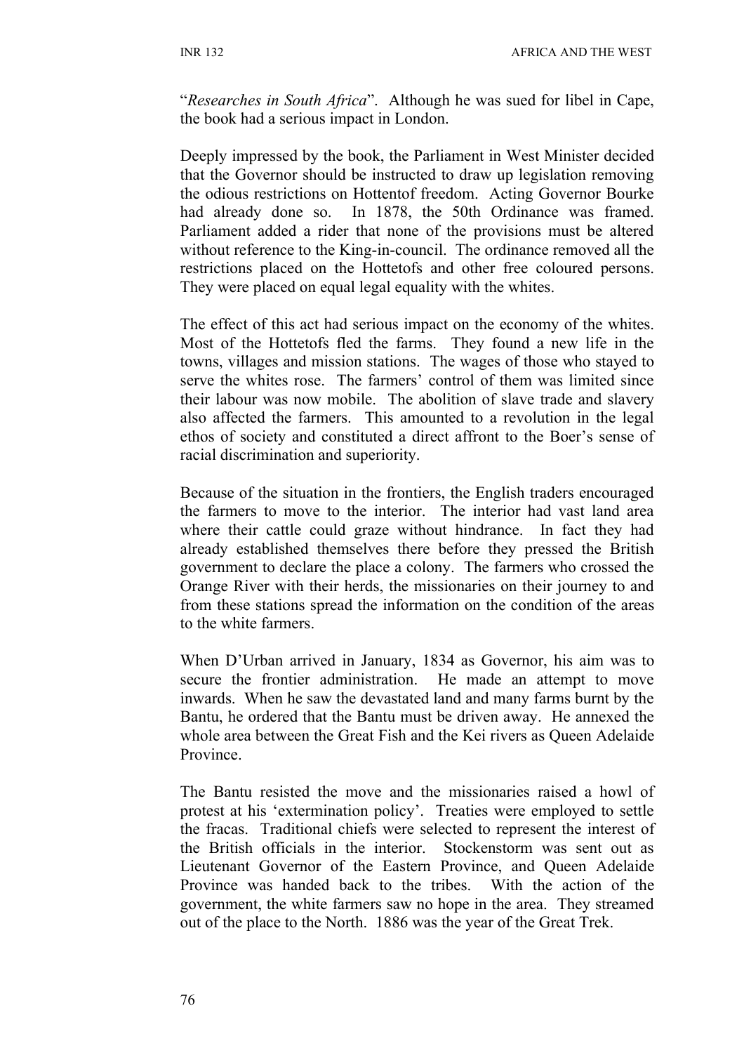"*Researches in South Africa*". Although he was sued for libel in Cape, the book had a serious impact in London.

Deeply impressed by the book, the Parliament in West Minister decided that the Governor should be instructed to draw up legislation removing the odious restrictions on Hottentof freedom. Acting Governor Bourke had already done so. In 1878, the 50th Ordinance was framed. Parliament added a rider that none of the provisions must be altered without reference to the King-in-council. The ordinance removed all the restrictions placed on the Hottetofs and other free coloured persons. They were placed on equal legal equality with the whites.

The effect of this act had serious impact on the economy of the whites. Most of the Hottetofs fled the farms. They found a new life in the towns, villages and mission stations. The wages of those who stayed to serve the whites rose. The farmers' control of them was limited since their labour was now mobile. The abolition of slave trade and slavery also affected the farmers. This amounted to a revolution in the legal ethos of society and constituted a direct affront to the Boer's sense of racial discrimination and superiority.

Because of the situation in the frontiers, the English traders encouraged the farmers to move to the interior. The interior had vast land area where their cattle could graze without hindrance. In fact they had already established themselves there before they pressed the British government to declare the place a colony. The farmers who crossed the Orange River with their herds, the missionaries on their journey to and from these stations spread the information on the condition of the areas to the white farmers.

When D'Urban arrived in January, 1834 as Governor, his aim was to secure the frontier administration. He made an attempt to move inwards. When he saw the devastated land and many farms burnt by the Bantu, he ordered that the Bantu must be driven away. He annexed the whole area between the Great Fish and the Kei rivers as Queen Adelaide Province.

The Bantu resisted the move and the missionaries raised a howl of protest at his 'extermination policy'. Treaties were employed to settle the fracas. Traditional chiefs were selected to represent the interest of the British officials in the interior. Stockenstorm was sent out as Lieutenant Governor of the Eastern Province, and Queen Adelaide Province was handed back to the tribes. With the action of the government, the white farmers saw no hope in the area. They streamed out of the place to the North. 1886 was the year of the Great Trek.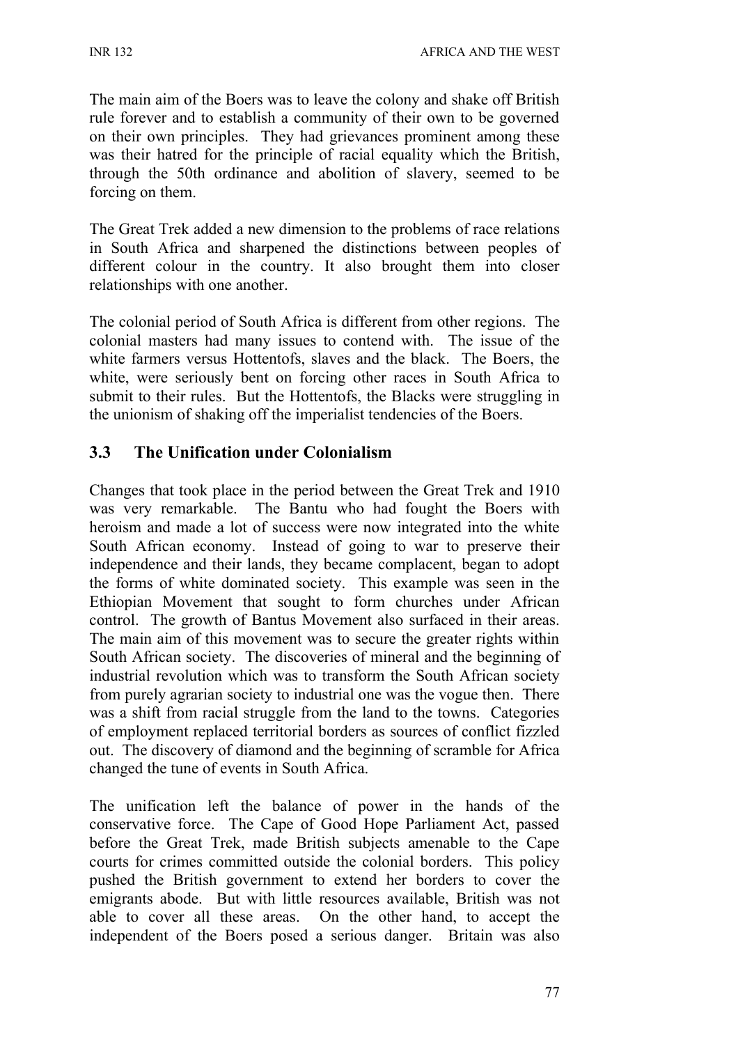The main aim of the Boers was to leave the colony and shake off British rule forever and to establish a community of their own to be governed on their own principles. They had grievances prominent among these was their hatred for the principle of racial equality which the British, through the 50th ordinance and abolition of slavery, seemed to be forcing on them.

The Great Trek added a new dimension to the problems of race relations in South Africa and sharpened the distinctions between peoples of different colour in the country. It also brought them into closer relationships with one another.

The colonial period of South Africa is different from other regions. The colonial masters had many issues to contend with. The issue of the white farmers versus Hottentofs, slaves and the black. The Boers, the white, were seriously bent on forcing other races in South Africa to submit to their rules. But the Hottentofs, the Blacks were struggling in the unionism of shaking off the imperialist tendencies of the Boers.

## 3.3 The Unification under Colonialism

Changes that took place in the period between the Great Trek and 1910 was very remarkable. The Bantu who had fought the Boers with heroism and made a lot of success were now integrated into the white South African economy. Instead of going to war to preserve their independence and their lands, they became complacent, began to adopt the forms of white dominated society. This example was seen in the Ethiopian Movement that sought to form churches under African control. The growth of Bantus Movement also surfaced in their areas. The main aim of this movement was to secure the greater rights within South African society. The discoveries of mineral and the beginning of industrial revolution which was to transform the South African society from purely agrarian society to industrial one was the vogue then. There was a shift from racial struggle from the land to the towns. Categories of employment replaced territorial borders as sources of conflict fizzled out. The discovery of diamond and the beginning of scramble for Africa changed the tune of events in South Africa.

The unification left the balance of power in the hands of the conservative force. The Cape of Good Hope Parliament Act, passed before the Great Trek, made British subjects amenable to the Cape courts for crimes committed outside the colonial borders. This policy pushed the British government to extend her borders to cover the emigrants abode. But with little resources available, British was not able to cover all these areas. On the other hand, to accept the independent of the Boers posed a serious danger. Britain was also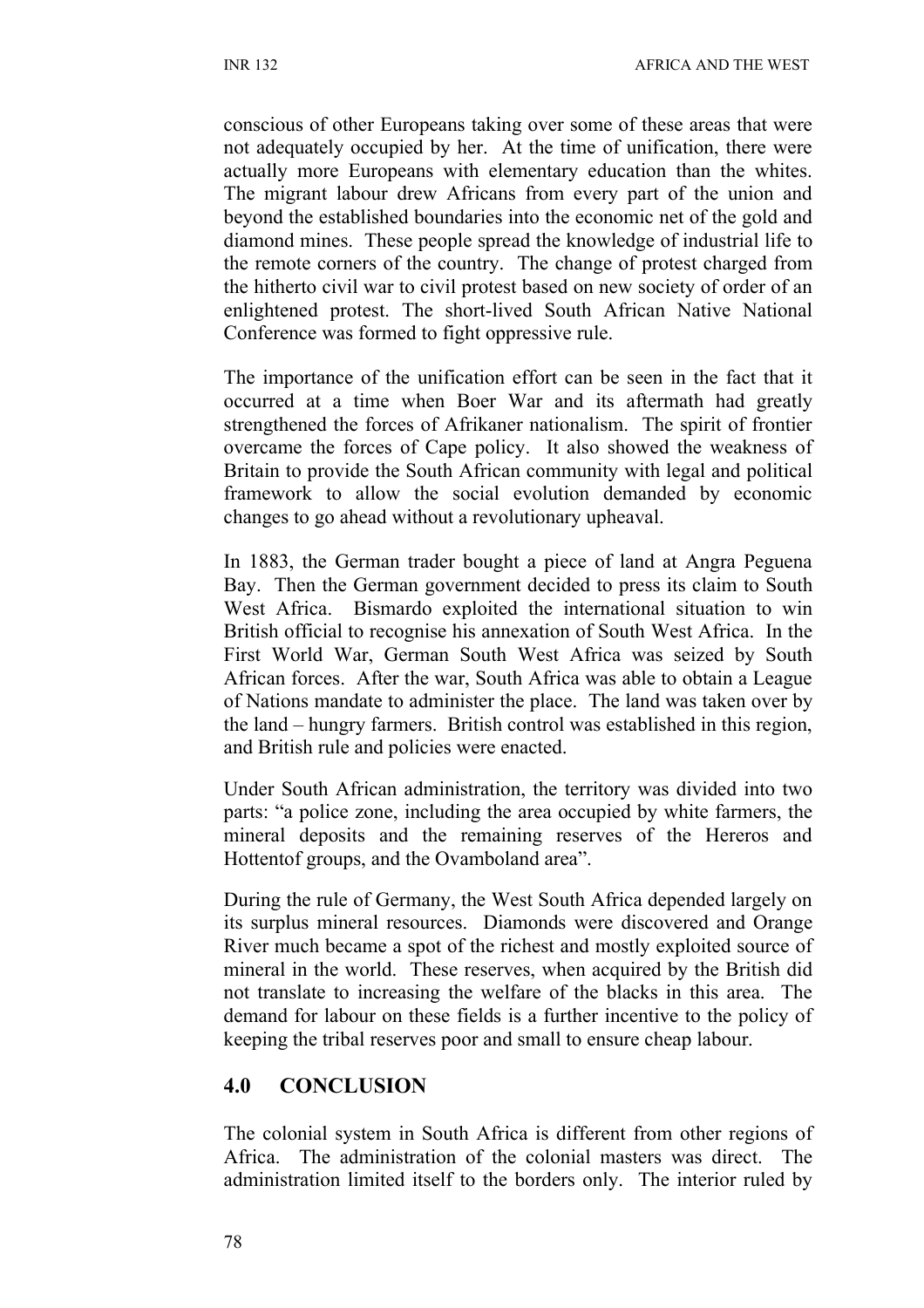conscious of other Europeans taking over some of these areas that were not adequately occupied by her. At the time of unification, there were actually more Europeans with elementary education than the whites. The migrant labour drew Africans from every part of the union and beyond the established boundaries into the economic net of the gold and diamond mines. These people spread the knowledge of industrial life to the remote corners of the country. The change of protest charged from the hitherto civil war to civil protest based on new society of order of an enlightened protest. The short-lived South African Native National Conference was formed to fight oppressive rule.

The importance of the unification effort can be seen in the fact that it occurred at a time when Boer War and its aftermath had greatly strengthened the forces of Afrikaner nationalism. The spirit of frontier overcame the forces of Cape policy. It also showed the weakness of Britain to provide the South African community with legal and political framework to allow the social evolution demanded by economic changes to go ahead without a revolutionary upheaval.

In 1883, the German trader bought a piece of land at Angra Peguena Bay. Then the German government decided to press its claim to South West Africa. Bismardo exploited the international situation to win British official to recognise his annexation of South West Africa. In the First World War, German South West Africa was seized by South African forces. After the war, South Africa was able to obtain a League of Nations mandate to administer the place. The land was taken over by the land – hungry farmers. British control was established in this region, and British rule and policies were enacted.

Under South African administration, the territory was divided into two parts: "a police zone, including the area occupied by white farmers, the mineral deposits and the remaining reserves of the Hereros and Hottentof groups, and the Ovamboland area".

During the rule of Germany, the West South Africa depended largely on its surplus mineral resources. Diamonds were discovered and Orange River much became a spot of the richest and mostly exploited source of mineral in the world. These reserves, when acquired by the British did not translate to increasing the welfare of the blacks in this area. The demand for labour on these fields is a further incentive to the policy of keeping the tribal reserves poor and small to ensure cheap labour.

## 4.0 CONCLUSION

The colonial system in South Africa is different from other regions of Africa. The administration of the colonial masters was direct. The administration limited itself to the borders only. The interior ruled by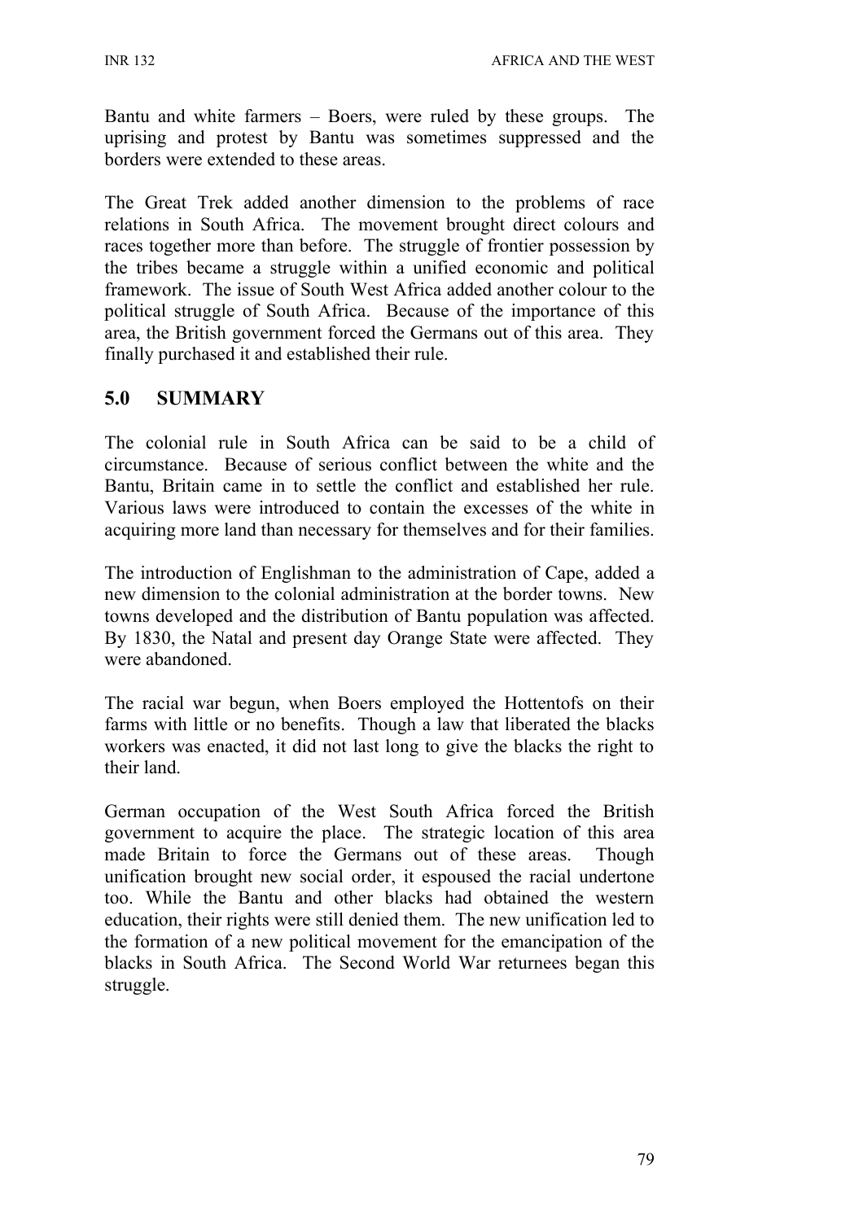Bantu and white farmers – Boers, were ruled by these groups. The uprising and protest by Bantu was sometimes suppressed and the borders were extended to these areas.

The Great Trek added another dimension to the problems of race relations in South Africa. The movement brought direct colours and races together more than before. The struggle of frontier possession by the tribes became a struggle within a unified economic and political framework. The issue of South West Africa added another colour to the political struggle of South Africa. Because of the importance of this area, the British government forced the Germans out of this area. They finally purchased it and established their rule.

## 5.0 SUMMARY

The colonial rule in South Africa can be said to be a child of circumstance. Because of serious conflict between the white and the Bantu, Britain came in to settle the conflict and established her rule. Various laws were introduced to contain the excesses of the white in acquiring more land than necessary for themselves and for their families.

The introduction of Englishman to the administration of Cape, added a new dimension to the colonial administration at the border towns. New towns developed and the distribution of Bantu population was affected. By 1830, the Natal and present day Orange State were affected. They were abandoned.

The racial war begun, when Boers employed the Hottentofs on their farms with little or no benefits. Though a law that liberated the blacks workers was enacted, it did not last long to give the blacks the right to their land.

German occupation of the West South Africa forced the British government to acquire the place. The strategic location of this area made Britain to force the Germans out of these areas. Though unification brought new social order, it espoused the racial undertone too. While the Bantu and other blacks had obtained the western education, their rights were still denied them. The new unification led to the formation of a new political movement for the emancipation of the blacks in South Africa. The Second World War returnees began this struggle.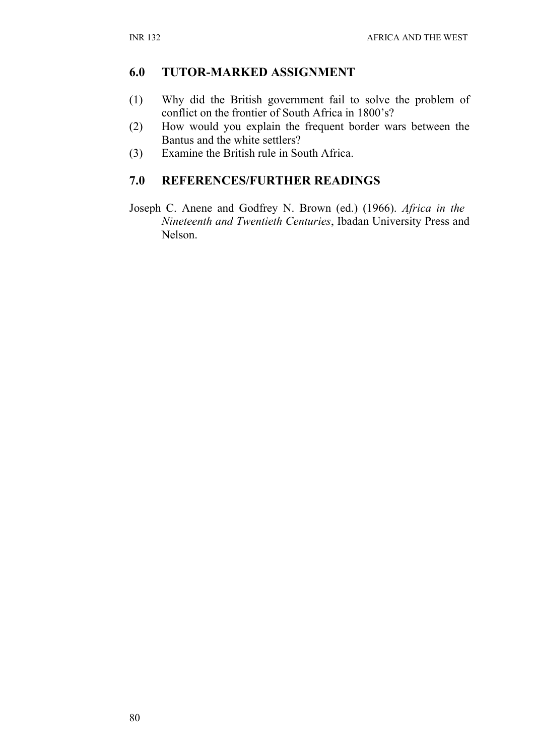## 6.0 TUTOR-MARKED ASSIGNMENT

(1) Why did the British government fail to solve the problem of conflict on the frontier of South Africa in 1800's?

(2) How would you explain the frequent border wars between the Bantus and the white settlers?

(3) Examine the British rule in South Africa.

## 7.0 REFERENCES/FURTHER READINGS

Joseph C. Anene and Godfrey N. Brown (ed.) (1966). *Africa in the Nineteenth and Twentieth Centuries*, Ibadan University Press and Nelson.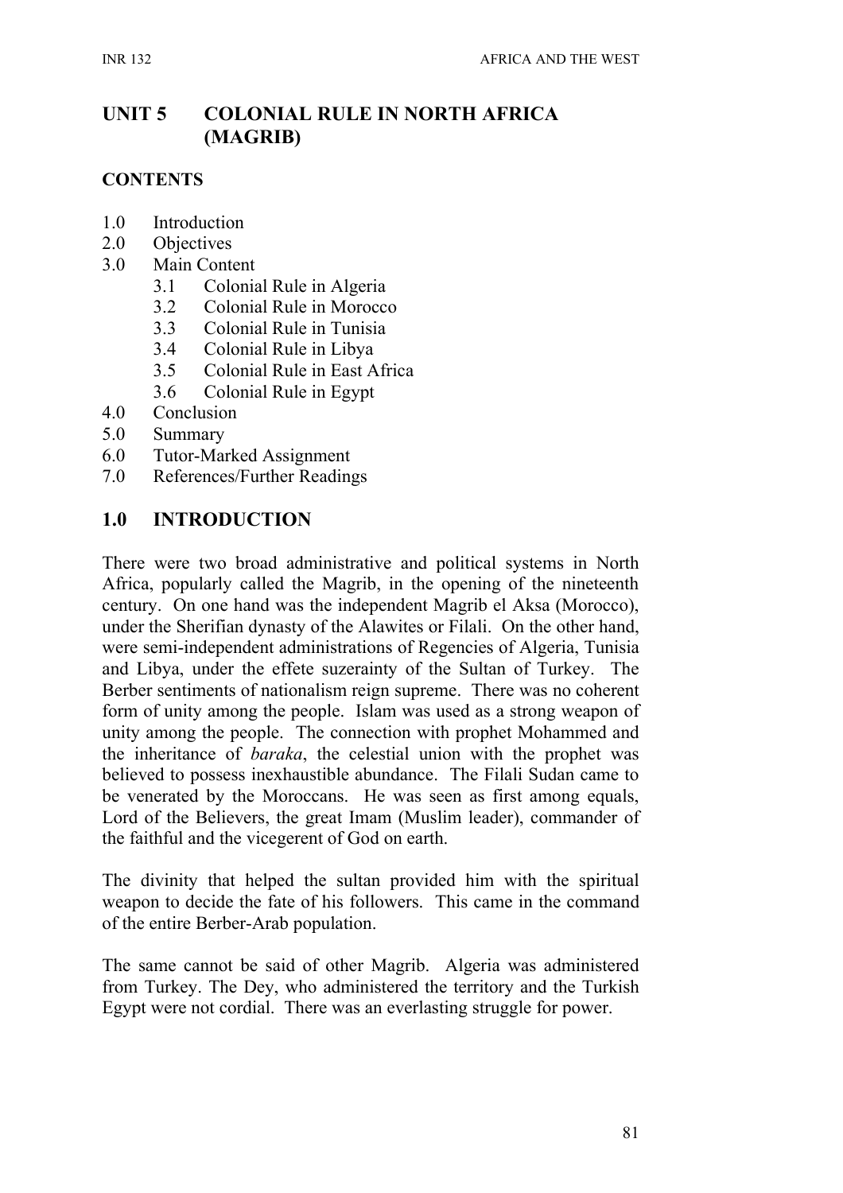# UNIT 5 COLONIAL RULE IN NORTH AFRICA (MAGRIB)

## CONTENTS

1.0 Introduction
2.0 Objectives
3.0 Main Content
   3.1 Colonial Rule in Algeria
   3.2 Colonial Rule in Morocco
   3.3 Colonial Rule in Tunisia
   3.4 Colonial Rule in Libya
   3.5 Colonial Rule in East Africa
   3.6 Colonial Rule in Egypt
4.0 Conclusion
5.0 Summary
6.0 Tutor-Marked Assignment
7.0 References/Further Readings

## 1.0 INTRODUCTION

There were two broad administrative and political systems in North Africa, popularly called the Magrib, in the opening of the nineteenth century. On one hand was the independent Magrib el Aksa (Morocco), under the Sherifian dynasty of the Alawites or Filali. On the other hand, were semi-independent administrations of Regencies of Algeria, Tunisia and Libya, under the effete suzerainty of the Sultan of Turkey. The Berber sentiments of nationalism reign supreme. There was no coherent form of unity among the people. Islam was used as a strong weapon of unity among the people. The connection with prophet Mohammed and the inheritance of *baraka*, the celestial union with the prophet was believed to possess inexhaustible abundance. The Filali Sudan came to be venerated by the Moroccans. He was seen as first among equals, Lord of the Believers, the great Imam (Muslim leader), commander of the faithful and the vicegerent of God on earth.

The divinity that helped the sultan provided him with the spiritual weapon to decide the fate of his followers. This came in the command of the entire Berber-Arab population.

The same cannot be said of other Magrib. Algeria was administered from Turkey. The Dey, who administered the territory and the Turkish Egypt were not cordial. There was an everlasting struggle for power.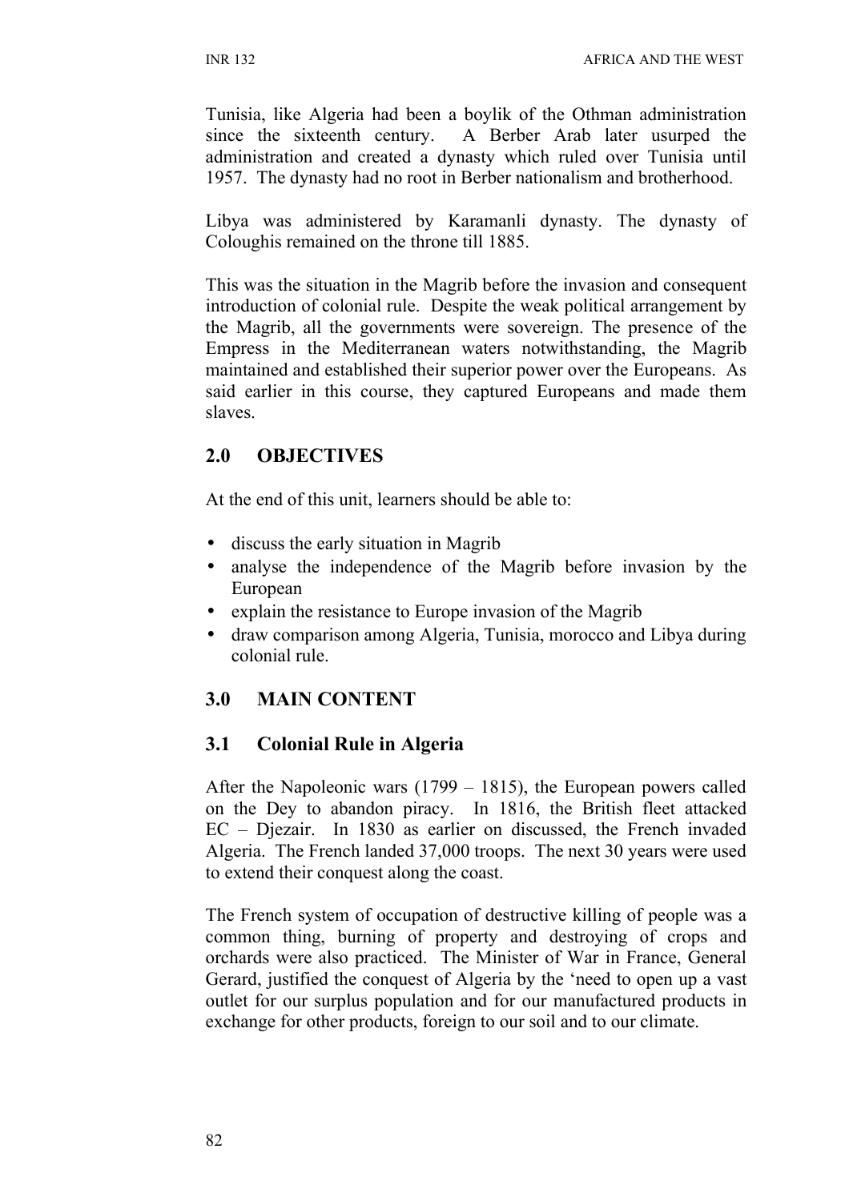Tunisia, like Algeria had been a boylik of the Othman administration since the sixteenth century. A Berber Arab later usurped the administration and created a dynasty which ruled over Tunisia until 1957. The dynasty had no root in Berber nationalism and brotherhood.

Libya was administered by Karamanli dynasty. The dynasty of Coloughis remained on the throne till 1885.

This was the situation in the Magrib before the invasion and consequent introduction of colonial rule. Despite the weak political arrangement by the Magrib, all the governments were sovereign. The presence of the Empress in the Mediterranean waters notwithstanding, the Magrib maintained and established their superior power over the Europeans. As said earlier in this course, they captured Europeans and made them slaves.

## 2.0 OBJECTIVES

At the end of this unit, learners should be able to:

- discuss the early situation in Magrib
- analyse the independence of the Magrib before invasion by the European
- explain the resistance to Europe invasion of the Magrib
- draw comparison among Algeria, Tunisia, morocco and Libya during colonial rule.

## 3.0 MAIN CONTENT

### 3.1 Colonial Rule in Algeria

After the Napoleonic wars (1799 – 1815), the European powers called on the Dey to abandon piracy. In 1816, the British fleet attacked EC – Djezair. In 1830 as earlier on discussed, the French invaded Algeria. The French landed 37,000 troops. The next 30 years were used to extend their conquest along the coast.

The French system of occupation of destructive killing of people was a common thing, burning of property and destroying of crops and orchards were also practiced. The Minister of War in France, General Gerard, justified the conquest of Algeria by the 'need to open up a vast outlet for our surplus population and for our manufactured products in exchange for other products, foreign to our soil and to our climate.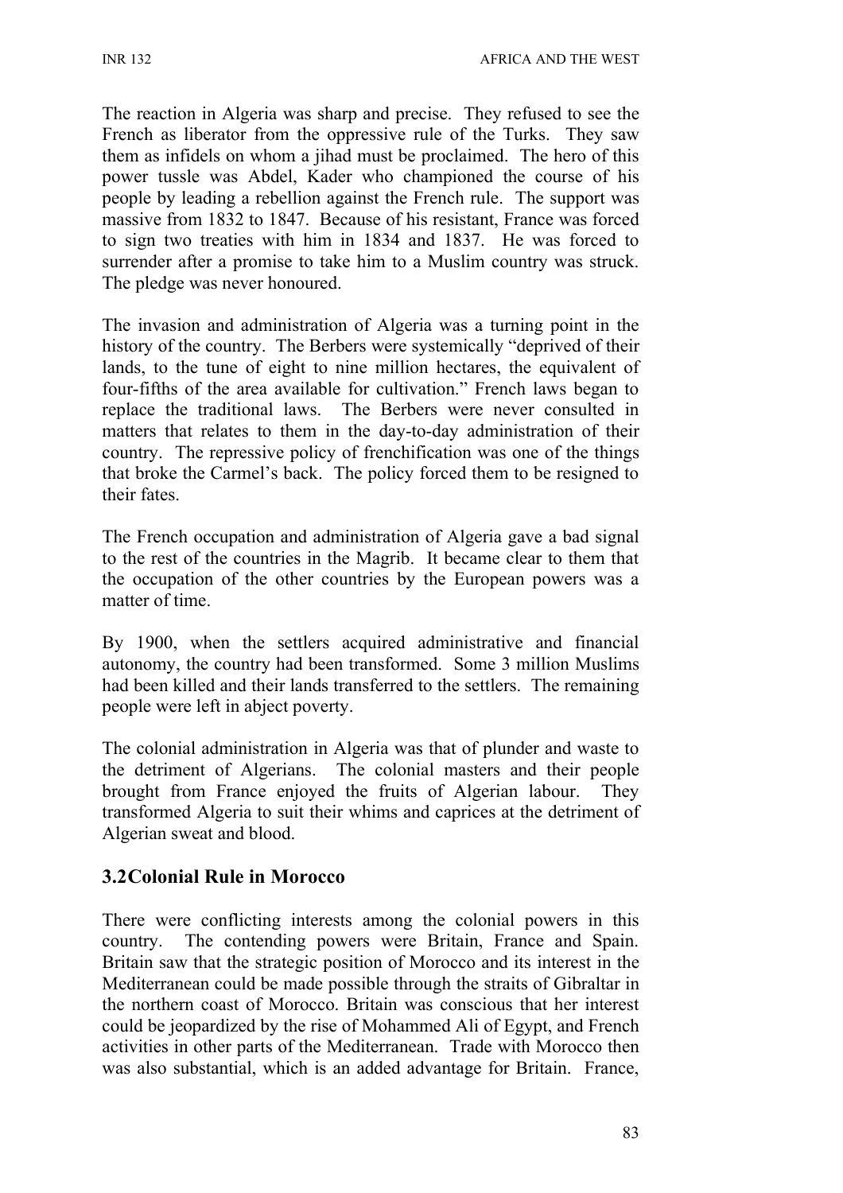The reaction in Algeria was sharp and precise. They refused to see the French as liberator from the oppressive rule of the Turks. They saw them as infidels on whom a jihad must be proclaimed. The hero of this power tussle was Abdel, Kader who championed the course of his people by leading a rebellion against the French rule. The support was massive from 1832 to 1847. Because of his resistant, France was forced to sign two treaties with him in 1834 and 1837. He was forced to surrender after a promise to take him to a Muslim country was struck. The pledge was never honoured.

The invasion and administration of Algeria was a turning point in the history of the country. The Berbers were systemically "deprived of their lands, to the tune of eight to nine million hectares, the equivalent of four-fifths of the area available for cultivation." French laws began to replace the traditional laws. The Berbers were never consulted in matters that relates to them in the day-to-day administration of their country. The repressive policy of frenchification was one of the things that broke the Carmel's back. The policy forced them to be resigned to their fates.

The French occupation and administration of Algeria gave a bad signal to the rest of the countries in the Magrib. It became clear to them that the occupation of the other countries by the European powers was a matter of time.

By 1900, when the settlers acquired administrative and financial autonomy, the country had been transformed. Some 3 million Muslims had been killed and their lands transferred to the settlers. The remaining people were left in abject poverty.

The colonial administration in Algeria was that of plunder and waste to the detriment of Algerians. The colonial masters and their people brought from France enjoyed the fruits of Algerian labour. They transformed Algeria to suit their whims and caprices at the detriment of Algerian sweat and blood.

### 3.2 Colonial Rule in Morocco

There were conflicting interests among the colonial powers in this country. The contending powers were Britain, France and Spain. Britain saw that the strategic position of Morocco and its interest in the Mediterranean could be made possible through the straits of Gibraltar in the northern coast of Morocco. Britain was conscious that her interest could be jeopardized by the rise of Mohammed Ali of Egypt, and French activities in other parts of the Mediterranean. Trade with Morocco then was also substantial, which is an added advantage for Britain. France,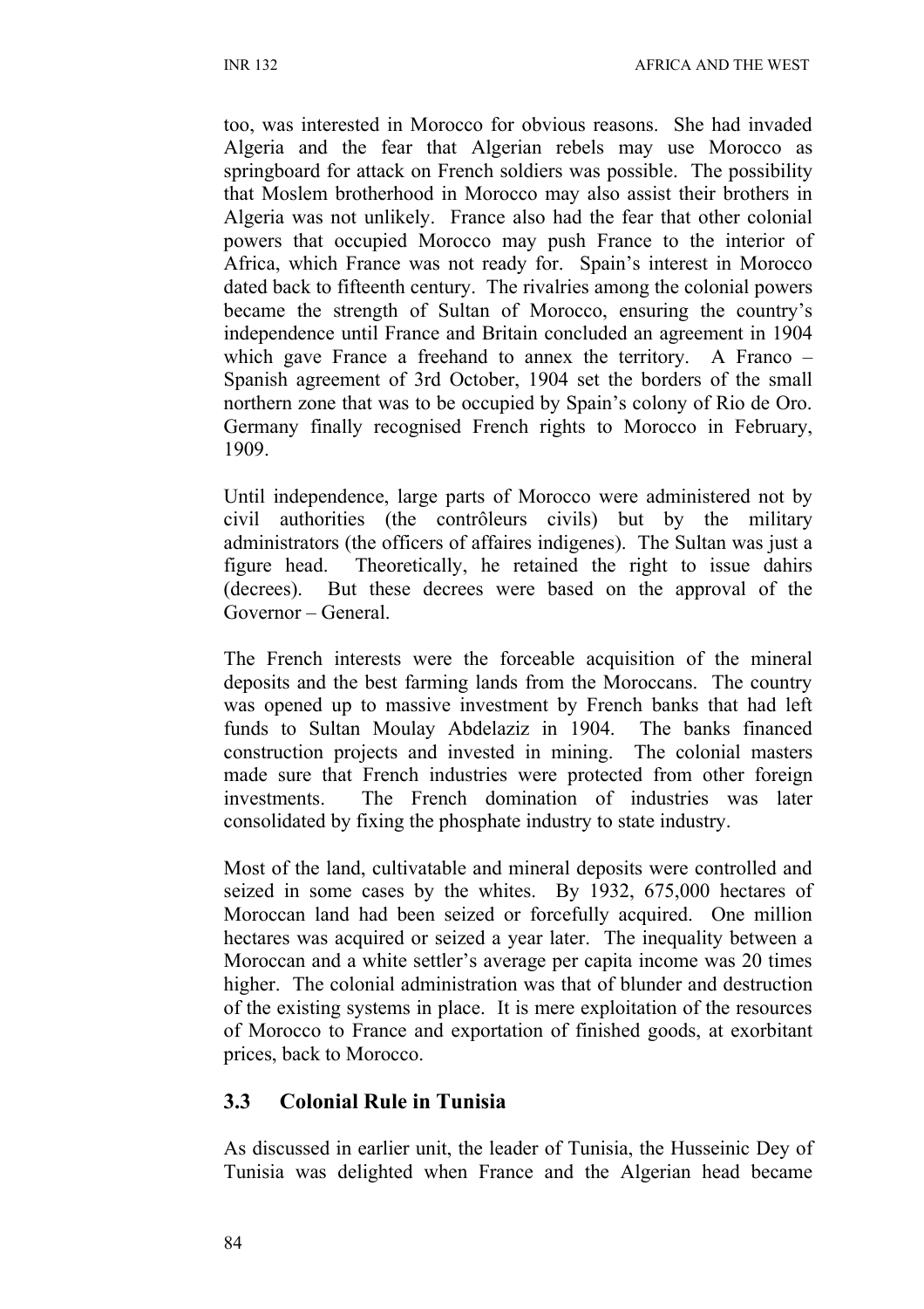too, was interested in Morocco for obvious reasons. She had invaded Algeria and the fear that Algerian rebels may use Morocco as springboard for attack on French soldiers was possible. The possibility that Moslem brotherhood in Morocco may also assist their brothers in Algeria was not unlikely. France also had the fear that other colonial powers that occupied Morocco may push France to the interior of Africa, which France was not ready for. Spain's interest in Morocco dated back to fifteenth century. The rivalries among the colonial powers became the strength of Sultan of Morocco, ensuring the country's independence until France and Britain concluded an agreement in 1904 which gave France a freehand to annex the territory. A Franco – Spanish agreement of 3rd October, 1904 set the borders of the small northern zone that was to be occupied by Spain's colony of Rio de Oro. Germany finally recognised French rights to Morocco in February, 1909.

Until independence, large parts of Morocco were administered not by civil authorities (the contrôleurs civils) but by the military administrators (the officers of affaires indigenes). The Sultan was just a figure head. Theoretically, he retained the right to issue dahirs (decrees). But these decrees were based on the approval of the Governor – General.

The French interests were the forceable acquisition of the mineral deposits and the best farming lands from the Moroccans. The country was opened up to massive investment by French banks that had left funds to Sultan Moulay Abdelaziz in 1904. The banks financed construction projects and invested in mining. The colonial masters made sure that French industries were protected from other foreign investments. The French domination of industries was later consolidated by fixing the phosphate industry to state industry.

Most of the land, cultivatable and mineral deposits were controlled and seized in some cases by the whites. By 1932, 675,000 hectares of Moroccan land had been seized or forcefully acquired. One million hectares was acquired or seized a year later. The inequality between a Moroccan and a white settler's average per capita income was 20 times higher. The colonial administration was that of blunder and destruction of the existing systems in place. It is mere exploitation of the resources of Morocco to France and exportation of finished goods, at exorbitant prices, back to Morocco.

## 3.3 Colonial Rule in Tunisia

As discussed in earlier unit, the leader of Tunisia, the Husseinic Dey of Tunisia was delighted when France and the Algerian head became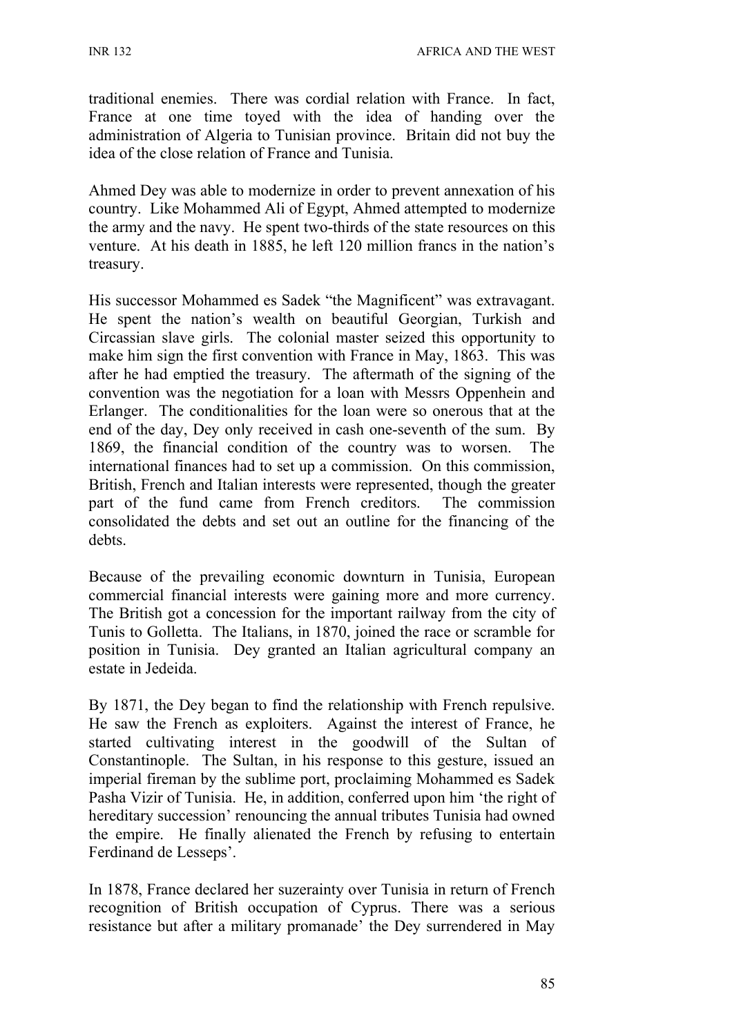traditional enemies. There was cordial relation with France. In fact, France at one time toyed with the idea of handing over the administration of Algeria to Tunisian province. Britain did not buy the idea of the close relation of France and Tunisia.

Ahmed Dey was able to modernize in order to prevent annexation of his country. Like Mohammed Ali of Egypt, Ahmed attempted to modernize the army and the navy. He spent two-thirds of the state resources on this venture. At his death in 1885, he left 120 million francs in the nation's treasury.

His successor Mohammed es Sadek "the Magnificent" was extravagant. He spent the nation's wealth on beautiful Georgian, Turkish and Circassian slave girls. The colonial master seized this opportunity to make him sign the first convention with France in May, 1863. This was after he had emptied the treasury. The aftermath of the signing of the convention was the negotiation for a loan with Messrs Oppenhein and Erlanger. The conditionalities for the loan were so onerous that at the end of the day, Dey only received in cash one-seventh of the sum. By 1869, the financial condition of the country was to worsen. The international finances had to set up a commission. On this commission, British, French and Italian interests were represented, though the greater part of the fund came from French creditors. The commission consolidated the debts and set out an outline for the financing of the debts.

Because of the prevailing economic downturn in Tunisia, European commercial financial interests were gaining more and more currency. The British got a concession for the important railway from the city of Tunis to Golletta. The Italians, in 1870, joined the race or scramble for position in Tunisia. Dey granted an Italian agricultural company an estate in Jedeida.

By 1871, the Dey began to find the relationship with French repulsive. He saw the French as exploiters. Against the interest of France, he started cultivating interest in the goodwill of the Sultan of Constantinople. The Sultan, in his response to this gesture, issued an imperial fireman by the sublime port, proclaiming Mohammed es Sadek Pasha Vizir of Tunisia. He, in addition, conferred upon him 'the right of hereditary succession' renouncing the annual tributes Tunisia had owned the empire. He finally alienated the French by refusing to entertain Ferdinand de Lesseps'.

In 1878, France declared her suzerainty over Tunisia in return of French recognition of British occupation of Cyprus. There was a serious resistance but after a military promanade' the Dey surrendered in May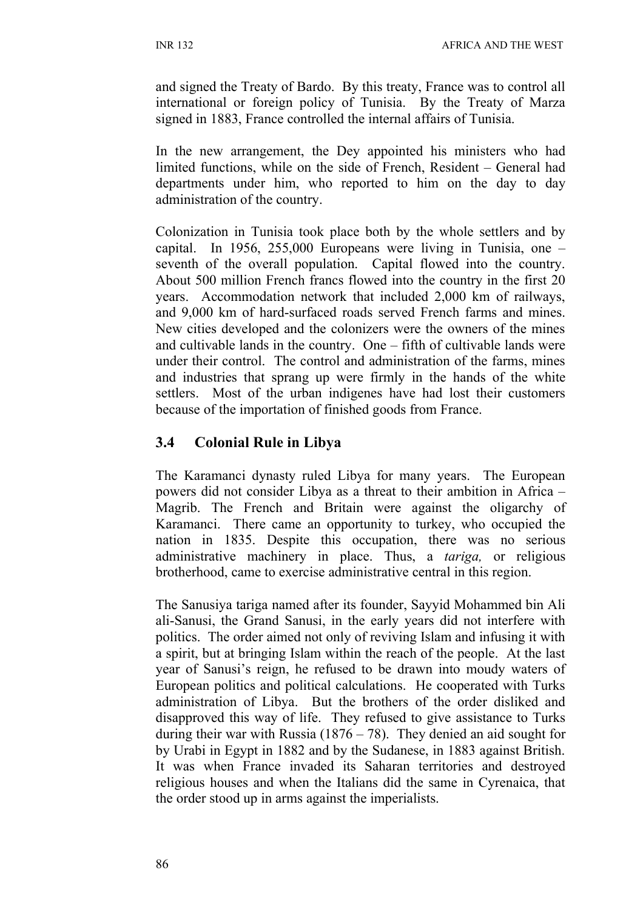and signed the Treaty of Bardo. By this treaty, France was to control all international or foreign policy of Tunisia. By the Treaty of Marza signed in 1883, France controlled the internal affairs of Tunisia.

In the new arrangement, the Dey appointed his ministers who had limited functions, while on the side of French, Resident – General had departments under him, who reported to him on the day to day administration of the country.

Colonization in Tunisia took place both by the whole settlers and by capital. In 1956, 255,000 Europeans were living in Tunisia, one – seventh of the overall population. Capital flowed into the country. About 500 million French francs flowed into the country in the first 20 years. Accommodation network that included 2,000 km of railways, and 9,000 km of hard-surfaced roads served French farms and mines. New cities developed and the colonizers were the owners of the mines and cultivable lands in the country. One – fifth of cultivable lands were under their control. The control and administration of the farms, mines and industries that sprang up were firmly in the hands of the white settlers. Most of the urban indigenes have had lost their customers because of the importation of finished goods from France.

## 3.4 Colonial Rule in Libya

The Karamanci dynasty ruled Libya for many years. The European powers did not consider Libya as a threat to their ambition in Africa – Magrib. The French and Britain were against the oligarchy of Karamanci. There came an opportunity to turkey, who occupied the nation in 1835. Despite this occupation, there was no serious administrative machinery in place. Thus, a *tariga,* or religious brotherhood, came to exercise administrative central in this region.

The Sanusiya tariga named after its founder, Sayyid Mohammed bin Ali ali-Sanusi, the Grand Sanusi, in the early years did not interfere with politics. The order aimed not only of reviving Islam and infusing it with a spirit, but at bringing Islam within the reach of the people. At the last year of Sanusi's reign, he refused to be drawn into moudy waters of European politics and political calculations. He cooperated with Turks administration of Libya. But the brothers of the order disliked and disapproved this way of life. They refused to give assistance to Turks during their war with Russia (1876 – 78). They denied an aid sought for by Urabi in Egypt in 1882 and by the Sudanese, in 1883 against British. It was when France invaded its Saharan territories and destroyed religious houses and when the Italians did the same in Cyrenaica, that the order stood up in arms against the imperialists.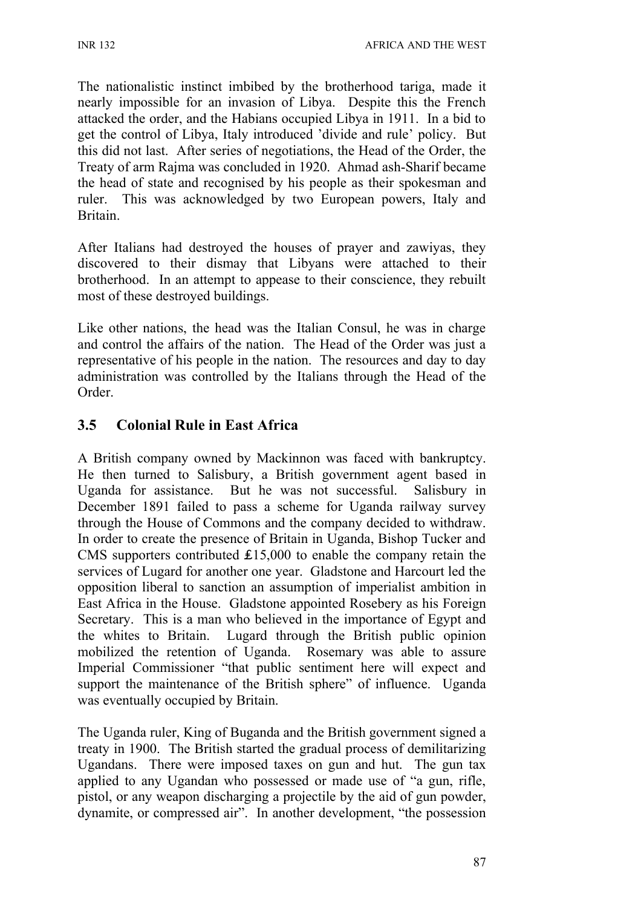The nationalistic instinct imbibed by the brotherhood tariga, made it nearly impossible for an invasion of Libya. Despite this the French attacked the order, and the Habians occupied Libya in 1911. In a bid to get the control of Libya, Italy introduced 'divide and rule' policy. But this did not last. After series of negotiations, the Head of the Order, the Treaty of arm Rajma was concluded in 1920. Ahmad ash-Sharif became the head of state and recognised by his people as their spokesman and ruler. This was acknowledged by two European powers, Italy and Britain.

After Italians had destroyed the houses of prayer and zawiyas, they discovered to their dismay that Libyans were attached to their brotherhood. In an attempt to appease to their conscience, they rebuilt most of these destroyed buildings.

Like other nations, the head was the Italian Consul, he was in charge and control the affairs of the nation. The Head of the Order was just a representative of his people in the nation. The resources and day to day administration was controlled by the Italians through the Head of the Order.

## 3.5 Colonial Rule in East Africa

A British company owned by Mackinnon was faced with bankruptcy. He then turned to Salisbury, a British government agent based in Uganda for assistance. But he was not successful. Salisbury in December 1891 failed to pass a scheme for Uganda railway survey through the House of Commons and the company decided to withdraw. In order to create the presence of Britain in Uganda, Bishop Tucker and CMS supporters contributed ₤15,000 to enable the company retain the services of Lugard for another one year. Gladstone and Harcourt led the opposition liberal to sanction an assumption of imperialist ambition in East Africa in the House. Gladstone appointed Rosebery as his Foreign Secretary. This is a man who believed in the importance of Egypt and the whites to Britain. Lugard through the British public opinion mobilized the retention of Uganda. Rosemary was able to assure Imperial Commissioner "that public sentiment here will expect and support the maintenance of the British sphere" of influence. Uganda was eventually occupied by Britain.

The Uganda ruler, King of Buganda and the British government signed a treaty in 1900. The British started the gradual process of demilitarizing Ugandans. There were imposed taxes on gun and hut. The gun tax applied to any Ugandan who possessed or made use of "a gun, rifle, pistol, or any weapon discharging a projectile by the aid of gun powder, dynamite, or compressed air". In another development, "the possession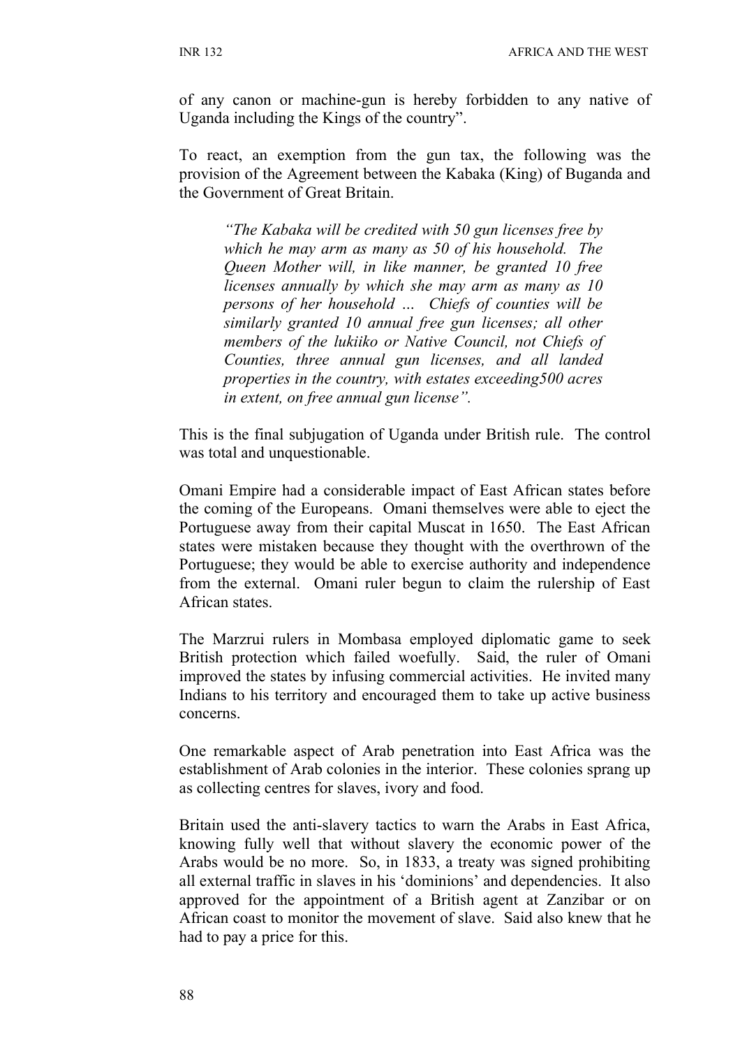of any canon or machine-gun is hereby forbidden to any native of Uganda including the Kings of the country".

To react, an exemption from the gun tax, the following was the provision of the Agreement between the Kabaka (King) of Buganda and the Government of Great Britain.

> *"The Kabaka will be credited with 50 gun licenses free by which he may arm as many as 50 of his household. The Queen Mother will, in like manner, be granted 10 free licenses annually by which she may arm as many as 10 persons of her household … Chiefs of counties will be similarly granted 10 annual free gun licenses; all other members of the lukiiko or Native Council, not Chiefs of Counties, three annual gun licenses, and all landed properties in the country, with estates exceeding500 acres in extent, on free annual gun license".*

This is the final subjugation of Uganda under British rule. The control was total and unquestionable.

Omani Empire had a considerable impact of East African states before the coming of the Europeans. Omani themselves were able to eject the Portuguese away from their capital Muscat in 1650. The East African states were mistaken because they thought with the overthrown of the Portuguese; they would be able to exercise authority and independence from the external. Omani ruler begun to claim the rulership of East African states.

The Marzrui rulers in Mombasa employed diplomatic game to seek British protection which failed woefully. Said, the ruler of Omani improved the states by infusing commercial activities. He invited many Indians to his territory and encouraged them to take up active business concerns.

One remarkable aspect of Arab penetration into East Africa was the establishment of Arab colonies in the interior. These colonies sprang up as collecting centres for slaves, ivory and food.

Britain used the anti-slavery tactics to warn the Arabs in East Africa, knowing fully well that without slavery the economic power of the Arabs would be no more. So, in 1833, a treaty was signed prohibiting all external traffic in slaves in his 'dominions' and dependencies. It also approved for the appointment of a British agent at Zanzibar or on African coast to monitor the movement of slave. Said also knew that he had to pay a price for this.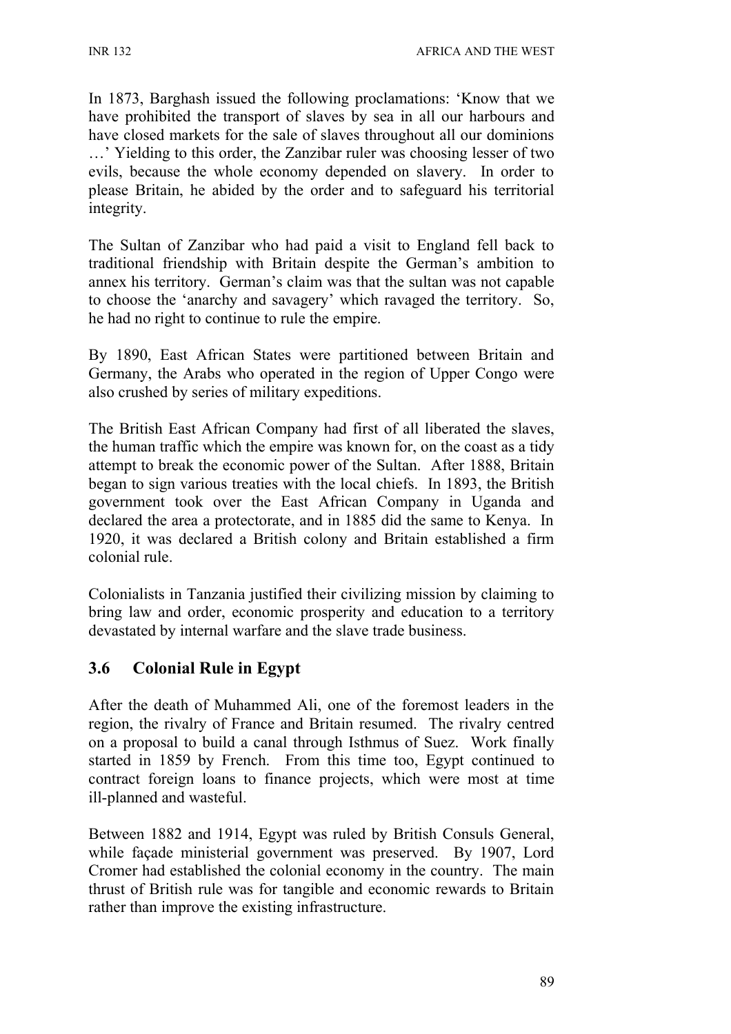In 1873, Barghash issued the following proclamations: 'Know that we have prohibited the transport of slaves by sea in all our harbours and have closed markets for the sale of slaves throughout all our dominions …' Yielding to this order, the Zanzibar ruler was choosing lesser of two evils, because the whole economy depended on slavery. In order to please Britain, he abided by the order and to safeguard his territorial integrity.

The Sultan of Zanzibar who had paid a visit to England fell back to traditional friendship with Britain despite the German's ambition to annex his territory. German's claim was that the sultan was not capable to choose the 'anarchy and savagery' which ravaged the territory. So, he had no right to continue to rule the empire.

By 1890, East African States were partitioned between Britain and Germany, the Arabs who operated in the region of Upper Congo were also crushed by series of military expeditions.

The British East African Company had first of all liberated the slaves, the human traffic which the empire was known for, on the coast as a tidy attempt to break the economic power of the Sultan. After 1888, Britain began to sign various treaties with the local chiefs. In 1893, the British government took over the East African Company in Uganda and declared the area a protectorate, and in 1885 did the same to Kenya. In 1920, it was declared a British colony and Britain established a firm colonial rule.

Colonialists in Tanzania justified their civilizing mission by claiming to bring law and order, economic prosperity and education to a territory devastated by internal warfare and the slave trade business.

## 3.6 Colonial Rule in Egypt

After the death of Muhammed Ali, one of the foremost leaders in the region, the rivalry of France and Britain resumed. The rivalry centred on a proposal to build a canal through Isthmus of Suez. Work finally started in 1859 by French. From this time too, Egypt continued to contract foreign loans to finance projects, which were most at time ill-planned and wasteful.

Between 1882 and 1914, Egypt was ruled by British Consuls General, while façade ministerial government was preserved. By 1907, Lord Cromer had established the colonial economy in the country. The main thrust of British rule was for tangible and economic rewards to Britain rather than improve the existing infrastructure.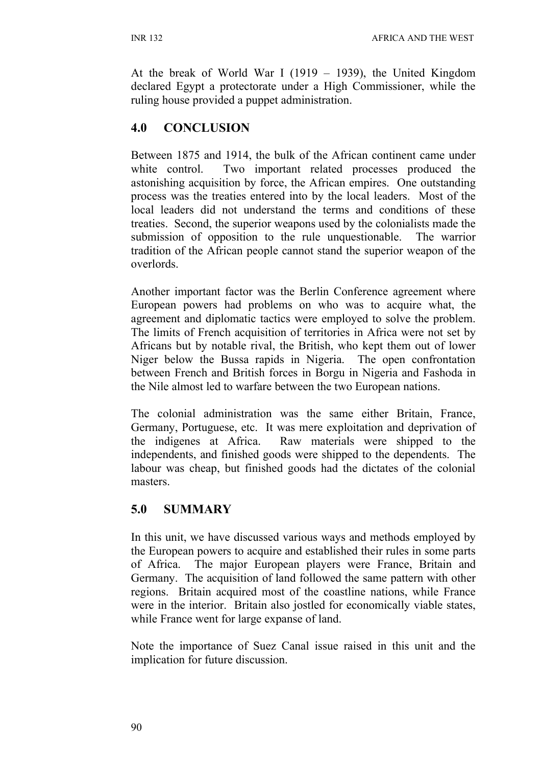At the break of World War I (1919 – 1939), the United Kingdom declared Egypt a protectorate under a High Commissioner, while the ruling house provided a puppet administration.

## 4.0 CONCLUSION

Between 1875 and 1914, the bulk of the African continent came under white control. Two important related processes produced the astonishing acquisition by force, the African empires. One outstanding process was the treaties entered into by the local leaders. Most of the local leaders did not understand the terms and conditions of these treaties. Second, the superior weapons used by the colonialists made the submission of opposition to the rule unquestionable. The warrior tradition of the African people cannot stand the superior weapon of the overlords.

Another important factor was the Berlin Conference agreement where European powers had problems on who was to acquire what, the agreement and diplomatic tactics were employed to solve the problem. The limits of French acquisition of territories in Africa were not set by Africans but by notable rival, the British, who kept them out of lower Niger below the Bussa rapids in Nigeria. The open confrontation between French and British forces in Borgu in Nigeria and Fashoda in the Nile almost led to warfare between the two European nations.

The colonial administration was the same either Britain, France, Germany, Portuguese, etc. It was mere exploitation and deprivation of the indigenes at Africa. Raw materials were shipped to the independents, and finished goods were shipped to the dependents. The labour was cheap, but finished goods had the dictates of the colonial masters.

## 5.0 SUMMARY

In this unit, we have discussed various ways and methods employed by the European powers to acquire and established their rules in some parts of Africa. The major European players were France, Britain and Germany. The acquisition of land followed the same pattern with other regions. Britain acquired most of the coastline nations, while France were in the interior. Britain also jostled for economically viable states, while France went for large expanse of land.

Note the importance of Suez Canal issue raised in this unit and the implication for future discussion.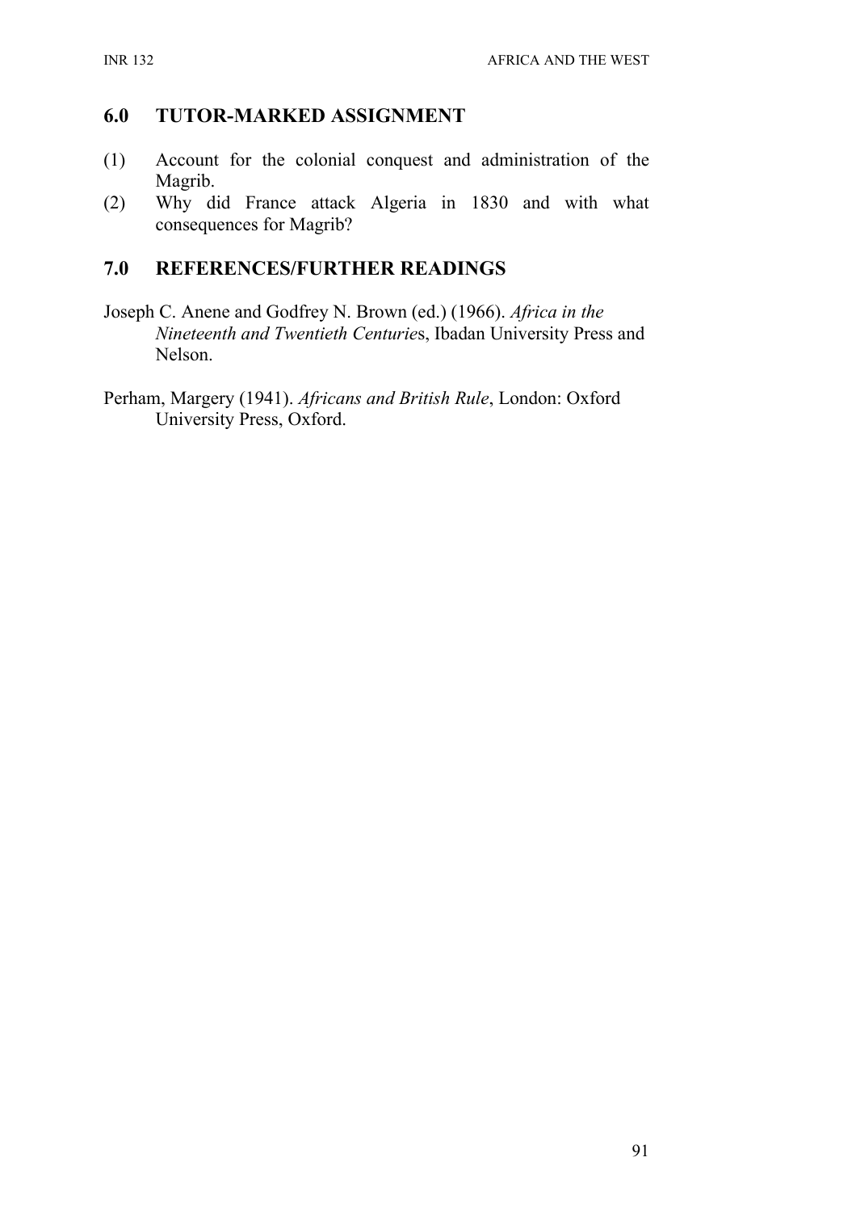## 6.0 TUTOR-MARKED ASSIGNMENT

(1) Account for the colonial conquest and administration of the Magrib.

(2) Why did France attack Algeria in 1830 and with what consequences for Magrib?

## 7.0 REFERENCES/FURTHER READINGS

Joseph C. Anene and Godfrey N. Brown (ed.) (1966). *Africa in the Nineteenth and Twentieth Centuries*, Ibadan University Press and Nelson.

Perham, Margery (1941). *Africans and British Rule*, London: Oxford University Press, Oxford.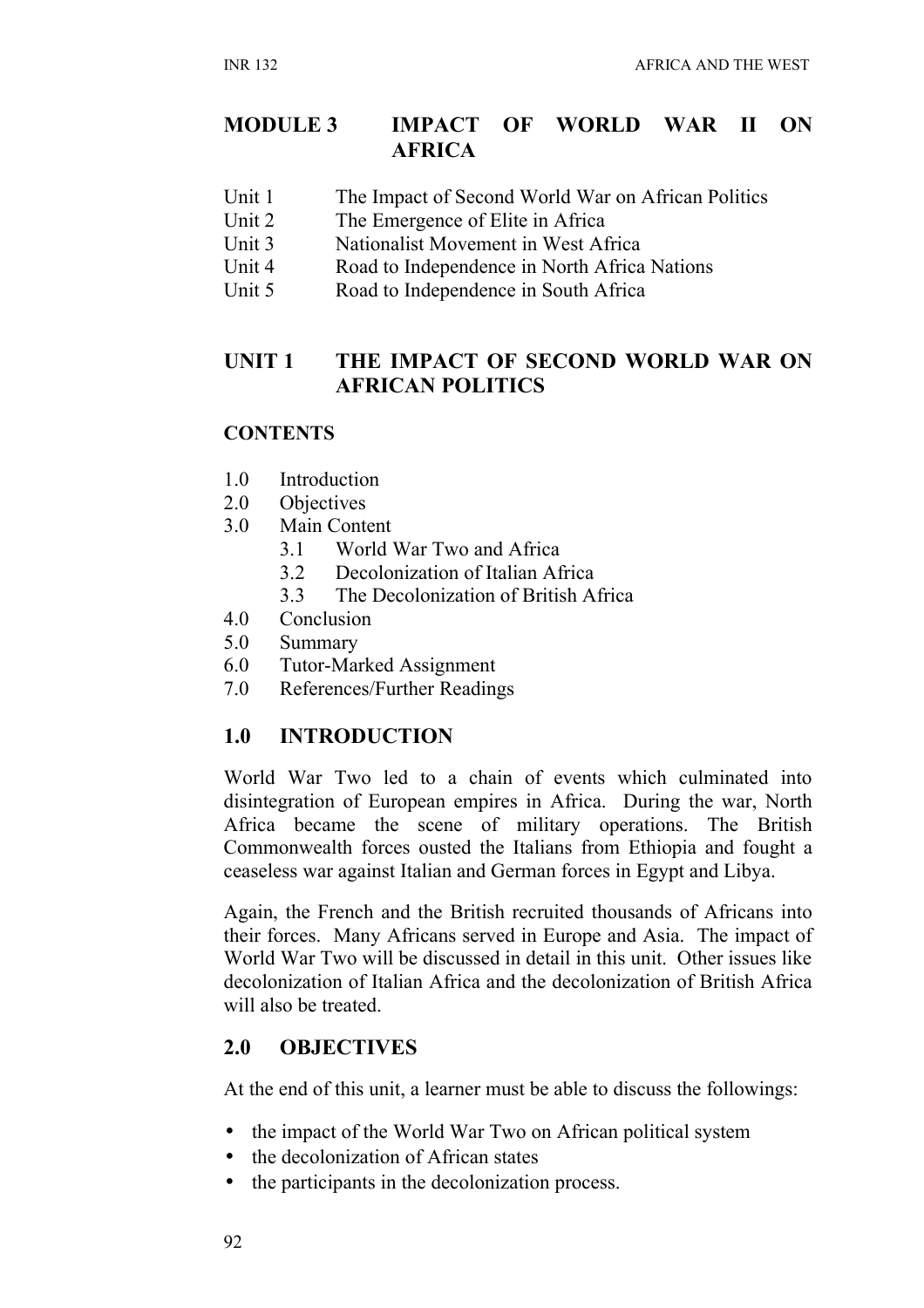# MODULE 3 IMPACT OF WORLD WAR II ON AFRICA

Unit 1 The Impact of Second World War on African Politics
Unit 2 The Emergence of Elite in Africa
Unit 3 Nationalist Movement in West Africa
Unit 4 Road to Independence in North Africa Nations
Unit 5 Road to Independence in South Africa

## UNIT 1 THE IMPACT OF SECOND WORLD WAR ON AFRICAN POLITICS

### CONTENTS

1.0 Introduction
2.0 Objectives
3.0 Main Content
  3.1 World War Two and Africa
  3.2 Decolonization of Italian Africa
  3.3 The Decolonization of British Africa
4.0 Conclusion
5.0 Summary
6.0 Tutor-Marked Assignment
7.0 References/Further Readings

## 1.0 INTRODUCTION

World War Two led to a chain of events which culminated into disintegration of European empires in Africa. During the war, North Africa became the scene of military operations. The British Commonwealth forces ousted the Italians from Ethiopia and fought a ceaseless war against Italian and German forces in Egypt and Libya.

Again, the French and the British recruited thousands of Africans into their forces. Many Africans served in Europe and Asia. The impact of World War Two will be discussed in detail in this unit. Other issues like decolonization of Italian Africa and the decolonization of British Africa will also be treated.

## 2.0 OBJECTIVES

At the end of this unit, a learner must be able to discuss the followings:

- the impact of the World War Two on African political system
- the decolonization of African states
- the participants in the decolonization process.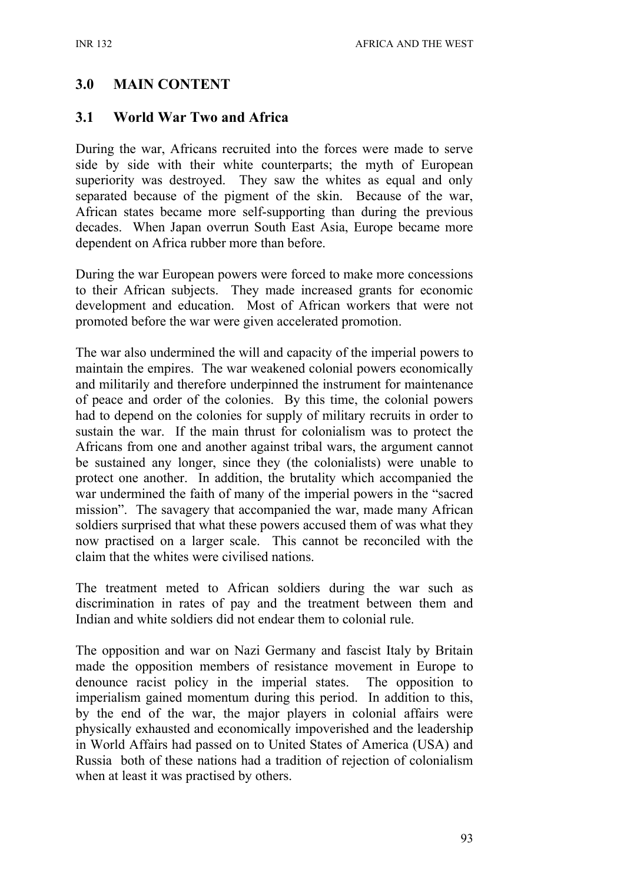## 3.0 MAIN CONTENT

### 3.1 World War Two and Africa

During the war, Africans recruited into the forces were made to serve side by side with their white counterparts; the myth of European superiority was destroyed. They saw the whites as equal and only separated because of the pigment of the skin. Because of the war, African states became more self-supporting than during the previous decades. When Japan overrun South East Asia, Europe became more dependent on Africa rubber more than before.

During the war European powers were forced to make more concessions to their African subjects. They made increased grants for economic development and education. Most of African workers that were not promoted before the war were given accelerated promotion.

The war also undermined the will and capacity of the imperial powers to maintain the empires. The war weakened colonial powers economically and militarily and therefore underpinned the instrument for maintenance of peace and order of the colonies. By this time, the colonial powers had to depend on the colonies for supply of military recruits in order to sustain the war. If the main thrust for colonialism was to protect the Africans from one and another against tribal wars, the argument cannot be sustained any longer, since they (the colonialists) were unable to protect one another. In addition, the brutality which accompanied the war undermined the faith of many of the imperial powers in the "sacred mission". The savagery that accompanied the war, made many African soldiers surprised that what these powers accused them of was what they now practised on a larger scale. This cannot be reconciled with the claim that the whites were civilised nations.

The treatment meted to African soldiers during the war such as discrimination in rates of pay and the treatment between them and Indian and white soldiers did not endear them to colonial rule.

The opposition and war on Nazi Germany and fascist Italy by Britain made the opposition members of resistance movement in Europe to denounce racist policy in the imperial states. The opposition to imperialism gained momentum during this period. In addition to this, by the end of the war, the major players in colonial affairs were physically exhausted and economically impoverished and the leadership in World Affairs had passed on to United States of America (USA) and Russia both of these nations had a tradition of rejection of colonialism when at least it was practised by others.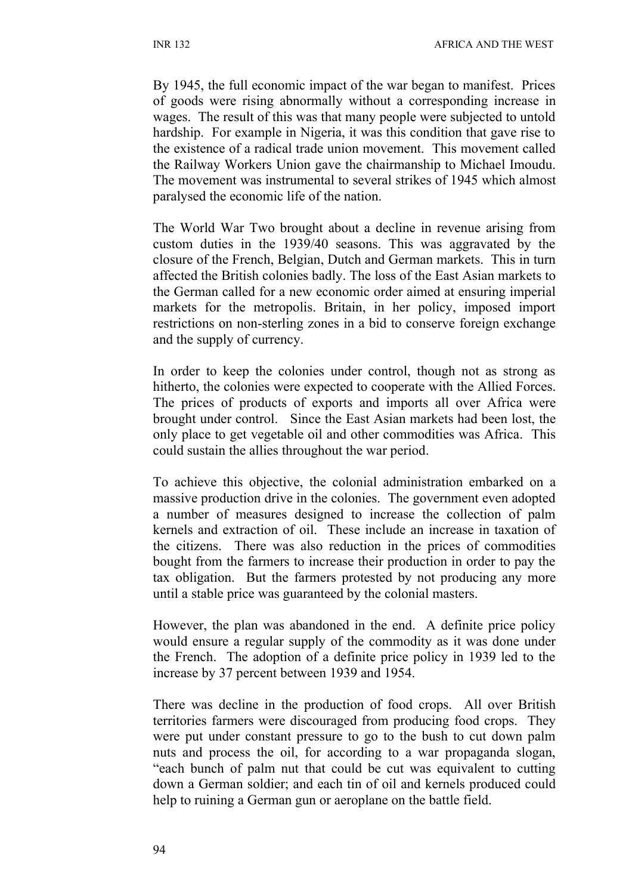By 1945, the full economic impact of the war began to manifest. Prices of goods were rising abnormally without a corresponding increase in wages. The result of this was that many people were subjected to untold hardship. For example in Nigeria, it was this condition that gave rise to the existence of a radical trade union movement. This movement called the Railway Workers Union gave the chairmanship to Michael Imoudu. The movement was instrumental to several strikes of 1945 which almost paralysed the economic life of the nation.

The World War Two brought about a decline in revenue arising from custom duties in the 1939/40 seasons. This was aggravated by the closure of the French, Belgian, Dutch and German markets. This in turn affected the British colonies badly. The loss of the East Asian markets to the German called for a new economic order aimed at ensuring imperial markets for the metropolis. Britain, in her policy, imposed import restrictions on non-sterling zones in a bid to conserve foreign exchange and the supply of currency.

In order to keep the colonies under control, though not as strong as hitherto, the colonies were expected to cooperate with the Allied Forces. The prices of products of exports and imports all over Africa were brought under control. Since the East Asian markets had been lost, the only place to get vegetable oil and other commodities was Africa. This could sustain the allies throughout the war period.

To achieve this objective, the colonial administration embarked on a massive production drive in the colonies. The government even adopted a number of measures designed to increase the collection of palm kernels and extraction of oil. These include an increase in taxation of the citizens. There was also reduction in the prices of commodities bought from the farmers to increase their production in order to pay the tax obligation. But the farmers protested by not producing any more until a stable price was guaranteed by the colonial masters.

However, the plan was abandoned in the end. A definite price policy would ensure a regular supply of the commodity as it was done under the French. The adoption of a definite price policy in 1939 led to the increase by 37 percent between 1939 and 1954.

There was decline in the production of food crops. All over British territories farmers were discouraged from producing food crops. They were put under constant pressure to go to the bush to cut down palm nuts and process the oil, for according to a war propaganda slogan, "each bunch of palm nut that could be cut was equivalent to cutting down a German soldier; and each tin of oil and kernels produced could help to ruining a German gun or aeroplane on the battle field.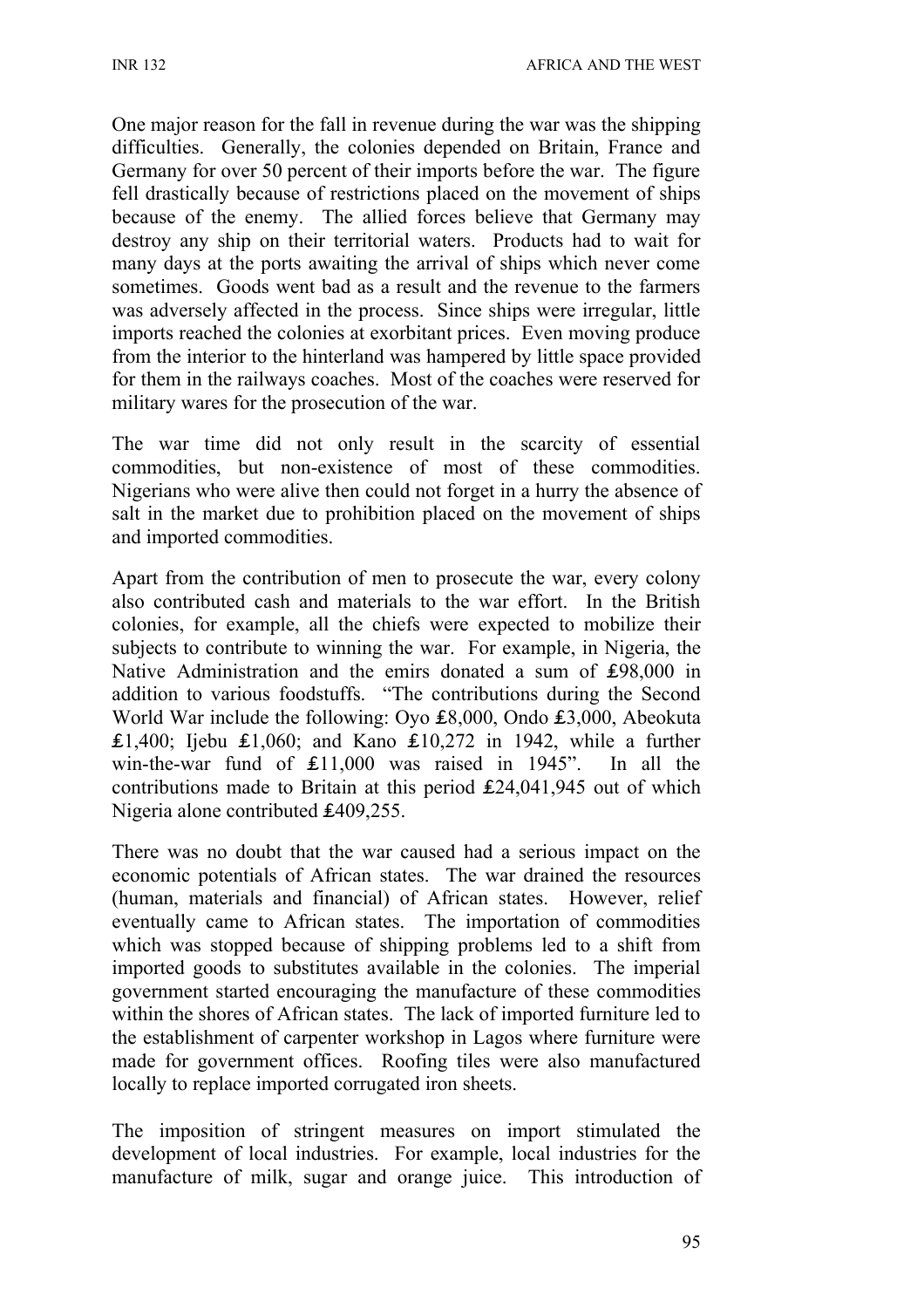One major reason for the fall in revenue during the war was the shipping difficulties. Generally, the colonies depended on Britain, France and Germany for over 50 percent of their imports before the war. The figure fell drastically because of restrictions placed on the movement of ships because of the enemy. The allied forces believe that Germany may destroy any ship on their territorial waters. Products had to wait for many days at the ports awaiting the arrival of ships which never come sometimes. Goods went bad as a result and the revenue to the farmers was adversely affected in the process. Since ships were irregular, little imports reached the colonies at exorbitant prices. Even moving produce from the interior to the hinterland was hampered by little space provided for them in the railways coaches. Most of the coaches were reserved for military wares for the prosecution of the war.

The war time did not only result in the scarcity of essential commodities, but non-existence of most of these commodities. Nigerians who were alive then could not forget in a hurry the absence of salt in the market due to prohibition placed on the movement of ships and imported commodities.

Apart from the contribution of men to prosecute the war, every colony also contributed cash and materials to the war effort. In the British colonies, for example, all the chiefs were expected to mobilize their subjects to contribute to winning the war. For example, in Nigeria, the Native Administration and the emirs donated a sum of ₤98,000 in addition to various foodstuffs. "The contributions during the Second World War include the following: Oyo ₤8,000, Ondo ₤3,000, Abeokuta ₤1,400; Ijebu ₤1,060; and Kano ₤10,272 in 1942, while a further win-the-war fund of ₤11,000 was raised in 1945". In all the contributions made to Britain at this period ₤24,041,945 out of which Nigeria alone contributed ₤409,255.

There was no doubt that the war caused had a serious impact on the economic potentials of African states. The war drained the resources (human, materials and financial) of African states. However, relief eventually came to African states. The importation of commodities which was stopped because of shipping problems led to a shift from imported goods to substitutes available in the colonies. The imperial government started encouraging the manufacture of these commodities within the shores of African states. The lack of imported furniture led to the establishment of carpenter workshop in Lagos where furniture were made for government offices. Roofing tiles were also manufactured locally to replace imported corrugated iron sheets.

The imposition of stringent measures on import stimulated the development of local industries. For example, local industries for the manufacture of milk, sugar and orange juice. This introduction of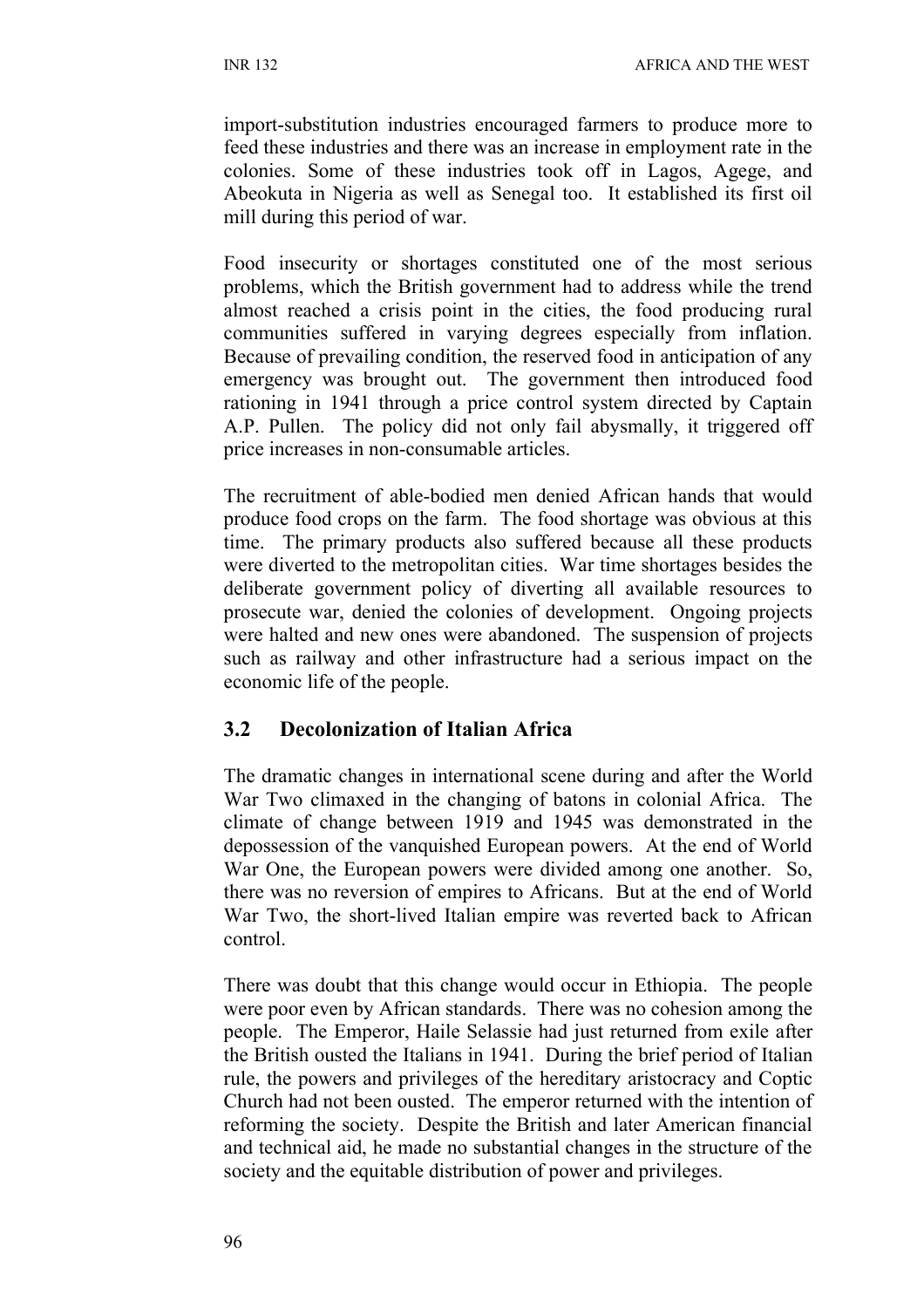import-substitution industries encouraged farmers to produce more to feed these industries and there was an increase in employment rate in the colonies. Some of these industries took off in Lagos, Agege, and Abeokuta in Nigeria as well as Senegal too. It established its first oil mill during this period of war.

Food insecurity or shortages constituted one of the most serious problems, which the British government had to address while the trend almost reached a crisis point in the cities, the food producing rural communities suffered in varying degrees especially from inflation. Because of prevailing condition, the reserved food in anticipation of any emergency was brought out. The government then introduced food rationing in 1941 through a price control system directed by Captain A.P. Pullen. The policy did not only fail abysmally, it triggered off price increases in non-consumable articles.

The recruitment of able-bodied men denied African hands that would produce food crops on the farm. The food shortage was obvious at this time. The primary products also suffered because all these products were diverted to the metropolitan cities. War time shortages besides the deliberate government policy of diverting all available resources to prosecute war, denied the colonies of development. Ongoing projects were halted and new ones were abandoned. The suspension of projects such as railway and other infrastructure had a serious impact on the economic life of the people.

## 3.2 Decolonization of Italian Africa

The dramatic changes in international scene during and after the World War Two climaxed in the changing of batons in colonial Africa. The climate of change between 1919 and 1945 was demonstrated in the depossession of the vanquished European powers. At the end of World War One, the European powers were divided among one another. So, there was no reversion of empires to Africans. But at the end of World War Two, the short-lived Italian empire was reverted back to African control.

There was doubt that this change would occur in Ethiopia. The people were poor even by African standards. There was no cohesion among the people. The Emperor, Haile Selassie had just returned from exile after the British ousted the Italians in 1941. During the brief period of Italian rule, the powers and privileges of the hereditary aristocracy and Coptic Church had not been ousted. The emperor returned with the intention of reforming the society. Despite the British and later American financial and technical aid, he made no substantial changes in the structure of the society and the equitable distribution of power and privileges.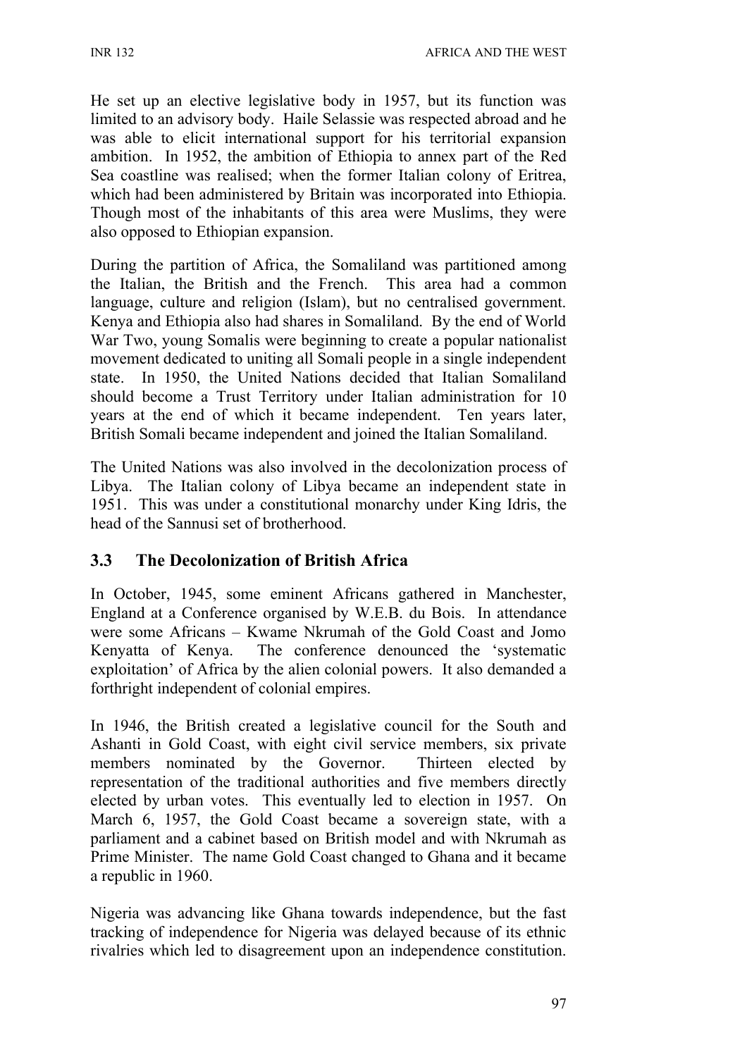He set up an elective legislative body in 1957, but its function was limited to an advisory body. Haile Selassie was respected abroad and he was able to elicit international support for his territorial expansion ambition. In 1952, the ambition of Ethiopia to annex part of the Red Sea coastline was realised; when the former Italian colony of Eritrea, which had been administered by Britain was incorporated into Ethiopia. Though most of the inhabitants of this area were Muslims, they were also opposed to Ethiopian expansion.

During the partition of Africa, the Somaliland was partitioned among the Italian, the British and the French. This area had a common language, culture and religion (Islam), but no centralised government. Kenya and Ethiopia also had shares in Somaliland. By the end of World War Two, young Somalis were beginning to create a popular nationalist movement dedicated to uniting all Somali people in a single independent state. In 1950, the United Nations decided that Italian Somaliland should become a Trust Territory under Italian administration for 10 years at the end of which it became independent. Ten years later, British Somali became independent and joined the Italian Somaliland.

The United Nations was also involved in the decolonization process of Libya. The Italian colony of Libya became an independent state in 1951. This was under a constitutional monarchy under King Idris, the head of the Sannusi set of brotherhood.

## 3.3 The Decolonization of British Africa

In October, 1945, some eminent Africans gathered in Manchester, England at a Conference organised by W.E.B. du Bois. In attendance were some Africans – Kwame Nkrumah of the Gold Coast and Jomo Kenyatta of Kenya. The conference denounced the 'systematic exploitation' of Africa by the alien colonial powers. It also demanded a forthright independent of colonial empires.

In 1946, the British created a legislative council for the South and Ashanti in Gold Coast, with eight civil service members, six private members nominated by the Governor. Thirteen elected by representation of the traditional authorities and five members directly elected by urban votes. This eventually led to election in 1957. On March 6, 1957, the Gold Coast became a sovereign state, with a parliament and a cabinet based on British model and with Nkrumah as Prime Minister. The name Gold Coast changed to Ghana and it became a republic in 1960.

Nigeria was advancing like Ghana towards independence, but the fast tracking of independence for Nigeria was delayed because of its ethnic rivalries which led to disagreement upon an independence constitution.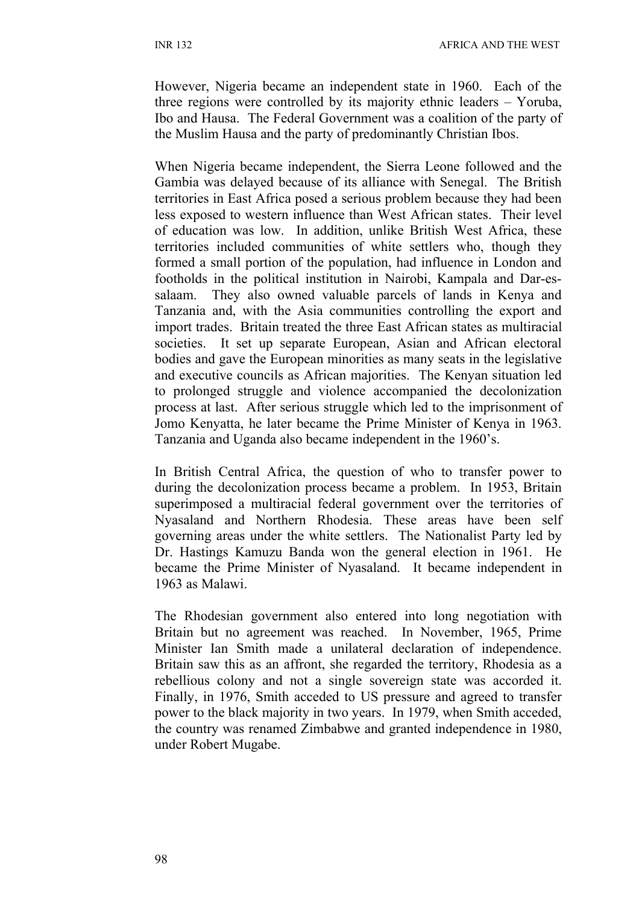However, Nigeria became an independent state in 1960. Each of the three regions were controlled by its majority ethnic leaders – Yoruba, Ibo and Hausa. The Federal Government was a coalition of the party of the Muslim Hausa and the party of predominantly Christian Ibos.

When Nigeria became independent, the Sierra Leone followed and the Gambia was delayed because of its alliance with Senegal. The British territories in East Africa posed a serious problem because they had been less exposed to western influence than West African states. Their level of education was low. In addition, unlike British West Africa, these territories included communities of white settlers who, though they formed a small portion of the population, had influence in London and footholds in the political institution in Nairobi, Kampala and Dar-es-salaam. They also owned valuable parcels of lands in Kenya and Tanzania and, with the Asia communities controlling the export and import trades. Britain treated the three East African states as multiracial societies. It set up separate European, Asian and African electoral bodies and gave the European minorities as many seats in the legislative and executive councils as African majorities. The Kenyan situation led to prolonged struggle and violence accompanied the decolonization process at last. After serious struggle which led to the imprisonment of Jomo Kenyatta, he later became the Prime Minister of Kenya in 1963. Tanzania and Uganda also became independent in the 1960's.

In British Central Africa, the question of who to transfer power to during the decolonization process became a problem. In 1953, Britain superimposed a multiracial federal government over the territories of Nyasaland and Northern Rhodesia. These areas have been self governing areas under the white settlers. The Nationalist Party led by Dr. Hastings Kamuzu Banda won the general election in 1961. He became the Prime Minister of Nyasaland. It became independent in 1963 as Malawi.

The Rhodesian government also entered into long negotiation with Britain but no agreement was reached. In November, 1965, Prime Minister Ian Smith made a unilateral declaration of independence. Britain saw this as an affront, she regarded the territory, Rhodesia as a rebellious colony and not a single sovereign state was accorded it. Finally, in 1976, Smith acceded to US pressure and agreed to transfer power to the black majority in two years. In 1979, when Smith acceded, the country was renamed Zimbabwe and granted independence in 1980, under Robert Mugabe.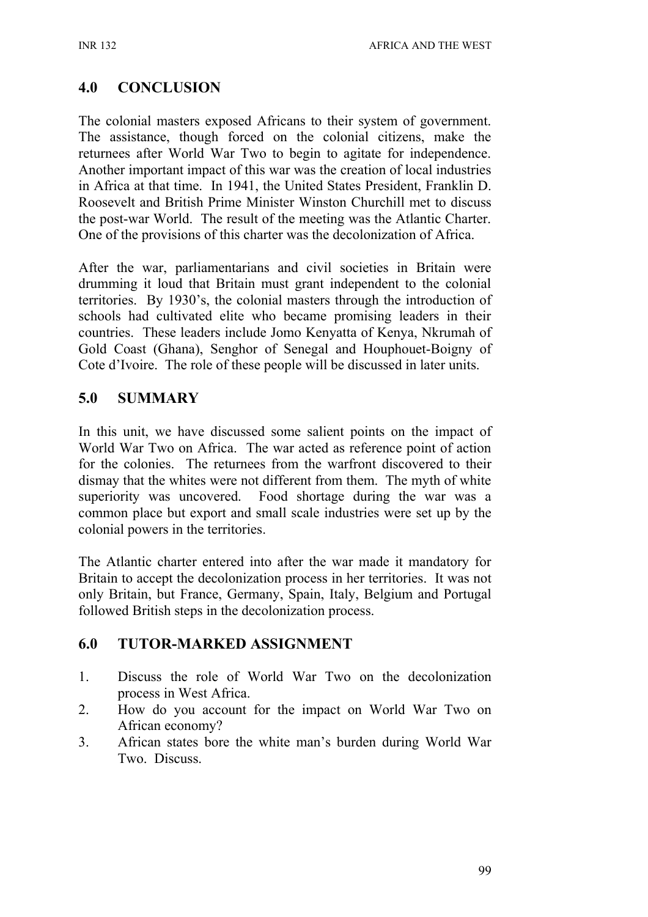## 4.0 CONCLUSION

The colonial masters exposed Africans to their system of government. The assistance, though forced on the colonial citizens, make the returnees after World War Two to begin to agitate for independence. Another important impact of this war was the creation of local industries in Africa at that time. In 1941, the United States President, Franklin D. Roosevelt and British Prime Minister Winston Churchill met to discuss the post-war World. The result of the meeting was the Atlantic Charter. One of the provisions of this charter was the decolonization of Africa.

After the war, parliamentarians and civil societies in Britain were drumming it loud that Britain must grant independent to the colonial territories. By 1930's, the colonial masters through the introduction of schools had cultivated elite who became promising leaders in their countries. These leaders include Jomo Kenyatta of Kenya, Nkrumah of Gold Coast (Ghana), Senghor of Senegal and Houphouet-Boigny of Cote d'Ivoire. The role of these people will be discussed in later units.

## 5.0 SUMMARY

In this unit, we have discussed some salient points on the impact of World War Two on Africa. The war acted as reference point of action for the colonies. The returnees from the warfront discovered to their dismay that the whites were not different from them. The myth of white superiority was uncovered. Food shortage during the war was a common place but export and small scale industries were set up by the colonial powers in the territories.

The Atlantic charter entered into after the war made it mandatory for Britain to accept the decolonization process in her territories. It was not only Britain, but France, Germany, Spain, Italy, Belgium and Portugal followed British steps in the decolonization process.

## 6.0 TUTOR-MARKED ASSIGNMENT

1. Discuss the role of World War Two on the decolonization process in West Africa.
2. How do you account for the impact on World War Two on African economy?
3. African states bore the white man's burden during World War Two. Discuss.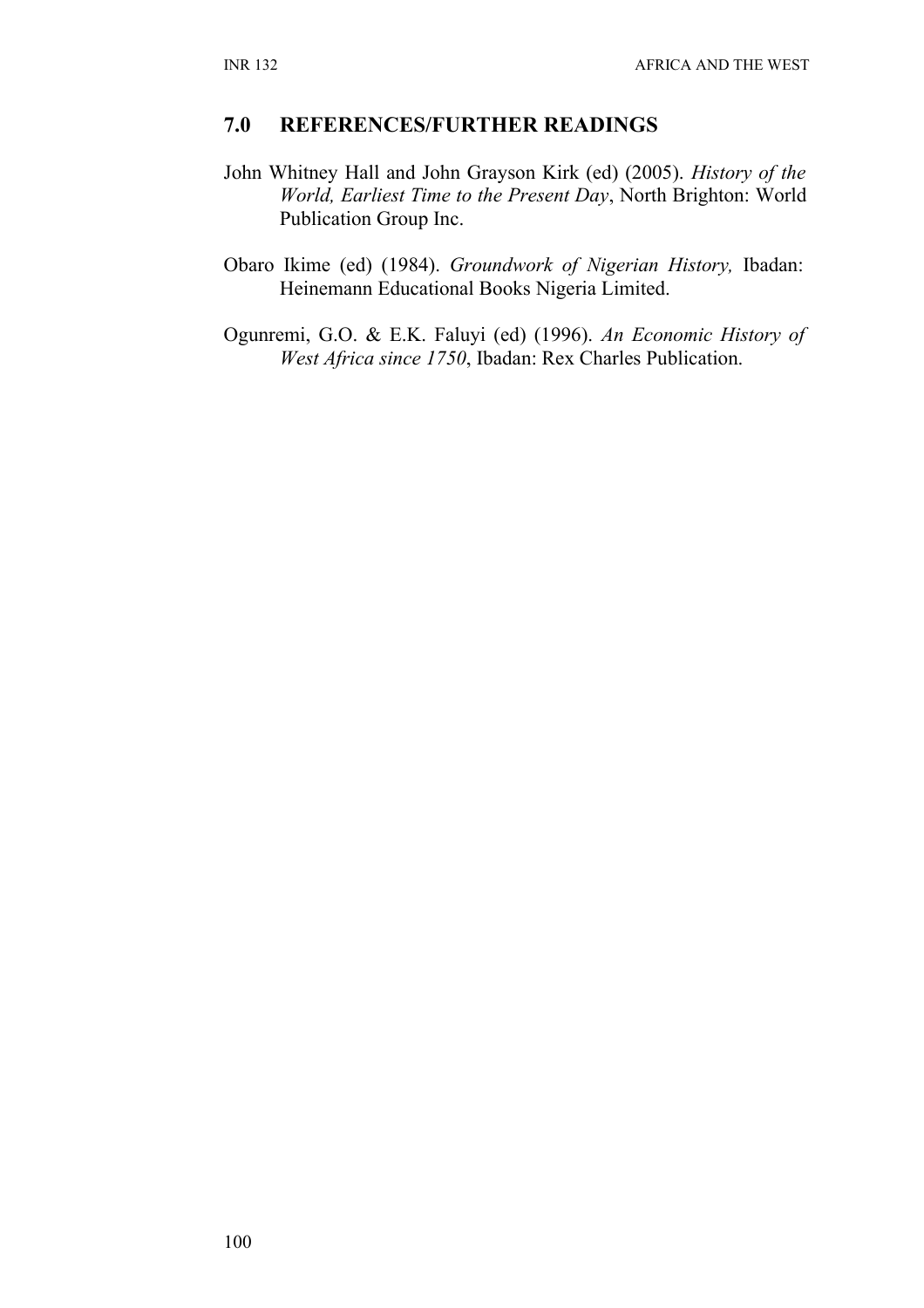## 7.0 REFERENCES/FURTHER READINGS

John Whitney Hall and John Grayson Kirk (ed) (2005). *History of the World, Earliest Time to the Present Day*, North Brighton: World Publication Group Inc.

Obaro Ikime (ed) (1984). *Groundwork of Nigerian History,* Ibadan: Heinemann Educational Books Nigeria Limited.

Ogunremi, G.O. & E.K. Faluyi (ed) (1996). *An Economic History of West Africa since 1750*, Ibadan: Rex Charles Publication.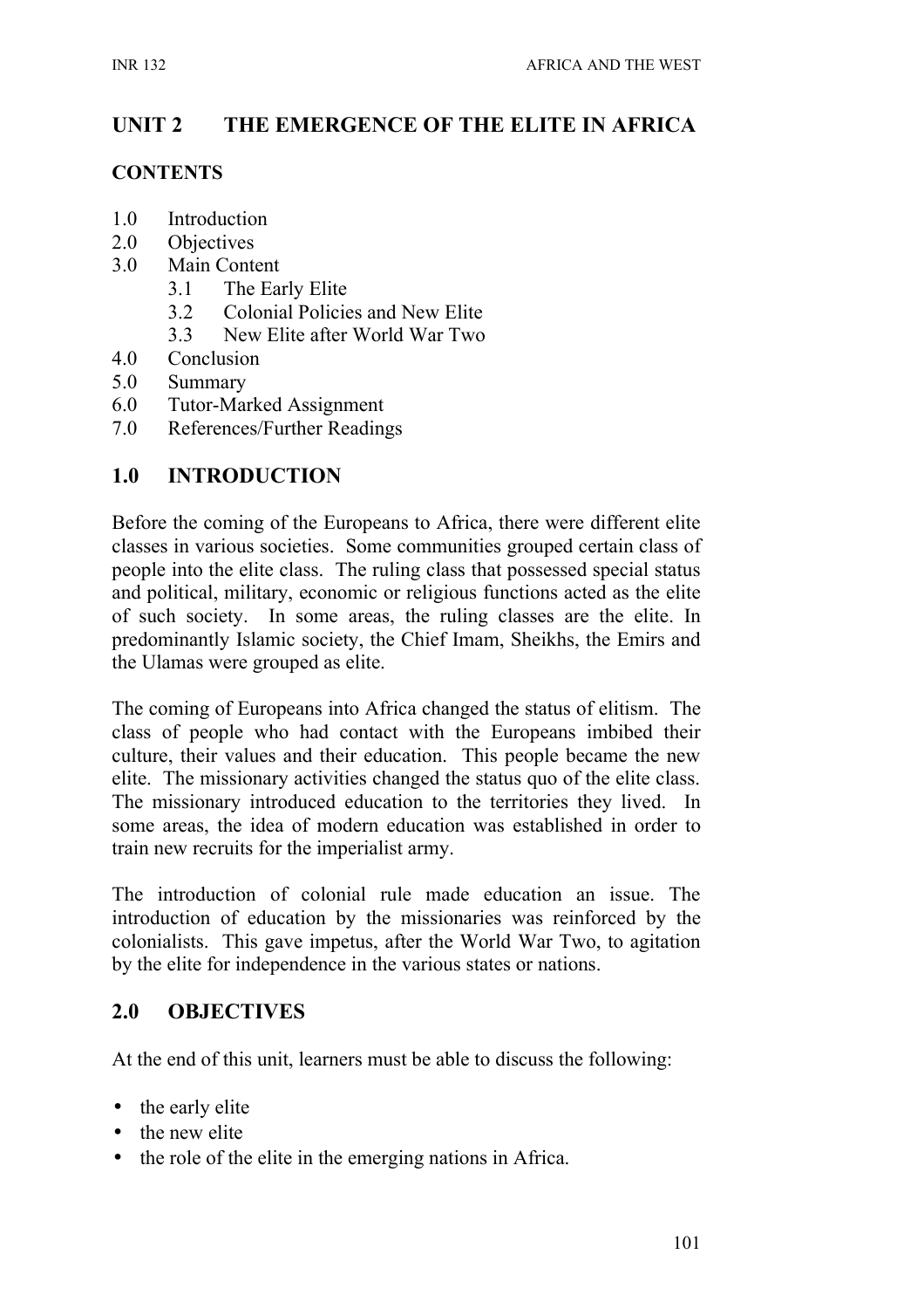# UNIT 2 THE EMERGENCE OF THE ELITE IN AFRICA

## CONTENTS

1.0 Introduction
2.0 Objectives
3.0 Main Content
   3.1 The Early Elite
   3.2 Colonial Policies and New Elite
   3.3 New Elite after World War Two
4.0 Conclusion
5.0 Summary
6.0 Tutor-Marked Assignment
7.0 References/Further Readings

## 1.0 INTRODUCTION

Before the coming of the Europeans to Africa, there were different elite classes in various societies. Some communities grouped certain class of people into the elite class. The ruling class that possessed special status and political, military, economic or religious functions acted as the elite of such society. In some areas, the ruling classes are the elite. In predominantly Islamic society, the Chief Imam, Sheikhs, the Emirs and the Ulamas were grouped as elite.

The coming of Europeans into Africa changed the status of elitism. The class of people who had contact with the Europeans imbibed their culture, their values and their education. This people became the new elite. The missionary activities changed the status quo of the elite class. The missionary introduced education to the territories they lived. In some areas, the idea of modern education was established in order to train new recruits for the imperialist army.

The introduction of colonial rule made education an issue. The introduction of education by the missionaries was reinforced by the colonialists. This gave impetus, after the World War Two, to agitation by the elite for independence in the various states or nations.

## 2.0 OBJECTIVES

At the end of this unit, learners must be able to discuss the following:

- the early elite
- the new elite
- the role of the elite in the emerging nations in Africa.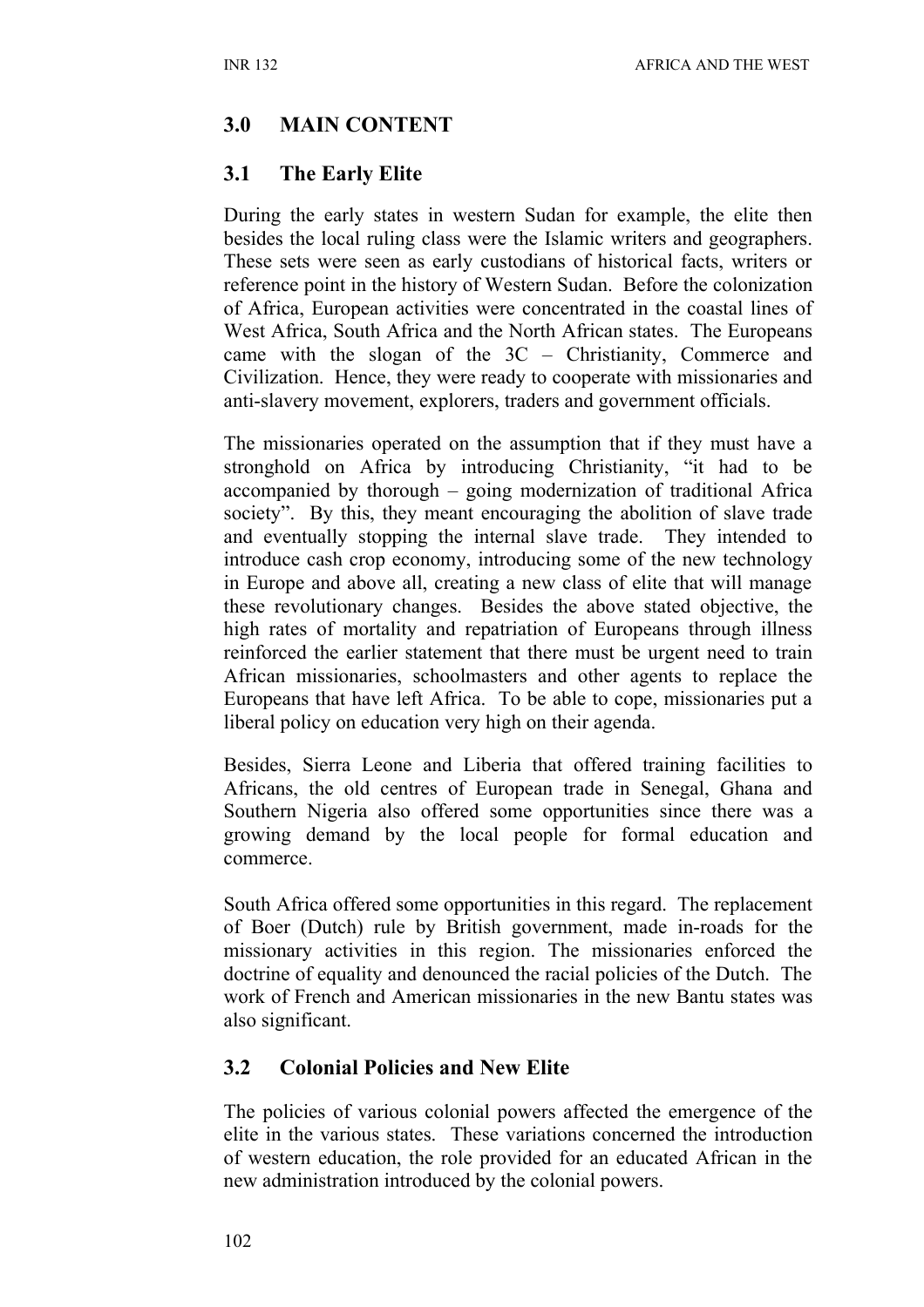## 3.0 MAIN CONTENT

### 3.1 The Early Elite

During the early states in western Sudan for example, the elite then besides the local ruling class were the Islamic writers and geographers. These sets were seen as early custodians of historical facts, writers or reference point in the history of Western Sudan. Before the colonization of Africa, European activities were concentrated in the coastal lines of West Africa, South Africa and the North African states. The Europeans came with the slogan of the 3C – Christianity, Commerce and Civilization. Hence, they were ready to cooperate with missionaries and anti-slavery movement, explorers, traders and government officials.

The missionaries operated on the assumption that if they must have a stronghold on Africa by introducing Christianity, "it had to be accompanied by thorough – going modernization of traditional Africa society". By this, they meant encouraging the abolition of slave trade and eventually stopping the internal slave trade. They intended to introduce cash crop economy, introducing some of the new technology in Europe and above all, creating a new class of elite that will manage these revolutionary changes. Besides the above stated objective, the high rates of mortality and repatriation of Europeans through illness reinforced the earlier statement that there must be urgent need to train African missionaries, schoolmasters and other agents to replace the Europeans that have left Africa. To be able to cope, missionaries put a liberal policy on education very high on their agenda.

Besides, Sierra Leone and Liberia that offered training facilities to Africans, the old centres of European trade in Senegal, Ghana and Southern Nigeria also offered some opportunities since there was a growing demand by the local people for formal education and commerce.

South Africa offered some opportunities in this regard. The replacement of Boer (Dutch) rule by British government, made in-roads for the missionary activities in this region. The missionaries enforced the doctrine of equality and denounced the racial policies of the Dutch. The work of French and American missionaries in the new Bantu states was also significant.

### 3.2 Colonial Policies and New Elite

The policies of various colonial powers affected the emergence of the elite in the various states. These variations concerned the introduction of western education, the role provided for an educated African in the new administration introduced by the colonial powers.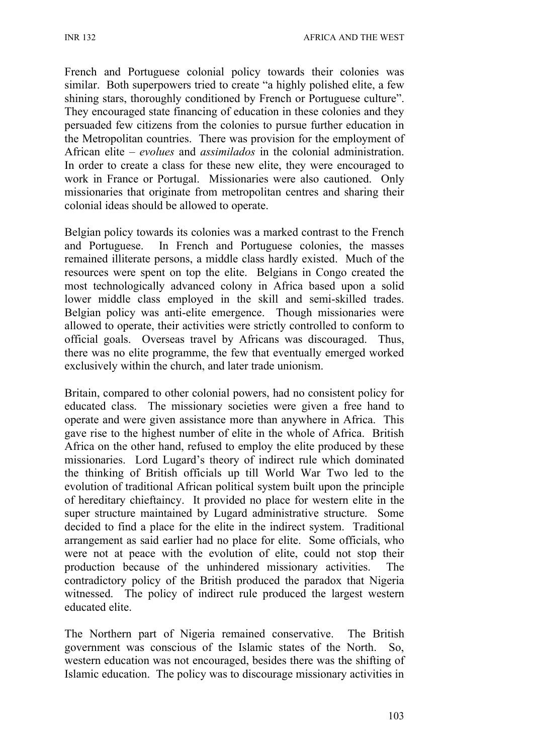French and Portuguese colonial policy towards their colonies was similar. Both superpowers tried to create "a highly polished elite, a few shining stars, thoroughly conditioned by French or Portuguese culture". They encouraged state financing of education in these colonies and they persuaded few citizens from the colonies to pursue further education in the Metropolitan countries. There was provision for the employment of African elite – *evolues* and *assimilados* in the colonial administration. In order to create a class for these new elite, they were encouraged to work in France or Portugal. Missionaries were also cautioned. Only missionaries that originate from metropolitan centres and sharing their colonial ideas should be allowed to operate.

Belgian policy towards its colonies was a marked contrast to the French and Portuguese. In French and Portuguese colonies, the masses remained illiterate persons, a middle class hardly existed. Much of the resources were spent on top the elite. Belgians in Congo created the most technologically advanced colony in Africa based upon a solid lower middle class employed in the skill and semi-skilled trades. Belgian policy was anti-elite emergence. Though missionaries were allowed to operate, their activities were strictly controlled to conform to official goals. Overseas travel by Africans was discouraged. Thus, there was no elite programme, the few that eventually emerged worked exclusively within the church, and later trade unionism.

Britain, compared to other colonial powers, had no consistent policy for educated class. The missionary societies were given a free hand to operate and were given assistance more than anywhere in Africa. This gave rise to the highest number of elite in the whole of Africa. British Africa on the other hand, refused to employ the elite produced by these missionaries. Lord Lugard's theory of indirect rule which dominated the thinking of British officials up till World War Two led to the evolution of traditional African political system built upon the principle of hereditary chieftaincy. It provided no place for western elite in the super structure maintained by Lugard administrative structure. Some decided to find a place for the elite in the indirect system. Traditional arrangement as said earlier had no place for elite. Some officials, who were not at peace with the evolution of elite, could not stop their production because of the unhindered missionary activities. The contradictory policy of the British produced the paradox that Nigeria witnessed. The policy of indirect rule produced the largest western educated elite.

The Northern part of Nigeria remained conservative. The British government was conscious of the Islamic states of the North. So, western education was not encouraged, besides there was the shifting of Islamic education. The policy was to discourage missionary activities in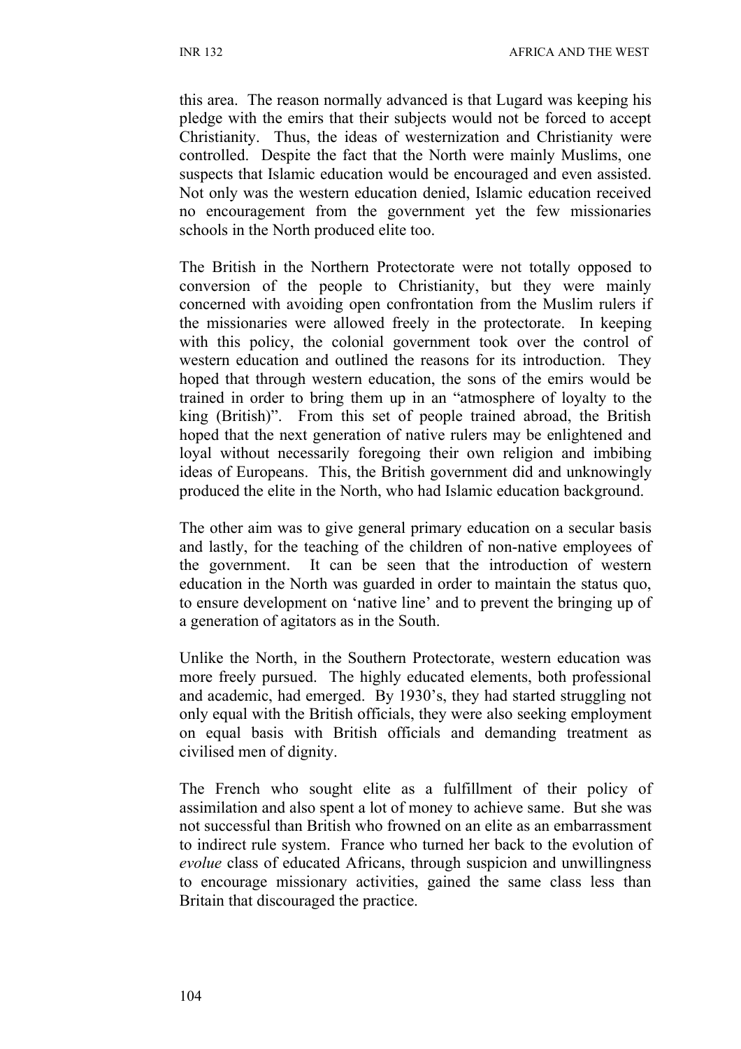this area. The reason normally advanced is that Lugard was keeping his pledge with the emirs that their subjects would not be forced to accept Christianity. Thus, the ideas of westernization and Christianity were controlled. Despite the fact that the North were mainly Muslims, one suspects that Islamic education would be encouraged and even assisted. Not only was the western education denied, Islamic education received no encouragement from the government yet the few missionaries schools in the North produced elite too.

The British in the Northern Protectorate were not totally opposed to conversion of the people to Christianity, but they were mainly concerned with avoiding open confrontation from the Muslim rulers if the missionaries were allowed freely in the protectorate. In keeping with this policy, the colonial government took over the control of western education and outlined the reasons for its introduction. They hoped that through western education, the sons of the emirs would be trained in order to bring them up in an "atmosphere of loyalty to the king (British)". From this set of people trained abroad, the British hoped that the next generation of native rulers may be enlightened and loyal without necessarily foregoing their own religion and imbibing ideas of Europeans. This, the British government did and unknowingly produced the elite in the North, who had Islamic education background.

The other aim was to give general primary education on a secular basis and lastly, for the teaching of the children of non-native employees of the government. It can be seen that the introduction of western education in the North was guarded in order to maintain the status quo, to ensure development on 'native line' and to prevent the bringing up of a generation of agitators as in the South.

Unlike the North, in the Southern Protectorate, western education was more freely pursued. The highly educated elements, both professional and academic, had emerged. By 1930's, they had started struggling not only equal with the British officials, they were also seeking employment on equal basis with British officials and demanding treatment as civilised men of dignity.

The French who sought elite as a fulfillment of their policy of assimilation and also spent a lot of money to achieve same. But she was not successful than British who frowned on an elite as an embarrassment to indirect rule system. France who turned her back to the evolution of *evolue* class of educated Africans, through suspicion and unwillingness to encourage missionary activities, gained the same class less than Britain that discouraged the practice.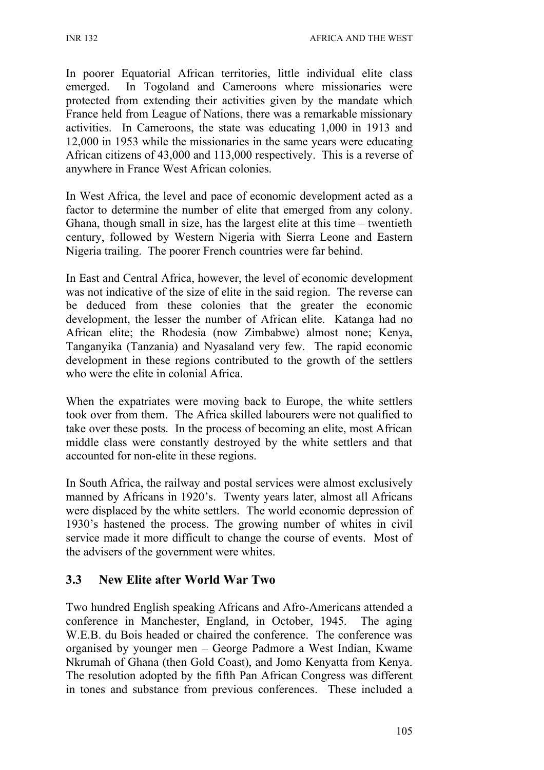In poorer Equatorial African territories, little individual elite class emerged. In Togoland and Cameroons where missionaries were protected from extending their activities given by the mandate which France held from League of Nations, there was a remarkable missionary activities. In Cameroons, the state was educating 1,000 in 1913 and 12,000 in 1953 while the missionaries in the same years were educating African citizens of 43,000 and 113,000 respectively. This is a reverse of anywhere in France West African colonies.

In West Africa, the level and pace of economic development acted as a factor to determine the number of elite that emerged from any colony. Ghana, though small in size, has the largest elite at this time – twentieth century, followed by Western Nigeria with Sierra Leone and Eastern Nigeria trailing. The poorer French countries were far behind.

In East and Central Africa, however, the level of economic development was not indicative of the size of elite in the said region. The reverse can be deduced from these colonies that the greater the economic development, the lesser the number of African elite. Katanga had no African elite; the Rhodesia (now Zimbabwe) almost none; Kenya, Tanganyika (Tanzania) and Nyasaland very few. The rapid economic development in these regions contributed to the growth of the settlers who were the elite in colonial Africa.

When the expatriates were moving back to Europe, the white settlers took over from them. The Africa skilled labourers were not qualified to take over these posts. In the process of becoming an elite, most African middle class were constantly destroyed by the white settlers and that accounted for non-elite in these regions.

In South Africa, the railway and postal services were almost exclusively manned by Africans in 1920's. Twenty years later, almost all Africans were displaced by the white settlers. The world economic depression of 1930's hastened the process. The growing number of whites in civil service made it more difficult to change the course of events. Most of the advisers of the government were whites.

## 3.3 New Elite after World War Two

Two hundred English speaking Africans and Afro-Americans attended a conference in Manchester, England, in October, 1945. The aging W.E.B. du Bois headed or chaired the conference. The conference was organised by younger men – George Padmore a West Indian, Kwame Nkrumah of Ghana (then Gold Coast), and Jomo Kenyatta from Kenya. The resolution adopted by the fifth Pan African Congress was different in tones and substance from previous conferences. These included a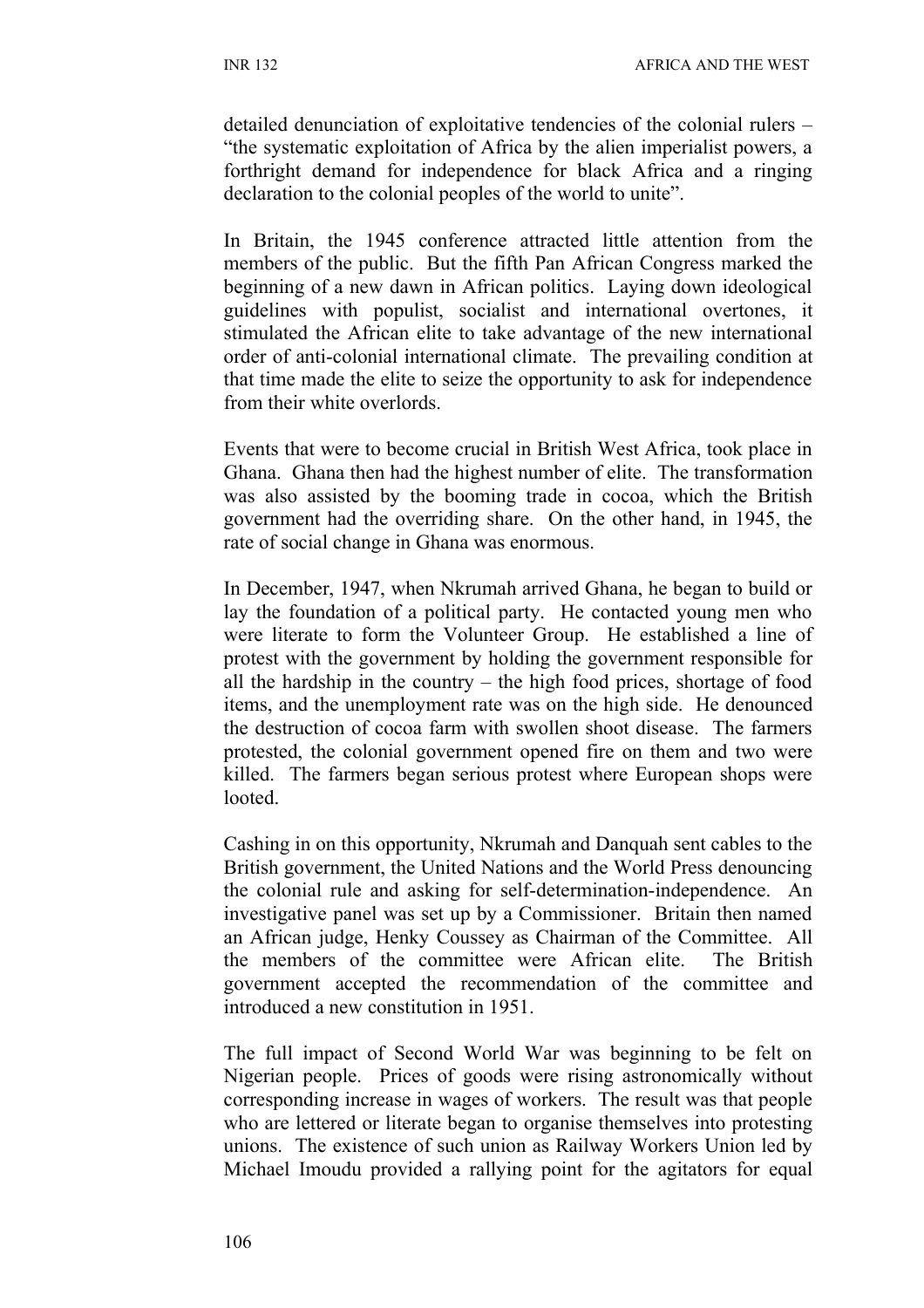detailed denunciation of exploitative tendencies of the colonial rulers – "the systematic exploitation of Africa by the alien imperialist powers, a forthright demand for independence for black Africa and a ringing declaration to the colonial peoples of the world to unite".

In Britain, the 1945 conference attracted little attention from the members of the public. But the fifth Pan African Congress marked the beginning of a new dawn in African politics. Laying down ideological guidelines with populist, socialist and international overtones, it stimulated the African elite to take advantage of the new international order of anti-colonial international climate. The prevailing condition at that time made the elite to seize the opportunity to ask for independence from their white overlords.

Events that were to become crucial in British West Africa, took place in Ghana. Ghana then had the highest number of elite. The transformation was also assisted by the booming trade in cocoa, which the British government had the overriding share. On the other hand, in 1945, the rate of social change in Ghana was enormous.

In December, 1947, when Nkrumah arrived Ghana, he began to build or lay the foundation of a political party. He contacted young men who were literate to form the Volunteer Group. He established a line of protest with the government by holding the government responsible for all the hardship in the country – the high food prices, shortage of food items, and the unemployment rate was on the high side. He denounced the destruction of cocoa farm with swollen shoot disease. The farmers protested, the colonial government opened fire on them and two were killed. The farmers began serious protest where European shops were looted.

Cashing in on this opportunity, Nkrumah and Danquah sent cables to the British government, the United Nations and the World Press denouncing the colonial rule and asking for self-determination-independence. An investigative panel was set up by a Commissioner. Britain then named an African judge, Henky Coussey as Chairman of the Committee. All the members of the committee were African elite. The British government accepted the recommendation of the committee and introduced a new constitution in 1951.

The full impact of Second World War was beginning to be felt on Nigerian people. Prices of goods were rising astronomically without corresponding increase in wages of workers. The result was that people who are lettered or literate began to organise themselves into protesting unions. The existence of such union as Railway Workers Union led by Michael Imoudu provided a rallying point for the agitators for equal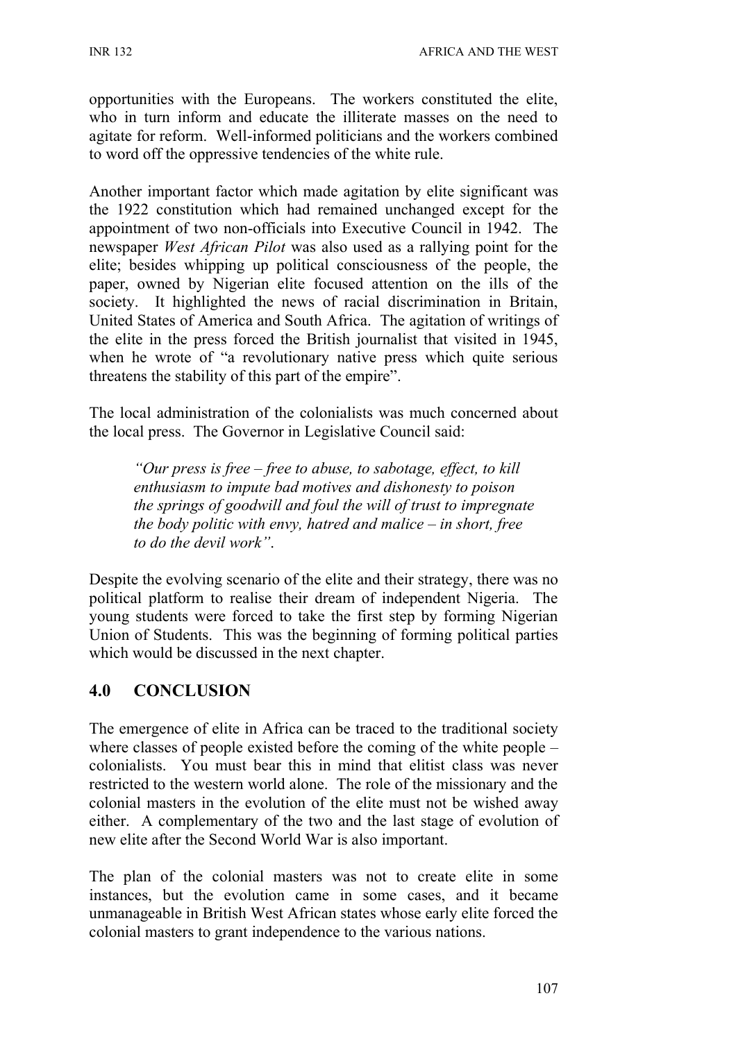opportunities with the Europeans. The workers constituted the elite, who in turn inform and educate the illiterate masses on the need to agitate for reform. Well-informed politicians and the workers combined to word off the oppressive tendencies of the white rule.

Another important factor which made agitation by elite significant was the 1922 constitution which had remained unchanged except for the appointment of two non-officials into Executive Council in 1942. The newspaper *West African Pilot* was also used as a rallying point for the elite; besides whipping up political consciousness of the people, the paper, owned by Nigerian elite focused attention on the ills of the society. It highlighted the news of racial discrimination in Britain, United States of America and South Africa. The agitation of writings of the elite in the press forced the British journalist that visited in 1945, when he wrote of "a revolutionary native press which quite serious threatens the stability of this part of the empire".

The local administration of the colonialists was much concerned about the local press. The Governor in Legislative Council said:

> *"Our press is free – free to abuse, to sabotage, effect, to kill enthusiasm to impute bad motives and dishonesty to poison the springs of goodwill and foul the will of trust to impregnate the body politic with envy, hatred and malice – in short, free to do the devil work".*

Despite the evolving scenario of the elite and their strategy, there was no political platform to realise their dream of independent Nigeria. The young students were forced to take the first step by forming Nigerian Union of Students. This was the beginning of forming political parties which would be discussed in the next chapter.

## 4.0 CONCLUSION

The emergence of elite in Africa can be traced to the traditional society where classes of people existed before the coming of the white people – colonialists. You must bear this in mind that elitist class was never restricted to the western world alone. The role of the missionary and the colonial masters in the evolution of the elite must not be wished away either. A complementary of the two and the last stage of evolution of new elite after the Second World War is also important.

The plan of the colonial masters was not to create elite in some instances, but the evolution came in some cases, and it became unmanageable in British West African states whose early elite forced the colonial masters to grant independence to the various nations.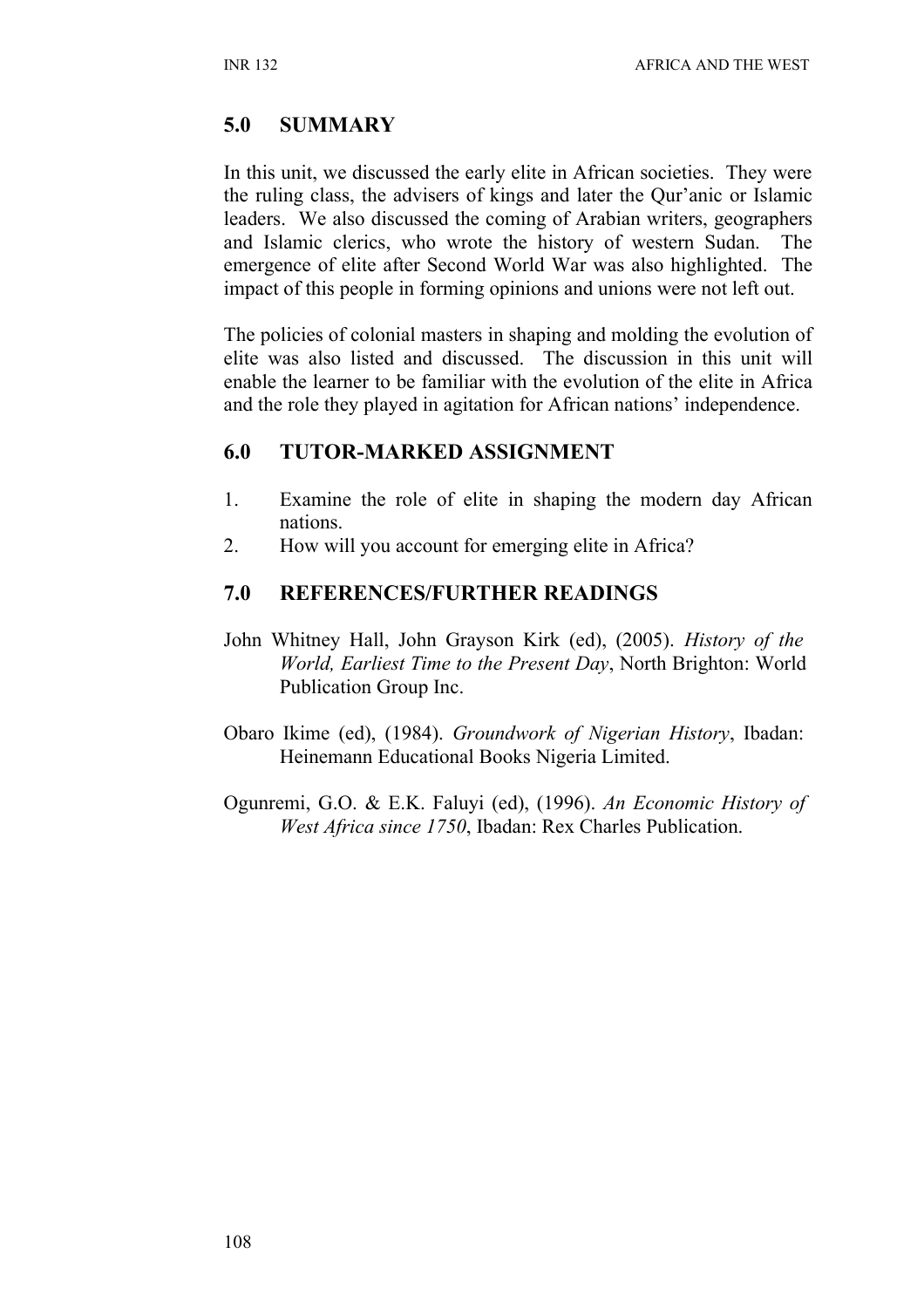## 5.0 SUMMARY

In this unit, we discussed the early elite in African societies. They were the ruling class, the advisers of kings and later the Qur'anic or Islamic leaders. We also discussed the coming of Arabian writers, geographers and Islamic clerics, who wrote the history of western Sudan. The emergence of elite after Second World War was also highlighted. The impact of this people in forming opinions and unions were not left out.

The policies of colonial masters in shaping and molding the evolution of elite was also listed and discussed. The discussion in this unit will enable the learner to be familiar with the evolution of the elite in Africa and the role they played in agitation for African nations' independence.

## 6.0 TUTOR-MARKED ASSIGNMENT

1. Examine the role of elite in shaping the modern day African nations.
2. How will you account for emerging elite in Africa?

## 7.0 REFERENCES/FURTHER READINGS

John Whitney Hall, John Grayson Kirk (ed), (2005). *History of the World, Earliest Time to the Present Day*, North Brighton: World Publication Group Inc.

Obaro Ikime (ed), (1984). *Groundwork of Nigerian History*, Ibadan: Heinemann Educational Books Nigeria Limited.

Ogunremi, G.O. & E.K. Faluyi (ed), (1996). *An Economic History of West Africa since 1750*, Ibadan: Rex Charles Publication.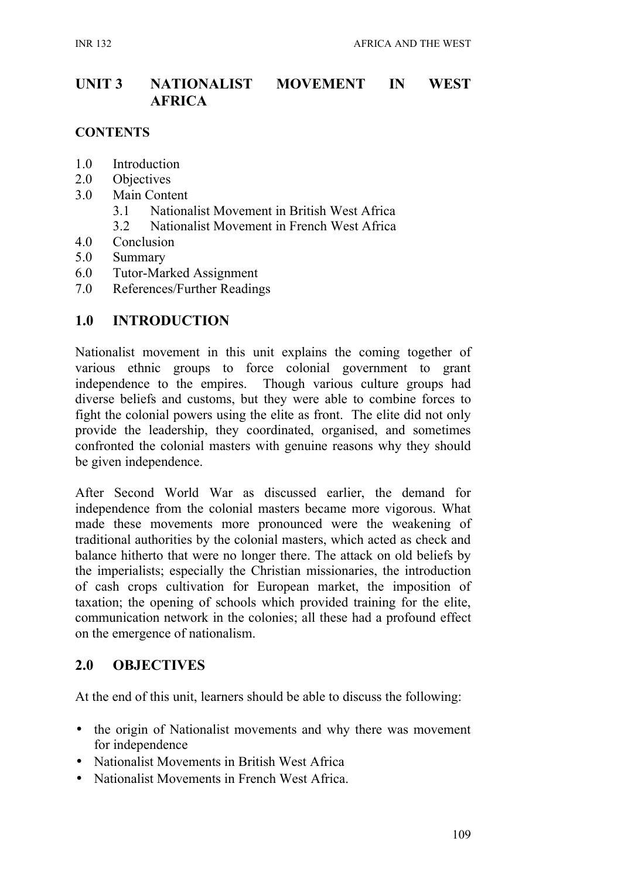## UNIT 3 NATIONALIST MOVEMENT IN WEST AFRICA

### CONTENTS

- 1.0 Introduction
- 2.0 Objectives
- 3.0 Main Content
  - 3.1 Nationalist Movement in British West Africa
  - 3.2 Nationalist Movement in French West Africa
- 4.0 Conclusion
- 5.0 Summary
- 6.0 Tutor-Marked Assignment
- 7.0 References/Further Readings

### 1.0 INTRODUCTION

Nationalist movement in this unit explains the coming together of various ethnic groups to force colonial government to grant independence to the empires. Though various culture groups had diverse beliefs and customs, but they were able to combine forces to fight the colonial powers using the elite as front. The elite did not only provide the leadership, they coordinated, organised, and sometimes confronted the colonial masters with genuine reasons why they should be given independence.

After Second World War as discussed earlier, the demand for independence from the colonial masters became more vigorous. What made these movements more pronounced were the weakening of traditional authorities by the colonial masters, which acted as check and balance hitherto that were no longer there. The attack on old beliefs by the imperialists; especially the Christian missionaries, the introduction of cash crops cultivation for European market, the imposition of taxation; the opening of schools which provided training for the elite, communication network in the colonies; all these had a profound effect on the emergence of nationalism.

### 2.0 OBJECTIVES

At the end of this unit, learners should be able to discuss the following:

- the origin of Nationalist movements and why there was movement for independence
- Nationalist Movements in British West Africa
- Nationalist Movements in French West Africa.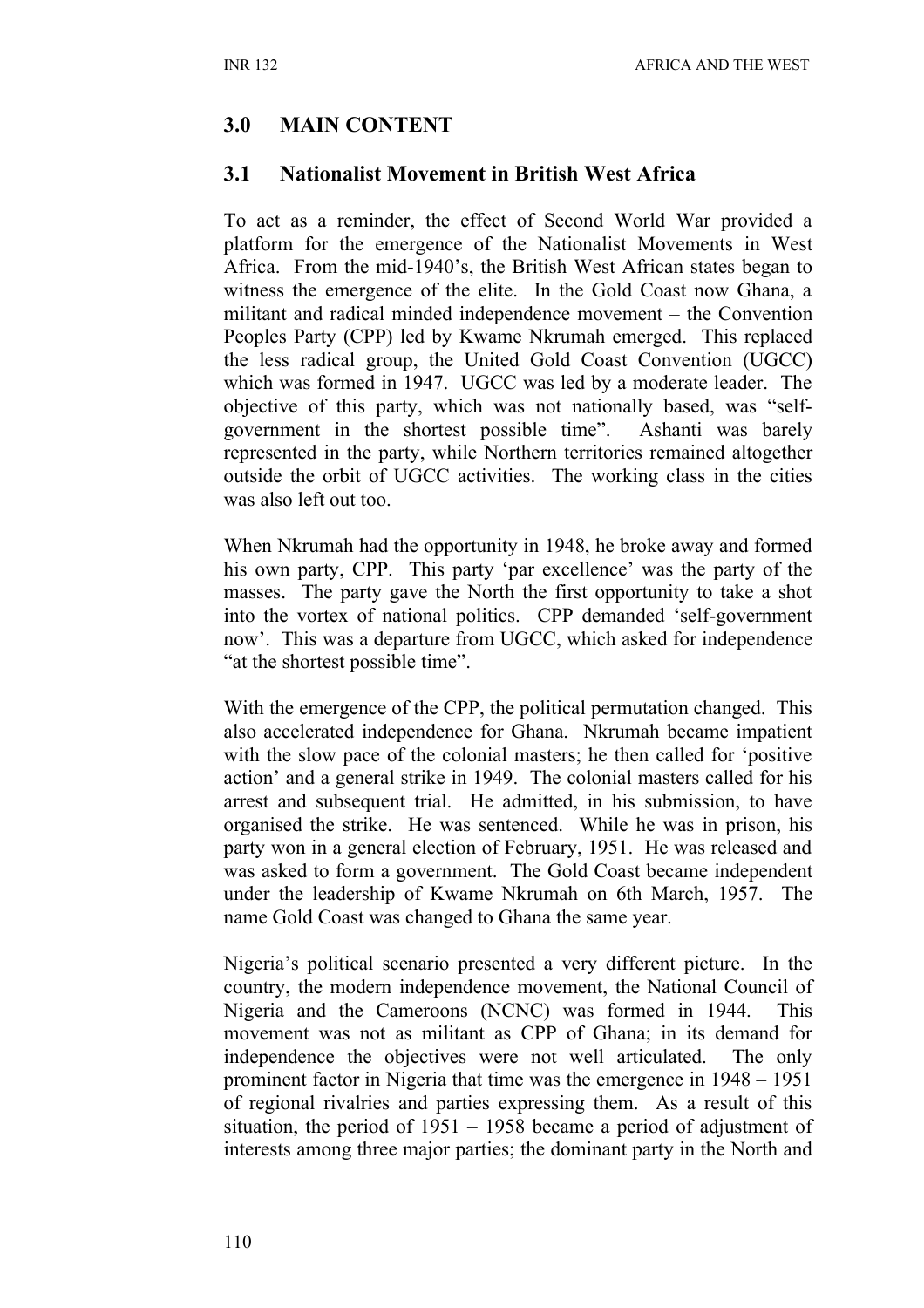## 3.0 MAIN CONTENT

### 3.1 Nationalist Movement in British West Africa

To act as a reminder, the effect of Second World War provided a platform for the emergence of the Nationalist Movements in West Africa. From the mid-1940's, the British West African states began to witness the emergence of the elite. In the Gold Coast now Ghana, a militant and radical minded independence movement – the Convention Peoples Party (CPP) led by Kwame Nkrumah emerged. This replaced the less radical group, the United Gold Coast Convention (UGCC) which was formed in 1947. UGCC was led by a moderate leader. The objective of this party, which was not nationally based, was "self-government in the shortest possible time". Ashanti was barely represented in the party, while Northern territories remained altogether outside the orbit of UGCC activities. The working class in the cities was also left out too.

When Nkrumah had the opportunity in 1948, he broke away and formed his own party, CPP. This party 'par excellence' was the party of the masses. The party gave the North the first opportunity to take a shot into the vortex of national politics. CPP demanded 'self-government now'. This was a departure from UGCC, which asked for independence "at the shortest possible time".

With the emergence of the CPP, the political permutation changed. This also accelerated independence for Ghana. Nkrumah became impatient with the slow pace of the colonial masters; he then called for 'positive action' and a general strike in 1949. The colonial masters called for his arrest and subsequent trial. He admitted, in his submission, to have organised the strike. He was sentenced. While he was in prison, his party won in a general election of February, 1951. He was released and was asked to form a government. The Gold Coast became independent under the leadership of Kwame Nkrumah on 6th March, 1957. The name Gold Coast was changed to Ghana the same year.

Nigeria's political scenario presented a very different picture. In the country, the modern independence movement, the National Council of Nigeria and the Cameroons (NCNC) was formed in 1944. This movement was not as militant as CPP of Ghana; in its demand for independence the objectives were not well articulated. The only prominent factor in Nigeria that time was the emergence in 1948 – 1951 of regional rivalries and parties expressing them. As a result of this situation, the period of 1951 – 1958 became a period of adjustment of interests among three major parties; the dominant party in the North and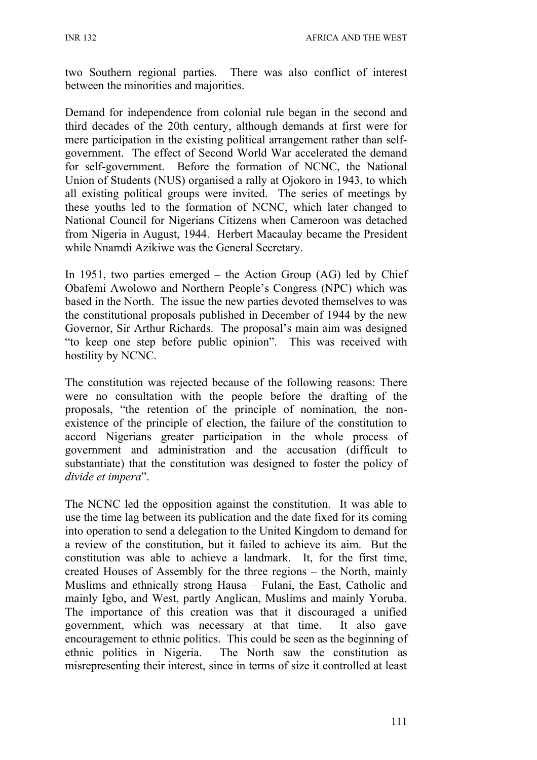two Southern regional parties. There was also conflict of interest between the minorities and majorities.

Demand for independence from colonial rule began in the second and third decades of the 20th century, although demands at first were for mere participation in the existing political arrangement rather than self-government. The effect of Second World War accelerated the demand for self-government. Before the formation of NCNC, the National Union of Students (NUS) organised a rally at Ojokoro in 1943, to which all existing political groups were invited. The series of meetings by these youths led to the formation of NCNC, which later changed to National Council for Nigerians Citizens when Cameroon was detached from Nigeria in August, 1944. Herbert Macaulay became the President while Nnamdi Azikiwe was the General Secretary.

In 1951, two parties emerged – the Action Group (AG) led by Chief Obafemi Awolowo and Northern People's Congress (NPC) which was based in the North. The issue the new parties devoted themselves to was the constitutional proposals published in December of 1944 by the new Governor, Sir Arthur Richards. The proposal's main aim was designed "to keep one step before public opinion". This was received with hostility by NCNC.

The constitution was rejected because of the following reasons: There were no consultation with the people before the drafting of the proposals, "the retention of the principle of nomination, the non-existence of the principle of election, the failure of the constitution to accord Nigerians greater participation in the whole process of government and administration and the accusation (difficult to substantiate) that the constitution was designed to foster the policy of *divide et impera*".

The NCNC led the opposition against the constitution. It was able to use the time lag between its publication and the date fixed for its coming into operation to send a delegation to the United Kingdom to demand for a review of the constitution, but it failed to achieve its aim. But the constitution was able to achieve a landmark. It, for the first time, created Houses of Assembly for the three regions – the North, mainly Muslims and ethnically strong Hausa – Fulani, the East, Catholic and mainly Igbo, and West, partly Anglican, Muslims and mainly Yoruba. The importance of this creation was that it discouraged a unified government, which was necessary at that time. It also gave encouragement to ethnic politics. This could be seen as the beginning of ethnic politics in Nigeria. The North saw the constitution as misrepresenting their interest, since in terms of size it controlled at least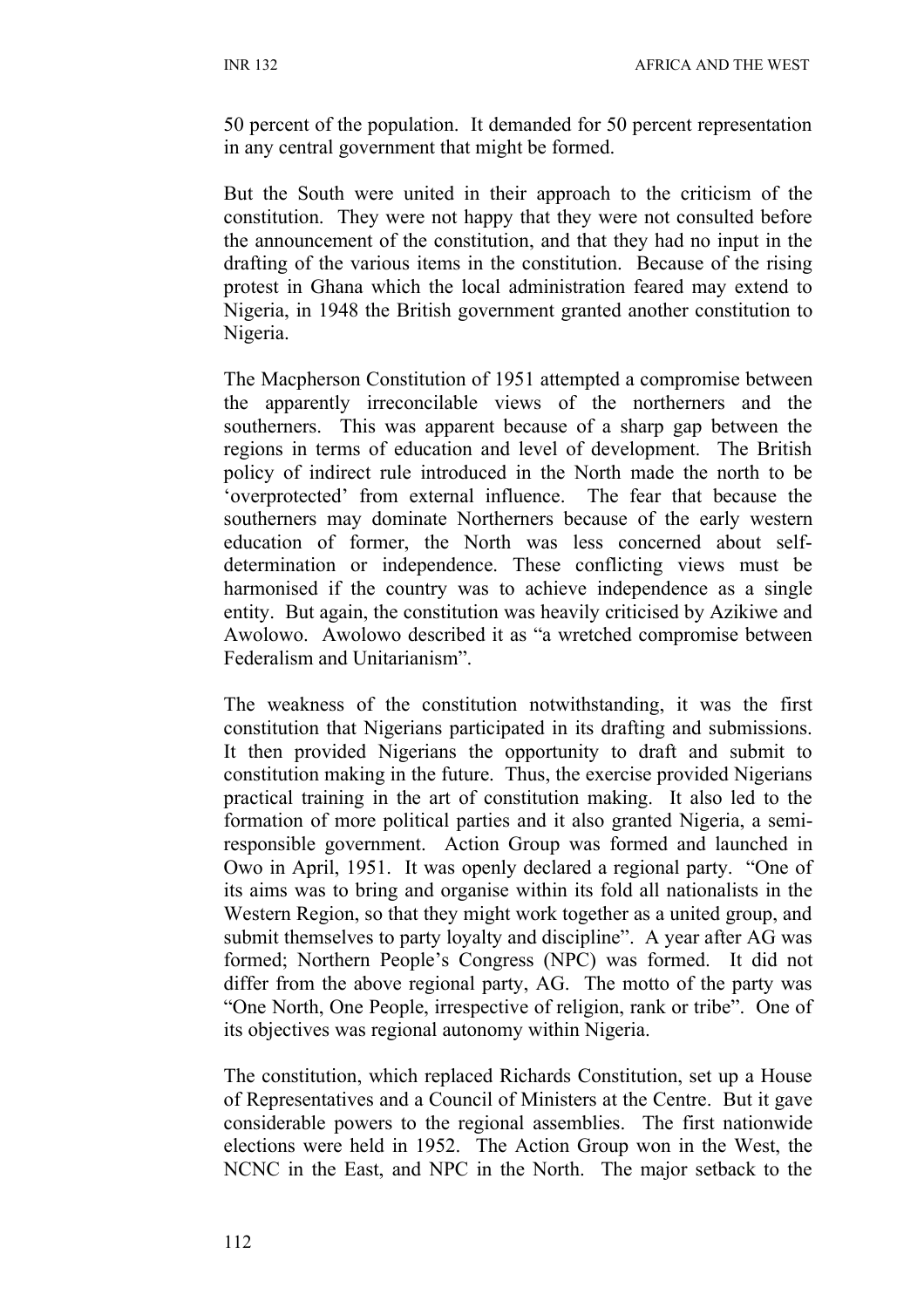50 percent of the population. It demanded for 50 percent representation in any central government that might be formed.

But the South were united in their approach to the criticism of the constitution. They were not happy that they were not consulted before the announcement of the constitution, and that they had no input in the drafting of the various items in the constitution. Because of the rising protest in Ghana which the local administration feared may extend to Nigeria, in 1948 the British government granted another constitution to Nigeria.

The Macpherson Constitution of 1951 attempted a compromise between the apparently irreconcilable views of the northerners and the southerners. This was apparent because of a sharp gap between the regions in terms of education and level of development. The British policy of indirect rule introduced in the North made the north to be 'overprotected' from external influence. The fear that because the southerners may dominate Northerners because of the early western education of former, the North was less concerned about self-determination or independence. These conflicting views must be harmonised if the country was to achieve independence as a single entity. But again, the constitution was heavily criticised by Azikiwe and Awolowo. Awolowo described it as "a wretched compromise between Federalism and Unitarianism".

The weakness of the constitution notwithstanding, it was the first constitution that Nigerians participated in its drafting and submissions. It then provided Nigerians the opportunity to draft and submit to constitution making in the future. Thus, the exercise provided Nigerians practical training in the art of constitution making. It also led to the formation of more political parties and it also granted Nigeria, a semi-responsible government. Action Group was formed and launched in Owo in April, 1951. It was openly declared a regional party. "One of its aims was to bring and organise within its fold all nationalists in the Western Region, so that they might work together as a united group, and submit themselves to party loyalty and discipline". A year after AG was formed; Northern People's Congress (NPC) was formed. It did not differ from the above regional party, AG. The motto of the party was "One North, One People, irrespective of religion, rank or tribe". One of its objectives was regional autonomy within Nigeria.

The constitution, which replaced Richards Constitution, set up a House of Representatives and a Council of Ministers at the Centre. But it gave considerable powers to the regional assemblies. The first nationwide elections were held in 1952. The Action Group won in the West, the NCNC in the East, and NPC in the North. The major setback to the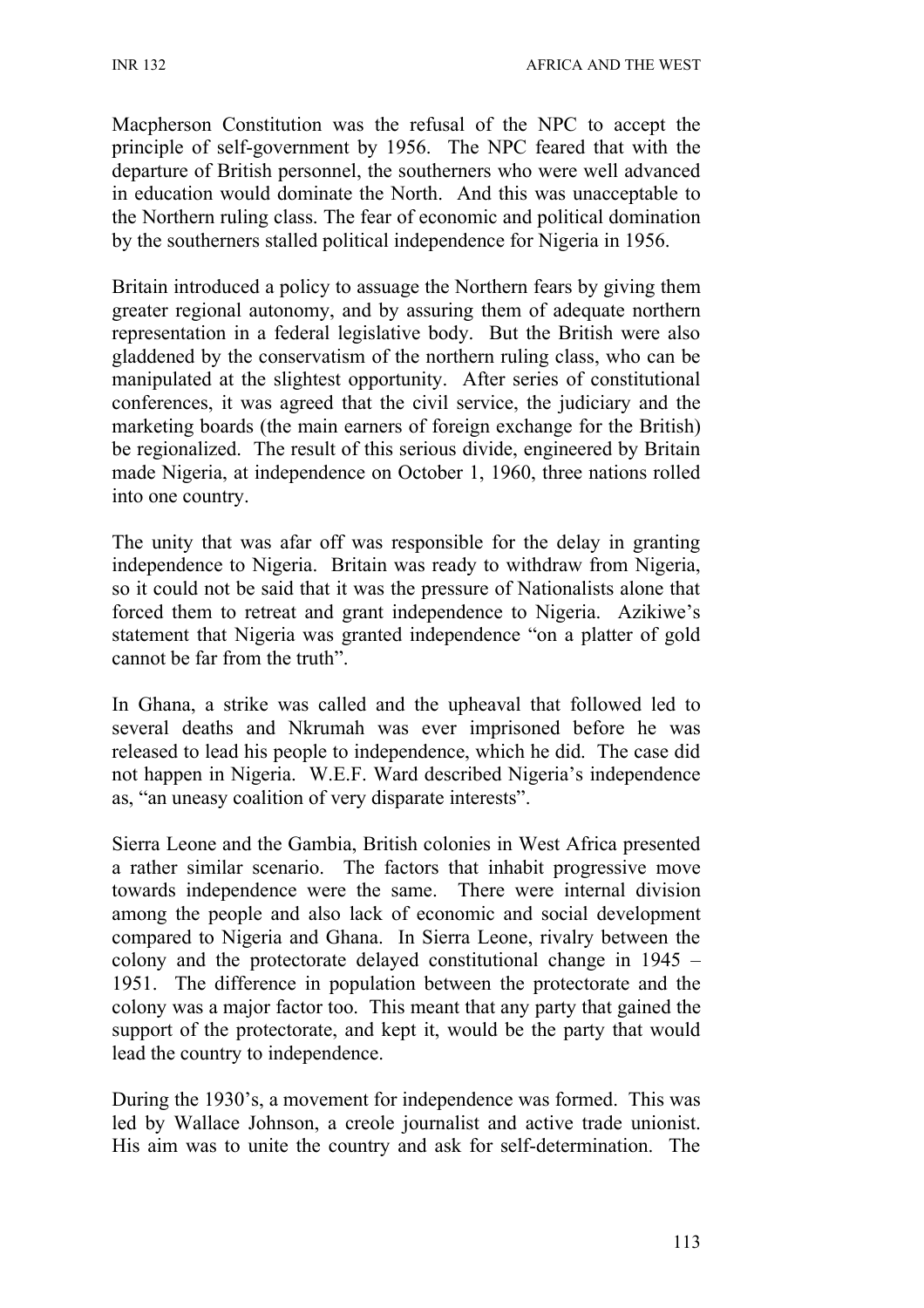Macpherson Constitution was the refusal of the NPC to accept the principle of self-government by 1956. The NPC feared that with the departure of British personnel, the southerners who were well advanced in education would dominate the North. And this was unacceptable to the Northern ruling class. The fear of economic and political domination by the southerners stalled political independence for Nigeria in 1956.

Britain introduced a policy to assuage the Northern fears by giving them greater regional autonomy, and by assuring them of adequate northern representation in a federal legislative body. But the British were also gladdened by the conservatism of the northern ruling class, who can be manipulated at the slightest opportunity. After series of constitutional conferences, it was agreed that the civil service, the judiciary and the marketing boards (the main earners of foreign exchange for the British) be regionalized. The result of this serious divide, engineered by Britain made Nigeria, at independence on October 1, 1960, three nations rolled into one country.

The unity that was afar off was responsible for the delay in granting independence to Nigeria. Britain was ready to withdraw from Nigeria, so it could not be said that it was the pressure of Nationalists alone that forced them to retreat and grant independence to Nigeria. Azikiwe's statement that Nigeria was granted independence "on a platter of gold cannot be far from the truth".

In Ghana, a strike was called and the upheaval that followed led to several deaths and Nkrumah was ever imprisoned before he was released to lead his people to independence, which he did. The case did not happen in Nigeria. W.E.F. Ward described Nigeria's independence as, "an uneasy coalition of very disparate interests".

Sierra Leone and the Gambia, British colonies in West Africa presented a rather similar scenario. The factors that inhabit progressive move towards independence were the same. There were internal division among the people and also lack of economic and social development compared to Nigeria and Ghana. In Sierra Leone, rivalry between the colony and the protectorate delayed constitutional change in 1945 – 1951. The difference in population between the protectorate and the colony was a major factor too. This meant that any party that gained the support of the protectorate, and kept it, would be the party that would lead the country to independence.

During the 1930's, a movement for independence was formed. This was led by Wallace Johnson, a creole journalist and active trade unionist. His aim was to unite the country and ask for self-determination. The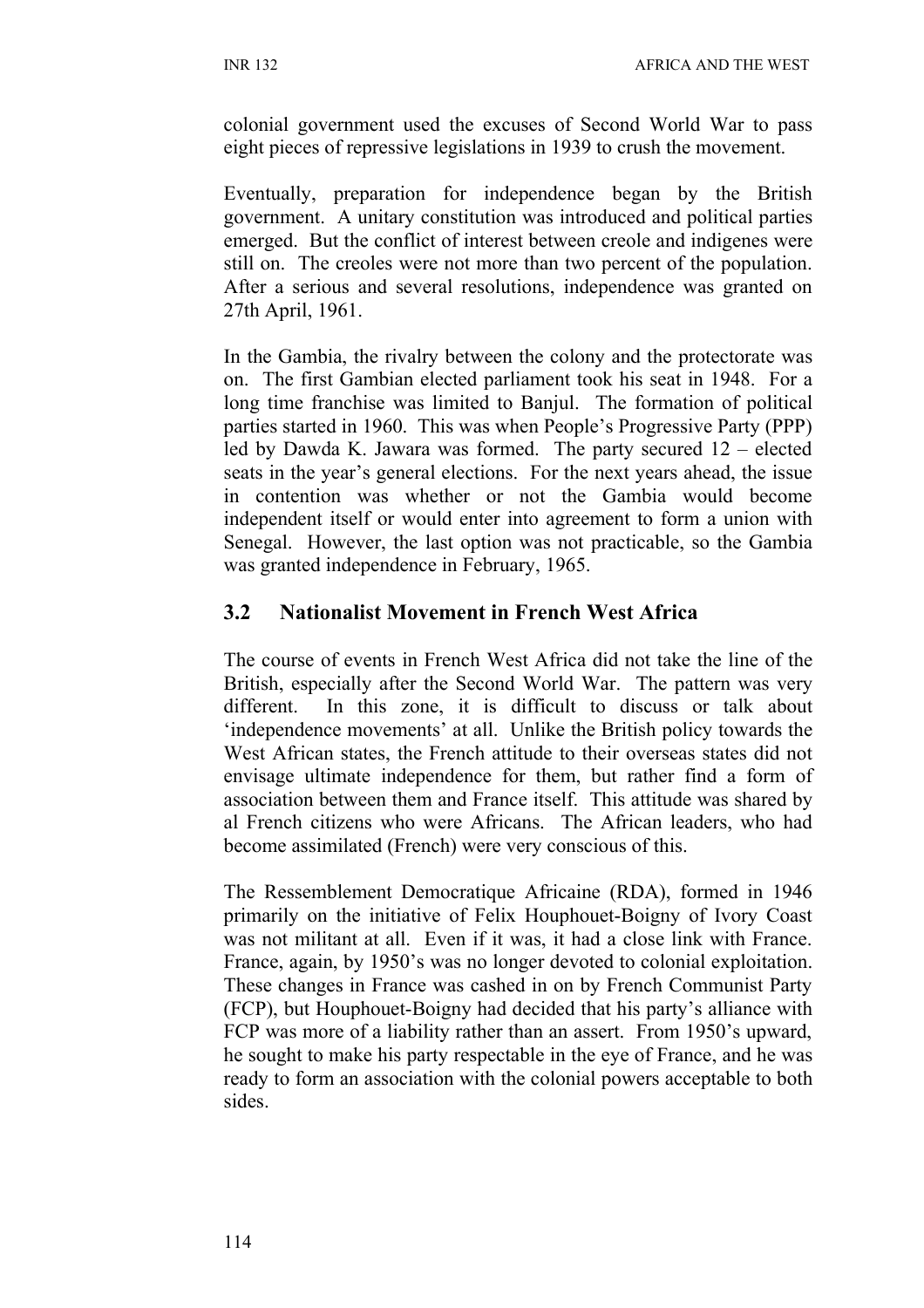colonial government used the excuses of Second World War to pass eight pieces of repressive legislations in 1939 to crush the movement.

Eventually, preparation for independence began by the British government. A unitary constitution was introduced and political parties emerged. But the conflict of interest between creole and indigenes were still on. The creoles were not more than two percent of the population. After a serious and several resolutions, independence was granted on 27th April, 1961.

In the Gambia, the rivalry between the colony and the protectorate was on. The first Gambian elected parliament took his seat in 1948. For a long time franchise was limited to Banjul. The formation of political parties started in 1960. This was when People's Progressive Party (PPP) led by Dawda K. Jawara was formed. The party secured 12 – elected seats in the year's general elections. For the next years ahead, the issue in contention was whether or not the Gambia would become independent itself or would enter into agreement to form a union with Senegal. However, the last option was not practicable, so the Gambia was granted independence in February, 1965.

## 3.2 Nationalist Movement in French West Africa

The course of events in French West Africa did not take the line of the British, especially after the Second World War. The pattern was very different. In this zone, it is difficult to discuss or talk about 'independence movements' at all. Unlike the British policy towards the West African states, the French attitude to their overseas states did not envisage ultimate independence for them, but rather find a form of association between them and France itself. This attitude was shared by al French citizens who were Africans. The African leaders, who had become assimilated (French) were very conscious of this.

The Ressemblement Democratique Africaine (RDA), formed in 1946 primarily on the initiative of Felix Houphouet-Boigny of Ivory Coast was not militant at all. Even if it was, it had a close link with France. France, again, by 1950's was no longer devoted to colonial exploitation. These changes in France was cashed in on by French Communist Party (FCP), but Houphouet-Boigny had decided that his party's alliance with FCP was more of a liability rather than an assert. From 1950's upward, he sought to make his party respectable in the eye of France, and he was ready to form an association with the colonial powers acceptable to both sides.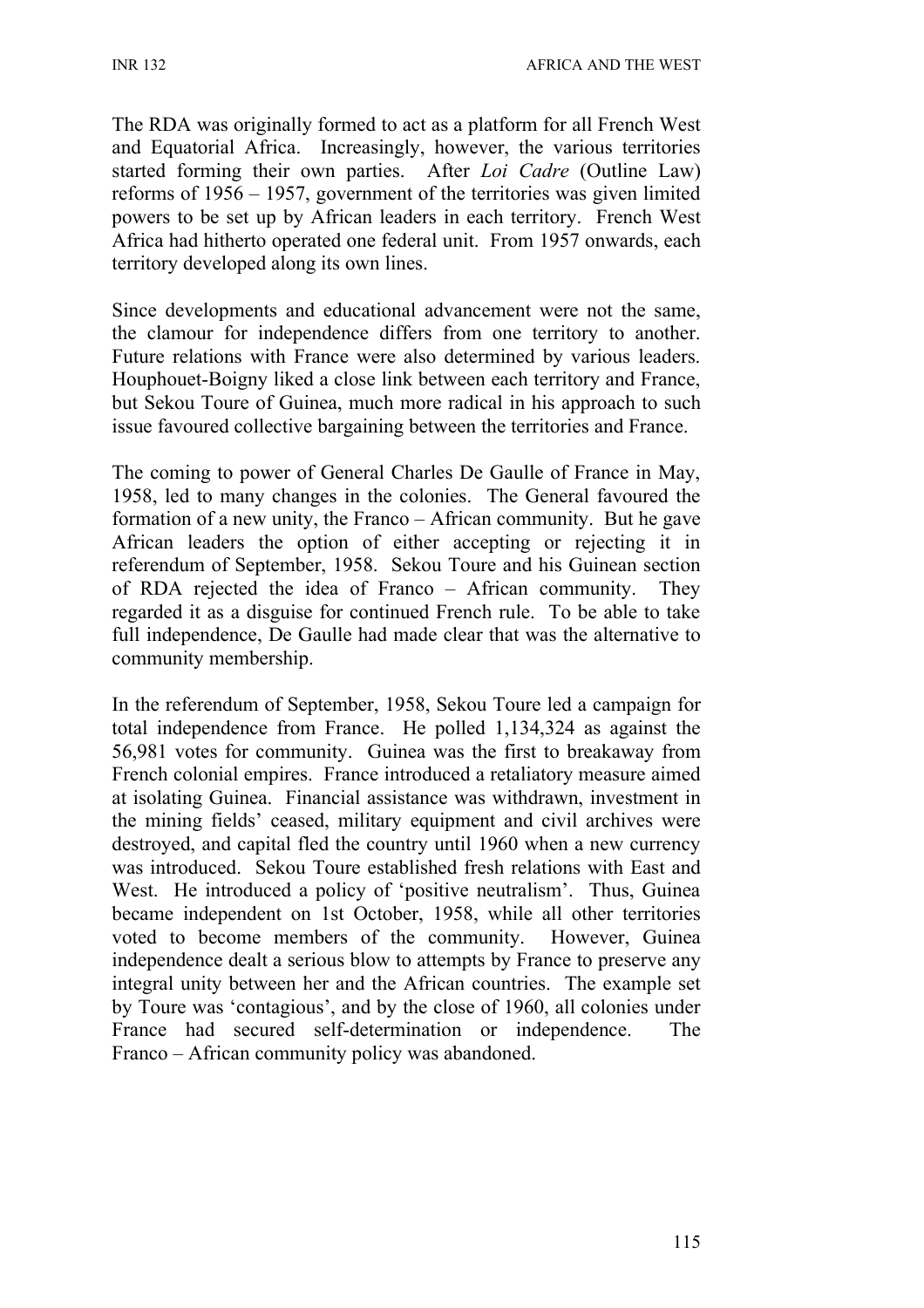The RDA was originally formed to act as a platform for all French West and Equatorial Africa. Increasingly, however, the various territories started forming their own parties. After *Loi Cadre* (Outline Law) reforms of 1956 – 1957, government of the territories was given limited powers to be set up by African leaders in each territory. French West Africa had hitherto operated one federal unit. From 1957 onwards, each territory developed along its own lines.

Since developments and educational advancement were not the same, the clamour for independence differs from one territory to another. Future relations with France were also determined by various leaders. Houphouet-Boigny liked a close link between each territory and France, but Sekou Toure of Guinea, much more radical in his approach to such issue favoured collective bargaining between the territories and France.

The coming to power of General Charles De Gaulle of France in May, 1958, led to many changes in the colonies. The General favoured the formation of a new unity, the Franco – African community. But he gave African leaders the option of either accepting or rejecting it in referendum of September, 1958. Sekou Toure and his Guinean section of RDA rejected the idea of Franco – African community. They regarded it as a disguise for continued French rule. To be able to take full independence, De Gaulle had made clear that was the alternative to community membership.

In the referendum of September, 1958, Sekou Toure led a campaign for total independence from France. He polled 1,134,324 as against the 56,981 votes for community. Guinea was the first to breakaway from French colonial empires. France introduced a retaliatory measure aimed at isolating Guinea. Financial assistance was withdrawn, investment in the mining fields' ceased, military equipment and civil archives were destroyed, and capital fled the country until 1960 when a new currency was introduced. Sekou Toure established fresh relations with East and West. He introduced a policy of 'positive neutralism'. Thus, Guinea became independent on 1st October, 1958, while all other territories voted to become members of the community. However, Guinea independence dealt a serious blow to attempts by France to preserve any integral unity between her and the African countries. The example set by Toure was 'contagious', and by the close of 1960, all colonies under France had secured self-determination or independence. The Franco – African community policy was abandoned.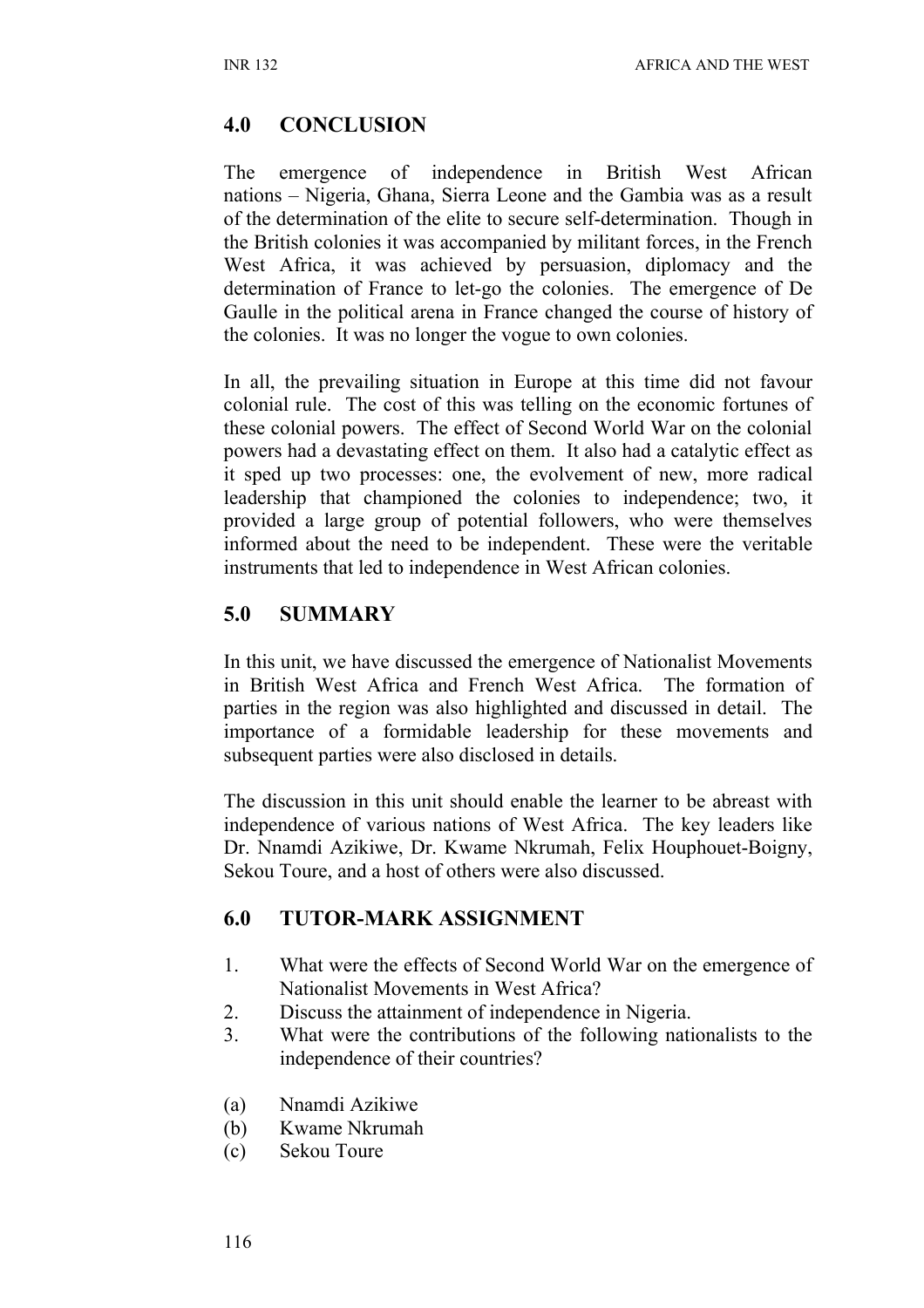## 4.0 CONCLUSION

The emergence of independence in British West African nations – Nigeria, Ghana, Sierra Leone and the Gambia was as a result of the determination of the elite to secure self-determination. Though in the British colonies it was accompanied by militant forces, in the French West Africa, it was achieved by persuasion, diplomacy and the determination of France to let-go the colonies. The emergence of De Gaulle in the political arena in France changed the course of history of the colonies. It was no longer the vogue to own colonies.

In all, the prevailing situation in Europe at this time did not favour colonial rule. The cost of this was telling on the economic fortunes of these colonial powers. The effect of Second World War on the colonial powers had a devastating effect on them. It also had a catalytic effect as it sped up two processes: one, the evolvement of new, more radical leadership that championed the colonies to independence; two, it provided a large group of potential followers, who were themselves informed about the need to be independent. These were the veritable instruments that led to independence in West African colonies.

## 5.0 SUMMARY

In this unit, we have discussed the emergence of Nationalist Movements in British West Africa and French West Africa. The formation of parties in the region was also highlighted and discussed in detail. The importance of a formidable leadership for these movements and subsequent parties were also disclosed in details.

The discussion in this unit should enable the learner to be abreast with independence of various nations of West Africa. The key leaders like Dr. Nnamdi Azikiwe, Dr. Kwame Nkrumah, Felix Houphouet-Boigny, Sekou Toure, and a host of others were also discussed.

## 6.0 TUTOR-MARK ASSIGNMENT

1. What were the effects of Second World War on the emergence of Nationalist Movements in West Africa?
2. Discuss the attainment of independence in Nigeria.
3. What were the contributions of the following nationalists to the independence of their countries?

(a) Nnamdi Azikiwe
(b) Kwame Nkrumah
(c) Sekou Toure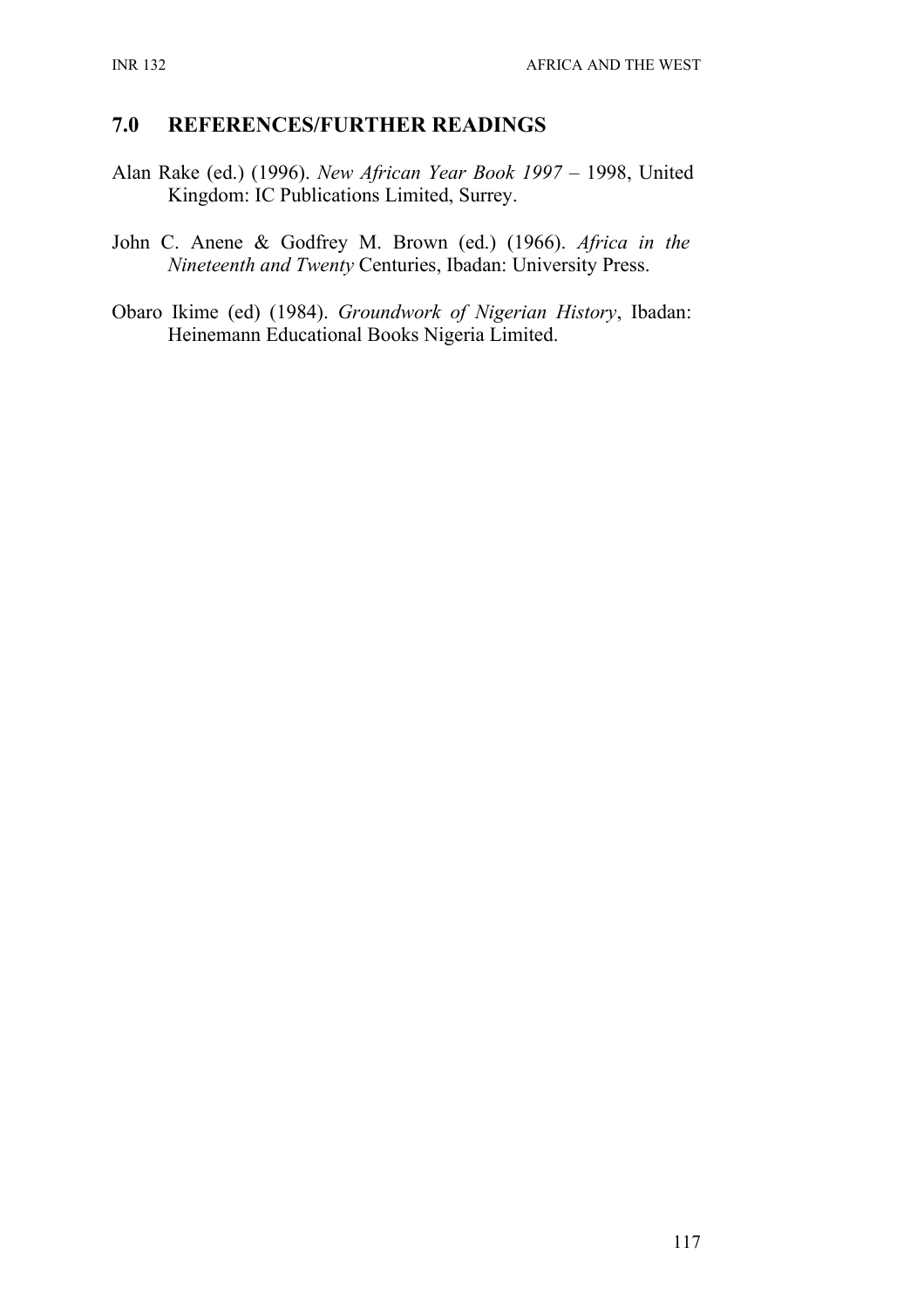## 7.0 REFERENCES/FURTHER READINGS

Alan Rake (ed.) (1996). *New African Year Book 1997* – 1998, United Kingdom: IC Publications Limited, Surrey.

John C. Anene & Godfrey M. Brown (ed.) (1966). *Africa in the Nineteenth and Twenty* Centuries, Ibadan: University Press.

Obaro Ikime (ed) (1984). *Groundwork of Nigerian History*, Ibadan: Heinemann Educational Books Nigeria Limited.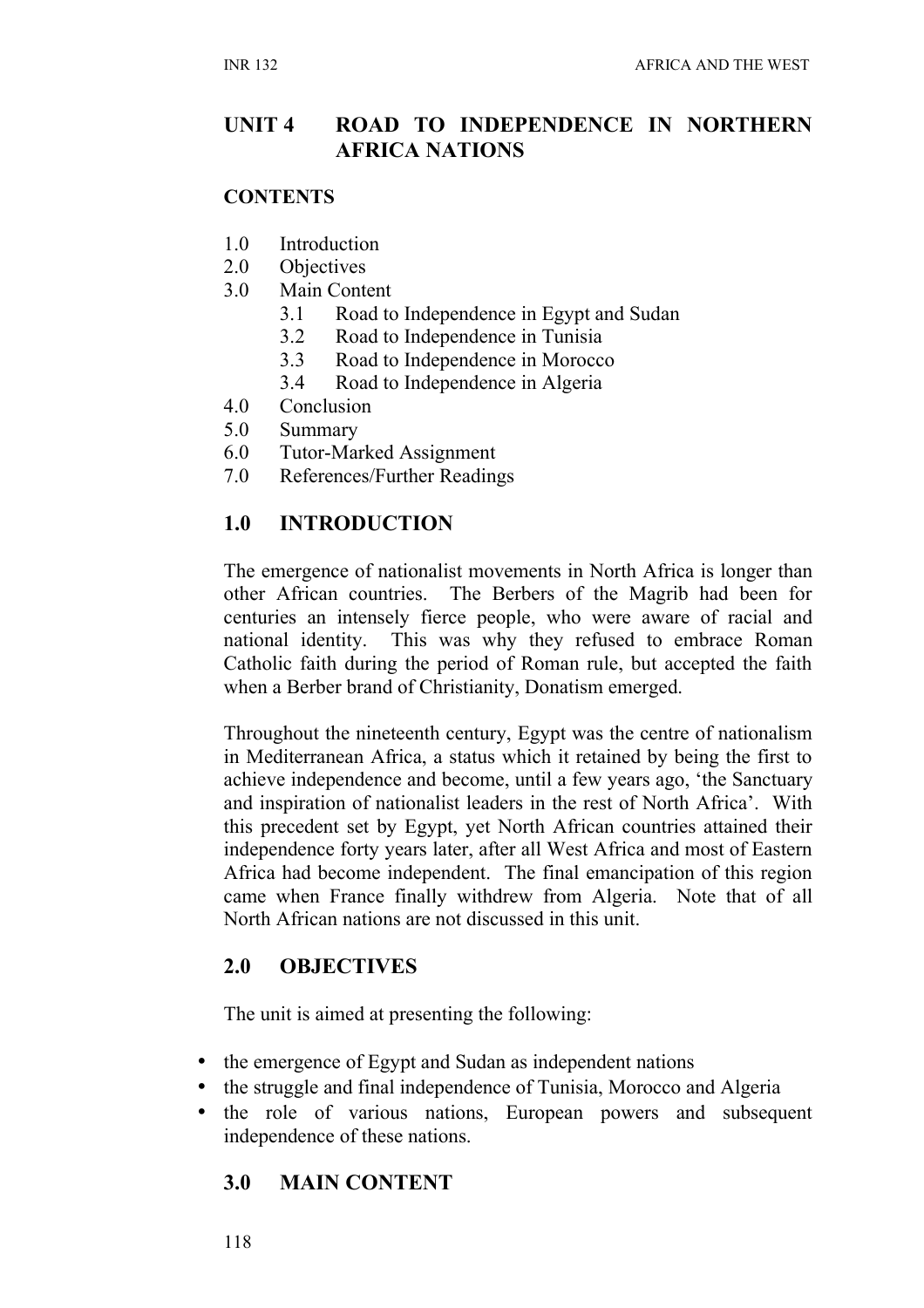# UNIT 4 ROAD TO INDEPENDENCE IN NORTHERN AFRICA NATIONS

**CONTENTS**

1.0 Introduction
2.0 Objectives
3.0 Main Content
  3.1 Road to Independence in Egypt and Sudan
  3.2 Road to Independence in Tunisia
  3.3 Road to Independence in Morocco
  3.4 Road to Independence in Algeria
4.0 Conclusion
5.0 Summary
6.0 Tutor-Marked Assignment
7.0 References/Further Readings

## 1.0 INTRODUCTION

The emergence of nationalist movements in North Africa is longer than other African countries. The Berbers of the Magrib had been for centuries an intensely fierce people, who were aware of racial and national identity. This was why they refused to embrace Roman Catholic faith during the period of Roman rule, but accepted the faith when a Berber brand of Christianity, Donatism emerged.

Throughout the nineteenth century, Egypt was the centre of nationalism in Mediterranean Africa, a status which it retained by being the first to achieve independence and become, until a few years ago, 'the Sanctuary and inspiration of nationalist leaders in the rest of North Africa'. With this precedent set by Egypt, yet North African countries attained their independence forty years later, after all West Africa and most of Eastern Africa had become independent. The final emancipation of this region came when France finally withdrew from Algeria. Note that of all North African nations are not discussed in this unit.

## 2.0 OBJECTIVES

The unit is aimed at presenting the following:

- the emergence of Egypt and Sudan as independent nations
- the struggle and final independence of Tunisia, Morocco and Algeria
- the role of various nations, European powers and subsequent independence of these nations.

## 3.0 MAIN CONTENT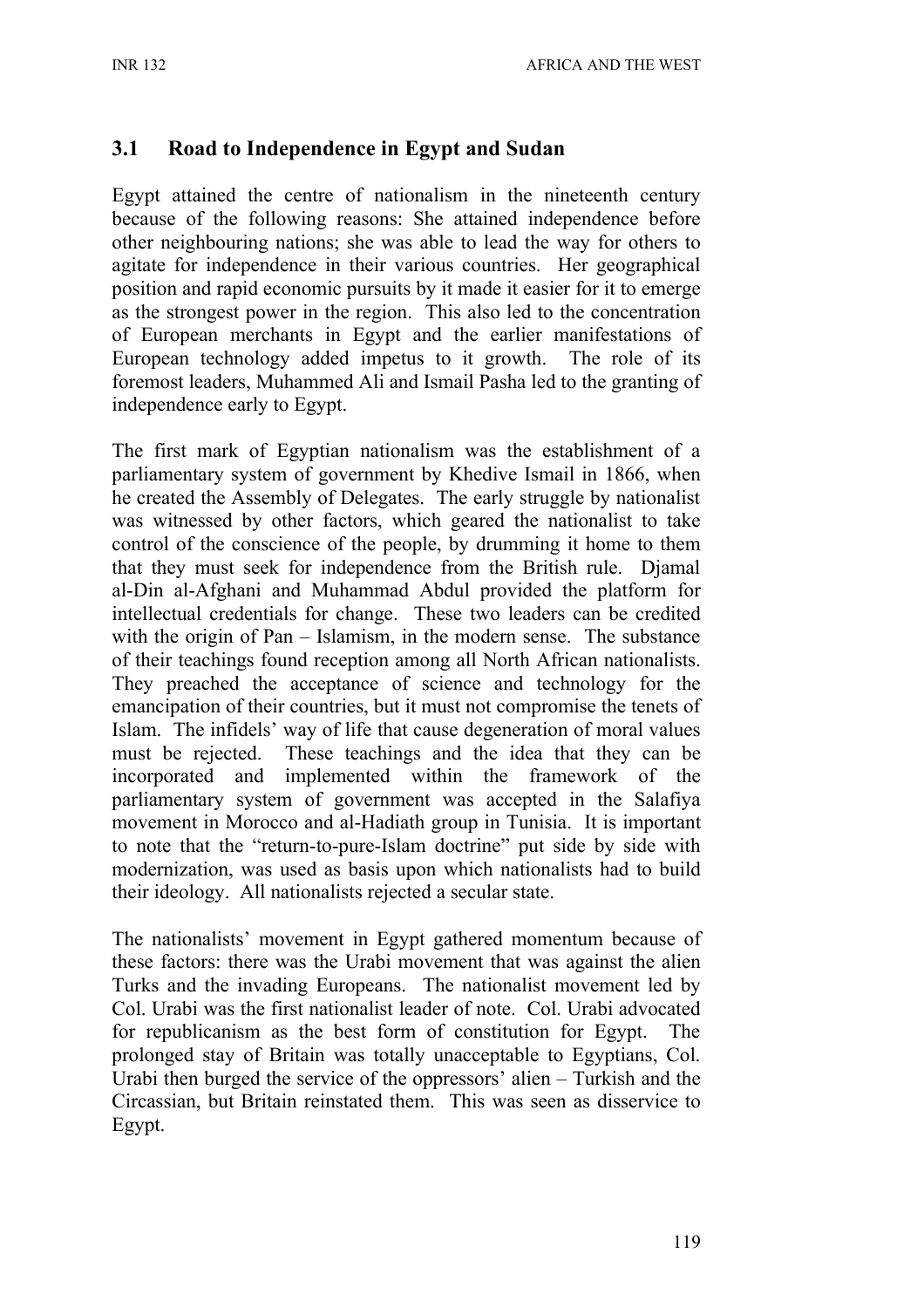## 3.1 Road to Independence in Egypt and Sudan

Egypt attained the centre of nationalism in the nineteenth century because of the following reasons: She attained independence before other neighbouring nations; she was able to lead the way for others to agitate for independence in their various countries. Her geographical position and rapid economic pursuits by it made it easier for it to emerge as the strongest power in the region. This also led to the concentration of European merchants in Egypt and the earlier manifestations of European technology added impetus to it growth. The role of its foremost leaders, Muhammed Ali and Ismail Pasha led to the granting of independence early to Egypt.

The first mark of Egyptian nationalism was the establishment of a parliamentary system of government by Khedive Ismail in 1866, when he created the Assembly of Delegates. The early struggle by nationalist was witnessed by other factors, which geared the nationalist to take control of the conscience of the people, by drumming it home to them that they must seek for independence from the British rule. Djamal al-Din al-Afghani and Muhammad Abdul provided the platform for intellectual credentials for change. These two leaders can be credited with the origin of Pan – Islamism, in the modern sense. The substance of their teachings found reception among all North African nationalists. They preached the acceptance of science and technology for the emancipation of their countries, but it must not compromise the tenets of Islam. The infidels' way of life that cause degeneration of moral values must be rejected. These teachings and the idea that they can be incorporated and implemented within the framework of the parliamentary system of government was accepted in the Salafiya movement in Morocco and al-Hadiath group in Tunisia. It is important to note that the "return-to-pure-Islam doctrine" put side by side with modernization, was used as basis upon which nationalists had to build their ideology. All nationalists rejected a secular state.

The nationalists' movement in Egypt gathered momentum because of these factors: there was the Urabi movement that was against the alien Turks and the invading Europeans. The nationalist movement led by Col. Urabi was the first nationalist leader of note. Col. Urabi advocated for republicanism as the best form of constitution for Egypt. The prolonged stay of Britain was totally unacceptable to Egyptians, Col. Urabi then burged the service of the oppressors' alien – Turkish and the Circassian, but Britain reinstated them. This was seen as disservice to Egypt.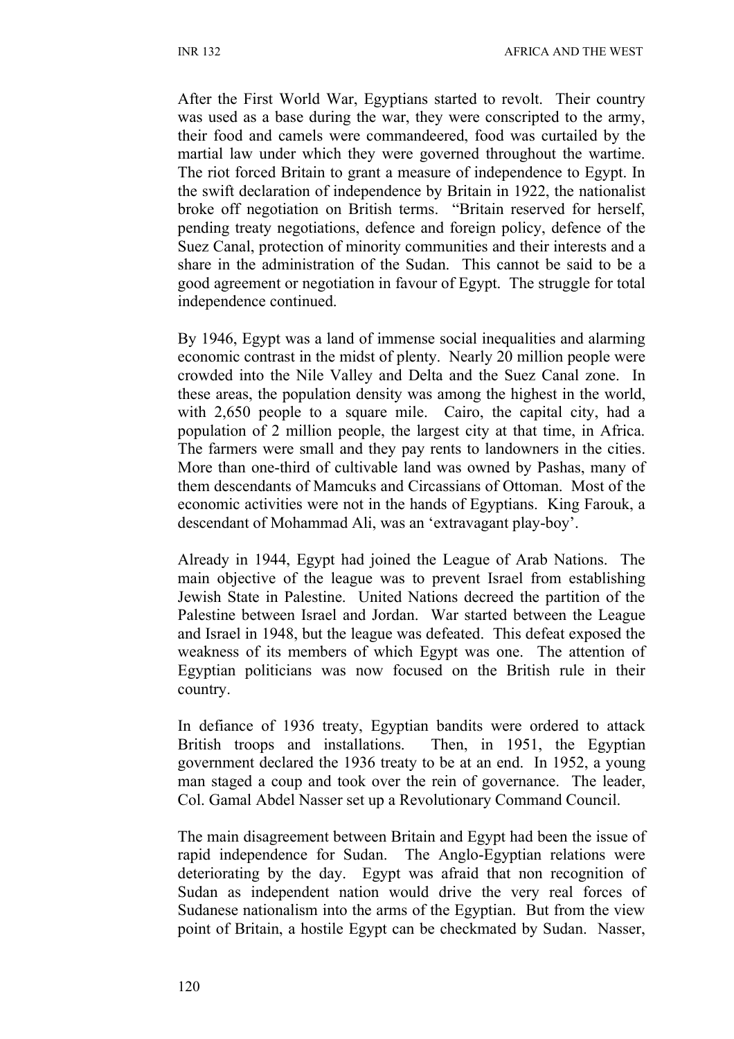After the First World War, Egyptians started to revolt. Their country was used as a base during the war, they were conscripted to the army, their food and camels were commandeered, food was curtailed by the martial law under which they were governed throughout the wartime. The riot forced Britain to grant a measure of independence to Egypt. In the swift declaration of independence by Britain in 1922, the nationalist broke off negotiation on British terms. "Britain reserved for herself, pending treaty negotiations, defence and foreign policy, defence of the Suez Canal, protection of minority communities and their interests and a share in the administration of the Sudan. This cannot be said to be a good agreement or negotiation in favour of Egypt. The struggle for total independence continued.

By 1946, Egypt was a land of immense social inequalities and alarming economic contrast in the midst of plenty. Nearly 20 million people were crowded into the Nile Valley and Delta and the Suez Canal zone. In these areas, the population density was among the highest in the world, with 2,650 people to a square mile. Cairo, the capital city, had a population of 2 million people, the largest city at that time, in Africa. The farmers were small and they pay rents to landowners in the cities. More than one-third of cultivable land was owned by Pashas, many of them descendants of Mamcuks and Circassians of Ottoman. Most of the economic activities were not in the hands of Egyptians. King Farouk, a descendant of Mohammad Ali, was an 'extravagant play-boy'.

Already in 1944, Egypt had joined the League of Arab Nations. The main objective of the league was to prevent Israel from establishing Jewish State in Palestine. United Nations decreed the partition of the Palestine between Israel and Jordan. War started between the League and Israel in 1948, but the league was defeated. This defeat exposed the weakness of its members of which Egypt was one. The attention of Egyptian politicians was now focused on the British rule in their country.

In defiance of 1936 treaty, Egyptian bandits were ordered to attack British troops and installations. Then, in 1951, the Egyptian government declared the 1936 treaty to be at an end. In 1952, a young man staged a coup and took over the rein of governance. The leader, Col. Gamal Abdel Nasser set up a Revolutionary Command Council.

The main disagreement between Britain and Egypt had been the issue of rapid independence for Sudan. The Anglo-Egyptian relations were deteriorating by the day. Egypt was afraid that non recognition of Sudan as independent nation would drive the very real forces of Sudanese nationalism into the arms of the Egyptian. But from the view point of Britain, a hostile Egypt can be checkmated by Sudan. Nasser,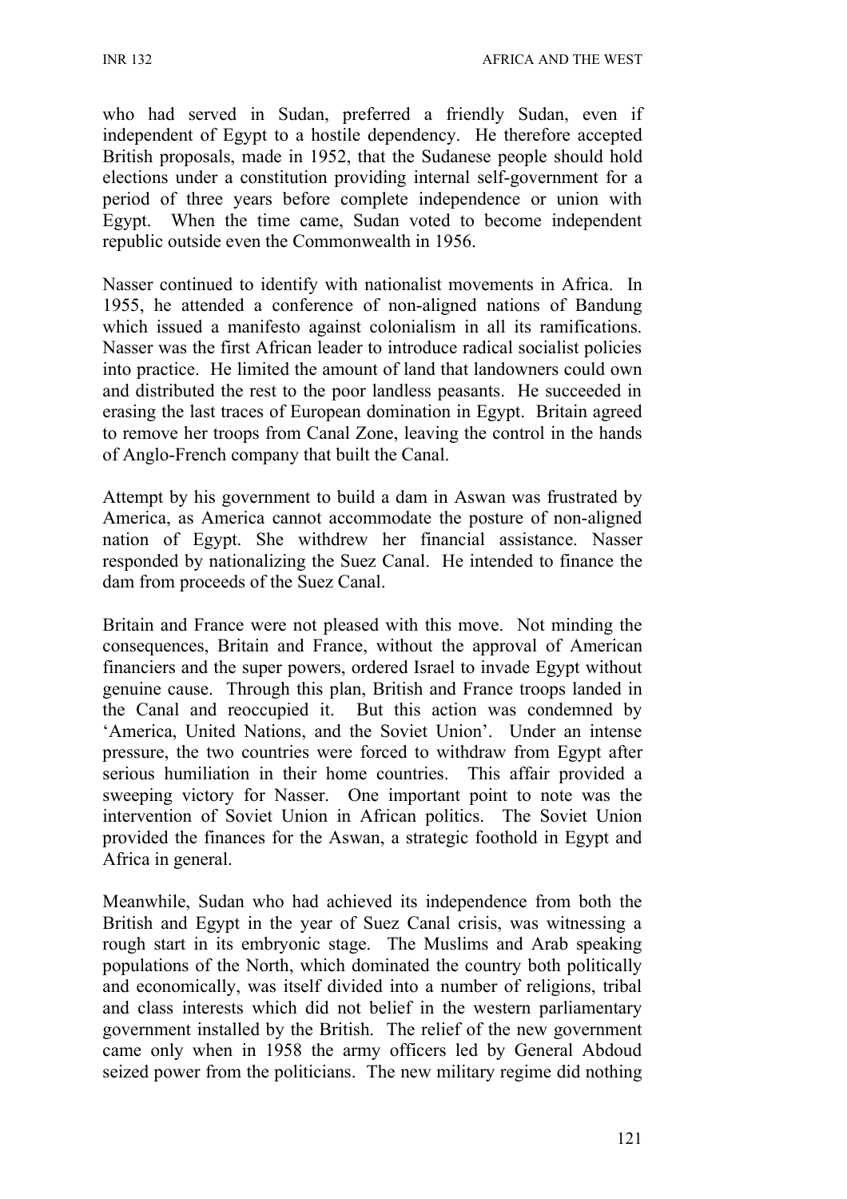who had served in Sudan, preferred a friendly Sudan, even if independent of Egypt to a hostile dependency. He therefore accepted British proposals, made in 1952, that the Sudanese people should hold elections under a constitution providing internal self-government for a period of three years before complete independence or union with Egypt. When the time came, Sudan voted to become independent republic outside even the Commonwealth in 1956.

Nasser continued to identify with nationalist movements in Africa. In 1955, he attended a conference of non-aligned nations of Bandung which issued a manifesto against colonialism in all its ramifications. Nasser was the first African leader to introduce radical socialist policies into practice. He limited the amount of land that landowners could own and distributed the rest to the poor landless peasants. He succeeded in erasing the last traces of European domination in Egypt. Britain agreed to remove her troops from Canal Zone, leaving the control in the hands of Anglo-French company that built the Canal.

Attempt by his government to build a dam in Aswan was frustrated by America, as America cannot accommodate the posture of non-aligned nation of Egypt. She withdrew her financial assistance. Nasser responded by nationalizing the Suez Canal. He intended to finance the dam from proceeds of the Suez Canal.

Britain and France were not pleased with this move. Not minding the consequences, Britain and France, without the approval of American financiers and the super powers, ordered Israel to invade Egypt without genuine cause. Through this plan, British and France troops landed in the Canal and reoccupied it. But this action was condemned by 'America, United Nations, and the Soviet Union'. Under an intense pressure, the two countries were forced to withdraw from Egypt after serious humiliation in their home countries. This affair provided a sweeping victory for Nasser. One important point to note was the intervention of Soviet Union in African politics. The Soviet Union provided the finances for the Aswan, a strategic foothold in Egypt and Africa in general.

Meanwhile, Sudan who had achieved its independence from both the British and Egypt in the year of Suez Canal crisis, was witnessing a rough start in its embryonic stage. The Muslims and Arab speaking populations of the North, which dominated the country both politically and economically, was itself divided into a number of religions, tribal and class interests which did not belief in the western parliamentary government installed by the British. The relief of the new government came only when in 1958 the army officers led by General Abdoud seized power from the politicians. The new military regime did nothing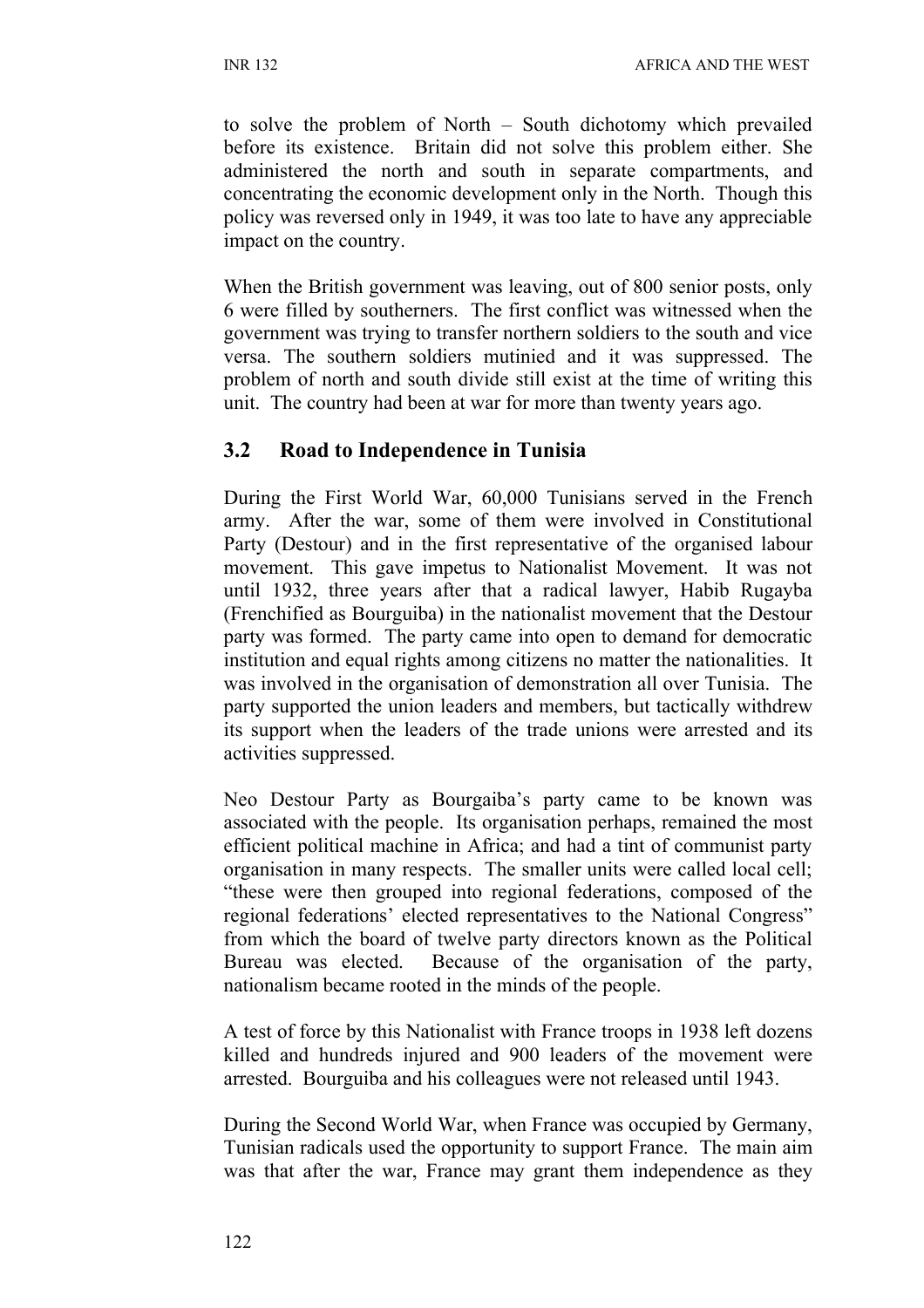to solve the problem of North – South dichotomy which prevailed before its existence. Britain did not solve this problem either. She administered the north and south in separate compartments, and concentrating the economic development only in the North. Though this policy was reversed only in 1949, it was too late to have any appreciable impact on the country.

When the British government was leaving, out of 800 senior posts, only 6 were filled by southerners. The first conflict was witnessed when the government was trying to transfer northern soldiers to the south and vice versa. The southern soldiers mutinied and it was suppressed. The problem of north and south divide still exist at the time of writing this unit. The country had been at war for more than twenty years ago.

## 3.2 Road to Independence in Tunisia

During the First World War, 60,000 Tunisians served in the French army. After the war, some of them were involved in Constitutional Party (Destour) and in the first representative of the organised labour movement. This gave impetus to Nationalist Movement. It was not until 1932, three years after that a radical lawyer, Habib Rugayba (Frenchified as Bourguiba) in the nationalist movement that the Destour party was formed. The party came into open to demand for democratic institution and equal rights among citizens no matter the nationalities. It was involved in the organisation of demonstration all over Tunisia. The party supported the union leaders and members, but tactically withdrew its support when the leaders of the trade unions were arrested and its activities suppressed.

Neo Destour Party as Bourgaiba's party came to be known was associated with the people. Its organisation perhaps, remained the most efficient political machine in Africa; and had a tint of communist party organisation in many respects. The smaller units were called local cell; "these were then grouped into regional federations, composed of the regional federations' elected representatives to the National Congress" from which the board of twelve party directors known as the Political Bureau was elected. Because of the organisation of the party, nationalism became rooted in the minds of the people.

A test of force by this Nationalist with France troops in 1938 left dozens killed and hundreds injured and 900 leaders of the movement were arrested. Bourguiba and his colleagues were not released until 1943.

During the Second World War, when France was occupied by Germany, Tunisian radicals used the opportunity to support France. The main aim was that after the war, France may grant them independence as they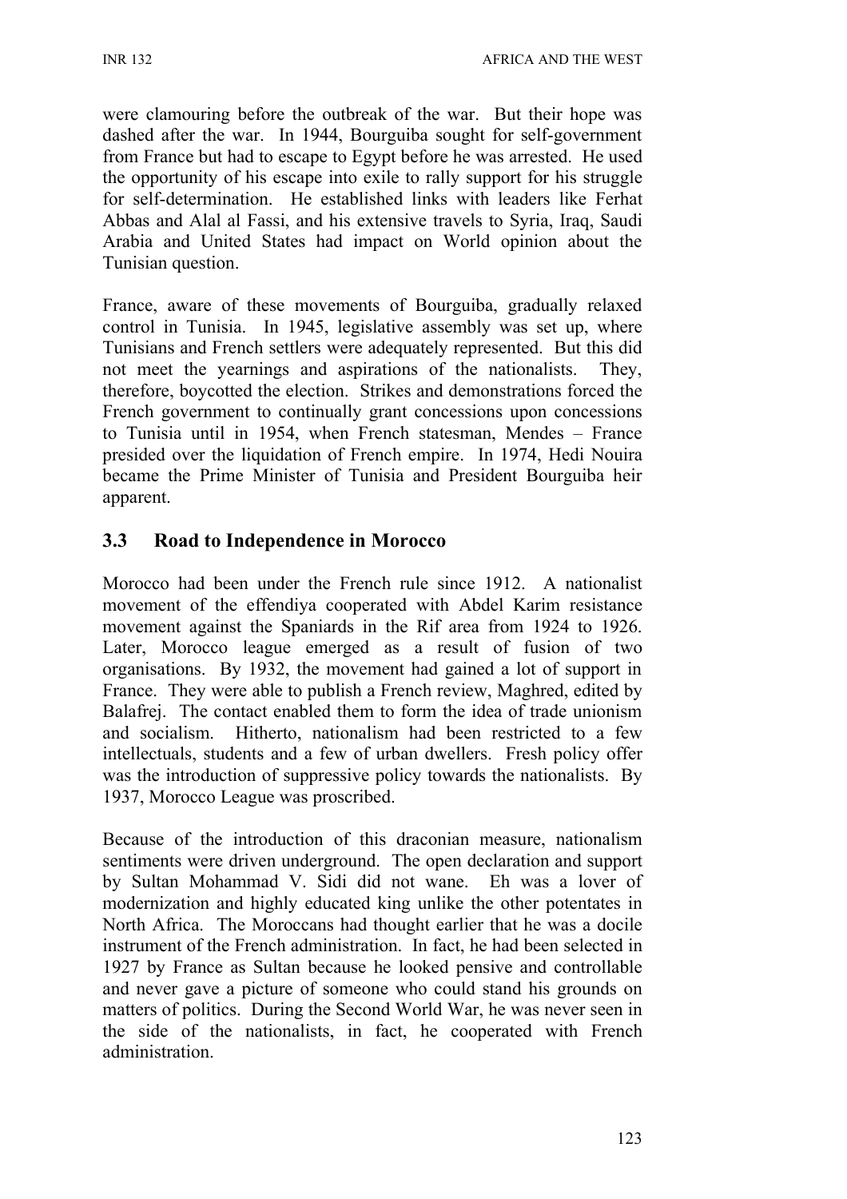were clamouring before the outbreak of the war. But their hope was dashed after the war. In 1944, Bourguiba sought for self-government from France but had to escape to Egypt before he was arrested. He used the opportunity of his escape into exile to rally support for his struggle for self-determination. He established links with leaders like Ferhat Abbas and Alal al Fassi, and his extensive travels to Syria, Iraq, Saudi Arabia and United States had impact on World opinion about the Tunisian question.

France, aware of these movements of Bourguiba, gradually relaxed control in Tunisia. In 1945, legislative assembly was set up, where Tunisians and French settlers were adequately represented. But this did not meet the yearnings and aspirations of the nationalists. They, therefore, boycotted the election. Strikes and demonstrations forced the French government to continually grant concessions upon concessions to Tunisia until in 1954, when French statesman, Mendes – France presided over the liquidation of French empire. In 1974, Hedi Nouira became the Prime Minister of Tunisia and President Bourguiba heir apparent.

### 3.3 Road to Independence in Morocco

Morocco had been under the French rule since 1912. A nationalist movement of the effendiya cooperated with Abdel Karim resistance movement against the Spaniards in the Rif area from 1924 to 1926. Later, Morocco league emerged as a result of fusion of two organisations. By 1932, the movement had gained a lot of support in France. They were able to publish a French review, Maghred, edited by Balafrej. The contact enabled them to form the idea of trade unionism and socialism. Hitherto, nationalism had been restricted to a few intellectuals, students and a few of urban dwellers. Fresh policy offer was the introduction of suppressive policy towards the nationalists. By 1937, Morocco League was proscribed.

Because of the introduction of this draconian measure, nationalism sentiments were driven underground. The open declaration and support by Sultan Mohammad V. Sidi did not wane. Eh was a lover of modernization and highly educated king unlike the other potentates in North Africa. The Moroccans had thought earlier that he was a docile instrument of the French administration. In fact, he had been selected in 1927 by France as Sultan because he looked pensive and controllable and never gave a picture of someone who could stand his grounds on matters of politics. During the Second World War, he was never seen in the side of the nationalists, in fact, he cooperated with French administration.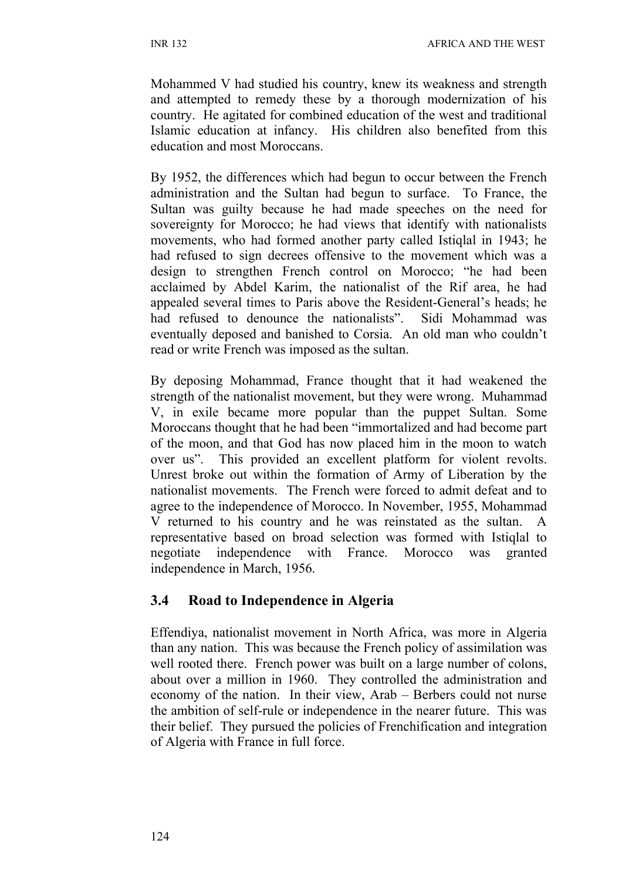Mohammed V had studied his country, knew its weakness and strength and attempted to remedy these by a thorough modernization of his country. He agitated for combined education of the west and traditional Islamic education at infancy. His children also benefited from this education and most Moroccans.

By 1952, the differences which had begun to occur between the French administration and the Sultan had begun to surface. To France, the Sultan was guilty because he had made speeches on the need for sovereignty for Morocco; he had views that identify with nationalists movements, who had formed another party called Istiqlal in 1943; he had refused to sign decrees offensive to the movement which was a design to strengthen French control on Morocco; "he had been acclaimed by Abdel Karim, the nationalist of the Rif area, he had appealed several times to Paris above the Resident-General's heads; he had refused to denounce the nationalists". Sidi Mohammad was eventually deposed and banished to Corsia. An old man who couldn't read or write French was imposed as the sultan.

By deposing Mohammad, France thought that it had weakened the strength of the nationalist movement, but they were wrong. Muhammad V, in exile became more popular than the puppet Sultan. Some Moroccans thought that he had been "immortalized and had become part of the moon, and that God has now placed him in the moon to watch over us". This provided an excellent platform for violent revolts. Unrest broke out within the formation of Army of Liberation by the nationalist movements. The French were forced to admit defeat and to agree to the independence of Morocco. In November, 1955, Mohammad V returned to his country and he was reinstated as the sultan. A representative based on broad selection was formed with Istiqlal to negotiate independence with France. Morocco was granted independence in March, 1956.

## 3.4 Road to Independence in Algeria

Effendiya, nationalist movement in North Africa, was more in Algeria than any nation. This was because the French policy of assimilation was well rooted there. French power was built on a large number of colons, about over a million in 1960. They controlled the administration and economy of the nation. In their view, Arab – Berbers could not nurse the ambition of self-rule or independence in the nearer future. This was their belief. They pursued the policies of Frenchification and integration of Algeria with France in full force.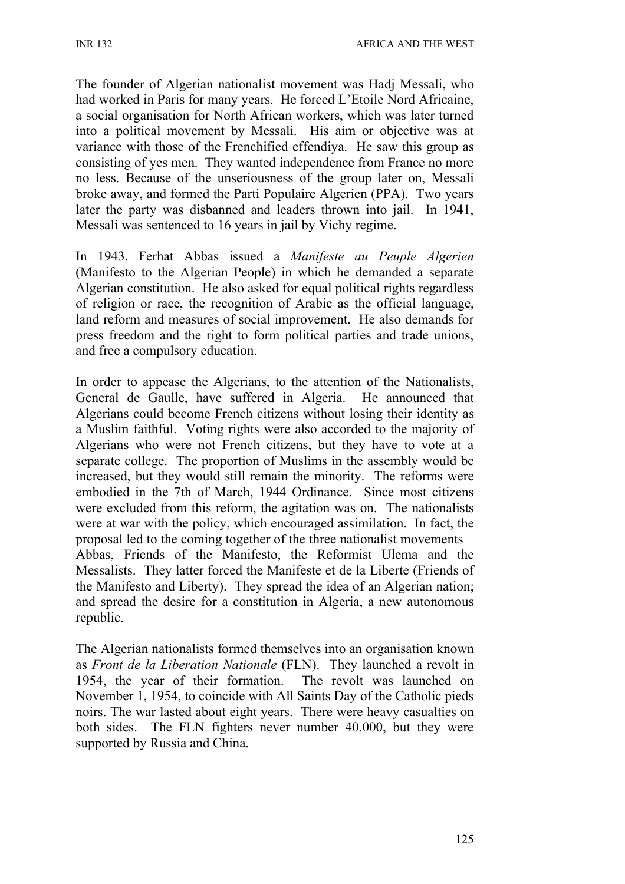The founder of Algerian nationalist movement was Hadj Messali, who had worked in Paris for many years. He forced L'Etoile Nord Africaine, a social organisation for North African workers, which was later turned into a political movement by Messali. His aim or objective was at variance with those of the Frenchified effendiya. He saw this group as consisting of yes men. They wanted independence from France no more no less. Because of the unseriousness of the group later on, Messali broke away, and formed the Parti Populaire Algerien (PPA). Two years later the party was disbanned and leaders thrown into jail. In 1941, Messali was sentenced to 16 years in jail by Vichy regime.

In 1943, Ferhat Abbas issued a *Manifeste au Peuple Algerien* (Manifesto to the Algerian People) in which he demanded a separate Algerian constitution. He also asked for equal political rights regardless of religion or race, the recognition of Arabic as the official language, land reform and measures of social improvement. He also demands for press freedom and the right to form political parties and trade unions, and free a compulsory education.

In order to appease the Algerians, to the attention of the Nationalists, General de Gaulle, have suffered in Algeria. He announced that Algerians could become French citizens without losing their identity as a Muslim faithful. Voting rights were also accorded to the majority of Algerians who were not French citizens, but they have to vote at a separate college. The proportion of Muslims in the assembly would be increased, but they would still remain the minority. The reforms were embodied in the 7th of March, 1944 Ordinance. Since most citizens were excluded from this reform, the agitation was on. The nationalists were at war with the policy, which encouraged assimilation. In fact, the proposal led to the coming together of the three nationalist movements – Abbas, Friends of the Manifesto, the Reformist Ulema and the Messalists. They latter forced the Manifeste et de la Liberte (Friends of the Manifesto and Liberty). They spread the idea of an Algerian nation; and spread the desire for a constitution in Algeria, a new autonomous republic.

The Algerian nationalists formed themselves into an organisation known as *Front de la Liberation Nationale* (FLN). They launched a revolt in 1954, the year of their formation. The revolt was launched on November 1, 1954, to coincide with All Saints Day of the Catholic pieds noirs. The war lasted about eight years. There were heavy casualties on both sides. The FLN fighters never number 40,000, but they were supported by Russia and China.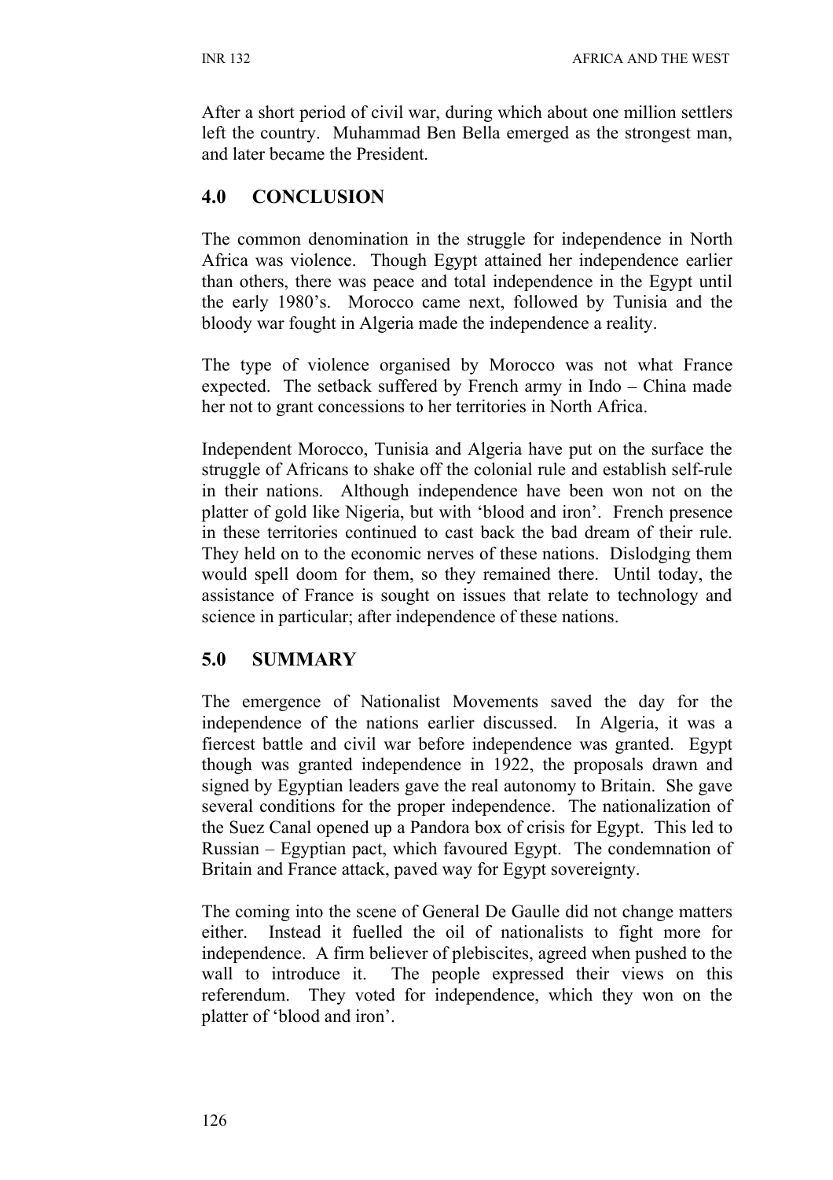After a short period of civil war, during which about one million settlers left the country. Muhammad Ben Bella emerged as the strongest man, and later became the President.

## 4.0 CONCLUSION

The common denomination in the struggle for independence in North Africa was violence. Though Egypt attained her independence earlier than others, there was peace and total independence in the Egypt until the early 1980's. Morocco came next, followed by Tunisia and the bloody war fought in Algeria made the independence a reality.

The type of violence organised by Morocco was not what France expected. The setback suffered by French army in Indo – China made her not to grant concessions to her territories in North Africa.

Independent Morocco, Tunisia and Algeria have put on the surface the struggle of Africans to shake off the colonial rule and establish self-rule in their nations. Although independence have been won not on the platter of gold like Nigeria, but with 'blood and iron'. French presence in these territories continued to cast back the bad dream of their rule. They held on to the economic nerves of these nations. Dislodging them would spell doom for them, so they remained there. Until today, the assistance of France is sought on issues that relate to technology and science in particular; after independence of these nations.

## 5.0 SUMMARY

The emergence of Nationalist Movements saved the day for the independence of the nations earlier discussed. In Algeria, it was a fiercest battle and civil war before independence was granted. Egypt though was granted independence in 1922, the proposals drawn and signed by Egyptian leaders gave the real autonomy to Britain. She gave several conditions for the proper independence. The nationalization of the Suez Canal opened up a Pandora box of crisis for Egypt. This led to Russian – Egyptian pact, which favoured Egypt. The condemnation of Britain and France attack, paved way for Egypt sovereignty.

The coming into the scene of General De Gaulle did not change matters either. Instead it fuelled the oil of nationalists to fight more for independence. A firm believer of plebiscites, agreed when pushed to the wall to introduce it. The people expressed their views on this referendum. They voted for independence, which they won on the platter of 'blood and iron'.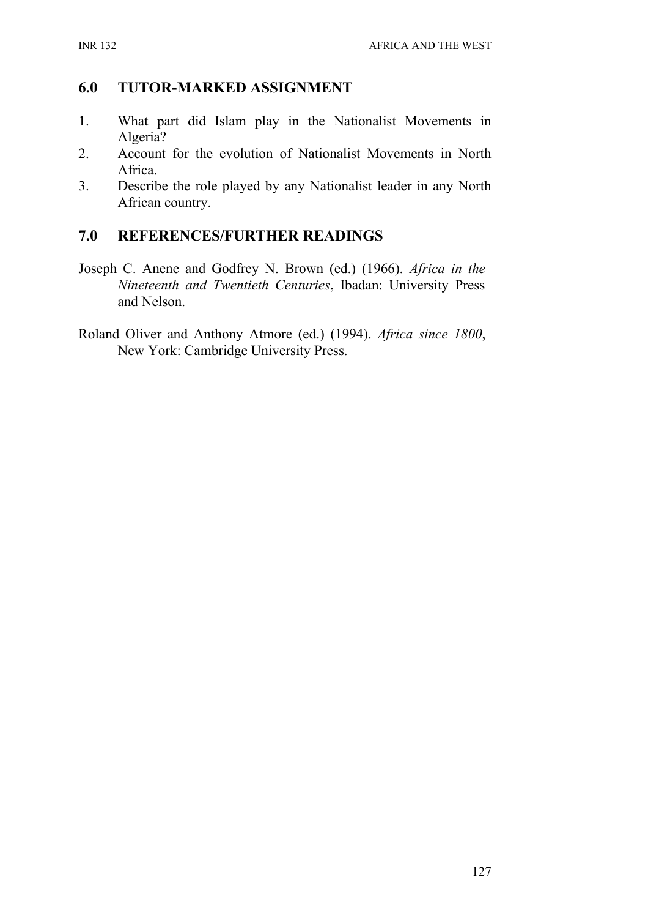## 6.0 TUTOR-MARKED ASSIGNMENT

1. What part did Islam play in the Nationalist Movements in Algeria?
2. Account for the evolution of Nationalist Movements in North Africa.
3. Describe the role played by any Nationalist leader in any North African country.

## 7.0 REFERENCES/FURTHER READINGS

Joseph C. Anene and Godfrey N. Brown (ed.) (1966). *Africa in the Nineteenth and Twentieth Centuries*, Ibadan: University Press and Nelson.

Roland Oliver and Anthony Atmore (ed.) (1994). *Africa since 1800*, New York: Cambridge University Press.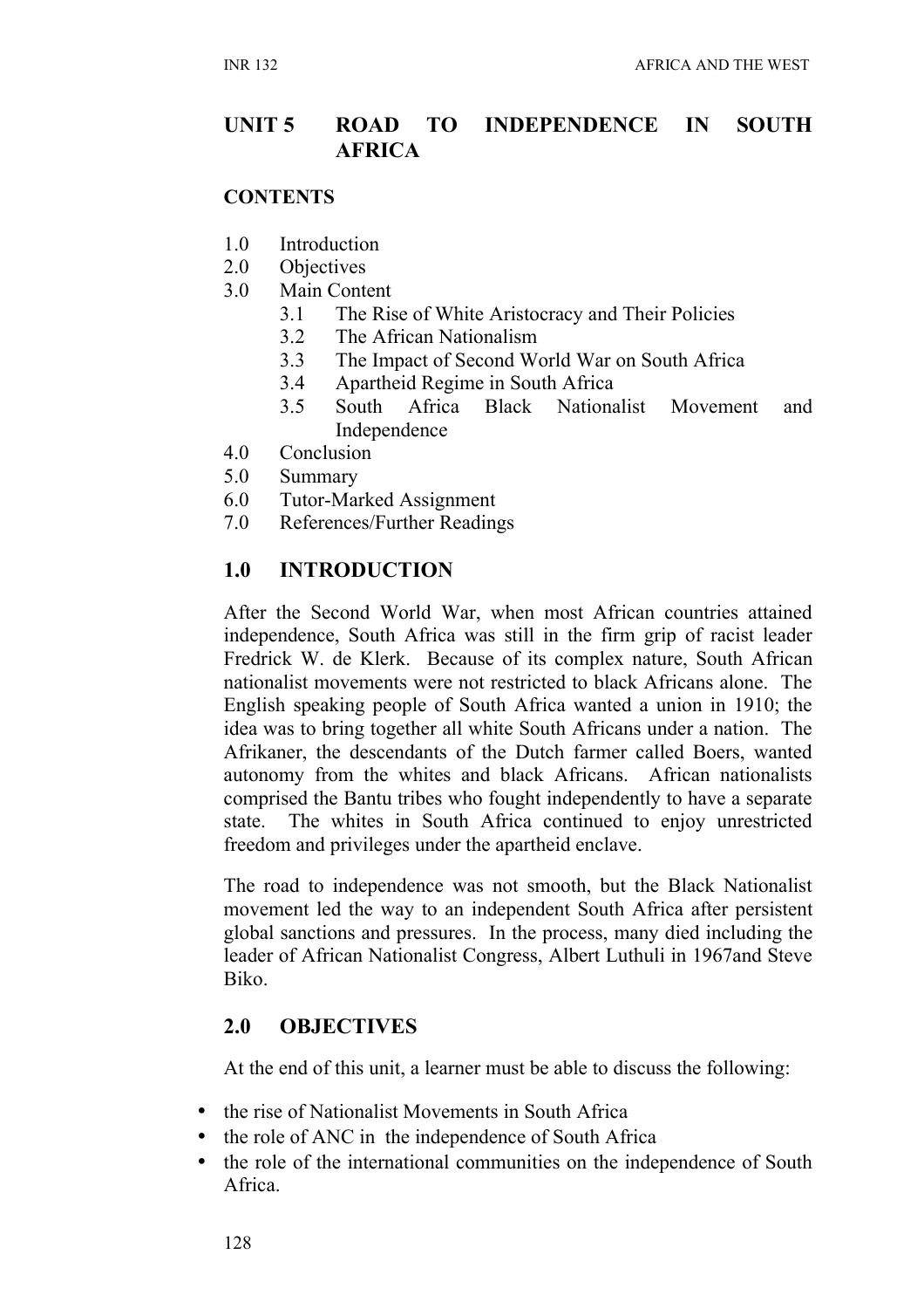## UNIT 5 ROAD TO INDEPENDENCE IN SOUTH AFRICA

**CONTENTS**

1.0 Introduction
2.0 Objectives
3.0 Main Content
  3.1 The Rise of White Aristocracy and Their Policies
  3.2 The African Nationalism
  3.3 The Impact of Second World War on South Africa
  3.4 Apartheid Regime in South Africa
  3.5 South Africa Black Nationalist Movement and Independence
4.0 Conclusion
5.0 Summary
6.0 Tutor-Marked Assignment
7.0 References/Further Readings

## 1.0 INTRODUCTION

After the Second World War, when most African countries attained independence, South Africa was still in the firm grip of racist leader Fredrick W. de Klerk. Because of its complex nature, South African nationalist movements were not restricted to black Africans alone. The English speaking people of South Africa wanted a union in 1910; the idea was to bring together all white South Africans under a nation. The Afrikaner, the descendants of the Dutch farmer called Boers, wanted autonomy from the whites and black Africans. African nationalists comprised the Bantu tribes who fought independently to have a separate state. The whites in South Africa continued to enjoy unrestricted freedom and privileges under the apartheid enclave.

The road to independence was not smooth, but the Black Nationalist movement led the way to an independent South Africa after persistent global sanctions and pressures. In the process, many died including the leader of African Nationalist Congress, Albert Luthuli in 1967and Steve Biko.

## 2.0 OBJECTIVES

At the end of this unit, a learner must be able to discuss the following:

- the rise of Nationalist Movements in South Africa
- the role of ANC in the independence of South Africa
- the role of the international communities on the independence of South Africa.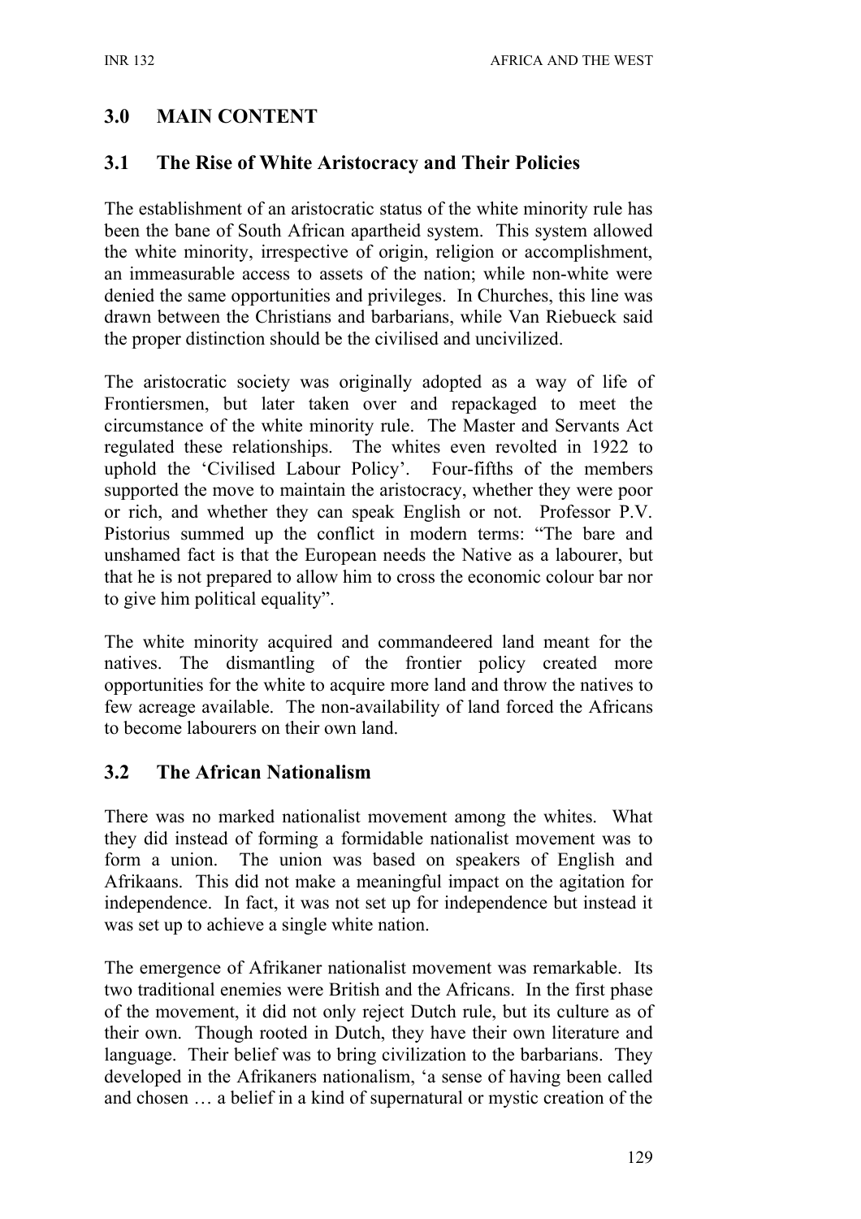## 3.0 MAIN CONTENT

### 3.1 The Rise of White Aristocracy and Their Policies

The establishment of an aristocratic status of the white minority rule has been the bane of South African apartheid system. This system allowed the white minority, irrespective of origin, religion or accomplishment, an immeasurable access to assets of the nation; while non-white were denied the same opportunities and privileges. In Churches, this line was drawn between the Christians and barbarians, while Van Riebueck said the proper distinction should be the civilised and uncivilized.

The aristocratic society was originally adopted as a way of life of Frontiersmen, but later taken over and repackaged to meet the circumstance of the white minority rule. The Master and Servants Act regulated these relationships. The whites even revolted in 1922 to uphold the 'Civilised Labour Policy'. Four-fifths of the members supported the move to maintain the aristocracy, whether they were poor or rich, and whether they can speak English or not. Professor P.V. Pistorius summed up the conflict in modern terms: "The bare and unshamed fact is that the European needs the Native as a labourer, but that he is not prepared to allow him to cross the economic colour bar nor to give him political equality".

The white minority acquired and commandeered land meant for the natives. The dismantling of the frontier policy created more opportunities for the white to acquire more land and throw the natives to few acreage available. The non-availability of land forced the Africans to become labourers on their own land.

### 3.2 The African Nationalism

There was no marked nationalist movement among the whites. What they did instead of forming a formidable nationalist movement was to form a union. The union was based on speakers of English and Afrikaans. This did not make a meaningful impact on the agitation for independence. In fact, it was not set up for independence but instead it was set up to achieve a single white nation.

The emergence of Afrikaner nationalist movement was remarkable. Its two traditional enemies were British and the Africans. In the first phase of the movement, it did not only reject Dutch rule, but its culture as of their own. Though rooted in Dutch, they have their own literature and language. Their belief was to bring civilization to the barbarians. They developed in the Afrikaners nationalism, 'a sense of having been called and chosen … a belief in a kind of supernatural or mystic creation of the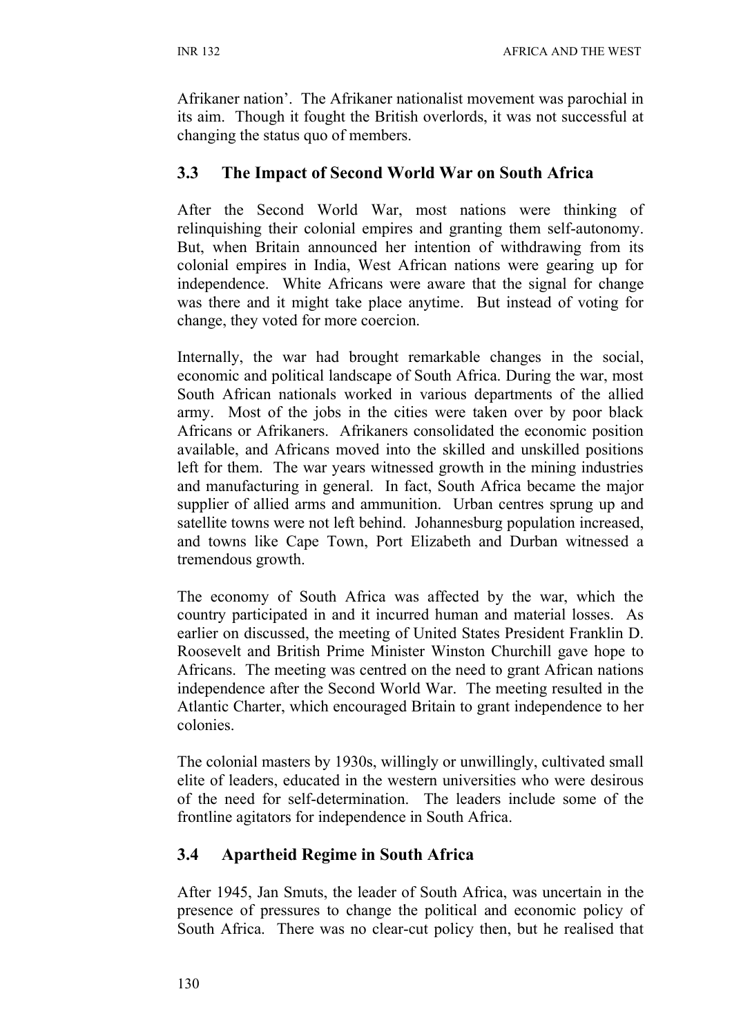Afrikaner nation'. The Afrikaner nationalist movement was parochial in its aim. Though it fought the British overlords, it was not successful at changing the status quo of members.

## 3.3 The Impact of Second World War on South Africa

After the Second World War, most nations were thinking of relinquishing their colonial empires and granting them self-autonomy. But, when Britain announced her intention of withdrawing from its colonial empires in India, West African nations were gearing up for independence. White Africans were aware that the signal for change was there and it might take place anytime. But instead of voting for change, they voted for more coercion.

Internally, the war had brought remarkable changes in the social, economic and political landscape of South Africa. During the war, most South African nationals worked in various departments of the allied army. Most of the jobs in the cities were taken over by poor black Africans or Afrikaners. Afrikaners consolidated the economic position available, and Africans moved into the skilled and unskilled positions left for them. The war years witnessed growth in the mining industries and manufacturing in general. In fact, South Africa became the major supplier of allied arms and ammunition. Urban centres sprung up and satellite towns were not left behind. Johannesburg population increased, and towns like Cape Town, Port Elizabeth and Durban witnessed a tremendous growth.

The economy of South Africa was affected by the war, which the country participated in and it incurred human and material losses. As earlier on discussed, the meeting of United States President Franklin D. Roosevelt and British Prime Minister Winston Churchill gave hope to Africans. The meeting was centred on the need to grant African nations independence after the Second World War. The meeting resulted in the Atlantic Charter, which encouraged Britain to grant independence to her colonies.

The colonial masters by 1930s, willingly or unwillingly, cultivated small elite of leaders, educated in the western universities who were desirous of the need for self-determination. The leaders include some of the frontline agitators for independence in South Africa.

## 3.4 Apartheid Regime in South Africa

After 1945, Jan Smuts, the leader of South Africa, was uncertain in the presence of pressures to change the political and economic policy of South Africa. There was no clear-cut policy then, but he realised that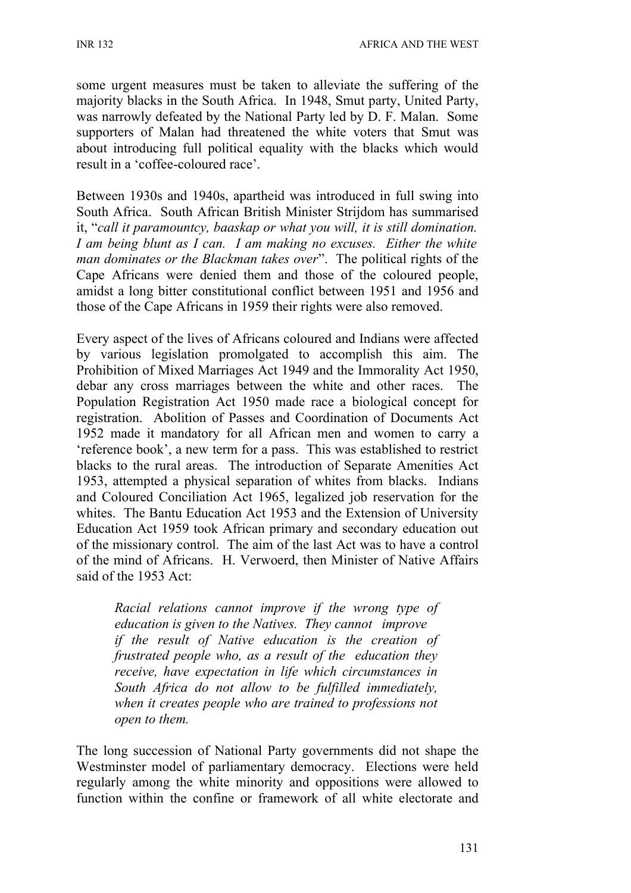some urgent measures must be taken to alleviate the suffering of the majority blacks in the South Africa. In 1948, Smut party, United Party, was narrowly defeated by the National Party led by D. F. Malan. Some supporters of Malan had threatened the white voters that Smut was about introducing full political equality with the blacks which would result in a 'coffee-coloured race'.

Between 1930s and 1940s, apartheid was introduced in full swing into South Africa. South African British Minister Strijdom has summarised it, "*call it paramountcy, baaskap or what you will, it is still domination. I am being blunt as I can. I am making no excuses. Either the white man dominates or the Blackman takes over*". The political rights of the Cape Africans were denied them and those of the coloured people, amidst a long bitter constitutional conflict between 1951 and 1956 and those of the Cape Africans in 1959 their rights were also removed.

Every aspect of the lives of Africans coloured and Indians were affected by various legislation promolgated to accomplish this aim. The Prohibition of Mixed Marriages Act 1949 and the Immorality Act 1950, debar any cross marriages between the white and other races. The Population Registration Act 1950 made race a biological concept for registration. Abolition of Passes and Coordination of Documents Act 1952 made it mandatory for all African men and women to carry a 'reference book', a new term for a pass. This was established to restrict blacks to the rural areas. The introduction of Separate Amenities Act 1953, attempted a physical separation of whites from blacks. Indians and Coloured Conciliation Act 1965, legalized job reservation for the whites. The Bantu Education Act 1953 and the Extension of University Education Act 1959 took African primary and secondary education out of the missionary control. The aim of the last Act was to have a control of the mind of Africans. H. Verwoerd, then Minister of Native Affairs said of the 1953 Act:

> *Racial relations cannot improve if the wrong type of education is given to the Natives. They cannot improve if the result of Native education is the creation of frustrated people who, as a result of the education they receive, have expectation in life which circumstances in South Africa do not allow to be fulfilled immediately, when it creates people who are trained to professions not open to them.*

The long succession of National Party governments did not shape the Westminster model of parliamentary democracy. Elections were held regularly among the white minority and oppositions were allowed to function within the confine or framework of all white electorate and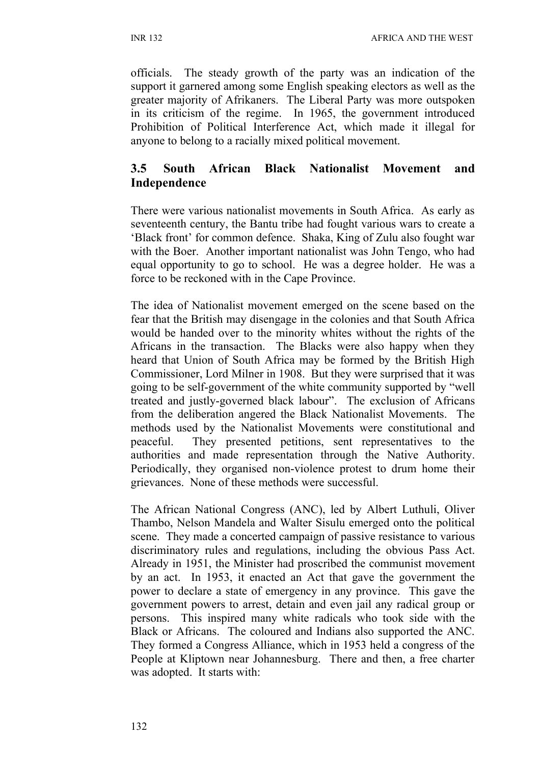officials. The steady growth of the party was an indication of the support it garnered among some English speaking electors as well as the greater majority of Afrikaners. The Liberal Party was more outspoken in its criticism of the regime. In 1965, the government introduced Prohibition of Political Interference Act, which made it illegal for anyone to belong to a racially mixed political movement.

### 3.5 South African Black Nationalist Movement and Independence

There were various nationalist movements in South Africa. As early as seventeenth century, the Bantu tribe had fought various wars to create a 'Black front' for common defence. Shaka, King of Zulu also fought war with the Boer. Another important nationalist was John Tengo, who had equal opportunity to go to school. He was a degree holder. He was a force to be reckoned with in the Cape Province.

The idea of Nationalist movement emerged on the scene based on the fear that the British may disengage in the colonies and that South Africa would be handed over to the minority whites without the rights of the Africans in the transaction. The Blacks were also happy when they heard that Union of South Africa may be formed by the British High Commissioner, Lord Milner in 1908. But they were surprised that it was going to be self-government of the white community supported by "well treated and justly-governed black labour". The exclusion of Africans from the deliberation angered the Black Nationalist Movements. The methods used by the Nationalist Movements were constitutional and peaceful. They presented petitions, sent representatives to the authorities and made representation through the Native Authority. Periodically, they organised non-violence protest to drum home their grievances. None of these methods were successful.

The African National Congress (ANC), led by Albert Luthuli, Oliver Thambo, Nelson Mandela and Walter Sisulu emerged onto the political scene. They made a concerted campaign of passive resistance to various discriminatory rules and regulations, including the obvious Pass Act. Already in 1951, the Minister had proscribed the communist movement by an act. In 1953, it enacted an Act that gave the government the power to declare a state of emergency in any province. This gave the government powers to arrest, detain and even jail any radical group or persons. This inspired many white radicals who took side with the Black or Africans. The coloured and Indians also supported the ANC. They formed a Congress Alliance, which in 1953 held a congress of the People at Kliptown near Johannesburg. There and then, a free charter was adopted. It starts with: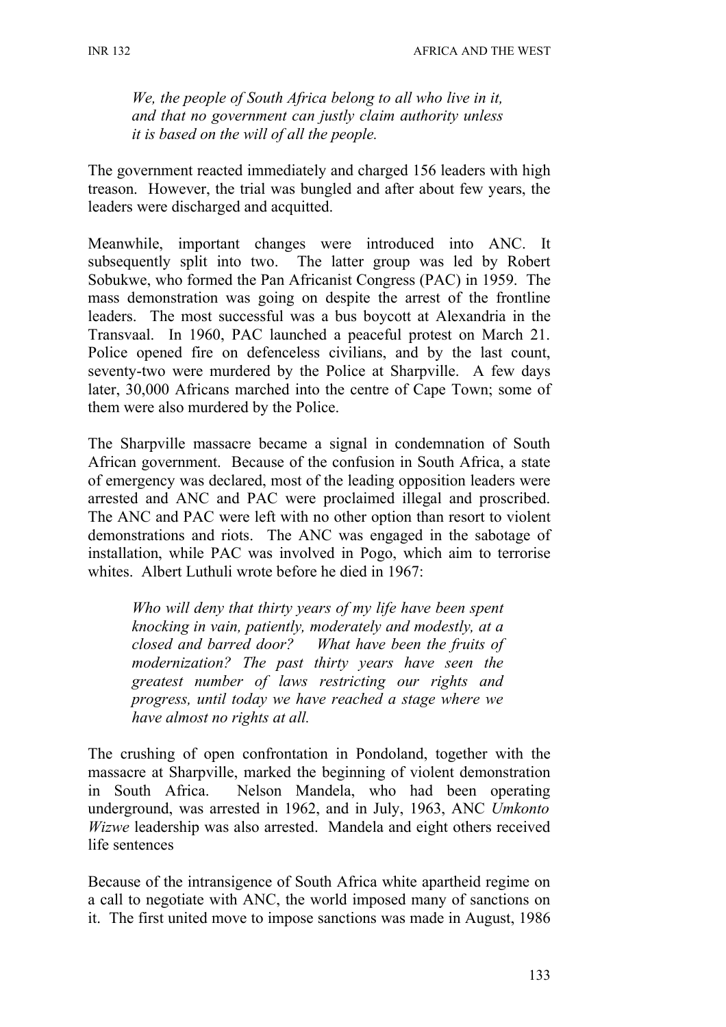*We, the people of South Africa belong to all who live in it, and that no government can justly claim authority unless it is based on the will of all the people.*

The government reacted immediately and charged 156 leaders with high treason. However, the trial was bungled and after about few years, the leaders were discharged and acquitted.

Meanwhile, important changes were introduced into ANC. It subsequently split into two. The latter group was led by Robert Sobukwe, who formed the Pan Africanist Congress (PAC) in 1959. The mass demonstration was going on despite the arrest of the frontline leaders. The most successful was a bus boycott at Alexandria in the Transvaal. In 1960, PAC launched a peaceful protest on March 21. Police opened fire on defenceless civilians, and by the last count, seventy-two were murdered by the Police at Sharpville. A few days later, 30,000 Africans marched into the centre of Cape Town; some of them were also murdered by the Police.

The Sharpville massacre became a signal in condemnation of South African government. Because of the confusion in South Africa, a state of emergency was declared, most of the leading opposition leaders were arrested and ANC and PAC were proclaimed illegal and proscribed. The ANC and PAC were left with no other option than resort to violent demonstrations and riots. The ANC was engaged in the sabotage of installation, while PAC was involved in Pogo, which aim to terrorise whites. Albert Luthuli wrote before he died in 1967:

*Who will deny that thirty years of my life have been spent knocking in vain, patiently, moderately and modestly, at a closed and barred door? What have been the fruits of modernization? The past thirty years have seen the greatest number of laws restricting our rights and progress, until today we have reached a stage where we have almost no rights at all.*

The crushing of open confrontation in Pondoland, together with the massacre at Sharpville, marked the beginning of violent demonstration in South Africa. Nelson Mandela, who had been operating underground, was arrested in 1962, and in July, 1963, ANC *Umkonto Wizwe* leadership was also arrested. Mandela and eight others received life sentences

Because of the intransigence of South Africa white apartheid regime on a call to negotiate with ANC, the world imposed many of sanctions on it. The first united move to impose sanctions was made in August, 1986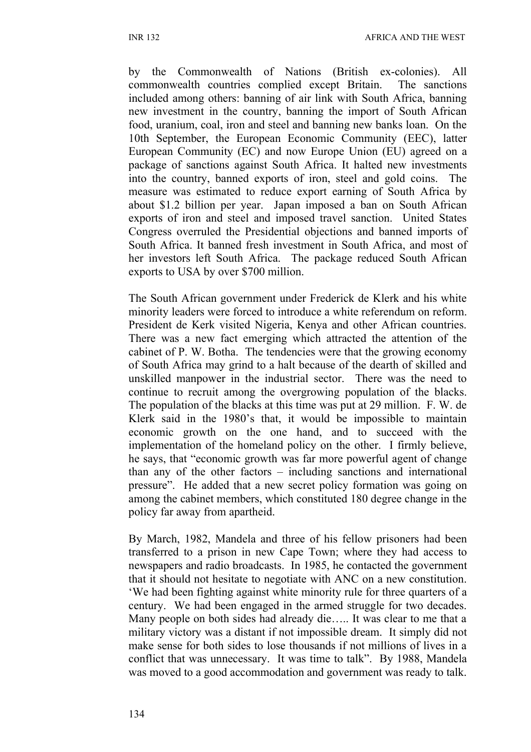by the Commonwealth of Nations (British ex-colonies). All commonwealth countries complied except Britain. The sanctions included among others: banning of air link with South Africa, banning new investment in the country, banning the import of South African food, uranium, coal, iron and steel and banning new banks loan. On the 10th September, the European Economic Community (EEC), latter European Community (EC) and now Europe Union (EU) agreed on a package of sanctions against South Africa. It halted new investments into the country, banned exports of iron, steel and gold coins. The measure was estimated to reduce export earning of South Africa by about $1.2 billion per year. Japan imposed a ban on South African exports of iron and steel and imposed travel sanction. United States Congress overruled the Presidential objections and banned imports of South Africa. It banned fresh investment in South Africa, and most of her investors left South Africa. The package reduced South African exports to USA by over $700 million.

The South African government under Frederick de Klerk and his white minority leaders were forced to introduce a white referendum on reform. President de Kerk visited Nigeria, Kenya and other African countries. There was a new fact emerging which attracted the attention of the cabinet of P. W. Botha. The tendencies were that the growing economy of South Africa may grind to a halt because of the dearth of skilled and unskilled manpower in the industrial sector. There was the need to continue to recruit among the overgrowing population of the blacks. The population of the blacks at this time was put at 29 million. F. W. de Klerk said in the 1980's that, it would be impossible to maintain economic growth on the one hand, and to succeed with the implementation of the homeland policy on the other. I firmly believe, he says, that "economic growth was far more powerful agent of change than any of the other factors – including sanctions and international pressure". He added that a new secret policy formation was going on among the cabinet members, which constituted 180 degree change in the policy far away from apartheid.

By March, 1982, Mandela and three of his fellow prisoners had been transferred to a prison in new Cape Town; where they had access to newspapers and radio broadcasts. In 1985, he contacted the government that it should not hesitate to negotiate with ANC on a new constitution. 'We had been fighting against white minority rule for three quarters of a century. We had been engaged in the armed struggle for two decades. Many people on both sides had already die….. It was clear to me that a military victory was a distant if not impossible dream. It simply did not make sense for both sides to lose thousands if not millions of lives in a conflict that was unnecessary. It was time to talk". By 1988, Mandela was moved to a good accommodation and government was ready to talk.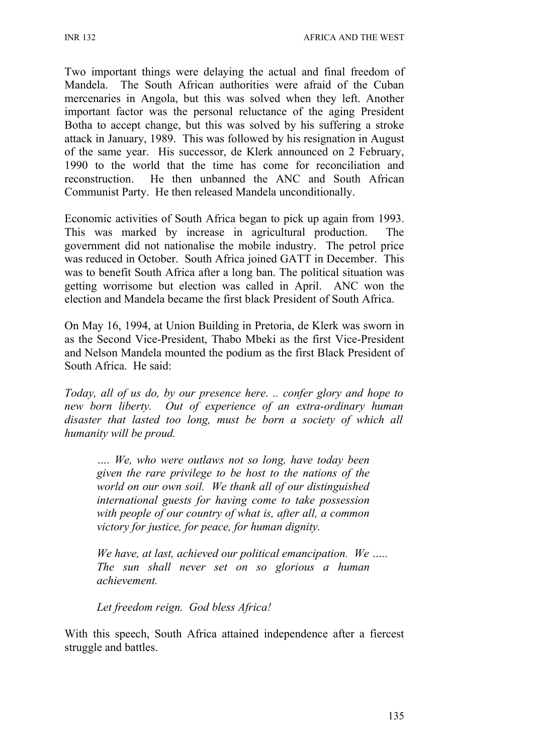Two important things were delaying the actual and final freedom of Mandela. The South African authorities were afraid of the Cuban mercenaries in Angola, but this was solved when they left. Another important factor was the personal reluctance of the aging President Botha to accept change, but this was solved by his suffering a stroke attack in January, 1989. This was followed by his resignation in August of the same year. His successor, de Klerk announced on 2 February, 1990 to the world that the time has come for reconciliation and reconstruction. He then unbanned the ANC and South African Communist Party. He then released Mandela unconditionally.

Economic activities of South Africa began to pick up again from 1993. This was marked by increase in agricultural production. The government did not nationalise the mobile industry. The petrol price was reduced in October. South Africa joined GATT in December. This was to benefit South Africa after a long ban. The political situation was getting worrisome but election was called in April. ANC won the election and Mandela became the first black President of South Africa.

On May 16, 1994, at Union Building in Pretoria, de Klerk was sworn in as the Second Vice-President, Thabo Mbeki as the first Vice-President and Nelson Mandela mounted the podium as the first Black President of South Africa. He said:

*Today, all of us do, by our presence here. .. confer glory and hope to new born liberty. Out of experience of an extra-ordinary human disaster that lasted too long, must be born a society of which all humanity will be proud.*

> *…. We, who were outlaws not so long, have today been given the rare privilege to be host to the nations of the world on our own soil. We thank all of our distinguished international guests for having come to take possession with people of our country of what is, after all, a common victory for justice, for peace, for human dignity.*
>
> *We have, at last, achieved our political emancipation. We ….. The sun shall never set on so glorious a human achievement.*
>
> *Let freedom reign. God bless Africa!*

With this speech, South Africa attained independence after a fiercest struggle and battles.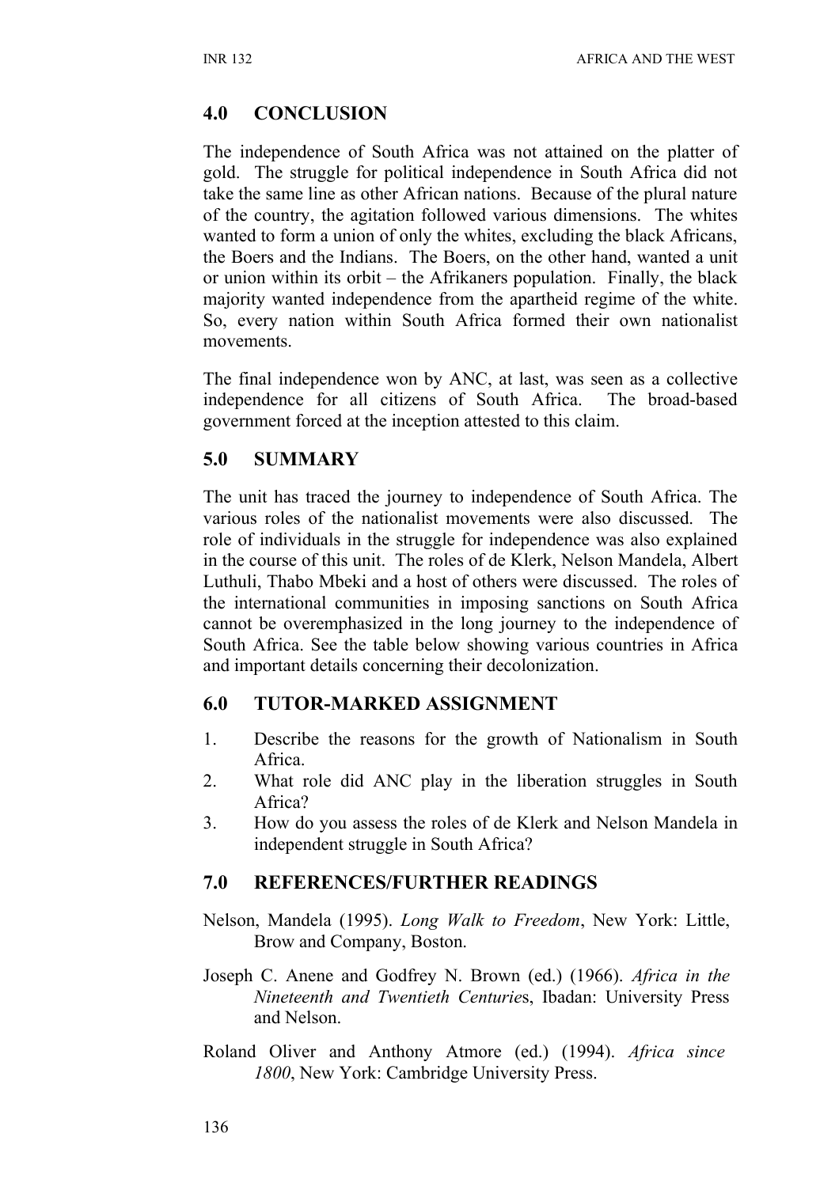## 4.0 CONCLUSION

The independence of South Africa was not attained on the platter of gold. The struggle for political independence in South Africa did not take the same line as other African nations. Because of the plural nature of the country, the agitation followed various dimensions. The whites wanted to form a union of only the whites, excluding the black Africans, the Boers and the Indians. The Boers, on the other hand, wanted a unit or union within its orbit – the Afrikaners population. Finally, the black majority wanted independence from the apartheid regime of the white. So, every nation within South Africa formed their own nationalist movements.

The final independence won by ANC, at last, was seen as a collective independence for all citizens of South Africa. The broad-based government forced at the inception attested to this claim.

## 5.0 SUMMARY

The unit has traced the journey to independence of South Africa. The various roles of the nationalist movements were also discussed. The role of individuals in the struggle for independence was also explained in the course of this unit. The roles of de Klerk, Nelson Mandela, Albert Luthuli, Thabo Mbeki and a host of others were discussed. The roles of the international communities in imposing sanctions on South Africa cannot be overemphasized in the long journey to the independence of South Africa. See the table below showing various countries in Africa and important details concerning their decolonization.

## 6.0 TUTOR-MARKED ASSIGNMENT

1. Describe the reasons for the growth of Nationalism in South Africa.
2. What role did ANC play in the liberation struggles in South Africa?
3. How do you assess the roles of de Klerk and Nelson Mandela in independent struggle in South Africa?

## 7.0 REFERENCES/FURTHER READINGS

Nelson, Mandela (1995). *Long Walk to Freedom*, New York: Little, Brow and Company, Boston.

Joseph C. Anene and Godfrey N. Brown (ed.) (1966). *Africa in the Nineteenth and Twentieth Centuries*, Ibadan: University Press and Nelson.

Roland Oliver and Anthony Atmore (ed.) (1994). *Africa since 1800*, New York: Cambridge University Press.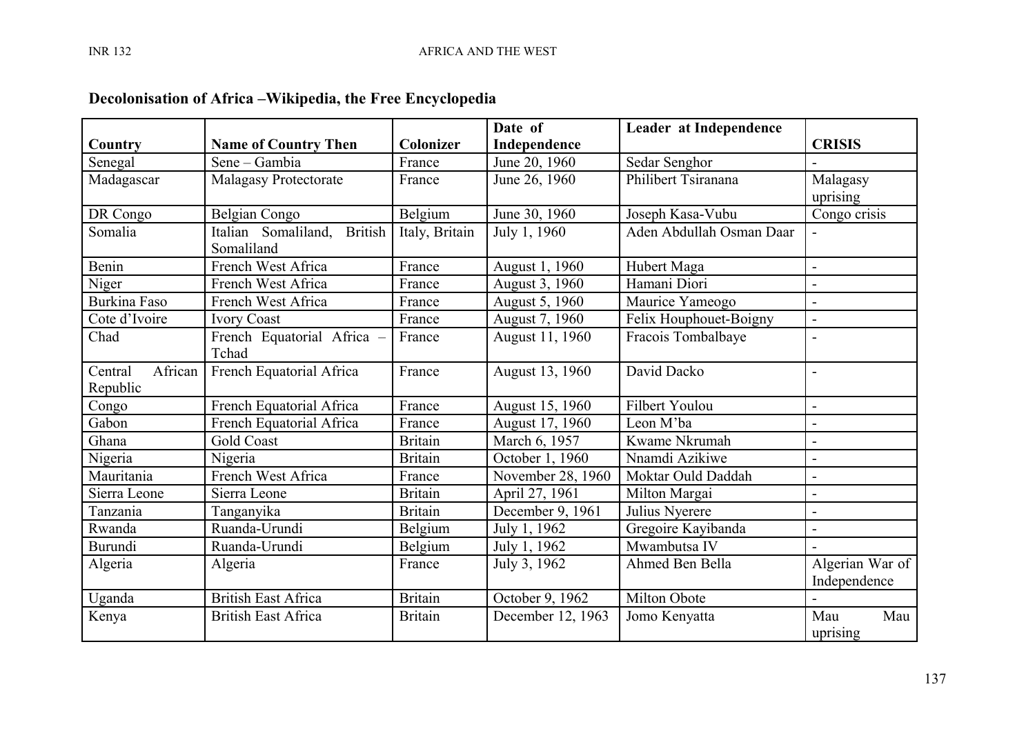**Decolonisation of Africa –Wikipedia, the Free Encyclopedia**

| Country | Name of Country Then | Colonizer | Date of Independence | Leader at Independence | CRISIS |
|---|---|---|---|---|---|
| Senegal | Sene – Gambia | France | June 20, 1960 | Sedar Senghor | - |
| Madagascar | Malagasy Protectorate | France | June 26, 1960 | Philibert Tsiranana | Malagasy uprising |
| DR Congo | Belgian Congo | Belgium | June 30, 1960 | Joseph Kasa-Vubu | Congo crisis |
| Somalia | Italian Somaliland, British Somaliland | Italy, Britain | July 1, 1960 | Aden Abdullah Osman Daar | - |
| Benin | French West Africa | France | August 1, 1960 | Hubert Maga | - |
| Niger | French West Africa | France | August 3, 1960 | Hamani Diori | - |
| Burkina Faso | French West Africa | France | August 5, 1960 | Maurice Yameogo | - |
| Cote d'Ivoire | Ivory Coast | France | August 7, 1960 | Felix Houphouet-Boigny | - |
| Chad | French Equatorial Africa – Tchad | France | August 11, 1960 | Fracois Tombalbaye | - |
| Central African Republic | French Equatorial Africa | France | August 13, 1960 | David Dacko | - |
| Congo | French Equatorial Africa | France | August 15, 1960 | Filbert Youlou | - |
| Gabon | French Equatorial Africa | France | August 17, 1960 | Leon M'ba | - |
| Ghana | Gold Coast | Britain | March 6, 1957 | Kwame Nkrumah | - |
| Nigeria | Nigeria | Britain | October 1, 1960 | Nnamdi Azikiwe | - |
| Mauritania | French West Africa | France | November 28, 1960 | Moktar Ould Daddah | - |
| Sierra Leone | Sierra Leone | Britain | April 27, 1961 | Milton Margai | - |
| Tanzania | Tanganyika | Britain | December 9, 1961 | Julius Nyerere | - |
| Rwanda | Ruanda-Urundi | Belgium | July 1, 1962 | Gregoire Kayibanda | - |
| Burundi | Ruanda-Urundi | Belgium | July 1, 1962 | Mwambutsa IV | - |
| Algeria | Algeria | France | July 3, 1962 | Ahmed Ben Bella | Algerian War of Independence |
| Uganda | British East Africa | Britain | October 9, 1962 | Milton Obote | - |
| Kenya | British East Africa | Britain | December 12, 1963 | Jomo Kenyatta | Mau Mau uprising |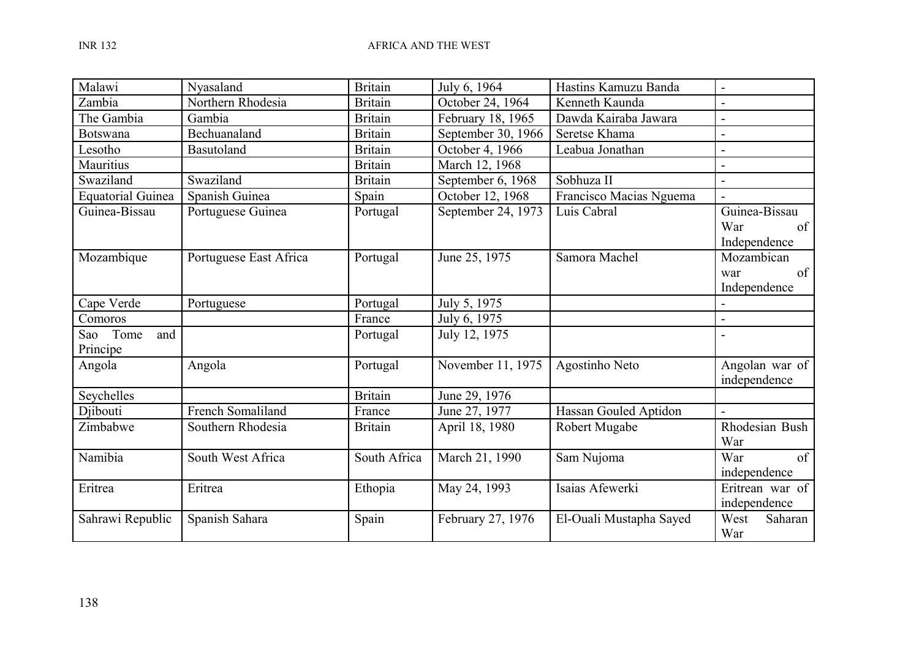| Malawi | Nyasaland | Britain | July 6, 1964 | Hastins Kamuzu Banda | - |
|---|---|---|---|---|---|
| Zambia | Northern Rhodesia | Britain | October 24, 1964 | Kenneth Kaunda | - |
| The Gambia | Gambia | Britain | February 18, 1965 | Dawda Kairaba Jawara | - |
| Botswana | Bechuanaland | Britain | September 30, 1966 | Seretse Khama | - |
| Lesotho | Basutoland | Britain | October 4, 1966 | Leabua Jonathan | - |
| Mauritius | | Britain | March 12, 1968 | | - |
| Swaziland | Swaziland | Britain | September 6, 1968 | Sobhuza II | - |
| Equatorial Guinea | Spanish Guinea | Spain | October 12, 1968 | Francisco Macias Nguema | - |
| Guinea-Bissau | Portuguese Guinea | Portugal | September 24, 1973 | Luis Cabral | Guinea-Bissau War of Independence |
| Mozambique | Portuguese East Africa | Portugal | June 25, 1975 | Samora Machel | Mozambican war of Independence |
| Cape Verde | Portuguese | Portugal | July 5, 1975 | | - |
| Comoros | | France | July 6, 1975 | | - |
| Sao Tome and Principe | | Portugal | July 12, 1975 | | - |
| Angola | Angola | Portugal | November 11, 1975 | Agostinho Neto | Angolan war of independence |
| Seychelles | | Britain | June 29, 1976 | | |
| Djibouti | French Somaliland | France | June 27, 1977 | Hassan Gouled Aptidon | - |
| Zimbabwe | Southern Rhodesia | Britain | April 18, 1980 | Robert Mugabe | Rhodesian Bush War |
| Namibia | South West Africa | South Africa | March 21, 1990 | Sam Nujoma | War of independence |
| Eritrea | Eritrea | Ethopia | May 24, 1993 | Isaias Afewerki | Eritrean war of independence |
| Sahrawi Republic | Spanish Sahara | Spain | February 27, 1976 | El-Ouali Mustapha Sayed | West Saharan War |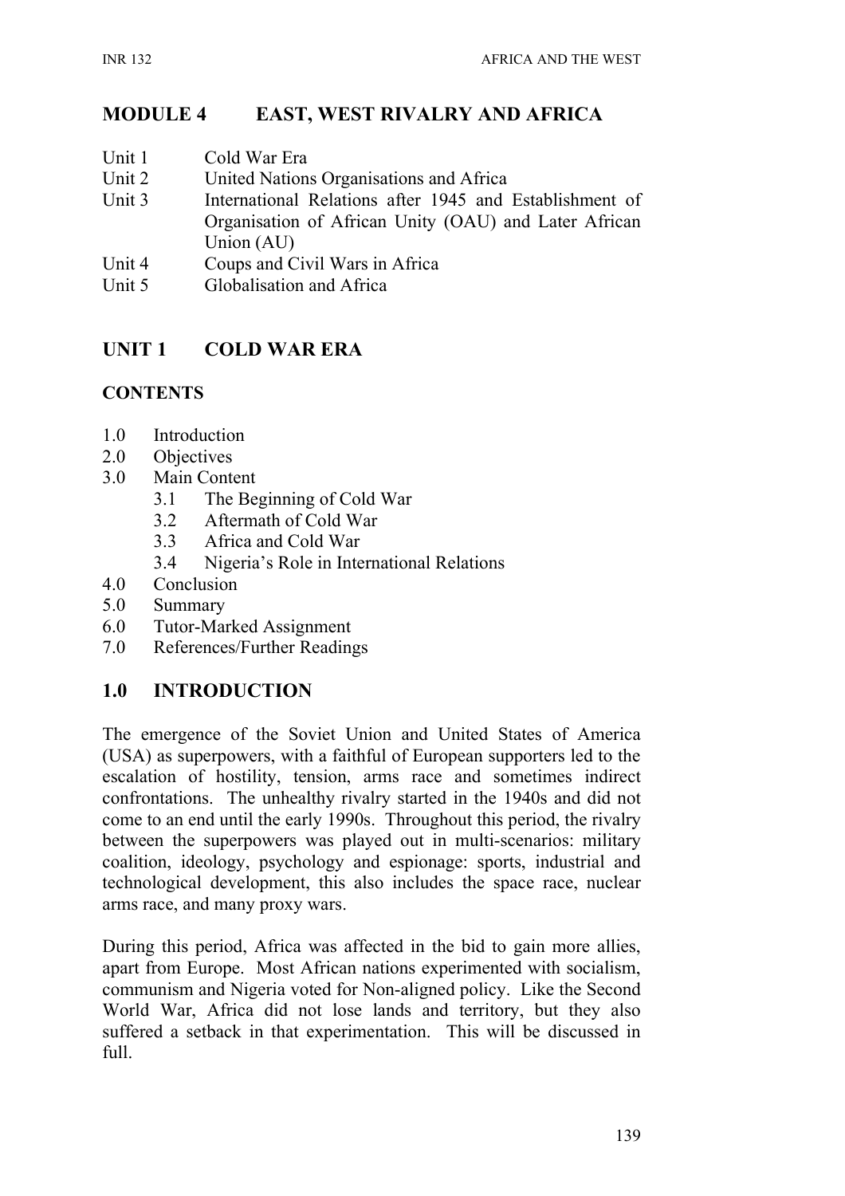# MODULE 4 EAST, WEST RIVALRY AND AFRICA

Unit 1 Cold War Era
Unit 2 United Nations Organisations and Africa
Unit 3 International Relations after 1945 and Establishment of Organisation of African Unity (OAU) and Later African Union (AU)
Unit 4 Coups and Civil Wars in Africa
Unit 5 Globalisation and Africa

## UNIT 1 COLD WAR ERA

**CONTENTS**

1.0 Introduction
2.0 Objectives
3.0 Main Content
 3.1 The Beginning of Cold War
 3.2 Aftermath of Cold War
 3.3 Africa and Cold War
 3.4 Nigeria's Role in International Relations
4.0 Conclusion
5.0 Summary
6.0 Tutor-Marked Assignment
7.0 References/Further Readings

## 1.0 INTRODUCTION

The emergence of the Soviet Union and United States of America (USA) as superpowers, with a faithful of European supporters led to the escalation of hostility, tension, arms race and sometimes indirect confrontations. The unhealthy rivalry started in the 1940s and did not come to an end until the early 1990s. Throughout this period, the rivalry between the superpowers was played out in multi-scenarios: military coalition, ideology, psychology and espionage: sports, industrial and technological development, this also includes the space race, nuclear arms race, and many proxy wars.

During this period, Africa was affected in the bid to gain more allies, apart from Europe. Most African nations experimented with socialism, communism and Nigeria voted for Non-aligned policy. Like the Second World War, Africa did not lose lands and territory, but they also suffered a setback in that experimentation. This will be discussed in full.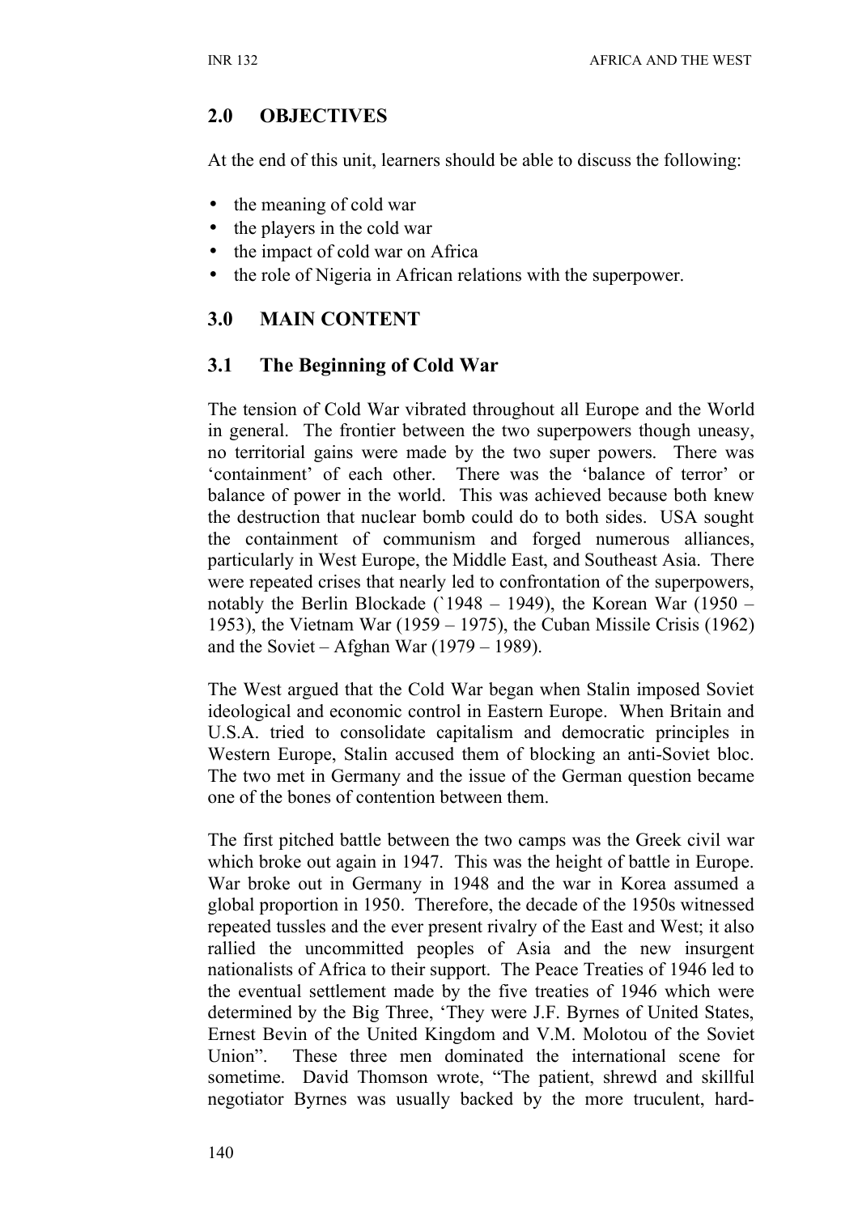## 2.0 OBJECTIVES

At the end of this unit, learners should be able to discuss the following:

- the meaning of cold war
- the players in the cold war
- the impact of cold war on Africa
- the role of Nigeria in African relations with the superpower.

## 3.0 MAIN CONTENT

### 3.1 The Beginning of Cold War

The tension of Cold War vibrated throughout all Europe and the World in general. The frontier between the two superpowers though uneasy, no territorial gains were made by the two super powers. There was 'containment' of each other. There was the 'balance of terror' or balance of power in the world. This was achieved because both knew the destruction that nuclear bomb could do to both sides. USA sought the containment of communism and forged numerous alliances, particularly in West Europe, the Middle East, and Southeast Asia. There were repeated crises that nearly led to confrontation of the superpowers, notably the Berlin Blockade (`1948 – 1949), the Korean War (1950 – 1953), the Vietnam War (1959 – 1975), the Cuban Missile Crisis (1962) and the Soviet – Afghan War (1979 – 1989).

The West argued that the Cold War began when Stalin imposed Soviet ideological and economic control in Eastern Europe. When Britain and U.S.A. tried to consolidate capitalism and democratic principles in Western Europe, Stalin accused them of blocking an anti-Soviet bloc. The two met in Germany and the issue of the German question became one of the bones of contention between them.

The first pitched battle between the two camps was the Greek civil war which broke out again in 1947. This was the height of battle in Europe. War broke out in Germany in 1948 and the war in Korea assumed a global proportion in 1950. Therefore, the decade of the 1950s witnessed repeated tussles and the ever present rivalry of the East and West; it also rallied the uncommitted peoples of Asia and the new insurgent nationalists of Africa to their support. The Peace Treaties of 1946 led to the eventual settlement made by the five treaties of 1946 which were determined by the Big Three, 'They were J.F. Byrnes of United States, Ernest Bevin of the United Kingdom and V.M. Molotou of the Soviet Union". These three men dominated the international scene for sometime. David Thomson wrote, "The patient, shrewd and skillful negotiator Byrnes was usually backed by the more truculent, hard-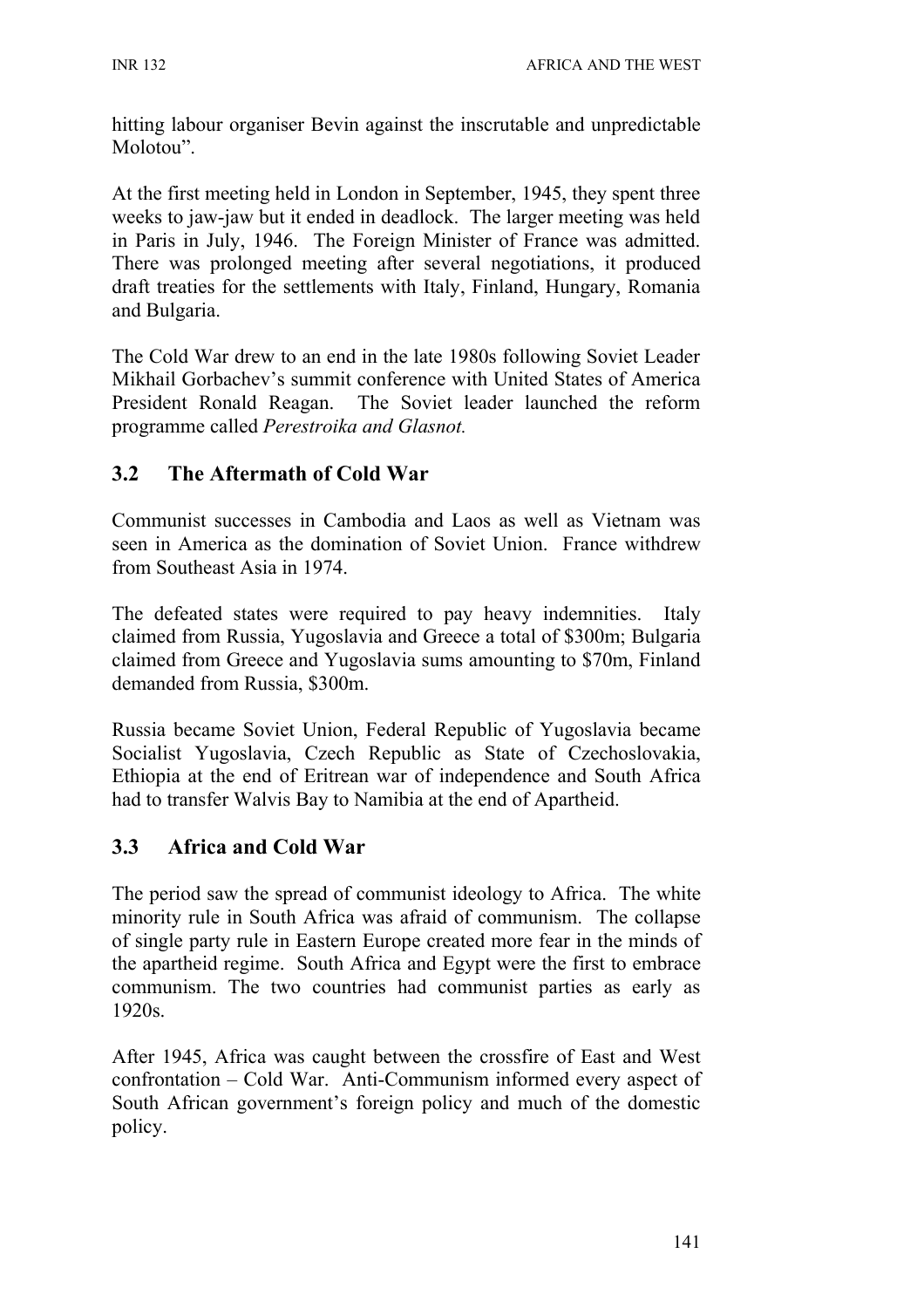hitting labour organiser Bevin against the inscrutable and unpredictable Molotou".

At the first meeting held in London in September, 1945, they spent three weeks to jaw-jaw but it ended in deadlock. The larger meeting was held in Paris in July, 1946. The Foreign Minister of France was admitted. There was prolonged meeting after several negotiations, it produced draft treaties for the settlements with Italy, Finland, Hungary, Romania and Bulgaria.

The Cold War drew to an end in the late 1980s following Soviet Leader Mikhail Gorbachev's summit conference with United States of America President Ronald Reagan. The Soviet leader launched the reform programme called *Perestroika and Glasnot.*

## 3.2 The Aftermath of Cold War

Communist successes in Cambodia and Laos as well as Vietnam was seen in America as the domination of Soviet Union. France withdrew from Southeast Asia in 1974.

The defeated states were required to pay heavy indemnities. Italy claimed from Russia, Yugoslavia and Greece a total of $300m; Bulgaria claimed from Greece and Yugoslavia sums amounting to $70m, Finland demanded from Russia, $300m.

Russia became Soviet Union, Federal Republic of Yugoslavia became Socialist Yugoslavia, Czech Republic as State of Czechoslovakia, Ethiopia at the end of Eritrean war of independence and South Africa had to transfer Walvis Bay to Namibia at the end of Apartheid.

## 3.3 Africa and Cold War

The period saw the spread of communist ideology to Africa. The white minority rule in South Africa was afraid of communism. The collapse of single party rule in Eastern Europe created more fear in the minds of the apartheid regime. South Africa and Egypt were the first to embrace communism. The two countries had communist parties as early as 1920s.

After 1945, Africa was caught between the crossfire of East and West confrontation – Cold War. Anti-Communism informed every aspect of South African government's foreign policy and much of the domestic policy.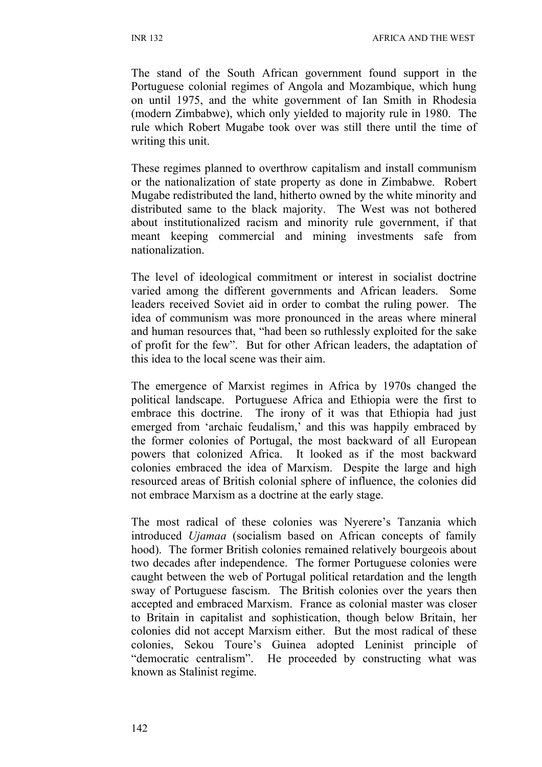The stand of the South African government found support in the Portuguese colonial regimes of Angola and Mozambique, which hung on until 1975, and the white government of Ian Smith in Rhodesia (modern Zimbabwe), which only yielded to majority rule in 1980. The rule which Robert Mugabe took over was still there until the time of writing this unit.

These regimes planned to overthrow capitalism and install communism or the nationalization of state property as done in Zimbabwe. Robert Mugabe redistributed the land, hitherto owned by the white minority and distributed same to the black majority. The West was not bothered about institutionalized racism and minority rule government, if that meant keeping commercial and mining investments safe from nationalization.

The level of ideological commitment or interest in socialist doctrine varied among the different governments and African leaders. Some leaders received Soviet aid in order to combat the ruling power. The idea of communism was more pronounced in the areas where mineral and human resources that, "had been so ruthlessly exploited for the sake of profit for the few". But for other African leaders, the adaptation of this idea to the local scene was their aim.

The emergence of Marxist regimes in Africa by 1970s changed the political landscape. Portuguese Africa and Ethiopia were the first to embrace this doctrine. The irony of it was that Ethiopia had just emerged from 'archaic feudalism,' and this was happily embraced by the former colonies of Portugal, the most backward of all European powers that colonized Africa. It looked as if the most backward colonies embraced the idea of Marxism. Despite the large and high resourced areas of British colonial sphere of influence, the colonies did not embrace Marxism as a doctrine at the early stage.

The most radical of these colonies was Nyerere's Tanzania which introduced *Ujamaa* (socialism based on African concepts of family hood). The former British colonies remained relatively bourgeois about two decades after independence. The former Portuguese colonies were caught between the web of Portugal political retardation and the length sway of Portuguese fascism. The British colonies over the years then accepted and embraced Marxism. France as colonial master was closer to Britain in capitalist and sophistication, though below Britain, her colonies did not accept Marxism either. But the most radical of these colonies, Sekou Toure's Guinea adopted Leninist principle of "democratic centralism". He proceeded by constructing what was known as Stalinist regime.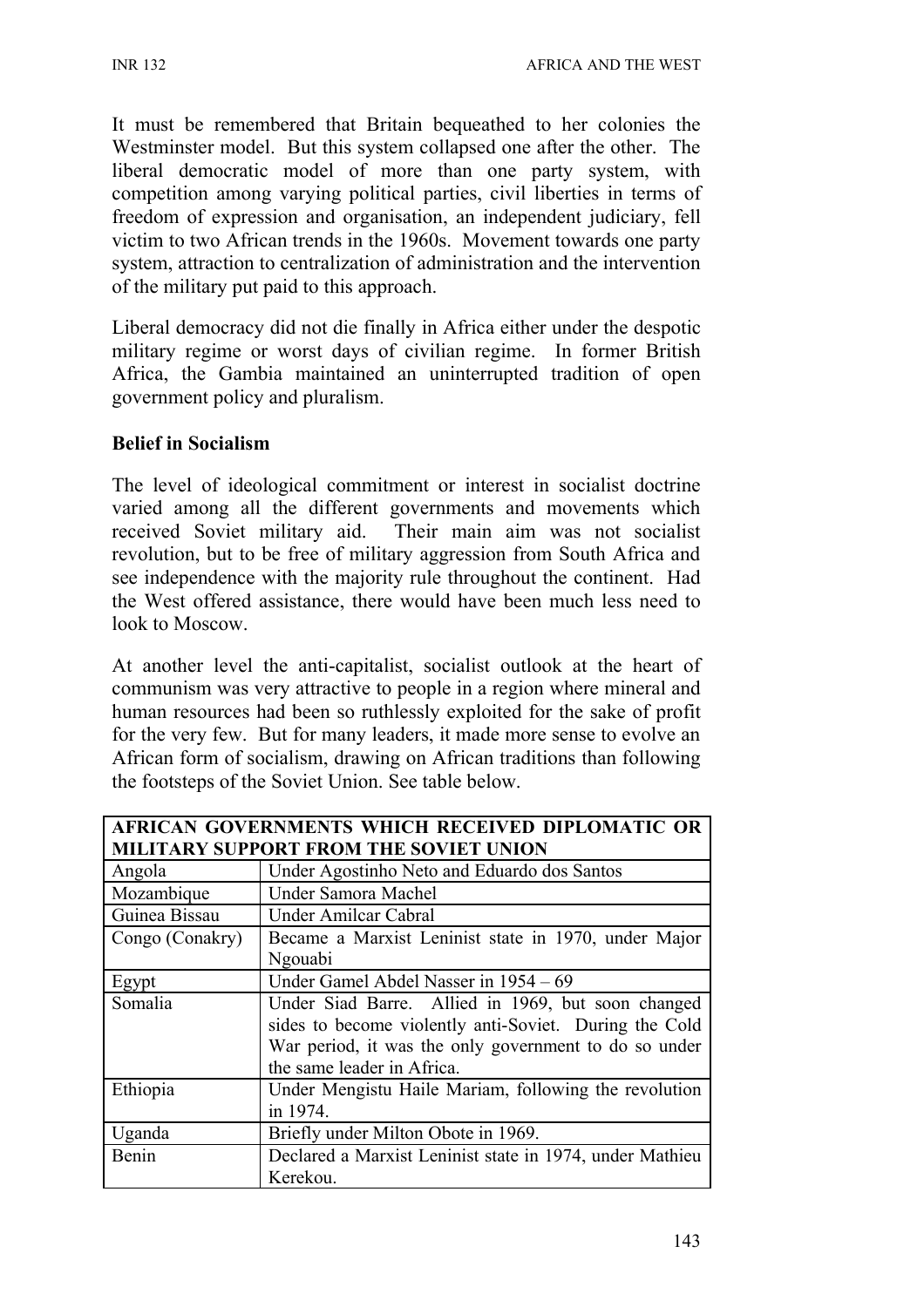It must be remembered that Britain bequeathed to her colonies the Westminster model. But this system collapsed one after the other. The liberal democratic model of more than one party system, with competition among varying political parties, civil liberties in terms of freedom of expression and organisation, an independent judiciary, fell victim to two African trends in the 1960s. Movement towards one party system, attraction to centralization of administration and the intervention of the military put paid to this approach.

Liberal democracy did not die finally in Africa either under the despotic military regime or worst days of civilian regime. In former British Africa, the Gambia maintained an uninterrupted tradition of open government policy and pluralism.

**Belief in Socialism**

The level of ideological commitment or interest in socialist doctrine varied among all the different governments and movements which received Soviet military aid. Their main aim was not socialist revolution, but to be free of military aggression from South Africa and see independence with the majority rule throughout the continent. Had the West offered assistance, there would have been much less need to look to Moscow.

At another level the anti-capitalist, socialist outlook at the heart of communism was very attractive to people in a region where mineral and human resources had been so ruthlessly exploited for the sake of profit for the very few. But for many leaders, it made more sense to evolve an African form of socialism, drawing on African traditions than following the footsteps of the Soviet Union. See table below.

| **AFRICAN GOVERNMENTS WHICH RECEIVED DIPLOMATIC OR MILITARY SUPPORT FROM THE SOVIET UNION** | |
|---|---|
| Angola | Under Agostinho Neto and Eduardo dos Santos |
| Mozambique | Under Samora Machel |
| Guinea Bissau | Under Amilcar Cabral |
| Congo (Conakry) | Became a Marxist Leninist state in 1970, under Major Ngouabi |
| Egypt | Under Gamel Abdel Nasser in 1954 – 69 |
| Somalia | Under Siad Barre. Allied in 1969, but soon changed sides to become violently anti-Soviet. During the Cold War period, it was the only government to do so under the same leader in Africa. |
| Ethiopia | Under Mengistu Haile Mariam, following the revolution in 1974. |
| Uganda | Briefly under Milton Obote in 1969. |
| Benin | Declared a Marxist Leninist state in 1974, under Mathieu Kerekou. |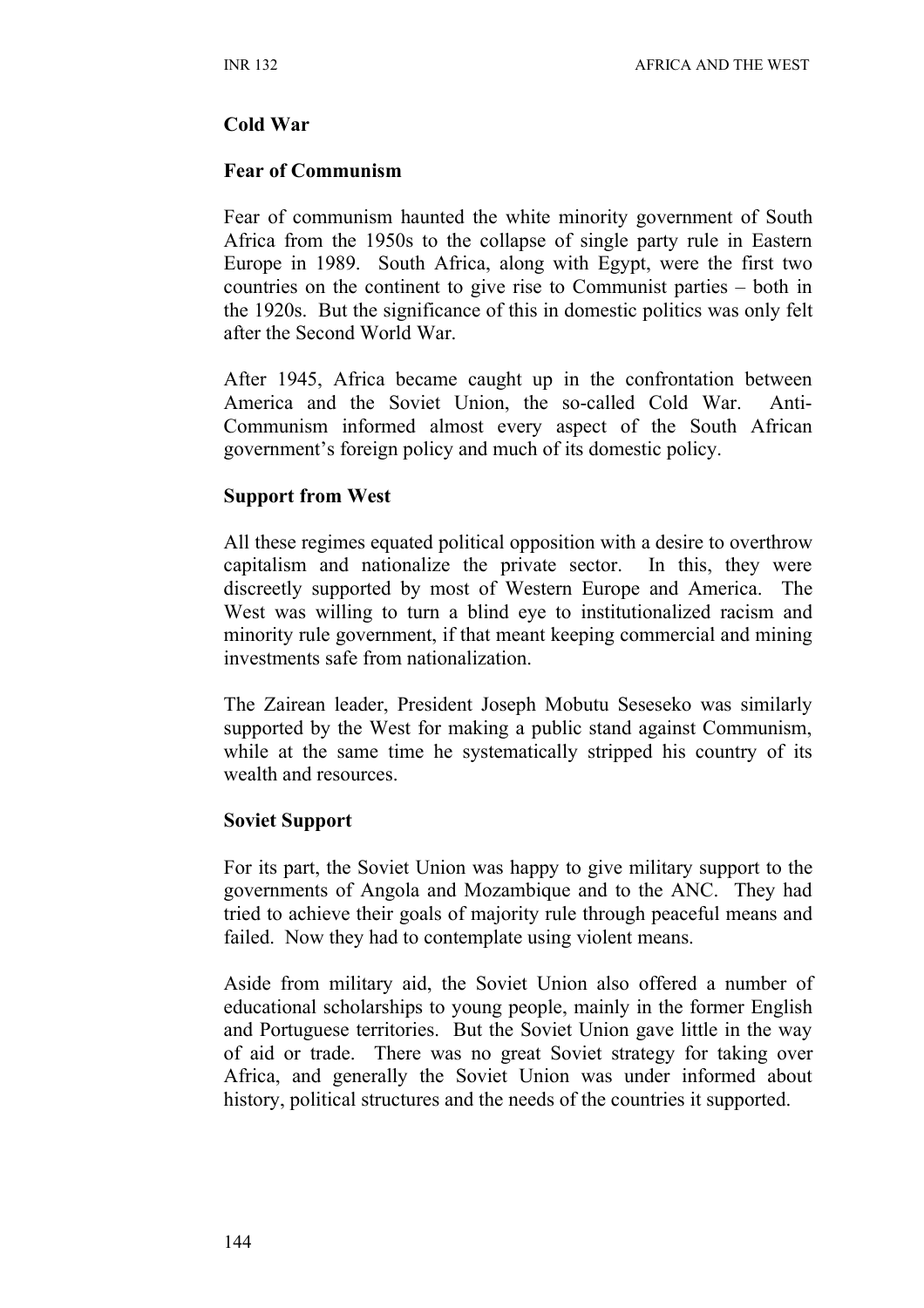**Cold War**

**Fear of Communism**

Fear of communism haunted the white minority government of South Africa from the 1950s to the collapse of single party rule in Eastern Europe in 1989. South Africa, along with Egypt, were the first two countries on the continent to give rise to Communist parties – both in the 1920s. But the significance of this in domestic politics was only felt after the Second World War.

After 1945, Africa became caught up in the confrontation between America and the Soviet Union, the so-called Cold War. Anti-Communism informed almost every aspect of the South African government's foreign policy and much of its domestic policy.

**Support from West**

All these regimes equated political opposition with a desire to overthrow capitalism and nationalize the private sector. In this, they were discreetly supported by most of Western Europe and America. The West was willing to turn a blind eye to institutionalized racism and minority rule government, if that meant keeping commercial and mining investments safe from nationalization.

The Zairean leader, President Joseph Mobutu Seseseko was similarly supported by the West for making a public stand against Communism, while at the same time he systematically stripped his country of its wealth and resources.

**Soviet Support**

For its part, the Soviet Union was happy to give military support to the governments of Angola and Mozambique and to the ANC. They had tried to achieve their goals of majority rule through peaceful means and failed. Now they had to contemplate using violent means.

Aside from military aid, the Soviet Union also offered a number of educational scholarships to young people, mainly in the former English and Portuguese territories. But the Soviet Union gave little in the way of aid or trade. There was no great Soviet strategy for taking over Africa, and generally the Soviet Union was under informed about history, political structures and the needs of the countries it supported.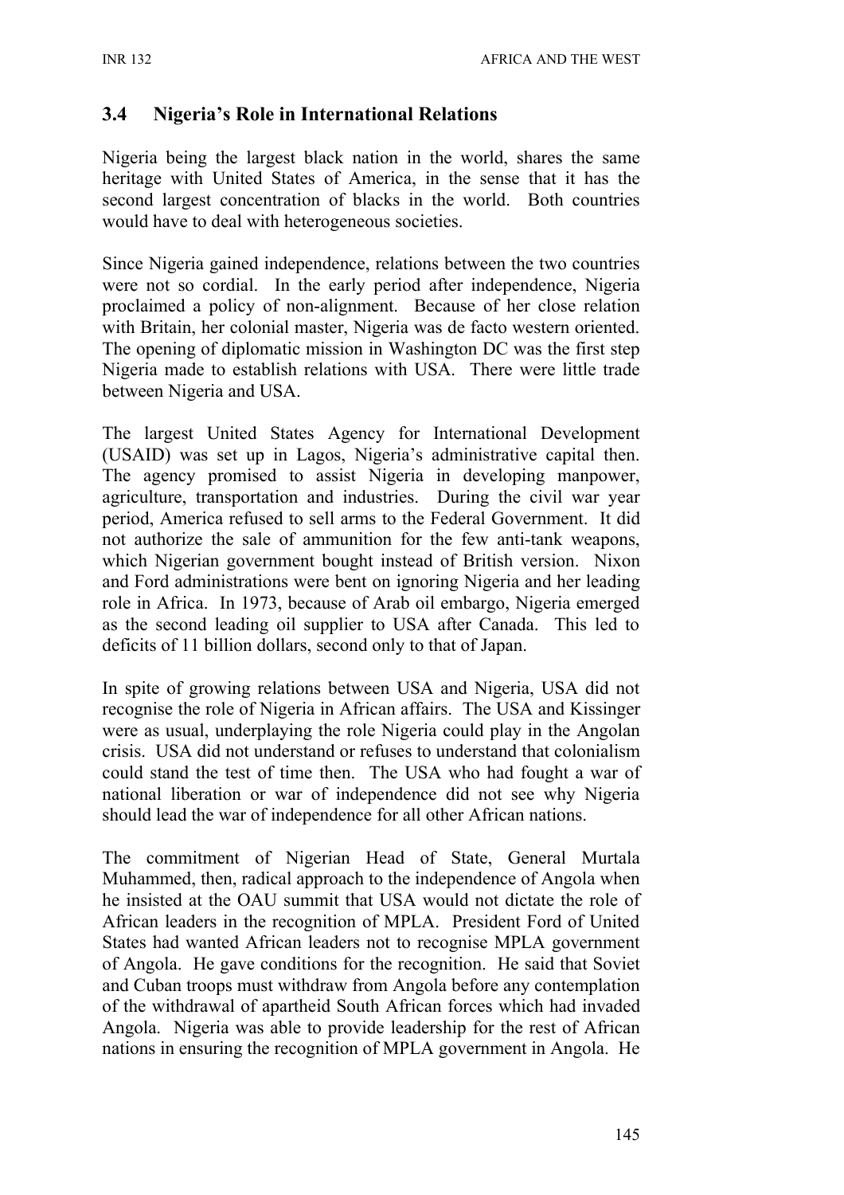## 3.4 Nigeria's Role in International Relations

Nigeria being the largest black nation in the world, shares the same heritage with United States of America, in the sense that it has the second largest concentration of blacks in the world. Both countries would have to deal with heterogeneous societies.

Since Nigeria gained independence, relations between the two countries were not so cordial. In the early period after independence, Nigeria proclaimed a policy of non-alignment. Because of her close relation with Britain, her colonial master, Nigeria was de facto western oriented. The opening of diplomatic mission in Washington DC was the first step Nigeria made to establish relations with USA. There were little trade between Nigeria and USA.

The largest United States Agency for International Development (USAID) was set up in Lagos, Nigeria's administrative capital then. The agency promised to assist Nigeria in developing manpower, agriculture, transportation and industries. During the civil war year period, America refused to sell arms to the Federal Government. It did not authorize the sale of ammunition for the few anti-tank weapons, which Nigerian government bought instead of British version. Nixon and Ford administrations were bent on ignoring Nigeria and her leading role in Africa. In 1973, because of Arab oil embargo, Nigeria emerged as the second leading oil supplier to USA after Canada. This led to deficits of 11 billion dollars, second only to that of Japan.

In spite of growing relations between USA and Nigeria, USA did not recognise the role of Nigeria in African affairs. The USA and Kissinger were as usual, underplaying the role Nigeria could play in the Angolan crisis. USA did not understand or refuses to understand that colonialism could stand the test of time then. The USA who had fought a war of national liberation or war of independence did not see why Nigeria should lead the war of independence for all other African nations.

The commitment of Nigerian Head of State, General Murtala Muhammed, then, radical approach to the independence of Angola when he insisted at the OAU summit that USA would not dictate the role of African leaders in the recognition of MPLA. President Ford of United States had wanted African leaders not to recognise MPLA government of Angola. He gave conditions for the recognition. He said that Soviet and Cuban troops must withdraw from Angola before any contemplation of the withdrawal of apartheid South African forces which had invaded Angola. Nigeria was able to provide leadership for the rest of African nations in ensuring the recognition of MPLA government in Angola. He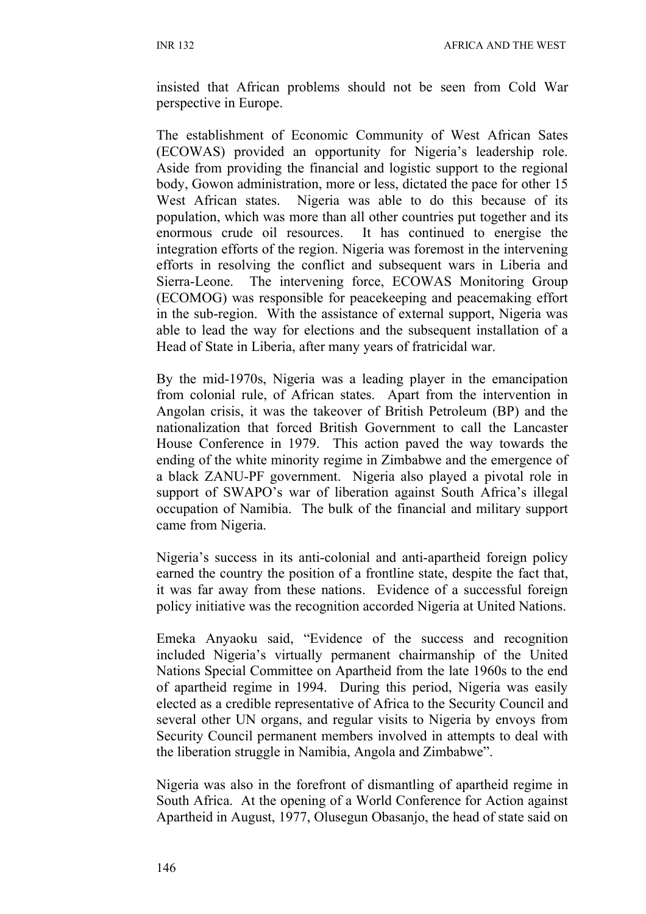insisted that African problems should not be seen from Cold War perspective in Europe.

The establishment of Economic Community of West African Sates (ECOWAS) provided an opportunity for Nigeria's leadership role. Aside from providing the financial and logistic support to the regional body, Gowon administration, more or less, dictated the pace for other 15 West African states. Nigeria was able to do this because of its population, which was more than all other countries put together and its enormous crude oil resources. It has continued to energise the integration efforts of the region. Nigeria was foremost in the intervening efforts in resolving the conflict and subsequent wars in Liberia and Sierra-Leone. The intervening force, ECOWAS Monitoring Group (ECOMOG) was responsible for peacekeeping and peacemaking effort in the sub-region. With the assistance of external support, Nigeria was able to lead the way for elections and the subsequent installation of a Head of State in Liberia, after many years of fratricidal war.

By the mid-1970s, Nigeria was a leading player in the emancipation from colonial rule, of African states. Apart from the intervention in Angolan crisis, it was the takeover of British Petroleum (BP) and the nationalization that forced British Government to call the Lancaster House Conference in 1979. This action paved the way towards the ending of the white minority regime in Zimbabwe and the emergence of a black ZANU-PF government. Nigeria also played a pivotal role in support of SWAPO's war of liberation against South Africa's illegal occupation of Namibia. The bulk of the financial and military support came from Nigeria.

Nigeria's success in its anti-colonial and anti-apartheid foreign policy earned the country the position of a frontline state, despite the fact that, it was far away from these nations. Evidence of a successful foreign policy initiative was the recognition accorded Nigeria at United Nations.

Emeka Anyaoku said, "Evidence of the success and recognition included Nigeria's virtually permanent chairmanship of the United Nations Special Committee on Apartheid from the late 1960s to the end of apartheid regime in 1994. During this period, Nigeria was easily elected as a credible representative of Africa to the Security Council and several other UN organs, and regular visits to Nigeria by envoys from Security Council permanent members involved in attempts to deal with the liberation struggle in Namibia, Angola and Zimbabwe".

Nigeria was also in the forefront of dismantling of apartheid regime in South Africa. At the opening of a World Conference for Action against Apartheid in August, 1977, Olusegun Obasanjo, the head of state said on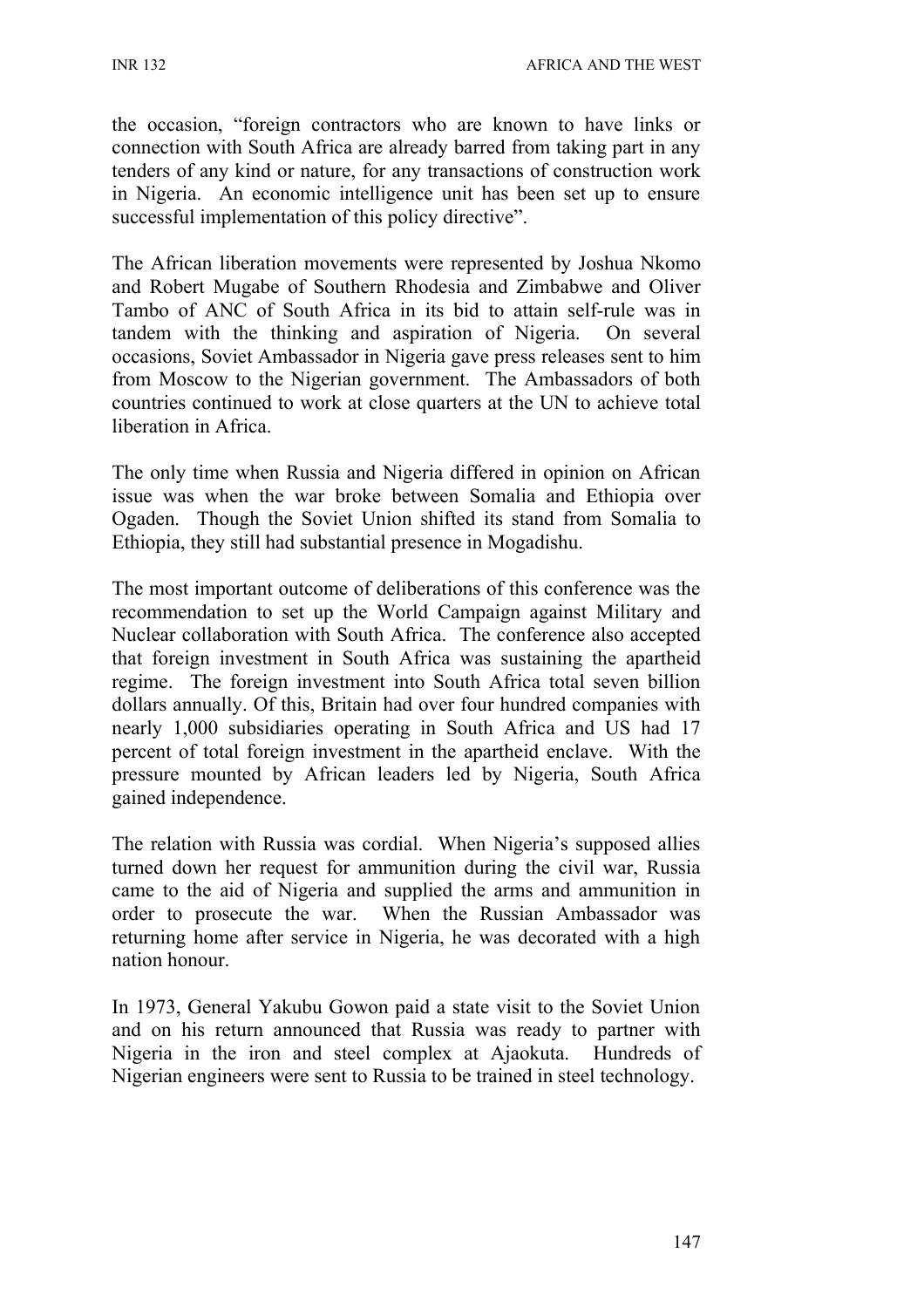the occasion, "foreign contractors who are known to have links or connection with South Africa are already barred from taking part in any tenders of any kind or nature, for any transactions of construction work in Nigeria. An economic intelligence unit has been set up to ensure successful implementation of this policy directive".

The African liberation movements were represented by Joshua Nkomo and Robert Mugabe of Southern Rhodesia and Zimbabwe and Oliver Tambo of ANC of South Africa in its bid to attain self-rule was in tandem with the thinking and aspiration of Nigeria. On several occasions, Soviet Ambassador in Nigeria gave press releases sent to him from Moscow to the Nigerian government. The Ambassadors of both countries continued to work at close quarters at the UN to achieve total liberation in Africa.

The only time when Russia and Nigeria differed in opinion on African issue was when the war broke between Somalia and Ethiopia over Ogaden. Though the Soviet Union shifted its stand from Somalia to Ethiopia, they still had substantial presence in Mogadishu.

The most important outcome of deliberations of this conference was the recommendation to set up the World Campaign against Military and Nuclear collaboration with South Africa. The conference also accepted that foreign investment in South Africa was sustaining the apartheid regime. The foreign investment into South Africa total seven billion dollars annually. Of this, Britain had over four hundred companies with nearly 1,000 subsidiaries operating in South Africa and US had 17 percent of total foreign investment in the apartheid enclave. With the pressure mounted by African leaders led by Nigeria, South Africa gained independence.

The relation with Russia was cordial. When Nigeria's supposed allies turned down her request for ammunition during the civil war, Russia came to the aid of Nigeria and supplied the arms and ammunition in order to prosecute the war. When the Russian Ambassador was returning home after service in Nigeria, he was decorated with a high nation honour.

In 1973, General Yakubu Gowon paid a state visit to the Soviet Union and on his return announced that Russia was ready to partner with Nigeria in the iron and steel complex at Ajaokuta. Hundreds of Nigerian engineers were sent to Russia to be trained in steel technology.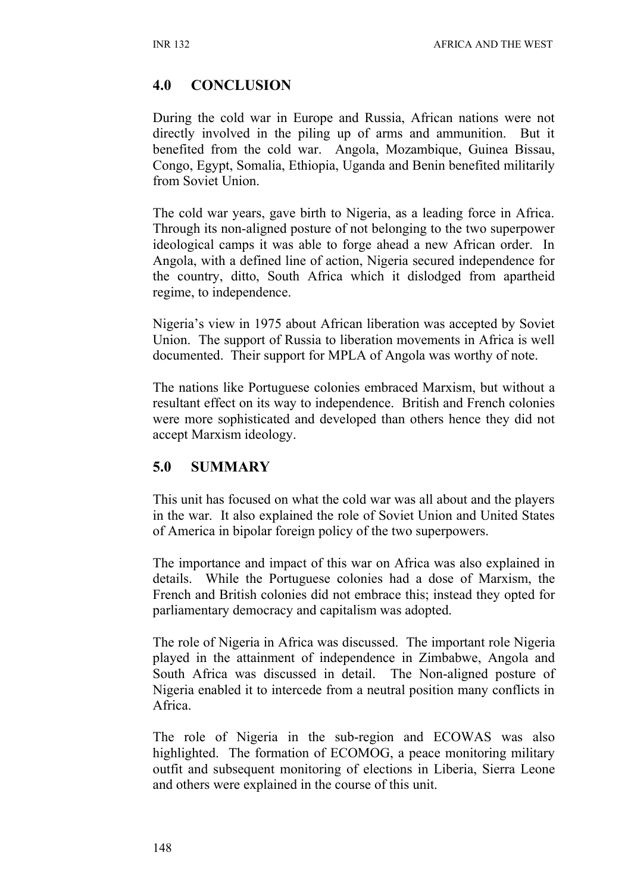## 4.0 CONCLUSION

During the cold war in Europe and Russia, African nations were not directly involved in the piling up of arms and ammunition. But it benefited from the cold war. Angola, Mozambique, Guinea Bissau, Congo, Egypt, Somalia, Ethiopia, Uganda and Benin benefited militarily from Soviet Union.

The cold war years, gave birth to Nigeria, as a leading force in Africa. Through its non-aligned posture of not belonging to the two superpower ideological camps it was able to forge ahead a new African order. In Angola, with a defined line of action, Nigeria secured independence for the country, ditto, South Africa which it dislodged from apartheid regime, to independence.

Nigeria's view in 1975 about African liberation was accepted by Soviet Union. The support of Russia to liberation movements in Africa is well documented. Their support for MPLA of Angola was worthy of note.

The nations like Portuguese colonies embraced Marxism, but without a resultant effect on its way to independence. British and French colonies were more sophisticated and developed than others hence they did not accept Marxism ideology.

## 5.0 SUMMARY

This unit has focused on what the cold war was all about and the players in the war. It also explained the role of Soviet Union and United States of America in bipolar foreign policy of the two superpowers.

The importance and impact of this war on Africa was also explained in details. While the Portuguese colonies had a dose of Marxism, the French and British colonies did not embrace this; instead they opted for parliamentary democracy and capitalism was adopted.

The role of Nigeria in Africa was discussed. The important role Nigeria played in the attainment of independence in Zimbabwe, Angola and South Africa was discussed in detail. The Non-aligned posture of Nigeria enabled it to intercede from a neutral position many conflicts in Africa.

The role of Nigeria in the sub-region and ECOWAS was also highlighted. The formation of ECOMOG, a peace monitoring military outfit and subsequent monitoring of elections in Liberia, Sierra Leone and others were explained in the course of this unit.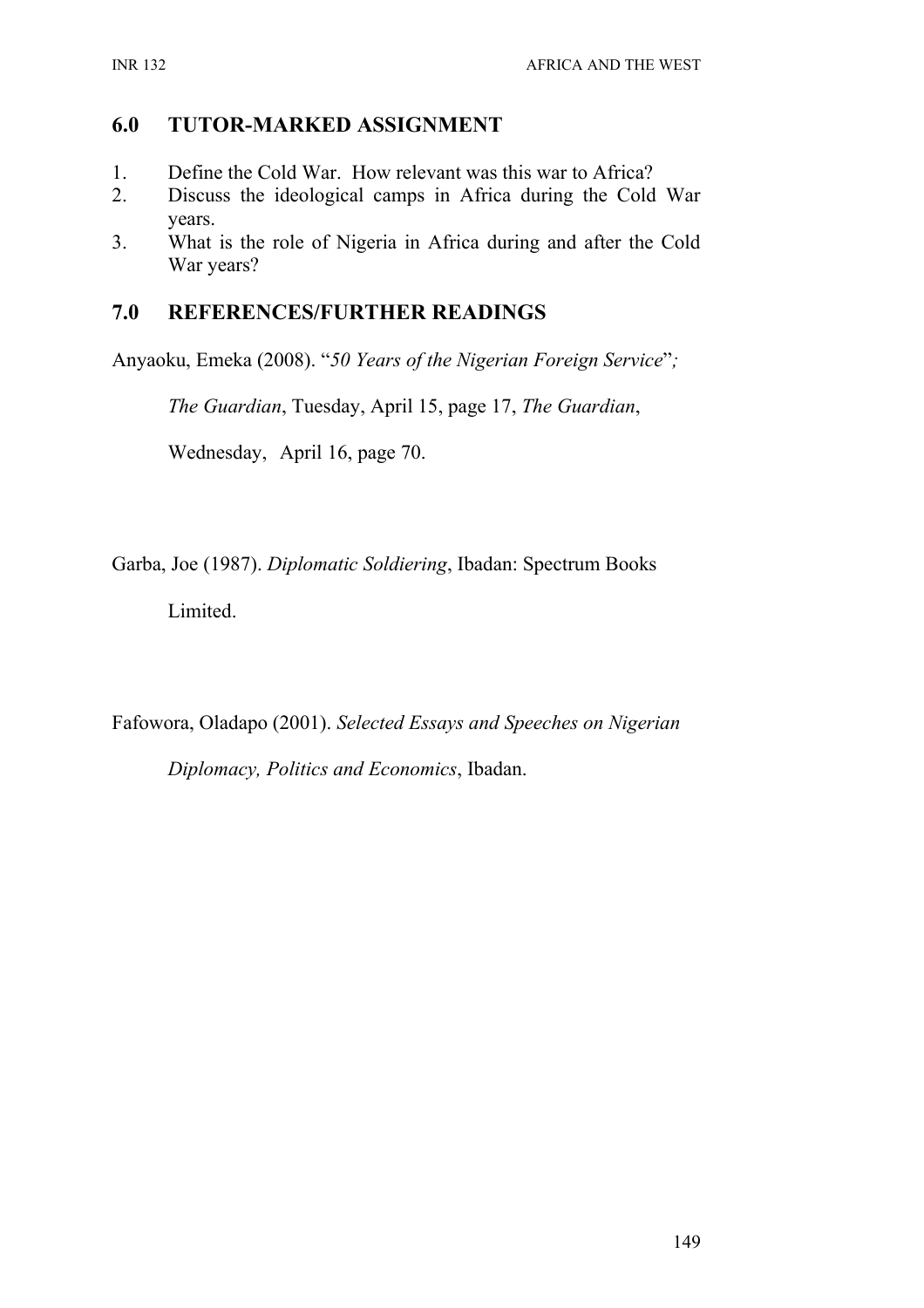## 6.0 TUTOR-MARKED ASSIGNMENT

1. Define the Cold War. How relevant was this war to Africa?
2. Discuss the ideological camps in Africa during the Cold War years.
3. What is the role of Nigeria in Africa during and after the Cold War years?

## 7.0 REFERENCES/FURTHER READINGS

Anyaoku, Emeka (2008). "*50 Years of the Nigerian Foreign Service*"; *The Guardian*, Tuesday, April 15, page 17, *The Guardian*, Wednesday, April 16, page 70.

Garba, Joe (1987). *Diplomatic Soldiering*, Ibadan: Spectrum Books Limited.

Fafowora, Oladapo (2001). *Selected Essays and Speeches on Nigerian Diplomacy, Politics and Economics*, Ibadan.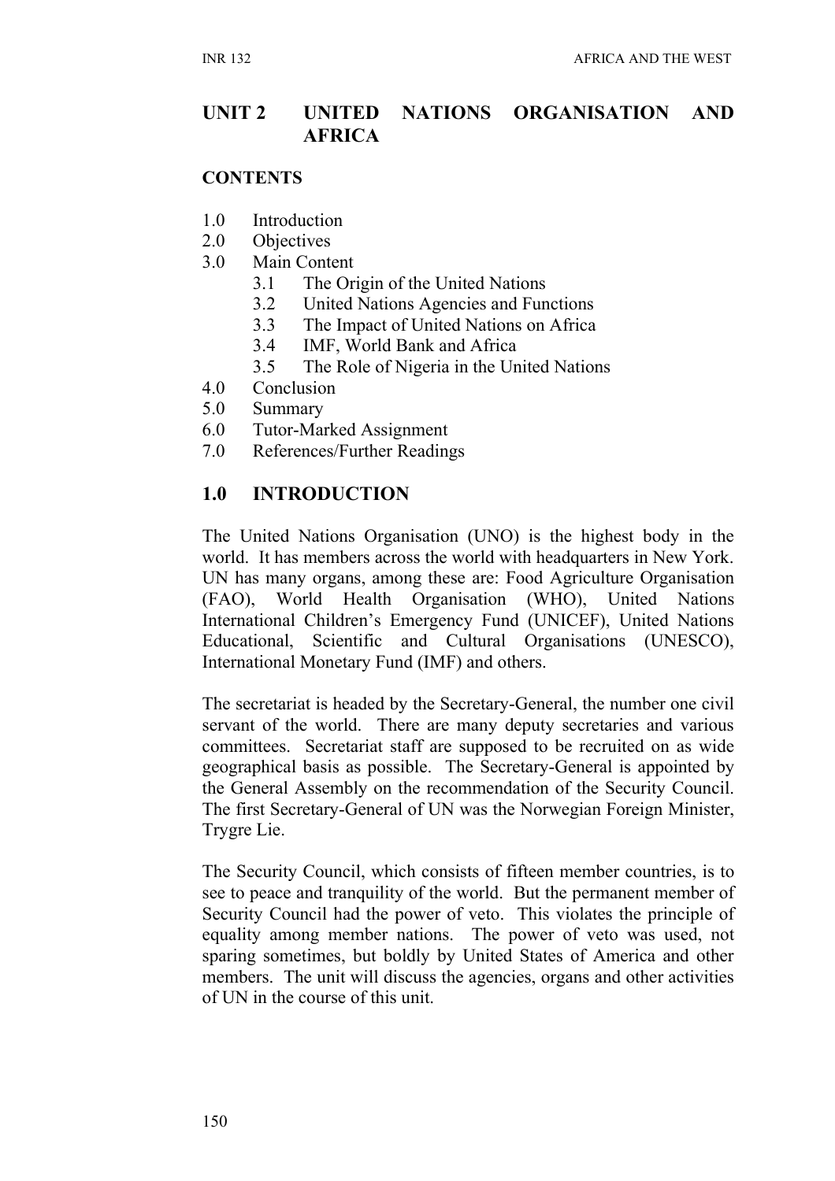## UNIT 2 UNITED NATIONS ORGANISATION AND AFRICA

**CONTENTS**

1.0 Introduction
2.0 Objectives
3.0 Main Content
   3.1 The Origin of the United Nations
   3.2 United Nations Agencies and Functions
   3.3 The Impact of United Nations on Africa
   3.4 IMF, World Bank and Africa
   3.5 The Role of Nigeria in the United Nations
4.0 Conclusion
5.0 Summary
6.0 Tutor-Marked Assignment
7.0 References/Further Readings

## 1.0 INTRODUCTION

The United Nations Organisation (UNO) is the highest body in the world. It has members across the world with headquarters in New York. UN has many organs, among these are: Food Agriculture Organisation (FAO), World Health Organisation (WHO), United Nations International Children's Emergency Fund (UNICEF), United Nations Educational, Scientific and Cultural Organisations (UNESCO), International Monetary Fund (IMF) and others.

The secretariat is headed by the Secretary-General, the number one civil servant of the world. There are many deputy secretaries and various committees. Secretariat staff are supposed to be recruited on as wide geographical basis as possible. The Secretary-General is appointed by the General Assembly on the recommendation of the Security Council. The first Secretary-General of UN was the Norwegian Foreign Minister, Trygre Lie.

The Security Council, which consists of fifteen member countries, is to see to peace and tranquility of the world. But the permanent member of Security Council had the power of veto. This violates the principle of equality among member nations. The power of veto was used, not sparing sometimes, but boldly by United States of America and other members. The unit will discuss the agencies, organs and other activities of UN in the course of this unit.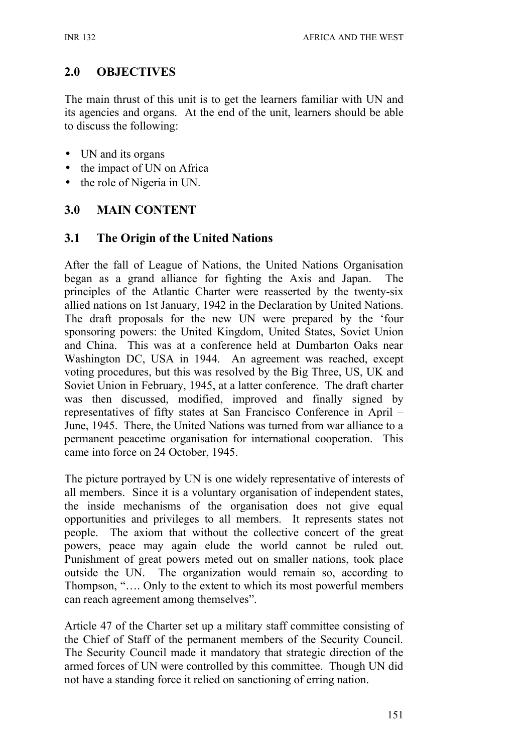## 2.0 OBJECTIVES

The main thrust of this unit is to get the learners familiar with UN and its agencies and organs. At the end of the unit, learners should be able to discuss the following:

- UN and its organs
- the impact of UN on Africa
- the role of Nigeria in UN.

## 3.0 MAIN CONTENT

### 3.1 The Origin of the United Nations

After the fall of League of Nations, the United Nations Organisation began as a grand alliance for fighting the Axis and Japan. The principles of the Atlantic Charter were reasserted by the twenty-six allied nations on 1st January, 1942 in the Declaration by United Nations. The draft proposals for the new UN were prepared by the 'four sponsoring powers: the United Kingdom, United States, Soviet Union and China. This was at a conference held at Dumbarton Oaks near Washington DC, USA in 1944. An agreement was reached, except voting procedures, but this was resolved by the Big Three, US, UK and Soviet Union in February, 1945, at a latter conference. The draft charter was then discussed, modified, improved and finally signed by representatives of fifty states at San Francisco Conference in April – June, 1945. There, the United Nations was turned from war alliance to a permanent peacetime organisation for international cooperation. This came into force on 24 October, 1945.

The picture portrayed by UN is one widely representative of interests of all members. Since it is a voluntary organisation of independent states, the inside mechanisms of the organisation does not give equal opportunities and privileges to all members. It represents states not people. The axiom that without the collective concert of the great powers, peace may again elude the world cannot be ruled out. Punishment of great powers meted out on smaller nations, took place outside the UN. The organization would remain so, according to Thompson, "…. Only to the extent to which its most powerful members can reach agreement among themselves".

Article 47 of the Charter set up a military staff committee consisting of the Chief of Staff of the permanent members of the Security Council. The Security Council made it mandatory that strategic direction of the armed forces of UN were controlled by this committee. Though UN did not have a standing force it relied on sanctioning of erring nation.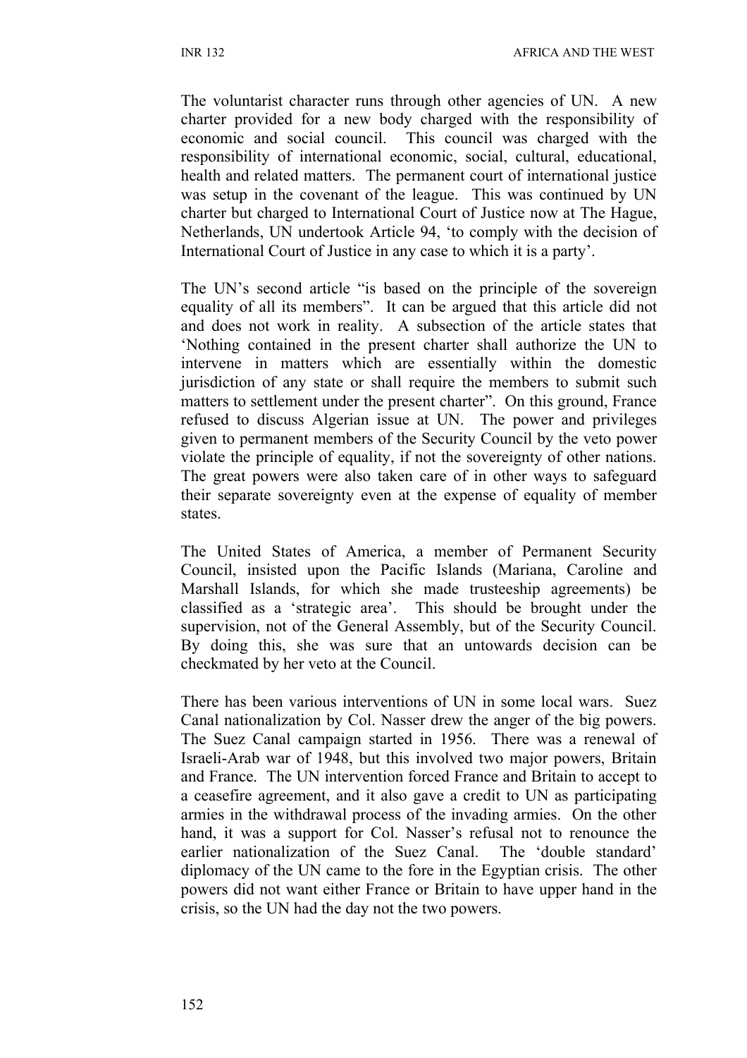The voluntarist character runs through other agencies of UN. A new charter provided for a new body charged with the responsibility of economic and social council. This council was charged with the responsibility of international economic, social, cultural, educational, health and related matters. The permanent court of international justice was setup in the covenant of the league. This was continued by UN charter but charged to International Court of Justice now at The Hague, Netherlands, UN undertook Article 94, 'to comply with the decision of International Court of Justice in any case to which it is a party'.

The UN's second article "is based on the principle of the sovereign equality of all its members". It can be argued that this article did not and does not work in reality. A subsection of the article states that 'Nothing contained in the present charter shall authorize the UN to intervene in matters which are essentially within the domestic jurisdiction of any state or shall require the members to submit such matters to settlement under the present charter". On this ground, France refused to discuss Algerian issue at UN. The power and privileges given to permanent members of the Security Council by the veto power violate the principle of equality, if not the sovereignty of other nations. The great powers were also taken care of in other ways to safeguard their separate sovereignty even at the expense of equality of member states.

The United States of America, a member of Permanent Security Council, insisted upon the Pacific Islands (Mariana, Caroline and Marshall Islands, for which she made trusteeship agreements) be classified as a 'strategic area'. This should be brought under the supervision, not of the General Assembly, but of the Security Council. By doing this, she was sure that an untowards decision can be checkmated by her veto at the Council.

There has been various interventions of UN in some local wars. Suez Canal nationalization by Col. Nasser drew the anger of the big powers. The Suez Canal campaign started in 1956. There was a renewal of Israeli-Arab war of 1948, but this involved two major powers, Britain and France. The UN intervention forced France and Britain to accept to a ceasefire agreement, and it also gave a credit to UN as participating armies in the withdrawal process of the invading armies. On the other hand, it was a support for Col. Nasser's refusal not to renounce the earlier nationalization of the Suez Canal. The 'double standard' diplomacy of the UN came to the fore in the Egyptian crisis. The other powers did not want either France or Britain to have upper hand in the crisis, so the UN had the day not the two powers.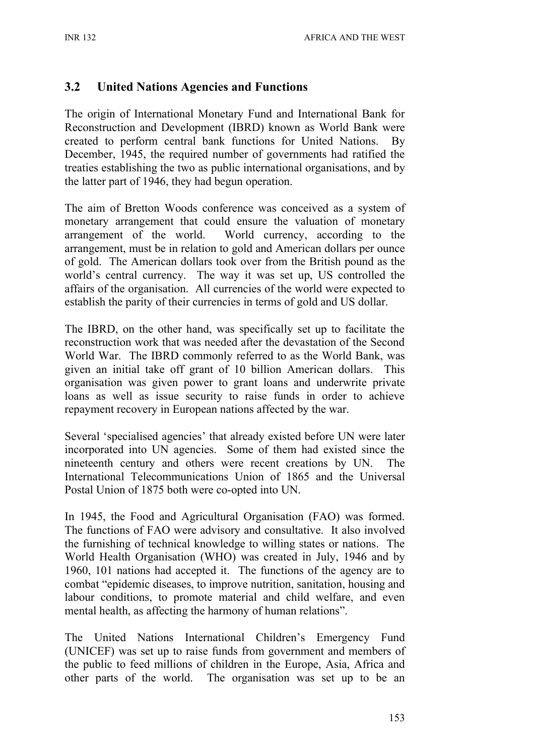## 3.2 United Nations Agencies and Functions

The origin of International Monetary Fund and International Bank for Reconstruction and Development (IBRD) known as World Bank were created to perform central bank functions for United Nations. By December, 1945, the required number of governments had ratified the treaties establishing the two as public international organisations, and by the latter part of 1946, they had begun operation.

The aim of Bretton Woods conference was conceived as a system of monetary arrangement that could ensure the valuation of monetary arrangement of the world. World currency, according to the arrangement, must be in relation to gold and American dollars per ounce of gold. The American dollars took over from the British pound as the world's central currency. The way it was set up, US controlled the affairs of the organisation. All currencies of the world were expected to establish the parity of their currencies in terms of gold and US dollar.

The IBRD, on the other hand, was specifically set up to facilitate the reconstruction work that was needed after the devastation of the Second World War. The IBRD commonly referred to as the World Bank, was given an initial take off grant of 10 billion American dollars. This organisation was given power to grant loans and underwrite private loans as well as issue security to raise funds in order to achieve repayment recovery in European nations affected by the war.

Several 'specialised agencies' that already existed before UN were later incorporated into UN agencies. Some of them had existed since the nineteenth century and others were recent creations by UN. The International Telecommunications Union of 1865 and the Universal Postal Union of 1875 both were co-opted into UN.

In 1945, the Food and Agricultural Organisation (FAO) was formed. The functions of FAO were advisory and consultative. It also involved the furnishing of technical knowledge to willing states or nations. The World Health Organisation (WHO) was created in July, 1946 and by 1960, 101 nations had accepted it. The functions of the agency are to combat "epidemic diseases, to improve nutrition, sanitation, housing and labour conditions, to promote material and child welfare, and even mental health, as affecting the harmony of human relations".

The United Nations International Children's Emergency Fund (UNICEF) was set up to raise funds from government and members of the public to feed millions of children in the Europe, Asia, Africa and other parts of the world. The organisation was set up to be an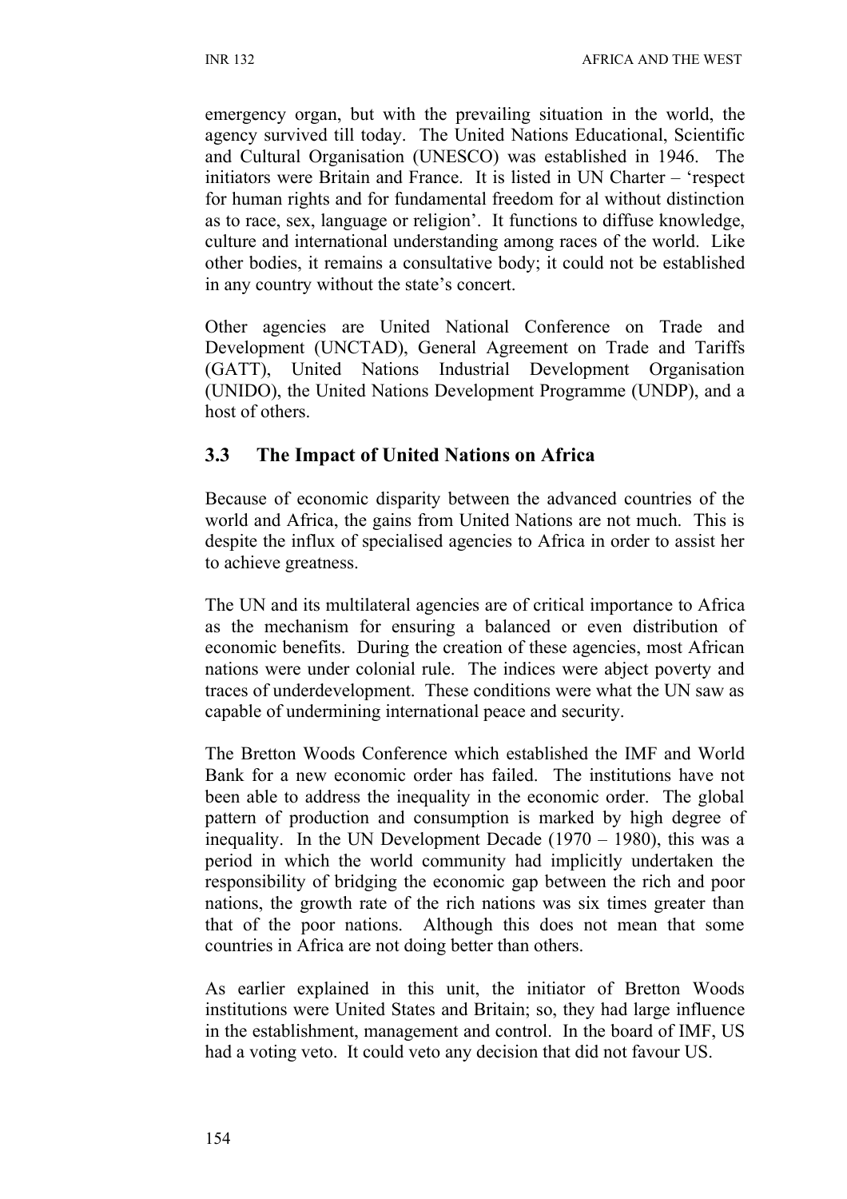emergency organ, but with the prevailing situation in the world, the agency survived till today. The United Nations Educational, Scientific and Cultural Organisation (UNESCO) was established in 1946. The initiators were Britain and France. It is listed in UN Charter – 'respect for human rights and for fundamental freedom for al without distinction as to race, sex, language or religion'. It functions to diffuse knowledge, culture and international understanding among races of the world. Like other bodies, it remains a consultative body; it could not be established in any country without the state's concert.

Other agencies are United National Conference on Trade and Development (UNCTAD), General Agreement on Trade and Tariffs (GATT), United Nations Industrial Development Organisation (UNIDO), the United Nations Development Programme (UNDP), and a host of others.

## 3.3 The Impact of United Nations on Africa

Because of economic disparity between the advanced countries of the world and Africa, the gains from United Nations are not much. This is despite the influx of specialised agencies to Africa in order to assist her to achieve greatness.

The UN and its multilateral agencies are of critical importance to Africa as the mechanism for ensuring a balanced or even distribution of economic benefits. During the creation of these agencies, most African nations were under colonial rule. The indices were abject poverty and traces of underdevelopment. These conditions were what the UN saw as capable of undermining international peace and security.

The Bretton Woods Conference which established the IMF and World Bank for a new economic order has failed. The institutions have not been able to address the inequality in the economic order. The global pattern of production and consumption is marked by high degree of inequality. In the UN Development Decade (1970 – 1980), this was a period in which the world community had implicitly undertaken the responsibility of bridging the economic gap between the rich and poor nations, the growth rate of the rich nations was six times greater than that of the poor nations. Although this does not mean that some countries in Africa are not doing better than others.

As earlier explained in this unit, the initiator of Bretton Woods institutions were United States and Britain; so, they had large influence in the establishment, management and control. In the board of IMF, US had a voting veto. It could veto any decision that did not favour US.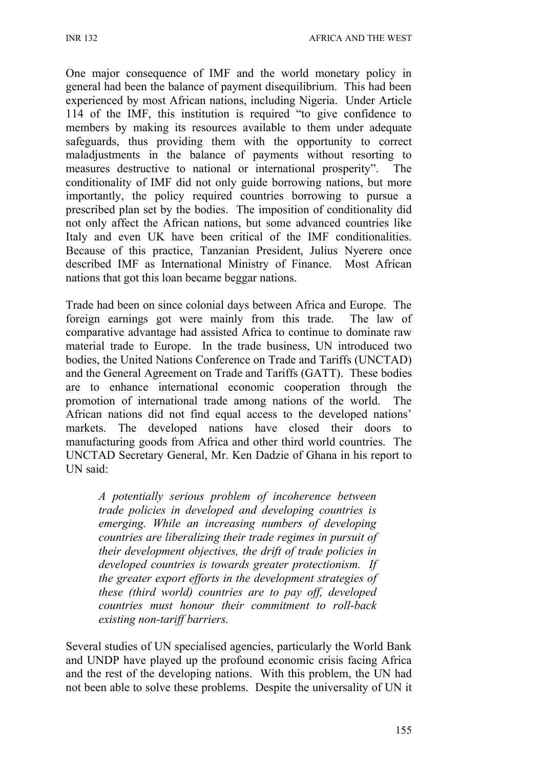One major consequence of IMF and the world monetary policy in general had been the balance of payment disequilibrium. This had been experienced by most African nations, including Nigeria. Under Article 114 of the IMF, this institution is required "to give confidence to members by making its resources available to them under adequate safeguards, thus providing them with the opportunity to correct maladjustments in the balance of payments without resorting to measures destructive to national or international prosperity". The conditionality of IMF did not only guide borrowing nations, but more importantly, the policy required countries borrowing to pursue a prescribed plan set by the bodies. The imposition of conditionality did not only affect the African nations, but some advanced countries like Italy and even UK have been critical of the IMF conditionalities. Because of this practice, Tanzanian President, Julius Nyerere once described IMF as International Ministry of Finance. Most African nations that got this loan became beggar nations.

Trade had been on since colonial days between Africa and Europe. The foreign earnings got were mainly from this trade. The law of comparative advantage had assisted Africa to continue to dominate raw material trade to Europe. In the trade business, UN introduced two bodies, the United Nations Conference on Trade and Tariffs (UNCTAD) and the General Agreement on Trade and Tariffs (GATT). These bodies are to enhance international economic cooperation through the promotion of international trade among nations of the world. The African nations did not find equal access to the developed nations' markets. The developed nations have closed their doors to manufacturing goods from Africa and other third world countries. The UNCTAD Secretary General, Mr. Ken Dadzie of Ghana in his report to UN said:

> *A potentially serious problem of incoherence between trade policies in developed and developing countries is emerging. While an increasing numbers of developing countries are liberalizing their trade regimes in pursuit of their development objectives, the drift of trade policies in developed countries is towards greater protectionism. If the greater export efforts in the development strategies of these (third world) countries are to pay off, developed countries must honour their commitment to roll-back existing non-tariff barriers.*

Several studies of UN specialised agencies, particularly the World Bank and UNDP have played up the profound economic crisis facing Africa and the rest of the developing nations. With this problem, the UN had not been able to solve these problems. Despite the universality of UN it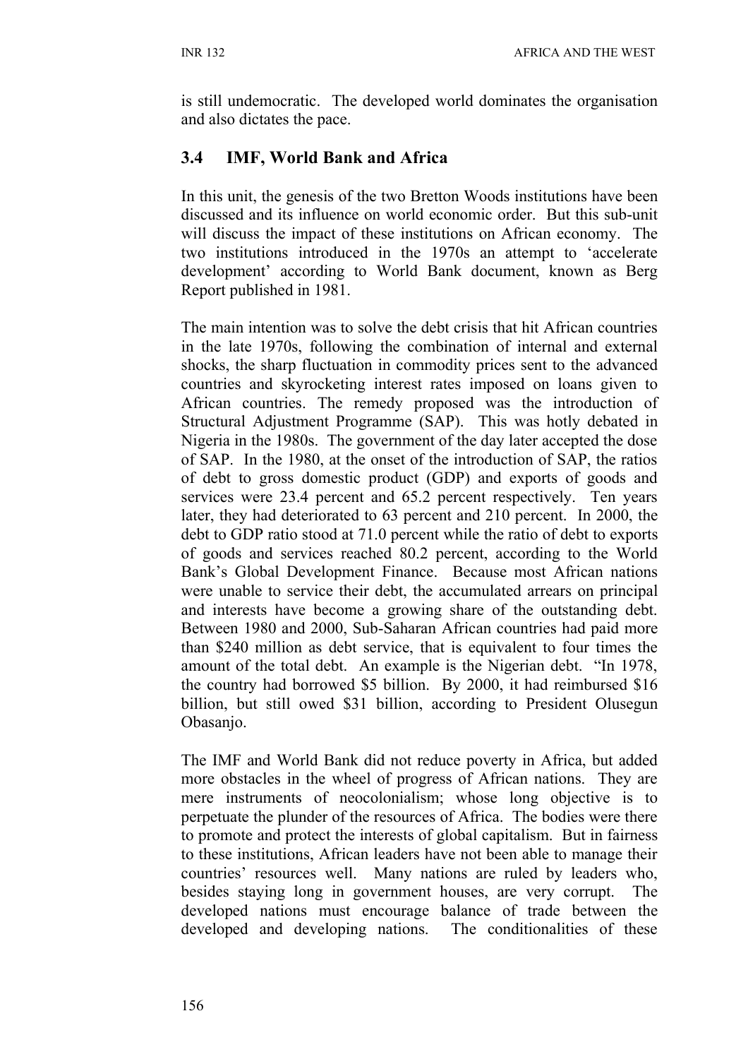is still undemocratic. The developed world dominates the organisation and also dictates the pace.

### 3.4 IMF, World Bank and Africa

In this unit, the genesis of the two Bretton Woods institutions have been discussed and its influence on world economic order. But this sub-unit will discuss the impact of these institutions on African economy. The two institutions introduced in the 1970s an attempt to 'accelerate development' according to World Bank document, known as Berg Report published in 1981.

The main intention was to solve the debt crisis that hit African countries in the late 1970s, following the combination of internal and external shocks, the sharp fluctuation in commodity prices sent to the advanced countries and skyrocketing interest rates imposed on loans given to African countries. The remedy proposed was the introduction of Structural Adjustment Programme (SAP). This was hotly debated in Nigeria in the 1980s. The government of the day later accepted the dose of SAP. In the 1980, at the onset of the introduction of SAP, the ratios of debt to gross domestic product (GDP) and exports of goods and services were 23.4 percent and 65.2 percent respectively. Ten years later, they had deteriorated to 63 percent and 210 percent. In 2000, the debt to GDP ratio stood at 71.0 percent while the ratio of debt to exports of goods and services reached 80.2 percent, according to the World Bank's Global Development Finance. Because most African nations were unable to service their debt, the accumulated arrears on principal and interests have become a growing share of the outstanding debt. Between 1980 and 2000, Sub-Saharan African countries had paid more than $240 million as debt service, that is equivalent to four times the amount of the total debt. An example is the Nigerian debt. "In 1978, the country had borrowed $5 billion. By 2000, it had reimbursed $16 billion, but still owed $31 billion, according to President Olusegun Obasanjo.

The IMF and World Bank did not reduce poverty in Africa, but added more obstacles in the wheel of progress of African nations. They are mere instruments of neocolonialism; whose long objective is to perpetuate the plunder of the resources of Africa. The bodies were there to promote and protect the interests of global capitalism. But in fairness to these institutions, African leaders have not been able to manage their countries' resources well. Many nations are ruled by leaders who, besides staying long in government houses, are very corrupt. The developed nations must encourage balance of trade between the developed and developing nations. The conditionalities of these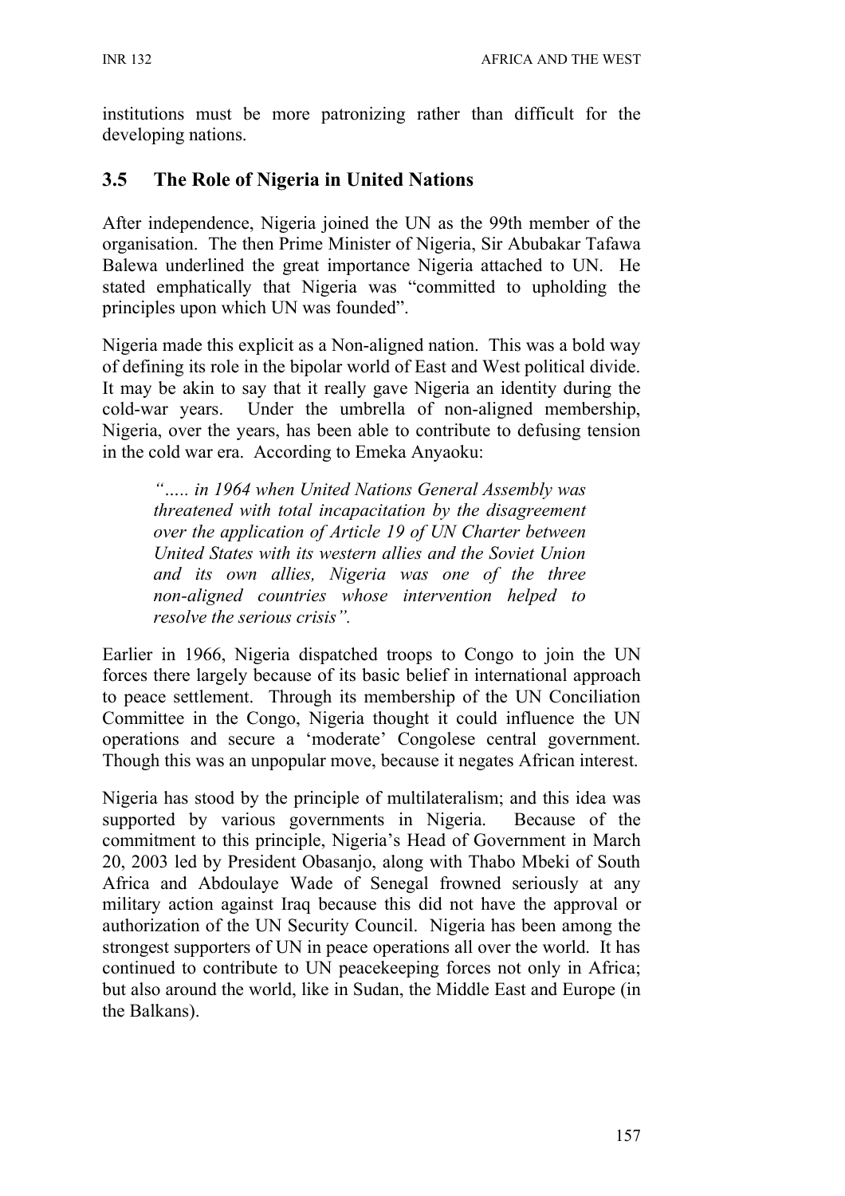institutions must be more patronizing rather than difficult for the developing nations.

## 3.5 The Role of Nigeria in United Nations

After independence, Nigeria joined the UN as the 99th member of the organisation. The then Prime Minister of Nigeria, Sir Abubakar Tafawa Balewa underlined the great importance Nigeria attached to UN. He stated emphatically that Nigeria was "committed to upholding the principles upon which UN was founded".

Nigeria made this explicit as a Non-aligned nation. This was a bold way of defining its role in the bipolar world of East and West political divide. It may be akin to say that it really gave Nigeria an identity during the cold-war years. Under the umbrella of non-aligned membership, Nigeria, over the years, has been able to contribute to defusing tension in the cold war era. According to Emeka Anyaoku:

> *"….. in 1964 when United Nations General Assembly was threatened with total incapacitation by the disagreement over the application of Article 19 of UN Charter between United States with its western allies and the Soviet Union and its own allies, Nigeria was one of the three non-aligned countries whose intervention helped to resolve the serious crisis".*

Earlier in 1966, Nigeria dispatched troops to Congo to join the UN forces there largely because of its basic belief in international approach to peace settlement. Through its membership of the UN Conciliation Committee in the Congo, Nigeria thought it could influence the UN operations and secure a 'moderate' Congolese central government. Though this was an unpopular move, because it negates African interest.

Nigeria has stood by the principle of multilateralism; and this idea was supported by various governments in Nigeria. Because of the commitment to this principle, Nigeria's Head of Government in March 20, 2003 led by President Obasanjo, along with Thabo Mbeki of South Africa and Abdoulaye Wade of Senegal frowned seriously at any military action against Iraq because this did not have the approval or authorization of the UN Security Council. Nigeria has been among the strongest supporters of UN in peace operations all over the world. It has continued to contribute to UN peacekeeping forces not only in Africa; but also around the world, like in Sudan, the Middle East and Europe (in the Balkans).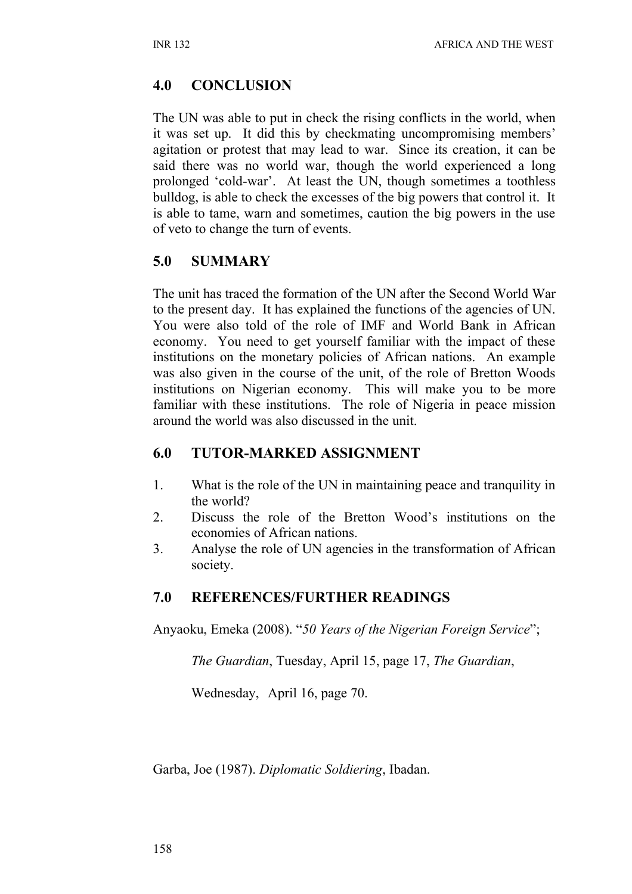## 4.0 CONCLUSION

The UN was able to put in check the rising conflicts in the world, when it was set up. It did this by checkmating uncompromising members' agitation or protest that may lead to war. Since its creation, it can be said there was no world war, though the world experienced a long prolonged 'cold-war'. At least the UN, though sometimes a toothless bulldog, is able to check the excesses of the big powers that control it. It is able to tame, warn and sometimes, caution the big powers in the use of veto to change the turn of events.

## 5.0 SUMMARY

The unit has traced the formation of the UN after the Second World War to the present day. It has explained the functions of the agencies of UN. You were also told of the role of IMF and World Bank in African economy. You need to get yourself familiar with the impact of these institutions on the monetary policies of African nations. An example was also given in the course of the unit, of the role of Bretton Woods institutions on Nigerian economy. This will make you to be more familiar with these institutions. The role of Nigeria in peace mission around the world was also discussed in the unit.

## 6.0 TUTOR-MARKED ASSIGNMENT

1. What is the role of the UN in maintaining peace and tranquility in the world?
2. Discuss the role of the Bretton Wood's institutions on the economies of African nations.
3. Analyse the role of UN agencies in the transformation of African society.

## 7.0 REFERENCES/FURTHER READINGS

Anyaoku, Emeka (2008). "*50 Years of the Nigerian Foreign Service*";

*The Guardian*, Tuesday, April 15, page 17, *The Guardian*,

Wednesday, April 16, page 70.

Garba, Joe (1987). *Diplomatic Soldiering*, Ibadan.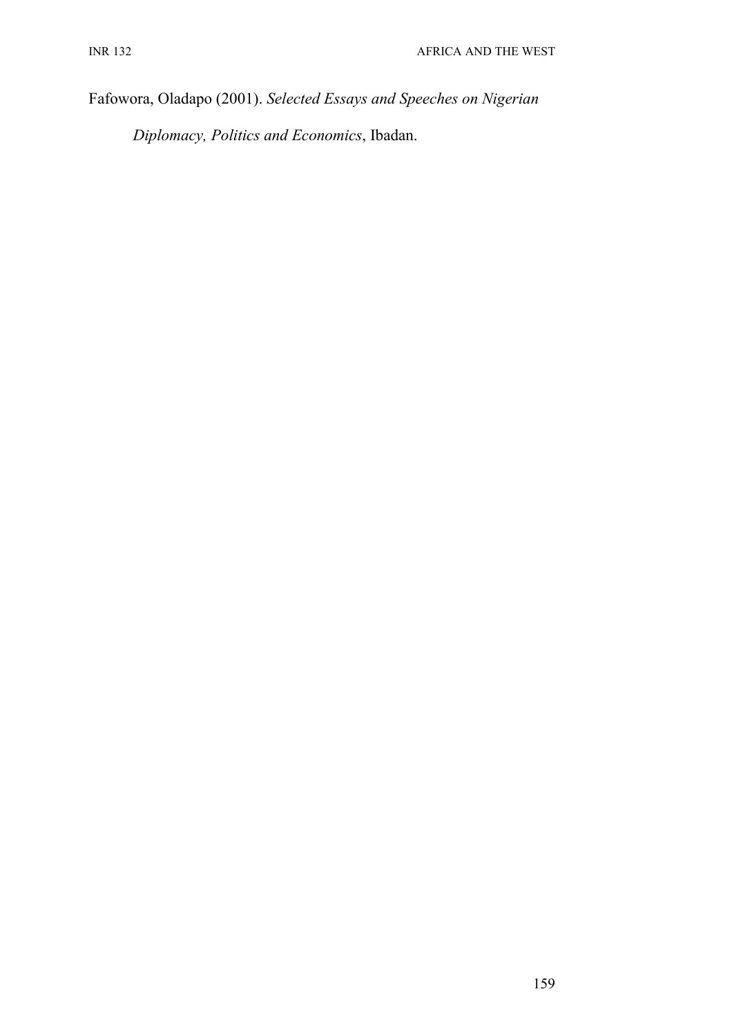Fafowora, Oladapo (2001). *Selected Essays and Speeches on Nigerian Diplomacy, Politics and Economics*, Ibadan.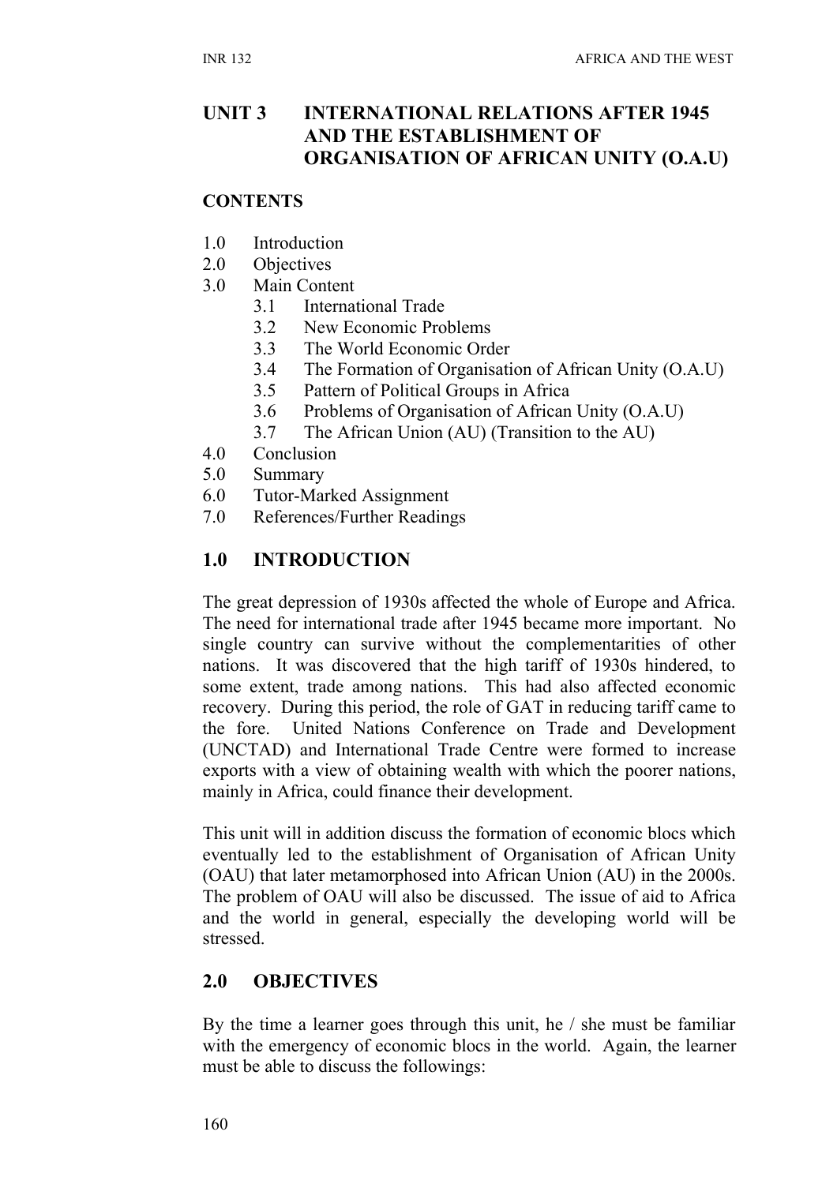## UNIT 3 INTERNATIONAL RELATIONS AFTER 1945 AND THE ESTABLISHMENT OF ORGANISATION OF AFRICAN UNITY (O.A.U)

### CONTENTS

1.0 Introduction
2.0 Objectives
3.0 Main Content
  3.1 International Trade
  3.2 New Economic Problems
  3.3 The World Economic Order
  3.4 The Formation of Organisation of African Unity (O.A.U)
  3.5 Pattern of Political Groups in Africa
  3.6 Problems of Organisation of African Unity (O.A.U)
  3.7 The African Union (AU) (Transition to the AU)
4.0 Conclusion
5.0 Summary
6.0 Tutor-Marked Assignment
7.0 References/Further Readings

### 1.0 INTRODUCTION

The great depression of 1930s affected the whole of Europe and Africa. The need for international trade after 1945 became more important. No single country can survive without the complementarities of other nations. It was discovered that the high tariff of 1930s hindered, to some extent, trade among nations. This had also affected economic recovery. During this period, the role of GAT in reducing tariff came to the fore. United Nations Conference on Trade and Development (UNCTAD) and International Trade Centre were formed to increase exports with a view of obtaining wealth with which the poorer nations, mainly in Africa, could finance their development.

This unit will in addition discuss the formation of economic blocs which eventually led to the establishment of Organisation of African Unity (OAU) that later metamorphosed into African Union (AU) in the 2000s. The problem of OAU will also be discussed. The issue of aid to Africa and the world in general, especially the developing world will be stressed.

### 2.0 OBJECTIVES

By the time a learner goes through this unit, he / she must be familiar with the emergency of economic blocs in the world. Again, the learner must be able to discuss the followings: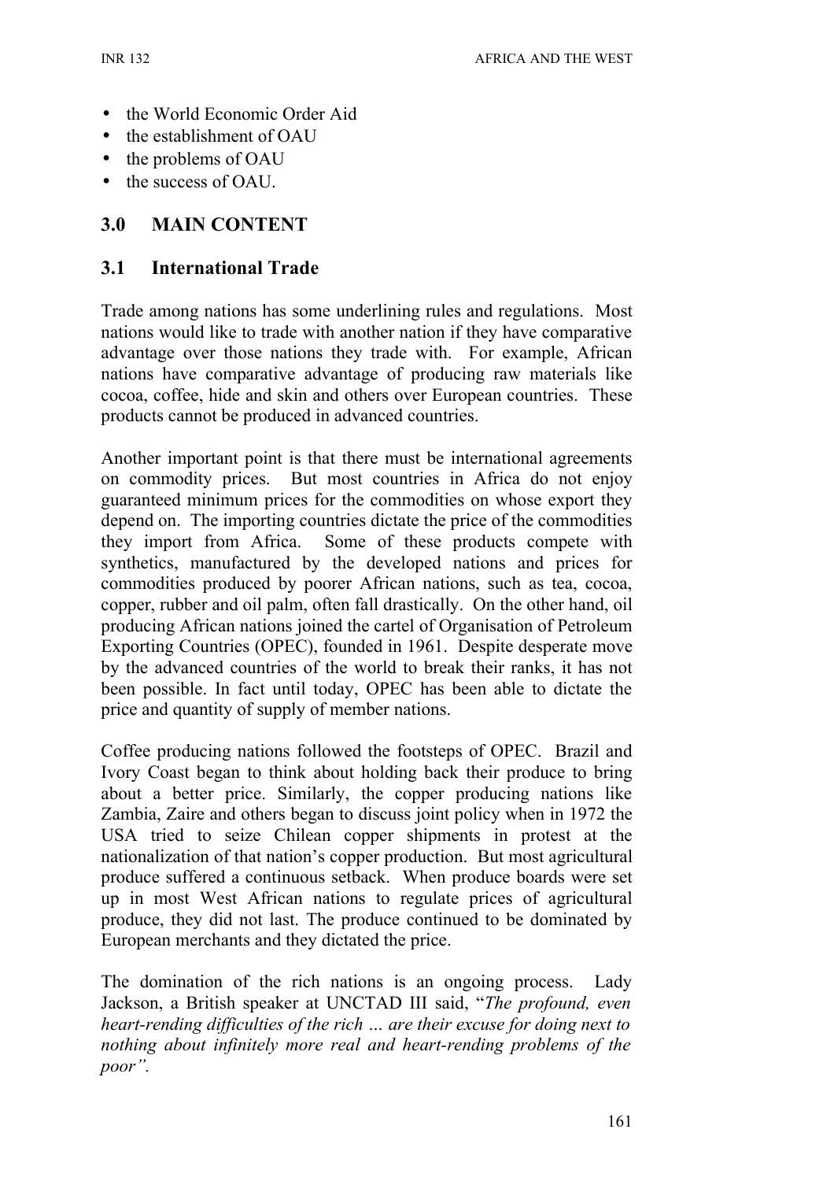- the World Economic Order Aid
- the establishment of OAU
- the problems of OAU
- the success of OAU.

## 3.0 MAIN CONTENT

### 3.1 International Trade

Trade among nations has some underlining rules and regulations. Most nations would like to trade with another nation if they have comparative advantage over those nations they trade with. For example, African nations have comparative advantage of producing raw materials like cocoa, coffee, hide and skin and others over European countries. These products cannot be produced in advanced countries.

Another important point is that there must be international agreements on commodity prices. But most countries in Africa do not enjoy guaranteed minimum prices for the commodities on whose export they depend on. The importing countries dictate the price of the commodities they import from Africa. Some of these products compete with synthetics, manufactured by the developed nations and prices for commodities produced by poorer African nations, such as tea, cocoa, copper, rubber and oil palm, often fall drastically. On the other hand, oil producing African nations joined the cartel of Organisation of Petroleum Exporting Countries (OPEC), founded in 1961. Despite desperate move by the advanced countries of the world to break their ranks, it has not been possible. In fact until today, OPEC has been able to dictate the price and quantity of supply of member nations.

Coffee producing nations followed the footsteps of OPEC. Brazil and Ivory Coast began to think about holding back their produce to bring about a better price. Similarly, the copper producing nations like Zambia, Zaire and others began to discuss joint policy when in 1972 the USA tried to seize Chilean copper shipments in protest at the nationalization of that nation's copper production. But most agricultural produce suffered a continuous setback. When produce boards were set up in most West African nations to regulate prices of agricultural produce, they did not last. The produce continued to be dominated by European merchants and they dictated the price.

The domination of the rich nations is an ongoing process. Lady Jackson, a British speaker at UNCTAD III said, "*The profound, even heart-rending difficulties of the rich … are their excuse for doing next to nothing about infinitely more real and heart-rending problems of the poor"*.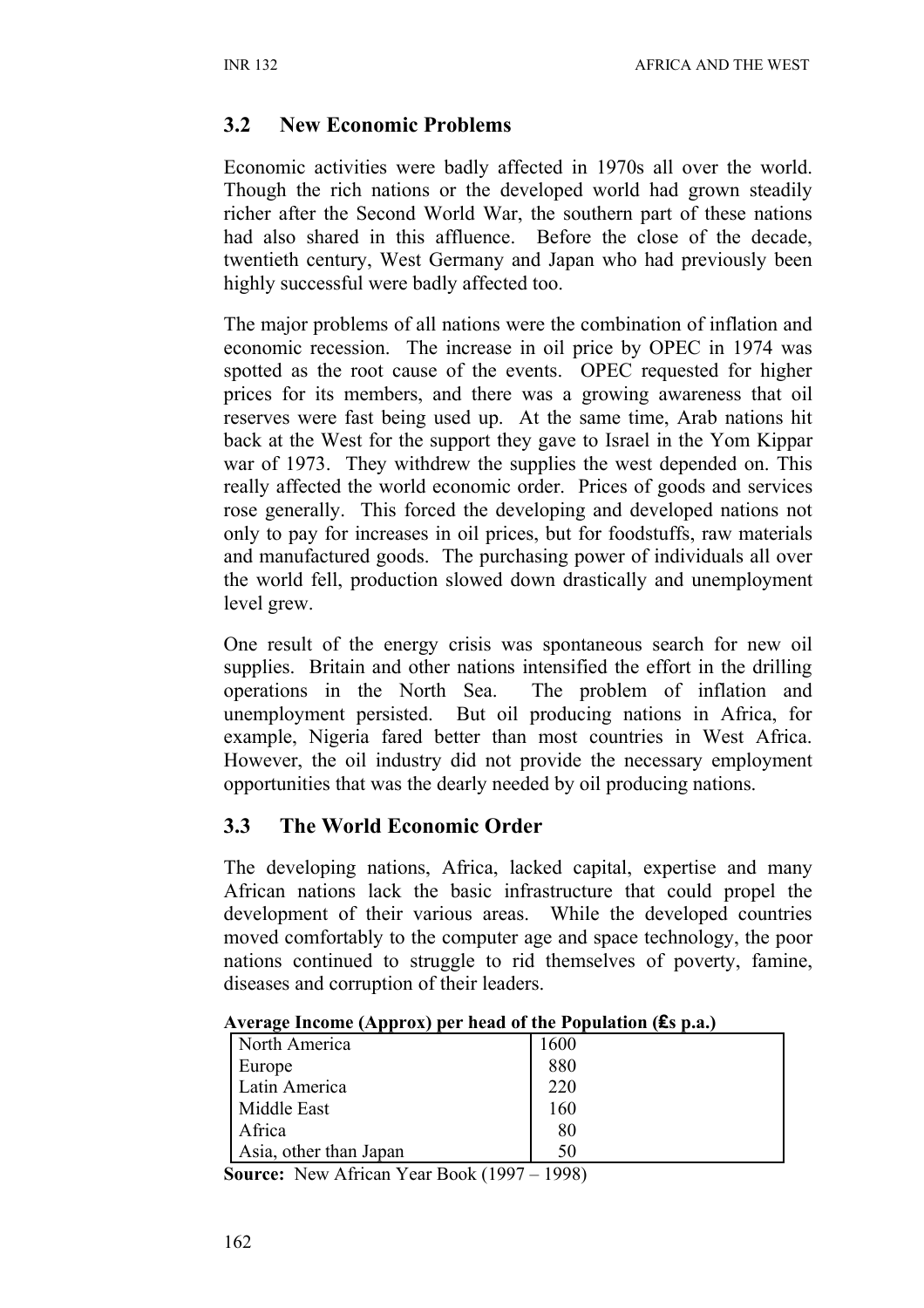## 3.2 New Economic Problems

Economic activities were badly affected in 1970s all over the world. Though the rich nations or the developed world had grown steadily richer after the Second World War, the southern part of these nations had also shared in this affluence. Before the close of the decade, twentieth century, West Germany and Japan who had previously been highly successful were badly affected too.

The major problems of all nations were the combination of inflation and economic recession. The increase in oil price by OPEC in 1974 was spotted as the root cause of the events. OPEC requested for higher prices for its members, and there was a growing awareness that oil reserves were fast being used up. At the same time, Arab nations hit back at the West for the support they gave to Israel in the Yom Kippar war of 1973. They withdrew the supplies the west depended on. This really affected the world economic order. Prices of goods and services rose generally. This forced the developing and developed nations not only to pay for increases in oil prices, but for foodstuffs, raw materials and manufactured goods. The purchasing power of individuals all over the world fell, production slowed down drastically and unemployment level grew.

One result of the energy crisis was spontaneous search for new oil supplies. Britain and other nations intensified the effort in the drilling operations in the North Sea. The problem of inflation and unemployment persisted. But oil producing nations in Africa, for example, Nigeria fared better than most countries in West Africa. However, the oil industry did not provide the necessary employment opportunities that was the dearly needed by oil producing nations.

## 3.3 The World Economic Order

The developing nations, Africa, lacked capital, expertise and many African nations lack the basic infrastructure that could propel the development of their various areas. While the developed countries moved comfortably to the computer age and space technology, the poor nations continued to struggle to rid themselves of poverty, famine, diseases and corruption of their leaders.

**Average Income (Approx) per head of the Population (£s p.a.)**

| Region | Income |
|---|---|
| North America | 1600 |
| Europe | 880 |
| Latin America | 220 |
| Middle East | 160 |
| Africa | 80 |
| Asia, other than Japan | 50 |

**Source:** New African Year Book (1997 – 1998)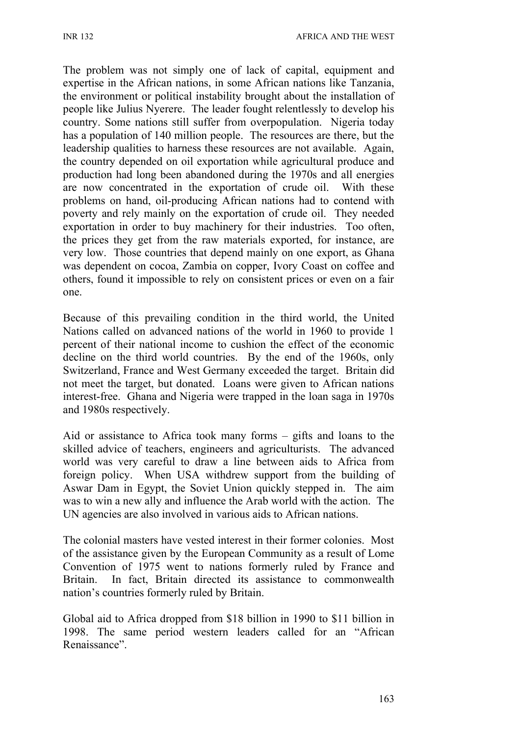The problem was not simply one of lack of capital, equipment and expertise in the African nations, in some African nations like Tanzania, the environment or political instability brought about the installation of people like Julius Nyerere. The leader fought relentlessly to develop his country. Some nations still suffer from overpopulation. Nigeria today has a population of 140 million people. The resources are there, but the leadership qualities to harness these resources are not available. Again, the country depended on oil exportation while agricultural produce and production had long been abandoned during the 1970s and all energies are now concentrated in the exportation of crude oil. With these problems on hand, oil-producing African nations had to contend with poverty and rely mainly on the exportation of crude oil. They needed exportation in order to buy machinery for their industries. Too often, the prices they get from the raw materials exported, for instance, are very low. Those countries that depend mainly on one export, as Ghana was dependent on cocoa, Zambia on copper, Ivory Coast on coffee and others, found it impossible to rely on consistent prices or even on a fair one.

Because of this prevailing condition in the third world, the United Nations called on advanced nations of the world in 1960 to provide 1 percent of their national income to cushion the effect of the economic decline on the third world countries. By the end of the 1960s, only Switzerland, France and West Germany exceeded the target. Britain did not meet the target, but donated. Loans were given to African nations interest-free. Ghana and Nigeria were trapped in the loan saga in 1970s and 1980s respectively.

Aid or assistance to Africa took many forms – gifts and loans to the skilled advice of teachers, engineers and agriculturists. The advanced world was very careful to draw a line between aids to Africa from foreign policy. When USA withdrew support from the building of Aswar Dam in Egypt, the Soviet Union quickly stepped in. The aim was to win a new ally and influence the Arab world with the action. The UN agencies are also involved in various aids to African nations.

The colonial masters have vested interest in their former colonies. Most of the assistance given by the European Community as a result of Lome Convention of 1975 went to nations formerly ruled by France and Britain. In fact, Britain directed its assistance to commonwealth nation's countries formerly ruled by Britain.

Global aid to Africa dropped from $18 billion in 1990 to $11 billion in 1998. The same period western leaders called for an "African Renaissance".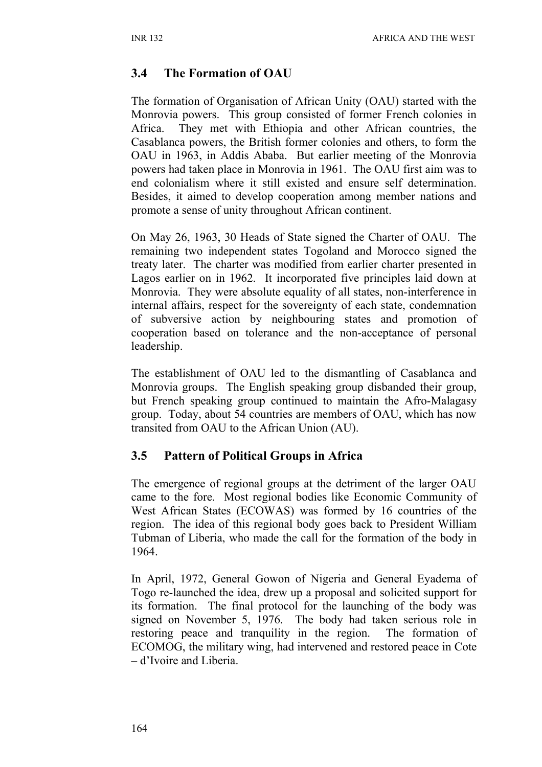## 3.4 The Formation of OAU

The formation of Organisation of African Unity (OAU) started with the Monrovia powers. This group consisted of former French colonies in Africa. They met with Ethiopia and other African countries, the Casablanca powers, the British former colonies and others, to form the OAU in 1963, in Addis Ababa. But earlier meeting of the Monrovia powers had taken place in Monrovia in 1961. The OAU first aim was to end colonialism where it still existed and ensure self determination. Besides, it aimed to develop cooperation among member nations and promote a sense of unity throughout African continent.

On May 26, 1963, 30 Heads of State signed the Charter of OAU. The remaining two independent states Togoland and Morocco signed the treaty later. The charter was modified from earlier charter presented in Lagos earlier on in 1962. It incorporated five principles laid down at Monrovia. They were absolute equality of all states, non-interference in internal affairs, respect for the sovereignty of each state, condemnation of subversive action by neighbouring states and promotion of cooperation based on tolerance and the non-acceptance of personal leadership.

The establishment of OAU led to the dismantling of Casablanca and Monrovia groups. The English speaking group disbanded their group, but French speaking group continued to maintain the Afro-Malagasy group. Today, about 54 countries are members of OAU, which has now transited from OAU to the African Union (AU).

## 3.5 Pattern of Political Groups in Africa

The emergence of regional groups at the detriment of the larger OAU came to the fore. Most regional bodies like Economic Community of West African States (ECOWAS) was formed by 16 countries of the region. The idea of this regional body goes back to President William Tubman of Liberia, who made the call for the formation of the body in 1964.

In April, 1972, General Gowon of Nigeria and General Eyadema of Togo re-launched the idea, drew up a proposal and solicited support for its formation. The final protocol for the launching of the body was signed on November 5, 1976. The body had taken serious role in restoring peace and tranquility in the region. The formation of ECOMOG, the military wing, had intervened and restored peace in Cote – d'Ivoire and Liberia.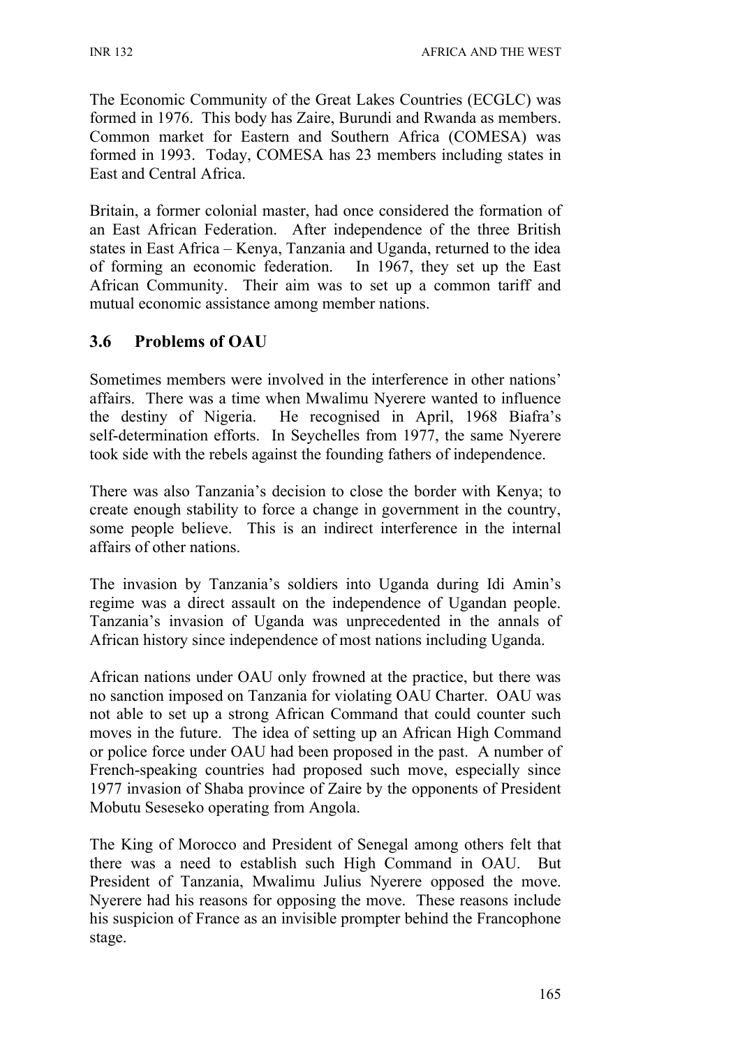The Economic Community of the Great Lakes Countries (ECGLC) was formed in 1976. This body has Zaire, Burundi and Rwanda as members. Common market for Eastern and Southern Africa (COMESA) was formed in 1993. Today, COMESA has 23 members including states in East and Central Africa.

Britain, a former colonial master, had once considered the formation of an East African Federation. After independence of the three British states in East Africa – Kenya, Tanzania and Uganda, returned to the idea of forming an economic federation. In 1967, they set up the East African Community. Their aim was to set up a common tariff and mutual economic assistance among member nations.

## 3.6 Problems of OAU

Sometimes members were involved in the interference in other nations' affairs. There was a time when Mwalimu Nyerere wanted to influence the destiny of Nigeria. He recognised in April, 1968 Biafra's self-determination efforts. In Seychelles from 1977, the same Nyerere took side with the rebels against the founding fathers of independence.

There was also Tanzania's decision to close the border with Kenya; to create enough stability to force a change in government in the country, some people believe. This is an indirect interference in the internal affairs of other nations.

The invasion by Tanzania's soldiers into Uganda during Idi Amin's regime was a direct assault on the independence of Ugandan people. Tanzania's invasion of Uganda was unprecedented in the annals of African history since independence of most nations including Uganda.

African nations under OAU only frowned at the practice, but there was no sanction imposed on Tanzania for violating OAU Charter. OAU was not able to set up a strong African Command that could counter such moves in the future. The idea of setting up an African High Command or police force under OAU had been proposed in the past. A number of French-speaking countries had proposed such move, especially since 1977 invasion of Shaba province of Zaire by the opponents of President Mobutu Seseseko operating from Angola.

The King of Morocco and President of Senegal among others felt that there was a need to establish such High Command in OAU. But President of Tanzania, Mwalimu Julius Nyerere opposed the move. Nyerere had his reasons for opposing the move. These reasons include his suspicion of France as an invisible prompter behind the Francophone stage.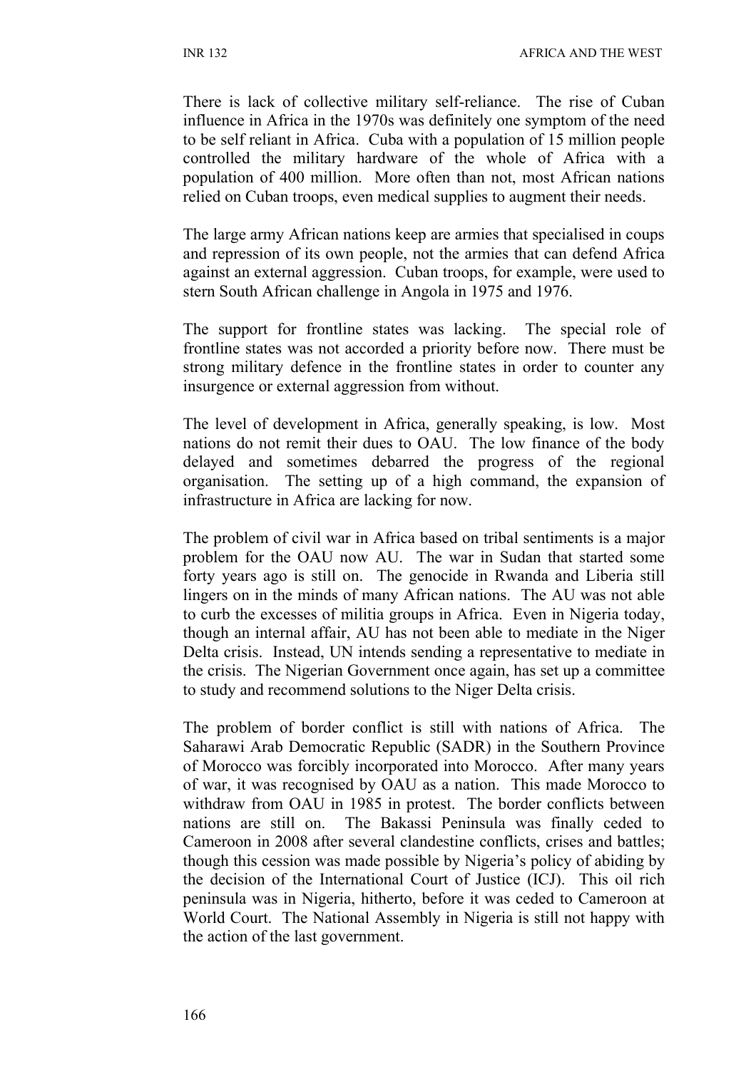There is lack of collective military self-reliance. The rise of Cuban influence in Africa in the 1970s was definitely one symptom of the need to be self reliant in Africa. Cuba with a population of 15 million people controlled the military hardware of the whole of Africa with a population of 400 million. More often than not, most African nations relied on Cuban troops, even medical supplies to augment their needs.

The large army African nations keep are armies that specialised in coups and repression of its own people, not the armies that can defend Africa against an external aggression. Cuban troops, for example, were used to stern South African challenge in Angola in 1975 and 1976.

The support for frontline states was lacking. The special role of frontline states was not accorded a priority before now. There must be strong military defence in the frontline states in order to counter any insurgence or external aggression from without.

The level of development in Africa, generally speaking, is low. Most nations do not remit their dues to OAU. The low finance of the body delayed and sometimes debarred the progress of the regional organisation. The setting up of a high command, the expansion of infrastructure in Africa are lacking for now.

The problem of civil war in Africa based on tribal sentiments is a major problem for the OAU now AU. The war in Sudan that started some forty years ago is still on. The genocide in Rwanda and Liberia still lingers on in the minds of many African nations. The AU was not able to curb the excesses of militia groups in Africa. Even in Nigeria today, though an internal affair, AU has not been able to mediate in the Niger Delta crisis. Instead, UN intends sending a representative to mediate in the crisis. The Nigerian Government once again, has set up a committee to study and recommend solutions to the Niger Delta crisis.

The problem of border conflict is still with nations of Africa. The Saharawi Arab Democratic Republic (SADR) in the Southern Province of Morocco was forcibly incorporated into Morocco. After many years of war, it was recognised by OAU as a nation. This made Morocco to withdraw from OAU in 1985 in protest. The border conflicts between nations are still on. The Bakassi Peninsula was finally ceded to Cameroon in 2008 after several clandestine conflicts, crises and battles; though this cession was made possible by Nigeria's policy of abiding by the decision of the International Court of Justice (ICJ). This oil rich peninsula was in Nigeria, hitherto, before it was ceded to Cameroon at World Court. The National Assembly in Nigeria is still not happy with the action of the last government.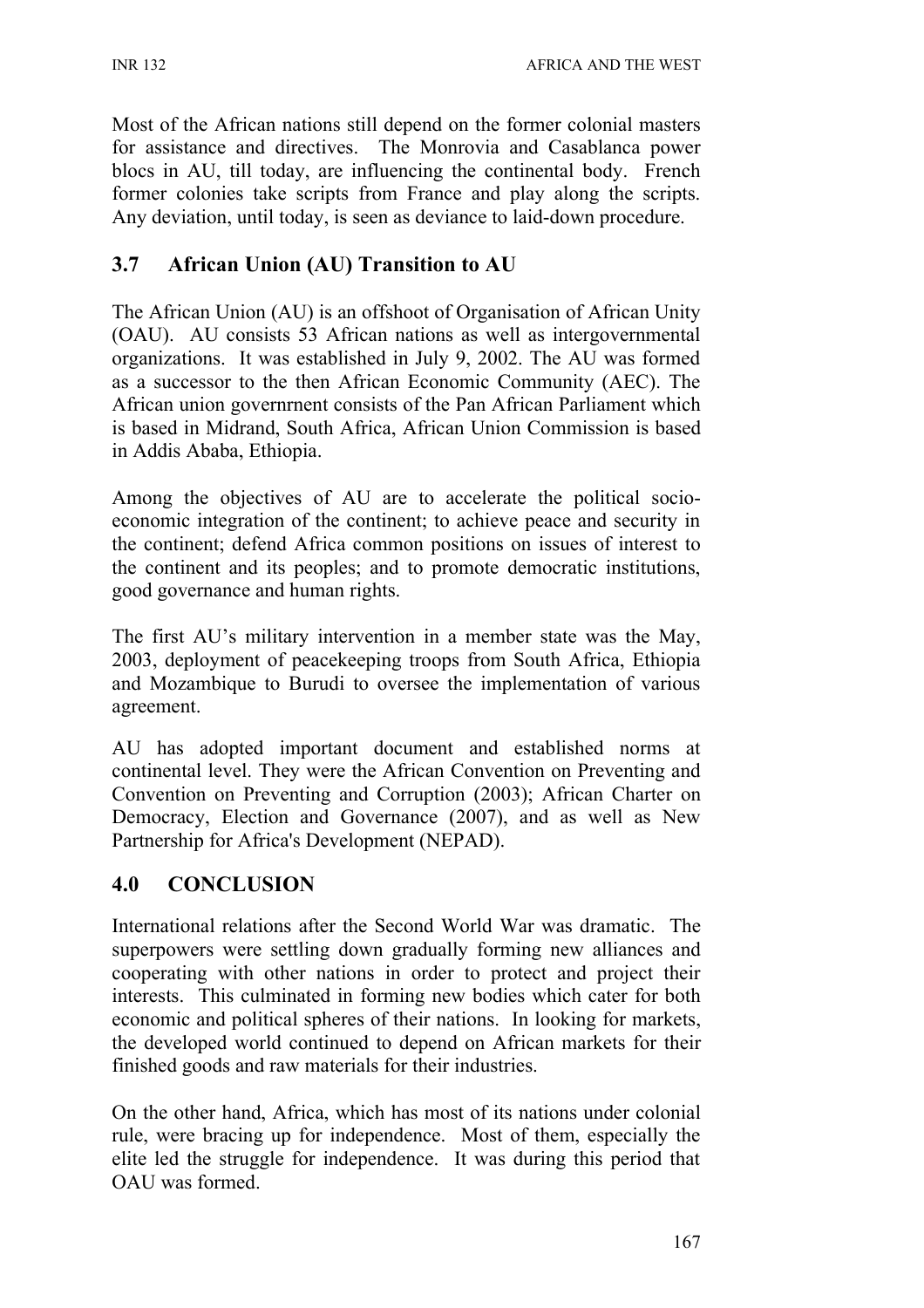Most of the African nations still depend on the former colonial masters for assistance and directives. The Monrovia and Casablanca power blocs in AU, till today, are influencing the continental body. French former colonies take scripts from France and play along the scripts. Any deviation, until today, is seen as deviance to laid-down procedure.

## 3.7 African Union (AU) Transition to AU

The African Union (AU) is an offshoot of Organisation of African Unity (OAU). AU consists 53 African nations as well as intergovernmental organizations. It was established in July 9, 2002. The AU was formed as a successor to the then African Economic Community (AEC). The African union governrnent consists of the Pan African Parliament which is based in Midrand, South Africa, African Union Commission is based in Addis Ababa, Ethiopia.

Among the objectives of AU are to accelerate the political socio-economic integration of the continent; to achieve peace and security in the continent; defend Africa common positions on issues of interest to the continent and its peoples; and to promote democratic institutions, good governance and human rights.

The first AU's military intervention in a member state was the May, 2003, deployment of peacekeeping troops from South Africa, Ethiopia and Mozambique to Burudi to oversee the implementation of various agreement.

AU has adopted important document and established norms at continental level. They were the African Convention on Preventing and Convention on Preventing and Corruption (2003); African Charter on Democracy, Election and Governance (2007), and as well as New Partnership for Africa's Development (NEPAD).

# 4.0 CONCLUSION

International relations after the Second World War was dramatic. The superpowers were settling down gradually forming new alliances and cooperating with other nations in order to protect and project their interests. This culminated in forming new bodies which cater for both economic and political spheres of their nations. In looking for markets, the developed world continued to depend on African markets for their finished goods and raw materials for their industries.

On the other hand, Africa, which has most of its nations under colonial rule, were bracing up for independence. Most of them, especially the elite led the struggle for independence. It was during this period that OAU was formed.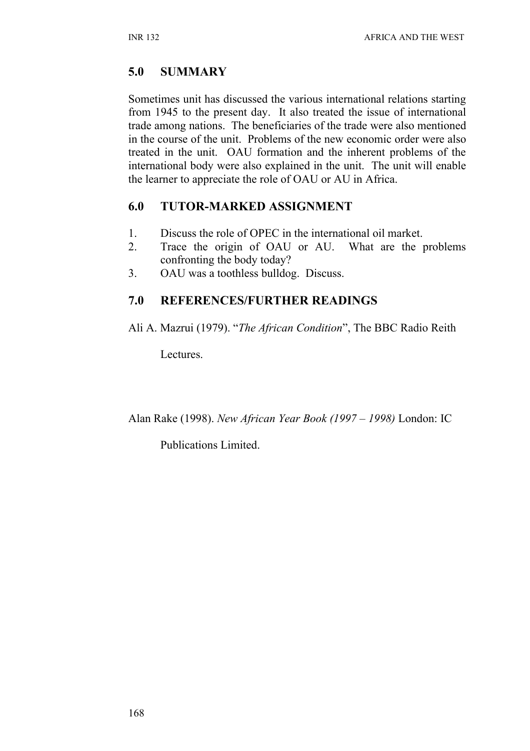## 5.0 SUMMARY

Sometimes unit has discussed the various international relations starting from 1945 to the present day. It also treated the issue of international trade among nations. The beneficiaries of the trade were also mentioned in the course of the unit. Problems of the new economic order were also treated in the unit. OAU formation and the inherent problems of the international body were also explained in the unit. The unit will enable the learner to appreciate the role of OAU or AU in Africa.

## 6.0 TUTOR-MARKED ASSIGNMENT

1. Discuss the role of OPEC in the international oil market.
2. Trace the origin of OAU or AU. What are the problems confronting the body today?
3. OAU was a toothless bulldog. Discuss.

## 7.0 REFERENCES/FURTHER READINGS

Ali A. Mazrui (1979). "*The African Condition*", The BBC Radio Reith Lectures.

Alan Rake (1998). *New African Year Book (1997 – 1998)* London: IC Publications Limited.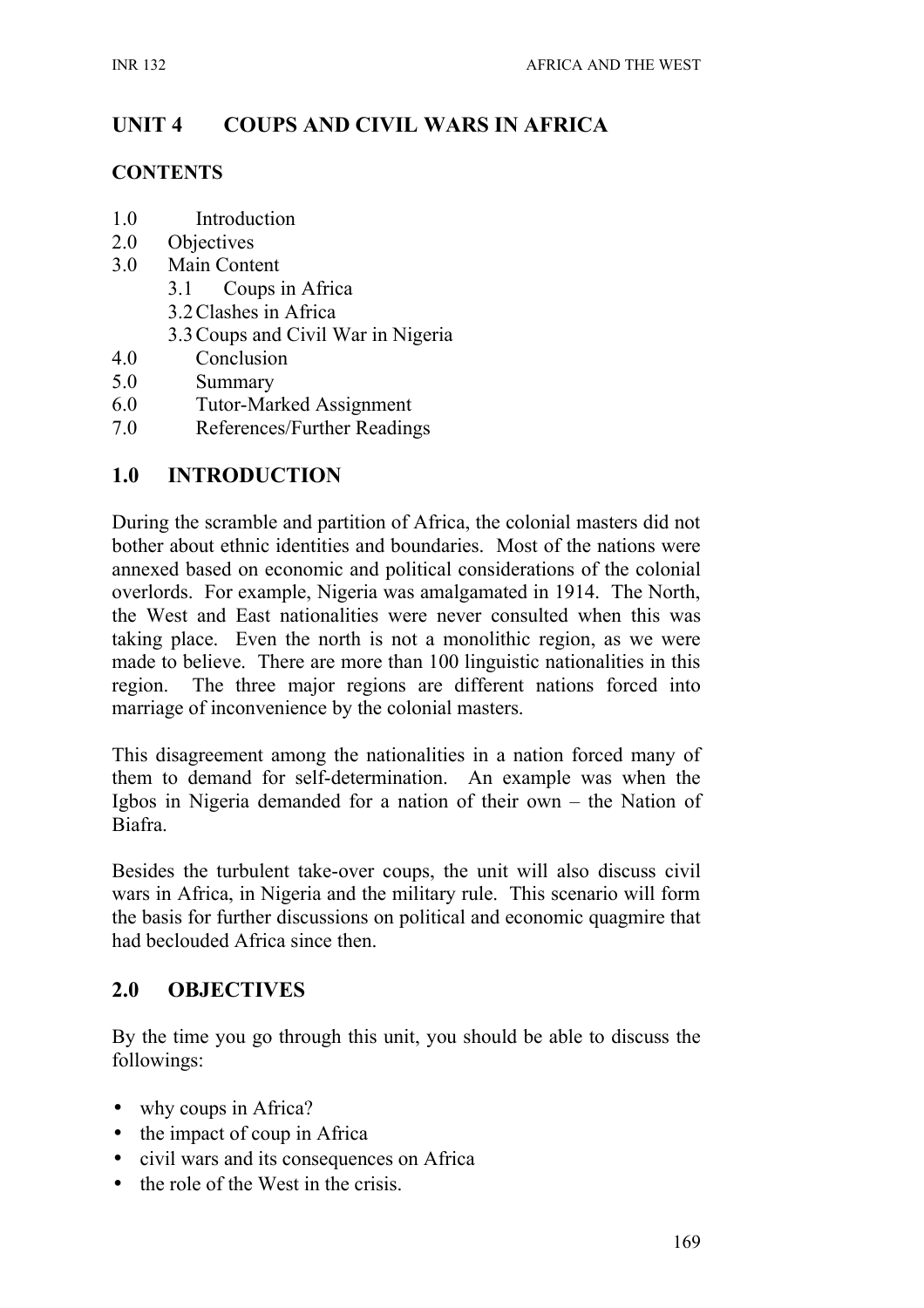## UNIT 4 COUPS AND CIVIL WARS IN AFRICA

### CONTENTS

1.0 Introduction
2.0 Objectives
3.0 Main Content
    3.1 Coups in Africa
    3.2 Clashes in Africa
    3.3 Coups and Civil War in Nigeria
4.0 Conclusion
5.0 Summary
6.0 Tutor-Marked Assignment
7.0 References/Further Readings

## 1.0 INTRODUCTION

During the scramble and partition of Africa, the colonial masters did not bother about ethnic identities and boundaries. Most of the nations were annexed based on economic and political considerations of the colonial overlords. For example, Nigeria was amalgamated in 1914. The North, the West and East nationalities were never consulted when this was taking place. Even the north is not a monolithic region, as we were made to believe. There are more than 100 linguistic nationalities in this region. The three major regions are different nations forced into marriage of inconvenience by the colonial masters.

This disagreement among the nationalities in a nation forced many of them to demand for self-determination. An example was when the Igbos in Nigeria demanded for a nation of their own – the Nation of Biafra.

Besides the turbulent take-over coups, the unit will also discuss civil wars in Africa, in Nigeria and the military rule. This scenario will form the basis for further discussions on political and economic quagmire that had beclouded Africa since then.

## 2.0 OBJECTIVES

By the time you go through this unit, you should be able to discuss the followings:

- why coups in Africa?
- the impact of coup in Africa
- civil wars and its consequences on Africa
- the role of the West in the crisis.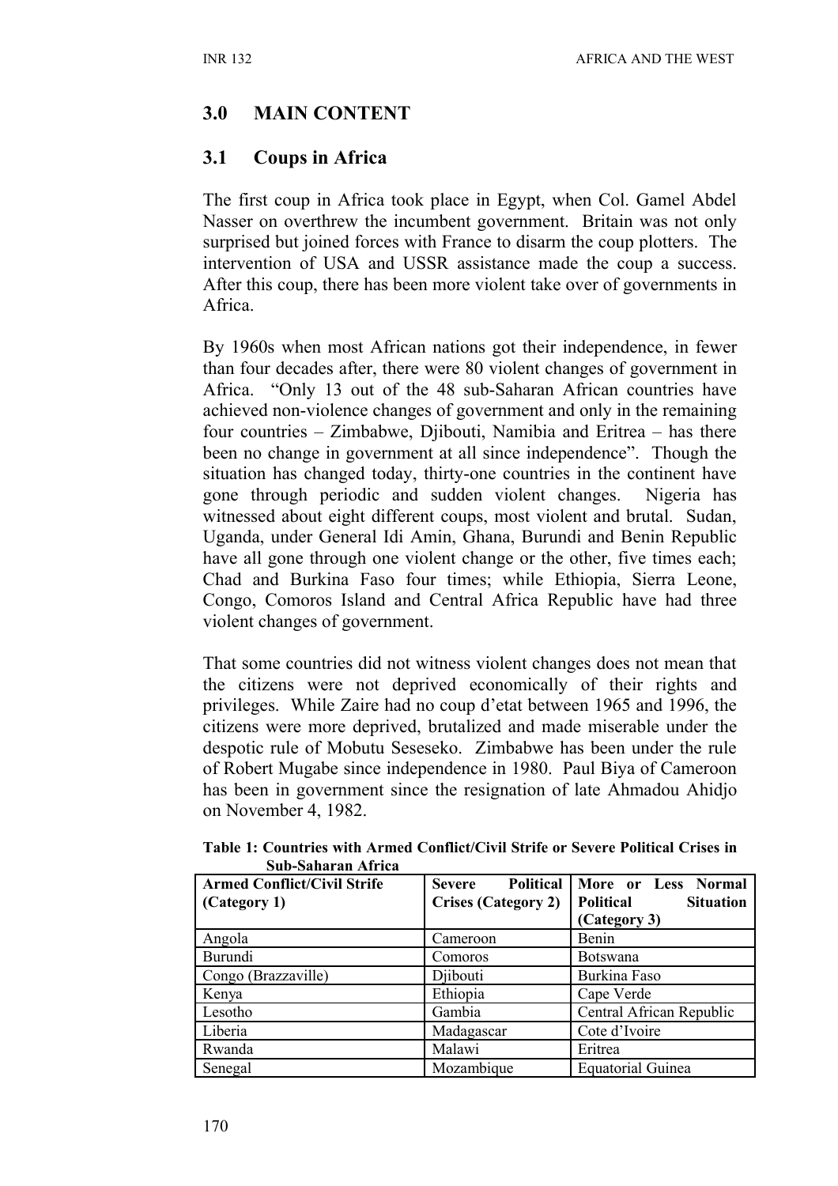## 3.0 MAIN CONTENT

### 3.1 Coups in Africa

The first coup in Africa took place in Egypt, when Col. Gamel Abdel Nasser on overthrew the incumbent government. Britain was not only surprised but joined forces with France to disarm the coup plotters. The intervention of USA and USSR assistance made the coup a success. After this coup, there has been more violent take over of governments in Africa.

By 1960s when most African nations got their independence, in fewer than four decades after, there were 80 violent changes of government in Africa. "Only 13 out of the 48 sub-Saharan African countries have achieved non-violence changes of government and only in the remaining four countries – Zimbabwe, Djibouti, Namibia and Eritrea – has there been no change in government at all since independence". Though the situation has changed today, thirty-one countries in the continent have gone through periodic and sudden violent changes. Nigeria has witnessed about eight different coups, most violent and brutal. Sudan, Uganda, under General Idi Amin, Ghana, Burundi and Benin Republic have all gone through one violent change or the other, five times each; Chad and Burkina Faso four times; while Ethiopia, Sierra Leone, Congo, Comoros Island and Central Africa Republic have had three violent changes of government.

That some countries did not witness violent changes does not mean that the citizens were not deprived economically of their rights and privileges. While Zaire had no coup d'etat between 1965 and 1996, the citizens were more deprived, brutalized and made miserable under the despotic rule of Mobutu Sesesseko. Zimbabwe has been under the rule of Robert Mugabe since independence in 1980. Paul Biya of Cameroon has been in government since the resignation of late Ahmadou Ahidjo on November 4, 1982.

**Table 1: Countries with Armed Conflict/Civil Strife or Severe Political Crises in Sub-Saharan Africa**

| Armed Conflict/Civil Strife (Category 1) | Severe Political Crises (Category 2) | More or Less Normal Political Situation (Category 3) |
|---|---|---|
| Angola | Cameroon | Benin |
| Burundi | Comoros | Botswana |
| Congo (Brazzaville) | Djibouti | Burkina Faso |
| Kenya | Ethiopia | Cape Verde |
| Lesotho | Gambia | Central African Republic |
| Liberia | Madagascar | Cote d'Ivoire |
| Rwanda | Malawi | Eritrea |
| Senegal | Mozambique | Equatorial Guinea |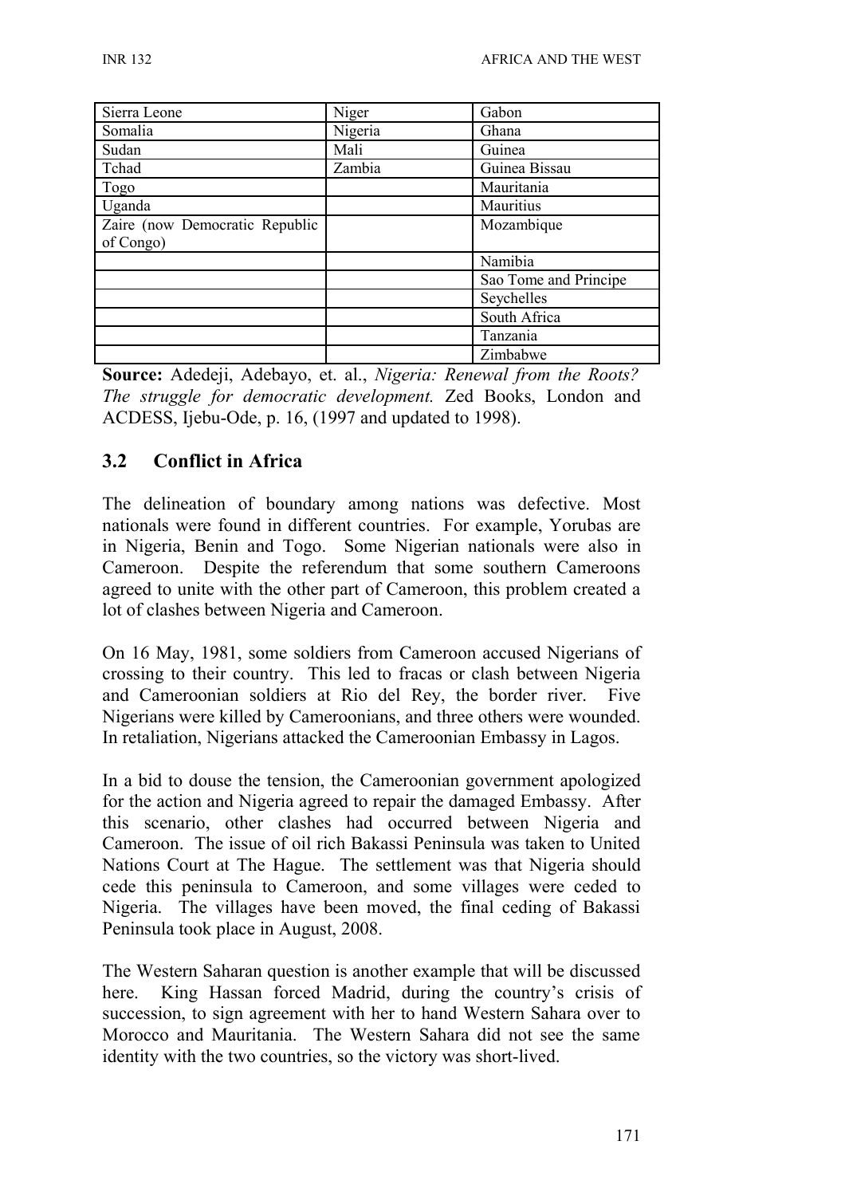| Sierra Leone | Niger | Gabon |
|---|---|---|
| Somalia | Nigeria | Ghana |
| Sudan | Mali | Guinea |
| Tchad | Zambia | Guinea Bissau |
| Togo | | Mauritania |
| Uganda | | Mauritius |
| Zaire (now Democratic Republic of Congo) | | Mozambique |
| | | Namibia |
| | | Sao Tome and Principe |
| | | Seychelles |
| | | South Africa |
| | | Tanzania |
| | | Zimbabwe |

**Source:** Adedeji, Adebayo, et. al., *Nigeria: Renewal from the Roots? The struggle for democratic development.* Zed Books, London and ACDESS, Ijebu-Ode, p. 16, (1997 and updated to 1998).

## 3.2 Conflict in Africa

The delineation of boundary among nations was defective. Most nationals were found in different countries. For example, Yorubas are in Nigeria, Benin and Togo. Some Nigerian nationals were also in Cameroon. Despite the referendum that some southern Cameroons agreed to unite with the other part of Cameroon, this problem created a lot of clashes between Nigeria and Cameroon.

On 16 May, 1981, some soldiers from Cameroon accused Nigerians of crossing to their country. This led to fracas or clash between Nigeria and Cameroonian soldiers at Rio del Rey, the border river. Five Nigerians were killed by Cameroonians, and three others were wounded. In retaliation, Nigerians attacked the Cameroonian Embassy in Lagos.

In a bid to douse the tension, the Cameroonian government apologized for the action and Nigeria agreed to repair the damaged Embassy. After this scenario, other clashes had occurred between Nigeria and Cameroon. The issue of oil rich Bakassi Peninsula was taken to United Nations Court at The Hague. The settlement was that Nigeria should cede this peninsula to Cameroon, and some villages were ceded to Nigeria. The villages have been moved, the final ceding of Bakassi Peninsula took place in August, 2008.

The Western Saharan question is another example that will be discussed here. King Hassan forced Madrid, during the country's crisis of succession, to sign agreement with her to hand Western Sahara over to Morocco and Mauritania. The Western Sahara did not see the same identity with the two countries, so the victory was short-lived.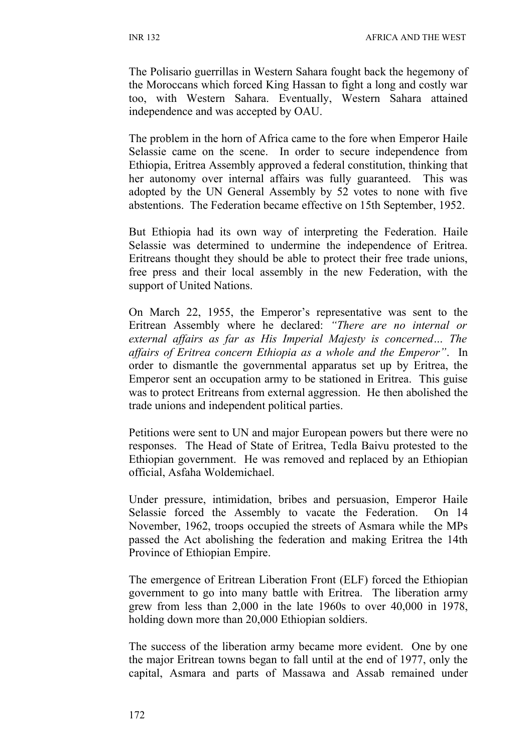The Polisario guerrillas in Western Sahara fought back the hegemony of the Moroccans which forced King Hassan to fight a long and costly war too, with Western Sahara. Eventually, Western Sahara attained independence and was accepted by OAU.

The problem in the horn of Africa came to the fore when Emperor Haile Selassie came on the scene. In order to secure independence from Ethiopia, Eritrea Assembly approved a federal constitution, thinking that her autonomy over internal affairs was fully guaranteed. This was adopted by the UN General Assembly by 52 votes to none with five abstentions. The Federation became effective on 15th September, 1952.

But Ethiopia had its own way of interpreting the Federation. Haile Selassie was determined to undermine the independence of Eritrea. Eritreans thought they should be able to protect their free trade unions, free press and their local assembly in the new Federation, with the support of United Nations.

On March 22, 1955, the Emperor's representative was sent to the Eritrean Assembly where he declared: *"There are no internal or external affairs as far as His Imperial Majesty is concerned… The affairs of Eritrea concern Ethiopia as a whole and the Emperor"*. In order to dismantle the governmental apparatus set up by Eritrea, the Emperor sent an occupation army to be stationed in Eritrea. This guise was to protect Eritreans from external aggression. He then abolished the trade unions and independent political parties.

Petitions were sent to UN and major European powers but there were no responses. The Head of State of Eritrea, Tedla Baivu protested to the Ethiopian government. He was removed and replaced by an Ethiopian official, Asfaha Woldemichael.

Under pressure, intimidation, bribes and persuasion, Emperor Haile Selassie forced the Assembly to vacate the Federation. On 14 November, 1962, troops occupied the streets of Asmara while the MPs passed the Act abolishing the federation and making Eritrea the 14th Province of Ethiopian Empire.

The emergence of Eritrean Liberation Front (ELF) forced the Ethiopian government to go into many battle with Eritrea. The liberation army grew from less than 2,000 in the late 1960s to over 40,000 in 1978, holding down more than 20,000 Ethiopian soldiers.

The success of the liberation army became more evident. One by one the major Eritrean towns began to fall until at the end of 1977, only the capital, Asmara and parts of Massawa and Assab remained under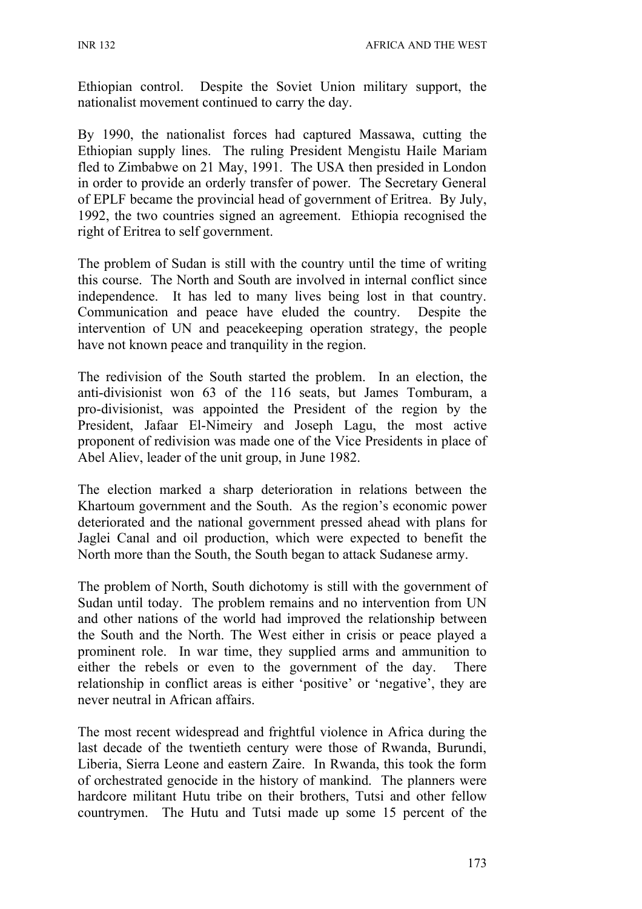Ethiopian control. Despite the Soviet Union military support, the nationalist movement continued to carry the day.

By 1990, the nationalist forces had captured Massawa, cutting the Ethiopian supply lines. The ruling President Mengistu Haile Mariam fled to Zimbabwe on 21 May, 1991. The USA then presided in London in order to provide an orderly transfer of power. The Secretary General of EPLF became the provincial head of government of Eritrea. By July, 1992, the two countries signed an agreement. Ethiopia recognised the right of Eritrea to self government.

The problem of Sudan is still with the country until the time of writing this course. The North and South are involved in internal conflict since independence. It has led to many lives being lost in that country. Communication and peace have eluded the country. Despite the intervention of UN and peacekeeping operation strategy, the people have not known peace and tranquility in the region.

The redivision of the South started the problem. In an election, the anti-divisionist won 63 of the 116 seats, but James Tomburam, a pro-divisionist, was appointed the President of the region by the President, Jafaar El-Nimeiry and Joseph Lagu, the most active proponent of redivision was made one of the Vice Presidents in place of Abel Aliev, leader of the unit group, in June 1982.

The election marked a sharp deterioration in relations between the Khartoum government and the South. As the region's economic power deteriorated and the national government pressed ahead with plans for Jaglei Canal and oil production, which were expected to benefit the North more than the South, the South began to attack Sudanese army.

The problem of North, South dichotomy is still with the government of Sudan until today. The problem remains and no intervention from UN and other nations of the world had improved the relationship between the South and the North. The West either in crisis or peace played a prominent role. In war time, they supplied arms and ammunition to either the rebels or even to the government of the day. There relationship in conflict areas is either 'positive' or 'negative', they are never neutral in African affairs.

The most recent widespread and frightful violence in Africa during the last decade of the twentieth century were those of Rwanda, Burundi, Liberia, Sierra Leone and eastern Zaire. In Rwanda, this took the form of orchestrated genocide in the history of mankind. The planners were hardcore militant Hutu tribe on their brothers, Tutsi and other fellow countrymen. The Hutu and Tutsi made up some 15 percent of the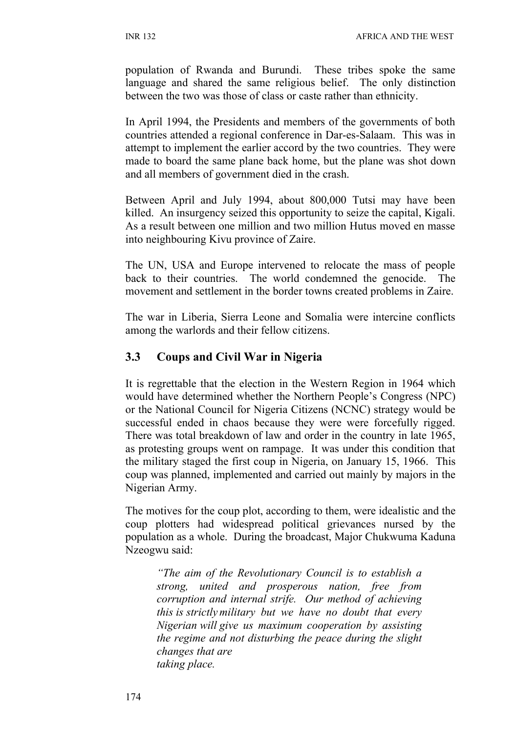population of Rwanda and Burundi. These tribes spoke the same language and shared the same religious belief. The only distinction between the two was those of class or caste rather than ethnicity.

In April 1994, the Presidents and members of the governments of both countries attended a regional conference in Dar-es-Salaam. This was in attempt to implement the earlier accord by the two countries. They were made to board the same plane back home, but the plane was shot down and all members of government died in the crash.

Between April and July 1994, about 800,000 Tutsi may have been killed. An insurgency seized this opportunity to seize the capital, Kigali. As a result between one million and two million Hutus moved en masse into neighbouring Kivu province of Zaire.

The UN, USA and Europe intervened to relocate the mass of people back to their countries. The world condemned the genocide. The movement and settlement in the border towns created problems in Zaire.

The war in Liberia, Sierra Leone and Somalia were intercine conflicts among the warlords and their fellow citizens.

### 3.3 Coups and Civil War in Nigeria

It is regrettable that the election in the Western Region in 1964 which would have determined whether the Northern People's Congress (NPC) or the National Council for Nigeria Citizens (NCNC) strategy would be successful ended in chaos because they were were forcefully rigged. There was total breakdown of law and order in the country in late 1965, as protesting groups went on rampage. It was under this condition that the military staged the first coup in Nigeria, on January 15, 1966. This coup was planned, implemented and carried out mainly by majors in the Nigerian Army.

The motives for the coup plot, according to them, were idealistic and the coup plotters had widespread political grievances nursed by the population as a whole. During the broadcast, Major Chukwuma Kaduna Nzeogwu said:

> *"The aim of the Revolutionary Council is to establish a strong, united and prosperous nation, free from corruption and internal strife. Our method of achieving this is strictly military but we have no doubt that every Nigerian will give us maximum cooperation by assisting the regime and not disturbing the peace during the slight changes that are taking place.*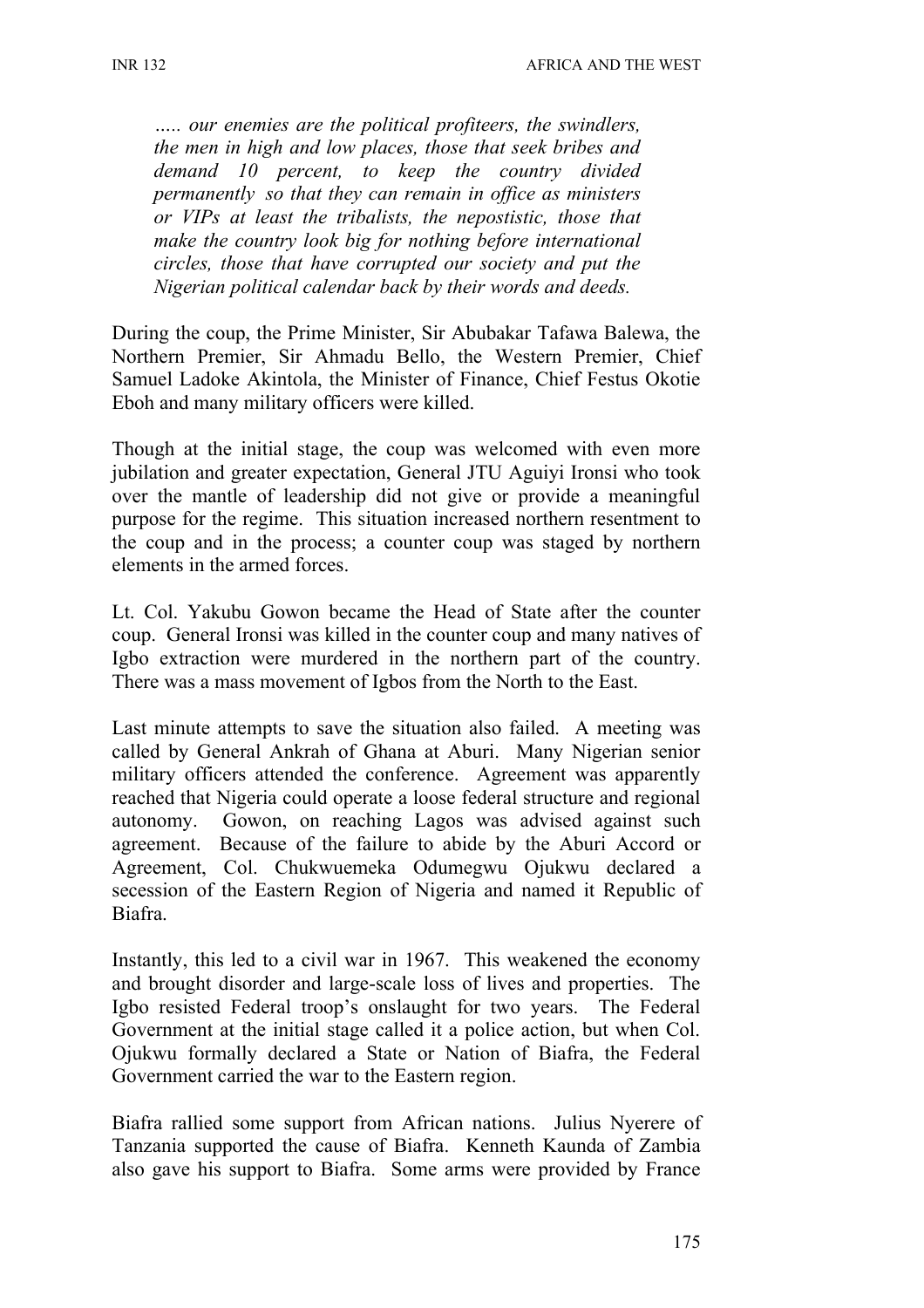*….. our enemies are the political profiteers, the swindlers, the men in high and low places, those that seek bribes and demand 10 percent, to keep the country divided permanently so that they can remain in office as ministers or VIPs at least the tribalists, the nepostistic, those that make the country look big for nothing before international circles, those that have corrupted our society and put the Nigerian political calendar back by their words and deeds.*

During the coup, the Prime Minister, Sir Abubakar Tafawa Balewa, the Northern Premier, Sir Ahmadu Bello, the Western Premier, Chief Samuel Ladoke Akintola, the Minister of Finance, Chief Festus Okotie Eboh and many military officers were killed.

Though at the initial stage, the coup was welcomed with even more jubilation and greater expectation, General JTU Aguiyi Ironsi who took over the mantle of leadership did not give or provide a meaningful purpose for the regime. This situation increased northern resentment to the coup and in the process; a counter coup was staged by northern elements in the armed forces.

Lt. Col. Yakubu Gowon became the Head of State after the counter coup. General Ironsi was killed in the counter coup and many natives of Igbo extraction were murdered in the northern part of the country. There was a mass movement of Igbos from the North to the East.

Last minute attempts to save the situation also failed. A meeting was called by General Ankrah of Ghana at Aburi. Many Nigerian senior military officers attended the conference. Agreement was apparently reached that Nigeria could operate a loose federal structure and regional autonomy. Gowon, on reaching Lagos was advised against such agreement. Because of the failure to abide by the Aburi Accord or Agreement, Col. Chukwuemeka Odumegwu Ojukwu declared a secession of the Eastern Region of Nigeria and named it Republic of Biafra.

Instantly, this led to a civil war in 1967. This weakened the economy and brought disorder and large-scale loss of lives and properties. The Igbo resisted Federal troop's onslaught for two years. The Federal Government at the initial stage called it a police action, but when Col. Ojukwu formally declared a State or Nation of Biafra, the Federal Government carried the war to the Eastern region.

Biafra rallied some support from African nations. Julius Nyerere of Tanzania supported the cause of Biafra. Kenneth Kaunda of Zambia also gave his support to Biafra. Some arms were provided by France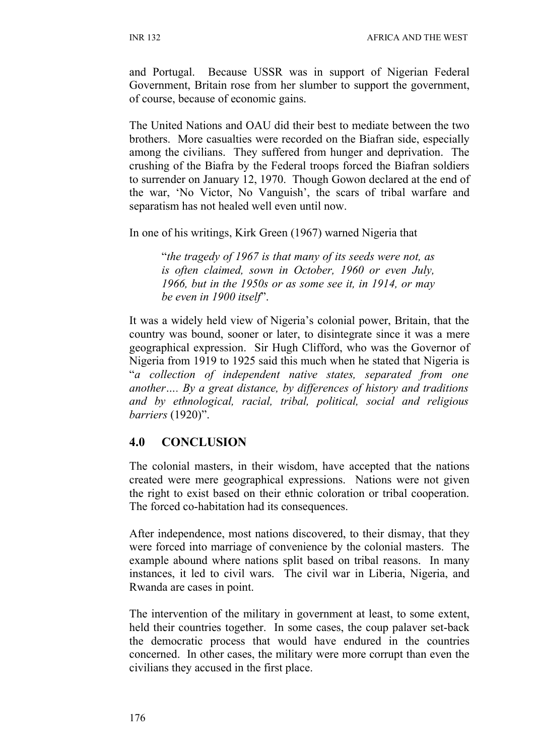and Portugal. Because USSR was in support of Nigerian Federal Government, Britain rose from her slumber to support the government, of course, because of economic gains.

The United Nations and OAU did their best to mediate between the two brothers. More casualties were recorded on the Biafran side, especially among the civilians. They suffered from hunger and deprivation. The crushing of the Biafra by the Federal troops forced the Biafran soldiers to surrender on January 12, 1970. Though Gowon declared at the end of the war, 'No Victor, No Vanguish', the scars of tribal warfare and separatism has not healed well even until now.

In one of his writings, Kirk Green (1967) warned Nigeria that

> "*the tragedy of 1967 is that many of its seeds were not, as is often claimed, sown in October, 1960 or even July, 1966, but in the 1950s or as some see it, in 1914, or may be even in 1900 itself*".

It was a widely held view of Nigeria's colonial power, Britain, that the country was bound, sooner or later, to disintegrate since it was a mere geographical expression. Sir Hugh Clifford, who was the Governor of Nigeria from 1919 to 1925 said this much when he stated that Nigeria is "*a collection of independent native states, separated from one another…. By a great distance, by differences of history and traditions and by ethnological, racial, tribal, political, social and religious barriers* (1920)".

## 4.0 CONCLUSION

The colonial masters, in their wisdom, have accepted that the nations created were mere geographical expressions. Nations were not given the right to exist based on their ethnic coloration or tribal cooperation. The forced co-habitation had its consequences.

After independence, most nations discovered, to their dismay, that they were forced into marriage of convenience by the colonial masters. The example abound where nations split based on tribal reasons. In many instances, it led to civil wars. The civil war in Liberia, Nigeria, and Rwanda are cases in point.

The intervention of the military in government at least, to some extent, held their countries together. In some cases, the coup palaver set-back the democratic process that would have endured in the countries concerned. In other cases, the military were more corrupt than even the civilians they accused in the first place.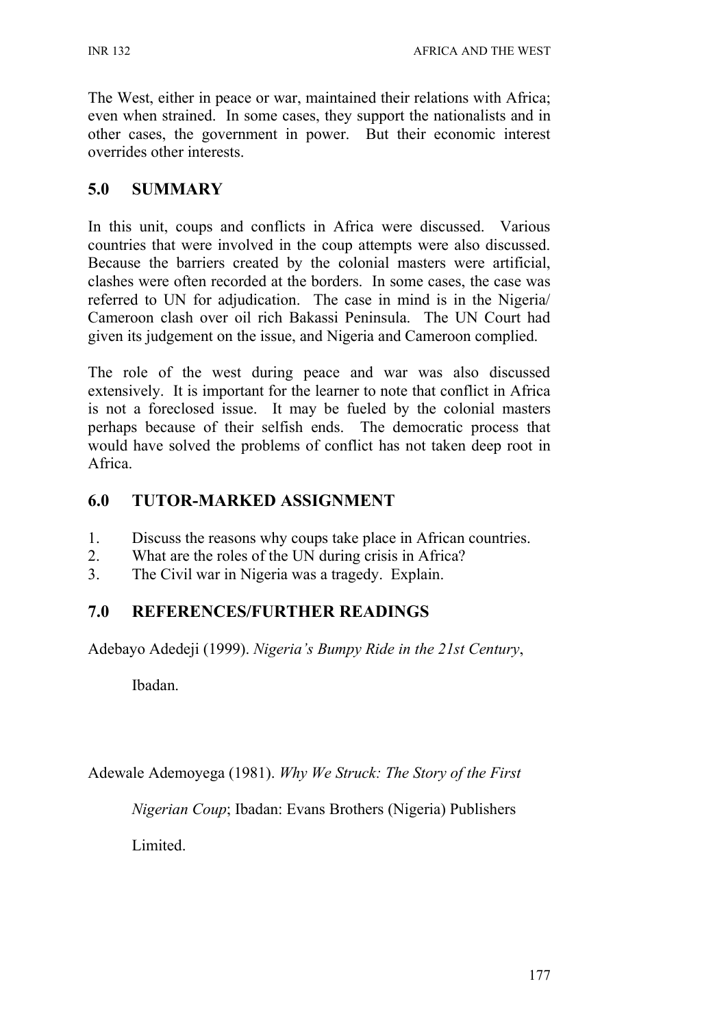The West, either in peace or war, maintained their relations with Africa; even when strained. In some cases, they support the nationalists and in other cases, the government in power. But their economic interest overrides other interests.

## 5.0 SUMMARY

In this unit, coups and conflicts in Africa were discussed. Various countries that were involved in the coup attempts were also discussed. Because the barriers created by the colonial masters were artificial, clashes were often recorded at the borders. In some cases, the case was referred to UN for adjudication. The case in mind is in the Nigeria/ Cameroon clash over oil rich Bakassi Peninsula. The UN Court had given its judgement on the issue, and Nigeria and Cameroon complied.

The role of the west during peace and war was also discussed extensively. It is important for the learner to note that conflict in Africa is not a foreclosed issue. It may be fueled by the colonial masters perhaps because of their selfish ends. The democratic process that would have solved the problems of conflict has not taken deep root in Africa.

## 6.0 TUTOR-MARKED ASSIGNMENT

1. Discuss the reasons why coups take place in African countries.
2. What are the roles of the UN during crisis in Africa?
3. The Civil war in Nigeria was a tragedy. Explain.

## 7.0 REFERENCES/FURTHER READINGS

Adebayo Adedeji (1999). *Nigeria's Bumpy Ride in the 21st Century*, Ibadan.

Adewale Ademoyega (1981). *Why We Struck: The Story of the First Nigerian Coup*; Ibadan: Evans Brothers (Nigeria) Publishers Limited.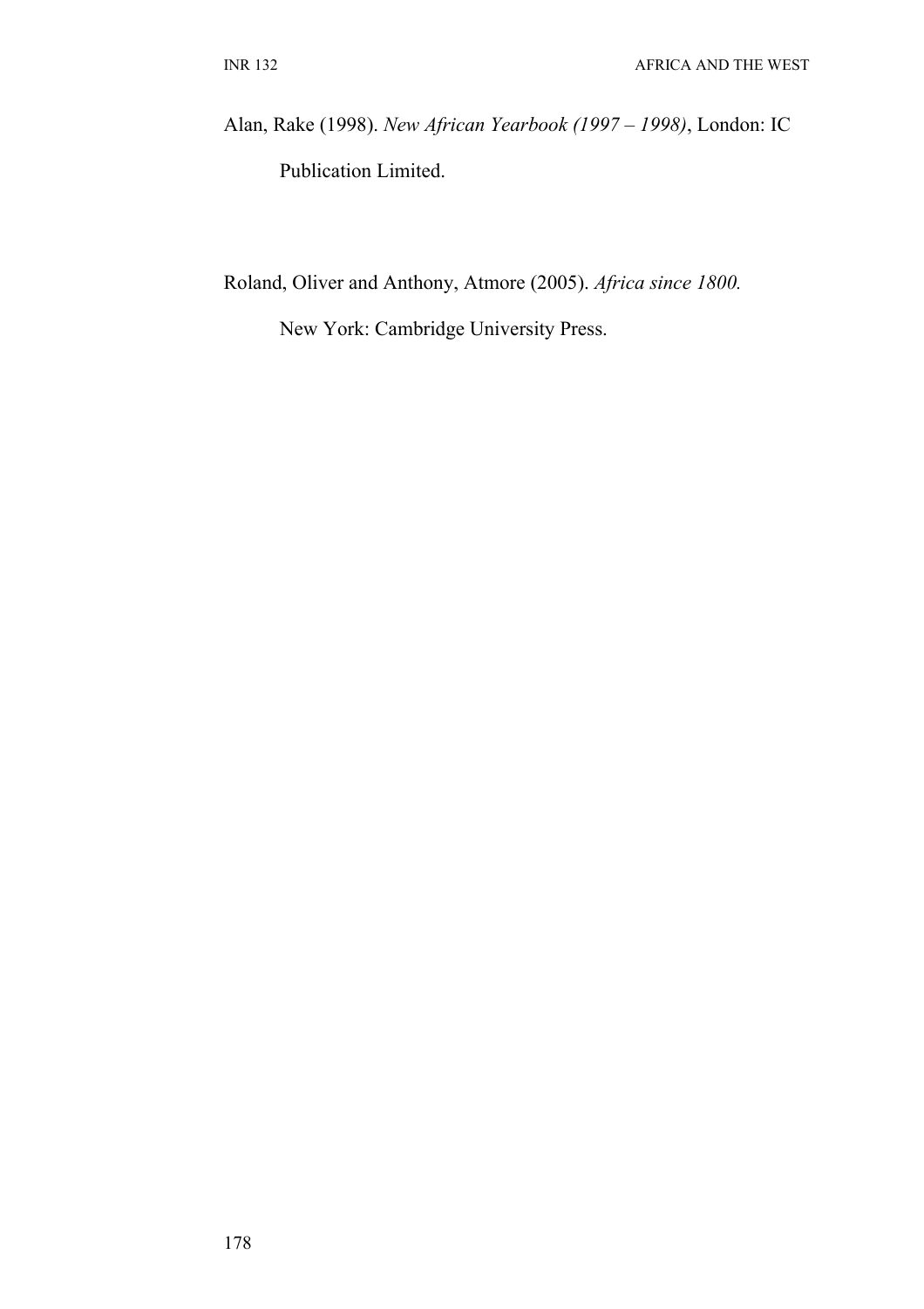Alan, Rake (1998). *New African Yearbook (1997 – 1998)*, London: IC Publication Limited.

Roland, Oliver and Anthony, Atmore (2005). *Africa since 1800.* New York: Cambridge University Press.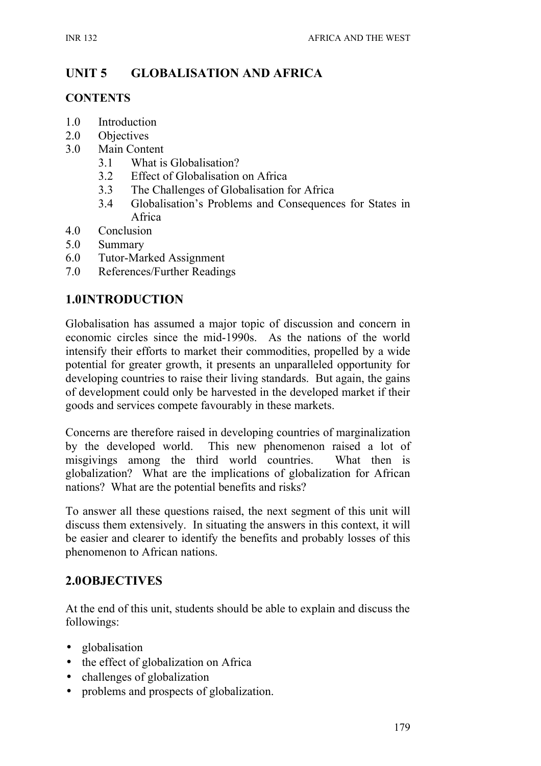# UNIT 5 GLOBALISATION AND AFRICA

## CONTENTS

1.0 Introduction
2.0 Objectives
3.0 Main Content
  3.1 What is Globalisation?
  3.2 Effect of Globalisation on Africa
  3.3 The Challenges of Globalisation for Africa
  3.4 Globalisation's Problems and Consequences for States in Africa
4.0 Conclusion
5.0 Summary
6.0 Tutor-Marked Assignment
7.0 References/Further Readings

## 1.0 INTRODUCTION

Globalisation has assumed a major topic of discussion and concern in economic circles since the mid-1990s. As the nations of the world intensify their efforts to market their commodities, propelled by a wide potential for greater growth, it presents an unparalleled opportunity for developing countries to raise their living standards. But again, the gains of development could only be harvested in the developed market if their goods and services compete favourably in these markets.

Concerns are therefore raised in developing countries of marginalization by the developed world. This new phenomenon raised a lot of misgivings among the third world countries. What then is globalization? What are the implications of globalization for African nations? What are the potential benefits and risks?

To answer all these questions raised, the next segment of this unit will discuss them extensively. In situating the answers in this context, it will be easier and clearer to identify the benefits and probably losses of this phenomenon to African nations.

## 2.0 OBJECTIVES

At the end of this unit, students should be able to explain and discuss the followings:

- globalisation
- the effect of globalization on Africa
- challenges of globalization
- problems and prospects of globalization.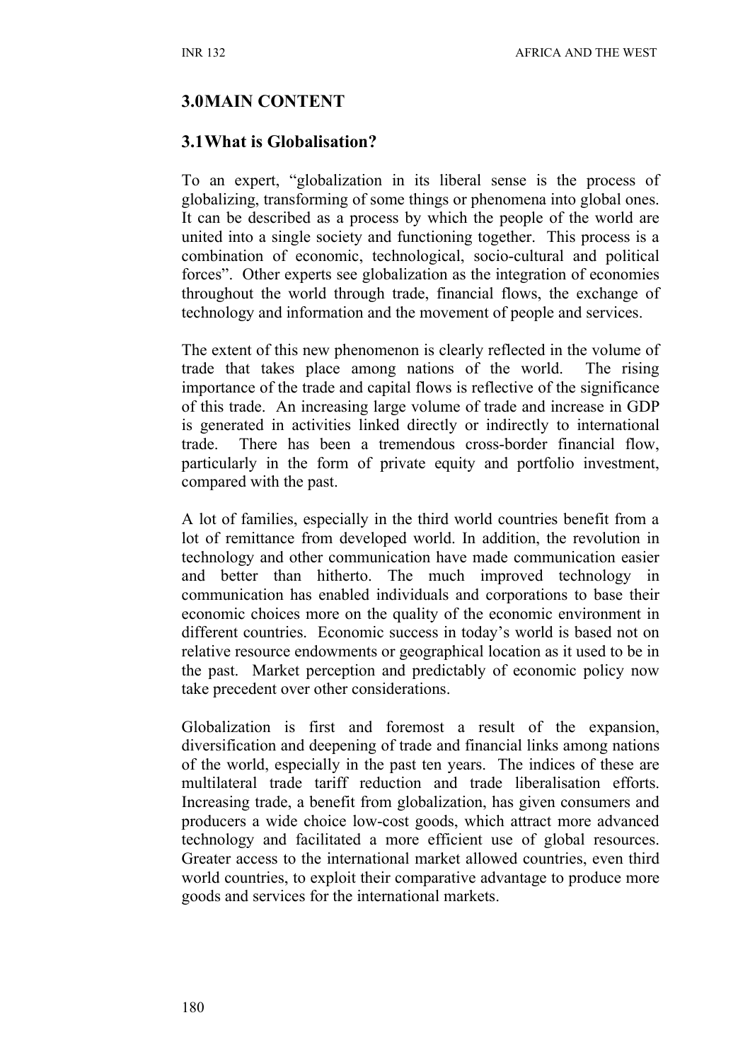## 3.0 MAIN CONTENT

### 3.1 What is Globalisation?

To an expert, "globalization in its liberal sense is the process of globalizing, transforming of some things or phenomena into global ones. It can be described as a process by which the people of the world are united into a single society and functioning together. This process is a combination of economic, technological, socio-cultural and political forces". Other experts see globalization as the integration of economies throughout the world through trade, financial flows, the exchange of technology and information and the movement of people and services.

The extent of this new phenomenon is clearly reflected in the volume of trade that takes place among nations of the world. The rising importance of the trade and capital flows is reflective of the significance of this trade. An increasing large volume of trade and increase in GDP is generated in activities linked directly or indirectly to international trade. There has been a tremendous cross-border financial flow, particularly in the form of private equity and portfolio investment, compared with the past.

A lot of families, especially in the third world countries benefit from a lot of remittance from developed world. In addition, the revolution in technology and other communication have made communication easier and better than hitherto. The much improved technology in communication has enabled individuals and corporations to base their economic choices more on the quality of the economic environment in different countries. Economic success in today's world is based not on relative resource endowments or geographical location as it used to be in the past. Market perception and predictably of economic policy now take precedent over other considerations.

Globalization is first and foremost a result of the expansion, diversification and deepening of trade and financial links among nations of the world, especially in the past ten years. The indices of these are multilateral trade tariff reduction and trade liberalisation efforts. Increasing trade, a benefit from globalization, has given consumers and producers a wide choice low-cost goods, which attract more advanced technology and facilitated a more efficient use of global resources. Greater access to the international market allowed countries, even third world countries, to exploit their comparative advantage to produce more goods and services for the international markets.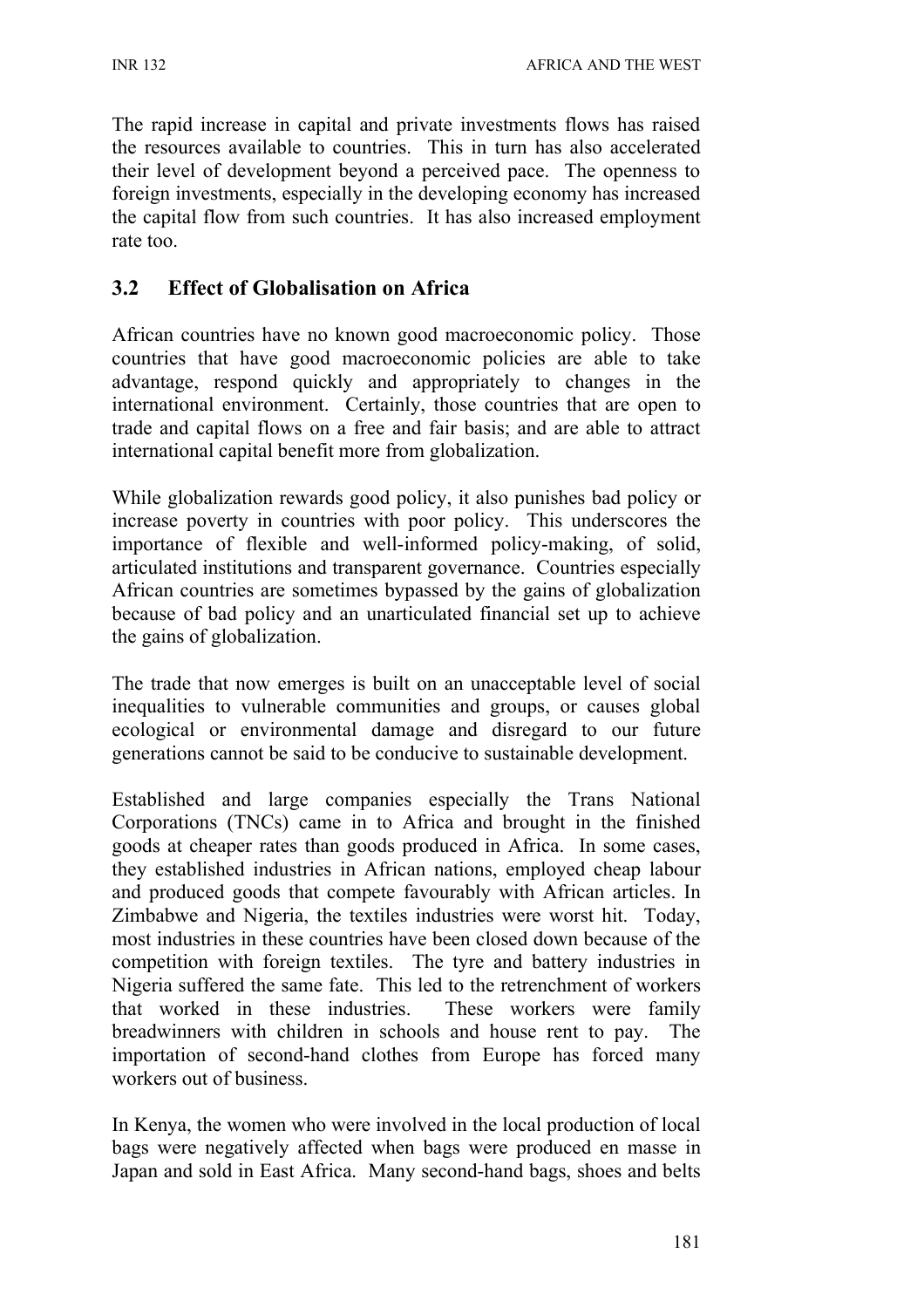The rapid increase in capital and private investments flows has raised the resources available to countries. This in turn has also accelerated their level of development beyond a perceived pace. The openness to foreign investments, especially in the developing economy has increased the capital flow from such countries. It has also increased employment rate too.

## 3.2 Effect of Globalisation on Africa

African countries have no known good macroeconomic policy. Those countries that have good macroeconomic policies are able to take advantage, respond quickly and appropriately to changes in the international environment. Certainly, those countries that are open to trade and capital flows on a free and fair basis; and are able to attract international capital benefit more from globalization.

While globalization rewards good policy, it also punishes bad policy or increase poverty in countries with poor policy. This underscores the importance of flexible and well-informed policy-making, of solid, articulated institutions and transparent governance. Countries especially African countries are sometimes bypassed by the gains of globalization because of bad policy and an unarticulated financial set up to achieve the gains of globalization.

The trade that now emerges is built on an unacceptable level of social inequalities to vulnerable communities and groups, or causes global ecological or environmental damage and disregard to our future generations cannot be said to be conducive to sustainable development.

Established and large companies especially the Trans National Corporations (TNCs) came in to Africa and brought in the finished goods at cheaper rates than goods produced in Africa. In some cases, they established industries in African nations, employed cheap labour and produced goods that compete favourably with African articles. In Zimbabwe and Nigeria, the textiles industries were worst hit. Today, most industries in these countries have been closed down because of the competition with foreign textiles. The tyre and battery industries in Nigeria suffered the same fate. This led to the retrenchment of workers that worked in these industries. These workers were family breadwinners with children in schools and house rent to pay. The importation of second-hand clothes from Europe has forced many workers out of business.

In Kenya, the women who were involved in the local production of local bags were negatively affected when bags were produced en masse in Japan and sold in East Africa. Many second-hand bags, shoes and belts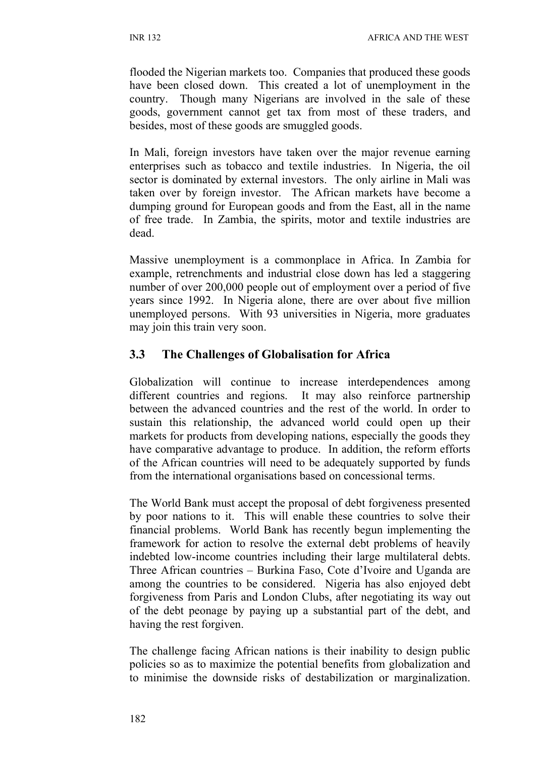flooded the Nigerian markets too. Companies that produced these goods have been closed down. This created a lot of unemployment in the country. Though many Nigerians are involved in the sale of these goods, government cannot get tax from most of these traders, and besides, most of these goods are smuggled goods.

In Mali, foreign investors have taken over the major revenue earning enterprises such as tobacco and textile industries. In Nigeria, the oil sector is dominated by external investors. The only airline in Mali was taken over by foreign investor. The African markets have become a dumping ground for European goods and from the East, all in the name of free trade. In Zambia, the spirits, motor and textile industries are dead.

Massive unemployment is a commonplace in Africa. In Zambia for example, retrenchments and industrial close down has led a staggering number of over 200,000 people out of employment over a period of five years since 1992. In Nigeria alone, there are over about five million unemployed persons. With 93 universities in Nigeria, more graduates may join this train very soon.

## 3.3 The Challenges of Globalisation for Africa

Globalization will continue to increase interdependences among different countries and regions. It may also reinforce partnership between the advanced countries and the rest of the world. In order to sustain this relationship, the advanced world could open up their markets for products from developing nations, especially the goods they have comparative advantage to produce. In addition, the reform efforts of the African countries will need to be adequately supported by funds from the international organisations based on concessional terms.

The World Bank must accept the proposal of debt forgiveness presented by poor nations to it. This will enable these countries to solve their financial problems. World Bank has recently begun implementing the framework for action to resolve the external debt problems of heavily indebted low-income countries including their large multilateral debts. Three African countries – Burkina Faso, Cote d'Ivoire and Uganda are among the countries to be considered. Nigeria has also enjoyed debt forgiveness from Paris and London Clubs, after negotiating its way out of the debt peonage by paying up a substantial part of the debt, and having the rest forgiven.

The challenge facing African nations is their inability to design public policies so as to maximize the potential benefits from globalization and to minimise the downside risks of destabilization or marginalization.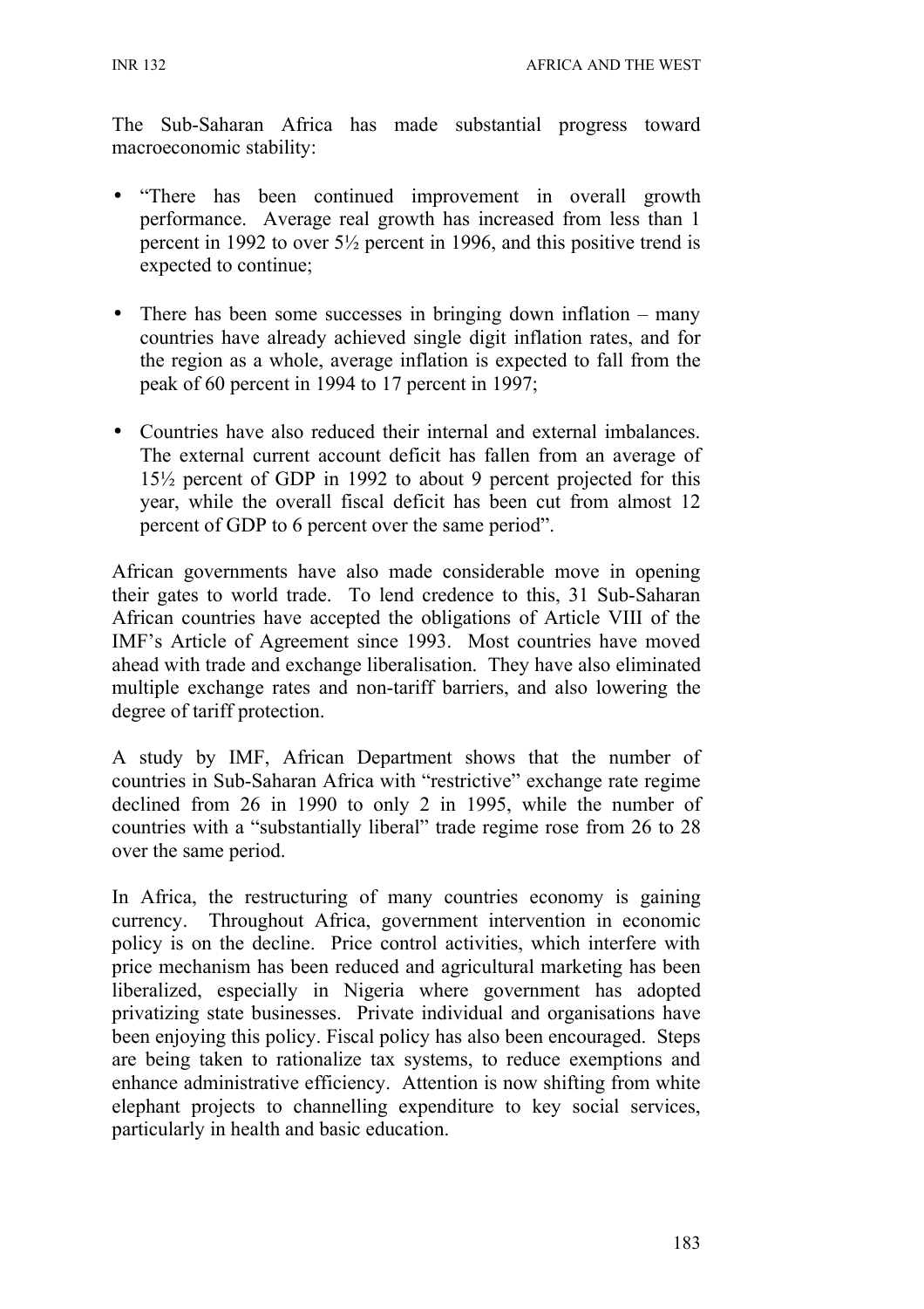The Sub-Saharan Africa has made substantial progress toward macroeconomic stability:

- "There has been continued improvement in overall growth performance. Average real growth has increased from less than 1 percent in 1992 to over 5½ percent in 1996, and this positive trend is expected to continue;
- There has been some successes in bringing down inflation – many countries have already achieved single digit inflation rates, and for the region as a whole, average inflation is expected to fall from the peak of 60 percent in 1994 to 17 percent in 1997;
- Countries have also reduced their internal and external imbalances. The external current account deficit has fallen from an average of 15½ percent of GDP in 1992 to about 9 percent projected for this year, while the overall fiscal deficit has been cut from almost 12 percent of GDP to 6 percent over the same period".

African governments have also made considerable move in opening their gates to world trade. To lend credence to this, 31 Sub-Saharan African countries have accepted the obligations of Article VIII of the IMF's Article of Agreement since 1993. Most countries have moved ahead with trade and exchange liberalisation. They have also eliminated multiple exchange rates and non-tariff barriers, and also lowering the degree of tariff protection.

A study by IMF, African Department shows that the number of countries in Sub-Saharan Africa with "restrictive" exchange rate regime declined from 26 in 1990 to only 2 in 1995, while the number of countries with a "substantially liberal" trade regime rose from 26 to 28 over the same period.

In Africa, the restructuring of many countries economy is gaining currency. Throughout Africa, government intervention in economic policy is on the decline. Price control activities, which interfere with price mechanism has been reduced and agricultural marketing has been liberalized, especially in Nigeria where government has adopted privatizing state businesses. Private individual and organisations have been enjoying this policy. Fiscal policy has also been encouraged. Steps are being taken to rationalize tax systems, to reduce exemptions and enhance administrative efficiency. Attention is now shifting from white elephant projects to channelling expenditure to key social services, particularly in health and basic education.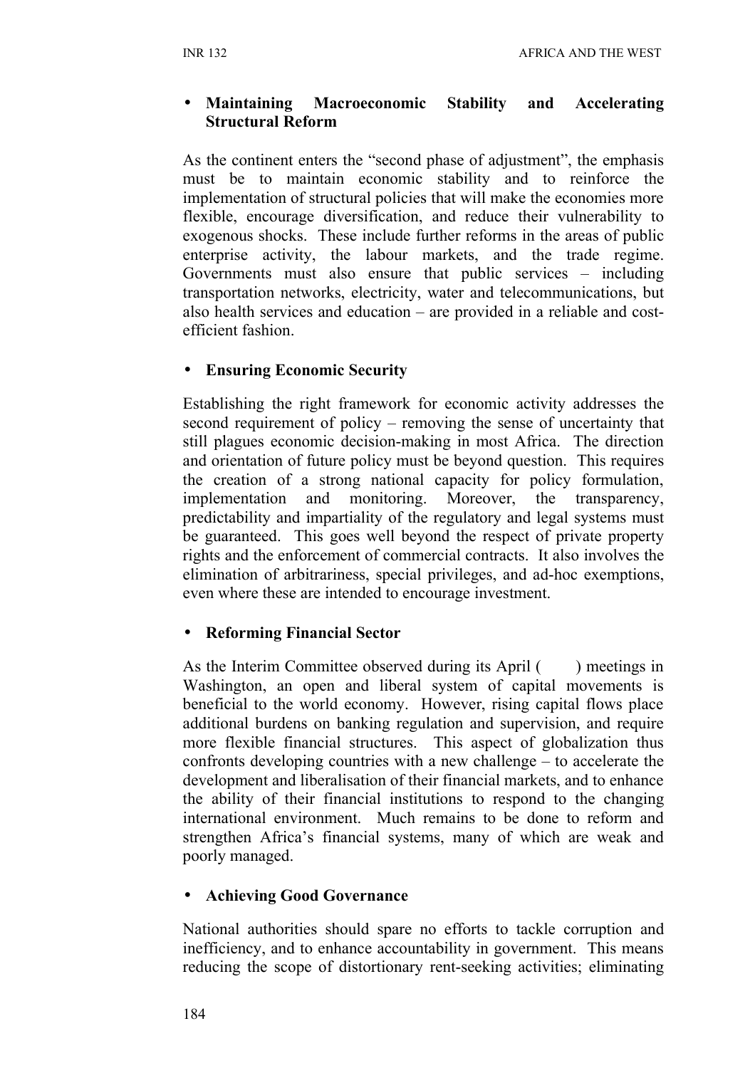- **Maintaining Macroeconomic Stability and Accelerating Structural Reform**

As the continent enters the "second phase of adjustment", the emphasis must be to maintain economic stability and to reinforce the implementation of structural policies that will make the economies more flexible, encourage diversification, and reduce their vulnerability to exogenous shocks. These include further reforms in the areas of public enterprise activity, the labour markets, and the trade regime. Governments must also ensure that public services – including transportation networks, electricity, water and telecommunications, but also health services and education – are provided in a reliable and cost-efficient fashion.

- **Ensuring Economic Security**

Establishing the right framework for economic activity addresses the second requirement of policy – removing the sense of uncertainty that still plagues economic decision-making in most Africa. The direction and orientation of future policy must be beyond question. This requires the creation of a strong national capacity for policy formulation, implementation and monitoring. Moreover, the transparency, predictability and impartiality of the regulatory and legal systems must be guaranteed. This goes well beyond the respect of private property rights and the enforcement of commercial contracts. It also involves the elimination of arbitrariness, special privileges, and ad-hoc exemptions, even where these are intended to encourage investment.

- **Reforming Financial Sector**

As the Interim Committee observed during its April (    ) meetings in Washington, an open and liberal system of capital movements is beneficial to the world economy. However, rising capital flows place additional burdens on banking regulation and supervision, and require more flexible financial structures. This aspect of globalization thus confronts developing countries with a new challenge – to accelerate the development and liberalisation of their financial markets, and to enhance the ability of their financial institutions to respond to the changing international environment. Much remains to be done to reform and strengthen Africa's financial systems, many of which are weak and poorly managed.

- **Achieving Good Governance**

National authorities should spare no efforts to tackle corruption and inefficiency, and to enhance accountability in government. This means reducing the scope of distortionary rent-seeking activities; eliminating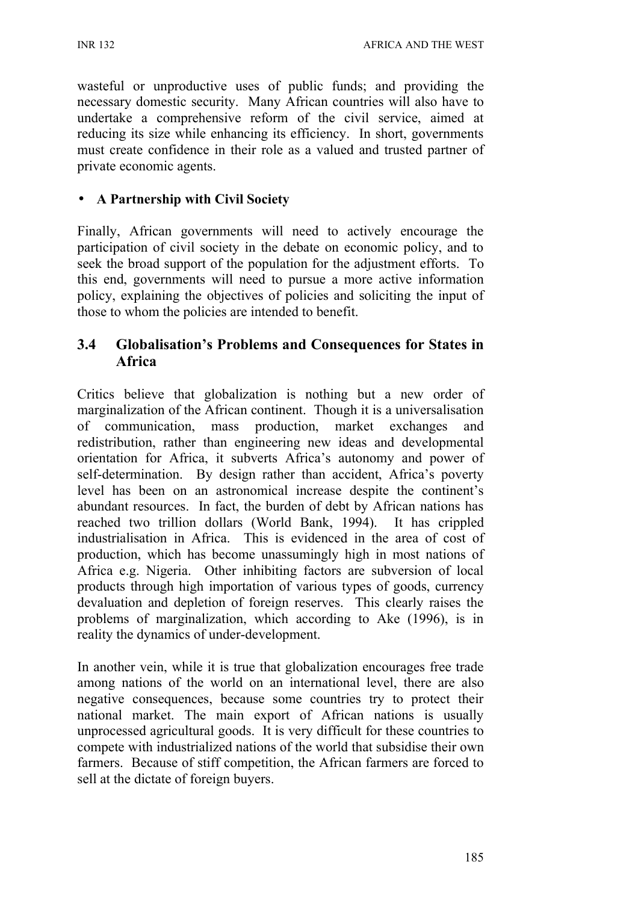wasteful or unproductive uses of public funds; and providing the necessary domestic security. Many African countries will also have to undertake a comprehensive reform of the civil service, aimed at reducing its size while enhancing its efficiency. In short, governments must create confidence in their role as a valued and trusted partner of private economic agents.

- **A Partnership with Civil Society**

Finally, African governments will need to actively encourage the participation of civil society in the debate on economic policy, and to seek the broad support of the population for the adjustment efforts. To this end, governments will need to pursue a more active information policy, explaining the objectives of policies and soliciting the input of those to whom the policies are intended to benefit.

## 3.4 Globalisation's Problems and Consequences for States in Africa

Critics believe that globalization is nothing but a new order of marginalization of the African continent. Though it is a universalisation of communication, mass production, market exchanges and redistribution, rather than engineering new ideas and developmental orientation for Africa, it subverts Africa's autonomy and power of self-determination. By design rather than accident, Africa's poverty level has been on an astronomical increase despite the continent's abundant resources. In fact, the burden of debt by African nations has reached two trillion dollars (World Bank, 1994). It has crippled industrialisation in Africa. This is evidenced in the area of cost of production, which has become unassumingly high in most nations of Africa e.g. Nigeria. Other inhibiting factors are subversion of local products through high importation of various types of goods, currency devaluation and depletion of foreign reserves. This clearly raises the problems of marginalization, which according to Ake (1996), is in reality the dynamics of under-development.

In another vein, while it is true that globalization encourages free trade among nations of the world on an international level, there are also negative consequences, because some countries try to protect their national market. The main export of African nations is usually unprocessed agricultural goods. It is very difficult for these countries to compete with industrialized nations of the world that subsidise their own farmers. Because of stiff competition, the African farmers are forced to sell at the dictate of foreign buyers.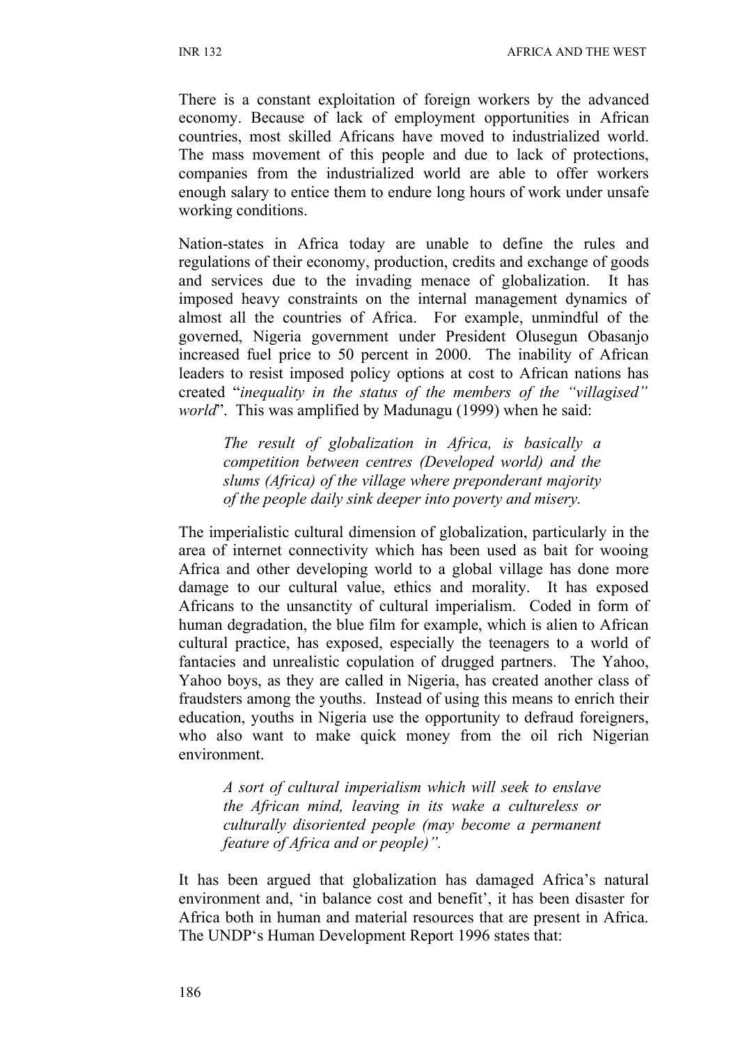There is a constant exploitation of foreign workers by the advanced economy. Because of lack of employment opportunities in African countries, most skilled Africans have moved to industrialized world. The mass movement of this people and due to lack of protections, companies from the industrialized world are able to offer workers enough salary to entice them to endure long hours of work under unsafe working conditions.

Nation-states in Africa today are unable to define the rules and regulations of their economy, production, credits and exchange of goods and services due to the invading menace of globalization. It has imposed heavy constraints on the internal management dynamics of almost all the countries of Africa. For example, unmindful of the governed, Nigeria government under President Olusegun Obasanjo increased fuel price to 50 percent in 2000. The inability of African leaders to resist imposed policy options at cost to African nations has created "*inequality in the status of the members of the "villagised" world*". This was amplified by Madunagu (1999) when he said:

> *The result of globalization in Africa, is basically a competition between centres (Developed world) and the slums (Africa) of the village where preponderant majority of the people daily sink deeper into poverty and misery.*

The imperialistic cultural dimension of globalization, particularly in the area of internet connectivity which has been used as bait for wooing Africa and other developing world to a global village has done more damage to our cultural value, ethics and morality. It has exposed Africans to the unsanctity of cultural imperialism. Coded in form of human degradation, the blue film for example, which is alien to African cultural practice, has exposed, especially the teenagers to a world of fantacies and unrealistic copulation of drugged partners. The Yahoo, Yahoo boys, as they are called in Nigeria, has created another class of fraudsters among the youths. Instead of using this means to enrich their education, youths in Nigeria use the opportunity to defraud foreigners, who also want to make quick money from the oil rich Nigerian environment.

> *A sort of cultural imperialism which will seek to enslave the African mind, leaving in its wake a cultureless or culturally disoriented people (may become a permanent feature of Africa and or people)".*

It has been argued that globalization has damaged Africa's natural environment and, 'in balance cost and benefit', it has been disaster for Africa both in human and material resources that are present in Africa. The UNDP's Human Development Report 1996 states that: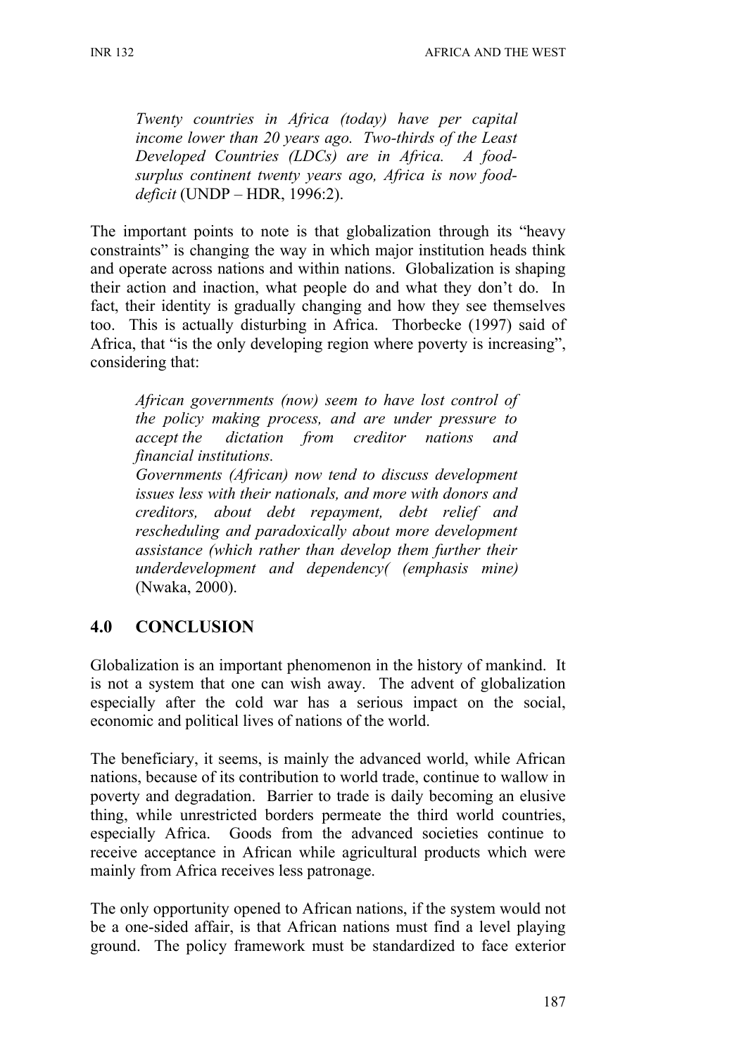*Twenty countries in Africa (today) have per capital income lower than 20 years ago. Two-thirds of the Least Developed Countries (LDCs) are in Africa. A food-surplus continent twenty years ago, Africa is now food-deficit* (UNDP – HDR, 1996:2).

The important points to note is that globalization through its "heavy constraints" is changing the way in which major institution heads think and operate across nations and within nations. Globalization is shaping their action and inaction, what people do and what they don't do. In fact, their identity is gradually changing and how they see themselves too. This is actually disturbing in Africa. Thorbecke (1997) said of Africa, that "is the only developing region where poverty is increasing", considering that:

*African governments (now) seem to have lost control of the policy making process, and are under pressure to accept the dictation from creditor nations and financial institutions.*
*Governments (African) now tend to discuss development issues less with their nationals, and more with donors and creditors, about debt repayment, debt relief and rescheduling and paradoxically about more development assistance (which rather than develop them further their underdevelopment and dependency( (emphasis mine)* (Nwaka, 2000).

## 4.0 CONCLUSION

Globalization is an important phenomenon in the history of mankind. It is not a system that one can wish away. The advent of globalization especially after the cold war has a serious impact on the social, economic and political lives of nations of the world.

The beneficiary, it seems, is mainly the advanced world, while African nations, because of its contribution to world trade, continue to wallow in poverty and degradation. Barrier to trade is daily becoming an elusive thing, while unrestricted borders permeate the third world countries, especially Africa. Goods from the advanced societies continue to receive acceptance in African while agricultural products which were mainly from Africa receives less patronage.

The only opportunity opened to African nations, if the system would not be a one-sided affair, is that African nations must find a level playing ground. The policy framework must be standardized to face exterior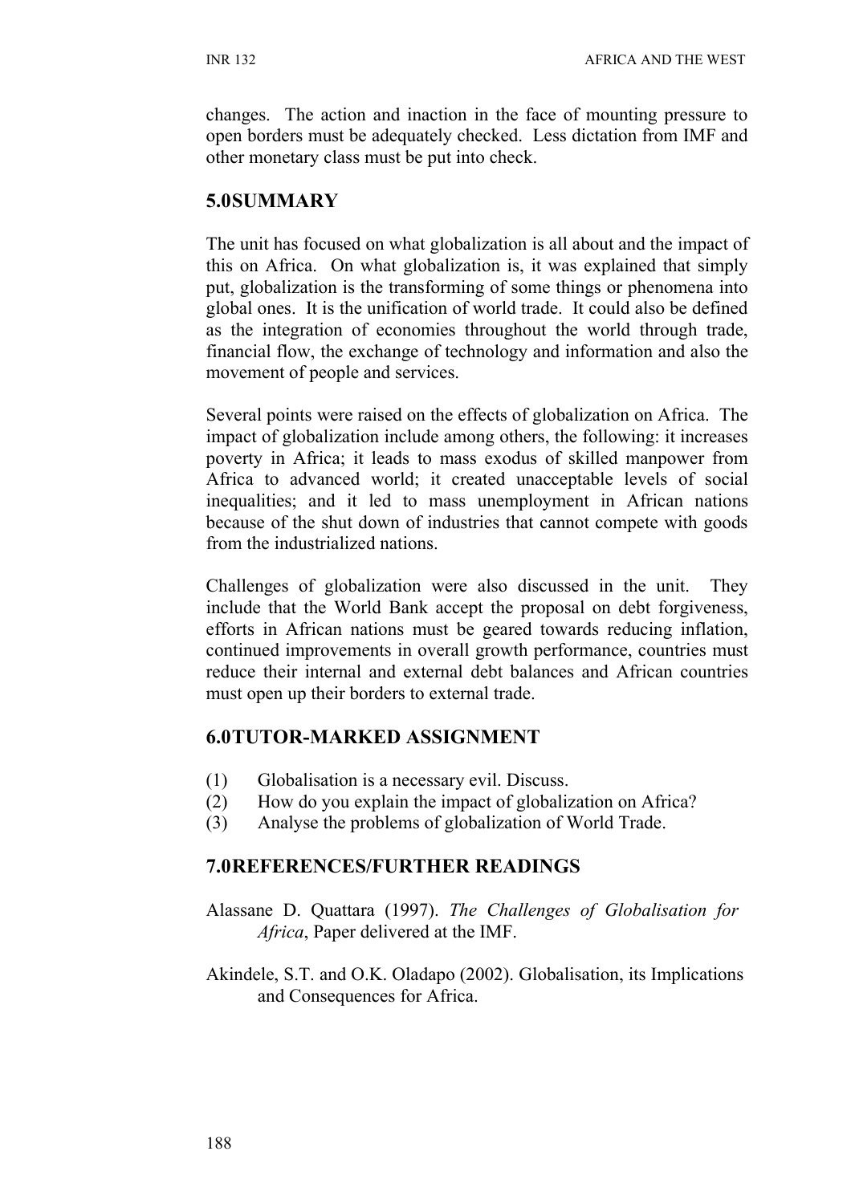changes. The action and inaction in the face of mounting pressure to open borders must be adequately checked. Less dictation from IMF and other monetary class must be put into check.

## 5.0 SUMMARY

The unit has focused on what globalization is all about and the impact of this on Africa. On what globalization is, it was explained that simply put, globalization is the transforming of some things or phenomena into global ones. It is the unification of world trade. It could also be defined as the integration of economies throughout the world through trade, financial flow, the exchange of technology and information and also the movement of people and services.

Several points were raised on the effects of globalization on Africa. The impact of globalization include among others, the following: it increases poverty in Africa; it leads to mass exodus of skilled manpower from Africa to advanced world; it created unacceptable levels of social inequalities; and it led to mass unemployment in African nations because of the shut down of industries that cannot compete with goods from the industrialized nations.

Challenges of globalization were also discussed in the unit. They include that the World Bank accept the proposal on debt forgiveness, efforts in African nations must be geared towards reducing inflation, continued improvements in overall growth performance, countries must reduce their internal and external debt balances and African countries must open up their borders to external trade.

## 6.0 TUTOR-MARKED ASSIGNMENT

(1) Globalisation is a necessary evil. Discuss.
(2) How do you explain the impact of globalization on Africa?
(3) Analyse the problems of globalization of World Trade.

## 7.0 REFERENCES/FURTHER READINGS

Alassane D. Quattara (1997). *The Challenges of Globalisation for Africa*, Paper delivered at the IMF.

Akindele, S.T. and O.K. Oladapo (2002). Globalisation, its Implications and Consequences for Africa.